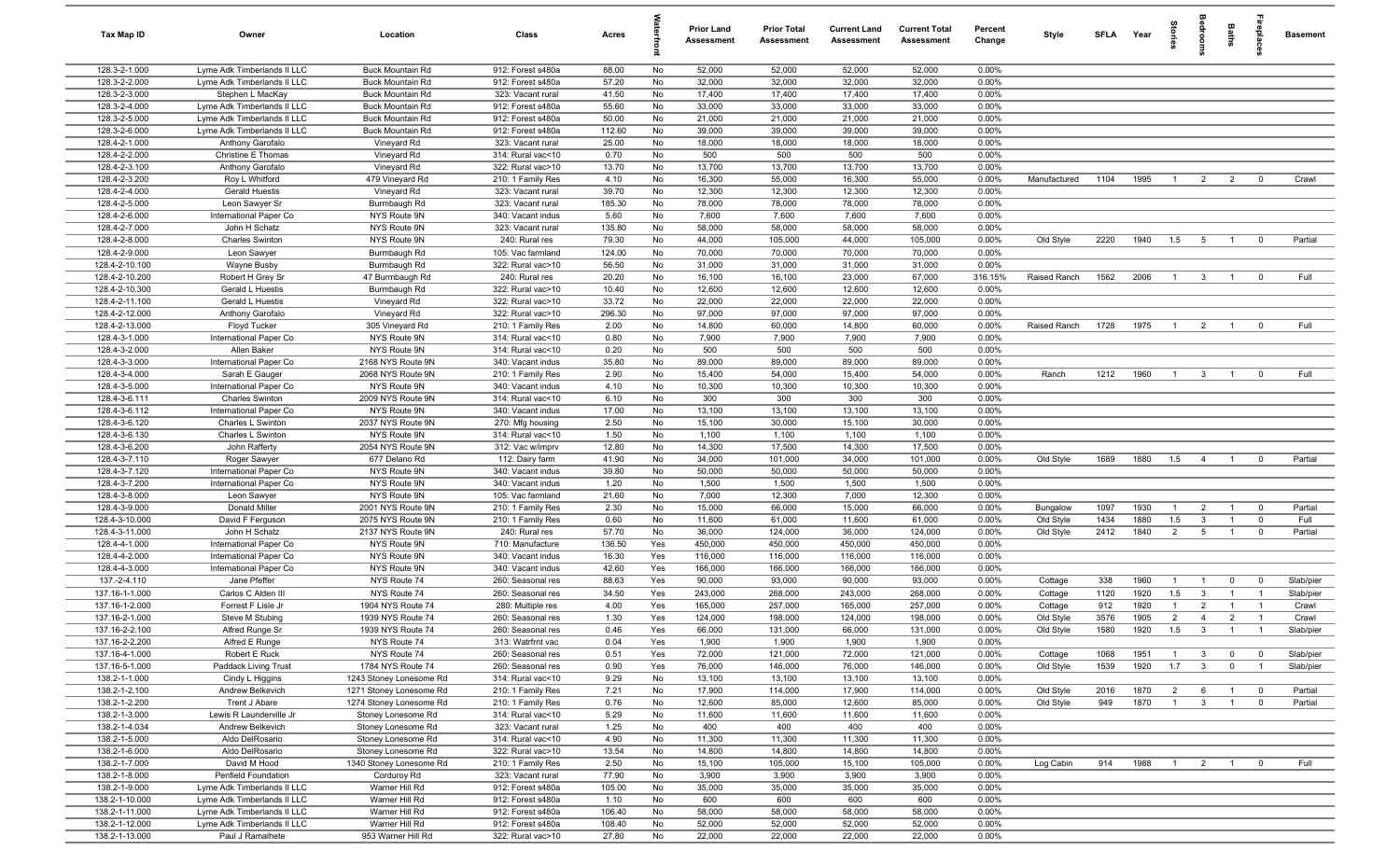| Tax Map ID | Owner | Location | Class | Acres | Waterfront | Prior Land Assessment | Prior Total Assessment | Current Land Assessment | Current Total Assessment | Percent Change | Style | SFLA | Year | Stories | Bedrooms | Baths | Fireplaces | Basement |
|---|---|---|---|---|---|---|---|---|---|---|---|---|---|---|---|---|---|---|
| 128.3-2-1.000 | Lyme Adk Timberlands II LLC | Buck Mountain Rd | 912: Forest s480a | 88.00 | No | 52,000 | 52,000 | 52,000 | 52,000 | 0.00% | | | | | | | | |
| 128.3-2-2.000 | Lyme Adk Timberlands II LLC | Buck Mountain Rd | 912: Forest s480a | 57.20 | No | 32,000 | 32,000 | 32,000 | 32,000 | 0.00% | | | | | | | | |
| 128.3-2-3.000 | Stephen L MacKay | Buck Mountain Rd | 323: Vacant rural | 41.50 | No | 17,400 | 17,400 | 17,400 | 17,400 | 0.00% | | | | | | | | |
| 128.3-2-4.000 | Lyme Adk Timberlands II LLC | Buck Mountain Rd | 912: Forest s480a | 55.60 | No | 33,000 | 33,000 | 33,000 | 33,000 | 0.00% | | | | | | | | |
| 128.3-2-5.000 | Lyme Adk Timberlands II LLC | Buck Mountain Rd | 912: Forest s480a | 50.00 | No | 21,000 | 21,000 | 21,000 | 21,000 | 0.00% | | | | | | | | |
| 128.3-2-6.000 | Lyme Adk Timberlands II LLC | Buck Mountain Rd | 912: Forest s480a | 112.60 | No | 39,000 | 39,000 | 39,000 | 39,000 | 0.00% | | | | | | | | |
| 128.4-2-1.000 | Anthony Garofalo | Vineyard Rd | 323: Vacant rural | 25.00 | No | 18,000 | 18,000 | 18,000 | 18,000 | 0.00% | | | | | | | | |
| 128.4-2-2.000 | Christine E Thomas | Vineyard Rd | 314: Rural vac<10 | 0.70 | No | 500 | 500 | 500 | 500 | 0.00% | | | | | | | | |
| 128.4-2-3.100 | Anthony Garofalo | Vineyard Rd | 322: Rural vac>10 | 13.70 | No | 13,700 | 13,700 | 13,700 | 13,700 | 0.00% | | | | | | | | |
| 128.4-2-3.200 | Roy L Whitford | 479 Vineyard Rd | 210: 1 Family Res | 4.10 | No | 16,300 | 55,000 | 16,300 | 55,000 | 0.00% | Manufactured | 1104 | 1995 | 1 | 2 | 2 | 0 | Crawl |
| 128.4-2-4.000 | Gerald Huestis | Vineyard Rd | 323: Vacant rural | 39.70 | No | 12,300 | 12,300 | 12,300 | 12,300 | 0.00% | | | | | | | | |
| 128.4-2-5.000 | Leon Sawyer Sr | Burmbaugh Rd | 323: Vacant rural | 185.30 | No | 78,000 | 78,000 | 78,000 | 78,000 | 0.00% | | | | | | | | |
| 128.4-2-6.000 | International Paper Co | NYS Route 9N | 340: Vacant indus | 5.60 | No | 7,600 | 7,600 | 7,600 | 7,600 | 0.00% | | | | | | | | |
| 128.4-2-7.000 | John H Schatz | NYS Route 9N | 323: Vacant rural | 135.80 | No | 58,000 | 58,000 | 58,000 | 58,000 | 0.00% | | | | | | | | |
| 128.4-2-8.000 | Charles Swinton | NYS Route 9N | 240: Rural res | 79.30 | No | 44,000 | 105,000 | 44,000 | 105,000 | 0.00% | Old Style | 2220 | 1940 | 1.5 | 5 | 1 | 0 | Partial |
| 128.4-2-9.000 | Leon Sawyer | Burmbaugh Rd | 105: Vac farmland | 124.00 | No | 70,000 | 70,000 | 70,000 | 70,000 | 0.00% | | | | | | | | |
| 128.4-2-10.100 | Wayne Busby | Burmbaugh Rd | 322: Rural vac>10 | 56.50 | No | 31,000 | 31,000 | 31,000 | 31,000 | 0.00% | | | | | | | | |
| 128.4-2-10.200 | Robert H Grey Sr | 47 Burmbaugh Rd | 240: Rural res | 20.20 | No | 16,100 | 16,100 | 23,000 | 67,000 | 316.15% | Raised Ranch | 1562 | 2006 | 1 | 3 | 1 | 0 | Full |
| 128.4-2-10.300 | Gerald L Huestis | Burmbaugh Rd | 322: Rural vac>10 | 10.40 | No | 12,600 | 12,600 | 12,600 | 12,600 | 0.00% | | | | | | | | |
| 128.4-2-11.100 | Gerald L Huestis | Vineyard Rd | 322: Rural vac>10 | 33.72 | No | 22,000 | 22,000 | 22,000 | 22,000 | 0.00% | | | | | | | | |
| 128.4-2-12.000 | Anthony Garofalo | Vineyard Rd | 322: Rural vac>10 | 296.30 | No | 97,000 | 97,000 | 97,000 | 97,000 | 0.00% | | | | | | | | |
| 128.4-2-13.000 | Floyd Tucker | 305 Vineyard Rd | 210: 1 Family Res | 2.00 | No | 14,800 | 60,000 | 14,800 | 60,000 | 0.00% | Raised Ranch | 1728 | 1975 | 1 | 2 | 1 | 0 | Full |
| 128.4-3-1.000 | International Paper Co | NYS Route 9N | 314: Rural vac<10 | 0.80 | No | 7,900 | 7,900 | 7,900 | 7,900 | 0.00% | | | | | | | | |
| 128.4-3-2.000 | Allen Baker | NYS Route 9N | 314: Rural vac<10 | 0.20 | No | 500 | 500 | 500 | 500 | 0.00% | | | | | | | | |
| 128.4-3-3.000 | International Paper Co | 2168 NYS Route 9N | 340: Vacant indus | 35.80 | No | 89,000 | 89,000 | 89,000 | 89,000 | 0.00% | | | | | | | | |
| 128.4-3-4.000 | Sarah E Gauger | 2068 NYS Route 9N | 210: 1 Family Res | 2.90 | No | 15,400 | 54,000 | 15,400 | 54,000 | 0.00% | Ranch | 1212 | 1960 | 1 | 3 | 1 | 0 | Full |
| 128.4-3-5.000 | International Paper Co | NYS Route 9N | 340: Vacant indus | 4.10 | No | 10,300 | 10,300 | 10,300 | 10,300 | 0.00% | | | | | | | | |
| 128.4-3-6.111 | Charles Swinton | 2009 NYS Route 9N | 314: Rural vac<10 | 6.10 | No | 300 | 300 | 300 | 300 | 0.00% | | | | | | | | |
| 128.4-3-6.112 | International Paper Co | NYS Route 9N | 340: Vacant indus | 17.00 | No | 13,100 | 13,100 | 13,100 | 13,100 | 0.00% | | | | | | | | |
| 128.4-3-6.120 | Charles L Swinton | 2037 NYS Route 9N | 270: Mfg housing | 2.50 | No | 15,100 | 30,000 | 15,100 | 30,000 | 0.00% | | | | | | | | |
| 128.4-3-6.130 | Charles L Swinton | NYS Route 9N | 314: Rural vac<10 | 1.50 | No | 1,100 | 1,100 | 1,100 | 1,100 | 0.00% | | | | | | | | |
| 128.4-3-6.200 | John Rafferty | 2054 NYS Route 9N | 312: Vac w/imprv | 12.80 | No | 14,300 | 17,500 | 14,300 | 17,500 | 0.00% | | | | | | | | |
| 128.4-3-7.110 | Roger Sawyer | 677 Delano Rd | 112: Dairy farm | 41.90 | No | 34,000 | 101,000 | 34,000 | 101,000 | 0.00% | Old Style | 1689 | 1880 | 1.5 | 4 | 1 | 0 | Partial |
| 128.4-3-7.120 | International Paper Co | NYS Route 9N | 340: Vacant indus | 39.80 | No | 50,000 | 50,000 | 50,000 | 50,000 | 0.00% | | | | | | | | |
| 128.4-3-7.200 | International Paper Co | NYS Route 9N | 340: Vacant indus | 1.20 | No | 1,500 | 1,500 | 1,500 | 1,500 | 0.00% | | | | | | | | |
| 128.4-3-8.000 | Leon Sawyer | NYS Route 9N | 105: Vac farmland | 21.60 | No | 7,000 | 12,300 | 7,000 | 12,300 | 0.00% | | | | | | | | |
| 128.4-3-9.000 | Donald Miller | 2001 NYS Route 9N | 210: 1 Family Res | 2.30 | No | 15,000 | 66,000 | 15,000 | 66,000 | 0.00% | Bungalow | 1097 | 1930 | 1 | 2 | 1 | 0 | Partial |
| 128.4-3-10.000 | David F Ferguson | 2075 NYS Route 9N | 210: 1 Family Res | 0.60 | No | 11,600 | 61,000 | 11,600 | 61,000 | 0.00% | Old Style | 1434 | 1880 | 1.5 | 3 | 1 | 0 | Full |
| 128.4-3-11.000 | John H Schatz | 2137 NYS Route 9N | 240: Rural res | 57.70 | No | 36,000 | 124,000 | 36,000 | 124,000 | 0.00% | Old Style | 2412 | 1840 | 2 | 5 | 1 | 0 | Partial |
| 128.4-4-1.000 | International Paper Co | NYS Route 9N | 710: Manufacture | 136.50 | Yes | 450,000 | 450,000 | 450,000 | 450,000 | 0.00% | | | | | | | | |
| 128.4-4-2.000 | International Paper Co | NYS Route 9N | 340: Vacant indus | 16.30 | Yes | 116,000 | 116,000 | 116,000 | 116,000 | 0.00% | | | | | | | | |
| 128.4-4-3.000 | International Paper Co | NYS Route 9N | 340: Vacant indus | 42.60 | Yes | 166,000 | 166,000 | 166,000 | 166,000 | 0.00% | | | | | | | | |
| 137.-2-4.110 | Jane Pfeffer | NYS Route 74 | 260: Seasonal res | 88.63 | Yes | 90,000 | 93,000 | 90,000 | 93,000 | 0.00% | Cottage | 338 | 1960 | 1 | 1 | 0 | 0 | Slab/pier |
| 137.16-1-1.000 | Carlos C Alden III | NYS Route 74 | 260: Seasonal res | 34.50 | Yes | 243,000 | 268,000 | 243,000 | 268,000 | 0.00% | Cottage | 1120 | 1920 | 1.5 | 3 | 1 | 1 | Slab/pier |
| 137.16-1-2.000 | Forrest F Lisle Jr | 1904 NYS Route 74 | 280: Multiple res | 4.00 | Yes | 165,000 | 257,000 | 165,000 | 257,000 | 0.00% | Cottage | 912 | 1920 | 1 | 2 | 1 | 1 | Crawl |
| 137.16-2-1.000 | Steve M Stubing | 1939 NYS Route 74 | 260: Seasonal res | 1.30 | Yes | 124,000 | 198,000 | 124,000 | 198,000 | 0.00% | Old Style | 3576 | 1905 | 2 | 4 | 2 | 1 | Crawl |
| 137.16-2-2.100 | Alfred Runge Sr | 1939 NYS Route 74 | 260: Seasonal res | 0.46 | Yes | 66,000 | 131,000 | 66,000 | 131,000 | 0.00% | Old Style | 1580 | 1920 | 1.5 | 3 | 1 | 1 | Slab/pier |
| 137.16-2-2.200 | Alfred E Runge | NYS Route 74 | 313: Watrfrnt vac | 0.04 | Yes | 1,900 | 1,900 | 1,900 | 1,900 | 0.00% | | | | | | | | |
| 137.16-4-1.000 | Robert E Ruck | NYS Route 74 | 260: Seasonal res | 0.51 | Yes | 72,000 | 121,000 | 72,000 | 121,000 | 0.00% | Cottage | 1068 | 1951 | 1 | 3 | 0 | 0 | Slab/pier |
| 137.16-5-1.000 | Paddack Living Trust | 1784 NYS Route 74 | 260: Seasonal res | 0.90 | Yes | 76,000 | 146,000 | 76,000 | 146,000 | 0.00% | Old Style | 1539 | 1920 | 1.7 | 3 | 0 | 1 | Slab/pier |
| 138.2-1-1.000 | Cindy L Higgins | 1243 Stoney Lonesome Rd | 314: Rural vac<10 | 9.29 | No | 13,100 | 13,100 | 13,100 | 13,100 | 0.00% | | | | | | | | |
| 138.2-1-2.100 | Andrew Belkevich | 1271 Stoney Lonesome Rd | 210: 1 Family Res | 7.21 | No | 17,900 | 114,000 | 17,900 | 114,000 | 0.00% | Old Style | 2016 | 1870 | 2 | 6 | 1 | 0 | Partial |
| 138.2-1-2.200 | Trent J Abare | 1274 Stoney Lonesome Rd | 210: 1 Family Res | 0.76 | No | 12,600 | 85,000 | 12,600 | 85,000 | 0.00% | Old Style | 949 | 1870 | 1 | 3 | 1 | 0 | Partial |
| 138.2-1-3.000 | Lewis R Launderville Jr | Stoney Lonesome Rd | 314: Rural vac<10 | 5.29 | No | 11,600 | 11,600 | 11,600 | 11,600 | 0.00% | | | | | | | | |
| 138.2-1-4.034 | Andrew Belkevich | Stoney Lonesome Rd | 323: Vacant rural | 1.25 | No | 400 | 400 | 400 | 400 | 0.00% | | | | | | | | |
| 138.2-1-5.000 | Aldo DelRosario | Stoney Lonesome Rd | 314: Rural vac<10 | 4.90 | No | 11,300 | 11,300 | 11,300 | 11,300 | 0.00% | | | | | | | | |
| 138.2-1-6.000 | Aldo DelRosario | Stoney Lonesome Rd | 322: Rural vac>10 | 13.54 | No | 14,800 | 14,800 | 14,800 | 14,800 | 0.00% | | | | | | | | |
| 138.2-1-7.000 | David M Hood | 1340 Stoney Lonesome Rd | 210: 1 Family Res | 2.50 | No | 15,100 | 105,000 | 15,100 | 105,000 | 0.00% | Log Cabin | 914 | 1988 | 1 | 2 | 1 | 0 | Full |
| 138.2-1-8.000 | Penfield Foundation | Corduroy Rd | 323: Vacant rural | 77.90 | No | 3,900 | 3,900 | 3,900 | 3,900 | 0.00% | | | | | | | | |
| 138.2-1-9.000 | Lyme Adk Timberlands II LLC | Warner Hill Rd | 912: Forest s480a | 105.00 | No | 35,000 | 35,000 | 35,000 | 35,000 | 0.00% | | | | | | | | |
| 138.2-1-10.000 | Lyme Adk Timberlands II LLC | Warner Hill Rd | 912: Forest s480a | 1.10 | No | 600 | 600 | 600 | 600 | 0.00% | | | | | | | | |
| 138.2-1-11.000 | Lyme Adk Timberlands II LLC | Warner Hill Rd | 912: Forest s480a | 106.40 | No | 58,000 | 58,000 | 58,000 | 58,000 | 0.00% | | | | | | | | |
| 138.2-1-12.000 | Lyme Adk Timberlands II LLC | Warner Hill Rd | 912: Forest s480a | 108.40 | No | 52,000 | 52,000 | 52,000 | 52,000 | 0.00% | | | | | | | | |
| 138.2-1-13.000 | Paul J Ramalhete | 953 Warner Hill Rd | 322: Rural vac>10 | 27.80 | No | 22,000 | 22,000 | 22,000 | 22,000 | 0.00% | | | | | | | | |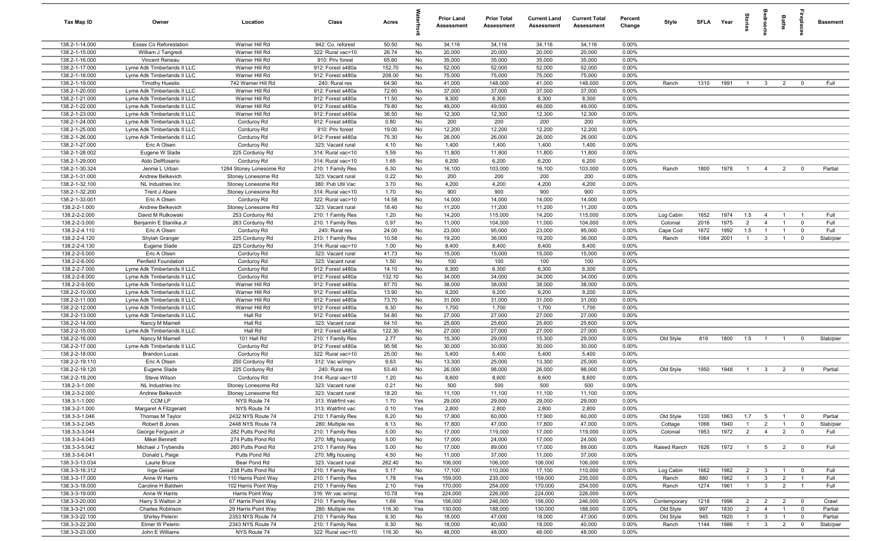| Tax Map ID | Owner | Location | Class | Acres | Waterfront | Prior Land Assessment | Prior Total Assessment | Current Land Assessment | Current Total Assessment | Percent Change | Style | SFLA | Year | Stories | Bedrooms | Baths | Fireplaces | Basement |
|---|---|---|---|---|---|---|---|---|---|---|---|---|---|---|---|---|---|---|
| 138.2-1-14.000 | Essex Co Reforestation | Warner Hill Rd | 942: Co. reforest | 50.50 | No | 34,116 | 34,116 | 34,116 | 34,116 | 0.00% | | | | | | | | |
| 138.2-1-15.000 | William J Tangredi | Warner Hill Rd | 322: Rural vac>10 | 26.74 | No | 20,000 | 20,000 | 20,000 | 20,000 | 0.00% | | | | | | | | |
| 138.2-1-16.000 | Vincent Reneau | Warner Hill Rd | 910: Priv forest | 65.60 | No | 35,000 | 35,000 | 35,000 | 35,000 | 0.00% | | | | | | | | |
| 138.2-1-17.000 | Lyme Adk Timberlands II LLC | Warner Hill Rd | 912: Forest s480a | 152.70 | No | 52,000 | 52,000 | 52,000 | 52,000 | 0.00% | | | | | | | | |
| 138.2-1-18.000 | Lyme Adk Timberlands II LLC | Warner Hill Rd | 912: Forest s480a | 208.00 | No | 75,000 | 75,000 | 75,000 | 75,000 | 0.00% | | | | | | | | |
| 138.2-1-19.000 | Timothy Huestis | 742 Warner Hill Rd | 240: Rural res | 64.90 | No | 41,000 | 148,000 | 41,000 | 148,000 | 0.00% | Ranch | 1310 | 1991 | 1 | 3 | 2 | 0 | Full |
| 138.2-1-20.000 | Lyme Adk Timberlands II LLC | Warner Hill Rd | 912: Forest s480a | 72.60 | No | 37,000 | 37,000 | 37,000 | 37,000 | 0.00% | | | | | | | | |
| 138.2-1-21.000 | Lyme Adk Timberlands II LLC | Warner Hill Rd | 912: Forest s480a | 11.50 | No | 8,300 | 8,300 | 8,300 | 8,300 | 0.00% | | | | | | | | |
| 138.2-1-22.000 | Lyme Adk Timberlands II LLC | Warner Hill Rd | 912: Forest s480a | 79.80 | No | 49,000 | 49,000 | 49,000 | 49,000 | 0.00% | | | | | | | | |
| 138.2-1-23.000 | Lyme Adk Timberlands II LLC | Warner Hill Rd | 912: Forest s480a | 36.50 | No | 12,300 | 12,300 | 12,300 | 12,300 | 0.00% | | | | | | | | |
| 138.2-1-24.000 | Lyme Adk Timberlands II LLC | Corduroy Rd | 912: Forest s480a | 0.80 | No | 200 | 200 | 200 | 200 | 0.00% | | | | | | | | |
| 138.2-1-25.000 | Lyme Adk Timberlands II LLC | Corduroy Rd | 910: Priv forest | 19.00 | No | 12,200 | 12,200 | 12,200 | 12,200 | 0.00% | | | | | | | | |
| 138.2-1-26.000 | Lyme Adk Timberlands II LLC | Corduroy Rd | 912: Forest s480a | 75.30 | No | 26,000 | 26,000 | 26,000 | 26,000 | 0.00% | | | | | | | | |
| 138.2-1-27.000 | Eric A Olsen | Corduroy Rd | 323: Vacant rural | 4.10 | No | 1,400 | 1,400 | 1,400 | 1,400 | 0.00% | | | | | | | | |
| 138.2-1-28.002 | Eugene W Slade | 225 Corduroy Rd | 314: Rural vac<10 | 5.59 | No | 11,800 | 11,800 | 11,800 | 11,800 | 0.00% | | | | | | | | |
| 138.2-1-29.000 | Aldo DelRosario | Corduroy Rd | 314: Rural vac<10 | 1.65 | No | 6,200 | 6,200 | 6,200 | 6,200 | 0.00% | | | | | | | | |
| 138.2-1-30.324 | Jennie L Urban | 1284 Stoney Lonesome Rd | 210: 1 Family Res | 6.30 | No | 16,100 | 103,000 | 16,100 | 103,000 | 0.00% | Ranch | 1800 | 1978 | 1 | 4 | 2 | 0 | Partial |
| 138.2-1-31.000 | Andrew Belkevich | Stoney Lonesome Rd | 323: Vacant rural | 0.22 | No | 200 | 200 | 200 | 200 | 0.00% | | | | | | | | |
| 138.2-1-32.100 | NL Industries Inc | Stoney Lonesome Rd | 380: Pub Util Vac | 3.70 | No | 4,200 | 4,200 | 4,200 | 4,200 | 0.00% | | | | | | | | |
| 138.2-1-32.200 | Trent J Abare | Stoney Lonesome Rd | 314: Rural vac<10 | 1.70 | No | 900 | 900 | 900 | 900 | 0.00% | | | | | | | | |
| 138.2-1-33.001 | Eric A Olsen | Corduroy Rd | 322: Rural vac>10 | 14.58 | No | 14,000 | 14,000 | 14,000 | 14,000 | 0.00% | | | | | | | | |
| 138.2-2-1.000 | Andrew Belkevich | Stoney Lonesome Rd | 323: Vacant rural | 18.40 | No | 11,200 | 11,200 | 11,200 | 11,200 | 0.00% | | | | | | | | |
| 138.2-2-2.000 | David M Rutkowski | 253 Corduroy Rd | 210: 1 Family Res | 1.20 | No | 14,200 | 115,000 | 14,200 | 115,000 | 0.00% | Log Cabin | 1652 | 1974 | 1.5 | 4 | 1 | 1 | Full |
| 138.2-2-3.000 | Benjamin E Stanilka Jr | 263 Corduroy Rd | 210: 1 Family Res | 0.97 | No | 11,000 | 104,000 | 11,000 | 104,000 | 0.00% | Colonial | 2016 | 1975 | 2 | 4 | 1 | 0 | Full |
| 138.2-2-4.110 | Eric A Olsen | Corduroy Rd | 240: Rural res | 24.00 | No | 23,000 | 95,000 | 23,000 | 95,000 | 0.00% | Cape Cod | 1672 | 1992 | 1.5 | 1 | 1 | 0 | Full |
| 138.2-2-4.120 | Shylah Granger | 225 Corduroy Rd | 210: 1 Family Res | 10.58 | No | 19,200 | 36,000 | 19,200 | 36,000 | 0.00% | Ranch | 1064 | 2001 | 1 | 3 | 1 | 0 | Slab/pier |
| 138.2-2-4.130 | Eugene Slade | 225 Corduroy Rd | 314: Rural vac<10 | 1.00 | No | 8,400 | 8,400 | 8,400 | 8,400 | 0.00% | | | | | | | | |
| 138.2-2-5.000 | Eric A Olsen | Corduroy Rd | 323: Vacant rural | 41.73 | No | 15,000 | 15,000 | 15,000 | 15,000 | 0.00% | | | | | | | | |
| 138.2-2-6.000 | Penfield Foundation | Corduroy Rd | 323: Vacant rural | 1.50 | No | 100 | 100 | 100 | 100 | 0.00% | | | | | | | | |
| 138.2-2-7.000 | Lyme Adk Timberlands II LLC | Corduroy Rd | 912: Forest s480a | 14.10 | No | 6,300 | 6,300 | 6,300 | 6,300 | 0.00% | | | | | | | | |
| 138.2-2-8.000 | Lyme Adk Timberlands II LLC | Corduroy Rd | 912: Forest s480a | 132.10 | No | 34,000 | 34,000 | 34,000 | 34,000 | 0.00% | | | | | | | | |
| 138.2-2-9.000 | Lyme Adk Timberlands II LLC | Warner Hill Rd | 912: Forest s480a | 87.70 | No | 38,000 | 38,000 | 38,000 | 38,000 | 0.00% | | | | | | | | |
| 138.2-2-10.000 | Lyme Adk Timberlands II LLC | Warner Hill Rd | 912: Forest s480a | 13.90 | No | 9,200 | 9,200 | 9,200 | 9,200 | 0.00% | | | | | | | | |
| 138.2-2-11.000 | Lyme Adk Timberlands II LLC | Warner Hill Rd | 912: Forest s480a | 73.70 | No | 31,000 | 31,000 | 31,000 | 31,000 | 0.00% | | | | | | | | |
| 138.2-2-12.000 | Lyme Adk Timberlands II LLC | Warner Hill Rd | 912: Forest s480a | 6.30 | No | 1,700 | 1,700 | 1,700 | 1,700 | 0.00% | | | | | | | | |
| 138.2-2-13.000 | Lyme Adk Timberlands II LLC | Hall Rd | 912: Forest s480a | 54.80 | No | 27,000 | 27,000 | 27,000 | 27,000 | 0.00% | | | | | | | | |
| 138.2-2-14.000 | Nancy M Marnell | Hall Rd | 323: Vacant rural | 64.10 | No | 25,600 | 25,600 | 25,600 | 25,600 | 0.00% | | | | | | | | |
| 138.2-2-15.000 | Lyme Adk Timberlands II LLC | Hall Rd | 912: Forest s480a | 122.30 | No | 27,000 | 27,000 | 27,000 | 27,000 | 0.00% | | | | | | | | |
| 138.2-2-16.000 | Nancy M Marnell | 101 Hall Rd | 210: 1 Family Res | 2.77 | No | 15,300 | 29,000 | 15,300 | 29,000 | 0.00% | Old Style | 819 | 1800 | 1.5 | 1 | 1 | 0 | Slab/pier |
| 138.2-2-17.000 | Lyme Adk Timberlands II LLC | Corduroy Rd | 912: Forest s480a | 95.56 | No | 30,000 | 30,000 | 30,000 | 30,000 | 0.00% | | | | | | | | |
| 138.2-2-18.000 | Brandon Lucas | Corduroy Rd | 322: Rural vac>10 | 25.00 | No | 5,400 | 5,400 | 5,400 | 5,400 | 0.00% | | | | | | | | |
| 138.2-2-19.110 | Eric A Olsen | 250 Corduroy Rd | 312: Vac w/imprv | 9.63 | No | 13,300 | 25,000 | 13,300 | 25,000 | 0.00% | | | | | | | | |
| 138.2-2-19.120 | Eugene Slade | 225 Corduroy Rd | 240: Rural res | 53.40 | No | 26,000 | 98,000 | 26,000 | 98,000 | 0.00% | Old Style | 1950 | 1948 | 1 | 3 | 2 | 0 | Partial |
| 138.2-2-19.200 | Steve Wilson | Corduroy Rd | 314: Rural vac<10 | 1.20 | No | 8,600 | 8,600 | 8,600 | 8,600 | 0.00% | | | | | | | | |
| 138.2-3-1.000 | NL Industries Inc | Stoney Lonesome Rd | 323: Vacant rural | 0.21 | No | 500 | 500 | 500 | 500 | 0.00% | | | | | | | | |
| 138.2-3-2.000 | Andrew Belkevich | Stoney Lonesome Rd | 323: Vacant rural | 18.20 | No | 11,100 | 11,100 | 11,100 | 11,100 | 0.00% | | | | | | | | |
| 138.3-1-1.000 | CCM LP | NYS Route 74 | 313: Watrfrnt vac | 1.70 | Yes | 29,000 | 29,000 | 29,000 | 29,000 | 0.00% | | | | | | | | |
| 138.3-2-1.000 | Margaret A Fitzgerald | NYS Route 74 | 313: Watrfrnt vac | 0.10 | Yes | 2,800 | 2,800 | 2,800 | 2,800 | 0.00% | | | | | | | | |
| 138.3-3-1.046 | Thomas M Taylor | 2432 NYS Route 74 | 210: 1 Family Res | 6.20 | No | 17,900 | 60,000 | 17,900 | 60,000 | 0.00% | Old Style | 1330 | 1863 | 1.7 | 5 | 1 | 0 | Partial |
| 138.3-3-2.045 | Robert B Jones | 2448 NYS Route 74 | 280: Multiple res | 6.13 | No | 17,800 | 47,000 | 17,800 | 47,000 | 0.00% | Cottage | 1066 | 1940 | 1 | 2 | 1 | 0 | Slab/pier |
| 138.3-3-3.044 | George Ferguson Jr | 282 Putts Pond Rd | 210: 1 Family Res | 5.00 | No | 17,000 | 119,000 | 17,000 | 119,000 | 0.00% | Colonial | 1953 | 1972 | 2 | 4 | 2 | 0 | Full |
| 138.3-3-4.043 | Mikel Bennett | 274 Putts Pond Rd | 270: Mfg housing | 5.00 | No | 17,000 | 24,000 | 17,000 | 24,000 | 0.00% | | | | | | | | |
| 138.3-3-5.042 | Michael J Trybendis | 260 Putts Pond Rd | 210: 1 Family Res | 5.00 | No | 17,000 | 89,000 | 17,000 | 89,000 | 0.00% | Raised Ranch | 1626 | 1972 | 1 | 5 | 2 | 0 | Full |
| 138.3-3-6.041 | Donald L Paige | Putts Pond Rd | 270: Mfg housing | 4.50 | No | 11,000 | 37,000 | 11,000 | 37,000 | 0.00% | | | | | | | | |
| 138.3-3-13.034 | Laurie Bruce | Bear Pond Rd | 323: Vacant rural | 262.40 | No | 106,000 | 106,000 | 106,000 | 106,000 | 0.00% | | | | | | | | |
| 138.3-3-16.312 | Inge Geisel | 238 Putts Pond Rd | 210: 1 Family Res | 5.17 | No | 17,100 | 110,000 | 17,100 | 110,000 | 0.00% | Log Cabin | 1662 | 1982 | 2 | 3 | 1 | 0 | Full |
| 138.3-3-17.000 | Anne W Harris | 110 Harris Point Way | 210: 1 Family Res | 1.78 | Yes | 159,000 | 235,000 | 159,000 | 235,000 | 0.00% | Ranch | 880 | 1962 | 1 | 3 | 2 | 1 | Full |
| 138.3-3-18.000 | Caroline H Baldwin | 102 Harris Point Way | 210: 1 Family Res | 2.10 | Yes | 170,000 | 254,000 | 170,000 | 254,000 | 0.00% | Ranch | 1274 | 1961 | 1 | 3 | 2 | 1 | Full |
| 138.3-3-19.000 | Anne W Harris | Harris Point Way | 316: Wr vac w/imp | 10.78 | Yes | 224,000 | 226,000 | 224,000 | 226,000 | 0.00% | | | | | | | | |
| 138.3-3-20.000 | Harry S Walton Jr | 67 Harris Point Way | 210: 1 Family Res | 1.69 | Yes | 156,000 | 246,000 | 156,000 | 246,000 | 0.00% | Contemporary | 1218 | 1996 | 2 | 2 | 2 | 0 | Crawl |
| 138.3-3-21.000 | Charles Robinson | 29 Harris Point Way | 280: Multiple res | 116.30 | Yes | 130,000 | 188,000 | 130,000 | 188,000 | 0.00% | Old Style | 997 | 1830 | 2 | 4 | 1 | 0 | Partial |
| 138.3-3-22.100 | Shirley Pelerin | 2353 NYS Route 74 | 210: 1 Family Res | 6.30 | No | 18,000 | 47,000 | 18,000 | 47,000 | 0.00% | Old Style | 945 | 1920 | 1 | 3 | 1 | 0 | Partial |
| 138.3-3-22.200 | Elmer W Pelerin | 2343 NYS Route 74 | 210: 1 Family Res | 6.30 | No | 18,000 | 40,000 | 18,000 | 40,000 | 0.00% | Ranch | 1144 | 1986 | 1 | 3 | 2 | 0 | Slab/pier |
| 138.3-3-23.000 | John E Williams | NYS Route 74 | 322: Rural vac>10 | 116.30 | No | 48,000 | 48,000 | 48,000 | 48,000 | 0.00% | | | | | | | | |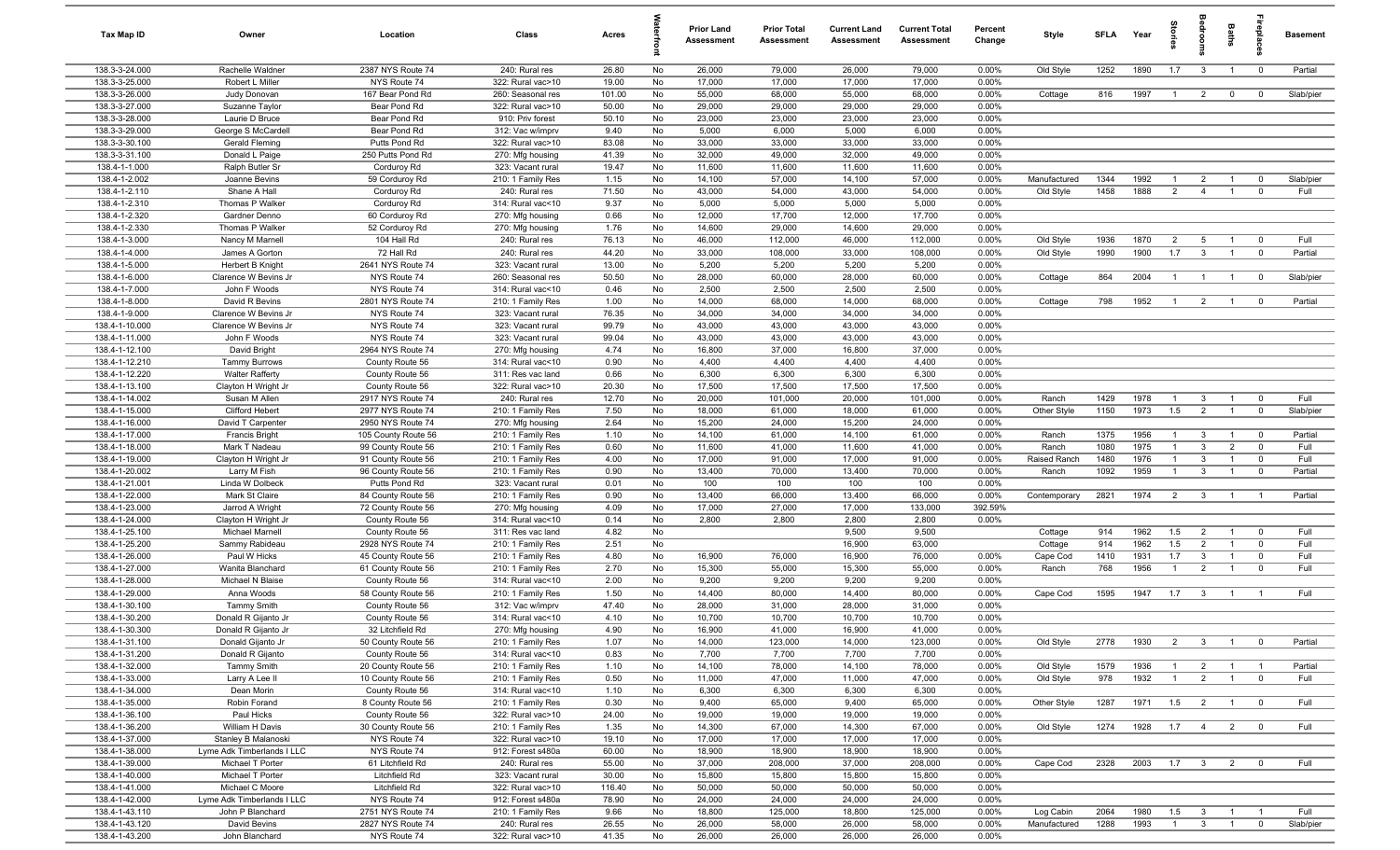| Tax Map ID | Owner | Location | Class | Acres | Waterfront | Prior Land Assessment | Prior Total Assessment | Current Land Assessment | Current Total Assessment | Percent Change | Style | SFLA | Year | Stories | Bedrooms | Baths | Fireplaces | Basement |
|---|---|---|---|---|---|---|---|---|---|---|---|---|---|---|---|---|---|---|
| 138.3-3-24.000 | Rachelle Waldner | 2387 NYS Route 74 | 240: Rural res | 26.80 | No | 26,000 | 79,000 | 26,000 | 79,000 | 0.00% | Old Style | 1252 | 1890 | 1.7 | 3 | 1 | 0 | Partial |
| 138.3-3-25.000 | Robert L Miller | NYS Route 74 | 322: Rural vac>10 | 19.00 | No | 17,000 | 17,000 | 17,000 | 17,000 | 0.00% | | | | | | | | |
| 138.3-3-26.000 | Judy Donovan | 167 Bear Pond Rd | 260: Seasonal res | 101.00 | No | 55,000 | 68,000 | 55,000 | 68,000 | 0.00% | Cottage | 816 | 1997 | 1 | 2 | 0 | 0 | Slab/pier |
| 138.3-3-27.000 | Suzanne Taylor | Bear Pond Rd | 322: Rural vac>10 | 50.00 | No | 29,000 | 29,000 | 29,000 | 29,000 | 0.00% | | | | | | | | |
| 138.3-3-28.000 | Laurie D Bruce | Bear Pond Rd | 910: Priv forest | 50.10 | No | 23,000 | 23,000 | 23,000 | 23,000 | 0.00% | | | | | | | | |
| 138.3-3-29.000 | George S McCardell | Bear Pond Rd | 312: Vac w/imprv | 9.40 | No | 5,000 | 6,000 | 5,000 | 6,000 | 0.00% | | | | | | | | |
| 138.3-3-30.100 | Gerald Fleming | Putts Pond Rd | 322: Rural vac>10 | 83.08 | No | 33,000 | 33,000 | 33,000 | 33,000 | 0.00% | | | | | | | | |
| 138.3-3-31.100 | Donald L Paige | 250 Putts Pond Rd | 270: Mfg housing | 41.39 | No | 32,000 | 49,000 | 32,000 | 49,000 | 0.00% | | | | | | | | |
| 138.4-1-1.000 | Ralph Butler Sr | Corduroy Rd | 323: Vacant rural | 19.47 | No | 11,600 | 11,600 | 11,600 | 11,600 | 0.00% | | | | | | | | |
| 138.4-1-2.002 | Joanne Bevins | 59 Corduroy Rd | 210: 1 Family Res | 1.15 | No | 14,100 | 57,000 | 14,100 | 57,000 | 0.00% | Manufactured | 1344 | 1992 | 1 | 2 | 1 | 0 | Slab/pier |
| 138.4-1-2.110 | Shane A Hall | Corduroy Rd | 240: Rural res | 71.50 | No | 43,000 | 54,000 | 43,000 | 54,000 | 0.00% | Old Style | 1458 | 1888 | 2 | 4 | 1 | 0 | Full |
| 138.4-1-2.310 | Thomas P Walker | Corduroy Rd | 314: Rural vac<10 | 9.37 | No | 5,000 | 5,000 | 5,000 | 5,000 | 0.00% | | | | | | | | |
| 138.4-1-2.320 | Gardner Denno | 60 Corduroy Rd | 270: Mfg housing | 0.66 | No | 12,000 | 17,700 | 12,000 | 17,700 | 0.00% | | | | | | | | |
| 138.4-1-2.330 | Thomas P Walker | 52 Corduroy Rd | 270: Mfg housing | 1.76 | No | 14,600 | 29,000 | 14,600 | 29,000 | 0.00% | | | | | | | | |
| 138.4-1-3.000 | Nancy M Marnell | 104 Hall Rd | 240: Rural res | 76.13 | No | 46,000 | 112,000 | 46,000 | 112,000 | 0.00% | Old Style | 1936 | 1870 | 2 | 5 | 1 | 0 | Full |
| 138.4-1-4.000 | James A Gorton | 72 Hall Rd | 240: Rural res | 44.20 | No | 33,000 | 108,000 | 33,000 | 108,000 | 0.00% | Old Style | 1990 | 1900 | 1.7 | 3 | 1 | 0 | Partial |
| 138.4-1-5.000 | Herbert B Knight | 2641 NYS Route 74 | 323: Vacant rural | 13.00 | No | 5,200 | 5,200 | 5,200 | 5,200 | 0.00% | | | | | | | | |
| 138.4-1-6.000 | Clarence W Bevins Jr | NYS Route 74 | 260: Seasonal res | 50.50 | No | 28,000 | 60,000 | 28,000 | 60,000 | 0.00% | Cottage | 864 | 2004 | 1 | 1 | 1 | 0 | Slab/pier |
| 138.4-1-7.000 | John F Woods | NYS Route 74 | 314: Rural vac<10 | 0.46 | No | 2,500 | 2,500 | 2,500 | 2,500 | 0.00% | | | | | | | | |
| 138.4-1-8.000 | David R Bevins | 2801 NYS Route 74 | 210: 1 Family Res | 1.00 | No | 14,000 | 68,000 | 14,000 | 68,000 | 0.00% | Cottage | 798 | 1952 | 1 | 2 | 1 | 0 | Partial |
| 138.4-1-9.000 | Clarence W Bevins Jr | NYS Route 74 | 323: Vacant rural | 76.35 | No | 34,000 | 34,000 | 34,000 | 34,000 | 0.00% | | | | | | | | |
| 138.4-1-10.000 | Clarence W Bevins Jr | NYS Route 74 | 323: Vacant rural | 99.79 | No | 43,000 | 43,000 | 43,000 | 43,000 | 0.00% | | | | | | | | |
| 138.4-1-11.000 | John F Woods | NYS Route 74 | 323: Vacant rural | 99.04 | No | 43,000 | 43,000 | 43,000 | 43,000 | 0.00% | | | | | | | | |
| 138.4-1-12.100 | David Bright | 2964 NYS Route 74 | 270: Mfg housing | 4.74 | No | 16,800 | 37,000 | 16,800 | 37,000 | 0.00% | | | | | | | | |
| 138.4-1-12.210 | Tammy Burrows | County Route 56 | 314: Rural vac<10 | 0.90 | No | 4,400 | 4,400 | 4,400 | 4,400 | 0.00% | | | | | | | | |
| 138.4-1-12.220 | Walter Rafferty | County Route 56 | 311: Res vac land | 0.66 | No | 6,300 | 6,300 | 6,300 | 6,300 | 0.00% | | | | | | | | |
| 138.4-1-13.100 | Clayton H Wright Jr | County Route 56 | 322: Rural vac>10 | 20.30 | No | 17,500 | 17,500 | 17,500 | 17,500 | 0.00% | | | | | | | | |
| 138.4-1-14.002 | Susan M Allen | 2917 NYS Route 74 | 240: Rural res | 12.70 | No | 20,000 | 101,000 | 20,000 | 101,000 | 0.00% | Ranch | 1429 | 1978 | 1 | 3 | 1 | 0 | Full |
| 138.4-1-15.000 | Clifford Hebert | 2977 NYS Route 74 | 210: 1 Family Res | 7.50 | No | 18,000 | 61,000 | 18,000 | 61,000 | 0.00% | Other Style | 1150 | 1973 | 1.5 | 2 | 1 | 0 | Slab/pier |
| 138.4-1-16.000 | David T Carpenter | 2950 NYS Route 74 | 270: Mfg housing | 2.64 | No | 15,200 | 24,000 | 15,200 | 24,000 | 0.00% | | | | | | | | |
| 138.4-1-17.000 | Francis Bright | 105 County Route 56 | 210: 1 Family Res | 1.10 | No | 14,100 | 61,000 | 14,100 | 61,000 | 0.00% | Ranch | 1375 | 1956 | 1 | 3 | 1 | 0 | Partial |
| 138.4-1-18.000 | Mark T Nadeau | 99 County Route 56 | 210: 1 Family Res | 0.60 | No | 11,600 | 41,000 | 11,600 | 41,000 | 0.00% | Ranch | 1080 | 1975 | 1 | 3 | 2 | 0 | Full |
| 138.4-1-19.000 | Clayton H Wright Jr | 91 County Route 56 | 210: 1 Family Res | 4.00 | No | 17,000 | 91,000 | 17,000 | 91,000 | 0.00% | Raised Ranch | 1480 | 1976 | 1 | 3 | 1 | 0 | Full |
| 138.4-1-20.002 | Larry M Fish | 96 County Route 56 | 210: 1 Family Res | 0.90 | No | 13,400 | 70,000 | 13,400 | 70,000 | 0.00% | Ranch | 1092 | 1959 | 1 | 3 | 1 | 0 | Partial |
| 138.4-1-21.001 | Linda W Dolbeck | Putts Pond Rd | 323: Vacant rural | 0.01 | No | 100 | 100 | 100 | 100 | 0.00% | | | | | | | | |
| 138.4-1-22.000 | Mark St Claire | 84 County Route 56 | 210: 1 Family Res | 0.90 | No | 13,400 | 66,000 | 13,400 | 66,000 | 0.00% | Contemporary | 2821 | 1974 | 2 | 3 | 1 | 1 | Partial |
| 138.4-1-23.000 | Jarrod A Wright | 72 County Route 56 | 270: Mfg housing | 4.09 | No | 17,000 | 27,000 | 17,000 | 133,000 | 392.59% | | | | | | | | |
| 138.4-1-24.000 | Clayton H Wright Jr | County Route 56 | 314: Rural vac<10 | 0.14 | No | 2,800 | 2,800 | 2,800 | 2,800 | 0.00% | | | | | | | | |
| 138.4-1-25.100 | Michael Marnell | County Route 56 | 311: Res vac land | 4.82 | No | | | 9,500 | 9,500 | | Cottage | 914 | 1962 | 1.5 | 2 | 1 | 0 | Full |
| 138.4-1-25.200 | Sammy Rabideau | 2928 NYS Route 74 | 210: 1 Family Res | 2.51 | No | | | 16,900 | 63,000 | | Cottage | 914 | 1962 | 1.5 | 2 | 1 | 0 | Full |
| 138.4-1-26.000 | Paul W Hicks | 45 County Route 56 | 210: 1 Family Res | 4.80 | No | 16,900 | 76,000 | 16,900 | 76,000 | 0.00% | Cape Cod | 1410 | 1931 | 1.7 | 3 | 1 | 0 | Full |
| 138.4-1-27.000 | Wanita Blanchard | 61 County Route 56 | 210: 1 Family Res | 2.70 | No | 15,300 | 55,000 | 15,300 | 55,000 | 0.00% | Ranch | 768 | 1956 | 1 | 2 | 1 | 0 | Full |
| 138.4-1-28.000 | Michael N Blaise | County Route 56 | 314: Rural vac<10 | 2.00 | No | 9,200 | 9,200 | 9,200 | 9,200 | 0.00% | | | | | | | | |
| 138.4-1-29.000 | Anna Woods | 58 County Route 56 | 210: 1 Family Res | 1.50 | No | 14,400 | 80,000 | 14,400 | 80,000 | 0.00% | Cape Cod | 1595 | 1947 | 1.7 | 3 | 1 | 1 | Full |
| 138.4-1-30.100 | Tammy Smith | County Route 56 | 312: Vac w/imprv | 47.40 | No | 28,000 | 31,000 | 28,000 | 31,000 | 0.00% | | | | | | | | |
| 138.4-1-30.200 | Donald R Gijanto Jr | County Route 56 | 314: Rural vac<10 | 4.10 | No | 10,700 | 10,700 | 10,700 | 10,700 | 0.00% | | | | | | | | |
| 138.4-1-30.300 | Donald R Gijanto Jr | 32 Litchfield Rd | 270: Mfg housing | 4.90 | No | 16,900 | 41,000 | 16,900 | 41,000 | 0.00% | | | | | | | | |
| 138.4-1-31.100 | Donald Gijanto Jr | 50 County Route 56 | 210: 1 Family Res | 1.07 | No | 14,000 | 123,000 | 14,000 | 123,000 | 0.00% | Old Style | 2778 | 1930 | 2 | 3 | 1 | 0 | Partial |
| 138.4-1-31.200 | Donald R Gijanto | County Route 56 | 314: Rural vac<10 | 0.83 | No | 7,700 | 7,700 | 7,700 | 7,700 | 0.00% | | | | | | | | |
| 138.4-1-32.000 | Tammy Smith | 20 County Route 56 | 210: 1 Family Res | 1.10 | No | 14,100 | 78,000 | 14,100 | 78,000 | 0.00% | Old Style | 1579 | 1936 | 1 | 2 | 1 | 1 | Partial |
| 138.4-1-33.000 | Larry A Lee II | 10 County Route 56 | 210: 1 Family Res | 0.50 | No | 11,000 | 47,000 | 11,000 | 47,000 | 0.00% | Old Style | 978 | 1932 | 1 | 2 | 1 | 0 | Full |
| 138.4-1-34.000 | Dean Morin | County Route 56 | 314: Rural vac<10 | 1.10 | No | 6,300 | 6,300 | 6,300 | 6,300 | 0.00% | | | | | | | | |
| 138.4-1-35.000 | Robin Forand | 8 County Route 56 | 210: 1 Family Res | 0.30 | No | 9,400 | 65,000 | 9,400 | 65,000 | 0.00% | Other Style | 1287 | 1971 | 1.5 | 2 | 1 | 0 | Full |
| 138.4-1-36.100 | Paul Hicks | County Route 56 | 322: Rural vac>10 | 24.00 | No | 19,000 | 19,000 | 19,000 | 19,000 | 0.00% | | | | | | | | |
| 138.4-1-36.200 | William H Davis | 30 County Route 56 | 210: 1 Family Res | 1.35 | No | 14,300 | 67,000 | 14,300 | 67,000 | 0.00% | Old Style | 1274 | 1928 | 1.7 | 4 | 2 | 0 | Full |
| 138.4-1-37.000 | Stanley B Malanoski | NYS Route 74 | 322: Rural vac>10 | 19.10 | No | 17,000 | 17,000 | 17,000 | 17,000 | 0.00% | | | | | | | | |
| 138.4-1-38.000 | Lyme Adk Timberlands I LLC | NYS Route 74 | 912: Forest s480a | 60.00 | No | 18,900 | 18,900 | 18,900 | 18,900 | 0.00% | | | | | | | | |
| 138.4-1-39.000 | Michael T Porter | 61 Litchfield Rd | 240: Rural res | 55.00 | No | 37,000 | 208,000 | 37,000 | 208,000 | 0.00% | Cape Cod | 2328 | 2003 | 1.7 | 3 | 2 | 0 | Full |
| 138.4-1-40.000 | Michael T Porter | Litchfield Rd | 323: Vacant rural | 30.00 | No | 15,800 | 15,800 | 15,800 | 15,800 | 0.00% | | | | | | | | |
| 138.4-1-41.000 | Michael C Moore | Litchfield Rd | 322: Rural vac>10 | 116.40 | No | 50,000 | 50,000 | 50,000 | 50,000 | 0.00% | | | | | | | | |
| 138.4-1-42.000 | Lyme Adk Timberlands I LLC | NYS Route 74 | 912: Forest s480a | 78.90 | No | 24,000 | 24,000 | 24,000 | 24,000 | 0.00% | | | | | | | | |
| 138.4-1-43.110 | John P Blanchard | 2751 NYS Route 74 | 210: 1 Family Res | 9.66 | No | 18,800 | 125,000 | 18,800 | 125,000 | 0.00% | Log Cabin | 2064 | 1980 | 1.5 | 3 | 1 | 1 | Full |
| 138.4-1-43.120 | David Bevins | 2827 NYS Route 74 | 240: Rural res | 26.55 | No | 26,000 | 58,000 | 26,000 | 58,000 | 0.00% | Manufactured | 1288 | 1993 | 1 | 3 | 1 | 0 | Slab/pier |
| 138.4-1-43.200 | John Blanchard | NYS Route 74 | 322: Rural vac>10 | 41.35 | No | 26,000 | 26,000 | 26,000 | 26,000 | 0.00% | | | | | | | | |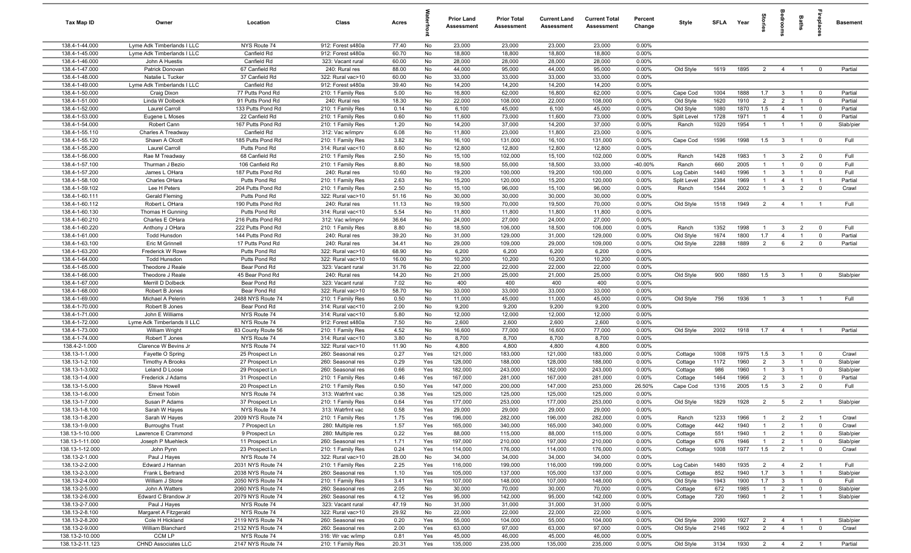| Tax Map ID | Owner | Location | Class | Acres | Waterfront | Prior Land Assessment | Prior Total Assessment | Current Land Assessment | Current Total Assessment | Percent Change | Style | SFLA | Year | Stories | Bedrooms | Baths | Fireplaces | Basement |
|---|---|---|---|---|---|---|---|---|---|---|---|---|---|---|---|---|---|---|
| 138.4-1-44.000 | Lyme Adk Timberlands I LLC | NYS Route 74 | 912: Forest s480a | 77.40 | No | 23,000 | 23,000 | 23,000 | 23,000 | 0.00% | | | | | | | | |
| 138.4-1-45.000 | Lyme Adk Timberlands I LLC | Canfield Rd | 912: Forest s480a | 60.70 | No | 18,800 | 18,800 | 18,800 | 18,800 | 0.00% | | | | | | | | |
| 138.4-1-46.000 | John A Huestis | Canfield Rd | 323: Vacant rural | 60.00 | No | 28,000 | 28,000 | 28,000 | 28,000 | 0.00% | | | | | | | | |
| 138.4-1-47.000 | Patrick Donovan | 67 Canfield Rd | 240: Rural res | 88.00 | No | 44,000 | 95,000 | 44,000 | 95,000 | 0.00% | Old Style | 1619 | 1895 | 2 | 4 | 1 | 0 | Partial |
| 138.4-1-48.000 | Natalie L Tucker | 37 Canfield Rd | 322: Rural vac>10 | 60.00 | No | 33,000 | 33,000 | 33,000 | 33,000 | 0.00% | | | | | | | | |
| 138.4-1-49.000 | Lyme Adk Timberlands I LLC | Canfield Rd | 912: Forest s480a | 39.40 | No | 14,200 | 14,200 | 14,200 | 14,200 | 0.00% | | | | | | | | |
| 138.4-1-50.000 | Craig Dixon | 77 Putts Pond Rd | 210: 1 Family Res | 5.00 | No | 16,800 | 62,000 | 16,800 | 62,000 | 0.00% | Cape Cod | 1004 | 1888 | 1.7 | 3 | 1 | 0 | Partial |
| 138.4-1-51.000 | Linda W Dolbeck | 91 Putts Pond Rd | 240: Rural res | 18.30 | No | 22,000 | 108,000 | 22,000 | 108,000 | 0.00% | Old Style | 1620 | 1910 | 2 | 2 | 1 | 0 | Partial |
| 138.4-1-52.000 | Laurel Carroll | 133 Putts Pond Rd | 210: 1 Family Res | 0.14 | No | 6,100 | 45,000 | 6,100 | 45,000 | 0.00% | Old Style | 1080 | 1870 | 1.5 | 4 | 1 | 0 | Partial |
| 138.4-1-53.000 | Eugene L Moses | 22 Canfield Rd | 210: 1 Family Res | 0.60 | No | 11,600 | 73,000 | 11,600 | 73,000 | 0.00% | Split Level | 1728 | 1971 | 1 | 4 | 1 | 0 | Partial |
| 138.4-1-54.000 | Robert Cann | 167 Putts Pond Rd | 210: 1 Family Res | 1.20 | No | 14,200 | 37,000 | 14,200 | 37,000 | 0.00% | Ranch | 1020 | 1954 | 1 | 1 | 1 | 0 | Slab/pier |
| 138.4-1-55.110 | Charles A Treadway | Canfield Rd | 312: Vac w/imprv | 6.08 | No | 11,800 | 23,000 | 11,800 | 23,000 | 0.00% | | | | | | | | |
| 138.4-1-55.120 | Shawn A Olcott | 185 Putts Pond Rd | 210: 1 Family Res | 3.82 | No | 16,100 | 131,000 | 16,100 | 131,000 | 0.00% | Cape Cod | 1596 | 1998 | 1.5 | 3 | 1 | 0 | Full |
| 138.4-1-55.200 | Laurel Carroll | Putts Pond Rd | 314: Rural vac<10 | 8.60 | No | 12,800 | 12,800 | 12,800 | 12,800 | 0.00% | | | | | | | | |
| 138.4-1-56.000 | Rae M Treadway | 68 Canfield Rd | 210: 1 Family Res | 2.50 | No | 15,100 | 102,000 | 15,100 | 102,000 | 0.00% | Ranch | 1428 | 1983 | 1 | 3 | 2 | 0 | Full |
| 138.4-1-57.100 | Thurman J Bezio | 106 Canfield Rd | 210: 1 Family Res | 8.80 | No | 18,500 | 55,000 | 18,500 | 33,000 | -40.00% | Ranch | 660 | 2005 | 1 | 1 | 0 | 0 | Full |
| 138.4-1-57.200 | James L OHara | 187 Putts Pond Rd | 240: Rural res | 10.60 | No | 19,200 | 100,000 | 19,200 | 100,000 | 0.00% | Log Cabin | 1440 | 1996 | 1 | 3 | 1 | 0 | Full |
| 138.4-1-58.100 | Charles OHara | Putts Pond Rd | 210: 1 Family Res | 2.63 | No | 15,200 | 120,000 | 15,200 | 120,000 | 0.00% | Split Level | 2384 | 1969 | 1 | 4 | 1 | 1 | Partial |
| 138.4-1-59.102 | Lee H Peters | 204 Putts Pond Rd | 210: 1 Family Res | 2.50 | No | 15,100 | 96,000 | 15,100 | 96,000 | 0.00% | Ranch | 1544 | 2002 | 1 | 3 | 2 | 0 | Crawl |
| 138.4-1-60.111 | Gerald Fleming | Putts Pond Rd | 322: Rural vac>10 | 51.16 | No | 30,000 | 30,000 | 30,000 | 30,000 | 0.00% | | | | | | | | |
| 138.4-1-60.112 | Robert L OHara | 190 Putts Pond Rd | 240: Rural res | 11.13 | No | 19,500 | 70,000 | 19,500 | 70,000 | 0.00% | Old Style | 1518 | 1949 | 2 | 4 | 1 | 1 | Full |
| 138.4-1-60.130 | Thomas H Gunning | Putts Pond Rd | 314: Rural vac<10 | 5.54 | No | 11,800 | 11,800 | 11,800 | 11,800 | 0.00% | | | | | | | | |
| 138.4-1-60.210 | Charles E OHara | 216 Putts Pond Rd | 312: Vac w/imprv | 36.64 | No | 24,000 | 27,000 | 24,000 | 27,000 | 0.00% | | | | | | | | |
| 138.4-1-60.220 | Anthony J OHara | 222 Putts Pond Rd | 210: 1 Family Res | 8.80 | No | 18,500 | 106,000 | 18,500 | 106,000 | 0.00% | Ranch | 1352 | 1998 | 1 | 3 | 2 | 0 | Full |
| 138.4-1-61.000 | Todd Hunsdon | 144 Putts Pond Rd | 240: Rural res | 39.20 | No | 31,000 | 129,000 | 31,000 | 129,000 | 0.00% | Old Style | 1674 | 1800 | 1.7 | 4 | 1 | 0 | Partial |
| 138.4-1-63.100 | Eric M Grinnell | 17 Putts Pond Rd | 240: Rural res | 34.41 | No | 29,000 | 109,000 | 29,000 | 109,000 | 0.00% | Old Style | 2288 | 1889 | 2 | 6 | 2 | 0 | Partial |
| 138.4-1-63.200 | Frederick W Rowe | Putts Pond Rd | 322: Rural vac>10 | 68.90 | No | 6,200 | 6,200 | 6,200 | 6,200 | 0.00% | | | | | | | | |
| 138.4-1-64.000 | Todd Hunsdon | Putts Pond Rd | 322: Rural vac>10 | 16.00 | No | 10,200 | 10,200 | 10,200 | 10,200 | 0.00% | | | | | | | | |
| 138.4-1-65.000 | Theodore J Reale | Bear Pond Rd | 323: Vacant rural | 31.76 | No | 22,000 | 22,000 | 22,000 | 22,000 | 0.00% | | | | | | | | |
| 138.4-1-66.000 | Theodore J Reale | 45 Bear Pond Rd | 240: Rural res | 14.20 | No | 21,000 | 25,000 | 21,000 | 25,000 | 0.00% | Old Style | 900 | 1880 | 1.5 | 3 | 1 | 0 | Slab/pier |
| 138.4-1-67.000 | Merrill D Dolbeck | Bear Pond Rd | 323: Vacant rural | 7.02 | No | 400 | 400 | 400 | 400 | 0.00% | | | | | | | | |
| 138.4-1-68.000 | Robert B Jones | Bear Pond Rd | 322: Rural vac>10 | 58.70 | No | 33,000 | 33,000 | 33,000 | 33,000 | 0.00% | | | | | | | | |
| 138.4-1-69.000 | Michael A Pelerin | 2488 NYS Route 74 | 210: 1 Family Res | 0.50 | No | 11,000 | 45,000 | 11,000 | 45,000 | 0.00% | Old Style | 756 | 1936 | 1 | 3 | 1 | 1 | Full |
| 138.4-1-70.000 | Robert B Jones | Bear Pond Rd | 314: Rural vac<10 | 2.00 | No | 9,200 | 9,200 | 9,200 | 9,200 | 0.00% | | | | | | | | |
| 138.4-1-71.000 | John E Williams | NYS Route 74 | 314: Rural vac<10 | 5.80 | No | 12,000 | 12,000 | 12,000 | 12,000 | 0.00% | | | | | | | | |
| 138.4-1-72.000 | Lyme Adk Timberlands II LLC | NYS Route 74 | 912: Forest s480a | 7.50 | No | 2,600 | 2,600 | 2,600 | 2,600 | 0.00% | | | | | | | | |
| 138.4-1-73.000 | William Wright | 83 County Route 56 | 210: 1 Family Res | 4.52 | No | 16,600 | 77,000 | 16,600 | 77,000 | 0.00% | Old Style | 2002 | 1918 | 1.7 | 4 | 1 | 1 | Partial |
| 138.4-1-74.000 | Robert T Jones | NYS Route 74 | 314: Rural vac<10 | 3.80 | No | 8,700 | 8,700 | 8,700 | 8,700 | 0.00% | | | | | | | | |
| 138.4-2-1.000 | Clarence W Bevins Jr | NYS Route 74 | 322: Rural vac>10 | 11.90 | No | 4,800 | 4,800 | 4,800 | 4,800 | 0.00% | | | | | | | | |
| 138.13-1-1.000 | Fayette O Spring | 25 Prospect Ln | 260: Seasonal res | 0.27 | Yes | 121,000 | 183,000 | 121,000 | 183,000 | 0.00% | Cottage | 1008 | 1975 | 1.5 | 3 | 1 | 0 | Crawl |
| 138.13-1-2.100 | Timothy A Brooks | 27 Prospect Ln | 260: Seasonal res | 0.29 | Yes | 128,000 | 188,000 | 128,000 | 188,000 | 0.00% | Cottage | 1172 | 1960 | 2 | 3 | 1 | 0 | Slab/pier |
| 138.13-1-3.002 | Leland D Loose | 29 Prospect Ln | 260: Seasonal res | 0.66 | Yes | 182,000 | 243,000 | 182,000 | 243,000 | 0.00% | Cottage | 986 | 1960 | 1 | 3 | 1 | 0 | Slab/pier |
| 138.13-1-4.000 | Frederick J Adams | 31 Prospect Ln | 210: 1 Family Res | 0.46 | Yes | 167,000 | 281,000 | 167,000 | 281,000 | 0.00% | Cottage | 1464 | 1966 | 2 | 3 | 1 | 0 | Partial |
| 138.13-1-5.000 | Steve Howell | 20 Prospect Ln | 210: 1 Family Res | 0.50 | Yes | 147,000 | 200,000 | 147,000 | 253,000 | 26.50% | Cape Cod | 1316 | 2005 | 1.5 | 3 | 2 | 0 | Full |
| 138.13-1-6.000 | Ernest Tobin | NYS Route 74 | 313: Watrfrnt vac | 0.38 | Yes | 125,000 | 125,000 | 125,000 | 125,000 | 0.00% | | | | | | | | |
| 138.13-1-7.000 | Susan P Adams | 37 Prospect Ln | 210: 1 Family Res | 0.64 | Yes | 177,000 | 253,000 | 177,000 | 253,000 | 0.00% | Old Style | 1829 | 1928 | 2 | 5 | 2 | 1 | Slab/pier |
| 138.13-1-8.100 | Sarah W Hayes | NYS Route 74 | 313: Watrfrnt vac | 0.58 | Yes | 29,000 | 29,000 | 29,000 | 29,000 | 0.00% | | | | | | | | |
| 138.13-1-8.200 | Sarah W Hayes | 2009 NYS Route 74 | 210: 1 Family Res | 1.75 | Yes | 196,000 | 282,000 | 196,000 | 282,000 | 0.00% | Ranch | 1233 | 1966 | 1 | 2 | 2 | 1 | Crawl |
| 138.13-1-9.000 | Burroughs Trust | 7 Prospect Ln | 280: Multiple res | 1.57 | Yes | 165,000 | 340,000 | 165,000 | 340,000 | 0.00% | Cottage | 442 | 1940 | 1 | 2 | 1 | 0 | Crawl |
| 138.13-1-10.000 | Lawrence E Crammond | 9 Prospect Ln | 280: Multiple res | 0.22 | Yes | 88,000 | 115,000 | 88,000 | 115,000 | 0.00% | Cottage | 551 | 1940 | 1 | 2 | 1 | 0 | Slab/pier |
| 138.13-1-11.000 | Joseph P Muehleck | 11 Prospect Ln | 260: Seasonal res | 1.71 | Yes | 197,000 | 210,000 | 197,000 | 210,000 | 0.00% | Cottage | 676 | 1946 | 1 | 2 | 1 | 0 | Slab/pier |
| 138.13-1-12.000 | John Pynn | 23 Prospect Ln | 210: 1 Family Res | 0.24 | Yes | 114,000 | 176,000 | 114,000 | 176,000 | 0.00% | Cottage | 1008 | 1977 | 1.5 | 2 | 1 | 0 | Crawl |
| 138.13-2-1.000 | Paul J Hayes | NYS Route 74 | 322: Rural vac>10 | 28.00 | No | 34,000 | 34,000 | 34,000 | 34,000 | 0.00% | | | | | | | | |
| 138.13-2-2.000 | Edward J Hannan | 2031 NYS Route 74 | 210: 1 Family Res | 2.25 | Yes | 116,000 | 199,000 | 116,000 | 199,000 | 0.00% | Log Cabin | 1480 | 1935 | 2 | 4 | 2 | 1 | Full |
| 138.13-2-3.000 | Frank L Bertrand | 2038 NYS Route 74 | 260: Seasonal res | 1.10 | Yes | 105,000 | 137,000 | 105,000 | 137,000 | 0.00% | Cottage | 852 | 1940 | 1.7 | 3 | 1 | 1 | Slab/pier |
| 138.13-2-4.000 | William J Stone | 2050 NYS Route 74 | 210: 1 Family Res | 3.41 | Yes | 107,000 | 148,000 | 107,000 | 148,000 | 0.00% | Old Style | 1943 | 1900 | 1.7 | 3 | 1 | 0 | Full |
| 138.13-2-5.000 | John A Watters | 2060 NYS Route 74 | 260: Seasonal res | 2.05 | No | 30,000 | 70,000 | 30,000 | 70,000 | 0.00% | Cottage | 672 | 1985 | 1 | 2 | 1 | 0 | Slab/pier |
| 138.13-2-6.000 | Edward C Brandow Jr | 2079 NYS Route 74 | 260: Seasonal res | 4.12 | Yes | 95,000 | 142,000 | 95,000 | 142,000 | 0.00% | Cottage | 720 | 1960 | 1 | 2 | 1 | 1 | Slab/pier |
| 138.13-2-7.000 | Paul J Hayes | NYS Route 74 | 323: Vacant rural | 47.19 | No | 31,000 | 31,000 | 31,000 | 31,000 | 0.00% | | | | | | | | |
| 138.13-2-8.100 | Margaret A Fitzgerald | NYS Route 74 | 322: Rural vac>10 | 29.92 | No | 22,000 | 22,000 | 22,000 | 22,000 | 0.00% | | | | | | | | |
| 138.13-2-8.200 | Cole H Hickland | 2119 NYS Route 74 | 260: Seasonal res | 0.20 | Yes | 55,000 | 104,000 | 55,000 | 104,000 | 0.00% | Old Style | 2090 | 1927 | 2 | 4 | 1 | 1 | Slab/pier |
| 138.13-2-9.000 | William Blanchard | 2132 NYS Route 74 | 260: Seasonal res | 2.00 | Yes | 63,000 | 97,000 | 63,000 | 97,000 | 0.00% | Old Style | 2146 | 1902 | 2 | 4 | 1 | 0 | Crawl |
| 138.13-2-10.000 | CCM LP | NYS Route 74 | 316: Wr vac w/imp | 0.81 | Yes | 45,000 | 46,000 | 45,000 | 46,000 | 0.00% | | | | | | | | |
| 138.13-2-11.123 | CHND Associates LLC | 2147 NYS Route 74 | 210: 1 Family Res | 20.31 | Yes | 135,000 | 235,000 | 135,000 | 235,000 | 0.00% | Old Style | 3134 | 1930 | 2 | 4 | 2 | 1 | Partial |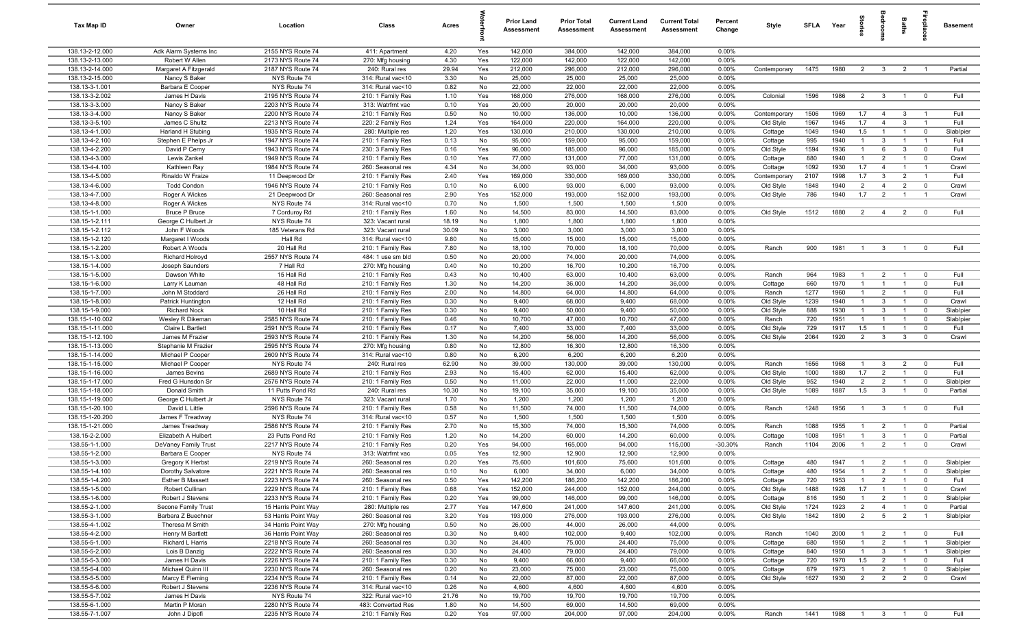| Tax Map ID | Owner | Location | Class | Acres | Waterfront | Prior Land Assessment | Prior Total Assessment | Current Land Assessment | Current Total Assessment | Percent Change | Style | SFLA | Year | Stories | Bedrooms | Baths | Fireplaces | Basement |
|---|---|---|---|---|---|---|---|---|---|---|---|---|---|---|---|---|---|---|
| 138.13-2-12.000 | Adk Alarm Systems Inc | 2155 NYS Route 74 | 411: Apartment | 4.20 | Yes | 142,000 | 384,000 | 142,000 | 384,000 | 0.00% | | | | | | | | |
| 138.13-2-13.000 | Robert W Allen | 2173 NYS Route 74 | 270: Mfg housing | 4.30 | Yes | 122,000 | 142,000 | 122,000 | 142,000 | 0.00% | | | | | | | | |
| 138.13-2-14.000 | Margaret A Fitzgerald | 2187 NYS Route 74 | 240: Rural res | 29.94 | Yes | 212,000 | 296,000 | 212,000 | 296,000 | 0.00% | Contemporary | 1475 | 1980 | 2 | 3 | 2 | 1 | Partial |
| 138.13-2-15.000 | Nancy S Baker | NYS Route 74 | 314: Rural vac<10 | 3.30 | No | 25,000 | 25,000 | 25,000 | 25,000 | 0.00% | | | | | | | | |
| 138.13-3-1.001 | Barbara E Cooper | NYS Route 74 | 314: Rural vac<10 | 0.82 | No | 22,000 | 22,000 | 22,000 | 22,000 | 0.00% | | | | | | | | |
| 138.13-3-2.002 | James H Davis | 2195 NYS Route 74 | 210: 1 Family Res | 1.10 | Yes | 168,000 | 276,000 | 168,000 | 276,000 | 0.00% | Colonial | 1596 | 1986 | 2 | 3 | 1 | 0 | Full |
| 138.13-3-3.000 | Nancy S Baker | 2203 NYS Route 74 | 313: Watrfrnt vac | 0.10 | Yes | 20,000 | 20,000 | 20,000 | 20,000 | 0.00% | | | | | | | | |
| 138.13-3-4.000 | Nancy S Baker | 2200 NYS Route 74 | 210: 1 Family Res | 0.50 | No | 10,000 | 136,000 | 10,000 | 136,000 | 0.00% | Contemporary | 1506 | 1969 | 1.7 | 4 | 3 | 1 | Full |
| 138.13-3-5.100 | James C Shultz | 2213 NYS Route 74 | 220: 2 Family Res | 1.24 | Yes | 164,000 | 220,000 | 164,000 | 220,000 | 0.00% | Old Style | 1967 | 1945 | 1.7 | 4 | 3 | 1 | Full |
| 138.13-4-1.000 | Harland H Stubing | 1935 NYS Route 74 | 280: Multiple res | 1.20 | Yes | 130,000 | 210,000 | 130,000 | 210,000 | 0.00% | Cottage | 1049 | 1940 | 1.5 | 1 | 1 | 0 | Slab/pier |
| 138.13-4-2.100 | Stephen E Phelps Jr | 1947 NYS Route 74 | 210: 1 Family Res | 0.13 | No | 95,000 | 159,000 | 95,000 | 159,000 | 0.00% | Cottage | 995 | 1940 | 1 | 3 | 1 | 1 | Full |
| 138.13-4-2.200 | David P Cerny | 1943 NYS Route 74 | 230: 3 Family Res | 0.16 | Yes | 96,000 | 185,000 | 96,000 | 185,000 | 0.00% | Old Style | 1594 | 1936 | 1 | 6 | 3 | 0 | Full |
| 138.13-4-3.000 | Lewis Zankel | 1949 NYS Route 74 | 210: 1 Family Res | 0.10 | Yes | 77,000 | 131,000 | 77,000 | 131,000 | 0.00% | Cottage | 880 | 1940 | 1 | 2 | 1 | 0 | Crawl |
| 138.13-4-4.100 | Kathleen Ray | 1984 NYS Route 74 | 260: Seasonal res | 4.34 | No | 34,000 | 93,000 | 34,000 | 93,000 | 0.00% | Cottage | 1092 | 1930 | 1.7 | 4 | 1 | 1 | Crawl |
| 138.13-4-5.000 | Rinaldo W Fraize | 11 Deepwood Dr | 210: 1 Family Res | 2.40 | Yes | 169,000 | 330,000 | 169,000 | 330,000 | 0.00% | Contemporary | 2107 | 1998 | 1.7 | 3 | 2 | 1 | Full |
| 138.13-4-6.000 | Todd Condon | 1946 NYS Route 74 | 210: 1 Family Res | 0.10 | No | 6,000 | 93,000 | 6,000 | 93,000 | 0.00% | Old Style | 1848 | 1940 | 2 | 4 | 2 | 0 | Crawl |
| 138.13-4-7.000 | Roger A Wickes | 21 Deepwood Dr | 260: Seasonal res | 2.90 | Yes | 152,000 | 193,000 | 152,000 | 193,000 | 0.00% | Old Style | 786 | 1940 | 1.7 | 2 | 1 | 1 | Crawl |
| 138.13-4-8.000 | Roger A Wickes | NYS Route 74 | 314: Rural vac<10 | 0.70 | No | 1,500 | 1,500 | 1,500 | 1,500 | 0.00% | | | | | | | | |
| 138.15-1-1.000 | Bruce P Bruce | 7 Corduroy Rd | 210: 1 Family Res | 1.60 | No | 14,500 | 83,000 | 14,500 | 83,000 | 0.00% | Old Style | 1512 | 1880 | 2 | 4 | 2 | 0 | Full |
| 138.15-1-2.111 | George C Hulbert Jr | NYS Route 74 | 323: Vacant rural | 18.19 | No | 1,800 | 1,800 | 1,800 | 1,800 | 0.00% | | | | | | | | |
| 138.15-1-2.112 | John F Woods | 185 Veterans Rd | 323: Vacant rural | 30.09 | No | 3,000 | 3,000 | 3,000 | 3,000 | 0.00% | | | | | | | | |
| 138.15-1-2.120 | Margaret I Woods | Hall Rd | 314: Rural vac<10 | 9.80 | No | 15,000 | 15,000 | 15,000 | 15,000 | 0.00% | | | | | | | | |
| 138.15-1-2.200 | Robert A Woods | 20 Hall Rd | 210: 1 Family Res | 7.80 | No | 18,100 | 70,000 | 18,100 | 70,000 | 0.00% | Ranch | 900 | 1981 | 1 | 3 | 1 | 0 | Full |
| 138.15-1-3.000 | Richard Holroyd | 2557 NYS Route 74 | 484: 1 use sm bld | 0.50 | No | 20,000 | 74,000 | 20,000 | 74,000 | 0.00% | | | | | | | | |
| 138.15-1-4.000 | Joseph Saunders | 7 Hall Rd | 270: Mfg housing | 0.40 | No | 10,200 | 16,700 | 10,200 | 16,700 | 0.00% | | | | | | | | |
| 138.15-1-5.000 | Dawson White | 15 Hall Rd | 210: 1 Family Res | 0.43 | No | 10,400 | 63,000 | 10,400 | 63,000 | 0.00% | Ranch | 964 | 1983 | 1 | 2 | 1 | 0 | Full |
| 138.15-1-6.000 | Larry K Lauman | 48 Hall Rd | 210: 1 Family Res | 1.30 | No | 14,200 | 36,000 | 14,200 | 36,000 | 0.00% | Cottage | 660 | 1970 | 1 | 1 | 1 | 0 | Full |
| 138.15-1-7.000 | John M Stoddard | 26 Hall Rd | 210: 1 Family Res | 2.00 | No | 14,800 | 64,000 | 14,800 | 64,000 | 0.00% | Ranch | 1277 | 1960 | 1 | 2 | 1 | 0 | Full |
| 138.15-1-8.000 | Patrick Huntington | 12 Hall Rd | 210: 1 Family Res | 0.30 | No | 9,400 | 68,000 | 9,400 | 68,000 | 0.00% | Old Style | 1239 | 1940 | 1 | 3 | 1 | 0 | Crawl |
| 138.15-1-9.000 | Richard Nock | 10 Hall Rd | 210: 1 Family Res | 0.30 | No | 9,400 | 50,000 | 9,400 | 50,000 | 0.00% | Old Style | 888 | 1930 | 1 | 3 | 1 | 0 | Slab/pier |
| 138.15-1-10.002 | Wesley R Dikeman | 2585 NYS Route 74 | 210: 1 Family Res | 0.46 | No | 10,700 | 47,000 | 10,700 | 47,000 | 0.00% | Ranch | 720 | 1951 | 1 | 1 | 1 | 0 | Slab/pier |
| 138.15-1-11.000 | Claire L Bartlett | 2591 NYS Route 74 | 210: 1 Family Res | 0.17 | No | 7,400 | 33,000 | 7,400 | 33,000 | 0.00% | Old Style | 729 | 1917 | 1.5 | 1 | 1 | 0 | Full |
| 138.15-1-12.100 | James M Frazier | 2593 NYS Route 74 | 210: 1 Family Res | 1.30 | No | 14,200 | 56,000 | 14,200 | 56,000 | 0.00% | Old Style | 2064 | 1920 | 2 | 3 | 3 | 0 | Crawl |
| 138.15-1-13.000 | Stephanie M Frazier | 2595 NYS Route 74 | 270: Mfg housing | 0.80 | No | 12,800 | 16,300 | 12,800 | 16,300 | 0.00% | | | | | | | | |
| 138.15-1-14.000 | Michael P Cooper | 2609 NYS Route 74 | 314: Rural vac<10 | 0.80 | No | 6,200 | 6,200 | 6,200 | 6,200 | 0.00% | | | | | | | | |
| 138.15-1-15.000 | Michael P Cooper | NYS Route 74 | 240: Rural res | 62.90 | No | 39,000 | 130,000 | 39,000 | 130,000 | 0.00% | Ranch | 1656 | 1968 | 1 | 3 | 2 | 0 | Full |
| 138.15-1-16.000 | James Bevins | 2689 NYS Route 74 | 210: 1 Family Res | 2.93 | No | 15,400 | 62,000 | 15,400 | 62,000 | 0.00% | Old Style | 1000 | 1880 | 1.7 | 2 | 1 | 0 | Full |
| 138.15-1-17.000 | Fred G Hunsdon Sr | 2576 NYS Route 74 | 210: 1 Family Res | 0.50 | No | 11,000 | 22,000 | 11,000 | 22,000 | 0.00% | Old Style | 952 | 1940 | 2 | 2 | 1 | 0 | Slab/pier |
| 138.15-1-18.000 | Donald Smith | 11 Putts Pond Rd | 240: Rural res | 10.30 | No | 19,100 | 35,000 | 19,100 | 35,000 | 0.00% | Old Style | 1089 | 1887 | 1.5 | 3 | 1 | 0 | Partial |
| 138.15-1-19.000 | George C Hulbert Jr | NYS Route 74 | 323: Vacant rural | 1.70 | No | 1,200 | 1,200 | 1,200 | 1,200 | 0.00% | | | | | | | | |
| 138.15-1-20.100 | David L Little | 2596 NYS Route 74 | 210: 1 Family Res | 0.58 | No | 11,500 | 74,000 | 11,500 | 74,000 | 0.00% | Ranch | 1248 | 1956 | 1 | 3 | 1 | 0 | Full |
| 138.15-1-20.200 | James F Treadway | NYS Route 74 | 314: Rural vac<10 | 0.57 | No | 1,500 | 1,500 | 1,500 | 1,500 | 0.00% | | | | | | | | |
| 138.15-1-21.000 | James Treadway | 2586 NYS Route 74 | 210: 1 Family Res | 2.70 | No | 15,300 | 74,000 | 15,300 | 74,000 | 0.00% | Ranch | 1088 | 1955 | 1 | 2 | 1 | 0 | Partial |
| 138.15-2-2.000 | Elizabeth A Hulbert | 23 Putts Pond Rd | 210: 1 Family Res | 1.20 | No | 14,200 | 60,000 | 14,200 | 60,000 | 0.00% | Cottage | 1008 | 1951 | 1 | 3 | 1 | 0 | Partial |
| 138.55-1-1.000 | DeVaney Family Trust | 2217 NYS Route 74 | 210: 1 Family Res | 0.20 | Yes | 94,000 | 165,000 | 94,000 | 115,000 | -30.30% | Ranch | 1104 | 2006 | 1 | 2 | 1 | 0 | Crawl |
| 138.55-1-2.000 | Barbara E Cooper | NYS Route 74 | 313: Watrfrnt vac | 0.05 | Yes | 12,900 | 12,900 | 12,900 | 12,900 | 0.00% | | | | | | | | |
| 138.55-1-3.000 | Gregory K Herbst | 2219 NYS Route 74 | 260: Seasonal res | 0.20 | Yes | 75,600 | 101,600 | 75,600 | 101,600 | 0.00% | Cottage | 480 | 1947 | 1 | 2 | 1 | 0 | Slab/pier |
| 138.55-1-4.100 | Dorothy Salvatore | 2221 NYS Route 74 | 260: Seasonal res | 0.10 | No | 6,000 | 34,000 | 6,000 | 34,000 | 0.00% | Cottage | 480 | 1954 | 1 | 2 | 1 | 0 | Slab/pier |
| 138.55-1-4.200 | Esther B Massett | 2223 NYS Route 74 | 260: Seasonal res | 0.50 | Yes | 142,200 | 186,200 | 142,200 | 186,200 | 0.00% | Cottage | 720 | 1953 | 1 | 2 | 1 | 0 | Full |
| 138.55-1-5.000 | Robert Cullinan | 2229 NYS Route 74 | 210: 1 Family Res | 0.68 | Yes | 152,000 | 244,000 | 152,000 | 244,000 | 0.00% | Old Style | 1488 | 1926 | 1.7 | 1 | 1 | 0 | Crawl |
| 138.55-1-6.000 | Robert J Stevens | 2233 NYS Route 74 | 210: 1 Family Res | 0.20 | Yes | 99,000 | 146,000 | 99,000 | 146,000 | 0.00% | Cottage | 816 | 1950 | 1 | 2 | 1 | 0 | Slab/pier |
| 138.55-2-1.000 | Secone Family Trust | 15 Harris Point Way | 280: Multiple res | 2.77 | Yes | 147,600 | 241,000 | 147,600 | 241,000 | 0.00% | Old Style | 1724 | 1923 | 2 | 4 | 1 | 0 | Partial |
| 138.55-3-1.000 | Barbara Z Buechner | 53 Harris Point Way | 260: Seasonal res | 3.20 | Yes | 193,000 | 276,000 | 193,000 | 276,000 | 0.00% | Old Style | 1842 | 1890 | 2 | 5 | 2 | 1 | Slab/pier |
| 138.55-4-1.002 | Theresa M Smith | 34 Harris Point Way | 270: Mfg housing | 0.50 | No | 26,000 | 44,000 | 26,000 | 44,000 | 0.00% | | | | | | | | |
| 138.55-4-2.000 | Henry M Bartlett | 36 Harris Point Way | 260: Seasonal res | 0.30 | No | 9,400 | 102,000 | 9,400 | 102,000 | 0.00% | Ranch | 1040 | 2000 | 1 | 2 | 1 | 0 | Full |
| 138.55-5-1.000 | Richard L Harris | 2218 NYS Route 74 | 260: Seasonal res | 0.30 | No | 24,400 | 75,000 | 24,400 | 75,000 | 0.00% | Cottage | 680 | 1950 | 1 | 2 | 1 | 1 | Slab/pier |
| 138.55-5-2.000 | Lois B Danzig | 2222 NYS Route 74 | 260: Seasonal res | 0.30 | No | 24,400 | 79,000 | 24,400 | 79,000 | 0.00% | Cottage | 840 | 1950 | 1 | 3 | 1 | 1 | Slab/pier |
| 138.55-5-3.000 | James H Davis | 2226 NYS Route 74 | 210: 1 Family Res | 0.30 | No | 9,400 | 66,000 | 9,400 | 66,000 | 0.00% | Cottage | 720 | 1970 | 1.5 | 2 | 1 | 0 | Full |
| 138.55-5-4.000 | Michael Quinn III | 2230 NYS Route 74 | 260: Seasonal res | 0.20 | No | 23,000 | 75,000 | 23,000 | 75,000 | 0.00% | Cottage | 879 | 1973 | 1 | 2 | 1 | 0 | Slab/pier |
| 138.55-5-5.000 | Marcy E Fleming | 2234 NYS Route 74 | 210: 1 Family Res | 0.14 | No | 22,000 | 87,000 | 22,000 | 87,000 | 0.00% | Old Style | 1627 | 1930 | 2 | 2 | 2 | 0 | Crawl |
| 138.55-5-6.000 | Robert J Stevens | 2236 NYS Route 74 | 314: Rural vac<10 | 0.26 | No | 4,600 | 4,600 | 4,600 | 4,600 | 0.00% | | | | | | | | |
| 138.55-5-7.002 | James H Davis | NYS Route 74 | 322: Rural vac>10 | 21.76 | No | 19,700 | 19,700 | 19,700 | 19,700 | 0.00% | | | | | | | | |
| 138.55-6-1.000 | Martin P Moran | 2280 NYS Route 74 | 483: Converted Res | 1.80 | No | 14,500 | 69,000 | 14,500 | 69,000 | 0.00% | | | | | | | | |
| 138.55-7-1.007 | John J Dipofi | 2235 NYS Route 74 | 210: 1 Family Res | 0.20 | Yes | 97,000 | 204,000 | 97,000 | 204,000 | 0.00% | Ranch | 1441 | 1988 | 1 | 3 | 1 | 0 | Full |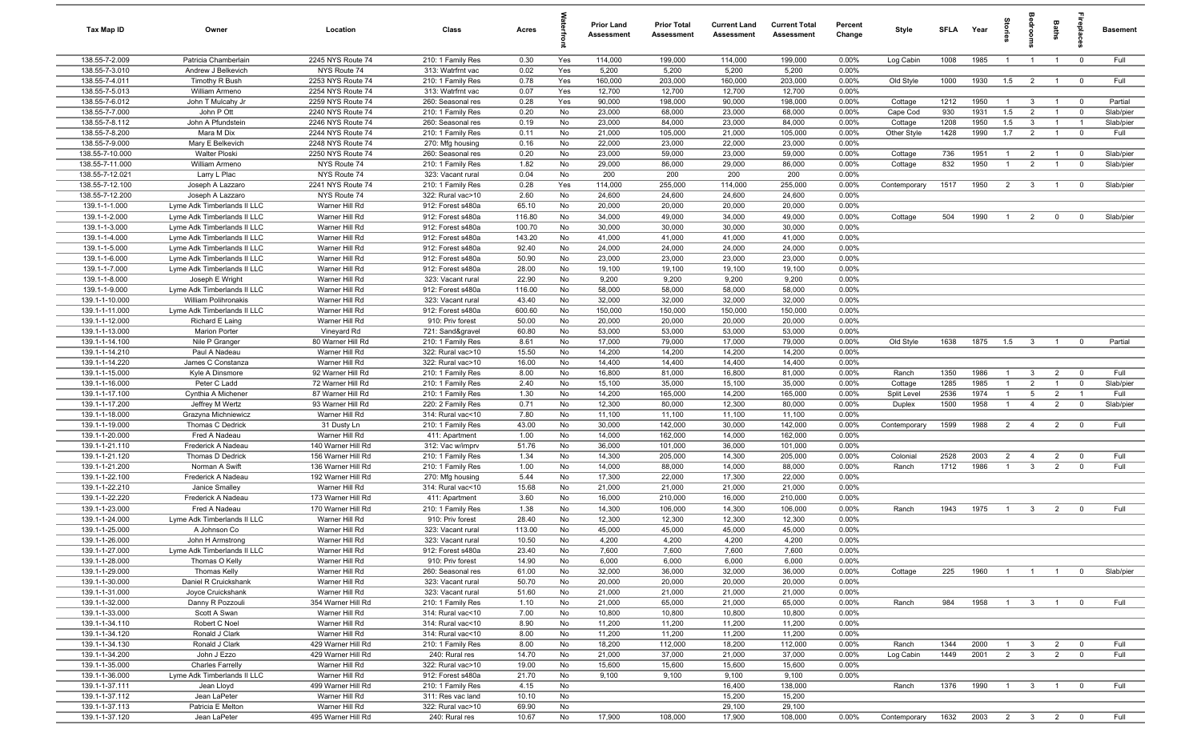| Tax Map ID | Owner | Location | Class | Acres | Waterfront | Prior Land Assessment | Prior Total Assessment | Current Land Assessment | Current Total Assessment | Percent Change | Style | SFLA | Year | Stories | Bedrooms | Baths | Fireplaces | Basement |
|---|---|---|---|---|---|---|---|---|---|---|---|---|---|---|---|---|---|---|
| 138.55-7-2.009 | Patricia Chamberlain | 2245 NYS Route 74 | 210: 1 Family Res | 0.30 | Yes | 114,000 | 199,000 | 114,000 | 199,000 | 0.00% | Log Cabin | 1008 | 1985 | 1 | 1 | 1 | 0 | Full |
| 138.55-7-3.010 | Andrew J Belkevich | NYS Route 74 | 313: Watrfrnt vac | 0.02 | Yes | 5,200 | 5,200 | 5,200 | 5,200 | 0.00% | | | | | | | | |
| 138.55-7-4.011 | Timothy R Bush | 2253 NYS Route 74 | 210: 1 Family Res | 0.78 | Yes | 160,000 | 203,000 | 160,000 | 203,000 | 0.00% | Old Style | 1000 | 1930 | 1.5 | 2 | 1 | 0 | Full |
| 138.55-7-5.013 | William Armeno | 2254 NYS Route 74 | 313: Watrfrnt vac | 0.07 | Yes | 12,700 | 12,700 | 12,700 | 12,700 | 0.00% | | | | | | | | |
| 138.55-7-6.012 | John T Mulcahy Jr | 2259 NYS Route 74 | 260: Seasonal res | 0.28 | Yes | 90,000 | 198,000 | 90,000 | 198,000 | 0.00% | Cottage | 1212 | 1950 | 1 | 3 | 1 | 0 | Partial |
| 138.55-7-7.000 | John P Ott | 2240 NYS Route 74 | 210: 1 Family Res | 0.20 | No | 23,000 | 68,000 | 23,000 | 68,000 | 0.00% | Cape Cod | 930 | 1931 | 1.5 | 2 | 1 | 0 | Slab/pier |
| 138.55-7-8.112 | John A Pfundstein | 2246 NYS Route 74 | 260: Seasonal res | 0.19 | No | 23,000 | 84,000 | 23,000 | 84,000 | 0.00% | Cottage | 1208 | 1950 | 1.5 | 3 | 1 | 1 | Slab/pier |
| 138.55-7-8.200 | Mara M Dix | 2244 NYS Route 74 | 210: 1 Family Res | 0.11 | No | 21,000 | 105,000 | 21,000 | 105,000 | 0.00% | Other Style | 1428 | 1990 | 1.7 | 2 | 1 | 0 | Full |
| 138.55-7-9.000 | Mary E Belkevich | 2248 NYS Route 74 | 270: Mfg housing | 0.16 | No | 22,000 | 23,000 | 22,000 | 23,000 | 0.00% | | | | | | | | |
| 138.55-7-10.000 | Walter Ploski | 2250 NYS Route 74 | 260: Seasonal res | 0.20 | No | 23,000 | 59,000 | 23,000 | 59,000 | 0.00% | Cottage | 736 | 1951 | 1 | 2 | 1 | 0 | Slab/pier |
| 138.55-7-11.000 | William Armeno | NYS Route 74 | 210: 1 Family Res | 1.82 | No | 29,000 | 86,000 | 29,000 | 86,000 | 0.00% | Cottage | 832 | 1950 | 1 | 2 | 1 | 0 | Slab/pier |
| 138.55-7-12.021 | Larry L Plac | NYS Route 74 | 323: Vacant rural | 0.04 | No | 200 | 200 | 200 | 200 | 0.00% | | | | | | | | |
| 138.55-7-12.100 | Joseph A Lazzaro | 2241 NYS Route 74 | 210: 1 Family Res | 0.28 | Yes | 114,000 | 255,000 | 114,000 | 255,000 | 0.00% | Contemporary | 1517 | 1950 | 2 | 3 | 1 | 0 | Slab/pier |
| 138.55-7-12.200 | Joseph A Lazzaro | NYS Route 74 | 322: Rural vac>10 | 2.60 | No | 24,600 | 24,600 | 24,600 | 24,600 | 0.00% | | | | | | | | |
| 139.1-1-1.000 | Lyme Adk Timberlands II LLC | Warner Hill Rd | 912: Forest s480a | 65.10 | No | 20,000 | 20,000 | 20,000 | 20,000 | 0.00% | | | | | | | | |
| 139.1-1-2.000 | Lyme Adk Timberlands II LLC | Warner Hill Rd | 912: Forest s480a | 116.80 | No | 34,000 | 49,000 | 34,000 | 49,000 | 0.00% | Cottage | 504 | 1990 | 1 | 2 | 0 | 0 | Slab/pier |
| 139.1-1-3.000 | Lyme Adk Timberlands II LLC | Warner Hill Rd | 912: Forest s480a | 100.70 | No | 30,000 | 30,000 | 30,000 | 30,000 | 0.00% | | | | | | | | |
| 139.1-1-4.000 | Lyme Adk Timberlands II LLC | Warner Hill Rd | 912: Forest s480a | 143.20 | No | 41,000 | 41,000 | 41,000 | 41,000 | 0.00% | | | | | | | | |
| 139.1-1-5.000 | Lyme Adk Timberlands II LLC | Warner Hill Rd | 912: Forest s480a | 92.40 | No | 24,000 | 24,000 | 24,000 | 24,000 | 0.00% | | | | | | | | |
| 139.1-1-6.000 | Lyme Adk Timberlands II LLC | Warner Hill Rd | 912: Forest s480a | 50.90 | No | 23,000 | 23,000 | 23,000 | 23,000 | 0.00% | | | | | | | | |
| 139.1-1-7.000 | Lyme Adk Timberlands II LLC | Warner Hill Rd | 912: Forest s480a | 28.00 | No | 19,100 | 19,100 | 19,100 | 19,100 | 0.00% | | | | | | | | |
| 139.1-1-8.000 | Joseph E Wright | Warner Hill Rd | 323: Vacant rural | 22.90 | No | 9,200 | 9,200 | 9,200 | 9,200 | 0.00% | | | | | | | | |
| 139.1-1-9.000 | Lyme Adk Timberlands II LLC | Warner Hill Rd | 912: Forest s480a | 116.00 | No | 58,000 | 58,000 | 58,000 | 58,000 | 0.00% | | | | | | | | |
| 139.1-1-10.000 | William Polihronakis | Warner Hill Rd | 323: Vacant rural | 43.40 | No | 32,000 | 32,000 | 32,000 | 32,000 | 0.00% | | | | | | | | |
| 139.1-1-11.000 | Lyme Adk Timberlands II LLC | Warner Hill Rd | 912: Forest s480a | 600.60 | No | 150,000 | 150,000 | 150,000 | 150,000 | 0.00% | | | | | | | | |
| 139.1-1-12.000 | Richard E Laing | Warner Hill Rd | 910: Priv forest | 50.00 | No | 20,000 | 20,000 | 20,000 | 20,000 | 0.00% | | | | | | | | |
| 139.1-1-13.000 | Marion Porter | Vineyard Rd | 721: Sand&gravel | 60.80 | No | 53,000 | 53,000 | 53,000 | 53,000 | 0.00% | | | | | | | | |
| 139.1-1-14.100 | Nile P Granger | 80 Warner Hill Rd | 210: 1 Family Res | 8.61 | No | 17,000 | 79,000 | 17,000 | 79,000 | 0.00% | Old Style | 1638 | 1875 | 1.5 | 3 | 1 | 0 | Partial |
| 139.1-1-14.210 | Paul A Nadeau | Warner Hill Rd | 322: Rural vac>10 | 15.50 | No | 14,200 | 14,200 | 14,200 | 14,200 | 0.00% | | | | | | | | |
| 139.1-1-14.220 | James C Constanza | Warner Hill Rd | 322: Rural vac>10 | 16.00 | No | 14,400 | 14,400 | 14,400 | 14,400 | 0.00% | | | | | | | | |
| 139.1-1-15.000 | Kyle A Dinsmore | 92 Warner Hill Rd | 210: 1 Family Res | 8.00 | No | 16,800 | 81,000 | 16,800 | 81,000 | 0.00% | Ranch | 1350 | 1986 | 1 | 3 | 2 | 0 | Full |
| 139.1-1-16.000 | Peter C Ladd | 72 Warner Hill Rd | 210: 1 Family Res | 2.40 | No | 15,100 | 35,000 | 15,100 | 35,000 | 0.00% | Cottage | 1285 | 1985 | 1 | 2 | 1 | 0 | Slab/pier |
| 139.1-1-17.100 | Cynthia A Michener | 87 Warner Hill Rd | 210: 1 Family Res | 1.30 | No | 14,200 | 165,000 | 14,200 | 165,000 | 0.00% | Split Level | 2536 | 1974 | 1 | 5 | 2 | 1 | Full |
| 139.1-1-17.200 | Jeffrey M Wertz | 93 Warner Hill Rd | 220: 2 Family Res | 0.71 | No | 12,300 | 80,000 | 12,300 | 80,000 | 0.00% | Duplex | 1500 | 1958 | 1 | 4 | 2 | 0 | Slab/pier |
| 139.1-1-18.000 | Grazyna Michniewicz | Warner Hill Rd | 314: Rural vac<10 | 7.80 | No | 11,100 | 11,100 | 11,100 | 11,100 | 0.00% | | | | | | | | |
| 139.1-1-19.000 | Thomas C Dedrick | 31 Dusty Ln | 210: 1 Family Res | 43.00 | No | 30,000 | 142,000 | 30,000 | 142,000 | 0.00% | Contemporary | 1599 | 1988 | 2 | 4 | 2 | 0 | Full |
| 139.1-1-20.000 | Fred A Nadeau | Warner Hill Rd | 411: Apartment | 1.00 | No | 14,000 | 162,000 | 14,000 | 162,000 | 0.00% | | | | | | | | |
| 139.1-1-21.110 | Frederick A Nadeau | 140 Warner Hill Rd | 312: Vac w/imprv | 51.76 | No | 36,000 | 101,000 | 36,000 | 101,000 | 0.00% | | | | | | | | |
| 139.1-1-21.120 | Thomas D Dedrick | 156 Warner Hill Rd | 210: 1 Family Res | 1.34 | No | 14,300 | 205,000 | 14,300 | 205,000 | 0.00% | Colonial | 2528 | 2003 | 2 | 4 | 2 | 0 | Full |
| 139.1-1-21.200 | Norman A Swift | 136 Warner Hill Rd | 210: 1 Family Res | 1.00 | No | 14,000 | 88,000 | 14,000 | 88,000 | 0.00% | Ranch | 1712 | 1986 | 1 | 3 | 2 | 0 | Full |
| 139.1-1-22.100 | Frederick A Nadeau | 192 Warner Hill Rd | 270: Mfg housing | 5.44 | No | 17,300 | 22,000 | 17,300 | 22,000 | 0.00% | | | | | | | | |
| 139.1-1-22.210 | Janice Smalley | Warner Hill Rd | 314: Rural vac<10 | 15.68 | No | 21,000 | 21,000 | 21,000 | 21,000 | 0.00% | | | | | | | | |
| 139.1-1-22.220 | Frederick A Nadeau | 173 Warner Hill Rd | 411: Apartment | 3.60 | No | 16,000 | 210,000 | 16,000 | 210,000 | 0.00% | | | | | | | | |
| 139.1-1-23.000 | Fred A Nadeau | 170 Warner Hill Rd | 210: 1 Family Res | 1.38 | No | 14,300 | 106,000 | 14,300 | 106,000 | 0.00% | Ranch | 1943 | 1975 | 1 | 3 | 2 | 0 | Full |
| 139.1-1-24.000 | Lyme Adk Timberlands II LLC | Warner Hill Rd | 910: Priv forest | 28.40 | No | 12,300 | 12,300 | 12,300 | 12,300 | 0.00% | | | | | | | | |
| 139.1-1-25.000 | A Johnson Co | Warner Hill Rd | 323: Vacant rural | 113.00 | No | 45,000 | 45,000 | 45,000 | 45,000 | 0.00% | | | | | | | | |
| 139.1-1-26.000 | John H Armstrong | Warner Hill Rd | 323: Vacant rural | 10.50 | No | 4,200 | 4,200 | 4,200 | 4,200 | 0.00% | | | | | | | | |
| 139.1-1-27.000 | Lyme Adk Timberlands II LLC | Warner Hill Rd | 912: Forest s480a | 23.40 | No | 7,600 | 7,600 | 7,600 | 7,600 | 0.00% | | | | | | | | |
| 139.1-1-28.000 | Thomas O Kelly | Warner Hill Rd | 910: Priv forest | 14.90 | No | 6,000 | 6,000 | 6,000 | 6,000 | 0.00% | | | | | | | | |
| 139.1-1-29.000 | Thomas Kelly | Warner Hill Rd | 260: Seasonal res | 61.00 | No | 32,000 | 36,000 | 32,000 | 36,000 | 0.00% | Cottage | 225 | 1960 | 1 | 1 | 1 | 0 | Slab/pier |
| 139.1-1-30.000 | Daniel R Cruickshank | Warner Hill Rd | 323: Vacant rural | 50.70 | No | 20,000 | 20,000 | 20,000 | 20,000 | 0.00% | | | | | | | | |
| 139.1-1-31.000 | Joyce Cruickshank | Warner Hill Rd | 323: Vacant rural | 51.60 | No | 21,000 | 21,000 | 21,000 | 21,000 | 0.00% | | | | | | | | |
| 139.1-1-32.000 | Danny R Pozzouli | 354 Warner Hill Rd | 210: 1 Family Res | 1.10 | No | 21,000 | 65,000 | 21,000 | 65,000 | 0.00% | Ranch | 984 | 1958 | 1 | 3 | 1 | 0 | Full |
| 139.1-1-33.000 | Scott A Swan | Warner Hill Rd | 314: Rural vac<10 | 7.00 | No | 10,800 | 10,800 | 10,800 | 10,800 | 0.00% | | | | | | | | |
| 139.1-1-34.110 | Robert C Noel | Warner Hill Rd | 314: Rural vac<10 | 8.90 | No | 11,200 | 11,200 | 11,200 | 11,200 | 0.00% | | | | | | | | |
| 139.1-1-34.120 | Ronald J Clark | Warner Hill Rd | 314: Rural vac<10 | 8.00 | No | 11,200 | 11,200 | 11,200 | 11,200 | 0.00% | | | | | | | | |
| 139.1-1-34.130 | Ronald J Clark | 429 Warner Hill Rd | 210: 1 Family Res | 8.00 | No | 18,200 | 112,000 | 18,200 | 112,000 | 0.00% | Ranch | 1344 | 2000 | 1 | 3 | 2 | 0 | Full |
| 139.1-1-34.200 | John J Ezzo | 429 Warner Hill Rd | 240: Rural res | 14.70 | No | 21,000 | 37,000 | 21,000 | 37,000 | 0.00% | Log Cabin | 1449 | 2001 | 2 | 3 | 2 | 0 | Full |
| 139.1-1-35.000 | Charles Farrelly | Warner Hill Rd | 322: Rural vac>10 | 19.00 | No | 15,600 | 15,600 | 15,600 | 15,600 | 0.00% | | | | | | | | |
| 139.1-1-36.000 | Lyme Adk Timberlands II LLC | Warner Hill Rd | 912: Forest s480a | 21.70 | No | 9,100 | 9,100 | 9,100 | 9,100 | 0.00% | | | | | | | | |
| 139.1-1-37.111 | Jean Lloyd | 499 Warner Hill Rd | 210: 1 Family Res | 4.15 | No | | | 16,400 | 138,000 | | Ranch | 1376 | 1990 | 1 | 3 | 1 | 0 | Full |
| 139.1-1-37.112 | Jean LaPeter | Warner Hill Rd | 311: Res vac land | 10.10 | No | | | 15,200 | 15,200 | | | | | | | | | |
| 139.1-1-37.113 | Patricia E Melton | Warner Hill Rd | 322: Rural vac>10 | 69.90 | No | | | 29,100 | 29,100 | | | | | | | | | |
| 139.1-1-37.120 | Jean LaPeter | 495 Warner Hill Rd | 240: Rural res | 10.67 | No | 17,900 | 108,000 | 17,900 | 108,000 | 0.00% | Contemporary | 1632 | 2003 | 2 | 3 | 2 | 0 | Full |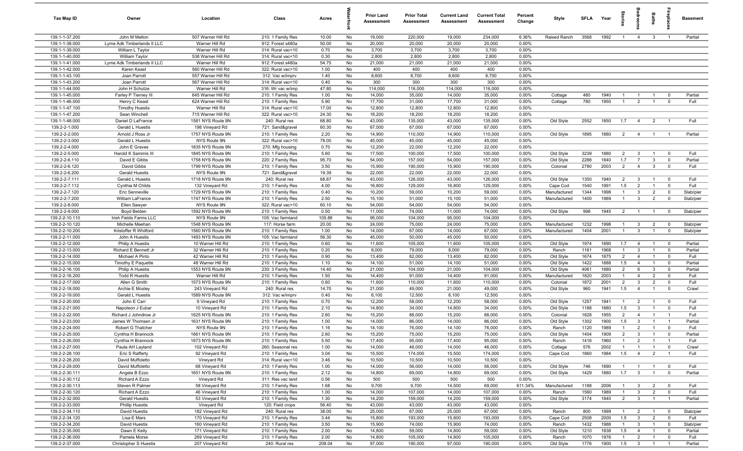| Tax Map ID | Owner | Location | Class | Acres | Waterfront | Prior Land Assessment | Prior Total Assessment | Current Land Assessment | Current Total Assessment | Percent Change | Style | SFLA | Year | Stories | Bedrooms | Baths | Fireplaces | Basement |
|---|---|---|---|---|---|---|---|---|---|---|---|---|---|---|---|---|---|---|
| 139.1-1-37.200 | John M Melton | 507 Warner Hill Rd | 210: 1 Family Res | 10.00 | No | 19,000 | 220,000 | 19,000 | 234,000 | 6.36% | Raised Ranch | 3568 | 1992 | 1 | 4 | 3 | 1 | Partial |
| 139.1-1-38.000 | Lyme Adk Timberlands II LLC | Warner Hill Rd | 912: Forest s480a | 50.00 | No | 20,000 | 20,000 | 20,000 | 20,000 | 0.00% | | | | | | | | |
| 139.1-1-39.000 | William L Taylor | Warner Hill Rd | 314: Rural vac<10 | 0.70 | No | 3,700 | 3,700 | 3,700 | 3,700 | 0.00% | | | | | | | | |
| 139.1-1-40.000 | William Taylor | 538 Warner Hill Rd | 314: Rural vac<10 | 0.30 | No | 2,800 | 2,800 | 2,800 | 2,800 | 0.00% | | | | | | | | |
| 139.1-1-41.000 | Lyme Adk Timberlands II LLC | Warner Hill Rd | 912: Forest s480a | 54.75 | No | 21,000 | 21,000 | 21,000 | 21,000 | 0.00% | | | | | | | | |
| 139.1-1-42.000 | Karen Keast | 560 Warner Hill Rd | 322: Rural vac>10 | 1.00 | No | 400 | 400 | 400 | 400 | 0.00% | | | | | | | | |
| 139.1-1-43.100 | Joan Parrott | 557 Warner Hill Rd | 312: Vac w/imprv | 1.40 | No | 8,600 | 8,700 | 8,600 | 8,700 | 0.00% | | | | | | | | |
| 139.1-1-43.200 | Joan Parrott | 567 Warner Hill Rd | 314: Rural vac<10 | 0.40 | No | 300 | 300 | 300 | 300 | 0.00% | | | | | | | | |
| 139.1-1-44.000 | John H Schutze | Warner Hill Rd | 316: Wr vac w/imp | 47.80 | No | 114,000 | 116,000 | 114,000 | 116,000 | 0.00% | | | | | | | | |
| 139.1-1-45.000 | Farley P Tierney III | 645 Warner Hill Rd | 210: 1 Family Res | 1.00 | No | 14,000 | 35,000 | 14,000 | 35,000 | 0.00% | Cottage | 480 | 1940 | 1 | 1 | 1 | 0 | Partial |
| 139.1-1-46.000 | Henry C Keast | 624 Warner Hill Rd | 210: 1 Family Res | 5.90 | No | 17,700 | 31,000 | 17,700 | 31,000 | 0.00% | Cottage | 780 | 1950 | 1 | 2 | 1 | 0 | Full |
| 139.1-1-47.100 | Timothy Huestis | Warner Hill Rd | 314: Rural vac<10 | 17.00 | No | 12,800 | 12,800 | 12,800 | 12,800 | 0.00% | | | | | | | | |
| 139.1-1-47.200 | Sean Winchell | 715 Warner Hill Rd | 322: Rural vac>10 | 24.30 | No | 18,200 | 18,200 | 18,200 | 18,200 | 0.00% | | | | | | | | |
| 139.1-1-48.000 | Daniel D LaFrance | 1581 NYS Route 9N | 240: Rural res | 68.80 | No | 43,000 | 135,000 | 43,000 | 135,000 | 0.00% | Old Style | 2552 | 1850 | 1.7 | 4 | 2 | 1 | Full |
| 139.2-2-1.000 | Gerald L Huestis | 198 Vineyard Rd | 721: Sand&gravel | 60.30 | No | 67,000 | 67,000 | 67,000 | 67,000 | 0.00% | | | | | | | | |
| 139.2-2-2.000 | Arnold J Ross Jr | 1757 NYS Route 9N | 210: 1 Family Res | 2.20 | No | 14,900 | 110,000 | 14,900 | 110,000 | 0.00% | Old Style | 1895 | 1880 | 2 | 4 | 1 | 1 | Partial |
| 139.2-2-3.000 | Gerald L Huestis | NYS Route 9N | 322: Rural vac>10 | 78.00 | No | 45,000 | 45,000 | 45,000 | 45,000 | 0.00% | | | | | | | | |
| 139.2-2-4.000 | John E Graves | 1835 NYS Route 9N | 270: Mfg housing | 0.70 | No | 12,200 | 22,000 | 12,200 | 22,000 | 0.00% | | | | | | | | |
| 139.2-2-5.000 | Harold K Sammis III | 1845 NYS Route 9N | 210: 1 Family Res | 5.60 | No | 17,500 | 100,000 | 17,500 | 100,000 | 0.00% | Old Style | 3239 | 1880 | 2 | 3 | 1 | 0 | Full |
| 139.2-2-6.110 | David E Gibbs | 1758 NYS Route 9N | 220: 2 Family Res | 95.70 | No | 54,000 | 157,000 | 54,000 | 157,000 | 0.00% | Old Style | 2288 | 1840 | 1.7 | 7 | 3 | 0 | Partial |
| 139.2-2-6.120 | David Gibbs | 1799 NYS Route 9N | 210: 1 Family Res | 3.50 | No | 15,900 | 190,000 | 15,900 | 190,000 | 0.00% | Colonial | 2780 | 2003 | 2 | 4 | 3 | 0 | Full |
| 139.2-2-6.200 | Gerald Huestis | NYS Route 9N | 721: Sand&gravel | 19.39 | No | 22,000 | 22,000 | 22,000 | 22,000 | 0.00% | | | | | | | | |
| 139.2-2-7.111 | Gerald L Huestis | 1718 NYS Route 9N | 240: Rural res | 68.87 | No | 43,000 | 126,000 | 43,000 | 126,000 | 0.00% | Old Style | 1350 | 1940 | 2 | 3 | 1 | 0 | Full |
| 139.2-2-7.112 | Cynthia M Childs | 132 Vineyard Rd | 210: 1 Family Res | 4.00 | No | 16,800 | 129,000 | 16,800 | 129,000 | 0.00% | Cape Cod | 1540 | 1991 | 1.5 | 2 | 1 | 0 | Full |
| 139.2-2-7.120 | Eric Senneville | 1729 NYS Route 9N | 210: 1 Family Res | 0.40 | No | 10,200 | 59,000 | 10,200 | 59,000 | 0.00% | Manufactured | 1344 | 1998 | 1 | 3 | 2 | 0 | Slab/pier |
| 139.2-2-7.200 | William LaFrance | 1747 NYS Route 9N | 210: 1 Family Res | 2.50 | No | 15,100 | 51,000 | 15,100 | 51,000 | 0.00% | Manufactured | 1400 | 1989 | 1 | 3 | 2 | 0 | Slab/pier |
| 139.2-2-8.000 | Ellen Sawyer | NYS Route 9N | 322: Rural vac>10 | 60.10 | No | 54,000 | 54,000 | 54,000 | 54,000 | 0.00% | | | | | | | | |
| 139.2-2-9.000 | Boyd Belden | 1592 NYS Route 9N | 210: 1 Family Res | 0.50 | No | 11,000 | 74,000 | 11,000 | 74,000 | 0.00% | Old Style | 998 | 1945 | 2 | 1 | 1 | 0 | Slab/pier |
| 139.2-2-10.110 | Irish Fields Farms LLC | NYS Route 9N | 105: Vac farmland | 105.88 | No | 95,000 | 104,000 | 95,000 | 104,000 | 0.00% | | | | | | | | |
| 139.2-2-10.120 | Michelle Meehan | 1548 NYS Route 9N | 117: Horse farm | 20.00 | No | 24,000 | 75,000 | 24,000 | 75,000 | 0.00% | Manufactured | 1232 | 1998 | 1 | 3 | 2 | 0 | Slab/pier |
| 139.2-2-10.200 | Kristoffer R Whitford | 1560 NYS Route 9N | 210: 1 Family Res | 1.00 | No | 14,000 | 67,000 | 14,000 | 67,000 | 0.00% | Manufactured | 1404 | 2001 | 1 | 3 | 1 | 0 | Slab/pier |
| 139.2-2-11.000 | John A Huestis | 1493 NYS Route 9N | 105: Vac farmland | 56.30 | No | 45,000 | 50,000 | 45,000 | 50,000 | 0.00% | | | | | | | | |
| 139.2-2-12.000 | Philip A Huestis | 10 Warner Hill Rd | 210: 1 Family Res | 0.60 | No | 11,600 | 105,000 | 11,600 | 105,000 | 0.00% | Old Style | 1974 | 1890 | 1.7 | 4 | 1 | 0 | Partial |
| 139.2-2-13.000 | Richard E Bennett Jr | 32 Warner Hill Rd | 210: 1 Family Res | 0.20 | No | 8,000 | 79,000 | 8,000 | 79,000 | 0.00% | Ranch | 1161 | 1968 | 1 | 3 | 1 | 0 | Partial |
| 139.2-2-14.000 | Michael A Pinto | 42 Warner Hill Rd | 210: 1 Family Res | 0.90 | No | 13,400 | 82,000 | 13,400 | 82,000 | 0.00% | Old Style | 1674 | 1875 | 2 | 4 | 1 | 0 | Full |
| 139.2-2-15.000 | Timothy E Paquette | 48 Warner Hill Rd | 210: 1 Family Res | 1.10 | No | 14,100 | 51,000 | 14,100 | 51,000 | 0.00% | Old Style | 1422 | 1888 | 1.5 | 4 | 1 | 0 | Partial |
| 139.2-2-16.100 | Philip A Huestis | 1553 NYS Route 9N | 230: 3 Family Res | 14.40 | No | 21,000 | 104,000 | 21,000 | 104,000 | 0.00% | Old Style | 4061 | 1880 | 2 | 6 | 3 | 0 | Partial |
| 139.2-2-16.200 | Todd R Huestis | Warner Hill Rd | 210: 1 Family Res | 1.50 | No | 14,400 | 91,000 | 14,400 | 91,000 | 0.00% | Manufactured | 1820 | 2003 | 1 | 4 | 2 | 0 | Full |
| 139.2-2-17.000 | Allen G Smith | 1573 NYS Route 9N | 210: 1 Family Res | 0.60 | No | 11,600 | 110,000 | 11,600 | 110,000 | 0.00% | Colonial | 1872 | 2001 | 2 | 3 | 2 | 0 | Full |
| 139.2-2-18.000 | Archie E Mosley | 243 Vineyard Rd | 240: Rural res | 14.70 | No | 21,000 | 49,000 | 21,000 | 49,000 | 0.00% | Old Style | 960 | 1941 | 1.5 | 4 | 1 | 0 | Crawl |
| 139.2-2-19.000 | Gerald L Huestis | 1589 NYS Route 9N | 312: Vac w/imprv | 0.40 | No | 6,100 | 12,500 | 6,100 | 12,500 | 0.00% | | | | | | | | |
| 139.2-2-20.000 | John E Carr | 9 Vineyard Rd | 210: 1 Family Res | 0.70 | No | 12,200 | 58,000 | 12,200 | 58,000 | 0.00% | Old Style | 1257 | 1941 | 1 | 2 | 1 | 0 | Full |
| 139.2-2-21.000 | Napoleon J Eubar | 10 Vineyard Rd | 210: 1 Family Res | 2.10 | No | 14,800 | 34,000 | 14,800 | 34,000 | 0.00% | Old Style | 1188 | 1880 | 1.5 | 3 | 1 | 0 | Full |
| 139.2-2-22.000 | Richard J Johndrow Jr | 1625 NYS Route 9N | 210: 1 Family Res | 2.60 | No | 15,200 | 88,000 | 15,200 | 88,000 | 0.00% | Colonial | 1828 | 1955 | 2 | 4 | 1 | 1 | Full |
| 139.2-2-23.000 | James W Thomsen Jr | 1631 NYS Route 9N | 210: 1 Family Res | 1.00 | No | 14,000 | 86,000 | 14,000 | 86,000 | 0.00% | Old Style | 1302 | 1900 | 1.5 | 3 | 1 | 1 | Partial |
| 139.2-2-24.000 | Robert G Thatcher | NYS Route 9N | 210: 1 Family Res | 1.16 | No | 14,100 | 76,000 | 14,100 | 76,000 | 0.00% | Ranch | 1120 | 1989 | 1 | 2 | 1 | 0 | Full |
| 139.2-2-25.000 | Cynthia H Brannock | 1661 NYS Route 9N | 210: 1 Family Res | 2.60 | No | 15,200 | 75,000 | 15,200 | 75,000 | 0.00% | Old Style | 1404 | 1909 | 2 | 3 | 1 | 0 | Partial |
| 139.2-2-26.000 | Cynthia H Brannock | 1673 NYS Route 9N | 210: 1 Family Res | 5.50 | No | 17,400 | 95,000 | 17,400 | 95,000 | 0.00% | Ranch | 1416 | 1960 | 1 | 2 | 1 | 1 | Full |
| 139.2-2-27.000 | Paula AH Layland | 102 Vineyard Rd | 260: Seasonal res | 1.00 | No | 14,000 | 46,000 | 14,000 | 46,000 | 0.00% | Cottage | 576 | 2002 | 1 | 1 | 1 | 0 | Crawl |
| 139.2-2-28.100 | Eric S Rafferty | 92 Vineyard Rd | 210: 1 Family Res | 3.04 | No | 15,500 | 174,000 | 15,500 | 174,000 | 0.00% | Cape Cod | 1860 | 1984 | 1.5 | 4 | 2 | 1 | Full |
| 139.2-2-28.200 | David Muffoletto | Vineyard Rd | 314: Rural vac<10 | 3.46 | No | 10,500 | 10,500 | 10,500 | 10,500 | 0.00% | | | | | | | | |
| 139.2-2-29.000 | David Muffoletto | 68 Vineyard Rd | 210: 1 Family Res | 1.00 | No | 14,000 | 56,000 | 14,000 | 56,000 | 0.00% | Old Style | 746 | 1890 | 1 | 1 | 1 | 0 | Full |
| 139.2-2-30.111 | Angela B Ezzo | 1651 NYS Route 9N | 210: 1 Family Res | 2.12 | No | 14,800 | 69,000 | 14,800 | 69,000 | 0.00% | Old Style | 1429 | 1880 | 1.7 | 3 | 1 | 0 | Partial |
| 139.2-2-30.112 | Richard A Ezzo | Vineyard Rd | 311: Res vac land | 0.56 | No | 500 | 500 | 500 | 500 | 0.00% | | | | | | | | |
| 139.2-2-30.113 | Steven R Palmer | 58 Vineyard Rd | 210: 1 Family Res | 1.68 | No | 9,700 | 9,700 | 14,500 | 69,000 | 611.34% | Manufactured | 1188 | 2006 | 1 | 3 | 2 | 0 | Full |
| 139.2-2-30.120 | Richard A Ezzo | 46 Vineyard Rd | 210: 1 Family Res | 1.00 | No | 14,000 | 107,000 | 14,000 | 107,000 | 0.00% | Ranch | 1560 | 1989 | 1 | 3 | 2 | 0 | Full |
| 139.2-2-32.000 | Gerald Huestis | 53 Vineyard Rd | 210: 1 Family Res | 1.30 | No | 14,200 | 159,000 | 14,200 | 159,000 | 0.00% | Old Style | 3174 | 1840 | 2 | 3 | 1 | 1 | Partial |
| 139.2-2-33.000 | Phillip Huestis | Vineyard Rd | 120: Field crops | 56.40 | No | 43,000 | 43,000 | 43,000 | 43,000 | 0.00% | | | | | | | | |
| 139.2-2-34.110 | David Huestis | 182 Vineyard Rd | 240: Rural res | 38.00 | No | 25,000 | 67,000 | 25,000 | 67,000 | 0.00% | Ranch | 800 | 1999 | 1 | 2 | 1 | 0 | Slab/pier |
| 139.2-2-34.120 | Lisa E Mars | 170 Vineyard Rd | 210: 1 Family Res | 3.44 | No | 15,800 | 193,000 | 15,800 | 193,000 | 0.00% | Cape Cod | 2508 | 2000 | 1.5 | 3 | 2 | 0 | Full |
| 139.2-2-34.200 | David Huestis | 160 Vineyard Rd | 210: 1 Family Res | 3.50 | No | 15,900 | 74,000 | 15,900 | 74,000 | 0.00% | Ranch | 1432 | 1988 | 1 | 3 | 1 | 0 | Slab/pier |
| 139.2-2-35.000 | Dawn E Kelly | 171 Vineyard Rd | 210: 1 Family Res | 2.00 | No | 14,800 | 59,000 | 14,800 | 59,000 | 0.00% | Old Style | 1210 | 1838 | 1.5 | 4 | 1 | 0 | Partial |
| 139.2-2-36.000 | Pamela Morse | 269 Vineyard Rd | 210: 1 Family Res | 2.00 | No | 14,800 | 105,000 | 14,800 | 105,000 | 0.00% | Ranch | 1070 | 1976 | 1 | 2 | 1 | 0 | Full |
| 139.2-2-37.000 | Christopher S Huestis | 207 Vineyard Rd | 240: Rural res | 208.04 | No | 97,000 | 190,000 | 97,000 | 190,000 | 0.00% | Old Style | 1776 | 1900 | 1.5 | 3 | 1 | 1 | Partial |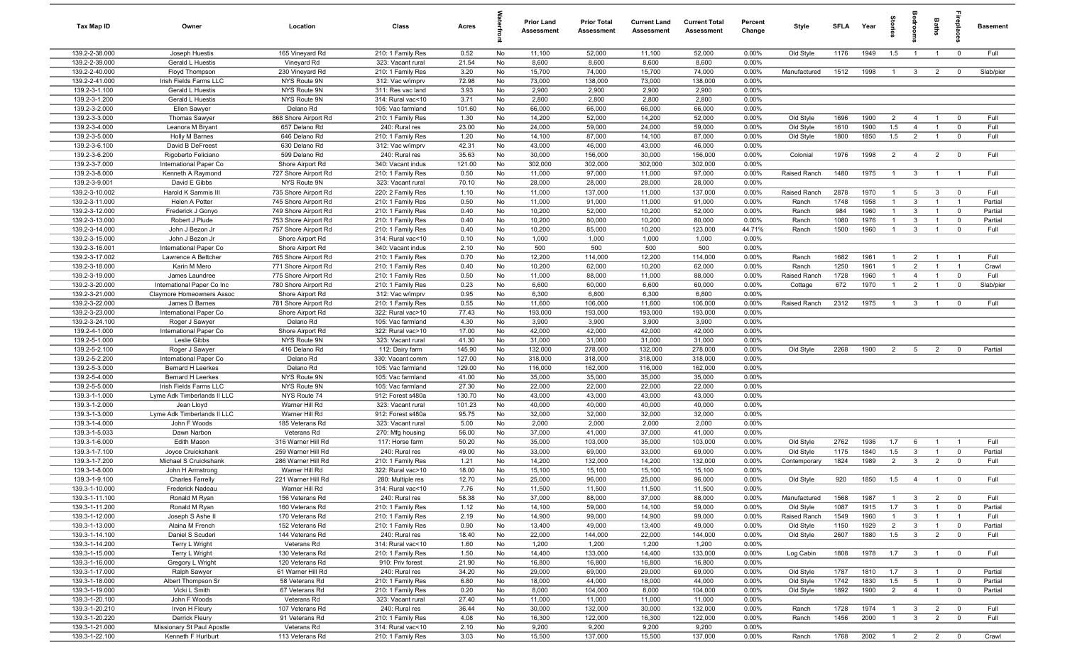| Tax Map ID | Owner | Location | Class | Acres | Waterfront | Prior Land Assessment | Prior Total Assessment | Current Land Assessment | Current Total Assessment | Percent Change | Style | SFLA | Year | Stories | Bedrooms | Baths | Fireplaces | Basement |
|---|---|---|---|---|---|---|---|---|---|---|---|---|---|---|---|---|---|---|
| 139.2-2-38.000 | Joseph Huestis | 165 Vineyard Rd | 210: 1 Family Res | 0.52 | No | 11,100 | 52,000 | 11,100 | 52,000 | 0.00% | Old Style | 1176 | 1949 | 1.5 | 1 | 1 | 0 | Full |
| 139.2-2-39.000 | Gerald L Huestis | Vineyard Rd | 323: Vacant rural | 21.54 | No | 8,600 | 8,600 | 8,600 | 8,600 | 0.00% | | | | | | | | |
| 139.2-2-40.000 | Floyd Thompson | 230 Vineyard Rd | 210: 1 Family Res | 3.20 | No | 15,700 | 74,000 | 15,700 | 74,000 | 0.00% | Manufactured | 1512 | 1998 | 1 | 3 | 2 | 0 | Slab/pier |
| 139.2-2-41.000 | Irish Fields Farms LLC | NYS Route 9N | 312: Vac w/imprv | 72.98 | No | 73,000 | 138,000 | 73,000 | 138,000 | 0.00% | | | | | | | | |
| 139.2-3-1.100 | Gerald L Huestis | NYS Route 9N | 311: Res vac land | 3.93 | No | 2,900 | 2,900 | 2,900 | 2,900 | 0.00% | | | | | | | | |
| 139.2-3-1.200 | Gerald L Huestis | NYS Route 9N | 314: Rural vac<10 | 3.71 | No | 2,800 | 2,800 | 2,800 | 2,800 | 0.00% | | | | | | | | |
| 139.2-3-2.000 | Ellen Sawyer | Delano Rd | 105: Vac farmland | 101.60 | No | 66,000 | 66,000 | 66,000 | 66,000 | 0.00% | | | | | | | | |
| 139.2-3-3.000 | Thomas Sawyer | 868 Shore Airport Rd | 210: 1 Family Res | 1.30 | No | 14,200 | 52,000 | 14,200 | 52,000 | 0.00% | Old Style | 1696 | 1900 | 2 | 4 | 1 | 0 | Full |
| 139.2-3-4.000 | Leanora M Bryant | 657 Delano Rd | 240: Rural res | 23.00 | No | 24,000 | 59,000 | 24,000 | 59,000 | 0.00% | Old Style | 1610 | 1900 | 1.5 | 4 | 1 | 0 | Full |
| 139.2-3-5.000 | Holly M Barnes | 646 Delano Rd | 210: 1 Family Res | 1.20 | No | 14,100 | 87,000 | 14,100 | 87,000 | 0.00% | Old Style | 1800 | 1850 | 1.5 | 2 | 1 | 0 | Full |
| 139.2-3-6.100 | David B DeFreest | 630 Delano Rd | 312: Vac w/imprv | 42.31 | No | 43,000 | 46,000 | 43,000 | 46,000 | 0.00% | | | | | | | | |
| 139.2-3-6.200 | Rigoberto Feliciano | 599 Delano Rd | 240: Rural res | 35.63 | No | 30,000 | 156,000 | 30,000 | 156,000 | 0.00% | Colonial | 1976 | 1998 | 2 | 4 | 2 | 0 | Full |
| 139.2-3-7.000 | International Paper Co | Shore Airport Rd | 340: Vacant indus | 121.00 | No | 302,000 | 302,000 | 302,000 | 302,000 | 0.00% | | | | | | | | |
| 139.2-3-8.000 | Kenneth A Raymond | 727 Shore Airport Rd | 210: 1 Family Res | 0.50 | No | 11,000 | 97,000 | 11,000 | 97,000 | 0.00% | Raised Ranch | 1480 | 1975 | 1 | 3 | 1 | 1 | Full |
| 139.2-3-9.001 | David E Gibbs | NYS Route 9N | 323: Vacant rural | 70.10 | No | 28,000 | 28,000 | 28,000 | 28,000 | 0.00% | | | | | | | | |
| 139.2-3-10.002 | Harold K Sammis III | 735 Shore Airport Rd | 220: 2 Family Res | 1.10 | No | 11,000 | 137,000 | 11,000 | 137,000 | 0.00% | Raised Ranch | 2878 | 1970 | 1 | 5 | 3 | 0 | Full |
| 139.2-3-11.000 | Helen A Potter | 745 Shore Airport Rd | 210: 1 Family Res | 0.50 | No | 11,000 | 91,000 | 11,000 | 91,000 | 0.00% | Ranch | 1748 | 1958 | 1 | 3 | 1 | 1 | Partial |
| 139.2-3-12.000 | Frederick J Gonyo | 749 Shore Airport Rd | 210: 1 Family Res | 0.40 | No | 10,200 | 52,000 | 10,200 | 52,000 | 0.00% | Ranch | 984 | 1960 | 1 | 3 | 1 | 0 | Partial |
| 139.2-3-13.000 | Robert J Plude | 753 Shore Airport Rd | 210: 1 Family Res | 0.40 | No | 10,200 | 80,000 | 10,200 | 80,000 | 0.00% | Ranch | 1080 | 1976 | 1 | 3 | 1 | 0 | Partial |
| 139.2-3-14.000 | John J Bezon Jr | 757 Shore Airport Rd | 210: 1 Family Res | 0.40 | No | 10,200 | 85,000 | 10,200 | 123,000 | 44.71% | Ranch | 1500 | 1960 | 1 | 3 | 1 | 0 | Full |
| 139.2-3-15.000 | John J Bezon Jr | Shore Airport Rd | 314: Rural vac<10 | 0.10 | No | 1,000 | 1,000 | 1,000 | 1,000 | 0.00% | | | | | | | | |
| 139.2-3-16.001 | International Paper Co | Shore Airport Rd | 340: Vacant indus | 2.10 | No | 500 | 500 | 500 | 500 | 0.00% | | | | | | | | |
| 139.2-3-17.002 | Lawrence A Bettcher | 765 Shore Airport Rd | 210: 1 Family Res | 0.70 | No | 12,200 | 114,000 | 12,200 | 114,000 | 0.00% | Ranch | 1682 | 1961 | 1 | 2 | 1 | 1 | Full |
| 139.2-3-18.000 | Karin M Mero | 771 Shore Airport Rd | 210: 1 Family Res | 0.40 | No | 10,200 | 62,000 | 10,200 | 62,000 | 0.00% | Ranch | 1250 | 1961 | 1 | 2 | 1 | 1 | Crawl |
| 139.2-3-19.000 | James Laundree | 775 Shore Airport Rd | 210: 1 Family Res | 0.50 | No | 11,000 | 88,000 | 11,000 | 88,000 | 0.00% | Raised Ranch | 1728 | 1960 | 1 | 4 | 1 | 0 | Full |
| 139.2-3-20.000 | International Paper Co Inc | 780 Shore Airport Rd | 210: 1 Family Res | 0.23 | No | 6,600 | 60,000 | 6,600 | 60,000 | 0.00% | Cottage | 672 | 1970 | 1 | 2 | 1 | 0 | Slab/pier |
| 139.2-3-21.000 | Claymore Homeowners Assoc | Shore Airport Rd | 312: Vac w/imprv | 0.95 | No | 6,300 | 6,800 | 6,300 | 6,800 | 0.00% | | | | | | | | |
| 139.2-3-22.000 | James D Barnes | 781 Shore Airport Rd | 210: 1 Family Res | 0.55 | No | 11,600 | 106,000 | 11,600 | 106,000 | 0.00% | Raised Ranch | 2312 | 1975 | 1 | 3 | 1 | 0 | Full |
| 139.2-3-23.000 | International Paper Co | Shore Airport Rd | 322: Rural vac>10 | 77.43 | No | 193,000 | 193,000 | 193,000 | 193,000 | 0.00% | | | | | | | | |
| 139.2-3-24.100 | Roger J Sawyer | Delano Rd | 105: Vac farmland | 4.30 | No | 3,900 | 3,900 | 3,900 | 3,900 | 0.00% | | | | | | | | |
| 139.2-4-1.000 | International Paper Co | Shore Airport Rd | 322: Rural vac>10 | 17.00 | No | 42,000 | 42,000 | 42,000 | 42,000 | 0.00% | | | | | | | | |
| 139.2-5-1.000 | Leslie Gibbs | NYS Route 9N | 323: Vacant rural | 41.30 | No | 31,000 | 31,000 | 31,000 | 31,000 | 0.00% | | | | | | | | |
| 139.2-5-2.100 | Roger J Sawyer | 416 Delano Rd | 112: Dairy farm | 145.90 | No | 132,000 | 278,000 | 132,000 | 278,000 | 0.00% | Old Style | 2268 | 1900 | 2 | 5 | 2 | 0 | Partial |
| 139.2-5-2.200 | International Paper Co | Delano Rd | 330: Vacant comm | 127.00 | No | 318,000 | 318,000 | 318,000 | 318,000 | 0.00% | | | | | | | | |
| 139.2-5-3.000 | Bernard H Leerkes | Delano Rd | 105: Vac farmland | 129.00 | No | 116,000 | 162,000 | 116,000 | 162,000 | 0.00% | | | | | | | | |
| 139.2-5-4.000 | Bernard H Leerkes | NYS Route 9N | 105: Vac farmland | 41.00 | No | 35,000 | 35,000 | 35,000 | 35,000 | 0.00% | | | | | | | | |
| 139.2-5-5.000 | Irish Fields Farms LLC | NYS Route 9N | 105: Vac farmland | 27.30 | No | 22,000 | 22,000 | 22,000 | 22,000 | 0.00% | | | | | | | | |
| 139.3-1-1.000 | Lyme Adk Timberlands II LLC | NYS Route 74 | 912: Forest s480a | 130.70 | No | 43,000 | 43,000 | 43,000 | 43,000 | 0.00% | | | | | | | | |
| 139.3-1-2.000 | Jean Lloyd | Warner Hill Rd | 323: Vacant rural | 101.23 | No | 40,000 | 40,000 | 40,000 | 40,000 | 0.00% | | | | | | | | |
| 139.3-1-3.000 | Lyme Adk Timberlands II LLC | Warner Hill Rd | 912: Forest s480a | 95.75 | No | 32,000 | 32,000 | 32,000 | 32,000 | 0.00% | | | | | | | | |
| 139.3-1-4.000 | John F Woods | 185 Veterans Rd | 323: Vacant rural | 5.00 | No | 2,000 | 2,000 | 2,000 | 2,000 | 0.00% | | | | | | | | |
| 139.3-1-5.033 | Dawn Narbon | Veterans Rd | 270: Mfg housing | 56.00 | No | 37,000 | 41,000 | 37,000 | 41,000 | 0.00% | | | | | | | | |
| 139.3-1-6.000 | Edith Mason | 316 Warner Hill Rd | 117: Horse farm | 50.20 | No | 35,000 | 103,000 | 35,000 | 103,000 | 0.00% | Old Style | 2762 | 1936 | 1.7 | 6 | 1 | 1 | Full |
| 139.3-1-7.100 | Joyce Cruickshank | 259 Warner Hill Rd | 240: Rural res | 49.00 | No | 33,000 | 69,000 | 33,000 | 69,000 | 0.00% | Old Style | 1175 | 1840 | 1.5 | 3 | 1 | 0 | Partial |
| 139.3-1-7.200 | Michael S Cruickshank | 286 Warner Hill Rd | 210: 1 Family Res | 1.21 | No | 14,200 | 132,000 | 14,200 | 132,000 | 0.00% | Contemporary | 1824 | 1989 | 2 | 3 | 2 | 0 | Full |
| 139.3-1-8.000 | John H Armstrong | Warner Hill Rd | 322: Rural vac>10 | 18.00 | No | 15,100 | 15,100 | 15,100 | 15,100 | 0.00% | | | | | | | | |
| 139.3-1-9.100 | Charles Farrelly | 221 Warner Hill Rd | 280: Multiple res | 12.70 | No | 25,000 | 96,000 | 25,000 | 96,000 | 0.00% | Old Style | 920 | 1850 | 1.5 | 4 | 1 | 0 | Full |
| 139.3-1-10.000 | Frederick Nadeau | Warner Hill Rd | 314: Rural vac<10 | 7.76 | No | 11,500 | 11,500 | 11,500 | 11,500 | 0.00% | | | | | | | | |
| 139.3-1-11.100 | Ronald M Ryan | 156 Veterans Rd | 240: Rural res | 58.38 | No | 37,000 | 88,000 | 37,000 | 88,000 | 0.00% | Manufactured | 1568 | 1987 | 1 | 3 | 2 | 0 | Full |
| 139.3-1-11.200 | Ronald M Ryan | 160 Veterans Rd | 210: 1 Family Res | 1.12 | No | 14,100 | 59,000 | 14,100 | 59,000 | 0.00% | Old Style | 1087 | 1915 | 1.7 | 3 | 1 | 0 | Partial |
| 139.3-1-12.000 | Joseph S Ashe II | 170 Veterans Rd | 210: 1 Family Res | 2.19 | No | 14,900 | 99,000 | 14,900 | 99,000 | 0.00% | Raised Ranch | 1549 | 1960 | 1 | 3 | 1 | 1 | Full |
| 139.3-1-13.000 | Alaina M French | 152 Veterans Rd | 210: 1 Family Res | 0.90 | No | 13,400 | 49,000 | 13,400 | 49,000 | 0.00% | Old Style | 1150 | 1929 | 2 | 3 | 1 | 0 | Partial |
| 139.3-1-14.100 | Daniel S Scuderi | 144 Veterans Rd | 240: Rural res | 18.40 | No | 22,000 | 144,000 | 22,000 | 144,000 | 0.00% | Old Style | 2607 | 1880 | 1.5 | 3 | 2 | 0 | Full |
| 139.3-1-14.200 | Terry L Wright | Veterans Rd | 314: Rural vac<10 | 1.60 | No | 1,200 | 1,200 | 1,200 | 1,200 | 0.00% | | | | | | | | |
| 139.3-1-15.000 | Terry L Wright | 130 Veterans Rd | 210: 1 Family Res | 1.50 | No | 14,400 | 133,000 | 14,400 | 133,000 | 0.00% | Log Cabin | 1808 | 1978 | 1.7 | 3 | 1 | 0 | Full |
| 139.3-1-16.000 | Gregory L Wright | 120 Veterans Rd | 910: Priv forest | 21.90 | No | 16,800 | 16,800 | 16,800 | 16,800 | 0.00% | | | | | | | | |
| 139.3-1-17.000 | Ralph Sawyer | 61 Warner Hill Rd | 240: Rural res | 34.20 | No | 29,000 | 69,000 | 29,000 | 69,000 | 0.00% | Old Style | 1787 | 1810 | 1.7 | 3 | 1 | 0 | Partial |
| 139.3-1-18.000 | Albert Thompson Sr | 58 Veterans Rd | 210: 1 Family Res | 6.80 | No | 18,000 | 44,000 | 18,000 | 44,000 | 0.00% | Old Style | 1742 | 1830 | 1.5 | 5 | 1 | 0 | Partial |
| 139.3-1-19.000 | Vicki L Smith | 67 Veterans Rd | 210: 1 Family Res | 0.20 | No | 8,000 | 104,000 | 8,000 | 104,000 | 0.00% | Old Style | 1892 | 1900 | 2 | 4 | 1 | 0 | Partial |
| 139.3-1-20.100 | John F Woods | Veterans Rd | 323: Vacant rural | 27.40 | No | 11,000 | 11,000 | 11,000 | 11,000 | 0.00% | | | | | | | | |
| 139.3-1-20.210 | Irven H Fleury | 107 Veterans Rd | 240: Rural res | 36.44 | No | 30,000 | 132,000 | 30,000 | 132,000 | 0.00% | Ranch | 1728 | 1974 | 1 | 3 | 2 | 0 | Full |
| 139.3-1-20.220 | Derrick Fleury | 91 Veterans Rd | 210: 1 Family Res | 4.08 | No | 16,300 | 122,000 | 16,300 | 122,000 | 0.00% | Ranch | 1456 | 2000 | 1 | 3 | 2 | 0 | Full |
| 139.3-1-21.000 | Missionary St Paul Apostle | Veterans Rd | 314: Rural vac<10 | 2.10 | No | 9,200 | 9,200 | 9,200 | 9,200 | 0.00% | | | | | | | | |
| 139.3-1-22.100 | Kenneth F Hurlburt | 113 Veterans Rd | 210: 1 Family Res | 3.03 | No | 15,500 | 137,000 | 15,500 | 137,000 | 0.00% | Ranch | 1768 | 2002 | 1 | 2 | 2 | 0 | Crawl |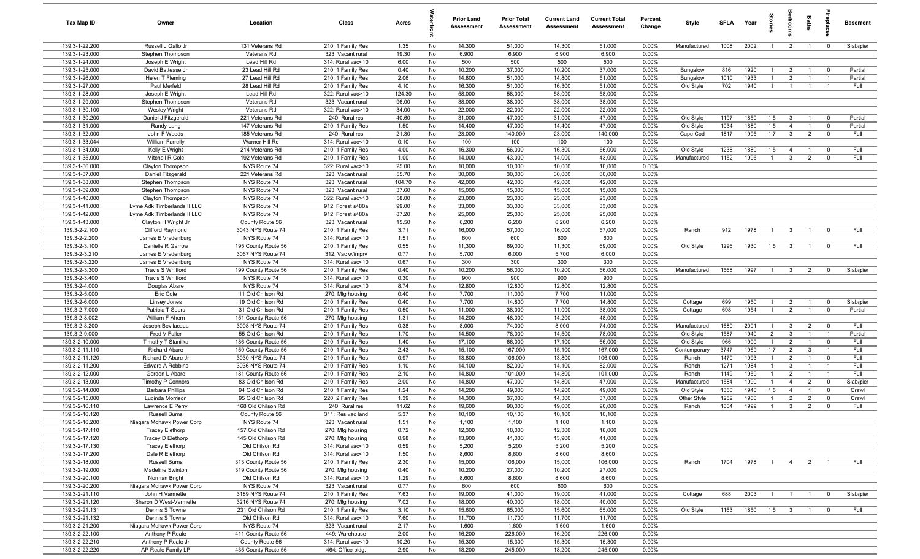| Tax Map ID | Owner | Location | Class | Acres | Waterfront | Prior Land Assessment | Prior Total Assessment | Current Land Assessment | Current Total Assessment | Percent Change | Style | SFLA | Year | Stories | Bedrooms | Baths | Fireplaces | Basement |
|---|---|---|---|---|---|---|---|---|---|---|---|---|---|---|---|---|---|---|
| 139.3-1-22.200 | Russell J Gallo Jr | 131 Veterans Rd | 210: 1 Family Res | 1.35 | No | 14,300 | 51,000 | 14,300 | 51,000 | 0.00% | Manufactured | 1008 | 2002 | 1 | 2 | 1 | 0 | Slab/pier |
| 139.3-1-23.000 | Stephen Thompson | Veterans Rd | 323: Vacant rural | 19.30 | No | 6,900 | 6,900 | 6,900 | 6,900 | 0.00% | | | | | | | | |
| 139.3-1-24.000 | Joseph E Wright | Lead Hill Rd | 314: Rural vac<10 | 6.00 | No | 500 | 500 | 500 | 500 | 0.00% | | | | | | | | |
| 139.3-1-25.000 | David Battease Jr | 23 Lead Hill Rd | 210: 1 Family Res | 0.40 | No | 10,200 | 37,000 | 10,200 | 37,000 | 0.00% | Bungalow | 816 | 1920 | 1 | 2 | 1 | 0 | Partial |
| 139.3-1-26.000 | Helen T Fleming | 27 Lead Hill Rd | 210: 1 Family Res | 2.06 | No | 14,800 | 51,000 | 14,800 | 51,000 | 0.00% | Bungalow | 1010 | 1933 | 1 | 2 | 1 | 1 | Partial |
| 139.3-1-27.000 | Paul Merfeld | 28 Lead Hill Rd | 210: 1 Family Res | 4.10 | No | 16,300 | 51,000 | 16,300 | 51,000 | 0.00% | Old Style | 702 | 1940 | 1 | 1 | 1 | 1 | Full |
| 139.3-1-28.000 | Joseph E Wright | Lead Hill Rd | 322: Rural vac>10 | 124.30 | No | 58,000 | 58,000 | 58,000 | 58,000 | 0.00% | | | | | | | | |
| 139.3-1-29.000 | Stephen Thompson | Veterans Rd | 323: Vacant rural | 96.00 | No | 38,000 | 38,000 | 38,000 | 38,000 | 0.00% | | | | | | | | |
| 139.3-1-30.100 | Wesley Wright | Veterans Rd | 322: Rural vac>10 | 34.00 | No | 22,000 | 22,000 | 22,000 | 22,000 | 0.00% | | | | | | | | |
| 139.3-1-30.200 | Daniel J Fitzgerald | 221 Veterans Rd | 240: Rural res | 40.60 | No | 31,000 | 47,000 | 31,000 | 47,000 | 0.00% | Old Style | 1197 | 1850 | 1.5 | 3 | 1 | 0 | Partial |
| 139.3-1-31.000 | Randy Lang | 147 Veterans Rd | 210: 1 Family Res | 1.50 | No | 14,400 | 47,000 | 14,400 | 47,000 | 0.00% | Old Style | 1034 | 1880 | 1.5 | 4 | 1 | 0 | Partial |
| 139.3-1-32.000 | John F Woods | 185 Veterans Rd | 240: Rural res | 21.30 | No | 23,000 | 140,000 | 23,000 | 140,000 | 0.00% | Cape Cod | 1817 | 1995 | 1.7 | 3 | 2 | 0 | Full |
| 139.3-1-33.044 | William Farrelly | Warner Hill Rd | 314: Rural vac<10 | 0.10 | No | 100 | 100 | 100 | 100 | 0.00% | | | | | | | | |
| 139.3-1-34.000 | Kelly E Wright | 214 Veterans Rd | 210: 1 Family Res | 4.00 | No | 16,300 | 56,000 | 16,300 | 56,000 | 0.00% | Old Style | 1238 | 1880 | 1.5 | 4 | 1 | 0 | Full |
| 139.3-1-35.000 | Mitchell R Cole | 192 Veterans Rd | 210: 1 Family Res | 1.00 | No | 14,000 | 43,000 | 14,000 | 43,000 | 0.00% | Manufactured | 1152 | 1995 | 1 | 3 | 2 | 0 | Full |
| 139.3-1-36.000 | Clayton Thompson | NYS Route 74 | 322: Rural vac>10 | 25.00 | No | 10,000 | 10,000 | 10,000 | 10,000 | 0.00% | | | | | | | | |
| 139.3-1-37.000 | Daniel Fitzgerald | 221 Veterans Rd | 323: Vacant rural | 55.70 | No | 30,000 | 30,000 | 30,000 | 30,000 | 0.00% | | | | | | | | |
| 139.3-1-38.000 | Stephen Thompson | NYS Route 74 | 323: Vacant rural | 104.70 | No | 42,000 | 42,000 | 42,000 | 42,000 | 0.00% | | | | | | | | |
| 139.3-1-39.000 | Stephen Thompson | NYS Route 74 | 323: Vacant rural | 37.60 | No | 15,000 | 15,000 | 15,000 | 15,000 | 0.00% | | | | | | | | |
| 139.3-1-40.000 | Clayton Thompson | NYS Route 74 | 322: Rural vac>10 | 58.00 | No | 23,000 | 23,000 | 23,000 | 23,000 | 0.00% | | | | | | | | |
| 139.3-1-41.000 | Lyme Adk Timberlands II LLC | NYS Route 74 | 912: Forest s480a | 99.00 | No | 33,000 | 33,000 | 33,000 | 33,000 | 0.00% | | | | | | | | |
| 139.3-1-42.000 | Lyme Adk Timberlands II LLC | NYS Route 74 | 912: Forest s480a | 87.20 | No | 25,000 | 25,000 | 25,000 | 25,000 | 0.00% | | | | | | | | |
| 139.3-1-43.000 | Clayton H Wright Jr | County Route 56 | 323: Vacant rural | 15.50 | No | 6,200 | 6,200 | 6,200 | 6,200 | 0.00% | | | | | | | | |
| 139.3-2-2.100 | Clifford Raymond | 3043 NYS Route 74 | 210: 1 Family Res | 3.71 | No | 16,000 | 57,000 | 16,000 | 57,000 | 0.00% | Ranch | 912 | 1978 | 1 | 3 | 1 | 0 | Full |
| 139.3-2-2.200 | James E Vradenburg | NYS Route 74 | 314: Rural vac<10 | 1.51 | No | 600 | 600 | 600 | 600 | 0.00% | | | | | | | | |
| 139.3-2-3.100 | Danielle R Garrow | 195 County Route 56 | 210: 1 Family Res | 0.55 | No | 11,300 | 69,000 | 11,300 | 69,000 | 0.00% | Old Style | 1296 | 1930 | 1.5 | 3 | 1 | 0 | Full |
| 139.3-2-3.210 | James E Vradenburg | 3067 NYS Route 74 | 312: Vac w/imprv | 0.77 | No | 5,700 | 6,000 | 5,700 | 6,000 | 0.00% | | | | | | | | |
| 139.3-2-3.220 | James E Vradenburg | NYS Route 74 | 314: Rural vac<10 | 0.67 | No | 300 | 300 | 300 | 300 | 0.00% | | | | | | | | |
| 139.3-2-3.300 | Travis S Whitford | 199 County Route 56 | 210: 1 Family Res | 0.40 | No | 10,200 | 56,000 | 10,200 | 56,000 | 0.00% | Manufactured | 1568 | 1997 | 1 | 3 | 2 | 0 | Slab/pier |
| 139.3-2-3.400 | Travis S Whitford | NYS Route 74 | 314: Rural vac<10 | 0.30 | No | 900 | 900 | 900 | 900 | 0.00% | | | | | | | | |
| 139.3-2-4.000 | Douglas Abare | NYS Route 74 | 314: Rural vac<10 | 8.74 | No | 12,800 | 12,800 | 12,800 | 12,800 | 0.00% | | | | | | | | |
| 139.3-2-5.000 | Eric Cole | 11 Old Chilson Rd | 270: Mfg housing | 0.40 | No | 7,700 | 11,000 | 7,700 | 11,000 | 0.00% | | | | | | | | |
| 139.3-2-6.000 | Linsey Jones | 19 Old Chilson Rd | 210: 1 Family Res | 0.40 | No | 7,700 | 14,800 | 7,700 | 14,800 | 0.00% | Cottage | 699 | 1950 | 1 | 2 | 1 | 0 | Slab/pier |
| 139.3-2-7.000 | Patricia T Sears | 31 Old Chilson Rd | 210: 1 Family Res | 0.50 | No | 11,000 | 38,000 | 11,000 | 38,000 | 0.00% | Cottage | 698 | 1954 | 1 | 2 | 1 | 0 | Partial |
| 139.3-2-8.002 | William F Ahern | 151 County Route 56 | 270: Mfg housing | 1.31 | No | 14,200 | 48,000 | 14,200 | 48,000 | 0.00% | | | | | | | | |
| 139.3-2-8.200 | Joseph Bevilacqua | 3008 NYS Route 74 | 210: 1 Family Res | 0.38 | No | 8,000 | 74,000 | 8,000 | 74,000 | 0.00% | Manufactured | 1680 | 2001 | 1 | 3 | 2 | 0 | Full |
| 139.3-2-9.000 | Fred V Fuller | 55 Old Chilson Rd | 210: 1 Family Res | 1.70 | No | 14,500 | 78,000 | 14,500 | 78,000 | 0.00% | Old Style | 1587 | 1940 | 2 | 3 | 1 | 1 | Partial |
| 139.3-2-10.000 | Timothy T Stanilka | 186 County Route 56 | 210: 1 Family Res | 1.40 | No | 17,100 | 66,000 | 17,100 | 66,000 | 0.00% | Old Style | 966 | 1900 | 1 | 2 | 1 | 0 | Full |
| 139.3-2-11.110 | Richard Abare | 159 County Route 56 | 210: 1 Family Res | 2.43 | No | 15,100 | 167,000 | 15,100 | 167,000 | 0.00% | Contemporary | 3747 | 1969 | 1.7 | 2 | 3 | 1 | Full |
| 139.3-2-11.120 | Richard D Abare Jr | 3030 NYS Route 74 | 210: 1 Family Res | 0.97 | No | 13,800 | 106,000 | 13,800 | 106,000 | 0.00% | Ranch | 1470 | 1993 | 1 | 2 | 1 | 0 | Full |
| 139.3-2-11.200 | Edward A Robbins | 3036 NYS Route 74 | 210: 1 Family Res | 1.10 | No | 14,100 | 82,000 | 14,100 | 82,000 | 0.00% | Ranch | 1271 | 1984 | 1 | 3 | 1 | 1 | Full |
| 139.3-2-12.000 | Gordon L Abare | 181 County Route 56 | 210: 1 Family Res | 2.10 | No | 14,800 | 101,000 | 14,800 | 101,000 | 0.00% | Ranch | 1149 | 1959 | 1 | 2 | 1 | 1 | Full |
| 139.3-2-13.000 | Timothy P Connors | 83 Old Chilson Rd | 210: 1 Family Res | 2.00 | No | 14,800 | 47,000 | 14,800 | 47,000 | 0.00% | Manufactured | 1584 | 1990 | 1 | 4 | 2 | 0 | Slab/pier |
| 139.3-2-14.000 | Barbara Phillips | 94 Old Chilson Rd | 210: 1 Family Res | 1.24 | No | 14,200 | 49,000 | 14,200 | 49,000 | 0.00% | Old Style | 1350 | 1940 | 1.5 | 4 | 1 | 0 | Crawl |
| 139.3-2-15.000 | Lucinda Morrison | 95 Old Chilson Rd | 220: 2 Family Res | 1.39 | No | 14,300 | 37,000 | 14,300 | 37,000 | 0.00% | Other Style | 1252 | 1960 | 1 | 2 | 2 | 0 | Crawl |
| 139.3-2-16.110 | Lawrence E Perry | 168 Old Chilson Rd | 240: Rural res | 11.62 | No | 19,600 | 90,000 | 19,600 | 90,000 | 0.00% | Ranch | 1664 | 1999 | 1 | 3 | 2 | 0 | Full |
| 139.3-2-16.120 | Russell Burns | County Route 56 | 311: Res vac land | 5.37 | No | 10,100 | 10,100 | 10,100 | 10,100 | 0.00% | | | | | | | | |
| 139.3-2-16.200 | Niagara Mohawk Power Corp | NYS Route 74 | 323: Vacant rural | 1.51 | No | 1,100 | 1,100 | 1,100 | 1,100 | 0.00% | | | | | | | | |
| 139.3-2-17.110 | Tracey Elethorp | 157 Old Chilson Rd | 270: Mfg housing | 0.72 | No | 12,300 | 18,000 | 12,300 | 18,000 | 0.00% | | | | | | | | |
| 139.3-2-17.120 | Tracey D Elethorp | 145 Old Chilson Rd | 270: Mfg housing | 0.98 | No | 13,900 | 41,000 | 13,900 | 41,000 | 0.00% | | | | | | | | |
| 139.3-2-17.130 | Tracey Elethorp | Old Chilson Rd | 314: Rural vac<10 | 0.59 | No | 5,200 | 5,200 | 5,200 | 5,200 | 0.00% | | | | | | | | |
| 139.3-2-17.200 | Dale R Elethorp | Old Chilson Rd | 314: Rural vac<10 | 1.50 | No | 8,600 | 8,600 | 8,600 | 8,600 | 0.00% | | | | | | | | |
| 139.3-2-18.000 | Russell Burns | 313 County Route 56 | 210: 1 Family Res | 2.30 | No | 15,000 | 106,000 | 15,000 | 106,000 | 0.00% | Ranch | 1704 | 1978 | 1 | 4 | 2 | 1 | Full |
| 139.3-2-19.000 | Madeline Swinton | 319 County Route 56 | 270: Mfg housing | 0.40 | No | 10,200 | 27,000 | 10,200 | 27,000 | 0.00% | | | | | | | | |
| 139.3-2-20.100 | Norman Bright | Old Chilson Rd | 314: Rural vac<10 | 1.29 | No | 8,600 | 8,600 | 8,600 | 8,600 | 0.00% | | | | | | | | |
| 139.3-2-20.200 | Niagara Mohawk Power Corp | NYS Route 74 | 323: Vacant rural | 0.77 | No | 600 | 600 | 600 | 600 | 0.00% | | | | | | | | |
| 139.3-2-21.110 | John H Varmette | 3189 NYS Route 74 | 210: 1 Family Res | 7.63 | No | 19,000 | 41,000 | 19,000 | 41,000 | 0.00% | Cottage | 688 | 2003 | 1 | 1 | 1 | 0 | Slab/pier |
| 139.3-2-21.120 | Sharon D West-Varmette | 3216 NYS Route 74 | 270: Mfg housing | 7.02 | No | 18,000 | 40,000 | 18,000 | 40,000 | 0.00% | | | | | | | | |
| 139.3-2-21.131 | Dennis S Towne | 231 Old Chilson Rd | 210: 1 Family Res | 3.10 | No | 15,600 | 65,000 | 15,600 | 65,000 | 0.00% | Old Style | 1163 | 1850 | 1.5 | 3 | 1 | 0 | Full |
| 139.3-2-21.132 | Dennis S Towne | Old Chilson Rd | 314: Rural vac<10 | 7.60 | No | 11,700 | 11,700 | 11,700 | 11,700 | 0.00% | | | | | | | | |
| 139.3-2-21.200 | Niagara Mohawk Power Corp | NYS Route 74 | 323: Vacant rural | 2.17 | No | 1,600 | 1,600 | 1,600 | 1,600 | 0.00% | | | | | | | | |
| 139.3-2-22.100 | Anthony P Reale | 411 County Route 56 | 449: Warehouse | 2.00 | No | 16,200 | 226,000 | 16,200 | 226,000 | 0.00% | | | | | | | | |
| 139.3-2-22.210 | Anthony P Reale Jr | County Route 56 | 314: Rural vac<10 | 10.20 | No | 15,300 | 15,300 | 15,300 | 15,300 | 0.00% | | | | | | | | |
| 139.3-2-22.220 | AP Reale Family LP | 435 County Route 56 | 464: Office bldg. | 2.90 | No | 18,200 | 245,000 | 18,200 | 245,000 | 0.00% | | | | | | | | |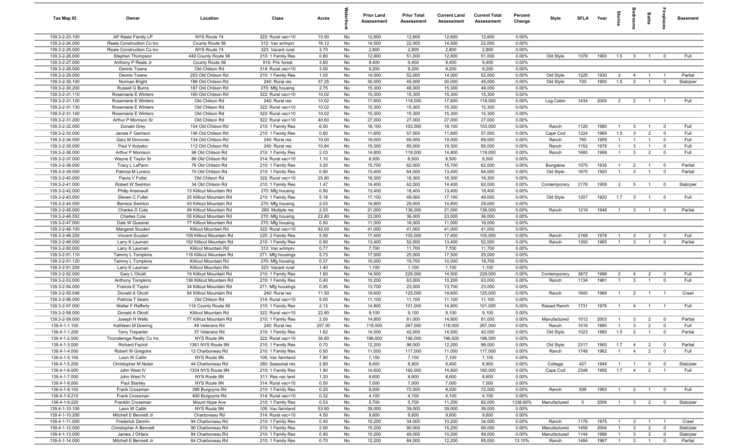| Tax Map ID | Owner | Location | Class | Acres | Waterfront | Prior Land Assessment | Prior Total Assessment | Current Land Assessment | Current Total Assessment | Percent Change | Style | SFLA | Year | Stories | Bedrooms | Baths | Fireplaces | Basement |
|---|---|---|---|---|---|---|---|---|---|---|---|---|---|---|---|---|---|---|
| 139.3-2-23.100 | AP Reale Family LP | NYS Route 74 | 322: Rural vac>10 | 10.50 | No | 12,600 | 12,600 | 12,600 | 12,600 | 0.00% | | | | | | | | |
| 139.3-2-24.000 | Reale Construction Co Inc | County Route 56 | 312: Vac w/imprv | 16.12 | No | 14,500 | 22,000 | 14,500 | 22,000 | 0.00% | | | | | | | | |
| 139.3-2-25.000 | Reale Construction Co Inc | NYS Route 74 | 323: Vacant rural | 3.70 | No | 2,800 | 2,800 | 2,800 | 2,800 | 0.00% | | | | | | | | |
| 139.3-2-26.000 | Stephen Thompson | 449 County Route 56 | 210: 1 Family Res | 0.80 | No | 12,800 | 51,000 | 12,800 | 51,000 | 0.00% | Old Style | 1378 | 1900 | 1.5 | 3 | 1 | 0 | Full |
| 139.3-2-27.000 | Anthony P Reale Jr | County Route 56 | 910: Priv forest | 3.60 | No | 9,400 | 9,400 | 9,400 | 9,400 | 0.00% | | | | | | | | |
| 139.3-2-28.000 | Dennis Towne | Old Chilson Rd | 314: Rural vac<10 | 3.00 | No | 9,200 | 9,200 | 9,200 | 9,200 | 0.00% | | | | | | | | |
| 139.3-2-29.000 | Dennis Towne | 253 Old Chilson Rd | 210: 1 Family Res | 1.00 | No | 14,000 | 52,000 | 14,000 | 52,000 | 0.00% | Old Style | 1225 | 1930 | 2 | 4 | 1 | 1 | Partial |
| 139.3-2-30.100 | Norman Bright | 186 Old Chilson Rd | 240: Rural res | 37.25 | No | 30,000 | 45,000 | 30,000 | 45,000 | 0.00% | Old Style | 720 | 1900 | 1.5 | 2 | 1 | 0 | Slab/pier |
| 139.3-2-30.200 | Russell G Burns | 187 Old Chilson Rd | 270: Mfg housing | 2.75 | No | 15,300 | 48,000 | 15,300 | 48,000 | 0.00% | | | | | | | | |
| 139.3-2-31.110 | Rosemarie E Winters | 160 Old Chilson Rd | 322: Rural vac>10 | 10.02 | No | 15,300 | 15,300 | 15,300 | 15,300 | 0.00% | | | | | | | | |
| 139.3-2-31.120 | Rosemarie E Winters | Old Chilson Rd | 240: Rural res | 10.02 | No | 17,600 | 118,000 | 17,600 | 118,000 | 0.00% | Log Cabin | 1434 | 2005 | 2 | 2 | 1 | 1 | Full |
| 139.3-2-31.130 | Rosemarie E Winters | Old Chilson Rd | 322: Rural vac>10 | 10.02 | No | 15,300 | 15,300 | 15,300 | 15,300 | 0.00% | | | | | | | | |
| 139.3-2-31.140 | Rosemarie E Winters | Old Chilson Rd | 322: Rural vac>10 | 10.02 | No | 15,300 | 15,300 | 15,300 | 15,300 | 0.00% | | | | | | | | |
| 139.3-2-31.200 | Arthur P Morrison Sr | Old Chilson Rd | 322: Rural vac>10 | 40.60 | No | 27,000 | 27,000 | 27,000 | 27,000 | 0.00% | | | | | | | | |
| 139.3-2-32.000 | Donald Grey | 154 Old Chilson Rd | 210: 1 Family Res | 6.50 | No | 18,100 | 103,000 | 18,100 | 103,000 | 0.00% | Ranch | 1120 | 1980 | 1 | 3 | 1 | 0 | Full |
| 139.3-2-33.000 | James F Garrison | 146 Old Chilson Rd | 210: 1 Family Res | 0.60 | No | 11,600 | 57,000 | 11,600 | 57,000 | 0.00% | Cape Cod | 1224 | 1965 | 1.5 | 3 | 2 | 0 | Full |
| 139.3-2-34.000 | Gary M Donovan | 134 Old Chilson Rd | 240: Rural res | 10.00 | No | 19,000 | 69,000 | 19,000 | 69,000 | 0.00% | Ranch | 760 | 1959 | 1 | 1 | 1 | 0 | Full |
| 139.3-2-35.000 | Paul V Kolysko | 112 Old Chilson Rd | 240: Rural res | 10.84 | No | 19,300 | 85,000 | 19,300 | 85,000 | 0.00% | Ranch | 1152 | 1978 | 1 | 3 | 1 | 0 | Full |
| 139.3-2-36.000 | Arthur P Morrison | 96 Old Chilson Rd | 210: 1 Family Res | 2.03 | No | 14,800 | 119,000 | 14,800 | 119,000 | 0.00% | Ranch | 1680 | 1999 | 1 | 3 | 2 | 0 | Full |
| 139.3-2-37.000 | Wayne E Taylor Sr | 86 Old Chilson Rd | 314: Rural vac<10 | 1.10 | No | 8,500 | 8,500 | 8,500 | 8,500 | 0.00% | | | | | | | | |
| 139.3-2-38.000 | Tracy L LaPann | 76 Old Chilson Rd | 210: 1 Family Res | 3.20 | No | 15,700 | 62,000 | 15,700 | 62,000 | 0.00% | Bungalow | 1070 | 1935 | 1 | 2 | 1 | 0 | Partial |
| 139.3-2-39.000 | Patricia M Lorenz | 70 Old Chilson Rd | 210: 1 Family Res | 0.90 | No | 13,400 | 64,000 | 13,400 | 64,000 | 0.00% | Old Style | 1670 | 1920 | 1 | 3 | 1 | 0 | Partial |
| 139.3-2-40.000 | Flavia V Fuller | Old Chilson Rd | 322: Rural vac>10 | 25.80 | No | 18,300 | 18,300 | 18,300 | 18,300 | 0.00% | | | | | | | | |
| 139.3-2-41.000 | Robert W Swinton | 34 Old Chilson Rd | 210: 1 Family Res | 1.47 | No | 14,400 | 62,000 | 14,400 | 62,000 | 0.00% | Contemporary | 2176 | 1958 | 2 | 5 | 1 | 0 | Slab/pier |
| 139.3-2-42.000 | Philip Arsenault | 13 Killicut Mountain Rd | 270: Mfg housing | 0.90 | No | 13,400 | 18,400 | 13,400 | 18,400 | 0.00% | | | | | | | | |
| 139.3-2-43.000 | Steven C Fuller | 25 Killicut Mountain Rd | 210: 1 Family Res | 5.18 | No | 17,100 | 49,000 | 17,100 | 49,000 | 0.00% | Old Style | 1207 | 1920 | 1.7 | 3 | 1 | 0 | Full |
| 139.3-2-44.000 | Bernice Swinton | 43 Killicut Mountain Rd | 270: Mfg housing | 2.03 | No | 14,800 | 29,000 | 14,800 | 29,000 | 0.00% | | | | | | | | |
| 139.3-2-45.000 | Charles D Cole | 49 Killicut Mountain Rd | 280: Multiple res | 2.03 | No | 21,000 | 136,000 | 21,000 | 136,000 | 0.00% | Ranch | 1219 | 1948 | 1 | 3 | 1 | 0 | Partial |
| 139.3-2-46.552 | Charles Cole | 55 Killicut Mountain Rd | 270: Mfg housing | 22.80 | No | 23,000 | 36,000 | 23,000 | 36,000 | 0.00% | | | | | | | | |
| 139.3-2-47.000 | Dale W Quesnel | 77 Killicut Mountain Rd | 270: Mfg housing | 0.50 | No | 11,000 | 16,000 | 11,000 | 16,000 | 0.00% | | | | | | | | |
| 139.3-2-48.100 | Margaret Scuderi | Killicut Mountain Rd | 322: Rural vac>10 | 82.00 | No | 41,000 | 41,000 | 41,000 | 41,000 | 0.00% | | | | | | | | |
| 139.3-2-48.200 | Vincent Scuderi | 109 Killicut Mountain Rd | 220: 2 Family Res | 5.50 | No | 17,400 | 105,000 | 17,400 | 105,000 | 0.00% | Ranch | 2168 | 1978 | 1 | 3 | 2 | 0 | Full |
| 139.3-2-49.000 | Larry K Lauman | 152 Killicut Mountain Rd | 210: 1 Family Res | 0.90 | No | 13,400 | 52,000 | 13,400 | 52,000 | 0.00% | Ranch | 1350 | 1965 | 1 | 3 | 1 | 0 | Partial |
| 139.3-2-50.000 | Larry K Lauman | Killicut Mountain Rd | 312: Vac w/imprv | 0.77 | No | 7,700 | 11,700 | 7,700 | 11,700 | 0.00% | | | | | | | | |
| 139.3-2-51.110 | Tammy L Tompkins | 118 Killicut Mountain Rd | 271: Mfg housings | 5.73 | No | 17,500 | 25,000 | 17,500 | 25,000 | 0.00% | | | | | | | | |
| 139.3-2-51.120 | Tammy L Tompkins | Killicut Mountain Rd | 270: Mfg housing | 0.37 | No | 10,000 | 19,700 | 10,000 | 19,700 | 0.00% | | | | | | | | |
| 139.3-2-51.200 | Larry K Lauman | Killicut Mountain Rd | 323: Vacant rural | 1.40 | No | 1,100 | 1,100 | 1,100 | 1,100 | 0.00% | | | | | | | | |
| 139.3-2-52.000 | Gary L Olcott | 74 Killicut Mountain Rd | 210: 1 Family Res | 1.60 | No | 14,500 | 229,000 | 14,500 | 229,000 | 0.00% | Contemporary | 3672 | 1996 | 2 | 4 | 2 | 0 | Full |
| 139.3-2-53.000 | Anthony Tompkins | 136 Killicut Mountain Rd | 210: 1 Family Res | 0.40 | No | 10,200 | 63,000 | 10,200 | 63,000 | 0.00% | Ranch | 1134 | 1981 | 1 | 3 | 1 | 0 | Full |
| 139.3-2-54.000 | Francis E Taylor | 34 Killicut Mountain Rd | 271: Mfg housings | 0.95 | No | 13,700 | 23,000 | 13,700 | 23,000 | 0.00% | | | | | | | | |
| 139.3-2-55.046 | Donald A Olcott | 84 Killicut Mountain Rd | 240: Rural res | 11.50 | No | 19,600 | 125,000 | 19,600 | 125,000 | 0.00% | Ranch | 1600 | 1989 | 1 | 2 | 1 | 1 | Crawl |
| 139.3-2-56.000 | Patricia T Sears | Old Chilson Rd | 314: Rural vac<10 | 5.00 | No | 11,100 | 11,100 | 11,100 | 11,100 | 0.00% | | | | | | | | |
| 139.3-2-57.000 | Walter F Rafferty | 116 County Route 56 | 210: 1 Family Res | 2.13 | No | 14,800 | 101,000 | 14,800 | 101,000 | 0.00% | Raised Ranch | 1731 | 1976 | 1 | 4 | 1 | 1 | Full |
| 139.3-2-58.000 | Donald A Olcott | Killicut Mountain Rd | 322: Rural vac>10 | 22.80 | No | 9,100 | 9,100 | 9,100 | 9,100 | 0.00% | | | | | | | | |
| 139.3-2-59.000 | Joseph H Wells | 77 Killicut Mountain Rd | 210: 1 Family Res | 2.00 | No | 14,800 | 81,000 | 14,800 | 81,000 | 0.00% | Manufactured | 1512 | 2003 | 1 | 3 | 2 | 0 | Partial |
| 139.4-1-1.100 | Kathleen M Doering | 49 Veterans Rd | 240: Rural res | 257.00 | No | 118,000 | 267,000 | 118,000 | 267,000 | 0.00% | Ranch | 1516 | 1990 | 1 | 3 | 2 | 0 | Full |
| 139.4-1-1.200 | Terry Trepanier | 37 Veterans Rd | 210: 1 Family Res | 1.62 | No | 14,500 | 42,000 | 14,500 | 42,000 | 0.00% | Old Style | 1023 | 1880 | 1.5 | 2 | 1 | 0 | Partial |
| 139.4-1-2.000 | Ticonderoga Realty Co Inc | NYS Route 9N | 322: Rural vac>10 | 36.80 | No | 196,000 | 196,000 | 196,000 | 196,000 | 0.00% | | | | | | | | |
| 139.4-1-3.000 | Richard Fazioli | 1361 NYS Route 9N | 210: 1 Family Res | 0.70 | No | 12,200 | 96,000 | 12,200 | 96,000 | 0.00% | Old Style | 2317 | 1900 | 1.7 | 4 | 2 | 0 | Partial |
| 139.4-1-4.000 | Robert W Gregoire | 12 Charboneau Rd | 210: 1 Family Res | 0.50 | No | 11,000 | 117,000 | 11,000 | 117,000 | 0.00% | Ranch | 1748 | 1962 | 1 | 4 | 2 | 0 | Full |
| 139.4-1-5.100 | Leon W Catlin | NYS Route 9N | 105: Vac farmland | 7.90 | No | 7,100 | 7,100 | 7,100 | 7,100 | 0.00% | | | | | | | | |
| 139.4-1-5.200 | Christopher M Nolan | 44 Charboneau Rd | 260: Seasonal res | 2.80 | No | 8,400 | 8,900 | 8,400 | 8,900 | 0.00% | Cottage | 427 | 1948 | 1 | 1 | 0 | 0 | Slab/pier |
| 139.4-1-6.000 | John West IV | 1334 NYS Route 9N | 210: 1 Family Res | 1.80 | No | 14,600 | 160,000 | 14,600 | 160,000 | 0.00% | Cape Cod | 2348 | 1956 | 1.7 | 4 | 2 | 1 | Full |
| 139.4-1-7.000 | John West IV | NYS Route 9N | 311: Res vac land | 1.20 | No | 8,600 | 8,600 | 8,600 | 8,600 | 0.00% | | | | | | | | |
| 139.4-1-8.000 | Paul Stanley | NYS Route 9N | 314: Rural vac<10 | 0.50 | No | 7,000 | 7,000 | 7,000 | 7,000 | 0.00% | | | | | | | | |
| 139.4-1-9.100 | Frank Crossman | 396 Burgoyne Rd | 210: 1 Family Res | 0.20 | No | 8,000 | 72,000 | 8,000 | 72,000 | 0.00% | Ranch | 936 | 1993 | 1 | 2 | 1 | 0 | Full |
| 139.4-1-9.210 | Frank Crossman | 400 Burgoyne Rd | 314: Rural vac<10 | 0.32 | No | 4,100 | 4,100 | 4,100 | 4,100 | 0.00% | | | | | | | | |
| 139.4-1-9.220 | Franklin Crossman | Mount Hope Ave | 210: 1 Family Res | 0.53 | No | 5,700 | 5,700 | 11,200 | 82,000 | 1338.60% | Manufactured | 0 | 2006 | 1 | 3 | 2 | 0 | Slab/pier |
| 139.4-1-10.100 | Leon W Catlin | NYS Route 9N | 105: Vac farmland | 53.90 | No | 39,000 | 39,000 | 39,000 | 39,000 | 0.00% | | | | | | | | |
| 139.4-1-10.200 | Mitchell E Bennett Jr | Charboneau Rd | 314: Rural vac<10 | 4.50 | No | 9,800 | 9,800 | 9,800 | 9,800 | 0.00% | | | | | | | | |
| 139.4-1-11.000 | Frederick Dennin | 94 Charboneau Rd | 210: 1 Family Res | 0.40 | No | 10,200 | 34,000 | 10,200 | 34,000 | 0.00% | Ranch | 1176 | 1975 | 1 | 3 | 1 | 1 | Crawl |
| 139.4-1-12.000 | Christopher A Bennett | 90 Charboneau Rd | 210: 1 Family Res | 2.60 | No | 15,200 | 90,000 | 15,200 | 90,000 | 0.00% | Manufactured | 1456 | 2004 | 1 | 3 | 2 | 0 | Slab/pier |
| 139.4-1-13.000 | James J OHara | 84 Charboneau Rd | 210: 1 Family Res | 0.40 | No | 10,200 | 49,000 | 10,200 | 49,000 | 0.00% | Manufactured | 1144 | 1998 | 1 | 3 | 2 | 0 | Slab/pier |
| 139.4-1-14.000 | Mitchell E Bennett Jr | 64 Charboneau Rd | 210: 1 Family Res | 0.70 | No | 12,200 | 84,000 | 12,200 | 95,000 | 13.10% | Ranch | 1484 | 1967 | 1 | 3 | 1 | 0 | Partial |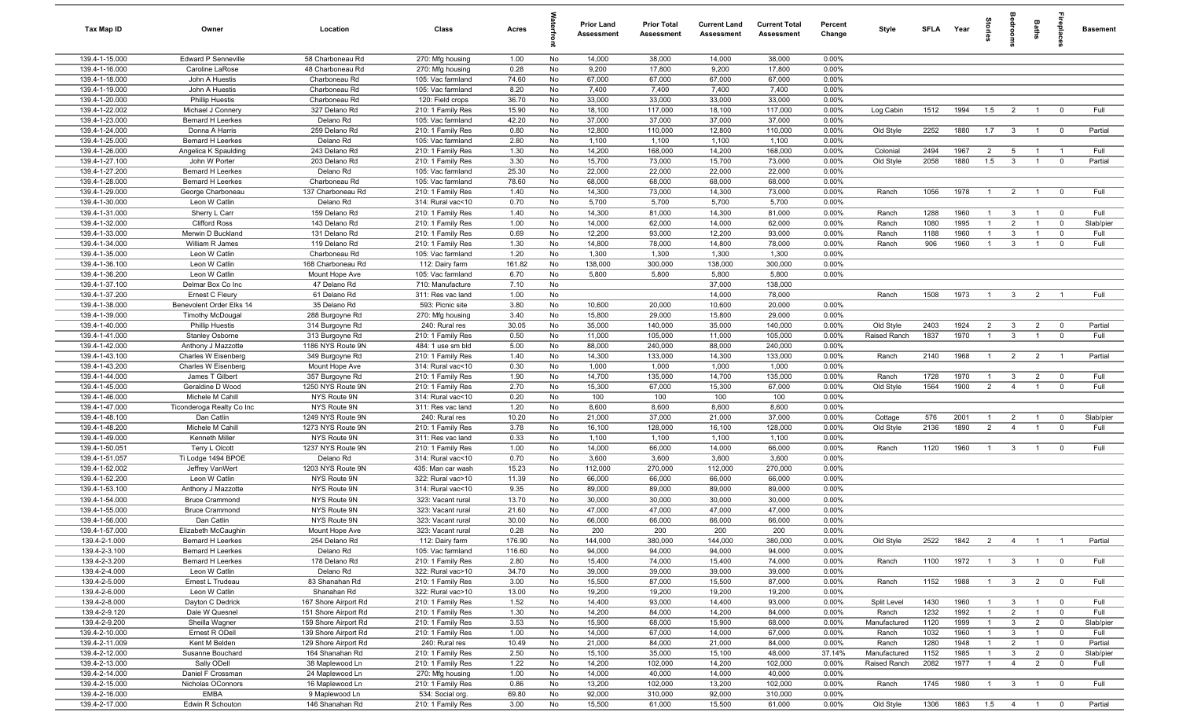| Tax Map ID | Owner | Location | Class | Acres | Waterfront | Prior Land Assessment | Prior Total Assessment | Current Land Assessment | Current Total Assessment | Percent Change | Style | SFLA | Year | Stories | Bedrooms | Baths | Fireplaces | Basement |
|---|---|---|---|---|---|---|---|---|---|---|---|---|---|---|---|---|---|---|
| 139.4-1-15.000 | Edward P Senneville | 58 Charboneau Rd | 270: Mfg housing | 1.00 | No | 14,000 | 38,000 | 14,000 | 38,000 | 0.00% | | | | | | | | |
| 139.4-1-16.000 | Caroline LaRose | 48 Charboneau Rd | 270: Mfg housing | 0.28 | No | 9,200 | 17,800 | 9,200 | 17,800 | 0.00% | | | | | | | | |
| 139.4-1-18.000 | John A Huestis | Charboneau Rd | 105: Vac farmland | 74.60 | No | 67,000 | 67,000 | 67,000 | 67,000 | 0.00% | | | | | | | | |
| 139.4-1-19.000 | John A Huestis | Charboneau Rd | 105: Vac farmland | 8.20 | No | 7,400 | 7,400 | 7,400 | 7,400 | 0.00% | | | | | | | | |
| 139.4-1-20.000 | Phillip Huestis | Charboneau Rd | 120: Field crops | 36.70 | No | 33,000 | 33,000 | 33,000 | 33,000 | 0.00% | | | | | | | | |
| 139.4-1-22.002 | Michael J Connery | 327 Delano Rd | 210: 1 Family Res | 15.90 | No | 18,100 | 117,000 | 18,100 | 117,000 | 0.00% | Log Cabin | 1512 | 1994 | 1.5 | 2 | 1 | 0 | Full |
| 139.4-1-23.000 | Bernard H Leerkes | Delano Rd | 105: Vac farmland | 42.20 | No | 37,000 | 37,000 | 37,000 | 37,000 | 0.00% | | | | | | | | |
| 139.4-1-24.000 | Donna A Harris | 259 Delano Rd | 210: 1 Family Res | 0.80 | No | 12,800 | 110,000 | 12,800 | 110,000 | 0.00% | Old Style | 2252 | 1880 | 1.7 | 3 | 1 | 0 | Partial |
| 139.4-1-25.000 | Bernard H Leerkes | Delano Rd | 105: Vac farmland | 2.80 | No | 1,100 | 1,100 | 1,100 | 1,100 | 0.00% | | | | | | | | |
| 139.4-1-26.000 | Angelica K Spaulding | 243 Delano Rd | 210: 1 Family Res | 1.30 | No | 14,200 | 168,000 | 14,200 | 168,000 | 0.00% | Colonial | 2494 | 1967 | 2 | 5 | 1 | 1 | Full |
| 139.4-1-27.100 | John W Porter | 203 Delano Rd | 210: 1 Family Res | 3.30 | No | 15,700 | 73,000 | 15,700 | 73,000 | 0.00% | Old Style | 2058 | 1880 | 1.5 | 3 | 1 | 0 | Partial |
| 139.4-1-27.200 | Bernard H Leerkes | Delano Rd | 105: Vac farmland | 25.30 | No | 22,000 | 22,000 | 22,000 | 22,000 | 0.00% | | | | | | | | |
| 139.4-1-28.000 | Bernard H Leerkes | Charboneau Rd | 105: Vac farmland | 78.60 | No | 68,000 | 68,000 | 68,000 | 68,000 | 0.00% | | | | | | | | |
| 139.4-1-29.000 | George Charboneau | 137 Charboneau Rd | 210: 1 Family Res | 1.40 | No | 14,300 | 73,000 | 14,300 | 73,000 | 0.00% | Ranch | 1056 | 1978 | 1 | 2 | 1 | 0 | Full |
| 139.4-1-30.000 | Leon W Catlin | Delano Rd | 314: Rural vac<10 | 0.70 | No | 5,700 | 5,700 | 5,700 | 5,700 | 0.00% | | | | | | | | |
| 139.4-1-31.000 | Sherry L Carr | 159 Delano Rd | 210: 1 Family Res | 1.40 | No | 14,300 | 81,000 | 14,300 | 81,000 | 0.00% | Ranch | 1288 | 1960 | 1 | 3 | 1 | 0 | Full |
| 139.4-1-32.000 | Clifford Ross | 143 Delano Rd | 210: 1 Family Res | 1.00 | No | 14,000 | 62,000 | 14,000 | 62,000 | 0.00% | Ranch | 1080 | 1995 | 1 | 2 | 1 | 0 | Slab/pier |
| 139.4-1-33.000 | Merwin D Buckland | 131 Delano Rd | 210: 1 Family Res | 0.69 | No | 12,200 | 93,000 | 12,200 | 93,000 | 0.00% | Ranch | 1188 | 1960 | 1 | 3 | 1 | 0 | Full |
| 139.4-1-34.000 | William R James | 119 Delano Rd | 210: 1 Family Res | 1.30 | No | 14,800 | 78,000 | 14,800 | 78,000 | 0.00% | Ranch | 906 | 1960 | 1 | 3 | 1 | 0 | Full |
| 139.4-1-35.000 | Leon W Catlin | Charboneau Rd | 105: Vac farmland | 1.20 | No | 1,300 | 1,300 | 1,300 | 1,300 | 0.00% | | | | | | | | |
| 139.4-1-36.100 | Leon W Catlin | 168 Charboneau Rd | 112: Dairy farm | 161.82 | No | 138,000 | 300,000 | 138,000 | 300,000 | 0.00% | | | | | | | | |
| 139.4-1-36.200 | Leon W Catlin | Mount Hope Ave | 105: Vac farmland | 6.70 | No | 5,800 | 5,800 | 5,800 | 5,800 | 0.00% | | | | | | | | |
| 139.4-1-37.100 | Delmar Box Co Inc | 47 Delano Rd | 710: Manufacture | 7.10 | No | | | 37,000 | 138,000 | | | | | | | | | |
| 139.4-1-37.200 | Ernest C Fleury | 61 Delano Rd | 311: Res vac land | 1.00 | No | | | 14,000 | 78,000 | | Ranch | 1508 | 1973 | 1 | 3 | 2 | 1 | Full |
| 139.4-1-38.000 | Benevolent Order Elks 14 | 35 Delano Rd | 593: Picnic site | 3.80 | No | 10,600 | 20,000 | 10,600 | 20,000 | 0.00% | | | | | | | | |
| 139.4-1-39.000 | Timothy McDougal | 288 Burgoyne Rd | 270: Mfg housing | 3.40 | No | 15,800 | 29,000 | 15,800 | 29,000 | 0.00% | | | | | | | | |
| 139.4-1-40.000 | Phillip Huestis | 314 Burgoyne Rd | 240: Rural res | 30.05 | No | 35,000 | 140,000 | 35,000 | 140,000 | 0.00% | Old Style | 2403 | 1924 | 2 | 3 | 2 | 0 | Partial |
| 139.4-1-41.000 | Stanley Osborne | 313 Burgoyne Rd | 210: 1 Family Res | 0.50 | No | 11,000 | 105,000 | 11,000 | 105,000 | 0.00% | Raised Ranch | 1837 | 1970 | 1 | 3 | 1 | 0 | Full |
| 139.4-1-42.000 | Anthony J Mazzotte | 1186 NYS Route 9N | 484: 1 use sm bld | 5.00 | No | 88,000 | 240,000 | 88,000 | 240,000 | 0.00% | | | | | | | | |
| 139.4-1-43.100 | Charles W Eisenberg | 349 Burgoyne Rd | 210: 1 Family Res | 1.40 | No | 14,300 | 133,000 | 14,300 | 133,000 | 0.00% | Ranch | 2140 | 1968 | 1 | 2 | 2 | 1 | Partial |
| 139.4-1-43.200 | Charles W Eisenberg | Mount Hope Ave | 314: Rural vac<10 | 0.30 | No | 1,000 | 1,000 | 1,000 | 1,000 | 0.00% | | | | | | | | |
| 139.4-1-44.000 | James T Gilbert | 357 Burgoyne Rd | 210: 1 Family Res | 1.90 | No | 14,700 | 135,000 | 14,700 | 135,000 | 0.00% | Ranch | 1728 | 1970 | 1 | 3 | 2 | 0 | Full |
| 139.4-1-45.000 | Geraldine D Wood | 1250 NYS Route 9N | 210: 1 Family Res | 2.70 | No | 15,300 | 67,000 | 15,300 | 67,000 | 0.00% | Old Style | 1564 | 1900 | 2 | 4 | 1 | 0 | Full |
| 139.4-1-46.000 | Michele M Cahill | NYS Route 9N | 314: Rural vac<10 | 0.20 | No | 100 | 100 | 100 | 100 | 0.00% | | | | | | | | |
| 139.4-1-47.000 | Ticonderoga Realty Co Inc | NYS Route 9N | 311: Res vac land | 1.20 | No | 8,600 | 8,600 | 8,600 | 8,600 | 0.00% | | | | | | | | |
| 139.4-1-48.100 | Dan Catlin | 1249 NYS Route 9N | 240: Rural res | 10.20 | No | 21,000 | 37,000 | 21,000 | 37,000 | 0.00% | Cottage | 576 | 2001 | 1 | 2 | 1 | 0 | Slab/pier |
| 139.4-1-48.200 | Michele M Cahill | 1273 NYS Route 9N | 210: 1 Family Res | 3.78 | No | 16,100 | 128,000 | 16,100 | 128,000 | 0.00% | Old Style | 2136 | 1890 | 2 | 4 | 1 | 0 | Full |
| 139.4-1-49.000 | Kenneth Miller | NYS Route 9N | 311: Res vac land | 0.33 | No | 1,100 | 1,100 | 1,100 | 1,100 | 0.00% | | | | | | | | |
| 139.4-1-50.051 | Terry L Olcott | 1237 NYS Route 9N | 210: 1 Family Res | 1.00 | No | 14,000 | 66,000 | 14,000 | 66,000 | 0.00% | Ranch | 1120 | 1960 | 1 | 3 | 1 | 0 | Full |
| 139.4-1-51.057 | Ti Lodge 1494 BPOE | Delano Rd | 314: Rural vac<10 | 0.70 | No | 3,600 | 3,600 | 3,600 | 3,600 | 0.00% | | | | | | | | |
| 139.4-1-52.002 | Jeffrey VanWert | 1203 NYS Route 9N | 435: Man car wash | 15.23 | No | 112,000 | 270,000 | 112,000 | 270,000 | 0.00% | | | | | | | | |
| 139.4-1-52.200 | Leon W Catlin | NYS Route 9N | 322: Rural vac>10 | 11.39 | No | 66,000 | 66,000 | 66,000 | 66,000 | 0.00% | | | | | | | | |
| 139.4-1-53.100 | Anthony J Mazzotte | NYS Route 9N | 314: Rural vac<10 | 9.35 | No | 89,000 | 89,000 | 89,000 | 89,000 | 0.00% | | | | | | | | |
| 139.4-1-54.000 | Bruce Crammond | NYS Route 9N | 323: Vacant rural | 13.70 | No | 30,000 | 30,000 | 30,000 | 30,000 | 0.00% | | | | | | | | |
| 139.4-1-55.000 | Bruce Crammond | NYS Route 9N | 323: Vacant rural | 21.60 | No | 47,000 | 47,000 | 47,000 | 47,000 | 0.00% | | | | | | | | |
| 139.4-1-56.000 | Dan Catlin | NYS Route 9N | 323: Vacant rural | 30.00 | No | 66,000 | 66,000 | 66,000 | 66,000 | 0.00% | | | | | | | | |
| 139.4-1-57.000 | Elizabeth McCaughin | Mount Hope Ave | 323: Vacant rural | 0.28 | No | 200 | 200 | 200 | 200 | 0.00% | | | | | | | | |
| 139.4-2-1.000 | Bernard H Leerkes | 254 Delano Rd | 112: Dairy farm | 176.90 | No | 144,000 | 380,000 | 144,000 | 380,000 | 0.00% | Old Style | 2522 | 1842 | 2 | 4 | 1 | 1 | Partial |
| 139.4-2-3.100 | Bernard H Leerkes | Delano Rd | 105: Vac farmland | 116.60 | No | 94,000 | 94,000 | 94,000 | 94,000 | 0.00% | | | | | | | | |
| 139.4-2-3.200 | Bernard H Leerkes | 178 Delano Rd | 210: 1 Family Res | 2.80 | No | 15,400 | 74,000 | 15,400 | 74,000 | 0.00% | Ranch | 1100 | 1972 | 1 | 3 | 1 | 0 | Full |
| 139.4-2-4.000 | Leon W Catlin | Delano Rd | 322: Rural vac>10 | 34.70 | No | 39,000 | 39,000 | 39,000 | 39,000 | 0.00% | | | | | | | | |
| 139.4-2-5.000 | Ernest L Trudeau | 83 Shanahan Rd | 210: 1 Family Res | 3.00 | No | 15,500 | 87,000 | 15,500 | 87,000 | 0.00% | Ranch | 1152 | 1988 | 1 | 3 | 2 | 0 | Full |
| 139.4-2-6.000 | Leon W Catlin | Shanahan Rd | 322: Rural vac>10 | 13.00 | No | 19,200 | 19,200 | 19,200 | 19,200 | 0.00% | | | | | | | | |
| 139.4-2-8.000 | Dayton C Dedrick | 167 Shore Airport Rd | 210: 1 Family Res | 1.52 | No | 14,400 | 93,000 | 14,400 | 93,000 | 0.00% | Split Level | 1430 | 1960 | 1 | 3 | 1 | 0 | Full |
| 139.4-2-9.120 | Dale W Quesnel | 151 Shore Airport Rd | 210: 1 Family Res | 1.30 | No | 14,200 | 84,000 | 14,200 | 84,000 | 0.00% | Ranch | 1232 | 1992 | 1 | 2 | 1 | 0 | Full |
| 139.4-2-9.200 | Sheilla Wagner | 159 Shore Airport Rd | 210: 1 Family Res | 3.53 | No | 15,900 | 68,000 | 15,900 | 68,000 | 0.00% | Manufactured | 1120 | 1999 | 1 | 3 | 2 | 0 | Slab/pier |
| 139.4-2-10.000 | Ernest R ODell | 139 Shore Airport Rd | 210: 1 Family Res | 1.00 | No | 14,000 | 67,000 | 14,000 | 67,000 | 0.00% | Ranch | 1032 | 1960 | 1 | 3 | 1 | 0 | Full |
| 139.4-2-11.009 | Kent M Belden | 129 Shore Airport Rd | 240: Rural res | 10.49 | No | 21,000 | 84,000 | 21,000 | 84,000 | 0.00% | Ranch | 1280 | 1948 | 1 | 2 | 1 | 0 | Partial |
| 139.4-2-12.000 | Susanne Bouchard | 164 Shanahan Rd | 210: 1 Family Res | 2.50 | No | 15,100 | 35,000 | 15,100 | 48,000 | 37.14% | Manufactured | 1152 | 1985 | 1 | 3 | 2 | 0 | Slab/pier |
| 139.4-2-13.000 | Sally ODell | 38 Maplewood Ln | 210: 1 Family Res | 1.22 | No | 14,200 | 102,000 | 14,200 | 102,000 | 0.00% | Raised Ranch | 2082 | 1977 | 1 | 4 | 2 | 0 | Full |
| 139.4-2-14.000 | Daniel F Crossman | 24 Maplewood Ln | 270: Mfg housing | 1.00 | No | 14,000 | 40,000 | 14,000 | 40,000 | 0.00% | | | | | | | | |
| 139.4-2-15.000 | Nicholas OConnors | 16 Maplewood Ln | 210: 1 Family Res | 0.86 | No | 13,200 | 102,000 | 13,200 | 102,000 | 0.00% | Ranch | 1745 | 1980 | 1 | 3 | 1 | 0 | Full |
| 139.4-2-16.000 | EMBA | 9 Maplewood Ln | 534: Social org. | 69.80 | No | 92,000 | 310,000 | 92,000 | 310,000 | 0.00% | | | | | | | | |
| 139.4-2-17.000 | Edwin R Schouton | 146 Shanahan Rd | 210: 1 Family Res | 3.00 | No | 15,500 | 61,000 | 15,500 | 61,000 | 0.00% | Old Style | 1306 | 1863 | 1.5 | 4 | 1 | 0 | Partial |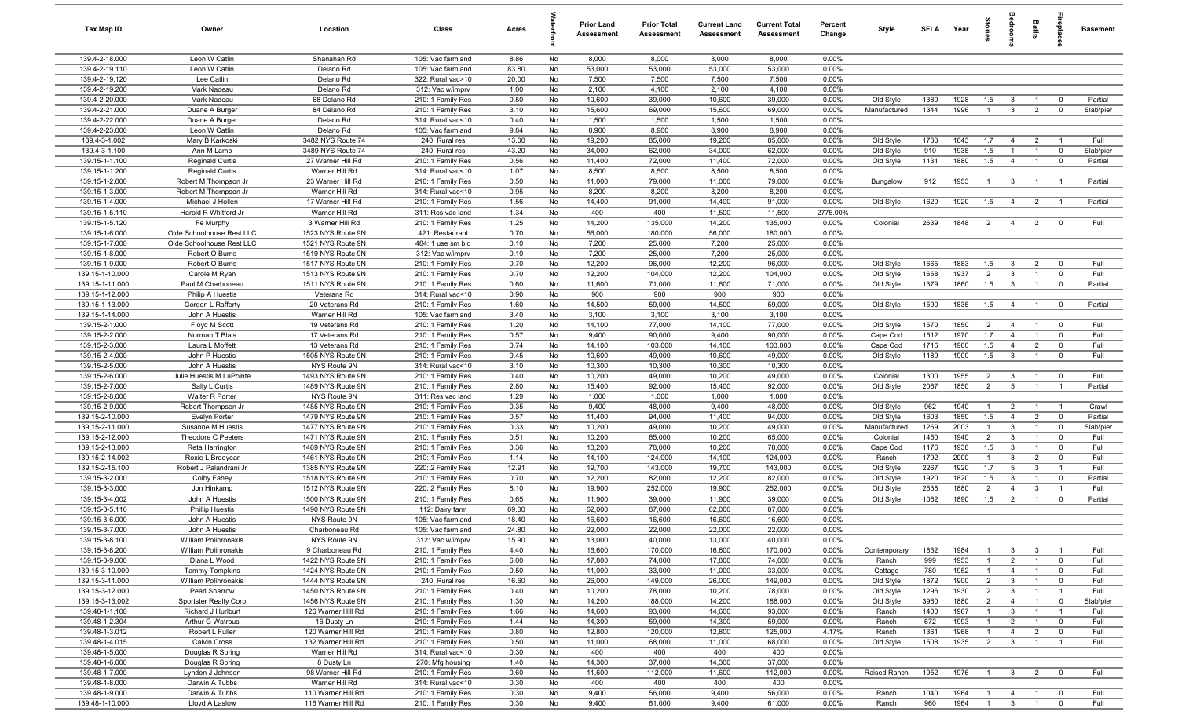| Tax Map ID | Owner | Location | Class | Acres | Waterfront | Prior Land Assessment | Prior Total Assessment | Current Land Assessment | Current Total Assessment | Percent Change | Style | SFLA | Year | Stories | Bedrooms | Baths | Fireplaces | Basement |
|---|---|---|---|---|---|---|---|---|---|---|---|---|---|---|---|---|---|---|
| 139.4-2-18.000 | Leon W Catlin | Shanahan Rd | 105: Vac farmland | 8.86 | No | 8,000 | 8,000 | 8,000 | 8,000 | 0.00% | | | | | | | | |
| 139.4-2-19.110 | Leon W Catlin | Delano Rd | 105: Vac farmland | 83.80 | No | 53,000 | 53,000 | 53,000 | 53,000 | 0.00% | | | | | | | | |
| 139.4-2-19.120 | Lee Catlin | Delano Rd | 322: Rural vac>10 | 20.00 | No | 7,500 | 7,500 | 7,500 | 7,500 | 0.00% | | | | | | | | |
| 139.4-2-19.200 | Mark Nadeau | Delano Rd | 312: Vac w/imprv | 1.00 | No | 2,100 | 4,100 | 2,100 | 4,100 | 0.00% | | | | | | | | |
| 139.4-2-20.000 | Mark Nadeau | 68 Delano Rd | 210: 1 Family Res | 0.50 | No | 10,600 | 39,000 | 10,600 | 39,000 | 0.00% | Old Style | 1380 | 1928 | 1.5 | 3 | 1 | 0 | Partial |
| 139.4-2-21.000 | Duane A Burger | 84 Delano Rd | 210: 1 Family Res | 3.10 | No | 15,600 | 69,000 | 15,600 | 69,000 | 0.00% | Manufactured | 1344 | 1996 | 1 | 3 | 2 | 0 | Slab/pier |
| 139.4-2-22.000 | Duane A Burger | Delano Rd | 314: Rural vac<10 | 0.40 | No | 1,500 | 1,500 | 1,500 | 1,500 | 0.00% | | | | | | | | |
| 139.4-2-23.000 | Leon W Catlin | Delano Rd | 105: Vac farmland | 9.84 | No | 8,900 | 8,900 | 8,900 | 8,900 | 0.00% | | | | | | | | |
| 139.4-3-1.002 | Mary B Karkoski | 3482 NYS Route 74 | 240: Rural res | 13.00 | No | 19,200 | 85,000 | 19,200 | 85,000 | 0.00% | Old Style | 1733 | 1843 | 1.7 | 4 | 2 | 1 | Full |
| 139.4-3-1.100 | Ann M Lamb | 3489 NYS Route 74 | 240: Rural res | 43.20 | No | 34,000 | 62,000 | 34,000 | 62,000 | 0.00% | Old Style | 910 | 1935 | 1.5 | 1 | 1 | 0 | Slab/pier |
| 139.15-1-1.100 | Reginald Curtis | 27 Warner Hill Rd | 210: 1 Family Res | 0.56 | No | 11,400 | 72,000 | 11,400 | 72,000 | 0.00% | Old Style | 1131 | 1880 | 1.5 | 4 | 1 | 0 | Partial |
| 139.15-1-1.200 | Reginald Curtis | Warner Hill Rd | 314: Rural vac<10 | 1.07 | No | 8,500 | 8,500 | 8,500 | 8,500 | 0.00% | | | | | | | | |
| 139.15-1-2.000 | Robert M Thompson Jr | 23 Warner Hill Rd | 210: 1 Family Res | 0.50 | No | 11,000 | 79,000 | 11,000 | 79,000 | 0.00% | Bungalow | 912 | 1953 | 1 | 3 | 1 | 1 | Partial |
| 139.15-1-3.000 | Robert M Thompson Jr | Warner Hill Rd | 314: Rural vac<10 | 0.95 | No | 8,200 | 8,200 | 8,200 | 8,200 | 0.00% | | | | | | | | |
| 139.15-1-4.000 | Michael J Hollen | 17 Warner Hill Rd | 210: 1 Family Res | 1.56 | No | 14,400 | 91,000 | 14,400 | 91,000 | 0.00% | Old Style | 1620 | 1920 | 1.5 | 4 | 2 | 1 | Partial |
| 139.15-1-5.110 | Harold R Whitford Jr | Warner Hill Rd | 311: Res vac land | 1.34 | No | 400 | 400 | 11,500 | 11,500 | 2775.00% | | | | | | | | |
| 139.15-1-5.120 | Fe Murphy | 3 Warner Hill Rd | 210: 1 Family Res | 1.25 | No | 14,200 | 135,000 | 14,200 | 135,000 | 0.00% | Colonial | 2639 | 1848 | 2 | 4 | 2 | 0 | Full |
| 139.15-1-6.000 | Olde Schoolhouse Rest LLC | 1523 NYS Route 9N | 421: Restaurant | 0.70 | No | 56,000 | 180,000 | 56,000 | 180,000 | 0.00% | | | | | | | | |
| 139.15-1-7.000 | Olde Schoolhouse Rest LLC | 1521 NYS Route 9N | 484: 1 use sm bld | 0.10 | No | 7,200 | 25,000 | 7,200 | 25,000 | 0.00% | | | | | | | | |
| 139.15-1-8.000 | Robert O Burris | 1519 NYS Route 9N | 312: Vac w/imprv | 0.10 | No | 7,200 | 25,000 | 7,200 | 25,000 | 0.00% | | | | | | | | |
| 139.15-1-9.000 | Robert O Burris | 1517 NYS Route 9N | 210: 1 Family Res | 0.70 | No | 12,200 | 96,000 | 12,200 | 96,000 | 0.00% | Old Style | 1665 | 1883 | 1.5 | 3 | 2 | 0 | Full |
| 139.15-1-10.000 | Carole M Ryan | 1513 NYS Route 9N | 210: 1 Family Res | 0.70 | No | 12,200 | 104,000 | 12,200 | 104,000 | 0.00% | Old Style | 1658 | 1937 | 2 | 3 | 1 | 0 | Full |
| 139.15-1-11.000 | Paul M Charboneau | 1511 NYS Route 9N | 210: 1 Family Res | 0.60 | No | 11,600 | 71,000 | 11,600 | 71,000 | 0.00% | Old Style | 1379 | 1860 | 1.5 | 3 | 1 | 0 | Partial |
| 139.15-1-12.000 | Philip A Huestis | Veterans Rd | 314: Rural vac<10 | 0.90 | No | 900 | 900 | 900 | 900 | 0.00% | | | | | | | | |
| 139.15-1-13.000 | Gordon L Rafferty | 20 Veterans Rd | 210: 1 Family Res | 1.60 | No | 14,500 | 59,000 | 14,500 | 59,000 | 0.00% | Old Style | 1590 | 1835 | 1.5 | 4 | 1 | 0 | Partial |
| 139.15-1-14.000 | John A Huestis | Warner Hill Rd | 105: Vac farmland | 3.40 | No | 3,100 | 3,100 | 3,100 | 3,100 | 0.00% | | | | | | | | |
| 139.15-2-1.000 | Floyd M Scott | 19 Veterans Rd | 210: 1 Family Res | 1.20 | No | 14,100 | 77,000 | 14,100 | 77,000 | 0.00% | Old Style | 1570 | 1850 | 2 | 4 | 1 | 0 | Full |
| 139.15-2-2.000 | Norman T Blais | 17 Veterans Rd | 210: 1 Family Res | 0.57 | No | 9,400 | 90,000 | 9,400 | 90,000 | 0.00% | Cape Cod | 1512 | 1970 | 1.7 | 4 | 1 | 0 | Full |
| 139.15-2-3.000 | Laura L Moffett | 13 Veterans Rd | 210: 1 Family Res | 0.74 | No | 14,100 | 103,000 | 14,100 | 103,000 | 0.00% | Cape Cod | 1716 | 1960 | 1.5 | 4 | 2 | 0 | Full |
| 139.15-2-4.000 | John P Huestis | 1505 NYS Route 9N | 210: 1 Family Res | 0.45 | No | 10,600 | 49,000 | 10,600 | 49,000 | 0.00% | Old Style | 1189 | 1900 | 1.5 | 3 | 1 | 0 | Full |
| 139.15-2-5.000 | John A Huestis | NYS Route 9N | 314: Rural vac<10 | 3.10 | No | 10,300 | 10,300 | 10,300 | 10,300 | 0.00% | | | | | | | | |
| 139.15-2-6.000 | Julie Huestis M LaPointe | 1493 NYS Route 9N | 210: 1 Family Res | 0.40 | No | 10,200 | 49,000 | 10,200 | 49,000 | 0.00% | Colonial | 1300 | 1955 | 2 | 3 | 1 | 0 | Full |
| 139.15-2-7.000 | Sally L Curtis | 1489 NYS Route 9N | 210: 1 Family Res | 2.80 | No | 15,400 | 92,000 | 15,400 | 92,000 | 0.00% | Old Style | 2067 | 1850 | 2 | 5 | 1 | 1 | Partial |
| 139.15-2-8.000 | Walter R Porter | NYS Route 9N | 311: Res vac land | 1.29 | No | 1,000 | 1,000 | 1,000 | 1,000 | 0.00% | | | | | | | | |
| 139.15-2-9.000 | Robert Thompson Jr | 1485 NYS Route 9N | 210: 1 Family Res | 0.35 | No | 9,400 | 48,000 | 9,400 | 48,000 | 0.00% | Old Style | 962 | 1940 | 1 | 2 | 1 | 1 | Crawl |
| 139.15-2-10.000 | Evelyn Porter | 1479 NYS Route 9N | 210: 1 Family Res | 0.57 | No | 11,400 | 94,000 | 11,400 | 94,000 | 0.00% | Old Style | 1603 | 1850 | 1.5 | 4 | 2 | 0 | Partial |
| 139.15-2-11.000 | Susanne M Huestis | 1477 NYS Route 9N | 210: 1 Family Res | 0.33 | No | 10,200 | 49,000 | 10,200 | 49,000 | 0.00% | Manufactured | 1269 | 2003 | 1 | 3 | 1 | 0 | Slab/pier |
| 139.15-2-12.000 | Theodore C Peeters | 1471 NYS Route 9N | 210: 1 Family Res | 0.51 | No | 10,200 | 65,000 | 10,200 | 65,000 | 0.00% | Colonial | 1450 | 1940 | 2 | 3 | 1 | 0 | Full |
| 139.15-2-13.000 | Reta Harrington | 1469 NYS Route 9N | 210: 1 Family Res | 0.36 | No | 10,200 | 78,000 | 10,200 | 78,000 | 0.00% | Cape Cod | 1176 | 1938 | 1.5 | 3 | 1 | 0 | Full |
| 139.15-2-14.002 | Roxie L Breeyear | 1461 NYS Route 9N | 210: 1 Family Res | 1.14 | No | 14,100 | 124,000 | 14,100 | 124,000 | 0.00% | Ranch | 1792 | 2000 | 1 | 3 | 2 | 0 | Full |
| 139.15-2-15.100 | Robert J Palandrani Jr | 1385 NYS Route 9N | 220: 2 Family Res | 12.91 | No | 19,700 | 143,000 | 19,700 | 143,000 | 0.00% | Old Style | 2267 | 1920 | 1.7 | 5 | 3 | 1 | Full |
| 139.15-3-2.000 | Colby Fahey | 1518 NYS Route 9N | 210: 1 Family Res | 0.70 | No | 12,200 | 82,000 | 12,200 | 82,000 | 0.00% | Old Style | 1920 | 1820 | 1.5 | 3 | 1 | 0 | Partial |
| 139.15-3-3.000 | Jon Hinkamp | 1512 NYS Route 9N | 220: 2 Family Res | 8.10 | No | 19,900 | 252,000 | 19,900 | 252,000 | 0.00% | Old Style | 2538 | 1880 | 2 | 4 | 3 | 1 | Full |
| 139.15-3-4.002 | John A Huestis | 1500 NYS Route 9N | 210: 1 Family Res | 0.65 | No | 11,900 | 39,000 | 11,900 | 39,000 | 0.00% | Old Style | 1062 | 1890 | 1.5 | 2 | 1 | 0 | Partial |
| 139.15-3-5.110 | Phillip Huestis | 1490 NYS Route 9N | 112: Dairy farm | 69.00 | No | 62,000 | 87,000 | 62,000 | 87,000 | 0.00% | | | | | | | | |
| 139.15-3-6.000 | John A Huestis | NYS Route 9N | 105: Vac farmland | 18.40 | No | 16,600 | 16,600 | 16,600 | 16,600 | 0.00% | | | | | | | | |
| 139.15-3-7.000 | John A Huestis | Charboneau Rd | 105: Vac farmland | 24.80 | No | 22,000 | 22,000 | 22,000 | 22,000 | 0.00% | | | | | | | | |
| 139.15-3-8.100 | William Polihronakis | NYS Route 9N | 312: Vac w/imprv | 15.90 | No | 13,000 | 40,000 | 13,000 | 40,000 | 0.00% | | | | | | | | |
| 139.15-3-8.200 | William Polihronakis | 9 Charboneau Rd | 210: 1 Family Res | 4.40 | No | 16,600 | 170,000 | 16,600 | 170,000 | 0.00% | Contemporary | 1852 | 1984 | 1 | 3 | 3 | 1 | Full |
| 139.15-3-9.000 | Diana L Wood | 1422 NYS Route 9N | 210: 1 Family Res | 6.00 | No | 17,800 | 74,000 | 17,800 | 74,000 | 0.00% | Ranch | 999 | 1953 | 1 | 2 | 1 | 0 | Full |
| 139.15-3-10.000 | Tammy Tompkins | 1424 NYS Route 9N | 210: 1 Family Res | 0.50 | No | 11,000 | 33,000 | 11,000 | 33,000 | 0.00% | Cottage | 780 | 1952 | 1 | 4 | 1 | 0 | Full |
| 139.15-3-11.000 | William Polihronakis | 1444 NYS Route 9N | 240: Rural res | 16.60 | No | 26,000 | 149,000 | 26,000 | 149,000 | 0.00% | Old Style | 1872 | 1900 | 2 | 3 | 1 | 0 | Full |
| 139.15-3-12.000 | Pearl Sharrow | 1450 NYS Route 9N | 210: 1 Family Res | 0.40 | No | 10,200 | 78,000 | 10,200 | 78,000 | 0.00% | Old Style | 1296 | 1930 | 2 | 3 | 1 | 1 | Full |
| 139.15-3-13.002 | Sportster Realty Corp | 1456 NYS Route 9N | 210: 1 Family Res | 1.30 | No | 14,200 | 188,000 | 14,200 | 188,000 | 0.00% | Old Style | 3960 | 1880 | 2 | 4 | 1 | 0 | Slab/pier |
| 139.48-1-1.100 | Richard J Hurlburt | 126 Warner Hill Rd | 210: 1 Family Res | 1.66 | No | 14,600 | 93,000 | 14,600 | 93,000 | 0.00% | Ranch | 1400 | 1967 | 1 | 3 | 1 | 1 | Full |
| 139.48-1-2.304 | Arthur G Watrous | 16 Dusty Ln | 210: 1 Family Res | 1.44 | No | 14,300 | 59,000 | 14,300 | 59,000 | 0.00% | Ranch | 672 | 1993 | 1 | 2 | 1 | 0 | Full |
| 139.48-1-3.012 | Robert L Fuller | 120 Warner Hill Rd | 210: 1 Family Res | 0.80 | No | 12,800 | 120,000 | 12,800 | 125,000 | 4.17% | Ranch | 1361 | 1968 | 1 | 4 | 2 | 0 | Full |
| 139.48-1-4.015 | Calvin Cross | 132 Warner Hill Rd | 210: 1 Family Res | 0.50 | No | 11,000 | 68,000 | 11,000 | 68,000 | 0.00% | Old Style | 1508 | 1935 | 2 | 3 | 1 | 1 | Full |
| 139.48-1-5.000 | Douglas R Spring | Warner Hill Rd | 314: Rural vac<10 | 0.30 | No | 400 | 400 | 400 | 400 | 0.00% | | | | | | | | |
| 139.48-1-6.000 | Douglas R Spring | 8 Dusty Ln | 270: Mfg housing | 1.40 | No | 14,300 | 37,000 | 14,300 | 37,000 | 0.00% | | | | | | | | |
| 139.48-1-7.000 | Lyndon J Johnson | 98 Warner Hill Rd | 210: 1 Family Res | 0.60 | No | 11,600 | 112,000 | 11,600 | 112,000 | 0.00% | Raised Ranch | 1952 | 1976 | 1 | 3 | 2 | 0 | Full |
| 139.48-1-8.000 | Darwin A Tubbs | Warner Hill Rd | 314: Rural vac<10 | 0.30 | No | 400 | 400 | 400 | 400 | 0.00% | | | | | | | | |
| 139.48-1-9.000 | Darwin A Tubbs | 110 Warner Hill Rd | 210: 1 Family Res | 0.30 | No | 9,400 | 56,000 | 9,400 | 56,000 | 0.00% | Ranch | 1040 | 1964 | 1 | 4 | 1 | 0 | Full |
| 139.48-1-10.000 | Lloyd A Laslow | 116 Warner Hill Rd | 210: 1 Family Res | 0.30 | No | 9,400 | 61,000 | 9,400 | 61,000 | 0.00% | Ranch | 960 | 1964 | 1 | 3 | 1 | 0 | Full |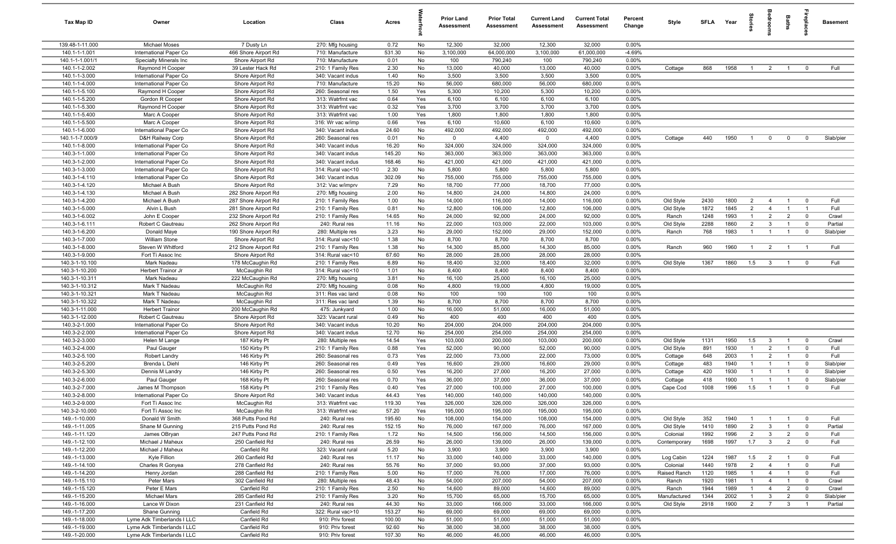| Tax Map ID | Owner | Location | Class | Acres | Waterfront | Prior Land Assessment | Prior Total Assessment | Current Land Assessment | Current Total Assessment | Percent Change | Style | SFLA | Year | Stories | Bedrooms | Baths | Fireplaces | Basement |
|---|---|---|---|---|---|---|---|---|---|---|---|---|---|---|---|---|---|---|
| 139.48-1-11.000 | Michael Moses | 7 Dusty Ln | 270: Mfg housing | 0.72 | No | 12,300 | 32,000 | 12,300 | 32,000 | 0.00% | | | | | | | | |
| 140.1-1-1.001 | International Paper Co | 466 Shore Airport Rd | 710: Manufacture | 531.30 | No | 3,100,000 | 64,000,000 | 3,100,000 | 61,000,000 | -4.69% | | | | | | | | |
| 140.1-1-1.001/1 | Specialty Minerals Inc | Shore Airport Rd | 710: Manufacture | 0.01 | No | 100 | 790,240 | 100 | 790,240 | 0.00% | | | | | | | | |
| 140.1-1-2.002 | Raymond H Cooper | 39 Lester Hack Rd | 210: 1 Family Res | 2.30 | No | 13,000 | 40,000 | 13,000 | 40,000 | 0.00% | Cottage | 868 | 1958 | 1 | 2 | 1 | 0 | Full |
| 140.1-1-3.000 | International Paper Co | Shore Airport Rd | 340: Vacant indus | 1.40 | No | 3,500 | 3,500 | 3,500 | 3,500 | 0.00% | | | | | | | | |
| 140.1-1-4.000 | International Paper Co | Shore Airport Rd | 710: Manufacture | 15.20 | No | 56,000 | 680,000 | 56,000 | 680,000 | 0.00% | | | | | | | | |
| 140.1-1-5.100 | Raymond H Cooper | Shore Airport Rd | 260: Seasonal res | 1.50 | Yes | 5,300 | 10,200 | 5,300 | 10,200 | 0.00% | | | | | | | | |
| 140.1-1-5.200 | Gordon R Cooper | Shore Airport Rd | 313: Watrfrnt vac | 0.64 | Yes | 6,100 | 6,100 | 6,100 | 6,100 | 0.00% | | | | | | | | |
| 140.1-1-5.300 | Raymond H Cooper | Shore Airport Rd | 313: Watrfrnt vac | 0.32 | Yes | 3,700 | 3,700 | 3,700 | 3,700 | 0.00% | | | | | | | | |
| 140.1-1-5.400 | Marc A Cooper | Shore Airport Rd | 313: Watrfrnt vac | 1.00 | Yes | 1,800 | 1,800 | 1,800 | 1,800 | 0.00% | | | | | | | | |
| 140.1-1-5.500 | Marc A Cooper | Shore Airport Rd | 316: Wr vac w/imp | 0.66 | Yes | 6,100 | 10,600 | 6,100 | 10,600 | 0.00% | | | | | | | | |
| 140.1-1-6.000 | International Paper Co | Shore Airport Rd | 340: Vacant indus | 24.60 | No | 492,000 | 492,000 | 492,000 | 492,000 | 0.00% | | | | | | | | |
| 140.1-1-7.000/9 | D&H Railway Corp | Shore Airport Rd | 260: Seasonal res | 0.01 | No | 0 | 4,400 | 0 | 4,400 | 0.00% | Cottage | 440 | 1950 | 1 | 0 | 0 | 0 | Slab/pier |
| 140.1-1-8.000 | International Paper Co | Shore Airport Rd | 340: Vacant indus | 16.20 | No | 324,000 | 324,000 | 324,000 | 324,000 | 0.00% | | | | | | | | |
| 140.3-1-1.000 | International Paper Co | Shore Airport Rd | 340: Vacant indus | 145.20 | No | 363,000 | 363,000 | 363,000 | 363,000 | 0.00% | | | | | | | | |
| 140.3-1-2.000 | International Paper Co | Shore Airport Rd | 340: Vacant indus | 168.46 | No | 421,000 | 421,000 | 421,000 | 421,000 | 0.00% | | | | | | | | |
| 140.3-1-3.000 | International Paper Co | Shore Airport Rd | 314: Rural vac<10 | 2.30 | No | 5,800 | 5,800 | 5,800 | 5,800 | 0.00% | | | | | | | | |
| 140.3-1-4.110 | International Paper Co | Shore Airport Rd | 340: Vacant indus | 302.09 | No | 755,000 | 755,000 | 755,000 | 755,000 | 0.00% | | | | | | | | |
| 140.3-1-4.120 | Michael A Bush | Shore Airport Rd | 312: Vac w/imprv | 7.29 | No | 18,700 | 77,000 | 18,700 | 77,000 | 0.00% | | | | | | | | |
| 140.3-1-4.130 | Michael A Bush | 282 Shore Airport Rd | 270: Mfg housing | 2.00 | No | 14,800 | 24,000 | 14,800 | 24,000 | 0.00% | | | | | | | | |
| 140.3-1-4.200 | Michael A Bush | 287 Shore Airport Rd | 210: 1 Family Res | 1.00 | No | 14,000 | 116,000 | 14,000 | 116,000 | 0.00% | Old Style | 2430 | 1800 | 2 | 4 | 1 | 0 | Full |
| 140.3-1-5.000 | Alvin L Bush | 281 Shore Airport Rd | 210: 1 Family Res | 1.00 | No | 12,800 | 106,000 | 12,800 | 106,000 | 0.00% | Old Style | 1872 | 1845 | 2 | 4 | 1 | 1 | Full |
| 140.3-1-6.002 | John E Cooper | 232 Shore Airport Rd | 210: 1 Family Res | 14.65 | No | 24,000 | 92,000 | 24,000 | 92,000 | 0.00% | Ranch | 1248 | 1993 | 1 | 2 | 2 | 0 | Crawl |
| 140.3-1-6.111 | Robert C Gautreau | 262 Shore Airport Rd | 240: Rural res | 11.16 | No | 22,000 | 103,000 | 22,000 | 103,000 | 0.00% | Old Style | 2288 | 1860 | 2 | 3 | 1 | 0 | Partial |
| 140.3-1-6.200 | Donald Maye | 190 Shore Airport Rd | 280: Multiple res | 3.23 | No | 29,000 | 152,000 | 29,000 | 152,000 | 0.00% | Ranch | 768 | 1983 | 1 | 1 | 1 | 0 | Slab/pier |
| 140.3-1-7.000 | William Stone | Shore Airport Rd | 314: Rural vac<10 | 1.38 | No | 8,700 | 8,700 | 8,700 | 8,700 | 0.00% | | | | | | | | |
| 140.3-1-8.000 | Steven W Whitford | 212 Shore Airport Rd | 210: 1 Family Res | 1.38 | No | 14,300 | 85,000 | 14,300 | 85,000 | 0.00% | Ranch | 960 | 1960 | 1 | 2 | 1 | 1 | Full |
| 140.3-1-9.000 | Fort Ti Assoc Inc | Shore Airport Rd | 314: Rural vac<10 | 67.60 | No | 28,000 | 28,000 | 28,000 | 28,000 | 0.00% | | | | | | | | |
| 140.3-1-10.100 | Mark Nadeau | 178 McCaughin Rd | 210: 1 Family Res | 6.89 | No | 18,400 | 32,000 | 18,400 | 32,000 | 0.00% | Old Style | 1367 | 1860 | 1.5 | 3 | 1 | 0 | Full |
| 140.3-1-10.200 | Herbert Trainor Jr | McCaughin Rd | 314: Rural vac<10 | 1.01 | No | 8,400 | 8,400 | 8,400 | 8,400 | 0.00% | | | | | | | | |
| 140.3-1-10.311 | Mark Nadeau | 222 McCaughin Rd | 270: Mfg housing | 3.81 | No | 16,100 | 25,000 | 16,100 | 25,000 | 0.00% | | | | | | | | |
| 140.3-1-10.312 | Mark T Nadeau | McCaughin Rd | 270: Mfg housing | 0.08 | No | 4,800 | 19,000 | 4,800 | 19,000 | 0.00% | | | | | | | | |
| 140.3-1-10.321 | Mark T Nadeau | McCaughin Rd | 311: Res vac land | 0.08 | No | 100 | 100 | 100 | 100 | 0.00% | | | | | | | | |
| 140.3-1-10.322 | Mark T Nadeau | McCaughin Rd | 311: Res vac land | 1.39 | No | 8,700 | 8,700 | 8,700 | 8,700 | 0.00% | | | | | | | | |
| 140.3-1-11.000 | Herbert Trainor | 200 McCaughin Rd | 475: Junkyard | 1.00 | No | 16,000 | 51,000 | 16,000 | 51,000 | 0.00% | | | | | | | | |
| 140.3-1-12.000 | Robert C Gautreau | Shore Airport Rd | 323: Vacant rural | 0.49 | No | 400 | 400 | 400 | 400 | 0.00% | | | | | | | | |
| 140.3-2-1.000 | International Paper Co | Shore Airport Rd | 340: Vacant indus | 10.20 | No | 204,000 | 204,000 | 204,000 | 204,000 | 0.00% | | | | | | | | |
| 140.3-2-2.000 | International Paper Co | Shore Airport Rd | 340: Vacant indus | 12.70 | No | 254,000 | 254,000 | 254,000 | 254,000 | 0.00% | | | | | | | | |
| 140.3-2-3.000 | Helen M Lange | 187 Kirby Pt | 280: Multiple res | 14.54 | Yes | 103,000 | 200,000 | 103,000 | 200,000 | 0.00% | Old Style | 1131 | 1950 | 1.5 | 3 | 1 | 0 | Crawl |
| 140.3-2-4.000 | Paul Gauger | 150 Kirby Pt | 210: 1 Family Res | 0.88 | Yes | 52,000 | 90,000 | 52,000 | 90,000 | 0.00% | Old Style | 891 | 1930 | 1 | 2 | 1 | 0 | Full |
| 140.3-2-5.100 | Robert Landry | 146 Kirby Pt | 260: Seasonal res | 0.73 | Yes | 22,000 | 73,000 | 22,000 | 73,000 | 0.00% | Cottage | 648 | 2003 | 1 | 2 | 1 | 0 | Full |
| 140.3-2-5.200 | Brenda L Diehl | 146 Kirby Pt | 260: Seasonal res | 0.49 | Yes | 16,600 | 29,000 | 16,600 | 29,000 | 0.00% | Cottage | 483 | 1940 | 1 | 1 | 1 | 0 | Slab/pier |
| 140.3-2-5.300 | Dennis M Landry | 146 Kirby Pt | 260: Seasonal res | 0.50 | Yes | 16,200 | 27,000 | 16,200 | 27,000 | 0.00% | Cottage | 420 | 1930 | 1 | 1 | 1 | 0 | Slab/pier |
| 140.3-2-6.000 | Paul Gauger | 168 Kirby Pt | 260: Seasonal res | 0.70 | Yes | 36,000 | 37,000 | 36,000 | 37,000 | 0.00% | Cottage | 418 | 1900 | 1 | 1 | 1 | 0 | Slab/pier |
| 140.3-2-7.000 | James M Thompson | 158 Kirby Pt | 210: 1 Family Res | 0.40 | Yes | 27,000 | 100,000 | 27,000 | 100,000 | 0.00% | Cape Cod | 1008 | 1996 | 1.5 | 1 | 1 | 0 | Full |
| 140.3-2-8.000 | International Paper Co | Shore Airport Rd | 340: Vacant indus | 44.43 | Yes | 140,000 | 140,000 | 140,000 | 140,000 | 0.00% | | | | | | | | |
| 140.3-2-9.000 | Fort Ti Assoc Inc | McCaughin Rd | 313: Watrfrnt vac | 119.30 | Yes | 326,000 | 326,000 | 326,000 | 326,000 | 0.00% | | | | | | | | |
| 140.3-2-10.000 | Fort Ti Assoc Inc | McCaughin Rd | 313: Watrfrnt vac | 57.20 | Yes | 195,000 | 195,000 | 195,000 | 195,000 | 0.00% | | | | | | | | |
| 149.-1-10.000 | Donald W Smith | 368 Putts Pond Rd | 240: Rural res | 195.60 | No | 108,000 | 154,000 | 108,000 | 154,000 | 0.00% | Old Style | 352 | 1940 | 1 | 1 | 1 | 0 | Full |
| 149.-1-11.005 | Shane M Gunning | 215 Putts Pond Rd | 240: Rural res | 152.15 | No | 76,000 | 167,000 | 76,000 | 167,000 | 0.00% | Old Style | 1410 | 1890 | 2 | 3 | 1 | 0 | Partial |
| 149.-1-11.120 | James OBryan | 247 Putts Pond Rd | 210: 1 Family Res | 1.72 | No | 14,500 | 156,000 | 14,500 | 156,000 | 0.00% | Colonial | 1992 | 1996 | 2 | 3 | 2 | 0 | Full |
| 149.-1-12.100 | Michael J Maheux | 250 Canfield Rd | 240: Rural res | 26.59 | No | 26,000 | 139,000 | 26,000 | 139,000 | 0.00% | Contemporary | 1698 | 1997 | 1.7 | 3 | 2 | 0 | Full |
| 149.-1-12.200 | Michael J Maheux | Canfield Rd | 323: Vacant rural | 5.20 | No | 3,900 | 3,900 | 3,900 | 3,900 | 0.00% | | | | | | | | |
| 149.-1-13.000 | Kyle Fillion | 260 Canfield Rd | 240: Rural res | 11.17 | No | 33,000 | 140,000 | 33,000 | 140,000 | 0.00% | Log Cabin | 1224 | 1987 | 1.5 | 2 | 1 | 0 | Full |
| 149.-1-14.100 | Charles R Gonyea | 278 Canfield Rd | 240: Rural res | 55.76 | No | 37,000 | 93,000 | 37,000 | 93,000 | 0.00% | Colonial | 1440 | 1978 | 2 | 4 | 1 | 0 | Full |
| 149.-1-14.200 | Henry Jordan | 288 Canfield Rd | 210: 1 Family Res | 5.00 | No | 17,000 | 76,000 | 17,000 | 76,000 | 0.00% | Raised Ranch | 1120 | 1985 | 1 | 4 | 1 | 0 | Full |
| 149.-1-15.110 | Peter Mars | 302 Canfield Rd | 280: Multiple res | 48.43 | No | 54,000 | 207,000 | 54,000 | 207,000 | 0.00% | Ranch | 1920 | 1981 | 1 | 4 | 1 | 0 | Crawl |
| 149.-1-15.120 | Peter E Mars | Canfield Rd | 210: 1 Family Res | 2.50 | No | 14,600 | 89,000 | 14,600 | 89,000 | 0.00% | Ranch | 1944 | 1989 | 1 | 4 | 2 | 0 | Crawl |
| 149.-1-15.200 | Michael Mars | 285 Canfield Rd | 210: 1 Family Res | 3.20 | No | 15,700 | 65,000 | 15,700 | 65,000 | 0.00% | Manufactured | 1344 | 2002 | 1 | 3 | 2 | 0 | Slab/pier |
| 149.-1-16.000 | Lance W Dixon | 231 Canfield Rd | 240: Rural res | 44.30 | No | 33,000 | 166,000 | 33,000 | 166,000 | 0.00% | Old Style | 2918 | 1900 | 2 | 7 | 3 | 1 | Partial |
| 149.-1-17.200 | Shane Gunning | Canfield Rd | 322: Rural vac>10 | 153.27 | No | 69,000 | 69,000 | 69,000 | 69,000 | 0.00% | | | | | | | | |
| 149.-1-18.000 | Lyme Adk Timberlands I LLC | Canfield Rd | 910: Priv forest | 100.00 | No | 51,000 | 51,000 | 51,000 | 51,000 | 0.00% | | | | | | | | |
| 149.-1-19.000 | Lyme Adk Timberlands I LLC | Canfield Rd | 910: Priv forest | 92.60 | No | 38,000 | 38,000 | 38,000 | 38,000 | 0.00% | | | | | | | | |
| 149.-1-20.000 | Lyme Adk Timberlands I LLC | Canfield Rd | 910: Priv forest | 107.30 | No | 46,000 | 46,000 | 46,000 | 46,000 | 0.00% | | | | | | | | |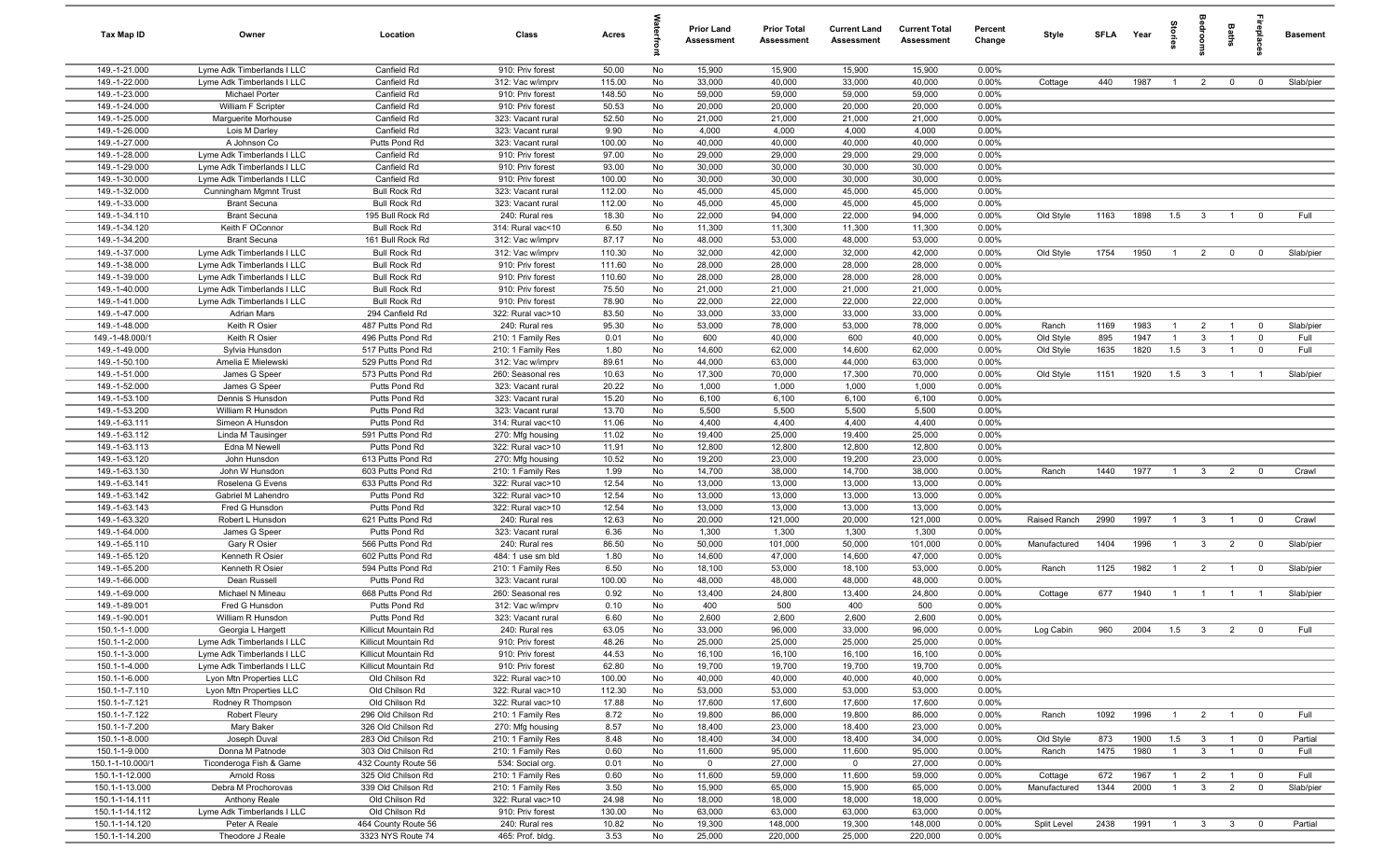| Tax Map ID | Owner | Location | Class | Acres | Waterfront | Prior Land Assessment | Prior Total Assessment | Current Land Assessment | Current Total Assessment | Percent Change | Style | SFLA | Year | Stories | Bedrooms | Baths | Fireplaces | Basement |
|---|---|---|---|---|---|---|---|---|---|---|---|---|---|---|---|---|---|---|
| 149.-1-21.000 | Lyme Adk Timberlands I LLC | Canfield Rd | 910: Priv forest | 50.00 | No | 15,900 | 15,900 | 15,900 | 15,900 | 0.00% | | | | | | | | |
| 149.-1-22.000 | Lyme Adk Timberlands I LLC | Canfield Rd | 312: Vac w/imprv | 115.00 | No | 33,000 | 40,000 | 33,000 | 40,000 | 0.00% | Cottage | 440 | 1987 | 1 | 2 | 0 | 0 | Slab/pier |
| 149.-1-23.000 | Michael Porter | Canfield Rd | 910: Priv forest | 148.50 | No | 59,000 | 59,000 | 59,000 | 59,000 | 0.00% | | | | | | | | |
| 149.-1-24.000 | William F Scripter | Canfield Rd | 910: Priv forest | 50.53 | No | 20,000 | 20,000 | 20,000 | 20,000 | 0.00% | | | | | | | | |
| 149.-1-25.000 | Marguerite Morhouse | Canfield Rd | 323: Vacant rural | 52.50 | No | 21,000 | 21,000 | 21,000 | 21,000 | 0.00% | | | | | | | | |
| 149.-1-26.000 | Lois M Darley | Canfield Rd | 323: Vacant rural | 9.90 | No | 4,000 | 4,000 | 4,000 | 4,000 | 0.00% | | | | | | | | |
| 149.-1-27.000 | A Johnson Co | Putts Pond Rd | 323: Vacant rural | 100.00 | No | 40,000 | 40,000 | 40,000 | 40,000 | 0.00% | | | | | | | | |
| 149.-1-28.000 | Lyme Adk Timberlands I LLC | Canfield Rd | 910: Priv forest | 97.00 | No | 29,000 | 29,000 | 29,000 | 29,000 | 0.00% | | | | | | | | |
| 149.-1-29.000 | Lyme Adk Timberlands I LLC | Canfield Rd | 910: Priv forest | 93.00 | No | 30,000 | 30,000 | 30,000 | 30,000 | 0.00% | | | | | | | | |
| 149.-1-30.000 | Lyme Adk Timberlands I LLC | Canfield Rd | 910: Priv forest | 100.00 | No | 30,000 | 30,000 | 30,000 | 30,000 | 0.00% | | | | | | | | |
| 149.-1-32.000 | Cunningham Mgmnt Trust | Bull Rock Rd | 323: Vacant rural | 112.00 | No | 45,000 | 45,000 | 45,000 | 45,000 | 0.00% | | | | | | | | |
| 149.-1-33.000 | Brant Secuna | Bull Rock Rd | 323: Vacant rural | 112.00 | No | 45,000 | 45,000 | 45,000 | 45,000 | 0.00% | | | | | | | | |
| 149.-1-34.110 | Brant Secuna | 195 Bull Rock Rd | 240: Rural res | 18.30 | No | 22,000 | 94,000 | 22,000 | 94,000 | 0.00% | Old Style | 1163 | 1898 | 1.5 | 3 | 1 | 0 | Full |
| 149.-1-34.120 | Keith F OConnor | Bull Rock Rd | 314: Rural vac<10 | 6.50 | No | 11,300 | 11,300 | 11,300 | 11,300 | 0.00% | | | | | | | | |
| 149.-1-34.200 | Brant Secuna | 161 Bull Rock Rd | 312: Vac w/imprv | 87.17 | No | 48,000 | 53,000 | 48,000 | 53,000 | 0.00% | | | | | | | | |
| 149.-1-37.000 | Lyme Adk Timberlands I LLC | Bull Rock Rd | 312: Vac w/imprv | 110.30 | No | 32,000 | 42,000 | 32,000 | 42,000 | 0.00% | Old Style | 1754 | 1950 | 1 | 2 | 0 | 0 | Slab/pier |
| 149.-1-38.000 | Lyme Adk Timberlands I LLC | Bull Rock Rd | 910: Priv forest | 111.60 | No | 28,000 | 28,000 | 28,000 | 28,000 | 0.00% | | | | | | | | |
| 149.-1-39.000 | Lyme Adk Timberlands I LLC | Bull Rock Rd | 910: Priv forest | 110.60 | No | 28,000 | 28,000 | 28,000 | 28,000 | 0.00% | | | | | | | | |
| 149.-1-40.000 | Lyme Adk Timberlands I LLC | Bull Rock Rd | 910: Priv forest | 75.50 | No | 21,000 | 21,000 | 21,000 | 21,000 | 0.00% | | | | | | | | |
| 149.-1-41.000 | Lyme Adk Timberlands I LLC | Bull Rock Rd | 910: Priv forest | 78.90 | No | 22,000 | 22,000 | 22,000 | 22,000 | 0.00% | | | | | | | | |
| 149.-1-47.000 | Adrian Mars | 294 Canfield Rd | 322: Rural vac>10 | 83.50 | No | 33,000 | 33,000 | 33,000 | 33,000 | 0.00% | | | | | | | | |
| 149.-1-48.000 | Keith R Osier | 487 Putts Pond Rd | 240: Rural res | 95.30 | No | 53,000 | 78,000 | 53,000 | 78,000 | 0.00% | Ranch | 1169 | 1983 | 1 | 2 | 1 | 0 | Slab/pier |
| 149.-1-48.000/1 | Keith R Osier | 496 Putts Pond Rd | 210: 1 Family Res | 0.01 | No | 600 | 40,000 | 600 | 40,000 | 0.00% | Old Style | 895 | 1947 | 1 | 3 | 1 | 0 | Full |
| 149.-1-49.000 | Sylvia Hunsdon | 517 Putts Pond Rd | 210: 1 Family Res | 1.80 | No | 14,600 | 62,000 | 14,600 | 62,000 | 0.00% | Old Style | 1635 | 1820 | 1.5 | 3 | 1 | 0 | Full |
| 149.-1-50.100 | Amelia E Mielewski | 529 Putts Pond Rd | 312: Vac w/imprv | 89.61 | No | 44,000 | 63,000 | 44,000 | 63,000 | 0.00% | | | | | | | | |
| 149.-1-51.000 | James G Speer | 573 Putts Pond Rd | 260: Seasonal res | 10.63 | No | 17,300 | 70,000 | 17,300 | 70,000 | 0.00% | Old Style | 1151 | 1920 | 1.5 | 3 | 1 | 1 | Slab/pier |
| 149.-1-52.000 | James G Speer | Putts Pond Rd | 323: Vacant rural | 20.22 | No | 1,000 | 1,000 | 1,000 | 1,000 | 0.00% | | | | | | | | |
| 149.-1-53.100 | Dennis S Hunsdon | Putts Pond Rd | 323: Vacant rural | 15.20 | No | 6,100 | 6,100 | 6,100 | 6,100 | 0.00% | | | | | | | | |
| 149.-1-53.200 | William R Hunsdon | Putts Pond Rd | 323: Vacant rural | 13.70 | No | 5,500 | 5,500 | 5,500 | 5,500 | 0.00% | | | | | | | | |
| 149.-1-63.111 | Simeon A Hunsdon | Putts Pond Rd | 314: Rural vac<10 | 11.06 | No | 4,400 | 4,400 | 4,400 | 4,400 | 0.00% | | | | | | | | |
| 149.-1-63.112 | Linda M Tausinger | 591 Putts Pond Rd | 270: Mfg housing | 11.02 | No | 19,400 | 25,000 | 19,400 | 25,000 | 0.00% | | | | | | | | |
| 149.-1-63.113 | Edna M Newell | Putts Pond Rd | 322: Rural vac>10 | 11.91 | No | 12,800 | 12,800 | 12,800 | 12,800 | 0.00% | | | | | | | | |
| 149.-1-63.120 | John Hunsdon | 613 Putts Pond Rd | 270: Mfg housing | 10.52 | No | 19,200 | 23,000 | 19,200 | 23,000 | 0.00% | | | | | | | | |
| 149.-1-63.130 | John W Hunsdon | 603 Putts Pond Rd | 210: 1 Family Res | 1.99 | No | 14,700 | 38,000 | 14,700 | 38,000 | 0.00% | Ranch | 1440 | 1977 | 1 | 3 | 2 | 0 | Crawl |
| 149.-1-63.141 | Roselena G Evens | 633 Putts Pond Rd | 322: Rural vac>10 | 12.54 | No | 13,000 | 13,000 | 13,000 | 13,000 | 0.00% | | | | | | | | |
| 149.-1-63.142 | Gabriel M Lahendro | Putts Pond Rd | 322: Rural vac>10 | 12.54 | No | 13,000 | 13,000 | 13,000 | 13,000 | 0.00% | | | | | | | | |
| 149.-1-63.143 | Fred G Hunsdon | Putts Pond Rd | 322: Rural vac>10 | 12.54 | No | 13,000 | 13,000 | 13,000 | 13,000 | 0.00% | | | | | | | | |
| 149.-1-63.320 | Robert L Hunsdon | 621 Putts Pond Rd | 240: Rural res | 12.63 | No | 20,000 | 121,000 | 20,000 | 121,000 | 0.00% | Raised Ranch | 2990 | 1997 | 1 | 3 | 1 | 0 | Crawl |
| 149.-1-64.000 | James G Speer | Putts Pond Rd | 323: Vacant rural | 6.36 | No | 1,300 | 1,300 | 1,300 | 1,300 | 0.00% | | | | | | | | |
| 149.-1-65.110 | Gary R Osier | 566 Putts Pond Rd | 240: Rural res | 86.50 | No | 50,000 | 101,000 | 50,000 | 101,000 | 0.00% | Manufactured | 1404 | 1996 | 1 | 3 | 2 | 0 | Slab/pier |
| 149.-1-65.120 | Kenneth R Osier | 602 Putts Pond Rd | 484: 1 use sm bld | 1.80 | No | 14,600 | 47,000 | 14,600 | 47,000 | 0.00% | | | | | | | | |
| 149.-1-65.200 | Kenneth R Osier | 594 Putts Pond Rd | 210: 1 Family Res | 6.50 | No | 18,100 | 53,000 | 18,100 | 53,000 | 0.00% | Ranch | 1125 | 1982 | 1 | 2 | 1 | 0 | Slab/pier |
| 149.-1-66.000 | Dean Russell | Putts Pond Rd | 323: Vacant rural | 100.00 | No | 48,000 | 48,000 | 48,000 | 48,000 | 0.00% | | | | | | | | |
| 149.-1-69.000 | Michael N Mineau | 668 Putts Pond Rd | 260: Seasonal res | 0.92 | No | 13,400 | 24,800 | 13,400 | 24,800 | 0.00% | Cottage | 677 | 1940 | 1 | 1 | 1 | 1 | Slab/pier |
| 149.-1-89.001 | Fred G Hunsdon | Putts Pond Rd | 312: Vac w/imprv | 0.10 | No | 400 | 500 | 400 | 500 | 0.00% | | | | | | | | |
| 149.-1-90.001 | William R Hunsdon | Putts Pond Rd | 323: Vacant rural | 6.60 | No | 2,600 | 2,600 | 2,600 | 2,600 | 0.00% | | | | | | | | |
| 150.1-1-1.000 | Georgia L Hargett | Killicut Mountain Rd | 240: Rural res | 63.05 | No | 33,000 | 96,000 | 33,000 | 96,000 | 0.00% | Log Cabin | 960 | 2004 | 1.5 | 3 | 2 | 0 | Full |
| 150.1-1-2.000 | Lyme Adk Timberlands I LLC | Killicut Mountain Rd | 910: Priv forest | 48.26 | No | 25,000 | 25,000 | 25,000 | 25,000 | 0.00% | | | | | | | | |
| 150.1-1-3.000 | Lyme Adk Timberlands I LLC | Killicut Mountain Rd | 910: Priv forest | 44.53 | No | 16,100 | 16,100 | 16,100 | 16,100 | 0.00% | | | | | | | | |
| 150.1-1-4.000 | Lyme Adk Timberlands I LLC | Killicut Mountain Rd | 910: Priv forest | 62.80 | No | 19,700 | 19,700 | 19,700 | 19,700 | 0.00% | | | | | | | | |
| 150.1-1-6.000 | Lyon Mtn Properties LLC | Old Chilson Rd | 322: Rural vac>10 | 100.00 | No | 40,000 | 40,000 | 40,000 | 40,000 | 0.00% | | | | | | | | |
| 150.1-1-7.110 | Lyon Mtn Properties LLC | Old Chilson Rd | 322: Rural vac>10 | 112.30 | No | 53,000 | 53,000 | 53,000 | 53,000 | 0.00% | | | | | | | | |
| 150.1-1-7.121 | Rodney R Thompson | Old Chilson Rd | 322: Rural vac>10 | 17.88 | No | 17,600 | 17,600 | 17,600 | 17,600 | 0.00% | | | | | | | | |
| 150.1-1-7.122 | Robert Fleury | 296 Old Chilson Rd | 210: 1 Family Res | 8.72 | No | 19,800 | 86,000 | 19,800 | 86,000 | 0.00% | Ranch | 1092 | 1996 | 1 | 2 | 1 | 0 | Full |
| 150.1-1-7.200 | Mary Baker | 326 Old Chilson Rd | 270: Mfg housing | 8.57 | No | 18,400 | 23,000 | 18,400 | 23,000 | 0.00% | | | | | | | | |
| 150.1-1-8.000 | Joseph Duval | 283 Old Chilson Rd | 210: 1 Family Res | 8.48 | No | 18,400 | 34,000 | 18,400 | 34,000 | 0.00% | Old Style | 873 | 1900 | 1.5 | 3 | 1 | 0 | Partial |
| 150.1-1-9.000 | Donna M Patnode | 303 Old Chilson Rd | 210: 1 Family Res | 0.60 | No | 11,600 | 95,000 | 11,600 | 95,000 | 0.00% | Ranch | 1475 | 1980 | 1 | 3 | 1 | 0 | Full |
| 150.1-1-10.000/1 | Ticonderoga Fish & Game | 432 County Route 56 | 534: Social org. | 0.01 | No | 0 | 27,000 | 0 | 27,000 | 0.00% | | | | | | | | |
| 150.1-1-12.000 | Arnold Ross | 325 Old Chilson Rd | 210: 1 Family Res | 0.60 | No | 11,600 | 59,000 | 11,600 | 59,000 | 0.00% | Cottage | 672 | 1967 | 1 | 2 | 1 | 0 | Full |
| 150.1-1-13.000 | Debra M Prochorovas | 339 Old Chilson Rd | 210: 1 Family Res | 3.50 | No | 15,900 | 65,000 | 15,900 | 65,000 | 0.00% | Manufactured | 1344 | 2000 | 1 | 3 | 2 | 0 | Slab/pier |
| 150.1-1-14.111 | Anthony Reale | Old Chilson Rd | 322: Rural vac>10 | 24.98 | No | 18,000 | 18,000 | 18,000 | 18,000 | 0.00% | | | | | | | | |
| 150.1-1-14.112 | Lyme Adk Timberlands I LLC | Old Chilson Rd | 910: Priv forest | 130.00 | No | 63,000 | 63,000 | 63,000 | 63,000 | 0.00% | | | | | | | | |
| 150.1-1-14.120 | Peter A Reale | 464 County Route 56 | 240: Rural res | 10.82 | No | 19,300 | 148,000 | 19,300 | 148,000 | 0.00% | Split Level | 2438 | 1991 | 1 | 3 | 3 | 0 | Partial |
| 150.1-1-14.200 | Theodore J Reale | 3323 NYS Route 74 | 465: Prof. bldg. | 3.53 | No | 25,000 | 220,000 | 25,000 | 220,000 | 0.00% | | | | | | | | |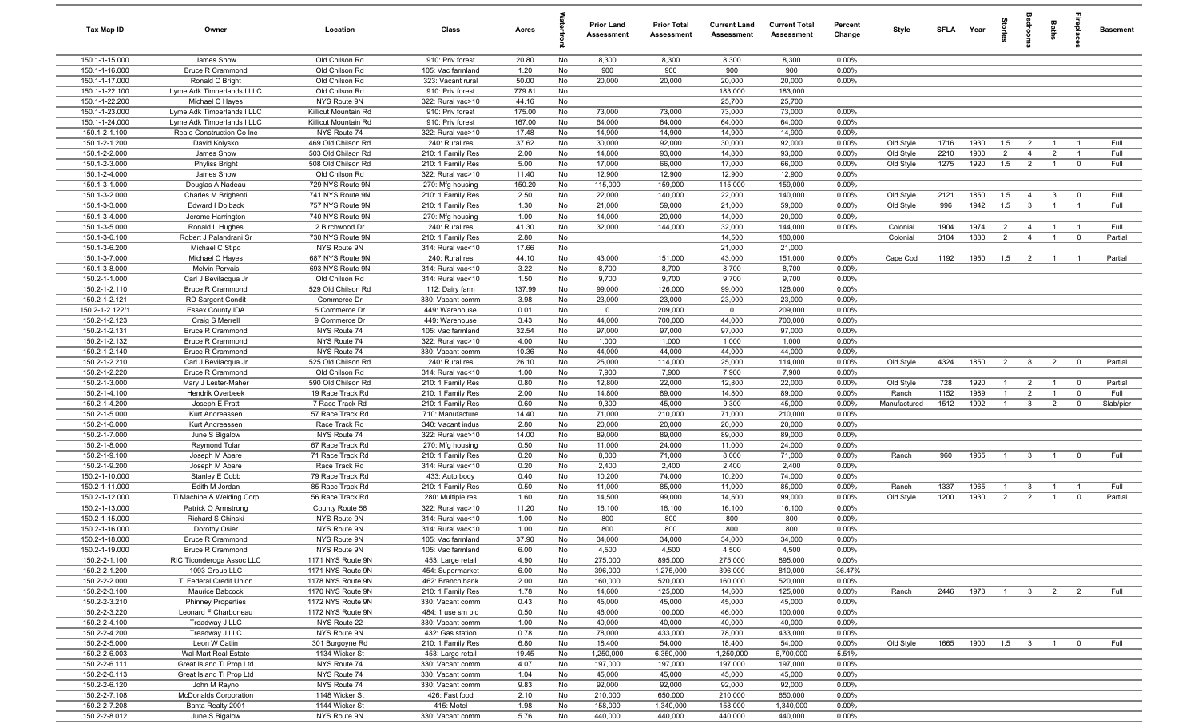| Tax Map ID | Owner | Location | Class | Acres | Waterfront | Prior Land Assessment | Prior Total Assessment | Current Land Assessment | Current Total Assessment | Percent Change | Style | SFLA | Year | Stories | Bedrooms | Baths | Fireplaces | Basement |
|---|---|---|---|---|---|---|---|---|---|---|---|---|---|---|---|---|---|---|
| 150.1-1-15.000 | James Snow | Old Chilson Rd | 910: Priv forest | 20.80 | No | 8,300 | 8,300 | 8,300 | 8,300 | 0.00% | | | | | | | | |
| 150.1-1-16.000 | Bruce R Crammond | Old Chilson Rd | 105: Vac farmland | 1.20 | No | 900 | 900 | 900 | 900 | 0.00% | | | | | | | | |
| 150.1-1-17.000 | Ronald C Bright | Old Chilson Rd | 323: Vacant rural | 50.00 | No | 20,000 | 20,000 | 20,000 | 20,000 | 0.00% | | | | | | | | |
| 150.1-1-22.100 | Lyme Adk Timberlands I LLC | Old Chilson Rd | 910: Priv forest | 779.81 | No | | | 183,000 | 183,000 | | | | | | | | | |
| 150.1-1-22.200 | Michael C Hayes | NYS Route 9N | 322: Rural vac>10 | 44.16 | No | | | 25,700 | 25,700 | | | | | | | | | |
| 150.1-1-23.000 | Lyme Adk Timberlands I LLC | Killicut Mountain Rd | 910: Priv forest | 175.00 | No | 73,000 | 73,000 | 73,000 | 73,000 | 0.00% | | | | | | | | |
| 150.1-1-24.000 | Lyme Adk Timberlands I LLC | Killicut Mountain Rd | 910: Priv forest | 167.00 | No | 64,000 | 64,000 | 64,000 | 64,000 | 0.00% | | | | | | | | |
| 150.1-2-1.100 | Reale Construction Co Inc | NYS Route 74 | 322: Rural vac>10 | 17.48 | No | 14,900 | 14,900 | 14,900 | 14,900 | 0.00% | | | | | | | | |
| 150.1-2-1.200 | David Kolysko | 469 Old Chilson Rd | 240: Rural res | 37.62 | No | 30,000 | 92,000 | 30,000 | 92,000 | 0.00% | Old Style | 1716 | 1930 | 1.5 | 2 | 1 | 1 | Full |
| 150.1-2-2.000 | James Snow | 503 Old Chilson Rd | 210: 1 Family Res | 2.00 | No | 14,800 | 93,000 | 14,800 | 93,000 | 0.00% | Old Style | 2210 | 1900 | 2 | 4 | 2 | 1 | Full |
| 150.1-2-3.000 | Phyliss Bright | 508 Old Chilson Rd | 210: 1 Family Res | 5.00 | No | 17,000 | 66,000 | 17,000 | 66,000 | 0.00% | Old Style | 1275 | 1920 | 1.5 | 2 | 1 | 0 | Full |
| 150.1-2-4.000 | James Snow | Old Chilson Rd | 322: Rural vac>10 | 11.40 | No | 12,900 | 12,900 | 12,900 | 12,900 | 0.00% | | | | | | | | |
| 150.1-3-1.000 | Douglas A Nadeau | 729 NYS Route 9N | 270: Mfg housing | 150.20 | No | 115,000 | 159,000 | 115,000 | 159,000 | 0.00% | | | | | | | | |
| 150.1-3-2.000 | Charles M Brighenti | 741 NYS Route 9N | 210: 1 Family Res | 2.50 | No | 22,000 | 140,000 | 22,000 | 140,000 | 0.00% | Old Style | 2121 | 1850 | 1.5 | 4 | 3 | 0 | Full |
| 150.1-3-3.000 | Edward I Dolback | 757 NYS Route 9N | 210: 1 Family Res | 1.30 | No | 21,000 | 59,000 | 21,000 | 59,000 | 0.00% | Old Style | 996 | 1942 | 1.5 | 3 | 1 | 1 | Full |
| 150.1-3-4.000 | Jerome Harrington | 740 NYS Route 9N | 270: Mfg housing | 1.00 | No | 14,000 | 20,000 | 14,000 | 20,000 | 0.00% | | | | | | | | |
| 150.1-3-5.000 | Ronald L Hughes | 2 Birchwood Dr | 240: Rural res | 41.30 | No | 32,000 | 144,000 | 32,000 | 144,000 | 0.00% | Colonial | 1904 | 1974 | 2 | 4 | 1 | 1 | Full |
| 150.1-3-6.100 | Robert J Palandrani Sr | 730 NYS Route 9N | 210: 1 Family Res | 2.80 | No | | | 14,500 | 180,000 | | Colonial | 3104 | 1880 | 2 | 4 | 1 | 0 | Partial |
| 150.1-3-6.200 | Michael C Stipo | NYS Route 9N | 314: Rural vac<10 | 17.66 | No | | | 21,000 | 21,000 | | | | | | | | | |
| 150.1-3-7.000 | Michael C Hayes | 687 NYS Route 9N | 240: Rural res | 44.10 | No | 43,000 | 151,000 | 43,000 | 151,000 | 0.00% | Cape Cod | 1192 | 1950 | 1.5 | 2 | 1 | 1 | Partial |
| 150.1-3-8.000 | Melvin Pervais | 693 NYS Route 9N | 314: Rural vac<10 | 3.22 | No | 8,700 | 8,700 | 8,700 | 8,700 | 0.00% | | | | | | | | |
| 150.2-1-1.000 | Carl J Bevilacqua Jr | Old Chilson Rd | 314: Rural vac<10 | 1.50 | No | 9,700 | 9,700 | 9,700 | 9,700 | 0.00% | | | | | | | | |
| 150.2-1-2.110 | Bruce R Crammond | 529 Old Chilson Rd | 112: Dairy farm | 137.99 | No | 99,000 | 126,000 | 99,000 | 126,000 | 0.00% | | | | | | | | |
| 150.2-1-2.121 | RD Sargent Condit | Commerce Dr | 330: Vacant comm | 3.98 | No | 23,000 | 23,000 | 23,000 | 23,000 | 0.00% | | | | | | | | |
| 150.2-1-2.122/1 | Essex County IDA | 5 Commerce Dr | 449: Warehouse | 0.01 | No | 0 | 209,000 | 0 | 209,000 | 0.00% | | | | | | | | |
| 150.2-1-2.123 | Craig S Merrell | 9 Commerce Dr | 449: Warehouse | 3.43 | No | 44,000 | 700,000 | 44,000 | 700,000 | 0.00% | | | | | | | | |
| 150.2-1-2.131 | Bruce R Crammond | NYS Route 74 | 105: Vac farmland | 32.54 | No | 97,000 | 97,000 | 97,000 | 97,000 | 0.00% | | | | | | | | |
| 150.2-1-2.132 | Bruce R Crammond | NYS Route 74 | 322: Rural vac>10 | 4.00 | No | 1,000 | 1,000 | 1,000 | 1,000 | 0.00% | | | | | | | | |
| 150.2-1-2.140 | Bruce R Crammond | NYS Route 74 | 330: Vacant comm | 10.36 | No | 44,000 | 44,000 | 44,000 | 44,000 | 0.00% | | | | | | | | |
| 150.2-1-2.210 | Carl J Bevilacqua Jr | 525 Old Chilson Rd | 240: Rural res | 26.10 | No | 25,000 | 114,000 | 25,000 | 114,000 | 0.00% | Old Style | 4324 | 1850 | 2 | 8 | 2 | 0 | Partial |
| 150.2-1-2.220 | Bruce R Crammond | Old Chilson Rd | 314: Rural vac<10 | 1.00 | No | 7,900 | 7,900 | 7,900 | 7,900 | 0.00% | | | | | | | | |
| 150.2-1-3.000 | Mary J Lester-Maher | 590 Old Chilson Rd | 210: 1 Family Res | 0.80 | No | 12,800 | 22,000 | 12,800 | 22,000 | 0.00% | Old Style | 728 | 1920 | 1 | 2 | 1 | 0 | Partial |
| 150.2-1-4.100 | Hendrik Overbeek | 19 Race Track Rd | 210: 1 Family Res | 2.00 | No | 14,800 | 89,000 | 14,800 | 89,000 | 0.00% | Ranch | 1152 | 1989 | 1 | 2 | 1 | 0 | Full |
| 150.2-1-4.200 | Joseph E Pratt | 7 Race Track Rd | 210: 1 Family Res | 0.60 | No | 9,300 | 45,000 | 9,300 | 45,000 | 0.00% | Manufactured | 1512 | 1992 | 1 | 3 | 2 | 0 | Slab/pier |
| 150.2-1-5.000 | Kurt Andreassen | 57 Race Track Rd | 710: Manufacture | 14.40 | No | 71,000 | 210,000 | 71,000 | 210,000 | 0.00% | | | | | | | | |
| 150.2-1-6.000 | Kurt Andreassen | Race Track Rd | 340: Vacant indus | 2.80 | No | 20,000 | 20,000 | 20,000 | 20,000 | 0.00% | | | | | | | | |
| 150.2-1-7.000 | June S Bigalow | NYS Route 74 | 322: Rural vac>10 | 14.00 | No | 89,000 | 89,000 | 89,000 | 89,000 | 0.00% | | | | | | | | |
| 150.2-1-8.000 | Raymond Tolar | 67 Race Track Rd | 270: Mfg housing | 0.50 | No | 11,000 | 24,000 | 11,000 | 24,000 | 0.00% | | | | | | | | |
| 150.2-1-9.100 | Joseph M Abare | 71 Race Track Rd | 210: 1 Family Res | 0.20 | No | 8,000 | 71,000 | 8,000 | 71,000 | 0.00% | Ranch | 960 | 1965 | 1 | 3 | 1 | 0 | Full |
| 150.2-1-9.200 | Joseph M Abare | Race Track Rd | 314: Rural vac<10 | 0.20 | No | 2,400 | 2,400 | 2,400 | 2,400 | 0.00% | | | | | | | | |
| 150.2-1-10.000 | Stanley E Cobb | 79 Race Track Rd | 433: Auto body | 0.40 | No | 10,200 | 74,000 | 10,200 | 74,000 | 0.00% | | | | | | | | |
| 150.2-1-11.000 | Edith M Jordan | 85 Race Track Rd | 210: 1 Family Res | 0.50 | No | 11,000 | 85,000 | 11,000 | 85,000 | 0.00% | Ranch | 1337 | 1965 | 1 | 3 | 1 | 1 | Full |
| 150.2-1-12.000 | Ti Machine & Welding Corp | 56 Race Track Rd | 280: Multiple res | 1.60 | No | 14,500 | 99,000 | 14,500 | 99,000 | 0.00% | Old Style | 1200 | 1930 | 2 | 2 | 1 | 0 | Partial |
| 150.2-1-13.000 | Patrick O Armstrong | County Route 56 | 322: Rural vac>10 | 11.20 | No | 16,100 | 16,100 | 16,100 | 16,100 | 0.00% | | | | | | | | |
| 150.2-1-15.000 | Richard S Chinski | NYS Route 9N | 314: Rural vac<10 | 1.00 | No | 800 | 800 | 800 | 800 | 0.00% | | | | | | | | |
| 150.2-1-16.000 | Dorothy Osier | NYS Route 9N | 314: Rural vac<10 | 1.00 | No | 800 | 800 | 800 | 800 | 0.00% | | | | | | | | |
| 150.2-1-18.000 | Bruce R Crammond | NYS Route 9N | 105: Vac farmland | 37.90 | No | 34,000 | 34,000 | 34,000 | 34,000 | 0.00% | | | | | | | | |
| 150.2-1-19.000 | Bruce R Crammond | NYS Route 9N | 105: Vac farmland | 6.00 | No | 4,500 | 4,500 | 4,500 | 4,500 | 0.00% | | | | | | | | |
| 150.2-2-1.100 | RIC Ticonderoga Assoc LLC | 1171 NYS Route 9N | 453: Large retail | 4.90 | No | 275,000 | 895,000 | 275,000 | 895,000 | 0.00% | | | | | | | | |
| 150.2-2-1.200 | 1093 Group LLC | 1171 NYS Route 9N | 454: Supermarket | 6.00 | No | 396,000 | 1,275,000 | 396,000 | 810,000 | -36.47% | | | | | | | | |
| 150.2-2-2.000 | Ti Federal Credit Union | 1178 NYS Route 9N | 462: Branch bank | 2.00 | No | 160,000 | 520,000 | 160,000 | 520,000 | 0.00% | | | | | | | | |
| 150.2-2-3.100 | Maurice Babcock | 1170 NYS Route 9N | 210: 1 Family Res | 1.78 | No | 14,600 | 125,000 | 14,600 | 125,000 | 0.00% | Ranch | 2446 | 1973 | 1 | 3 | 2 | 2 | Full |
| 150.2-2-3.210 | Phinney Properties | 1172 NYS Route 9N | 330: Vacant comm | 0.43 | No | 45,000 | 45,000 | 45,000 | 45,000 | 0.00% | | | | | | | | |
| 150.2-2-3.220 | Leonard F Charboneau | 1172 NYS Route 9N | 484: 1 use sm bld | 0.50 | No | 46,000 | 100,000 | 46,000 | 100,000 | 0.00% | | | | | | | | |
| 150.2-2-4.100 | Treadway J LLC | NYS Route 22 | 330: Vacant comm | 1.00 | No | 40,000 | 40,000 | 40,000 | 40,000 | 0.00% | | | | | | | | |
| 150.2-2-4.200 | Treadway J LLC | NYS Route 9N | 432: Gas station | 0.78 | No | 78,000 | 433,000 | 78,000 | 433,000 | 0.00% | | | | | | | | |
| 150.2-2-5.000 | Leon W Catlin | 301 Burgoyne Rd | 210: 1 Family Res | 6.80 | No | 18,400 | 54,000 | 18,400 | 54,000 | 0.00% | Old Style | 1665 | 1900 | 1.5 | 3 | 1 | 0 | Full |
| 150.2-2-6.003 | Wal-Mart Real Estate | 1134 Wicker St | 453: Large retail | 19.45 | No | 1,250,000 | 6,350,000 | 1,250,000 | 6,700,000 | 5.51% | | | | | | | | |
| 150.2-2-6.111 | Great Island Ti Prop Ltd | NYS Route 74 | 330: Vacant comm | 4.07 | No | 197,000 | 197,000 | 197,000 | 197,000 | 0.00% | | | | | | | | |
| 150.2-2-6.113 | Great Island Ti Prop Ltd | NYS Route 74 | 330: Vacant comm | 1.04 | No | 45,000 | 45,000 | 45,000 | 45,000 | 0.00% | | | | | | | | |
| 150.2-2-6.120 | John M Rayno | NYS Route 74 | 330: Vacant comm | 9.83 | No | 92,000 | 92,000 | 92,000 | 92,000 | 0.00% | | | | | | | | |
| 150.2-2-7.108 | McDonalds Corporation | 1148 Wicker St | 426: Fast food | 2.10 | No | 210,000 | 650,000 | 210,000 | 650,000 | 0.00% | | | | | | | | |
| 150.2-2-7.208 | Banta Realty 2001 | 1144 Wicker St | 415: Motel | 1.98 | No | 158,000 | 1,340,000 | 158,000 | 1,340,000 | 0.00% | | | | | | | | |
| 150.2-2-8.012 | June S Bigalow | NYS Route 9N | 330: Vacant comm | 5.76 | No | 440,000 | 440,000 | 440,000 | 440,000 | 0.00% | | | | | | | | |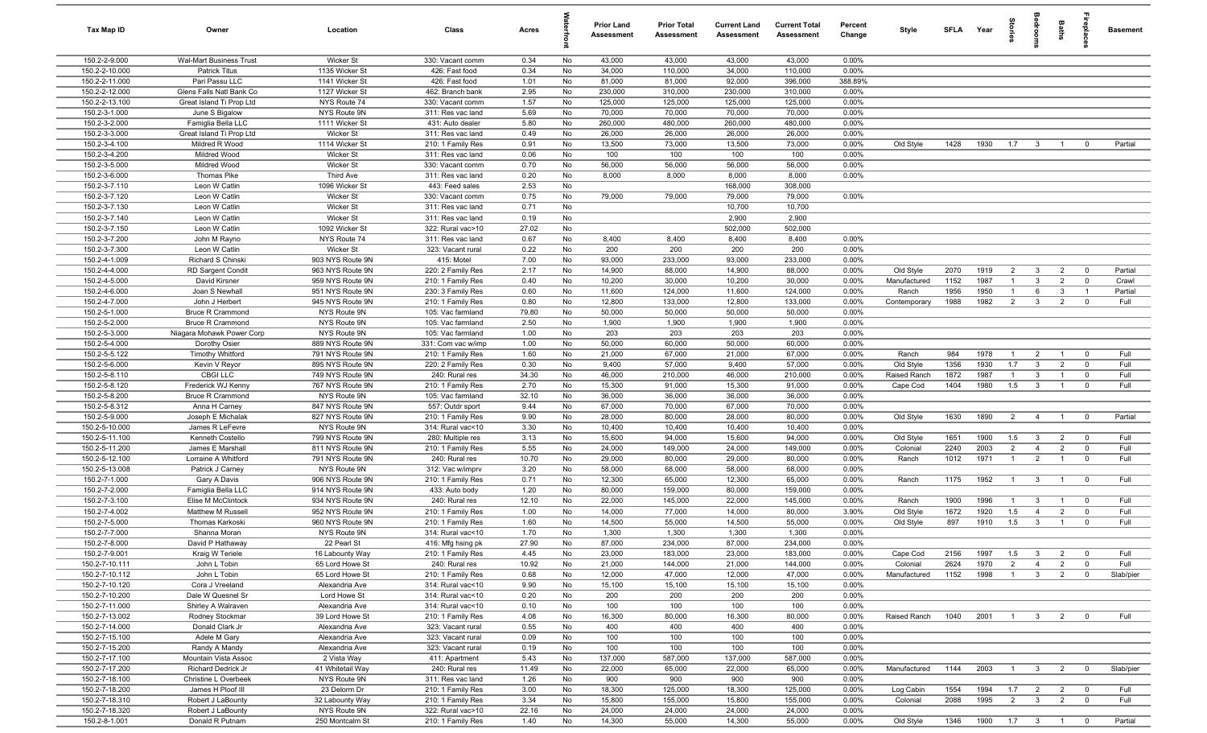| Tax Map ID | Owner | Location | Class | Acres | Waterfront | Prior Land Assessment | Prior Total Assessment | Current Land Assessment | Current Total Assessment | Percent Change | Style | SFLA | Year | Stories | Bedrooms | Baths | Fireplaces | Basement |
|---|---|---|---|---|---|---|---|---|---|---|---|---|---|---|---|---|---|---|
| 150.2-2-9.000 | Wal-Mart Business Trust | Wicker St | 330: Vacant comm | 0.34 | No | 43,000 | 43,000 | 43,000 | 43,000 | 0.00% | | | | | | | | |
| 150.2-2-10.000 | Patrick Titus | 1135 Wicker St | 426: Fast food | 0.34 | No | 34,000 | 110,000 | 34,000 | 110,000 | 0.00% | | | | | | | | |
| 150.2-2-11.000 | Pari Passu LLC | 1141 Wicker St | 426: Fast food | 1.01 | No | 81,000 | 81,000 | 92,000 | 396,000 | 388.89% | | | | | | | | |
| 150.2-2-12.000 | Glens Falls Natl Bank Co | 1127 Wicker St | 462: Branch bank | 2.95 | No | 230,000 | 310,000 | 230,000 | 310,000 | 0.00% | | | | | | | | |
| 150.2-2-13.100 | Great Island Ti Prop Ltd | NYS Route 74 | 330: Vacant comm | 1.57 | No | 125,000 | 125,000 | 125,000 | 125,000 | 0.00% | | | | | | | | |
| 150.2-3-1.000 | June S Bigalow | NYS Route 9N | 311: Res vac land | 5.69 | No | 70,000 | 70,000 | 70,000 | 70,000 | 0.00% | | | | | | | | |
| 150.2-3-2.000 | Famiglia Bella LLC | 1111 Wicker St | 431: Auto dealer | 5.80 | No | 260,000 | 480,000 | 260,000 | 480,000 | 0.00% | | | | | | | | |
| 150.2-3-3.000 | Great Island Ti Prop Ltd | Wicker St | 311: Res vac land | 0.49 | No | 26,000 | 26,000 | 26,000 | 26,000 | 0.00% | | | | | | | | |
| 150.2-3-4.100 | Mildred R Wood | 1114 Wicker St | 210: 1 Family Res | 0.91 | No | 13,500 | 73,000 | 13,500 | 73,000 | 0.00% | Old Style | 1428 | 1930 | 1.7 | 3 | 1 | 0 | Partial |
| 150.2-3-4.200 | Mildred Wood | Wicker St | 311: Res vac land | 0.06 | No | 100 | 100 | 100 | 100 | 0.00% | | | | | | | | |
| 150.2-3-5.000 | Mildred Wood | Wicker St | 330: Vacant comm | 0.70 | No | 56,000 | 56,000 | 56,000 | 56,000 | 0.00% | | | | | | | | |
| 150.2-3-6.000 | Thomas Pike | Third Ave | 311: Res vac land | 0.20 | No | 8,000 | 8,000 | 8,000 | 8,000 | 0.00% | | | | | | | | |
| 150.2-3-7.110 | Leon W Catlin | 1096 Wicker St | 443: Feed sales | 2.53 | No | | | 168,000 | 308,000 | | | | | | | | | |
| 150.2-3-7.120 | Leon W Catlin | Wicker St | 330: Vacant comm | 0.75 | No | 79,000 | 79,000 | 79,000 | 79,000 | 0.00% | | | | | | | | |
| 150.2-3-7.130 | Leon W Catlin | Wicker St | 311: Res vac land | 0.71 | No | | | 10,700 | 10,700 | | | | | | | | | |
| 150.2-3-7.140 | Leon W Catlin | Wicker St | 311: Res vac land | 0.19 | No | | | 2,900 | 2,900 | | | | | | | | | |
| 150.2-3-7.150 | Leon W Catlin | 1092 Wicker St | 322: Rural vac>10 | 27.02 | No | | | 502,000 | 502,000 | | | | | | | | | |
| 150.2-3-7.200 | John M Rayno | NYS Route 74 | 311: Res vac land | 0.67 | No | 8,400 | 8,400 | 8,400 | 8,400 | 0.00% | | | | | | | | |
| 150.2-3-7.300 | Leon W Catlin | Wicker St | 323: Vacant rural | 0.22 | No | 200 | 200 | 200 | 200 | 0.00% | | | | | | | | |
| 150.2-4-1.009 | Richard S Chinski | 903 NYS Route 9N | 415: Motel | 7.00 | No | 93,000 | 233,000 | 93,000 | 233,000 | 0.00% | | | | | | | | |
| 150.2-4-4.000 | RD Sargent Condit | 963 NYS Route 9N | 220: 2 Family Res | 2.17 | No | 14,900 | 88,000 | 14,900 | 88,000 | 0.00% | Old Style | 2070 | 1919 | 2 | 3 | 2 | 0 | Partial |
| 150.2-4-5.000 | David Kirsner | 959 NYS Route 9N | 210: 1 Family Res | 0.40 | No | 10,200 | 30,000 | 10,200 | 30,000 | 0.00% | Manufactured | 1152 | 1987 | 1 | 3 | 2 | 0 | Crawl |
| 150.2-4-6.000 | Joan S Newhall | 951 NYS Route 9N | 230: 3 Family Res | 0.60 | No | 11,600 | 124,000 | 11,600 | 124,000 | 0.00% | Ranch | 1956 | 1950 | 1 | 6 | 3 | 1 | Partial |
| 150.2-4-7.000 | John J Herbert | 945 NYS Route 9N | 210: 1 Family Res | 0.80 | No | 12,800 | 133,000 | 12,800 | 133,000 | 0.00% | Contemporary | 1988 | 1982 | 2 | 3 | 2 | 0 | Full |
| 150.2-5-1.000 | Bruce R Crammond | NYS Route 9N | 105: Vac farmland | 79.80 | No | 50,000 | 50,000 | 50,000 | 50,000 | 0.00% | | | | | | | | |
| 150.2-5-2.000 | Bruce R Crammond | NYS Route 9N | 105: Vac farmland | 2.50 | No | 1,900 | 1,900 | 1,900 | 1,900 | 0.00% | | | | | | | | |
| 150.2-5-3.000 | Niagara Mohawk Power Corp | NYS Route 9N | 105: Vac farmland | 1.00 | No | 203 | 203 | 203 | 203 | 0.00% | | | | | | | | |
| 150.2-5-4.000 | Dorothy Osier | 889 NYS Route 9N | 331: Com vac w/imp | 1.00 | No | 50,000 | 60,000 | 50,000 | 60,000 | 0.00% | | | | | | | | |
| 150.2-5-5.122 | Timothy Whitford | 791 NYS Route 9N | 210: 1 Family Res | 1.60 | No | 21,000 | 67,000 | 21,000 | 67,000 | 0.00% | Ranch | 984 | 1978 | 1 | 2 | 1 | 0 | Full |
| 150.2-5-6.000 | Kevin V Reyor | 895 NYS Route 9N | 220: 2 Family Res | 0.30 | No | 9,400 | 57,000 | 9,400 | 57,000 | 0.00% | Old Style | 1356 | 1930 | 1.7 | 3 | 2 | 0 | Full |
| 150.2-5-8.110 | CBGI LLC | 749 NYS Route 9N | 240: Rural res | 34.30 | No | 46,000 | 210,000 | 46,000 | 210,000 | 0.00% | Raised Ranch | 1872 | 1987 | 1 | 3 | 1 | 0 | Full |
| 150.2-5-8.120 | Frederick WJ Kenny | 767 NYS Route 9N | 210: 1 Family Res | 2.70 | No | 15,300 | 91,000 | 15,300 | 91,000 | 0.00% | Cape Cod | 1404 | 1980 | 1.5 | 3 | 1 | 0 | Full |
| 150.2-5-8.200 | Bruce R Crammond | NYS Route 9N | 105: Vac farmland | 32.10 | No | 36,000 | 36,000 | 36,000 | 36,000 | 0.00% | | | | | | | | |
| 150.2-5-8.312 | Anna H Carney | 847 NYS Route 9N | 557: Outdr sport | 9.44 | No | 67,000 | 70,000 | 67,000 | 70,000 | 0.00% | | | | | | | | |
| 150.2-5-9.000 | Joseph E Michalak | 827 NYS Route 9N | 210: 1 Family Res | 9.90 | No | 28,000 | 80,000 | 28,000 | 80,000 | 0.00% | Old Style | 1630 | 1890 | 2 | 4 | 1 | 0 | Partial |
| 150.2-5-10.000 | James R LeFevre | NYS Route 9N | 314: Rural vac<10 | 3.30 | No | 10,400 | 10,400 | 10,400 | 10,400 | 0.00% | | | | | | | | |
| 150.2-5-11.100 | Kenneth Costello | 799 NYS Route 9N | 280: Multiple res | 3.13 | No | 15,600 | 94,000 | 15,600 | 94,000 | 0.00% | Old Style | 1651 | 1900 | 1.5 | 3 | 2 | 0 | Full |
| 150.2-5-11.200 | James E Marshall | 811 NYS Route 9N | 210: 1 Family Res | 5.55 | No | 24,000 | 149,000 | 24,000 | 149,000 | 0.00% | Colonial | 2240 | 2003 | 2 | 4 | 2 | 0 | Full |
| 150.2-5-12.100 | Lorraine A Whitford | 791 NYS Route 9N | 240: Rural res | 10.70 | No | 29,000 | 80,000 | 29,000 | 80,000 | 0.00% | Ranch | 1012 | 1971 | 1 | 2 | 1 | 0 | Full |
| 150.2-5-13.008 | Patrick J Carney | NYS Route 9N | 312: Vac w/imprv | 3.20 | No | 58,000 | 68,000 | 58,000 | 68,000 | 0.00% | | | | | | | | |
| 150.2-7-1.000 | Gary A Davis | 906 NYS Route 9N | 210: 1 Family Res | 0.71 | No | 12,300 | 65,000 | 12,300 | 65,000 | 0.00% | Ranch | 1175 | 1952 | 1 | 3 | 1 | 0 | Full |
| 150.2-7-2.000 | Famiglia Bella LLC | 914 NYS Route 9N | 433: Auto body | 1.20 | No | 80,000 | 159,000 | 80,000 | 159,000 | 0.00% | | | | | | | | |
| 150.2-7-3.100 | Elise M McClintock | 934 NYS Route 9N | 240: Rural res | 12.10 | No | 22,000 | 145,000 | 22,000 | 145,000 | 0.00% | Ranch | 1900 | 1996 | 1 | 3 | 1 | 0 | Full |
| 150.2-7-4.002 | Matthew M Russell | 952 NYS Route 9N | 210: 1 Family Res | 1.00 | No | 14,000 | 77,000 | 14,000 | 80,000 | 3.90% | Old Style | 1672 | 1920 | 1.5 | 4 | 2 | 0 | Full |
| 150.2-7-5.000 | Thomas Karkoski | 960 NYS Route 9N | 210: 1 Family Res | 1.60 | No | 14,500 | 55,000 | 14,500 | 55,000 | 0.00% | Old Style | 897 | 1910 | 1.5 | 3 | 1 | 0 | Full |
| 150.2-7-7.000 | Shanna Moran | NYS Route 9N | 314: Rural vac<10 | 1.70 | No | 1,300 | 1,300 | 1,300 | 1,300 | 0.00% | | | | | | | | |
| 150.2-7-8.000 | David P Hathaway | 22 Pearl St | 416: Mfg hsing pk | 27.90 | No | 87,000 | 234,000 | 87,000 | 234,000 | 0.00% | | | | | | | | |
| 150.2-7-9.001 | Kraig W Teriele | 16 Labounty Way | 210: 1 Family Res | 4.45 | No | 23,000 | 183,000 | 23,000 | 183,000 | 0.00% | Cape Cod | 2156 | 1997 | 1.5 | 3 | 2 | 0 | Full |
| 150.2-7-10.111 | John L Tobin | 65 Lord Howe St | 240: Rural res | 10.92 | No | 21,000 | 144,000 | 21,000 | 144,000 | 0.00% | Colonial | 2624 | 1970 | 2 | 4 | 2 | 0 | Full |
| 150.2-7-10.112 | John L Tobin | 65 Lord Howe St | 210: 1 Family Res | 0.68 | No | 12,000 | 47,000 | 12,000 | 47,000 | 0.00% | Manufactured | 1152 | 1998 | 1 | 3 | 2 | 0 | Slab/pier |
| 150.2-7-10.120 | Cora J Vreeland | Alexandria Ave | 314: Rural vac<10 | 9.90 | No | 15,100 | 15,100 | 15,100 | 15,100 | 0.00% | | | | | | | | |
| 150.2-7-10.200 | Dale W Quesnel Sr | Lord Howe St | 314: Rural vac<10 | 0.20 | No | 200 | 200 | 200 | 200 | 0.00% | | | | | | | | |
| 150.2-7-11.000 | Shirley A Walraven | Alexandria Ave | 314: Rural vac<10 | 0.10 | No | 100 | 100 | 100 | 100 | 0.00% | | | | | | | | |
| 150.2-7-13.002 | Rodney Stockmar | 39 Lord Howe St | 210: 1 Family Res | 4.08 | No | 16,300 | 80,000 | 16,300 | 80,000 | 0.00% | Raised Ranch | 1040 | 2001 | 1 | 3 | 2 | 0 | Full |
| 150.2-7-14.000 | Donald Clark Jr | Alexandria Ave | 323: Vacant rural | 0.55 | No | 400 | 400 | 400 | 400 | 0.00% | | | | | | | | |
| 150.2-7-15.100 | Adele M Gary | Alexandria Ave | 323: Vacant rural | 0.09 | No | 100 | 100 | 100 | 100 | 0.00% | | | | | | | | |
| 150.2-7-15.200 | Randy A Mandy | Alexandria Ave | 323: Vacant rural | 0.19 | No | 100 | 100 | 100 | 100 | 0.00% | | | | | | | | |
| 150.2-7-17.100 | Mountain Vista Assoc | 2 Vista Way | 411: Apartment | 5.43 | No | 137,000 | 587,000 | 137,000 | 587,000 | 0.00% | | | | | | | | |
| 150.2-7-17.200 | Richard Dedrick Jr | 41 Whitetail Way | 240: Rural res | 11.49 | No | 22,000 | 65,000 | 22,000 | 65,000 | 0.00% | Manufactured | 1144 | 2003 | 1 | 3 | 2 | 0 | Slab/pier |
| 150.2-7-18.100 | Christine L Overbeek | NYS Route 9N | 311: Res vac land | 1.26 | No | 900 | 900 | 900 | 900 | 0.00% | | | | | | | | |
| 150.2-7-18.200 | James H Ploof III | 23 Delorm Dr | 210: 1 Family Res | 3.00 | No | 18,300 | 125,000 | 18,300 | 125,000 | 0.00% | Log Cabin | 1554 | 1994 | 1.7 | 2 | 2 | 0 | Full |
| 150.2-7-18.310 | Robert J LaBounty | 32 Labounty Way | 210: 1 Family Res | 3.34 | No | 15,800 | 155,000 | 15,800 | 155,000 | 0.00% | Colonial | 2088 | 1995 | 2 | 3 | 2 | 0 | Full |
| 150.2-7-18.320 | Robert J LaBounty | NYS Route 9N | 322: Rural vac>10 | 22.16 | No | 24,000 | 24,000 | 24,000 | 24,000 | 0.00% | | | | | | | | |
| 150.2-8-1.001 | Donald R Putnam | 250 Montcalm St | 210: 1 Family Res | 1.40 | No | 14,300 | 55,000 | 14,300 | 55,000 | 0.00% | Old Style | 1346 | 1900 | 1.7 | 3 | 1 | 0 | Partial |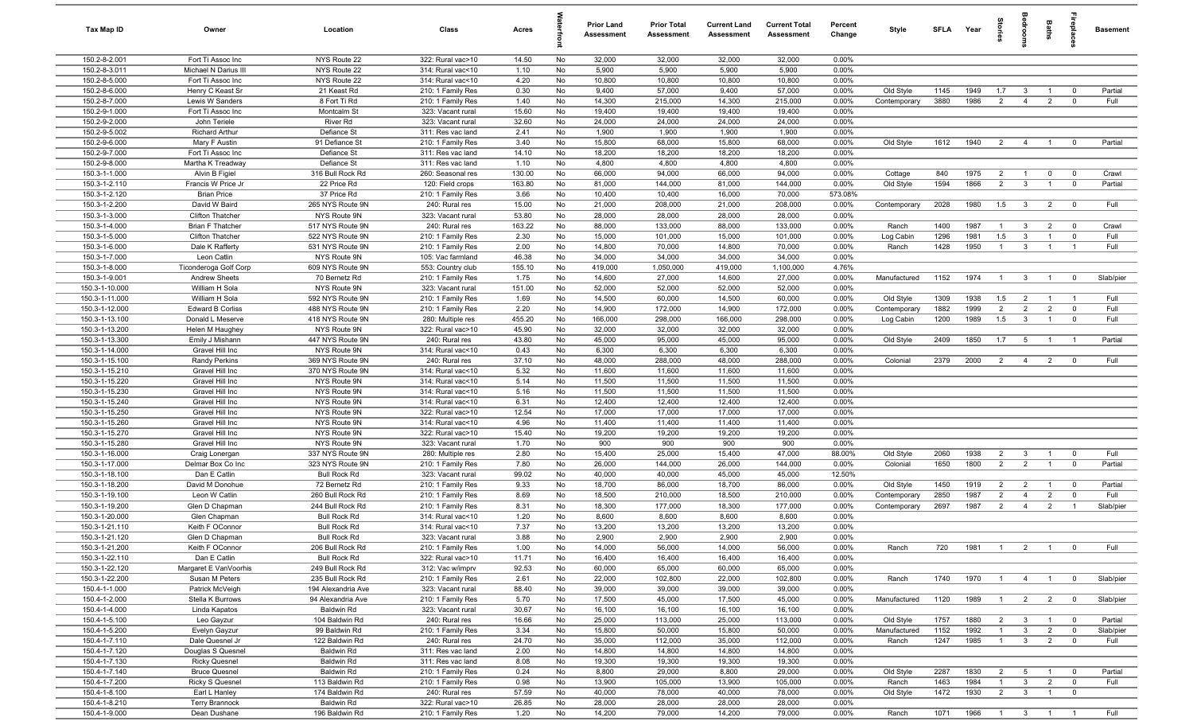| Tax Map ID | Owner | Location | Class | Acres | Waterfront | Prior Land Assessment | Prior Total Assessment | Current Land Assessment | Current Total Assessment | Percent Change | Style | SFLA | Year | Stories | Bedrooms | Baths | Fireplaces | Basement |
|---|---|---|---|---|---|---|---|---|---|---|---|---|---|---|---|---|---|---|
| 150.2-8-2.001 | Fort Ti Assoc Inc | NYS Route 22 | 322: Rural vac>10 | 14.50 | No | 32,000 | 32,000 | 32,000 | 32,000 | 0.00% | | | | | | | | |
| 150.2-8-3.011 | Michael N Darius III | NYS Route 22 | 314: Rural vac<10 | 1.10 | No | 5,900 | 5,900 | 5,900 | 5,900 | 0.00% | | | | | | | | |
| 150.2-8-5.000 | Fort Ti Assoc Inc | NYS Route 22 | 314: Rural vac<10 | 4.20 | No | 10,800 | 10,800 | 10,800 | 10,800 | 0.00% | | | | | | | | |
| 150.2-8-6.000 | Henry C Keast Sr | 21 Keast Rd | 210: 1 Family Res | 0.30 | No | 9,400 | 57,000 | 9,400 | 57,000 | 0.00% | Old Style | 1145 | 1949 | 1.7 | 3 | 1 | 0 | Partial |
| 150.2-8-7.000 | Lewis W Sanders | 8 Fort Ti Rd | 210: 1 Family Res | 1.40 | No | 14,300 | 215,000 | 14,300 | 215,000 | 0.00% | Contemporary | 3880 | 1986 | 2 | 4 | 2 | 0 | Full |
| 150.2-9-1.000 | Fort Ti Assoc Inc | Montcalm St | 323: Vacant rural | 15.60 | No | 19,400 | 19,400 | 19,400 | 19,400 | 0.00% | | | | | | | | |
| 150.2-9-2.000 | John Teriele | River Rd | 323: Vacant rural | 32.60 | No | 24,000 | 24,000 | 24,000 | 24,000 | 0.00% | | | | | | | | |
| 150.2-9-5.002 | Richard Arthur | Defiance St | 311: Res vac land | 2.41 | No | 1,900 | 1,900 | 1,900 | 1,900 | 0.00% | | | | | | | | |
| 150.2-9-6.000 | Mary F Austin | 91 Defiance St | 210: 1 Family Res | 3.40 | No | 15,800 | 68,000 | 15,800 | 68,000 | 0.00% | Old Style | 1612 | 1940 | 2 | 4 | 1 | 0 | Partial |
| 150.2-9-7.000 | Fort Ti Assoc Inc | Defiance St | 311: Res vac land | 14.10 | No | 18,200 | 18,200 | 18,200 | 18,200 | 0.00% | | | | | | | | |
| 150.2-9-8.000 | Martha K Treadway | Defiance St | 311: Res vac land | 1.10 | No | 4,800 | 4,800 | 4,800 | 4,800 | 0.00% | | | | | | | | |
| 150.3-1-1.000 | Alvin B Figiel | 316 Bull Rock Rd | 260: Seasonal res | 130.00 | No | 66,000 | 94,000 | 66,000 | 94,000 | 0.00% | Cottage | 840 | 1975 | 2 | 1 | 0 | 0 | Crawl |
| 150.3-1-2.110 | Francis W Price Jr | 22 Price Rd | 120: Field crops | 163.80 | No | 81,000 | 144,000 | 81,000 | 144,000 | 0.00% | Old Style | 1594 | 1866 | 2 | 3 | 1 | 0 | Partial |
| 150.3-1-2.120 | Brian Price | 37 Price Rd | 210: 1 Family Res | 3.66 | No | 10,400 | 10,400 | 16,000 | 70,000 | 573.08% | | | | | | | | |
| 150.3-1-2.200 | David W Baird | 265 NYS Route 9N | 240: Rural res | 15.00 | No | 21,000 | 208,000 | 21,000 | 208,000 | 0.00% | Contemporary | 2028 | 1980 | 1.5 | 3 | 2 | 0 | Full |
| 150.3-1-3.000 | Clifton Thatcher | NYS Route 9N | 323: Vacant rural | 53.80 | No | 28,000 | 28,000 | 28,000 | 28,000 | 0.00% | | | | | | | | |
| 150.3-1-4.000 | Brian F Thatcher | 517 NYS Route 9N | 240: Rural res | 163.22 | No | 88,000 | 133,000 | 88,000 | 133,000 | 0.00% | Ranch | 1400 | 1987 | 1 | 3 | 2 | 0 | Crawl |
| 150.3-1-5.000 | Clifton Thatcher | 522 NYS Route 9N | 210: 1 Family Res | 2.30 | No | 15,000 | 101,000 | 15,000 | 101,000 | 0.00% | Log Cabin | 1296 | 1981 | 1.5 | 3 | 1 | 0 | Full |
| 150.3-1-6.000 | Dale K Rafferty | 531 NYS Route 9N | 210: 1 Family Res | 2.00 | No | 14,800 | 70,000 | 14,800 | 70,000 | 0.00% | Ranch | 1428 | 1950 | 1 | 3 | 1 | 1 | Full |
| 150.3-1-7.000 | Leon Catlin | NYS Route 9N | 105: Vac farmland | 46.38 | No | 34,000 | 34,000 | 34,000 | 34,000 | 0.00% | | | | | | | | |
| 150.3-1-8.000 | Ticonderoga Golf Corp | 609 NYS Route 9N | 553: Country club | 155.10 | No | 419,000 | 1,050,000 | 419,000 | 1,100,000 | 4.76% | | | | | | | | |
| 150.3-1-9.001 | Andrew Sheets | 70 Bernetz Rd | 210: 1 Family Res | 1.75 | No | 14,600 | 27,000 | 14,600 | 27,000 | 0.00% | Manufactured | 1152 | 1974 | 1 | 3 | 1 | 0 | Slab/pier |
| 150.3-1-10.000 | William H Sola | NYS Route 9N | 323: Vacant rural | 151.00 | No | 52,000 | 52,000 | 52,000 | 52,000 | 0.00% | | | | | | | | |
| 150.3-1-11.000 | William H Sola | 592 NYS Route 9N | 210: 1 Family Res | 1.69 | No | 14,500 | 60,000 | 14,500 | 60,000 | 0.00% | Old Style | 1309 | 1938 | 1.5 | 2 | 1 | 1 | Full |
| 150.3-1-12.000 | Edward B Corliss | 488 NYS Route 9N | 210: 1 Family Res | 2.20 | No | 14,900 | 172,000 | 14,900 | 172,000 | 0.00% | Contemporary | 1882 | 1999 | 2 | 2 | 2 | 0 | Full |
| 150.3-1-13.100 | Donald L Meserve | 418 NYS Route 9N | 280: Multiple res | 455.20 | No | 166,000 | 298,000 | 166,000 | 298,000 | 0.00% | Log Cabin | 1200 | 1989 | 1.5 | 3 | 1 | 0 | Full |
| 150.3-1-13.200 | Helen M Haughey | NYS Route 9N | 322: Rural vac>10 | 45.90 | No | 32,000 | 32,000 | 32,000 | 32,000 | 0.00% | | | | | | | | |
| 150.3-1-13.300 | Emily J Mishann | 447 NYS Route 9N | 240: Rural res | 43.80 | No | 45,000 | 95,000 | 45,000 | 95,000 | 0.00% | Old Style | 2409 | 1850 | 1.7 | 5 | 1 | 1 | Partial |
| 150.3-1-14.000 | Gravel Hill Inc | NYS Route 9N | 314: Rural vac<10 | 0.43 | No | 6,300 | 6,300 | 6,300 | 6,300 | 0.00% | | | | | | | | |
| 150.3-1-15.100 | Randy Perkins | 369 NYS Route 9N | 240: Rural res | 37.10 | No | 48,000 | 288,000 | 48,000 | 288,000 | 0.00% | Colonial | 2379 | 2000 | 2 | 4 | 2 | 0 | Full |
| 150.3-1-15.210 | Gravel Hill Inc | 370 NYS Route 9N | 314: Rural vac<10 | 5.32 | No | 11,600 | 11,600 | 11,600 | 11,600 | 0.00% | | | | | | | | |
| 150.3-1-15.220 | Gravel Hill Inc | NYS Route 9N | 314: Rural vac<10 | 5.14 | No | 11,500 | 11,500 | 11,500 | 11,500 | 0.00% | | | | | | | | |
| 150.3-1-15.230 | Gravel Hill Inc | NYS Route 9N | 314: Rural vac<10 | 5.16 | No | 11,500 | 11,500 | 11,500 | 11,500 | 0.00% | | | | | | | | |
| 150.3-1-15.240 | Gravel Hill Inc | NYS Route 9N | 314: Rural vac<10 | 6.31 | No | 12,400 | 12,400 | 12,400 | 12,400 | 0.00% | | | | | | | | |
| 150.3-1-15.250 | Gravel Hill Inc | NYS Route 9N | 322: Rural vac>10 | 12.54 | No | 17,000 | 17,000 | 17,000 | 17,000 | 0.00% | | | | | | | | |
| 150.3-1-15.260 | Gravel Hill Inc | NYS Route 9N | 314: Rural vac<10 | 4.96 | No | 11,400 | 11,400 | 11,400 | 11,400 | 0.00% | | | | | | | | |
| 150.3-1-15.270 | Gravel Hill Inc | NYS Route 9N | 322: Rural vac>10 | 15.40 | No | 19,200 | 19,200 | 19,200 | 19,200 | 0.00% | | | | | | | | |
| 150.3-1-15.280 | Gravel Hill Inc | NYS Route 9N | 323: Vacant rural | 1.70 | No | 900 | 900 | 900 | 900 | 0.00% | | | | | | | | |
| 150.3-1-16.000 | Craig Lonergan | 337 NYS Route 9N | 280: Multiple res | 2.80 | No | 15,400 | 25,000 | 15,400 | 47,000 | 88.00% | Old Style | 2060 | 1938 | 2 | 3 | 1 | 0 | Full |
| 150.3-1-17.000 | Delmar Box Co Inc | 323 NYS Route 9N | 210: 1 Family Res | 7.80 | No | 26,000 | 144,000 | 26,000 | 144,000 | 0.00% | Colonial | 1650 | 1800 | 2 | 2 | 1 | 0 | Partial |
| 150.3-1-18.100 | Dan E Catlin | Bull Rock Rd | 323: Vacant rural | 99.02 | No | 40,000 | 40,000 | 45,000 | 45,000 | 12.50% | | | | | | | | |
| 150.3-1-18.200 | David M Donohue | 72 Bernetz Rd | 210: 1 Family Res | 9.33 | No | 18,700 | 86,000 | 18,700 | 86,000 | 0.00% | Old Style | 1450 | 1919 | 2 | 2 | 1 | 0 | Partial |
| 150.3-1-19.100 | Leon W Catlin | 260 Bull Rock Rd | 210: 1 Family Res | 8.69 | No | 18,500 | 210,000 | 18,500 | 210,000 | 0.00% | Contemporary | 2850 | 1987 | 2 | 4 | 2 | 0 | Full |
| 150.3-1-19.200 | Glen D Chapman | 244 Bull Rock Rd | 210: 1 Family Res | 8.31 | No | 18,300 | 177,000 | 18,300 | 177,000 | 0.00% | Contemporary | 2697 | 1987 | 2 | 4 | 2 | 1 | Slab/pier |
| 150.3-1-20.000 | Glen Chapman | Bull Rock Rd | 314: Rural vac<10 | 1.20 | No | 8,600 | 8,600 | 8,600 | 8,600 | 0.00% | | | | | | | | |
| 150.3-1-21.110 | Keith F OConnor | Bull Rock Rd | 314: Rural vac<10 | 7.37 | No | 13,200 | 13,200 | 13,200 | 13,200 | 0.00% | | | | | | | | |
| 150.3-1-21.120 | Glen D Chapman | Bull Rock Rd | 323: Vacant rural | 3.88 | No | 2,900 | 2,900 | 2,900 | 2,900 | 0.00% | | | | | | | | |
| 150.3-1-21.200 | Keith F OConnor | 206 Bull Rock Rd | 210: 1 Family Res | 1.00 | No | 14,000 | 56,000 | 14,000 | 56,000 | 0.00% | Ranch | 720 | 1981 | 1 | 2 | 1 | 0 | Full |
| 150.3-1-22.110 | Dan E Catlin | Bull Rock Rd | 322: Rural vac>10 | 11.71 | No | 16,400 | 16,400 | 16,400 | 16,400 | 0.00% | | | | | | | | |
| 150.3-1-22.120 | Margaret E VanVoorhis | 249 Bull Rock Rd | 312: Vac w/imprv | 92.53 | No | 60,000 | 65,000 | 60,000 | 65,000 | 0.00% | | | | | | | | |
| 150.3-1-22.200 | Susan M Peters | 235 Bull Rock Rd | 210: 1 Family Res | 2.61 | No | 22,000 | 102,800 | 22,000 | 102,800 | 0.00% | Ranch | 1740 | 1970 | 1 | 4 | 1 | 0 | Slab/pier |
| 150.4-1-1.000 | Patrick McVeigh | 194 Alexandria Ave | 323: Vacant rural | 88.40 | No | 39,000 | 39,000 | 39,000 | 39,000 | 0.00% | | | | | | | | |
| 150.4-1-2.000 | Stella K Burrows | 94 Alexandria Ave | 210: 1 Family Res | 5.70 | No | 17,500 | 45,000 | 17,500 | 45,000 | 0.00% | Manufactured | 1120 | 1989 | 1 | 2 | 2 | 0 | Slab/pier |
| 150.4-1-4.000 | Linda Kapatos | Baldwin Rd | 323: Vacant rural | 30.67 | No | 16,100 | 16,100 | 16,100 | 16,100 | 0.00% | | | | | | | | |
| 150.4-1-5.100 | Leo Gayzur | 104 Baldwin Rd | 240: Rural res | 16.66 | No | 25,000 | 113,000 | 25,000 | 113,000 | 0.00% | Old Style | 1757 | 1880 | 2 | 3 | 1 | 0 | Partial |
| 150.4-1-5.200 | Evelyn Gayzur | 99 Baldwin Rd | 210: 1 Family Res | 3.34 | No | 15,800 | 50,000 | 15,800 | 50,000 | 0.00% | Manufactured | 1152 | 1992 | 1 | 3 | 2 | 0 | Slab/pier |
| 150.4-1-7.110 | Dale Quesnel Jr | 122 Baldwin Rd | 240: Rural res | 24.70 | No | 35,000 | 112,000 | 35,000 | 112,000 | 0.00% | Ranch | 1247 | 1985 | 1 | 3 | 2 | 0 | Full |
| 150.4-1-7.120 | Douglas S Quesnel | Baldwin Rd | 311: Res vac land | 2.00 | No | 14,800 | 14,800 | 14,800 | 14,800 | 0.00% | | | | | | | | |
| 150.4-1-7.130 | Ricky Quesnel | Baldwin Rd | 311: Res vac land | 8.08 | No | 19,300 | 19,300 | 19,300 | 19,300 | 0.00% | | | | | | | | |
| 150.4-1-7.140 | Bruce Quesnel | Baldwin Rd | 210: 1 Family Res | 0.24 | No | 8,800 | 29,000 | 8,800 | 29,000 | 0.00% | Old Style | 2287 | 1830 | 2 | 5 | 1 | 0 | Partial |
| 150.4-1-7.200 | Ricky S Quesnel | 113 Baldwin Rd | 210: 1 Family Res | 0.98 | No | 13,900 | 105,000 | 13,900 | 105,000 | 0.00% | Ranch | 1463 | 1984 | 1 | 3 | 2 | 0 | Full |
| 150.4-1-8.100 | Earl L Hanley | 174 Baldwin Rd | 240: Rural res | 57.59 | No | 40,000 | 78,000 | 40,000 | 78,000 | 0.00% | Old Style | 1472 | 1930 | 2 | 3 | 1 | 0 | |
| 150.4-1-8.210 | Terry Brannock | Baldwin Rd | 322: Rural vac>10 | 26.85 | No | 28,000 | 28,000 | 28,000 | 28,000 | 0.00% | | | | | | | | |
| 150.4-1-9.000 | Dean Dushane | 196 Baldwin Rd | 210: 1 Family Res | 1.20 | No | 14,200 | 79,000 | 14,200 | 79,000 | 0.00% | Ranch | 1071 | 1966 | 1 | 3 | 1 | 1 | Full |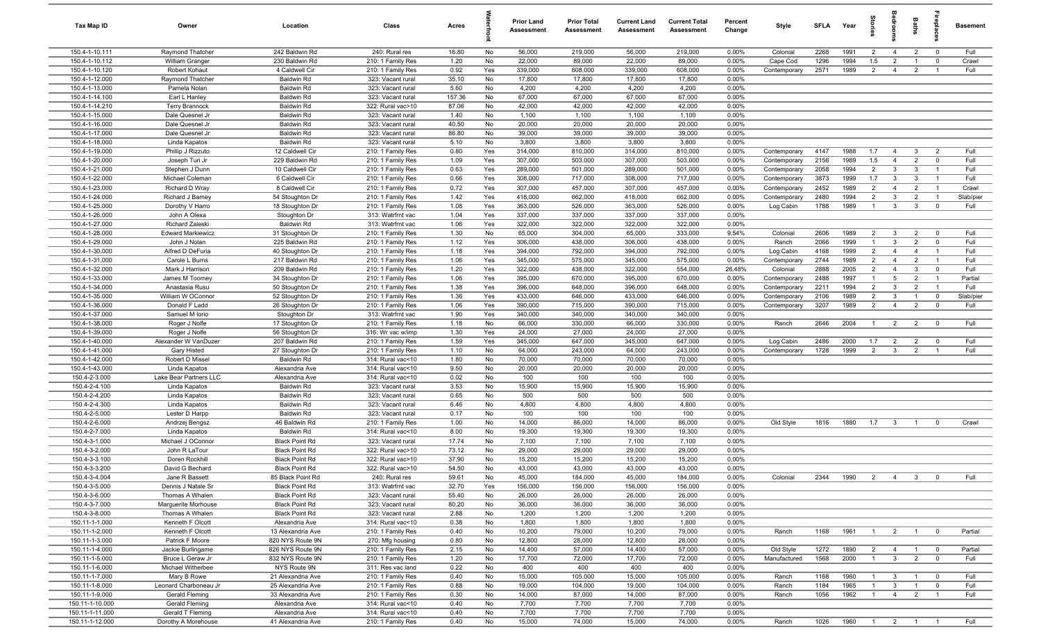| Tax Map ID | Owner | Location | Class | Acres | Waterfront | Prior Land Assessment | Prior Total Assessment | Current Land Assessment | Current Total Assessment | Percent Change | Style | SFLA | Year | Stories | Bedrooms | Baths | Fireplaces | Basement |
|---|---|---|---|---|---|---|---|---|---|---|---|---|---|---|---|---|---|---|
| 150.4-1-10.111 | Raymond Thatcher | 242 Baldwin Rd | 240: Rural res | 16.80 | No | 56,000 | 219,000 | 56,000 | 219,000 | 0.00% | Colonial | 2268 | 1991 | 2 | 4 | 2 | 0 | Full |
| 150.4-1-10.112 | William Granger | 230 Baldwin Rd | 210: 1 Family Res | 1.20 | No | 22,000 | 89,000 | 22,000 | 89,000 | 0.00% | Cape Cod | 1296 | 1994 | 1.5 | 2 | 1 | 0 | Crawl |
| 150.4-1-10.120 | Robert Kohaut | 4 Caldwell Cir | 210: 1 Family Res | 0.92 | Yes | 339,000 | 608,000 | 339,000 | 608,000 | 0.00% | Contemporary | 2571 | 1989 | 2 | 4 | 2 | 1 | Full |
| 150.4-1-12.000 | Raymond Thatcher | Baldwin Rd | 323: Vacant rural | 35.10 | No | 17,800 | 17,800 | 17,800 | 17,800 | 0.00% | | | | | | | | |
| 150.4-1-13.000 | Pamela Nolan | Baldwin Rd | 323: Vacant rural | 5.60 | No | 4,200 | 4,200 | 4,200 | 4,200 | 0.00% | | | | | | | | |
| 150.4-1-14.100 | Earl L Hanley | Baldwin Rd | 323: Vacant rural | 157.36 | No | 67,000 | 67,000 | 67,000 | 67,000 | 0.00% | | | | | | | | |
| 150.4-1-14.210 | Terry Brannock | Baldwin Rd | 322: Rural vac>10 | 87.06 | No | 42,000 | 42,000 | 42,000 | 42,000 | 0.00% | | | | | | | | |
| 150.4-1-15.000 | Dale Quesnel Jr | Baldwin Rd | 323: Vacant rural | 1.40 | No | 1,100 | 1,100 | 1,100 | 1,100 | 0.00% | | | | | | | | |
| 150.4-1-16.000 | Dale Quesnel Jr | Baldwin Rd | 323: Vacant rural | 40.50 | No | 20,000 | 20,000 | 20,000 | 20,000 | 0.00% | | | | | | | | |
| 150.4-1-17.000 | Dale Quesnel Jr | Baldwin Rd | 323: Vacant rural | 86.80 | No | 39,000 | 39,000 | 39,000 | 39,000 | 0.00% | | | | | | | | |
| 150.4-1-18.000 | Linda Kapatos | Baldwin Rd | 323: Vacant rural | 5.10 | No | 3,800 | 3,800 | 3,800 | 3,800 | 0.00% | | | | | | | | |
| 150.4-1-19.000 | Phillip J Rizzuto | 12 Caldwell Cir | 210: 1 Family Res | 0.80 | Yes | 314,000 | 810,000 | 314,000 | 810,000 | 0.00% | Contemporary | 4147 | 1988 | 1.7 | 4 | 3 | 2 | Full |
| 150.4-1-20.000 | Joseph Turi Jr | 229 Baldwin Rd | 210: 1 Family Res | 1.09 | Yes | 307,000 | 503,000 | 307,000 | 503,000 | 0.00% | Contemporary | 2156 | 1989 | 1.5 | 4 | 2 | 0 | Full |
| 150.4-1-21.000 | Stephen J Dunn | 10 Caldwell Cir | 210: 1 Family Res | 0.63 | Yes | 289,000 | 501,000 | 289,000 | 501,000 | 0.00% | Contemporary | 2058 | 1994 | 2 | 3 | 3 | 1 | Full |
| 150.4-1-22.000 | Michael Coleman | 6 Caldwell Cir | 210: 1 Family Res | 0.66 | Yes | 308,000 | 717,000 | 308,000 | 717,000 | 0.00% | Contemporary | 3873 | 1999 | 1.7 | 3 | 3 | 1 | Full |
| 150.4-1-23.000 | Richard D Wray | 8 Caldwell Cir | 210: 1 Family Res | 0.72 | Yes | 307,000 | 457,000 | 307,000 | 457,000 | 0.00% | Contemporary | 2452 | 1989 | 2 | 4 | 2 | 1 | Crawl |
| 150.4-1-24.000 | Richard J Barney | 54 Stoughton Dr | 210: 1 Family Res | 1.42 | Yes | 418,000 | 662,000 | 418,000 | 662,000 | 0.00% | Contemporary | 2480 | 1994 | 2 | 3 | 2 | 1 | Slab/pier |
| 150.4-1-25.000 | Dorothy V Harro | 18 Stoughton Dr | 210: 1 Family Res | 1.08 | Yes | 363,000 | 526,000 | 363,000 | 526,000 | 0.00% | Log Cabin | 1788 | 1989 | 1 | 3 | 3 | 0 | Full |
| 150.4-1-26.000 | John A Olexa | Stoughton Dr | 313: Watrfrnt vac | 1.04 | Yes | 337,000 | 337,000 | 337,000 | 337,000 | 0.00% | | | | | | | | |
| 150.4-1-27.000 | Richard Zaleski | Baldwin Rd | 313: Watrfrnt vac | 1.06 | Yes | 322,000 | 322,000 | 322,000 | 322,000 | 0.00% | | | | | | | | |
| 150.4-1-28.000 | Edward Markiewicz | 31 Stoughton Dr | 210: 1 Family Res | 1.30 | No | 65,000 | 304,000 | 65,000 | 333,000 | 9.54% | Colonial | 2606 | 1989 | 2 | 3 | 2 | 0 | Full |
| 150.4-1-29.000 | John J Nolan | 225 Baldwin Rd | 210: 1 Family Res | 1.12 | Yes | 306,000 | 438,000 | 306,000 | 438,000 | 0.00% | Ranch | 2066 | 1999 | 1 | 3 | 2 | 0 | Full |
| 150.4-1-30.000 | Alfred D DeFuria | 40 Stoughton Dr | 210: 1 Family Res | 1.18 | Yes | 394,000 | 792,000 | 394,000 | 792,000 | 0.00% | Log Cabin | 4168 | 1999 | 2 | 4 | 4 | 1 | Full |
| 150.4-1-31.000 | Carole L Burns | 217 Baldwin Rd | 210: 1 Family Res | 1.06 | Yes | 345,000 | 575,000 | 345,000 | 575,000 | 0.00% | Contemporary | 2744 | 1989 | 2 | 4 | 2 | 1 | Full |
| 150.4-1-32.000 | Mark J Harrison | 209 Baldwin Rd | 210: 1 Family Res | 1.20 | Yes | 322,000 | 438,000 | 322,000 | 554,000 | 26.48% | Colonial | 2888 | 2005 | 2 | 4 | 3 | 0 | Full |
| 150.4-1-33.000 | James M Toomey | 34 Stoughton Dr | 210: 1 Family Res | 1.06 | Yes | 395,000 | 670,000 | 395,000 | 670,000 | 0.00% | Contemporary | 2488 | 1997 | 1 | 5 | 2 | 1 | Partial |
| 150.4-1-34.000 | Anastasia Rusu | 50 Stoughton Dr | 210: 1 Family Res | 1.38 | Yes | 396,000 | 648,000 | 396,000 | 648,000 | 0.00% | Contemporary | 2211 | 1994 | 2 | 3 | 2 | 1 | Full |
| 150.4-1-35.000 | William W OConnor | 52 Stoughton Dr | 210: 1 Family Res | 1.36 | Yes | 433,000 | 646,000 | 433,000 | 646,000 | 0.00% | Contemporary | 2106 | 1989 | 2 | 3 | 1 | 0 | Slab/pier |
| 150.4-1-36.000 | Donald F Ladd | 26 Stoughton Dr | 210: 1 Family Res | 1.06 | Yes | 390,000 | 715,000 | 390,000 | 715,000 | 0.00% | Contemporary | 3207 | 1989 | 2 | 4 | 2 | 0 | Full |
| 150.4-1-37.000 | Samuel M Iorio | Stoughton Dr | 313: Watrfrnt vac | 1.90 | Yes | 340,000 | 340,000 | 340,000 | 340,000 | 0.00% | | | | | | | | |
| 150.4-1-38.000 | Roger J Nolfe | 17 Stoughton Dr | 210: 1 Family Res | 1.18 | No | 66,000 | 330,000 | 66,000 | 330,000 | 0.00% | Ranch | 2646 | 2004 | 1 | 2 | 2 | 0 | Full |
| 150.4-1-39.000 | Roger J Nolfe | 56 Stoughton Dr | 316: Wr vac w/imp | 1.30 | Yes | 24,000 | 27,000 | 24,000 | 27,000 | 0.00% | | | | | | | | |
| 150.4-1-40.000 | Alexander W VanDuzer | 207 Baldwin Rd | 210: 1 Family Res | 1.59 | Yes | 345,000 | 647,000 | 345,000 | 647,000 | 0.00% | Log Cabin | 2486 | 2000 | 1.7 | 2 | 2 | 0 | Full |
| 150.4-1-41.000 | Gary Histed | 27 Stoughton Dr | 210: 1 Family Res | 1.10 | No | 64,000 | 243,000 | 64,000 | 243,000 | 0.00% | Contemporary | 1728 | 1999 | 2 | 3 | 2 | 1 | Full |
| 150.4-1-42.000 | Robert D Missel | Baldwin Rd | 314: Rural vac<10 | 1.80 | No | 70,000 | 70,000 | 70,000 | 70,000 | 0.00% | | | | | | | | |
| 150.4-1-43.000 | Linda Kapatos | Alexandria Ave | 314: Rural vac<10 | 9.50 | No | 20,000 | 20,000 | 20,000 | 20,000 | 0.00% | | | | | | | | |
| 150.4-2-3.000 | Lake Bear Partners LLC | Alexandria Ave | 314: Rural vac<10 | 0.02 | No | 100 | 100 | 100 | 100 | 0.00% | | | | | | | | |
| 150.4-2-4.100 | Linda Kapatos | Baldwin Rd | 323: Vacant rural | 3.53 | No | 15,900 | 15,900 | 15,900 | 15,900 | 0.00% | | | | | | | | |
| 150.4-2-4.200 | Linda Kapatos | Baldwin Rd | 323: Vacant rural | 0.65 | No | 500 | 500 | 500 | 500 | 0.00% | | | | | | | | |
| 150.4-2-4.300 | Linda Kapatos | Baldwin Rd | 323: Vacant rural | 6.46 | No | 4,800 | 4,800 | 4,800 | 4,800 | 0.00% | | | | | | | | |
| 150.4-2-5.000 | Lester D Harpp | Baldwin Rd | 323: Vacant rural | 0.17 | No | 100 | 100 | 100 | 100 | 0.00% | | | | | | | | |
| 150.4-2-6.000 | Andrzej Bengsz | 46 Baldwin Rd | 210: 1 Family Res | 1.00 | No | 14,000 | 86,000 | 14,000 | 86,000 | 0.00% | Old Style | 1816 | 1880 | 1.7 | 3 | 1 | 0 | Crawl |
| 150.4-2-7.000 | Linda Kapatos | Baldwin Rd | 314: Rural vac<10 | 8.00 | No | 19,300 | 19,300 | 19,300 | 19,300 | 0.00% | | | | | | | | |
| 150.4-3-1.000 | Michael J OConnor | Black Point Rd | 323: Vacant rural | 17.74 | No | 7,100 | 7,100 | 7,100 | 7,100 | 0.00% | | | | | | | | |
| 150.4-3-2.000 | John R LaTour | Black Point Rd | 322: Rural vac>10 | 73.12 | No | 29,000 | 29,000 | 29,000 | 29,000 | 0.00% | | | | | | | | |
| 150.4-3-3.100 | Doren Rockhill | Black Point Rd | 322: Rural vac>10 | 37.90 | No | 15,200 | 15,200 | 15,200 | 15,200 | 0.00% | | | | | | | | |
| 150.4-3-3.200 | David G Bechard | Black Point Rd | 322: Rural vac>10 | 54.50 | No | 43,000 | 43,000 | 43,000 | 43,000 | 0.00% | | | | | | | | |
| 150.4-3-4.004 | Jane R Bassett | 85 Black Point Rd | 240: Rural res | 59.61 | No | 45,000 | 184,000 | 45,000 | 184,000 | 0.00% | Colonial | 2344 | 1990 | 2 | 4 | 3 | 0 | Full |
| 150.4-3-5.000 | Dennis J Natale Sr | Black Point Rd | 313: Watrfrnt vac | 32.70 | Yes | 156,000 | 156,000 | 156,000 | 156,000 | 0.00% | | | | | | | | |
| 150.4-3-6.000 | Thomas A Whalen | Black Point Rd | 323: Vacant rural | 55.40 | No | 26,000 | 26,000 | 26,000 | 26,000 | 0.00% | | | | | | | | |
| 150.4-3-7.000 | Marguerite Morhouse | Black Point Rd | 323: Vacant rural | 80.20 | No | 36,000 | 36,000 | 36,000 | 36,000 | 0.00% | | | | | | | | |
| 150.4-3-8.000 | Thomas A Whalen | Black Point Rd | 323: Vacant rural | 2.88 | No | 1,200 | 1,200 | 1,200 | 1,200 | 0.00% | | | | | | | | |
| 150.11-1-1.000 | Kenneth F Olcott | Alexandria Ave | 314: Rural vac<10 | 0.38 | No | 1,800 | 1,800 | 1,800 | 1,800 | 0.00% | | | | | | | | |
| 150.11-1-2.000 | Kenneth F Olcott | 13 Alexandria Ave | 210: 1 Family Res | 0.40 | No | 10,200 | 79,000 | 10,200 | 79,000 | 0.00% | Ranch | 1168 | 1961 | 1 | 2 | 1 | 0 | Partial |
| 150.11-1-3.000 | Patrick F Moore | 820 NYS Route 9N | 270: Mfg housing | 0.80 | No | 12,800 | 28,000 | 12,800 | 28,000 | 0.00% | | | | | | | | |
| 150.11-1-4.000 | Jackie Burlingame | 826 NYS Route 9N | 210: 1 Family Res | 2.15 | No | 14,400 | 57,000 | 14,400 | 57,000 | 0.00% | Old Style | 1272 | 1890 | 2 | 4 | 1 | 0 | Partial |
| 150.11-1-5.000 | Bruce L Geraw Jr | 832 NYS Route 9N | 210: 1 Family Res | 1.20 | No | 17,700 | 72,000 | 17,700 | 72,000 | 0.00% | Manufactured | 1568 | 2000 | 1 | 3 | 2 | 0 | Full |
| 150.11-1-6.000 | Michael Witherbee | NYS Route 9N | 311: Res vac land | 0.22 | No | 400 | 400 | 400 | 400 | 0.00% | | | | | | | | |
| 150.11-1-7.000 | Mary B Rowe | 21 Alexandria Ave | 210: 1 Family Res | 0.40 | No | 15,000 | 105,000 | 15,000 | 105,000 | 0.00% | Ranch | 1168 | 1960 | 1 | 3 | 1 | 0 | Full |
| 150.11-1-8.000 | Leonard Charboneau Jr | 25 Alexandria Ave | 210: 1 Family Res | 0.88 | No | 19,000 | 104,000 | 19,000 | 104,000 | 0.00% | Ranch | 1184 | 1965 | 1 | 3 | 1 | 0 | Full |
| 150.11-1-9.000 | Gerald Fleming | 33 Alexandria Ave | 210: 1 Family Res | 0.30 | No | 14,000 | 87,000 | 14,000 | 87,000 | 0.00% | Ranch | 1056 | 1962 | 1 | 4 | 2 | 1 | Full |
| 150.11-1-10.000 | Gerald Fleming | Alexandria Ave | 314: Rural vac<10 | 0.40 | No | 7,700 | 7,700 | 7,700 | 7,700 | 0.00% | | | | | | | | |
| 150.11-1-11.000 | Gerald T Fleming | Alexandria Ave | 314: Rural vac<10 | 0.40 | No | 7,700 | 7,700 | 7,700 | 7,700 | 0.00% | | | | | | | | |
| 150.11-1-12.000 | Dorothy A Morehouse | 41 Alexandria Ave | 210: 1 Family Res | 0.40 | No | 15,000 | 74,000 | 15,000 | 74,000 | 0.00% | Ranch | 1026 | 1960 | 1 | 2 | 1 | 1 | Full |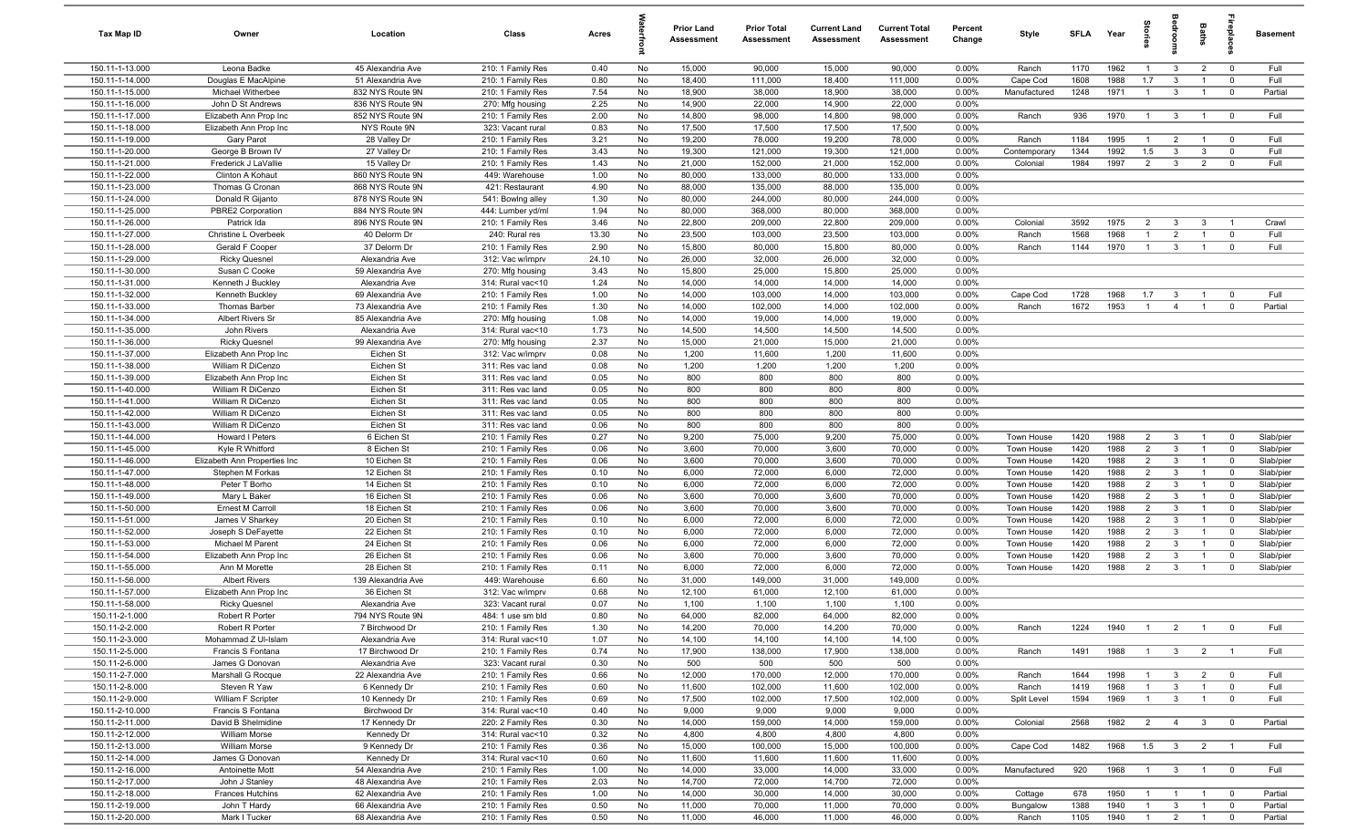| Tax Map ID | Owner | Location | Class | Acres | Waterfront | Prior Land Assessment | Prior Total Assessment | Current Land Assessment | Current Total Assessment | Percent Change | Style | SFLA | Year | Stories | Bedrooms | Baths | Fireplaces | Basement |
|---|---|---|---|---|---|---|---|---|---|---|---|---|---|---|---|---|---|---|
| 150.11-1-13.000 | Leona Badke | 45 Alexandria Ave | 210: 1 Family Res | 0.40 | No | 15,000 | 90,000 | 15,000 | 90,000 | 0.00% | Ranch | 1170 | 1962 | 1 | 3 | 2 | 0 | Full |
| 150.11-1-14.000 | Douglas E MacAlpine | 51 Alexandria Ave | 210: 1 Family Res | 0.80 | No | 18,400 | 111,000 | 18,400 | 111,000 | 0.00% | Cape Cod | 1608 | 1988 | 1.7 | 3 | 1 | 0 | Full |
| 150.11-1-15.000 | Michael Witherbee | 832 NYS Route 9N | 210: 1 Family Res | 7.54 | No | 18,900 | 38,000 | 18,900 | 38,000 | 0.00% | Manufactured | 1248 | 1971 | 1 | 3 | 1 | 0 | Partial |
| 150.11-1-16.000 | John D St Andrews | 836 NYS Route 9N | 270: Mfg housing | 2.25 | No | 14,900 | 22,000 | 14,900 | 22,000 | 0.00% | | | | | | | | |
| 150.11-1-17.000 | Elizabeth Ann Prop Inc | 852 NYS Route 9N | 210: 1 Family Res | 2.00 | No | 14,800 | 98,000 | 14,800 | 98,000 | 0.00% | Ranch | 936 | 1970 | 1 | 3 | 1 | 0 | Full |
| 150.11-1-18.000 | Elizabeth Ann Prop Inc | NYS Route 9N | 323: Vacant rural | 0.83 | No | 17,500 | 17,500 | 17,500 | 17,500 | 0.00% | | | | | | | | |
| 150.11-1-19.000 | Gary Parot | 28 Valley Dr | 210: 1 Family Res | 3.21 | No | 19,200 | 78,000 | 19,200 | 78,000 | 0.00% | Ranch | 1184 | 1995 | 1 | 2 | 1 | 0 | Full |
| 150.11-1-20.000 | George B Brown IV | 27 Valley Dr | 210: 1 Family Res | 3.43 | No | 19,300 | 121,000 | 19,300 | 121,000 | 0.00% | Contemporary | 1344 | 1992 | 1.5 | 3 | 3 | 0 | Full |
| 150.11-1-21.000 | Frederick J LaVallie | 15 Valley Dr | 210: 1 Family Res | 1.43 | No | 21,000 | 152,000 | 21,000 | 152,000 | 0.00% | Colonial | 1984 | 1997 | 2 | 3 | 2 | 0 | Full |
| 150.11-1-22.000 | Clinton A Kohaut | 860 NYS Route 9N | 449: Warehouse | 1.00 | No | 80,000 | 133,000 | 80,000 | 133,000 | 0.00% | | | | | | | | |
| 150.11-1-23.000 | Thomas G Cronan | 868 NYS Route 9N | 421: Restaurant | 4.90 | No | 88,000 | 135,000 | 88,000 | 135,000 | 0.00% | | | | | | | | |
| 150.11-1-24.000 | Donald R Gijanto | 878 NYS Route 9N | 541: Bowlng alley | 1.30 | No | 80,000 | 244,000 | 80,000 | 244,000 | 0.00% | | | | | | | | |
| 150.11-1-25.000 | PBRE2 Corporation | 884 NYS Route 9N | 444: Lumber yd/ml | 1.94 | No | 80,000 | 368,000 | 80,000 | 368,000 | 0.00% | | | | | | | | |
| 150.11-1-26.000 | Patrick Ida | 896 NYS Route 9N | 210: 1 Family Res | 3.46 | No | 22,800 | 209,000 | 22,800 | 209,000 | 0.00% | Colonial | 3592 | 1975 | 2 | 3 | 3 | 1 | Crawl |
| 150.11-1-27.000 | Christine L Overbeek | 40 Delorm Dr | 240: Rural res | 13.30 | No | 23,500 | 103,000 | 23,500 | 103,000 | 0.00% | Ranch | 1568 | 1968 | 1 | 2 | 1 | 0 | Full |
| 150.11-1-28.000 | Gerald F Cooper | 37 Delorm Dr | 210: 1 Family Res | 2.90 | No | 15,800 | 80,000 | 15,800 | 80,000 | 0.00% | Ranch | 1144 | 1970 | 1 | 3 | 1 | 0 | Full |
| 150.11-1-29.000 | Ricky Quesnel | Alexandria Ave | 312: Vac w/imprv | 24.10 | No | 26,000 | 32,000 | 26,000 | 32,000 | 0.00% | | | | | | | | |
| 150.11-1-30.000 | Susan C Cooke | 59 Alexandria Ave | 270: Mfg housing | 3.43 | No | 15,800 | 25,000 | 15,800 | 25,000 | 0.00% | | | | | | | | |
| 150.11-1-31.000 | Kenneth J Buckley | Alexandria Ave | 314: Rural vac<10 | 1.24 | No | 14,000 | 14,000 | 14,000 | 14,000 | 0.00% | | | | | | | | |
| 150.11-1-32.000 | Kenneth Buckley | 69 Alexandria Ave | 210: 1 Family Res | 1.00 | No | 14,000 | 103,000 | 14,000 | 103,000 | 0.00% | Cape Cod | 1728 | 1968 | 1.7 | 3 | 1 | 0 | Full |
| 150.11-1-33.000 | Thomas Barber | 73 Alexandria Ave | 210: 1 Family Res | 1.30 | No | 14,000 | 102,000 | 14,000 | 102,000 | 0.00% | Ranch | 1672 | 1953 | 1 | 4 | 1 | 0 | Partial |
| 150.11-1-34.000 | Albert Rivers Sr | 85 Alexandria Ave | 270: Mfg housing | 1.08 | No | 14,000 | 19,000 | 14,000 | 19,000 | 0.00% | | | | | | | | |
| 150.11-1-35.000 | John Rivers | Alexandria Ave | 314: Rural vac<10 | 1.73 | No | 14,500 | 14,500 | 14,500 | 14,500 | 0.00% | | | | | | | | |
| 150.11-1-36.000 | Ricky Quesnel | 99 Alexandria Ave | 270: Mfg housing | 2.37 | No | 15,000 | 21,000 | 15,000 | 21,000 | 0.00% | | | | | | | | |
| 150.11-1-37.000 | Elizabeth Ann Prop Inc | Eichen St | 312: Vac w/imprv | 0.08 | No | 1,200 | 11,600 | 1,200 | 11,600 | 0.00% | | | | | | | | |
| 150.11-1-38.000 | William R DiCenzo | Eichen St | 311: Res vac land | 0.08 | No | 1,200 | 1,200 | 1,200 | 1,200 | 0.00% | | | | | | | | |
| 150.11-1-39.000 | Elizabeth Ann Prop Inc | Eichen St | 311: Res vac land | 0.05 | No | 800 | 800 | 800 | 800 | 0.00% | | | | | | | | |
| 150.11-1-40.000 | William R DiCenzo | Eichen St | 311: Res vac land | 0.05 | No | 800 | 800 | 800 | 800 | 0.00% | | | | | | | | |
| 150.11-1-41.000 | William R DiCenzo | Eichen St | 311: Res vac land | 0.05 | No | 800 | 800 | 800 | 800 | 0.00% | | | | | | | | |
| 150.11-1-42.000 | William R DiCenzo | Eichen St | 311: Res vac land | 0.05 | No | 800 | 800 | 800 | 800 | 0.00% | | | | | | | | |
| 150.11-1-43.000 | William R DiCenzo | Eichen St | 311: Res vac land | 0.06 | No | 800 | 800 | 800 | 800 | 0.00% | | | | | | | | |
| 150.11-1-44.000 | Howard I Peters | 6 Eichen St | 210: 1 Family Res | 0.27 | No | 9,200 | 75,000 | 9,200 | 75,000 | 0.00% | Town House | 1420 | 1988 | 2 | 3 | 1 | 0 | Slab/pier |
| 150.11-1-45.000 | Kyle R Whitford | 8 Eichen St | 210: 1 Family Res | 0.06 | No | 3,600 | 70,000 | 3,600 | 70,000 | 0.00% | Town House | 1420 | 1988 | 2 | 3 | 1 | 0 | Slab/pier |
| 150.11-1-46.000 | Elizabeth Ann Properties Inc | 10 Eichen St | 210: 1 Family Res | 0.06 | No | 3,600 | 70,000 | 3,600 | 70,000 | 0.00% | Town House | 1420 | 1988 | 2 | 3 | 1 | 0 | Slab/pier |
| 150.11-1-47.000 | Stephen M Forkas | 12 Eichen St | 210: 1 Family Res | 0.10 | No | 6,000 | 72,000 | 6,000 | 72,000 | 0.00% | Town House | 1420 | 1988 | 2 | 3 | 1 | 0 | Slab/pier |
| 150.11-1-48.000 | Peter T Borho | 14 Eichen St | 210: 1 Family Res | 0.10 | No | 6,000 | 72,000 | 6,000 | 72,000 | 0.00% | Town House | 1420 | 1988 | 2 | 3 | 1 | 0 | Slab/pier |
| 150.11-1-49.000 | Mary L Baker | 16 Eichen St | 210: 1 Family Res | 0.06 | No | 3,600 | 70,000 | 3,600 | 70,000 | 0.00% | Town House | 1420 | 1988 | 2 | 3 | 1 | 0 | Slab/pier |
| 150.11-1-50.000 | Ernest M Carroll | 18 Eichen St | 210: 1 Family Res | 0.06 | No | 3,600 | 70,000 | 3,600 | 70,000 | 0.00% | Town House | 1420 | 1988 | 2 | 3 | 1 | 0 | Slab/pier |
| 150.11-1-51.000 | James V Sharkey | 20 Eichen St | 210: 1 Family Res | 0.10 | No | 6,000 | 72,000 | 6,000 | 72,000 | 0.00% | Town House | 1420 | 1988 | 2 | 3 | 1 | 0 | Slab/pier |
| 150.11-1-52.000 | Joseph S DeFayette | 22 Eichen St | 210: 1 Family Res | 0.10 | No | 6,000 | 72,000 | 6,000 | 72,000 | 0.00% | Town House | 1420 | 1988 | 2 | 3 | 1 | 0 | Slab/pier |
| 150.11-1-53.000 | Michael M Parent | 24 Eichen St | 210: 1 Family Res | 0.06 | No | 6,000 | 72,000 | 6,000 | 72,000 | 0.00% | Town House | 1420 | 1988 | 2 | 3 | 1 | 0 | Slab/pier |
| 150.11-1-54.000 | Elizabeth Ann Prop Inc | 26 Eichen St | 210: 1 Family Res | 0.06 | No | 3,600 | 70,000 | 3,600 | 70,000 | 0.00% | Town House | 1420 | 1988 | 2 | 3 | 1 | 0 | Slab/pier |
| 150.11-1-55.000 | Ann M Morette | 28 Eichen St | 210: 1 Family Res | 0.11 | No | 6,000 | 72,000 | 6,000 | 72,000 | 0.00% | Town House | 1420 | 1988 | 2 | 3 | 1 | 0 | Slab/pier |
| 150.11-1-56.000 | Albert Rivers | 139 Alexandria Ave | 449: Warehouse | 6.60 | No | 31,000 | 149,000 | 31,000 | 149,000 | 0.00% | | | | | | | | |
| 150.11-1-57.000 | Elizabeth Ann Prop Inc | 36 Eichen St | 312: Vac w/imprv | 0.68 | No | 12,100 | 61,000 | 12,100 | 61,000 | 0.00% | | | | | | | | |
| 150.11-1-58.000 | Ricky Quesnel | Alexandria Ave | 323: Vacant rural | 0.07 | No | 1,100 | 1,100 | 1,100 | 1,100 | 0.00% | | | | | | | | |
| 150.11-2-1.000 | Robert R Porter | 794 NYS Route 9N | 484: 1 use sm bld | 0.80 | No | 64,000 | 82,000 | 64,000 | 82,000 | 0.00% | | | | | | | | |
| 150.11-2-2.000 | Robert R Porter | 7 Birchwood Dr | 210: 1 Family Res | 1.30 | No | 14,200 | 70,000 | 14,200 | 70,000 | 0.00% | Ranch | 1224 | 1940 | 1 | 2 | 1 | 0 | Full |
| 150.11-2-3.000 | Mohammad Z Ul-Islam | Alexandria Ave | 314: Rural vac<10 | 1.07 | No | 14,100 | 14,100 | 14,100 | 14,100 | 0.00% | | | | | | | | |
| 150.11-2-5.000 | Francis S Fontana | 17 Birchwood Dr | 210: 1 Family Res | 0.74 | No | 17,900 | 138,000 | 17,900 | 138,000 | 0.00% | Ranch | 1491 | 1988 | 1 | 3 | 2 | 1 | Full |
| 150.11-2-6.000 | James G Donovan | Alexandria Ave | 323: Vacant rural | 0.30 | No | 500 | 500 | 500 | 500 | 0.00% | | | | | | | | |
| 150.11-2-7.000 | Marshall G Rocque | 22 Alexandria Ave | 210: 1 Family Res | 0.66 | No | 12,000 | 170,000 | 12,000 | 170,000 | 0.00% | Ranch | 1644 | 1998 | 1 | 3 | 2 | 0 | Full |
| 150.11-2-8.000 | Steven R Yaw | 6 Kennedy Dr | 210: 1 Family Res | 0.60 | No | 11,600 | 102,000 | 11,600 | 102,000 | 0.00% | Ranch | 1419 | 1968 | 1 | 3 | 1 | 0 | Full |
| 150.11-2-9.000 | William F Scripter | 10 Kennedy Dr | 210: 1 Family Res | 0.69 | No | 17,500 | 102,000 | 17,500 | 102,000 | 0.00% | Split Level | 1594 | 1969 | 1 | 3 | 1 | 0 | Full |
| 150.11-2-10.000 | Francis S Fontana | Birchwood Dr | 314: Rural vac<10 | 0.40 | No | 9,000 | 9,000 | 9,000 | 9,000 | 0.00% | | | | | | | | |
| 150.11-2-11.000 | David B Shelmidine | 17 Kennedy Dr | 220: 2 Family Res | 0.30 | No | 14,000 | 159,000 | 14,000 | 159,000 | 0.00% | Colonial | 2568 | 1982 | 2 | 4 | 3 | 0 | Partial |
| 150.11-2-12.000 | William Morse | Kennedy Dr | 314: Rural vac<10 | 0.32 | No | 4,800 | 4,800 | 4,800 | 4,800 | 0.00% | | | | | | | | |
| 150.11-2-13.000 | William Morse | 9 Kennedy Dr | 210: 1 Family Res | 0.36 | No | 15,000 | 100,000 | 15,000 | 100,000 | 0.00% | Cape Cod | 1482 | 1968 | 1.5 | 3 | 2 | 1 | Full |
| 150.11-2-14.000 | James G Donovan | Kennedy Dr | 314: Rural vac<10 | 0.60 | No | 11,600 | 11,600 | 11,600 | 11,600 | 0.00% | | | | | | | | |
| 150.11-2-16.000 | Antoinette Mott | 54 Alexandria Ave | 210: 1 Family Res | 1.00 | No | 14,000 | 33,000 | 14,000 | 33,000 | 0.00% | Manufactured | 920 | 1968 | 1 | 3 | 1 | 0 | Full |
| 150.11-2-17.000 | John J Stanley | 48 Alexandria Ave | 210: 1 Family Res | 2.03 | No | 14,700 | 72,000 | 14,700 | 72,000 | 0.00% | | | | | | | | |
| 150.11-2-18.000 | Frances Hutchins | 62 Alexandria Ave | 210: 1 Family Res | 1.00 | No | 14,000 | 30,000 | 14,000 | 30,000 | 0.00% | Cottage | 678 | 1950 | 1 | 1 | 1 | 0 | Partial |
| 150.11-2-19.000 | John T Hardy | 66 Alexandria Ave | 210: 1 Family Res | 0.50 | No | 11,000 | 70,000 | 11,000 | 70,000 | 0.00% | Bungalow | 1388 | 1940 | 1 | 3 | 1 | 0 | Partial |
| 150.11-2-20.000 | Mark I Tucker | 68 Alexandria Ave | 210: 1 Family Res | 0.50 | No | 11,000 | 46,000 | 11,000 | 46,000 | 0.00% | Ranch | 1105 | 1940 | 1 | 2 | 1 | 0 | Partial |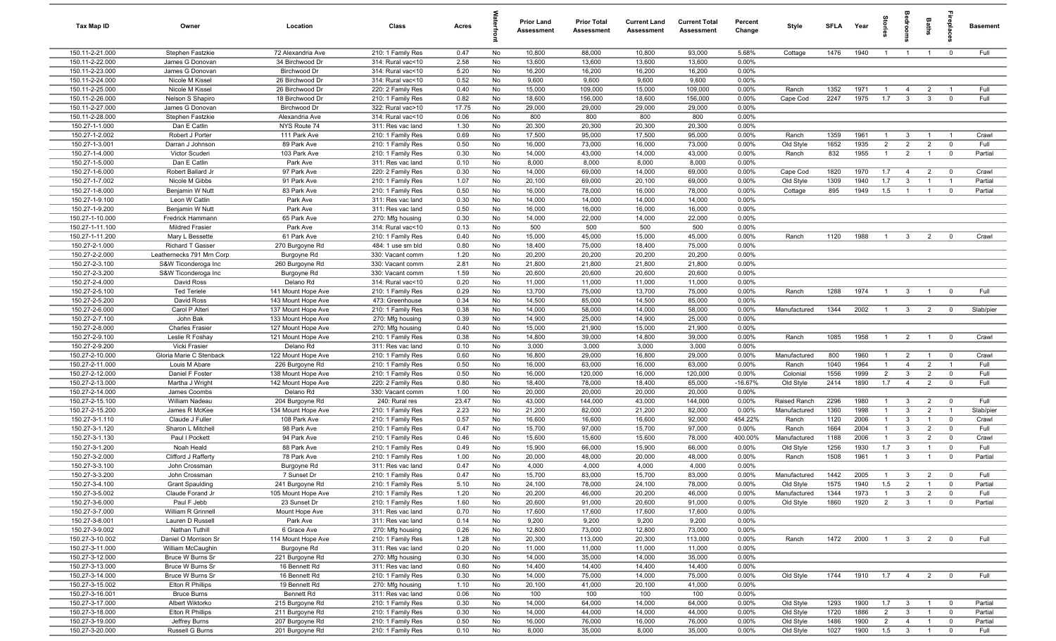| Tax Map ID | Owner | Location | Class | Acres | Waterfront | Prior Land Assessment | Prior Total Assessment | Current Land Assessment | Current Total Assessment | Percent Change | Style | SFLA | Year | Stories | Bedrooms | Baths | Fireplaces | Basement |
|---|---|---|---|---|---|---|---|---|---|---|---|---|---|---|---|---|---|---|
| 150.11-2-21.000 | Stephen Fastzkie | 72 Alexandria Ave | 210: 1 Family Res | 0.47 | No | 10,800 | 88,000 | 10,800 | 93,000 | 5.68% | Cottage | 1476 | 1940 | 1 | 1 | 1 | 0 | Full |
| 150.11-2-22.000 | James G Donovan | 34 Birchwood Dr | 314: Rural vac<10 | 2.58 | No | 13,600 | 13,600 | 13,600 | 13,600 | 0.00% | | | | | | | | |
| 150.11-2-23.000 | James G Donovan | Birchwood Dr | 314: Rural vac<10 | 5.20 | No | 16,200 | 16,200 | 16,200 | 16,200 | 0.00% | | | | | | | | |
| 150.11-2-24.000 | Nicole M Kissel | 26 Birchwood Dr | 314: Rural vac<10 | 0.52 | No | 9,600 | 9,600 | 9,600 | 9,600 | 0.00% | | | | | | | | |
| 150.11-2-25.000 | Nicole M Kissel | 26 Birchwood Dr | 220: 2 Family Res | 0.40 | No | 15,000 | 109,000 | 15,000 | 109,000 | 0.00% | Ranch | 1352 | 1971 | 1 | 4 | 2 | 1 | Full |
| 150.11-2-26.000 | Nelson S Shapiro | 18 Birchwood Dr | 210: 1 Family Res | 0.82 | No | 18,600 | 156,000 | 18,600 | 156,000 | 0.00% | Cape Cod | 2247 | 1975 | 1.7 | 3 | 3 | 0 | Full |
| 150.11-2-27.000 | James G Donovan | Birchwood Dr | 322: Rural vac>10 | 17.75 | No | 29,000 | 29,000 | 29,000 | 29,000 | 0.00% | | | | | | | | |
| 150.11-2-28.000 | Stephen Fastzkie | Alexandria Ave | 314: Rural vac<10 | 0.06 | No | 800 | 800 | 800 | 800 | 0.00% | | | | | | | | |
| 150.27-1-1.000 | Dan E Catlin | NYS Route 74 | 311: Res vac land | 1.30 | No | 20,300 | 20,300 | 20,300 | 20,300 | 0.00% | | | | | | | | |
| 150.27-1-2.002 | Robert J Porter | 111 Park Ave | 210: 1 Family Res | 0.69 | No | 17,500 | 95,000 | 17,500 | 95,000 | 0.00% | Ranch | 1359 | 1961 | 1 | 3 | 1 | 1 | Crawl |
| 150.27-1-3.001 | Darran J Johnson | 89 Park Ave | 210: 1 Family Res | 0.50 | No | 16,000 | 73,000 | 16,000 | 73,000 | 0.00% | Old Style | 1652 | 1935 | 2 | 2 | 2 | 0 | Full |
| 150.27-1-4.000 | Victor Scuderi | 103 Park Ave | 210: 1 Family Res | 0.30 | No | 14,000 | 43,000 | 14,000 | 43,000 | 0.00% | Ranch | 832 | 1955 | 1 | 2 | 1 | 0 | Partial |
| 150.27-1-5.000 | Dan E Catlin | Park Ave | 311: Res vac land | 0.10 | No | 8,000 | 8,000 | 8,000 | 8,000 | 0.00% | | | | | | | | |
| 150.27-1-6.000 | Robert Ballard Jr | 97 Park Ave | 220: 2 Family Res | 0.30 | No | 14,000 | 69,000 | 14,000 | 69,000 | 0.00% | Cape Cod | 1820 | 1970 | 1.7 | 4 | 2 | 0 | Crawl |
| 150.27-1-7.002 | Nicole M Gibbs | 91 Park Ave | 210: 1 Family Res | 1.07 | No | 20,100 | 69,000 | 20,100 | 69,000 | 0.00% | Old Style | 1309 | 1940 | 1.7 | 3 | 1 | 1 | Partial |
| 150.27-1-8.000 | Benjamin W Nutt | 83 Park Ave | 210: 1 Family Res | 0.50 | No | 16,000 | 78,000 | 16,000 | 78,000 | 0.00% | Cottage | 895 | 1949 | 1.5 | 1 | 1 | 0 | Partial |
| 150.27-1-9.100 | Leon W Catlin | Park Ave | 311: Res vac land | 0.30 | No | 14,000 | 14,000 | 14,000 | 14,000 | 0.00% | | | | | | | | |
| 150.27-1-9.200 | Benjamin W Nutt | Park Ave | 311: Res vac land | 0.50 | No | 16,000 | 16,000 | 16,000 | 16,000 | 0.00% | | | | | | | | |
| 150.27-1-10.000 | Fredrick Hammann | 65 Park Ave | 270: Mfg housing | 0.30 | No | 14,000 | 22,000 | 14,000 | 22,000 | 0.00% | | | | | | | | |
| 150.27-1-11.100 | Mildred Frasier | Park Ave | 314: Rural vac<10 | 0.13 | No | 500 | 500 | 500 | 500 | 0.00% | | | | | | | | |
| 150.27-1-11.200 | Mary L Bessette | 61 Park Ave | 210: 1 Family Res | 0.40 | No | 15,000 | 45,000 | 15,000 | 45,000 | 0.00% | Ranch | 1120 | 1988 | 1 | 3 | 2 | 0 | Crawl |
| 150.27-2-1.000 | Richard T Gasser | 270 Burgoyne Rd | 484: 1 use sm bld | 0.80 | No | 18,400 | 75,000 | 18,400 | 75,000 | 0.00% | | | | | | | | |
| 150.27-2-2.000 | Leathernecks 791 Mrn Corp | Burgoyne Rd | 330: Vacant comm | 1.20 | No | 20,200 | 20,200 | 20,200 | 20,200 | 0.00% | | | | | | | | |
| 150.27-2-3.100 | S&W Ticonderoga Inc | 260 Burgoyne Rd | 330: Vacant comm | 2.81 | No | 21,800 | 21,800 | 21,800 | 21,800 | 0.00% | | | | | | | | |
| 150.27-2-3.200 | S&W Ticonderoga Inc | Burgoyne Rd | 330: Vacant comm | 1.59 | No | 20,600 | 20,600 | 20,600 | 20,600 | 0.00% | | | | | | | | |
| 150.27-2-4.000 | David Ross | Delano Rd | 314: Rural vac<10 | 0.20 | No | 11,000 | 11,000 | 11,000 | 11,000 | 0.00% | | | | | | | | |
| 150.27-2-5.100 | Ted Teriele | 141 Mount Hope Ave | 210: 1 Family Res | 0.29 | No | 13,700 | 75,000 | 13,700 | 75,000 | 0.00% | Ranch | 1288 | 1974 | 1 | 3 | 1 | 0 | Full |
| 150.27-2-5.200 | David Ross | 143 Mount Hope Ave | 473: Greenhouse | 0.34 | No | 14,500 | 85,000 | 14,500 | 85,000 | 0.00% | | | | | | | | |
| 150.27-2-6.000 | Carol P Alteri | 137 Mount Hope Ave | 210: 1 Family Res | 0.38 | No | 14,000 | 58,000 | 14,000 | 58,000 | 0.00% | Manufactured | 1344 | 2002 | 1 | 3 | 2 | 0 | Slab/pier |
| 150.27-2-7.100 | John Bak | 133 Mount Hope Ave | 270: Mfg housing | 0.39 | No | 14,900 | 25,000 | 14,900 | 25,000 | 0.00% | | | | | | | | |
| 150.27-2-8.000 | Charles Frasier | 127 Mount Hope Ave | 270: Mfg housing | 0.40 | No | 15,000 | 21,900 | 15,000 | 21,900 | 0.00% | | | | | | | | |
| 150.27-2-9.100 | Leslie R Foshay | 121 Mount Hope Ave | 210: 1 Family Res | 0.38 | No | 14,800 | 39,000 | 14,800 | 39,000 | 0.00% | Ranch | 1085 | 1958 | 1 | 2 | 1 | 0 | Crawl |
| 150.27-2-9.200 | Vicki Frasier | Delano Rd | 311: Res vac land | 0.10 | No | 3,000 | 3,000 | 3,000 | 3,000 | 0.00% | | | | | | | | |
| 150.27-2-10.000 | Gloria Marie C Stenback | 122 Mount Hope Ave | 210: 1 Family Res | 0.60 | No | 16,800 | 29,000 | 16,800 | 29,000 | 0.00% | Manufactured | 800 | 1960 | 1 | 2 | 1 | 0 | Crawl |
| 150.27-2-11.000 | Louis M Abare | 226 Burgoyne Rd | 210: 1 Family Res | 0.50 | No | 16,000 | 63,000 | 16,000 | 63,000 | 0.00% | Ranch | 1040 | 1964 | 1 | 4 | 2 | 1 | Full |
| 150.27-2-12.000 | Daniel F Foster | 138 Mount Hope Ave | 210: 1 Family Res | 0.50 | No | 16,000 | 120,000 | 16,000 | 120,000 | 0.00% | Colonial | 1556 | 1999 | 2 | 3 | 2 | 0 | Full |
| 150.27-2-13.000 | Martha J Wright | 142 Mount Hope Ave | 220: 2 Family Res | 0.80 | No | 18,400 | 78,000 | 18,400 | 65,000 | -16.67% | Old Style | 2414 | 1890 | 1.7 | 4 | 2 | 0 | Full |
| 150.27-2-14.000 | James Coombs | Delano Rd | 330: Vacant comm | 1.00 | No | 20,000 | 20,000 | 20,000 | 20,000 | 0.00% | | | | | | | | |
| 150.27-2-15.100 | William Nadeau | 204 Burgoyne Rd | 240: Rural res | 23.47 | No | 43,000 | 144,000 | 43,000 | 144,000 | 0.00% | Raised Ranch | 2296 | 1980 | 1 | 3 | 2 | 0 | Full |
| 150.27-2-15.200 | James R McKee | 134 Mount Hope Ave | 210: 1 Family Res | 2.23 | No | 21,200 | 82,000 | 21,200 | 82,000 | 0.00% | Manufactured | 1360 | 1998 | 1 | 3 | 2 | 1 | Slab/pier |
| 150.27-3-1.110 | Claude J Fuller | 108 Park Ave | 210: 1 Family Res | 0.57 | No | 16,600 | 16,600 | 16,600 | 92,000 | 454.22% | Ranch | 1120 | 2006 | 1 | 3 | 1 | 0 | Crawl |
| 150.27-3-1.120 | Sharon L Mitchell | 98 Park Ave | 210: 1 Family Res | 0.47 | No | 15,700 | 97,000 | 15,700 | 97,000 | 0.00% | Ranch | 1664 | 2004 | 1 | 3 | 2 | 0 | Full |
| 150.27-3-1.130 | Paul I Pockett | 94 Park Ave | 210: 1 Family Res | 0.46 | No | 15,600 | 15,600 | 15,600 | 78,000 | 400.00% | Manufactured | 1188 | 2006 | 1 | 3 | 2 | 0 | Crawl |
| 150.27-3-1.200 | Noah Heald | 88 Park Ave | 210: 1 Family Res | 0.49 | No | 15,900 | 66,000 | 15,900 | 66,000 | 0.00% | Old Style | 1256 | 1930 | 1.7 | 3 | 1 | 0 | Full |
| 150.27-3-2.000 | Clifford J Rafferty | 78 Park Ave | 210: 1 Family Res | 1.00 | No | 20,000 | 48,000 | 20,000 | 48,000 | 0.00% | Ranch | 1508 | 1961 | 1 | 3 | 1 | 0 | Partial |
| 150.27-3-3.100 | John Crossman | Burgoyne Rd | 311: Res vac land | 0.47 | No | 4,000 | 4,000 | 4,000 | 4,000 | 0.00% | | | | | | | | |
| 150.27-3-3.200 | John Crossman | 7 Sunset Dr | 210: 1 Family Res | 0.47 | No | 15,700 | 83,000 | 15,700 | 83,000 | 0.00% | Manufactured | 1442 | 2005 | 1 | 3 | 2 | 0 | Full |
| 150.27-3-4.100 | Grant Spaulding | 241 Burgoyne Rd | 210: 1 Family Res | 5.10 | No | 24,100 | 78,000 | 24,100 | 78,000 | 0.00% | Old Style | 1575 | 1940 | 1.5 | 2 | 1 | 0 | Partial |
| 150.27-3-5.002 | Claude Forand Jr | 105 Mount Hope Ave | 210: 1 Family Res | 1.20 | No | 20,200 | 46,000 | 20,200 | 46,000 | 0.00% | Manufactured | 1344 | 1973 | 1 | 3 | 2 | 0 | Full |
| 150.27-3-6.000 | Paul F Jebb | 23 Sunset Dr | 210: 1 Family Res | 1.60 | No | 20,600 | 91,000 | 20,600 | 91,000 | 0.00% | Old Style | 1860 | 1920 | 2 | 3 | 1 | 0 | Partial |
| 150.27-3-7.000 | William R Grinnell | Mount Hope Ave | 311: Res vac land | 0.70 | No | 17,600 | 17,600 | 17,600 | 17,600 | 0.00% | | | | | | | | |
| 150.27-3-8.001 | Lauren D Russell | Park Ave | 311: Res vac land | 0.14 | No | 9,200 | 9,200 | 9,200 | 9,200 | 0.00% | | | | | | | | |
| 150.27-3-9.002 | Nathan Tuthill | 6 Grace Ave | 270: Mfg housing | 0.26 | No | 12,800 | 73,000 | 12,800 | 73,000 | 0.00% | | | | | | | | |
| 150.27-3-10.002 | Daniel O Morrison Sr | 114 Mount Hope Ave | 210: 1 Family Res | 1.28 | No | 20,300 | 113,000 | 20,300 | 113,000 | 0.00% | Ranch | 1472 | 2000 | 1 | 3 | 2 | 0 | Full |
| 150.27-3-11.000 | William McCaughin | Burgoyne Rd | 311: Res vac land | 0.20 | No | 11,000 | 11,000 | 11,000 | 11,000 | 0.00% | | | | | | | | |
| 150.27-3-12.000 | Bruce W Burns Sr | 221 Burgoyne Rd | 270: Mfg housing | 0.30 | No | 14,000 | 35,000 | 14,000 | 35,000 | 0.00% | | | | | | | | |
| 150.27-3-13.000 | Bruce W Burns Sr | 16 Bennett Rd | 311: Res vac land | 0.60 | No | 14,400 | 14,400 | 14,400 | 14,400 | 0.00% | | | | | | | | |
| 150.27-3-14.000 | Bruce W Burns Sr | 16 Bennett Rd | 210: 1 Family Res | 0.30 | No | 14,000 | 75,000 | 14,000 | 75,000 | 0.00% | Old Style | 1744 | 1910 | 1.7 | 4 | 2 | 0 | Full |
| 150.27-3-15.002 | Elton R Phillips | 19 Bennett Rd | 270: Mfg housing | 1.10 | No | 20,100 | 41,000 | 20,100 | 41,000 | 0.00% | | | | | | | | |
| 150.27-3-16.001 | Bruce Burns | Bennett Rd | 311: Res vac land | 0.06 | No | 100 | 100 | 100 | 100 | 0.00% | | | | | | | | |
| 150.27-3-17.000 | Albert Wiktorko | 215 Burgoyne Rd | 210: 1 Family Res | 0.30 | No | 14,000 | 64,000 | 14,000 | 64,000 | 0.00% | Old Style | 1293 | 1900 | 1.7 | 3 | 1 | 0 | Partial |
| 150.27-3-18.000 | Elton R Phillips | 211 Burgoyne Rd | 210: 1 Family Res | 0.30 | No | 14,000 | 44,000 | 14,000 | 44,000 | 0.00% | Old Style | 1720 | 1886 | 2 | 3 | 1 | 0 | Partial |
| 150.27-3-19.000 | Jeffrey Burns | 207 Burgoyne Rd | 210: 1 Family Res | 0.50 | No | 16,000 | 76,000 | 16,000 | 76,000 | 0.00% | Old Style | 1486 | 1900 | 2 | 4 | 1 | 0 | Partial |
| 150.27-3-20.000 | Russell G Burns | 201 Burgoyne Rd | 210: 1 Family Res | 0.10 | No | 8,000 | 35,000 | 8,000 | 35,000 | 0.00% | Old Style | 1027 | 1900 | 1.5 | 3 | 1 | 0 | Full |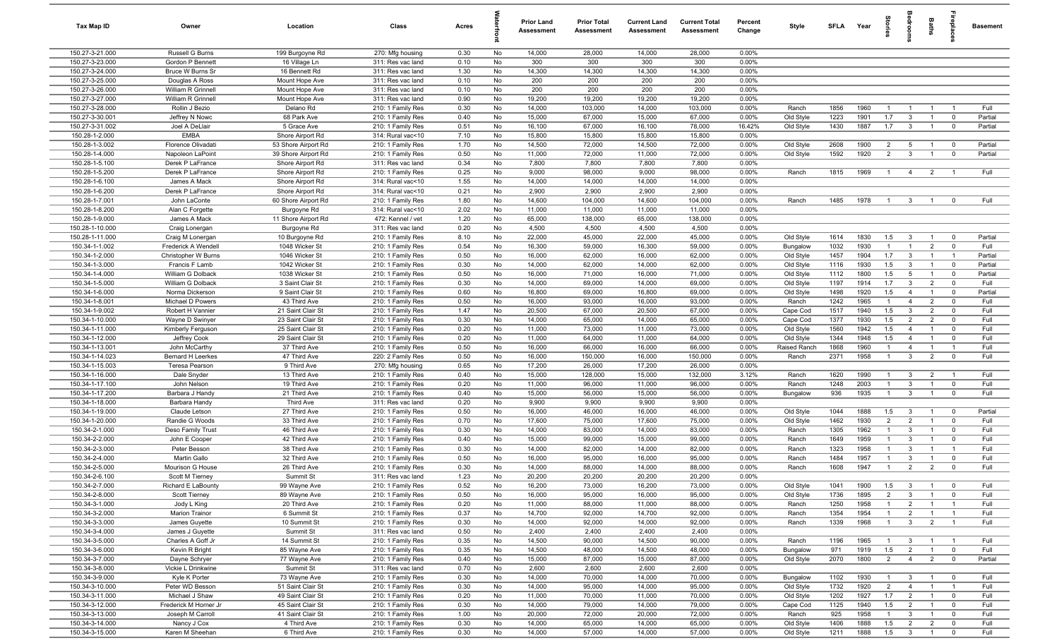| Tax Map ID | Owner | Location | Class | Acres | Waterfront | Prior Land Assessment | Prior Total Assessment | Current Land Assessment | Current Total Assessment | Percent Change | Style | SFLA | Year | Stories | Bedrooms | Baths | Fireplaces | Basement |
|---|---|---|---|---|---|---|---|---|---|---|---|---|---|---|---|---|---|---|
| 150.27-3-21.000 | Russell G Burns | 199 Burgoyne Rd | 270: Mfg housing | 0.30 | No | 14,000 | 28,000 | 14,000 | 28,000 | 0.00% | | | | | | | | |
| 150.27-3-23.000 | Gordon P Bennett | 16 Village Ln | 311: Res vac land | 0.10 | No | 300 | 300 | 300 | 300 | 0.00% | | | | | | | | |
| 150.27-3-24.000 | Bruce W Burns Sr | 16 Bennett Rd | 311: Res vac land | 1.30 | No | 14,300 | 14,300 | 14,300 | 14,300 | 0.00% | | | | | | | | |
| 150.27-3-25.000 | Douglas A Ross | Mount Hope Ave | 311: Res vac land | 0.10 | No | 200 | 200 | 200 | 200 | 0.00% | | | | | | | | |
| 150.27-3-26.000 | William R Grinnell | Mount Hope Ave | 311: Res vac land | 0.10 | No | 200 | 200 | 200 | 200 | 0.00% | | | | | | | | |
| 150.27-3-27.000 | William R Grinnell | Mount Hope Ave | 311: Res vac land | 0.90 | No | 19,200 | 19,200 | 19,200 | 19,200 | 0.00% | | | | | | | | |
| 150.27-3-28.000 | Rollin J Bezio | Delano Rd | 210: 1 Family Res | 0.30 | No | 14,000 | 103,000 | 14,000 | 103,000 | 0.00% | Ranch | 1856 | 1960 | 1 | 1 | 1 | 1 | Full |
| 150.27-3-30.001 | Jeffrey N Nowc | 68 Park Ave | 210: 1 Family Res | 0.40 | No | 15,000 | 67,000 | 15,000 | 67,000 | 0.00% | Old Style | 1223 | 1901 | 1.7 | 3 | 1 | 0 | Partial |
| 150.27-3-31.002 | Joel A DeLlair | 5 Grace Ave | 210: 1 Family Res | 0.51 | No | 16,100 | 67,000 | 16,100 | 78,000 | 16.42% | Old Style | 1430 | 1887 | 1.7 | 3 | 1 | 0 | Partial |
| 150.28-1-2.000 | EMBA | Shore Airport Rd | 314: Rural vac<10 | 7.10 | No | 15,800 | 15,800 | 15,800 | 15,800 | 0.00% | | | | | | | | |
| 150.28-1-3.002 | Florence Olivadati | 53 Shore Airport Rd | 210: 1 Family Res | 1.70 | No | 14,500 | 72,000 | 14,500 | 72,000 | 0.00% | Old Style | 2608 | 1900 | 2 | 5 | 1 | 0 | Partial |
| 150.28-1-4.000 | Napoleon LaPoint | 39 Shore Airport Rd | 210: 1 Family Res | 0.50 | No | 11,000 | 72,000 | 11,000 | 72,000 | 0.00% | Old Style | 1592 | 1920 | 2 | 3 | 1 | 0 | Partial |
| 150.28-1-5.100 | Derek P LaFrance | Shore Airport Rd | 311: Res vac land | 0.34 | No | 7,800 | 7,800 | 7,800 | 7,800 | 0.00% | | | | | | | | |
| 150.28-1-5.200 | Derek P LaFrance | Shore Airport Rd | 210: 1 Family Res | 0.25 | No | 9,000 | 98,000 | 9,000 | 98,000 | 0.00% | Ranch | 1815 | 1969 | 1 | 4 | 2 | 1 | Full |
| 150.28-1-6.100 | James A Mack | Shore Airport Rd | 314: Rural vac<10 | 1.55 | No | 14,000 | 14,000 | 14,000 | 14,000 | 0.00% | | | | | | | | |
| 150.28-1-6.200 | Derek P LaFrance | Shore Airport Rd | 314: Rural vac<10 | 0.21 | No | 2,900 | 2,900 | 2,900 | 2,900 | 0.00% | | | | | | | | |
| 150.28-1-7.001 | John LaConte | 60 Shore Airport Rd | 210: 1 Family Res | 1.80 | No | 14,600 | 104,000 | 14,600 | 104,000 | 0.00% | Ranch | 1485 | 1978 | 1 | 3 | 1 | 0 | Full |
| 150.28-1-8.200 | Alan C Forgette | Burgoyne Rd | 314: Rural vac<10 | 2.02 | No | 11,000 | 11,000 | 11,000 | 11,000 | 0.00% | | | | | | | | |
| 150.28-1-9.000 | James A Mack | 11 Shore Airport Rd | 472: Kennel / vet | 1.20 | No | 65,000 | 138,000 | 65,000 | 138,000 | 0.00% | | | | | | | | |
| 150.28-1-10.000 | Craig Lonergan | Burgoyne Rd | 311: Res vac land | 0.20 | No | 4,500 | 4,500 | 4,500 | 4,500 | 0.00% | | | | | | | | |
| 150.28-1-11.000 | Craig M Lonergan | 10 Burgoyne Rd | 210: 1 Family Res | 8.10 | No | 22,000 | 45,000 | 22,000 | 45,000 | 0.00% | Old Style | 1614 | 1830 | 1.5 | 3 | 1 | 0 | Partial |
| 150.34-1-1.002 | Frederick A Wendell | 1048 Wicker St | 210: 1 Family Res | 0.54 | No | 16,300 | 59,000 | 16,300 | 59,000 | 0.00% | Bungalow | 1032 | 1930 | 1 | 1 | 2 | 0 | Full |
| 150.34-1-2.000 | Christopher W Burns | 1046 Wicker St | 210: 1 Family Res | 0.50 | No | 16,000 | 62,000 | 16,000 | 62,000 | 0.00% | Old Style | 1457 | 1904 | 1.7 | 3 | 1 | 1 | Partial |
| 150.34-1-3.000 | Francis F Lamb | 1042 Wicker St | 210: 1 Family Res | 0.30 | No | 14,000 | 62,000 | 14,000 | 62,000 | 0.00% | Old Style | 1116 | 1930 | 1.5 | 3 | 1 | 0 | Partial |
| 150.34-1-4.000 | William G Dolback | 1038 Wicker St | 210: 1 Family Res | 0.50 | No | 16,000 | 71,000 | 16,000 | 71,000 | 0.00% | Old Style | 1112 | 1800 | 1.5 | 5 | 1 | 0 | Partial |
| 150.34-1-5.000 | William G Dolback | 3 Saint Clair St | 210: 1 Family Res | 0.30 | No | 14,000 | 69,000 | 14,000 | 69,000 | 0.00% | Old Style | 1197 | 1914 | 1.7 | 3 | 2 | 0 | Full |
| 150.34-1-6.000 | Norma Dickerson | 9 Saint Clair St | 210: 1 Family Res | 0.60 | No | 16,800 | 69,000 | 16,800 | 69,000 | 0.00% | Old Style | 1498 | 1920 | 1.5 | 4 | 1 | 0 | Partial |
| 150.34-1-8.001 | Michael D Powers | 43 Third Ave | 210: 1 Family Res | 0.50 | No | 16,000 | 93,000 | 16,000 | 93,000 | 0.00% | Ranch | 1242 | 1965 | 1 | 4 | 2 | 0 | Full |
| 150.34-1-9.002 | Robert H Vannier | 21 Saint Clair St | 210: 1 Family Res | 1.47 | No | 20,500 | 67,000 | 20,500 | 67,000 | 0.00% | Cape Cod | 1517 | 1940 | 1.5 | 3 | 2 | 0 | Full |
| 150.34-1-10.000 | Wayne D Swinyer | 23 Saint Clair St | 210: 1 Family Res | 0.30 | No | 14,000 | 65,000 | 14,000 | 65,000 | 0.00% | Cape Cod | 1377 | 1930 | 1.5 | 2 | 2 | 0 | Full |
| 150.34-1-11.000 | Kimberly Ferguson | 25 Saint Clair St | 210: 1 Family Res | 0.20 | No | 11,000 | 73,000 | 11,000 | 73,000 | 0.00% | Old Style | 1560 | 1942 | 1.5 | 4 | 1 | 0 | Full |
| 150.34-1-12.000 | Jeffrey Cook | 29 Saint Clair St | 210: 1 Family Res | 0.20 | No | 11,000 | 64,000 | 11,000 | 64,000 | 0.00% | Old Style | 1344 | 1948 | 1.5 | 4 | 1 | 0 | Full |
| 150.34-1-13.001 | John McCarthy | 37 Third Ave | 210: 1 Family Res | 0.50 | No | 16,000 | 66,000 | 16,000 | 66,000 | 0.00% | Raised Ranch | 1868 | 1960 | 1 | 4 | 1 | 1 | Full |
| 150.34-1-14.023 | Bernard H Leerkes | 47 Third Ave | 220: 2 Family Res | 0.50 | No | 16,000 | 150,000 | 16,000 | 150,000 | 0.00% | Ranch | 2371 | 1958 | 1 | 3 | 2 | 0 | Full |
| 150.34-1-15.003 | Teresa Pearson | 9 Third Ave | 270: Mfg housing | 0.65 | No | 17,200 | 26,000 | 17,200 | 26,000 | 0.00% | | | | | | | | |
| 150.34-1-16.000 | Dale Snyder | 13 Third Ave | 210: 1 Family Res | 0.40 | No | 15,000 | 128,000 | 15,000 | 132,000 | 3.12% | Ranch | 1620 | 1990 | 1 | 3 | 2 | 1 | Full |
| 150.34-1-17.100 | John Nelson | 19 Third Ave | 210: 1 Family Res | 0.20 | No | 11,000 | 96,000 | 11,000 | 96,000 | 0.00% | Ranch | 1248 | 2003 | 1 | 3 | 1 | 0 | Full |
| 150.34-1-17.200 | Barbara J Handy | 21 Third Ave | 210: 1 Family Res | 0.40 | No | 15,000 | 56,000 | 15,000 | 56,000 | 0.00% | Bungalow | 936 | 1935 | 1 | 3 | 1 | 0 | Full |
| 150.34-1-18.000 | Barbara Handy | Third Ave | 311: Res vac land | 0.20 | No | 9,900 | 9,900 | 9,900 | 9,900 | 0.00% | | | | | | | | |
| 150.34-1-19.000 | Claude Letson | 27 Third Ave | 210: 1 Family Res | 0.50 | No | 16,000 | 46,000 | 16,000 | 46,000 | 0.00% | Old Style | 1044 | 1888 | 1.5 | 3 | 1 | 0 | Partial |
| 150.34-1-20.000 | Randie G Woods | 33 Third Ave | 210: 1 Family Res | 0.70 | No | 17,600 | 75,000 | 17,600 | 75,000 | 0.00% | Old Style | 1462 | 1930 | 2 | 2 | 1 | 0 | Full |
| 150.34-2-1.000 | Deso Family Trust | 46 Third Ave | 210: 1 Family Res | 0.30 | No | 14,000 | 83,000 | 14,000 | 83,000 | 0.00% | Ranch | 1305 | 1962 | 1 | 3 | 1 | 0 | Full |
| 150.34-2-2.000 | John E Cooper | 42 Third Ave | 210: 1 Family Res | 0.40 | No | 15,000 | 99,000 | 15,000 | 99,000 | 0.00% | Ranch | 1649 | 1959 | 1 | 3 | 1 | 0 | Full |
| 150.34-2-3.000 | Peter Besson | 38 Third Ave | 210: 1 Family Res | 0.30 | No | 14,000 | 82,000 | 14,000 | 82,000 | 0.00% | Ranch | 1323 | 1958 | 1 | 3 | 1 | 1 | Full |
| 150.34-2-4.000 | Martin Gallo | 32 Third Ave | 210: 1 Family Res | 0.50 | No | 16,000 | 95,000 | 16,000 | 95,000 | 0.00% | Ranch | 1484 | 1957 | 1 | 3 | 1 | 0 | Full |
| 150.34-2-5.000 | Mourison G House | 26 Third Ave | 210: 1 Family Res | 0.30 | No | 14,000 | 88,000 | 14,000 | 88,000 | 0.00% | Ranch | 1608 | 1947 | 1 | 2 | 2 | 0 | Full |
| 150.34-2-6.100 | Scott M Tierney | Summit St | 311: Res vac land | 1.23 | No | 20,200 | 20,200 | 20,200 | 20,200 | 0.00% | | | | | | | | |
| 150.34-2-7.000 | Richard E LaBounty | 99 Wayne Ave | 210: 1 Family Res | 0.52 | No | 16,200 | 73,000 | 16,200 | 73,000 | 0.00% | Old Style | 1041 | 1900 | 1.5 | 3 | 1 | 0 | Full |
| 150.34-2-8.000 | Scott Tierney | 89 Wayne Ave | 210: 1 Family Res | 0.50 | No | 16,000 | 95,000 | 16,000 | 95,000 | 0.00% | Old Style | 1736 | 1895 | 2 | 3 | 1 | 0 | Full |
| 150.34-3-1.000 | Jody L King | 20 Third Ave | 210: 1 Family Res | 0.20 | No | 11,000 | 88,000 | 11,000 | 88,000 | 0.00% | Ranch | 1250 | 1958 | 1 | 2 | 1 | 1 | Full |
| 150.34-3-2.000 | Marion Trainor | 6 Summit St | 210: 1 Family Res | 0.37 | No | 14,700 | 92,000 | 14,700 | 92,000 | 0.00% | Ranch | 1354 | 1954 | 1 | 2 | 1 | 1 | Full |
| 150.34-3-3.000 | James Guyette | 10 Summit St | 210: 1 Family Res | 0.30 | No | 14,000 | 92,000 | 14,000 | 92,000 | 0.00% | Ranch | 1339 | 1968 | 1 | 3 | 2 | 1 | Full |
| 150.34-3-4.000 | James J Guyette | Summit St | 311: Res vac land | 0.50 | No | 2,400 | 2,400 | 2,400 | 2,400 | 0.00% | | | | | | | | |
| 150.34-3-5.000 | Charles A Goff Jr | 14 Summit St | 210: 1 Family Res | 0.35 | No | 14,500 | 90,000 | 14,500 | 90,000 | 0.00% | Ranch | 1196 | 1965 | 1 | 3 | 1 | 1 | Full |
| 150.34-3-6.000 | Kevin R Bright | 85 Wayne Ave | 210: 1 Family Res | 0.35 | No | 14,500 | 48,000 | 14,500 | 48,000 | 0.00% | Bungalow | 971 | 1919 | 1.5 | 2 | 1 | 0 | Full |
| 150.34-3-7.000 | Dayne Schryer | 77 Wayne Ave | 210: 1 Family Res | 0.40 | No | 15,000 | 87,000 | 15,000 | 87,000 | 0.00% | Old Style | 2070 | 1800 | 2 | 4 | 2 | 0 | Partial |
| 150.34-3-8.000 | Vickie L Drinkwine | Summit St | 311: Res vac land | 0.70 | No | 2,600 | 2,600 | 2,600 | 2,600 | 0.00% | | | | | | | | |
| 150.34-3-9.000 | Kyle K Porter | 73 Wayne Ave | 210: 1 Family Res | 0.30 | No | 14,000 | 70,000 | 14,000 | 70,000 | 0.00% | Bungalow | 1102 | 1930 | 1 | 3 | 1 | 0 | Full |
| 150.34-3-10.000 | Peter WD Besson | 51 Saint Clair St | 210: 1 Family Res | 0.30 | No | 14,000 | 95,000 | 14,000 | 95,000 | 0.00% | Old Style | 1732 | 1920 | 2 | 4 | 1 | 1 | Full |
| 150.34-3-11.000 | Michael J Shaw | 49 Saint Clair St | 210: 1 Family Res | 0.20 | No | 11,000 | 70,000 | 11,000 | 70,000 | 0.00% | Old Style | 1202 | 1927 | 1.7 | 2 | 1 | 0 | Full |
| 150.34-3-12.000 | Frederick M Horner Jr | 45 Saint Clair St | 210: 1 Family Res | 0.30 | No | 14,000 | 79,000 | 14,000 | 79,000 | 0.00% | Cape Cod | 1125 | 1940 | 1.5 | 2 | 1 | 0 | Full |
| 150.34-3-13.000 | Joseph M Carroll | 41 Saint Clair St | 210: 1 Family Res | 1.00 | No | 20,000 | 72,000 | 20,000 | 72,000 | 0.00% | Ranch | 925 | 1958 | 1 | 3 | 1 | 0 | Full |
| 150.34-3-14.000 | Nancy J Cox | 4 Third Ave | 210: 1 Family Res | 0.30 | No | 14,000 | 65,000 | 14,000 | 65,000 | 0.00% | Old Style | 1406 | 1888 | 1.5 | 2 | 2 | 0 | Full |
| 150.34-3-15.000 | Karen M Sheehan | 6 Third Ave | 210: 1 Family Res | 0.30 | No | 14,000 | 57,000 | 14,000 | 57,000 | 0.00% | Old Style | 1211 | 1888 | 1.5 | 3 | 1 | 0 | Full |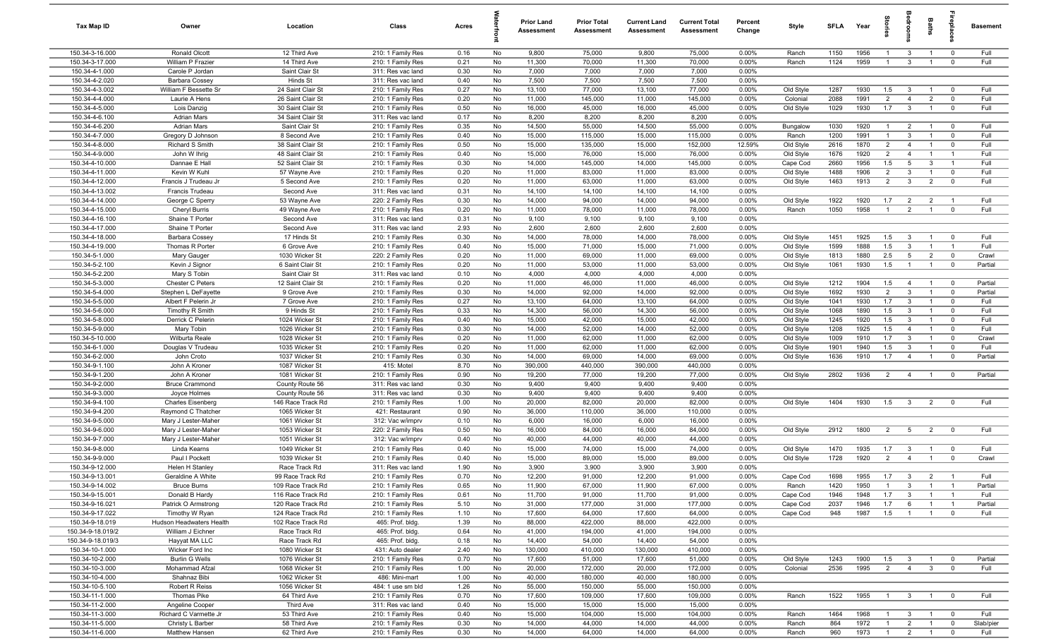| Tax Map ID | Owner | Location | Class | Acres | Waterfront | Prior Land Assessment | Prior Total Assessment | Current Land Assessment | Current Total Assessment | Percent Change | Style | SFLA | Year | Stories | Bedrooms | Baths | Fireplaces | Basement |
|---|---|---|---|---|---|---|---|---|---|---|---|---|---|---|---|---|---|---|
| 150.34-3-16.000 | Ronald Olcott | 12 Third Ave | 210: 1 Family Res | 0.16 | No | 9,800 | 75,000 | 9,800 | 75,000 | 0.00% | Ranch | 1150 | 1956 | 1 | 3 | 1 | 0 | Full |
| 150.34-3-17.000 | William P Frazier | 14 Third Ave | 210: 1 Family Res | 0.21 | No | 11,300 | 70,000 | 11,300 | 70,000 | 0.00% | Ranch | 1124 | 1959 | 1 | 3 | 1 | 0 | Full |
| 150.34-4-1.000 | Carole P Jordan | Saint Clair St | 311: Res vac land | 0.30 | No | 7,000 | 7,000 | 7,000 | 7,000 | 0.00% | | | | | | | | |
| 150.34-4-2.020 | Barbara Cossey | Hinds St | 311: Res vac land | 0.40 | No | 7,500 | 7,500 | 7,500 | 7,500 | 0.00% | | | | | | | | |
| 150.34-4-3.002 | William F Bessette Sr | 24 Saint Clair St | 210: 1 Family Res | 0.27 | No | 13,100 | 77,000 | 13,100 | 77,000 | 0.00% | Old Style | 1287 | 1930 | 1.5 | 3 | 1 | 0 | Full |
| 150.34-4-4.000 | Laurie A Hens | 26 Saint Clair St | 210: 1 Family Res | 0.20 | No | 11,000 | 145,000 | 11,000 | 145,000 | 0.00% | Colonial | 2088 | 1991 | 2 | 4 | 2 | 0 | Full |
| 150.34-4-5.000 | Lois Danzig | 30 Saint Clair St | 210: 1 Family Res | 0.50 | No | 16,000 | 45,000 | 16,000 | 45,000 | 0.00% | Old Style | 1029 | 1930 | 1.7 | 3 | 1 | 0 | Full |
| 150.34-4-6.100 | Adrian Mars | 34 Saint Clair St | 311: Res vac land | 0.17 | No | 8,200 | 8,200 | 8,200 | 8,200 | 0.00% | | | | | | | | |
| 150.34-4-6.200 | Adrian Mars | Saint Clair St | 210: 1 Family Res | 0.35 | No | 14,500 | 55,000 | 14,500 | 55,000 | 0.00% | Bungalow | 1030 | 1920 | 1 | 2 | 1 | 0 | Full |
| 150.34-4-7.000 | Gregory D Johnson | 8 Second Ave | 210: 1 Family Res | 0.40 | No | 15,000 | 115,000 | 15,000 | 115,000 | 0.00% | Ranch | 1200 | 1991 | 1 | 3 | 1 | 0 | Full |
| 150.34-4-8.000 | Richard S Smith | 38 Saint Clair St | 210: 1 Family Res | 0.50 | No | 15,000 | 135,000 | 15,000 | 152,000 | 12.59% | Old Style | 2616 | 1870 | 2 | 4 | 1 | 0 | Full |
| 150.34-4-9.000 | John W Ihrig | 48 Saint Clair St | 210: 1 Family Res | 0.40 | No | 15,000 | 76,000 | 15,000 | 76,000 | 0.00% | Old Style | 1676 | 1920 | 2 | 4 | 1 | 1 | Full |
| 150.34-4-10.000 | Dannae E Hall | 52 Saint Clair St | 210: 1 Family Res | 0.30 | No | 14,000 | 145,000 | 14,000 | 145,000 | 0.00% | Cape Cod | 2660 | 1956 | 1.5 | 5 | 3 | 1 | Full |
| 150.34-4-11.000 | Kevin W Kuhl | 57 Wayne Ave | 210: 1 Family Res | 0.20 | No | 11,000 | 83,000 | 11,000 | 83,000 | 0.00% | Old Style | 1488 | 1906 | 2 | 3 | 1 | 0 | Full |
| 150.34-4-12.000 | Francis J Trudeau Jr | 5 Second Ave | 210: 1 Family Res | 0.20 | No | 11,000 | 63,000 | 11,000 | 63,000 | 0.00% | Old Style | 1463 | 1913 | 2 | 3 | 2 | 0 | Full |
| 150.34-4-13.002 | Francis Trudeau | Second Ave | 311: Res vac land | 0.31 | No | 14,100 | 14,100 | 14,100 | 14,100 | 0.00% | | | | | | | | |
| 150.34-4-14.000 | George C Sperry | 53 Wayne Ave | 220: 2 Family Res | 0.30 | No | 14,000 | 94,000 | 14,000 | 94,000 | 0.00% | Old Style | 1922 | 1920 | 1.7 | 2 | 2 | 1 | Full |
| 150.34-4-15.000 | Cheryl Burris | 49 Wayne Ave | 210: 1 Family Res | 0.20 | No | 11,000 | 78,000 | 11,000 | 78,000 | 0.00% | Ranch | 1050 | 1958 | 1 | 2 | 1 | 0 | Full |
| 150.34-4-16.100 | Shaine T Porter | Second Ave | 311: Res vac land | 0.31 | No | 9,100 | 9,100 | 9,100 | 9,100 | 0.00% | | | | | | | | |
| 150.34-4-17.000 | Shaine T Porter | Second Ave | 311: Res vac land | 2.93 | No | 2,600 | 2,600 | 2,600 | 2,600 | 0.00% | | | | | | | | |
| 150.34-4-18.000 | Barbara Cossey | 17 Hinds St | 210: 1 Family Res | 0.30 | No | 14,000 | 78,000 | 14,000 | 78,000 | 0.00% | Old Style | 1451 | 1925 | 1.5 | 3 | 1 | 0 | Full |
| 150.34-4-19.000 | Thomas R Porter | 6 Grove Ave | 210: 1 Family Res | 0.40 | No | 15,000 | 71,000 | 15,000 | 71,000 | 0.00% | Old Style | 1599 | 1888 | 1.5 | 3 | 1 | 1 | Full |
| 150.34-5-1.000 | Mary Gauger | 1030 Wicker St | 220: 2 Family Res | 0.20 | No | 11,000 | 69,000 | 11,000 | 69,000 | 0.00% | Old Style | 1813 | 1880 | 2.5 | 5 | 2 | 0 | Crawl |
| 150.34-5-2.100 | Kevin J Signor | 6 Saint Clair St | 210: 1 Family Res | 0.20 | No | 11,000 | 53,000 | 11,000 | 53,000 | 0.00% | Old Style | 1061 | 1930 | 1.5 | 1 | 1 | 0 | Partial |
| 150.34-5-2.200 | Mary S Tobin | Saint Clair St | 311: Res vac land | 0.10 | No | 4,000 | 4,000 | 4,000 | 4,000 | 0.00% | | | | | | | | |
| 150.34-5-3.000 | Chester C Peters | 12 Saint Clair St | 210: 1 Family Res | 0.20 | No | 11,000 | 46,000 | 11,000 | 46,000 | 0.00% | Old Style | 1212 | 1904 | 1.5 | 4 | 1 | 0 | Partial |
| 150.34-5-4.000 | Stephen L DeFayette | 9 Grove Ave | 210: 1 Family Res | 0.30 | No | 14,000 | 92,000 | 14,000 | 92,000 | 0.00% | Old Style | 1692 | 1930 | 2 | 3 | 1 | 0 | Partial |
| 150.34-5-5.000 | Albert F Pelerin Jr | 7 Grove Ave | 210: 1 Family Res | 0.27 | No | 13,100 | 64,000 | 13,100 | 64,000 | 0.00% | Old Style | 1041 | 1930 | 1.7 | 3 | 1 | 0 | Full |
| 150.34-5-6.000 | Timothy R Smith | 9 Hinds St | 210: 1 Family Res | 0.33 | No | 14,300 | 56,000 | 14,300 | 56,000 | 0.00% | Old Style | 1068 | 1890 | 1.5 | 3 | 1 | 0 | Full |
| 150.34-5-8.000 | Derrick C Pelerin | 1024 Wicker St | 210: 1 Family Res | 0.40 | No | 15,000 | 42,000 | 15,000 | 42,000 | 0.00% | Old Style | 1245 | 1920 | 1.5 | 3 | 1 | 0 | Full |
| 150.34-5-9.000 | Mary Tobin | 1026 Wicker St | 210: 1 Family Res | 0.30 | No | 14,000 | 52,000 | 14,000 | 52,000 | 0.00% | Old Style | 1208 | 1925 | 1.5 | 4 | 1 | 0 | Full |
| 150.34-5-10.000 | Wilburta Reale | 1028 Wicker St | 210: 1 Family Res | 0.20 | No | 11,000 | 62,000 | 11,000 | 62,000 | 0.00% | Old Style | 1009 | 1910 | 1.7 | 3 | 1 | 0 | Crawl |
| 150.34-6-1.000 | Douglas V Trudeau | 1035 Wicker St | 210: 1 Family Res | 0.20 | No | 11,000 | 62,000 | 11,000 | 62,000 | 0.00% | Old Style | 1901 | 1940 | 1.5 | 3 | 1 | 0 | Full |
| 150.34-6-2.000 | John Croto | 1037 Wicker St | 210: 1 Family Res | 0.30 | No | 14,000 | 69,000 | 14,000 | 69,000 | 0.00% | Old Style | 1636 | 1910 | 1.7 | 4 | 1 | 0 | Partial |
| 150.34-9-1.100 | John A Kroner | 1087 Wicker St | 415: Motel | 8.70 | No | 390,000 | 440,000 | 390,000 | 440,000 | 0.00% | | | | | | | | |
| 150.34-9-1.200 | John A Kroner | 1081 Wicker St | 210: 1 Family Res | 0.90 | No | 19,200 | 77,000 | 19,200 | 77,000 | 0.00% | Old Style | 2802 | 1936 | 2 | 4 | 1 | 0 | Partial |
| 150.34-9-2.000 | Bruce Crammond | County Route 56 | 311: Res vac land | 0.30 | No | 9,400 | 9,400 | 9,400 | 9,400 | 0.00% | | | | | | | | |
| 150.34-9-3.000 | Joyce Holmes | County Route 56 | 311: Res vac land | 0.30 | No | 9,400 | 9,400 | 9,400 | 9,400 | 0.00% | | | | | | | | |
| 150.34-9-4.100 | Charles Eisenberg | 146 Race Track Rd | 210: 1 Family Res | 1.00 | No | 20,000 | 82,000 | 20,000 | 82,000 | 0.00% | Old Style | 1404 | 1930 | 1.5 | 3 | 2 | 0 | Full |
| 150.34-9-4.200 | Raymond C Thatcher | 1065 Wicker St | 421: Restaurant | 0.90 | No | 36,000 | 110,000 | 36,000 | 110,000 | 0.00% | | | | | | | | |
| 150.34-9-5.000 | Mary J Lester-Maher | 1061 Wicker St | 312: Vac w/imprv | 0.10 | No | 6,000 | 16,000 | 6,000 | 16,000 | 0.00% | | | | | | | | |
| 150.34-9-6.000 | Mary J Lester-Maher | 1053 Wicker St | 220: 2 Family Res | 0.50 | No | 16,000 | 84,000 | 16,000 | 84,000 | 0.00% | Old Style | 2912 | 1800 | 2 | 5 | 2 | 0 | Full |
| 150.34-9-7.000 | Mary J Lester-Maher | 1051 Wicker St | 312: Vac w/imprv | 0.40 | No | 40,000 | 44,000 | 40,000 | 44,000 | 0.00% | | | | | | | | |
| 150.34-9-8.000 | Linda Kearns | 1049 Wicker St | 210: 1 Family Res | 0.40 | No | 15,000 | 74,000 | 15,000 | 74,000 | 0.00% | Old Style | 1470 | 1935 | 1.7 | 3 | 1 | 0 | Full |
| 150.34-9-9.000 | Paul I Pockett | 1039 Wicker St | 210: 1 Family Res | 0.40 | No | 15,000 | 89,000 | 15,000 | 89,000 | 0.00% | Old Style | 1728 | 1920 | 2 | 4 | 1 | 0 | Crawl |
| 150.34-9-12.000 | Helen H Stanley | Race Track Rd | 311: Res vac land | 1.90 | No | 3,900 | 3,900 | 3,900 | 3,900 | 0.00% | | | | | | | | |
| 150.34-9-13.001 | Geraldine A White | 99 Race Track Rd | 210: 1 Family Res | 0.70 | No | 12,200 | 91,000 | 12,200 | 91,000 | 0.00% | Cape Cod | 1698 | 1955 | 1.7 | 3 | 2 | 1 | Full |
| 150.34-9-14.002 | Bruce Burns | 109 Race Track Rd | 210: 1 Family Res | 0.65 | No | 11,900 | 67,000 | 11,900 | 67,000 | 0.00% | Ranch | 1420 | 1950 | 1 | 3 | 1 | 1 | Partial |
| 150.34-9-15.001 | Donald B Hardy | 116 Race Track Rd | 210: 1 Family Res | 0.61 | No | 11,700 | 91,000 | 11,700 | 91,000 | 0.00% | Cape Cod | 1946 | 1948 | 1.7 | 3 | 1 | 1 | Full |
| 150.34-9-16.021 | Patrick O Armstrong | 120 Race Track Rd | 210: 1 Family Res | 5.10 | No | 31,000 | 177,000 | 31,000 | 177,000 | 0.00% | Cape Cod | 2037 | 1946 | 1.7 | 6 | 1 | 1 | Partial |
| 150.34-9-17.022 | Timothy W Ryan | 124 Race Track Rd | 210: 1 Family Res | 1.10 | No | 17,600 | 64,000 | 17,600 | 64,000 | 0.00% | Cape Cod | 948 | 1987 | 1.5 | 1 | 1 | 0 | Full |
| 150.34-9-18.019 | Hudson Headwaters Health | 102 Race Track Rd | 465: Prof. bldg. | 1.39 | No | 88,000 | 422,000 | 88,000 | 422,000 | 0.00% | | | | | | | | |
| 150.34-9-18.019/2 | William J Eichner | Race Track Rd | 465: Prof. bldg. | 0.64 | No | 41,000 | 194,000 | 41,000 | 194,000 | 0.00% | | | | | | | | |
| 150.34-9-18.019/3 | Hayyat MA LLC | Race Track Rd | 465: Prof. bldg. | 0.18 | No | 14,400 | 54,000 | 14,400 | 54,000 | 0.00% | | | | | | | | |
| 150.34-10-1.000 | Wicker Ford Inc | 1080 Wicker St | 431: Auto dealer | 2.40 | No | 130,000 | 410,000 | 130,000 | 410,000 | 0.00% | | | | | | | | |
| 150.34-10-2.000 | Burlin G Wells | 1076 Wicker St | 210: 1 Family Res | 0.70 | No | 17,600 | 51,000 | 17,600 | 51,000 | 0.00% | Old Style | 1243 | 1900 | 1.5 | 3 | 1 | 0 | Partial |
| 150.34-10-3.000 | Mohammad Afzal | 1068 Wicker St | 210: 1 Family Res | 1.00 | No | 20,000 | 172,000 | 20,000 | 172,000 | 0.00% | Colonial | 2536 | 1995 | 2 | 4 | 3 | 0 | Full |
| 150.34-10-4.000 | Shahnaz Bibi | 1062 Wicker St | 486: Mini-mart | 1.00 | No | 40,000 | 180,000 | 40,000 | 180,000 | 0.00% | | | | | | | | |
| 150.34-10-5.100 | Robert R Reiss | 1056 Wicker St | 484: 1 use sm bld | 1.26 | No | 55,000 | 150,000 | 55,000 | 150,000 | 0.00% | | | | | | | | |
| 150.34-11-1.000 | Thomas Pike | 64 Third Ave | 210: 1 Family Res | 0.70 | No | 17,600 | 109,000 | 17,600 | 109,000 | 0.00% | Ranch | 1522 | 1955 | 1 | 3 | 1 | 0 | Full |
| 150.34-11-2.000 | Angeline Cooper | Third Ave | 311: Res vac land | 0.40 | No | 15,000 | 15,000 | 15,000 | 15,000 | 0.00% | | | | | | | | |
| 150.34-11-3.000 | Richard C Varmette Jr | 53 Third Ave | 210: 1 Family Res | 0.40 | No | 15,000 | 104,000 | 15,000 | 104,000 | 0.00% | Ranch | 1464 | 1968 | 1 | 3 | 1 | 0 | Full |
| 150.34-11-5.000 | Christy L Barber | 58 Third Ave | 210: 1 Family Res | 0.30 | No | 14,000 | 44,000 | 14,000 | 44,000 | 0.00% | Ranch | 864 | 1972 | 1 | 2 | 1 | 0 | Slab/pier |
| 150.34-11-6.000 | Matthew Hansen | 62 Third Ave | 210: 1 Family Res | 0.30 | No | 14,000 | 64,000 | 14,000 | 64,000 | 0.00% | Ranch | 960 | 1973 | 1 | 2 | 1 | 0 | Full |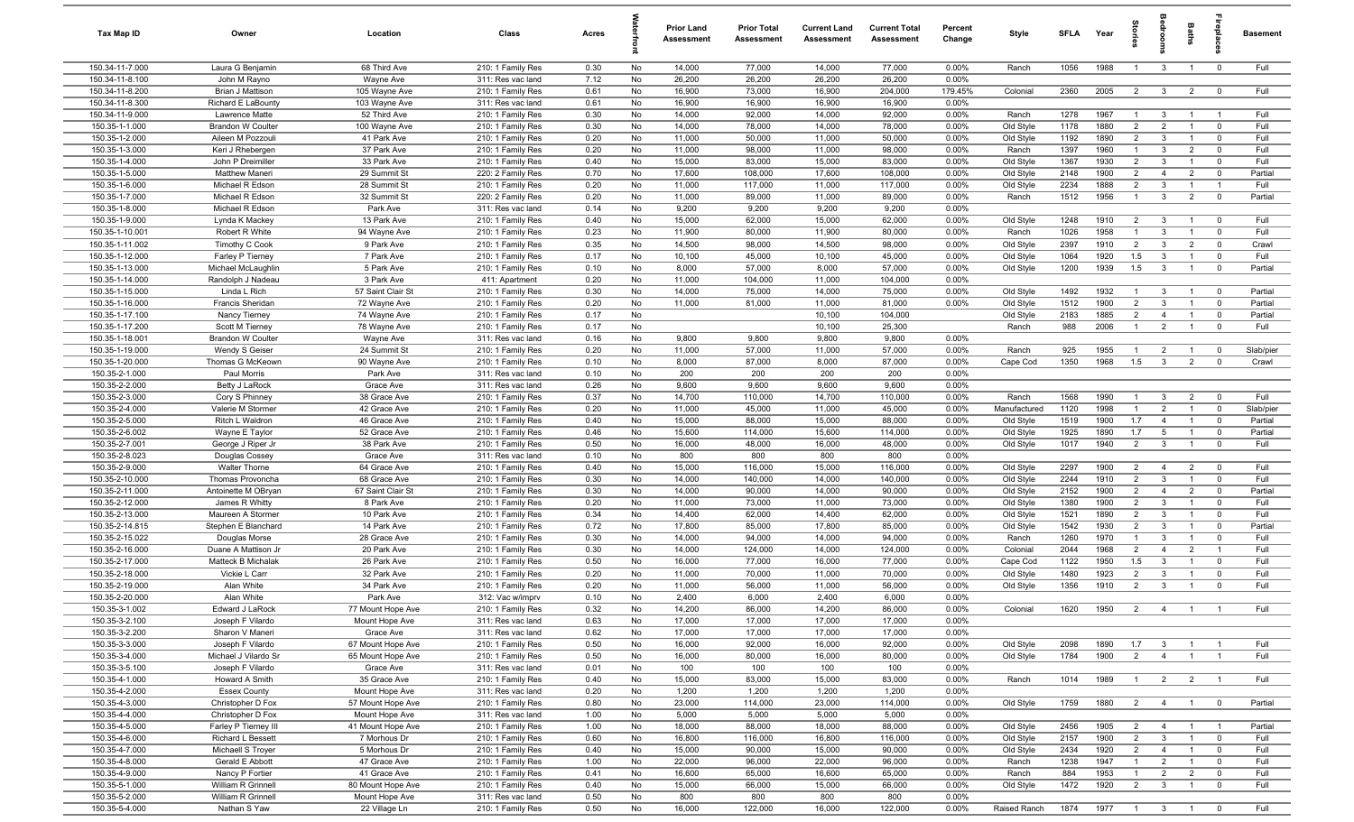| Tax Map ID | Owner | Location | Class | Acres | Waterfront | Prior Land Assessment | Prior Total Assessment | Current Land Assessment | Current Total Assessment | Percent Change | Style | SFLA | Year | Stories | Bedrooms | Baths | Fireplaces | Basement |
|---|---|---|---|---|---|---|---|---|---|---|---|---|---|---|---|---|---|---|
| 150.34-11-7.000 | Laura G Benjamin | 68 Third Ave | 210: 1 Family Res | 0.30 | No | 14,000 | 77,000 | 14,000 | 77,000 | 0.00% | Ranch | 1056 | 1988 | 1 | 3 | 1 | 0 | Full |
| 150.34-11-8.100 | John M Rayno | Wayne Ave | 311: Res vac land | 7.12 | No | 26,200 | 26,200 | 26,200 | 26,200 | 0.00% | | | | | | | | |
| 150.34-11-8.200 | Brian J Mattison | 105 Wayne Ave | 210: 1 Family Res | 0.61 | No | 16,900 | 73,000 | 16,900 | 204,000 | 179.45% | Colonial | 2360 | 2005 | 2 | 3 | 2 | 0 | Full |
| 150.34-11-8.300 | Richard E LaBounty | 103 Wayne Ave | 311: Res vac land | 0.61 | No | 16,900 | 16,900 | 16,900 | 16,900 | 0.00% | | | | | | | | |
| 150.34-11-9.000 | Lawrence Matte | 52 Third Ave | 210: 1 Family Res | 0.30 | No | 14,000 | 92,000 | 14,000 | 92,000 | 0.00% | Ranch | 1278 | 1967 | 1 | 3 | 1 | 1 | Full |
| 150.35-1-1.000 | Brandon W Coulter | 100 Wayne Ave | 210: 1 Family Res | 0.30 | No | 14,000 | 78,000 | 14,000 | 78,000 | 0.00% | Old Style | 1178 | 1880 | 2 | 2 | 1 | 0 | Full |
| 150.35-1-2.000 | Aileen M Pozzouli | 41 Park Ave | 210: 1 Family Res | 0.20 | No | 11,000 | 50,000 | 11,000 | 50,000 | 0.00% | Old Style | 1192 | 1890 | 2 | 3 | 1 | 0 | Full |
| 150.35-1-3.000 | Keri J Rhebergen | 37 Park Ave | 210: 1 Family Res | 0.20 | No | 11,000 | 98,000 | 11,000 | 98,000 | 0.00% | Ranch | 1397 | 1960 | 1 | 3 | 2 | 0 | Full |
| 150.35-1-4.000 | John P Dreimiller | 33 Park Ave | 210: 1 Family Res | 0.40 | No | 15,000 | 83,000 | 15,000 | 83,000 | 0.00% | Old Style | 1367 | 1930 | 2 | 3 | 1 | 0 | Full |
| 150.35-1-5.000 | Matthew Maneri | 29 Summit St | 220: 2 Family Res | 0.70 | No | 17,600 | 108,000 | 17,600 | 108,000 | 0.00% | Old Style | 2148 | 1900 | 2 | 4 | 2 | 0 | Partial |
| 150.35-1-6.000 | Michael R Edson | 28 Summit St | 210: 1 Family Res | 0.20 | No | 11,000 | 117,000 | 11,000 | 117,000 | 0.00% | Old Style | 2234 | 1888 | 2 | 3 | 1 | 1 | Full |
| 150.35-1-7.000 | Michael R Edson | 32 Summit St | 220: 2 Family Res | 0.20 | No | 11,000 | 89,000 | 11,000 | 89,000 | 0.00% | Ranch | 1512 | 1956 | 1 | 3 | 2 | 0 | Partial |
| 150.35-1-8.000 | Michael R Edson | Park Ave | 311: Res vac land | 0.14 | No | 9,200 | 9,200 | 9,200 | 9,200 | 0.00% | | | | | | | | |
| 150.35-1-9.000 | Lynda K Mackey | 13 Park Ave | 210: 1 Family Res | 0.40 | No | 15,000 | 62,000 | 15,000 | 62,000 | 0.00% | Old Style | 1248 | 1910 | 2 | 3 | 1 | 0 | Full |
| 150.35-1-10.001 | Robert R White | 94 Wayne Ave | 210: 1 Family Res | 0.23 | No | 11,900 | 80,000 | 11,900 | 80,000 | 0.00% | Ranch | 1026 | 1958 | 1 | 3 | 1 | 0 | Full |
| 150.35-1-11.002 | Timothy C Cook | 9 Park Ave | 210: 1 Family Res | 0.35 | No | 14,500 | 98,000 | 14,500 | 98,000 | 0.00% | Old Style | 2397 | 1910 | 2 | 3 | 2 | 0 | Crawl |
| 150.35-1-12.000 | Farley P Tierney | 7 Park Ave | 210: 1 Family Res | 0.17 | No | 10,100 | 45,000 | 10,100 | 45,000 | 0.00% | Old Style | 1064 | 1920 | 1.5 | 3 | 1 | 0 | Full |
| 150.35-1-13.000 | Michael McLaughlin | 5 Park Ave | 210: 1 Family Res | 0.10 | No | 8,000 | 57,000 | 8,000 | 57,000 | 0.00% | Old Style | 1200 | 1939 | 1.5 | 3 | 1 | 0 | Partial |
| 150.35-1-14.000 | Randolph J Nadeau | 3 Park Ave | 411: Apartment | 0.20 | No | 11,000 | 104,000 | 11,000 | 104,000 | 0.00% | | | | | | | | |
| 150.35-1-15.000 | Linda L Rich | 57 Saint Clair St | 210: 1 Family Res | 0.30 | No | 14,000 | 75,000 | 14,000 | 75,000 | 0.00% | Old Style | 1492 | 1932 | 1 | 3 | 1 | 0 | Partial |
| 150.35-1-16.000 | Francis Sheridan | 72 Wayne Ave | 210: 1 Family Res | 0.20 | No | 11,000 | 81,000 | 11,000 | 81,000 | 0.00% | Old Style | 1512 | 1900 | 2 | 3 | 1 | 0 | Partial |
| 150.35-1-17.100 | Nancy Tierney | 74 Wayne Ave | 210: 1 Family Res | 0.17 | No | | | 10,100 | 104,000 | | Old Style | 2183 | 1885 | 2 | 4 | 1 | 0 | Partial |
| 150.35-1-17.200 | Scott M Tierney | 78 Wayne Ave | 210: 1 Family Res | 0.17 | No | | | 10,100 | 25,300 | | Ranch | 988 | 2006 | 1 | 2 | 1 | 0 | Full |
| 150.35-1-18.001 | Brandon W Coulter | Wayne Ave | 311: Res vac land | 0.16 | No | 9,800 | 9,800 | 9,800 | 9,800 | 0.00% | | | | | | | | |
| 150.35-1-19.000 | Wendy S Geiser | 24 Summit St | 210: 1 Family Res | 0.20 | No | 11,000 | 57,000 | 11,000 | 57,000 | 0.00% | Ranch | 925 | 1955 | 1 | 2 | 1 | 0 | Slab/pier |
| 150.35-1-20.000 | Thomas G McKeown | 90 Wayne Ave | 210: 1 Family Res | 0.10 | No | 8,000 | 87,000 | 8,000 | 87,000 | 0.00% | Cape Cod | 1350 | 1968 | 1.5 | 3 | 2 | 0 | Crawl |
| 150.35-2-1.000 | Paul Morris | Park Ave | 311: Res vac land | 0.10 | No | 200 | 200 | 200 | 200 | 0.00% | | | | | | | | |
| 150.35-2-2.000 | Betty J LaRock | Grace Ave | 311: Res vac land | 0.26 | No | 9,600 | 9,600 | 9,600 | 9,600 | 0.00% | | | | | | | | |
| 150.35-2-3.000 | Cory S Phinney | 38 Grace Ave | 210: 1 Family Res | 0.37 | No | 14,700 | 110,000 | 14,700 | 110,000 | 0.00% | Ranch | 1568 | 1990 | 1 | 3 | 2 | 0 | Full |
| 150.35-2-4.000 | Valerie M Stormer | 42 Grace Ave | 210: 1 Family Res | 0.20 | No | 11,000 | 45,000 | 11,000 | 45,000 | 0.00% | Manufactured | 1120 | 1998 | 1 | 2 | 1 | 0 | Slab/pier |
| 150.35-2-5.000 | Ritch L Waldron | 46 Grace Ave | 210: 1 Family Res | 0.40 | No | 15,000 | 88,000 | 15,000 | 88,000 | 0.00% | Old Style | 1519 | 1900 | 1.7 | 4 | 1 | 0 | Partial |
| 150.35-2-6.002 | Wayne E Taylor | 52 Grace Ave | 210: 1 Family Res | 0.46 | No | 15,600 | 114,000 | 15,600 | 114,000 | 0.00% | Old Style | 1925 | 1890 | 1.7 | 5 | 1 | 0 | Partial |
| 150.35-2-7.001 | George J Riper Jr | 38 Park Ave | 210: 1 Family Res | 0.50 | No | 16,000 | 48,000 | 16,000 | 48,000 | 0.00% | Old Style | 1017 | 1940 | 2 | 3 | 1 | 0 | Full |
| 150.35-2-8.023 | Douglas Cossey | Grace Ave | 311: Res vac land | 0.10 | No | 800 | 800 | 800 | 800 | 0.00% | | | | | | | | |
| 150.35-2-9.000 | Walter Thorne | 64 Grace Ave | 210: 1 Family Res | 0.40 | No | 15,000 | 116,000 | 15,000 | 116,000 | 0.00% | Old Style | 2297 | 1900 | 2 | 4 | 2 | 0 | Full |
| 150.35-2-10.000 | Thomas Provoncha | 68 Grace Ave | 210: 1 Family Res | 0.30 | No | 14,000 | 140,000 | 14,000 | 140,000 | 0.00% | Old Style | 2244 | 1910 | 2 | 3 | 1 | 0 | Full |
| 150.35-2-11.000 | Antoinette M OBryan | 67 Saint Clair St | 210: 1 Family Res | 0.30 | No | 14,000 | 90,000 | 14,000 | 90,000 | 0.00% | Old Style | 2152 | 1900 | 2 | 4 | 2 | 0 | Partial |
| 150.35-2-12.000 | James R Whitty | 8 Park Ave | 210: 1 Family Res | 0.20 | No | 11,000 | 73,000 | 11,000 | 73,000 | 0.00% | Old Style | 1380 | 1900 | 2 | 3 | 1 | 0 | Full |
| 150.35-2-13.000 | Maureen A Stormer | 10 Park Ave | 210: 1 Family Res | 0.34 | No | 14,400 | 62,000 | 14,400 | 62,000 | 0.00% | Old Style | 1521 | 1890 | 2 | 3 | 1 | 0 | Full |
| 150.35-2-14.815 | Stephen E Blanchard | 14 Park Ave | 210: 1 Family Res | 0.72 | No | 17,800 | 85,000 | 17,800 | 85,000 | 0.00% | Old Style | 1542 | 1930 | 2 | 3 | 1 | 0 | Partial |
| 150.35-2-15.022 | Douglas Morse | 28 Grace Ave | 210: 1 Family Res | 0.30 | No | 14,000 | 94,000 | 14,000 | 94,000 | 0.00% | Ranch | 1260 | 1970 | 1 | 3 | 1 | 0 | Full |
| 150.35-2-16.000 | Duane A Mattison Jr | 20 Park Ave | 210: 1 Family Res | 0.30 | No | 14,000 | 124,000 | 14,000 | 124,000 | 0.00% | Colonial | 2044 | 1968 | 2 | 4 | 2 | 1 | Full |
| 150.35-2-17.000 | Matteck B Michalak | 26 Park Ave | 210: 1 Family Res | 0.50 | No | 16,000 | 77,000 | 16,000 | 77,000 | 0.00% | Cape Cod | 1122 | 1950 | 1.5 | 3 | 1 | 0 | Full |
| 150.35-2-18.000 | Vickie L Carr | 32 Park Ave | 210: 1 Family Res | 0.20 | No | 11,000 | 70,000 | 11,000 | 70,000 | 0.00% | Old Style | 1480 | 1923 | 2 | 3 | 1 | 0 | Full |
| 150.35-2-19.000 | Alan White | 34 Park Ave | 210: 1 Family Res | 0.20 | No | 11,000 | 56,000 | 11,000 | 56,000 | 0.00% | Old Style | 1356 | 1910 | 2 | 3 | 1 | 0 | Full |
| 150.35-2-20.000 | Alan White | Park Ave | 312: Vac w/imprv | 0.10 | No | 2,400 | 6,000 | 2,400 | 6,000 | 0.00% | | | | | | | | |
| 150.35-3-1.002 | Edward J LaRock | 77 Mount Hope Ave | 210: 1 Family Res | 0.32 | No | 14,200 | 86,000 | 14,200 | 86,000 | 0.00% | Colonial | 1620 | 1950 | 2 | 4 | 1 | 1 | Full |
| 150.35-3-2.100 | Joseph F Vilardo | Mount Hope Ave | 311: Res vac land | 0.63 | No | 17,000 | 17,000 | 17,000 | 17,000 | 0.00% | | | | | | | | |
| 150.35-3-2.200 | Sharon V Maneri | Grace Ave | 311: Res vac land | 0.62 | No | 17,000 | 17,000 | 17,000 | 17,000 | 0.00% | | | | | | | | |
| 150.35-3-3.000 | Joseph F Vilardo | 67 Mount Hope Ave | 210: 1 Family Res | 0.50 | No | 16,000 | 92,000 | 16,000 | 92,000 | 0.00% | Old Style | 2098 | 1890 | 1.7 | 3 | 1 | 1 | Full |
| 150.35-3-4.000 | Michael J Vilardo Sr | 65 Mount Hope Ave | 210: 1 Family Res | 0.50 | No | 16,000 | 80,000 | 16,000 | 80,000 | 0.00% | Old Style | 1784 | 1900 | 2 | 4 | 1 | 1 | Full |
| 150.35-3-5.100 | Joseph F Vilardo | Grace Ave | 311: Res vac land | 0.01 | No | 100 | 100 | 100 | 100 | 0.00% | | | | | | | | |
| 150.35-4-1.000 | Howard A Smith | 35 Grace Ave | 210: 1 Family Res | 0.40 | No | 15,000 | 83,000 | 15,000 | 83,000 | 0.00% | Ranch | 1014 | 1989 | 1 | 2 | 2 | 1 | Full |
| 150.35-4-2.000 | Essex County | Mount Hope Ave | 311: Res vac land | 0.20 | No | 1,200 | 1,200 | 1,200 | 1,200 | 0.00% | | | | | | | | |
| 150.35-4-3.000 | Christopher D Fox | 57 Mount Hope Ave | 210: 1 Family Res | 0.80 | No | 23,000 | 114,000 | 23,000 | 114,000 | 0.00% | Old Style | 1759 | 1880 | 2 | 4 | 1 | 0 | Partial |
| 150.35-4-4.000 | Christopher D Fox | Mount Hope Ave | 311: Res vac land | 1.00 | No | 5,000 | 5,000 | 5,000 | 5,000 | 0.00% | | | | | | | | |
| 150.35-4-5.000 | Farley P Tierney III | 41 Mount Hope Ave | 210: 1 Family Res | 1.00 | No | 18,000 | 88,000 | 18,000 | 88,000 | 0.00% | Old Style | 2456 | 1905 | 2 | 4 | 1 | 1 | Partial |
| 150.35-4-6.000 | Richard L Bessett | 7 Morhous Dr | 210: 1 Family Res | 0.60 | No | 16,800 | 116,000 | 16,800 | 116,000 | 0.00% | Old Style | 2157 | 1900 | 2 | 3 | 1 | 0 | Full |
| 150.35-4-7.000 | Michaell S Troyer | 5 Morhous Dr | 210: 1 Family Res | 0.40 | No | 15,000 | 90,000 | 15,000 | 90,000 | 0.00% | Old Style | 2434 | 1920 | 2 | 4 | 1 | 0 | Full |
| 150.35-4-8.000 | Gerald E Abbott | 47 Grace Ave | 210: 1 Family Res | 1.00 | No | 22,000 | 96,000 | 22,000 | 96,000 | 0.00% | Ranch | 1238 | 1947 | 1 | 2 | 1 | 0 | Full |
| 150.35-4-9.000 | Nancy P Fortier | 41 Grace Ave | 210: 1 Family Res | 0.41 | No | 16,600 | 65,000 | 16,600 | 65,000 | 0.00% | Ranch | 884 | 1953 | 1 | 2 | 2 | 0 | Full |
| 150.35-5-1.000 | William R Grinnell | 80 Mount Hope Ave | 210: 1 Family Res | 0.40 | No | 15,000 | 66,000 | 15,000 | 66,000 | 0.00% | Old Style | 1472 | 1920 | 2 | 3 | 1 | 0 | Full |
| 150.35-5-2.000 | William R Grinnell | Mount Hope Ave | 311: Res vac land | 0.50 | No | 800 | 800 | 800 | 800 | 0.00% | | | | | | | | |
| 150.35-5-4.000 | Nathan S Yaw | 22 Village Ln | 210: 1 Family Res | 0.50 | No | 16,000 | 122,000 | 16,000 | 122,000 | 0.00% | Raised Ranch | 1874 | 1977 | 1 | 3 | 1 | 0 | Full |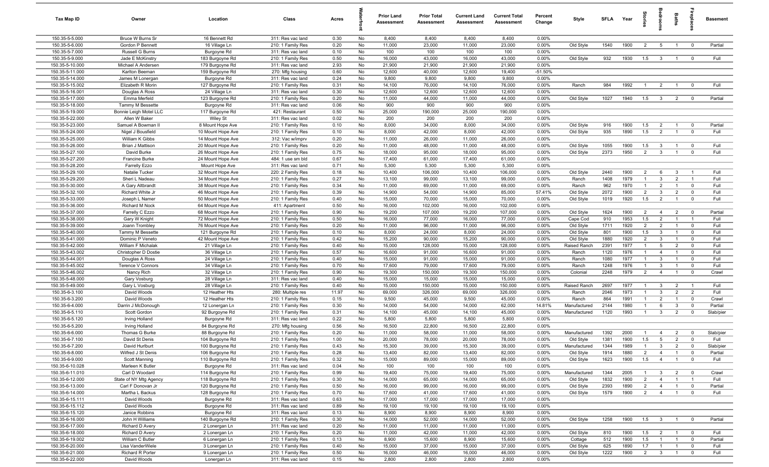| Tax Map ID | Owner | Location | Class | Acres | Waterfront | Prior Land Assessment | Prior Total Assessment | Current Land Assessment | Current Total Assessment | Percent Change | Style | SFLA | Year | Stories | Bedrooms | Baths | Fireplaces | Basement |
|---|---|---|---|---|---|---|---|---|---|---|---|---|---|---|---|---|---|---|
| 150.35-5-5.000 | Bruce W Burns Sr | 16 Bennett Rd | 311: Res vac land | 0.30 | No | 8,400 | 8,400 | 8,400 | 8,400 | 0.00% | | | | | | | | |
| 150.35-5-6.000 | Gordon P Bennett | 16 Village Ln | 210: 1 Family Res | 0.20 | No | 11,000 | 23,000 | 11,000 | 23,000 | 0.00% | Old Style | 1540 | 1900 | 2 | 5 | 1 | 0 | Partial |
| 150.35-5-7.000 | Russell G Burns | Burgoyne Rd | 311: Res vac land | 0.10 | No | 100 | 100 | 100 | 100 | 0.00% | | | | | | | | |
| 150.35-5-9.000 | Jade E McKinstry | 183 Burgoyne Rd | 210: 1 Family Res | 0.50 | No | 16,000 | 43,000 | 16,000 | 43,000 | 0.00% | Old Style | 932 | 1930 | 1.5 | 3 | 1 | 0 | Full |
| 150.35-5-10.000 | Michael A Andersen | 179 Burgoyne Rd | 311: Res vac land | 2.93 | No | 21,900 | 21,900 | 21,900 | 21,900 | 0.00% | | | | | | | | |
| 150.35-5-11.000 | Karlton Beeman | 159 Burgoyne Rd | 270: Mfg housing | 0.60 | No | 12,600 | 40,000 | 12,600 | 19,400 | -51.50% | | | | | | | | |
| 150.35-5-14.000 | James M Lonergan | Burgoyne Rd | 311: Res vac land | 0.24 | No | 9,800 | 9,800 | 9,800 | 9,800 | 0.00% | | | | | | | | |
| 150.35-5-15.002 | Elizabeth R Morin | 127 Burgoyne Rd | 210: 1 Family Res | 0.31 | No | 14,100 | 76,000 | 14,100 | 76,000 | 0.00% | Ranch | 984 | 1992 | 1 | 2 | 1 | 0 | Full |
| 150.35-5-16.001 | Douglas A Ross | 24 Village Ln | 311: Res vac land | 0.30 | No | 12,600 | 12,600 | 12,600 | 12,600 | 0.00% | | | | | | | | |
| 150.35-5-17.000 | Emma Merfeld | 123 Burgoyne Rd | 210: 1 Family Res | 0.20 | No | 11,000 | 44,000 | 11,000 | 44,000 | 0.00% | Old Style | 1027 | 1940 | 1.5 | 3 | 2 | 0 | Partial |
| 150.35-5-18.000 | Tammy M Bessette | Burgoyne Rd | 311: Res vac land | 0.06 | No | 900 | 900 | 900 | 900 | 0.00% | | | | | | | | |
| 150.35-5-19.000 | Bonnie Leigh Motel LLC | 117 Burgoyne Rd | 421: Restaurant | 0.50 | No | 25,000 | 190,000 | 25,000 | 190,000 | 0.00% | | | | | | | | |
| 150.35-5-22.000 | Allen W Baker | Wiley St | 311: Res vac land | 0.02 | No | 200 | 200 | 200 | 200 | 0.00% | | | | | | | | |
| 150.35-5-23.000 | Samuel A Bowman II | 8 Mount Hope Ave | 210: 1 Family Res | 0.10 | No | 8,000 | 34,000 | 8,000 | 34,000 | 0.00% | Old Style | 916 | 1900 | 1.5 | 2 | 1 | 0 | Partial |
| 150.35-5-24.000 | Nigel J Bousfield | 10 Mount Hope Ave | 210: 1 Family Res | 0.10 | No | 8,000 | 42,000 | 8,000 | 42,000 | 0.00% | Old Style | 935 | 1890 | 1.5 | 2 | 1 | 0 | Full |
| 150.35-5-25.000 | William K Gibbs | 14 Mount Hope Ave | 312: Vac w/imprv | 0.20 | No | 11,000 | 26,000 | 11,000 | 26,000 | 0.00% | | | | | | | | |
| 150.35-5-26.000 | Brian J Mattison | 20 Mount Hope Ave | 210: 1 Family Res | 0.20 | No | 11,000 | 48,000 | 11,000 | 48,000 | 0.00% | Old Style | 1055 | 1900 | 1.5 | 3 | 1 | 0 | Full |
| 150.35-5-27.100 | David Burke | 26 Mount Hope Ave | 210: 1 Family Res | 0.75 | No | 18,000 | 95,000 | 18,000 | 95,000 | 0.00% | Old Style | 2373 | 1950 | 2 | 3 | 1 | 0 | Full |
| 150.35-5-27.200 | Francine Burke | 24 Mount Hope Ave | 484: 1 use sm bld | 0.67 | No | 17,400 | 61,000 | 17,400 | 61,000 | 0.00% | | | | | | | | |
| 150.35-5-28.200 | Farrelly Ezzo | Mount Hope Ave | 311: Res vac land | 0.71 | No | 5,300 | 5,300 | 5,300 | 5,300 | 0.00% | | | | | | | | |
| 150.35-5-29.100 | Natalie Tucker | 32 Mount Hope Ave | 220: 2 Family Res | 0.18 | No | 10,400 | 106,000 | 10,400 | 106,000 | 0.00% | Old Style | 2440 | 1900 | 2 | 6 | 3 | 1 | Full |
| 150.35-5-29.200 | Sheri L Nadeau | 34 Mount Hope Ave | 210: 1 Family Res | 0.27 | No | 13,100 | 99,000 | 13,100 | 99,000 | 0.00% | Ranch | 1408 | 1979 | 1 | 3 | 2 | 1 | Full |
| 150.35-5-30.000 | A Gary Altbrandt | 38 Mount Hope Ave | 210: 1 Family Res | 0.34 | No | 11,000 | 69,000 | 11,000 | 69,000 | 0.00% | Ranch | 962 | 1970 | 1 | 2 | 1 | 0 | Full |
| 150.35-5-32.100 | Richard White Jr | 46 Mount Hope Ave | 210: 1 Family Res | 0.39 | No | 14,900 | 54,000 | 14,900 | 85,000 | 57.41% | Old Style | 2072 | 1900 | 2 | 3 | 2 | 0 | Full |
| 150.35-5-33.000 | Joseph L Namer | 50 Mount Hope Ave | 210: 1 Family Res | 0.40 | No | 15,000 | 70,000 | 15,000 | 70,000 | 0.00% | Old Style | 1019 | 1920 | 1.5 | 2 | 1 | 0 | Full |
| 150.35-5-36.000 | Richard M Nock | 64 Mount Hope Ave | 411: Apartment | 0.50 | No | 16,000 | 102,000 | 16,000 | 102,000 | 0.00% | | | | | | | | |
| 150.35-5-37.000 | Farrelly C Ezzo | 68 Mount Hope Ave | 210: 1 Family Res | 0.90 | No | 19,200 | 107,000 | 19,200 | 107,000 | 0.00% | Old Style | 1624 | 1900 | 2 | 4 | 2 | 0 | Partial |
| 150.35-5-38.000 | Gary W Knight | 72 Mount Hope Ave | 210: 1 Family Res | 0.50 | No | 16,000 | 77,000 | 16,000 | 77,000 | 0.00% | Cape Cod | 910 | 1953 | 1.5 | 2 | 1 | 1 | Full |
| 150.35-5-39.000 | Joann Trombley | 76 Mount Hope Ave | 210: 1 Family Res | 0.20 | No | 11,000 | 96,000 | 11,000 | 96,000 | 0.00% | Old Style | 1711 | 1920 | 2 | 2 | 1 | 0 | Full |
| 150.35-5-40.000 | Tammy M Bessette | 121 Burgoyne Rd | 210: 1 Family Res | 0.10 | No | 8,000 | 24,000 | 8,000 | 24,000 | 0.00% | Old Style | 801 | 1900 | 1.5 | 3 | 1 | 0 | Full |
| 150.35-5-41.000 | Dominic P Veneto | 42 Mount Hope Ave | 210: 1 Family Res | 0.42 | No | 15,200 | 90,000 | 15,200 | 90,000 | 0.00% | Old Style | 1880 | 1920 | 2 | 3 | 1 | 0 | Full |
| 150.35-5-42.000 | William F Michalak | 21 Village Ln | 210: 1 Family Res | 0.40 | No | 15,000 | 128,000 | 15,000 | 128,000 | 0.00% | Raised Ranch | 2391 | 1977 | 1 | 5 | 2 | 0 | Full |
| 150.35-5-43.002 | Christopher D Dostie | 36 Village Ln | 210: 1 Family Res | 0.57 | No | 16,600 | 91,000 | 16,600 | 91,000 | 0.00% | Ranch | 1120 | 1976 | 1 | 4 | 1 | 0 | Full |
| 150.35-5-44.001 | Douglas A Ross | 24 Village Ln | 210: 1 Family Res | 0.40 | No | 15,000 | 91,000 | 15,000 | 91,000 | 0.00% | Ranch | 1080 | 1977 | 1 | 3 | 1 | 0 | Full |
| 150.35-5-45.002 | Terence V Connors | 34 Village Ln | 210: 1 Family Res | 0.70 | No | 17,600 | 79,000 | 17,600 | 79,000 | 0.00% | Ranch | 1248 | 1976 | 1 | 3 | 1 | 0 | Full |
| 150.35-5-46.002 | Nancy Rich | 32 Village Ln | 210: 1 Family Res | 0.90 | No | 19,300 | 150,000 | 19,300 | 150,000 | 0.00% | Colonial | 2248 | 1979 | 2 | 4 | 1 | 0 | Crawl |
| 150.35-5-48.000 | Gary Vosburg | 28 Village Ln | 311: Res vac land | 0.40 | No | 15,000 | 15,000 | 15,000 | 15,000 | 0.00% | | | | | | | | |
| 150.35-5-49.000 | Gary L Vosburg | 28 Village Ln | 210: 1 Family Res | 0.40 | No | 15,000 | 150,000 | 15,000 | 150,000 | 0.00% | Raised Ranch | 2697 | 1977 | 1 | 3 | 2 | 1 | Full |
| 150.35-6-3.100 | David Woods | 12 Heather Hts | 280: Multiple res | 11.97 | No | 69,000 | 326,000 | 69,000 | 326,000 | 0.00% | Ranch | 2046 | 1973 | 1 | 3 | 2 | 2 | Full |
| 150.35-6-3.200 | David Woods | 12 Heather Hts | 210: 1 Family Res | 0.15 | No | 9,500 | 45,000 | 9,500 | 45,000 | 0.00% | Ranch | 864 | 1991 | 1 | 2 | 1 | 0 | Crawl |
| 150.35-6-4.000 | Darrin J McDonough | 12 Lonergan Ln | 210: 1 Family Res | 0.30 | No | 14,000 | 54,000 | 14,000 | 62,000 | 14.81% | Manufactured | 2144 | 1980 | 1 | 6 | 3 | 0 | Partial |
| 150.35-6-5.110 | Scott Gordon | 92 Burgoyne Rd | 210: 1 Family Res | 0.31 | No | 14,100 | 45,000 | 14,100 | 45,000 | 0.00% | Manufactured | 1120 | 1993 | 1 | 3 | 2 | 0 | Slab/pier |
| 150.35-6-5.120 | Irving Holland | Burgoyne Rd | 311: Res vac land | 0.22 | No | 5,800 | 5,800 | 5,800 | 5,800 | 0.00% | | | | | | | | |
| 150.35-6-5.200 | Irving Holland | 84 Burgoyne Rd | 270: Mfg housing | 0.56 | No | 16,500 | 22,800 | 16,500 | 22,800 | 0.00% | | | | | | | | |
| 150.35-6-6.000 | Thomas G Burke | 88 Burgoyne Rd | 210: 1 Family Res | 0.20 | No | 11,000 | 58,000 | 11,000 | 58,000 | 0.00% | Manufactured | 1392 | 2000 | 1 | 4 | 2 | 0 | Slab/pier |
| 150.35-6-7.100 | David St Denis | 104 Burgoyne Rd | 210: 1 Family Res | 1.00 | No | 20,000 | 78,000 | 20,000 | 78,000 | 0.00% | Old Style | 1381 | 1900 | 1.5 | 5 | 2 | 0 | Full |
| 150.35-6-7.200 | David Hurlburt | 100 Burgoyne Rd | 210: 1 Family Res | 0.43 | No | 15,300 | 39,000 | 15,300 | 39,000 | 0.00% | Manufactured | 1344 | 1989 | 1 | 3 | 2 | 0 | Slab/pier |
| 150.35-6-8.000 | Wilfred J St Denis | 106 Burgoyne Rd | 210: 1 Family Res | 0.28 | No | 13,400 | 82,000 | 13,400 | 82,000 | 0.00% | Old Style | 1914 | 1880 | 2 | 4 | 1 | 0 | Partial |
| 150.35-6-9.000 | Scott Manning | 110 Burgoyne Rd | 210: 1 Family Res | 0.32 | No | 15,000 | 89,000 | 15,000 | 89,000 | 0.00% | Old Style | 1623 | 1900 | 1.5 | 4 | 1 | 0 | Full |
| 150.35-6-10.028 | Marleen K Butler | Burgoyne Rd | 311: Res vac land | 0.04 | No | 100 | 100 | 100 | 100 | 0.00% | | | | | | | | |
| 150.35-6-11.010 | Carl D Woodard | 114 Burgoyne Rd | 210: 1 Family Res | 0.99 | No | 19,400 | 75,000 | 19,400 | 75,000 | 0.00% | Manufactured | 1344 | 2005 | 1 | 3 | 2 | 0 | Crawl |
| 150.35-6-12.000 | State of NY Mtg Agency | 118 Burgoyne Rd | 210: 1 Family Res | 0.30 | No | 14,000 | 65,000 | 14,000 | 65,000 | 0.00% | Old Style | 1832 | 1900 | 2 | 4 | 1 | 1 | Full |
| 150.35-6-13.000 | Carl F Donovan Jr | 120 Burgoyne Rd | 210: 1 Family Res | 0.50 | No | 16,000 | 99,000 | 16,000 | 99,000 | 0.00% | Old Style | 2393 | 1890 | 2 | 4 | 1 | 0 | Partial |
| 150.35-6-14.000 | Martha L Backus | 128 Burgoyne Rd | 210: 1 Family Res | 0.70 | No | 17,600 | 41,000 | 17,600 | 41,000 | 0.00% | Old Style | 1579 | 1900 | 2 | 4 | 1 | 0 | Full |
| 150.35-6-15.111 | David Woods | Burgoyne Rd | 311: Res vac land | 0.63 | No | 17,000 | 17,000 | 17,000 | 17,000 | 0.00% | | | | | | | | |
| 150.35-6-15.112 | David Woods | Burgoyne Rd | 311: Res vac land | 0.89 | No | 19,100 | 19,100 | 19,100 | 19,100 | 0.00% | | | | | | | | |
| 150.35-6-15.120 | Janice Robbins | Burgoyne Rd | 311: Res vac land | 0.13 | No | 8,900 | 8,900 | 8,900 | 8,900 | 0.00% | | | | | | | | |
| 150.35-6-16.000 | John H Williams | 140 Burgoyne Rd | 210: 1 Family Res | 0.30 | No | 14,000 | 52,000 | 14,000 | 52,000 | 0.00% | Old Style | 1258 | 1900 | 1.5 | 3 | 1 | 0 | Partial |
| 150.35-6-17.000 | Richard D Avery | 2 Lonergan Ln | 311: Res vac land | 0.20 | No | 11,000 | 11,000 | 11,000 | 11,000 | 0.00% | | | | | | | | |
| 150.35-6-18.000 | Richard D Avery | 2 Lonergan Ln | 210: 1 Family Res | 0.20 | No | 11,000 | 42,000 | 11,000 | 42,000 | 0.00% | Old Style | 810 | 1900 | 1.5 | 2 | 1 | 0 | Full |
| 150.35-6-19.002 | William C Butler | 6 Lonergan Ln | 210: 1 Family Res | 0.13 | No | 8,900 | 15,600 | 8,900 | 15,600 | 0.00% | Cottage | 512 | 1900 | 1.5 | 1 | 1 | 0 | Partial |
| 150.35-6-20.000 | Lisa VanderWiele | 3 Lonergan Ln | 210: 1 Family Res | 0.40 | No | 15,000 | 37,000 | 15,000 | 37,000 | 0.00% | Old Style | 625 | 1890 | 1.7 | 1 | 1 | 0 | Full |
| 150.35-6-21.000 | Richard R Porter | 9 Lonergan Ln | 210: 1 Family Res | 0.50 | No | 16,000 | 46,000 | 16,000 | 46,000 | 0.00% | Old Style | 1222 | 1900 | 2 | 3 | 1 | 0 | Full |
| 150.35-6-22.000 | David Woods | Lonergan Ln | 311: Res vac land | 0.15 | No | 2,800 | 2,800 | 2,800 | 2,800 | 0.00% | | | | | | | | |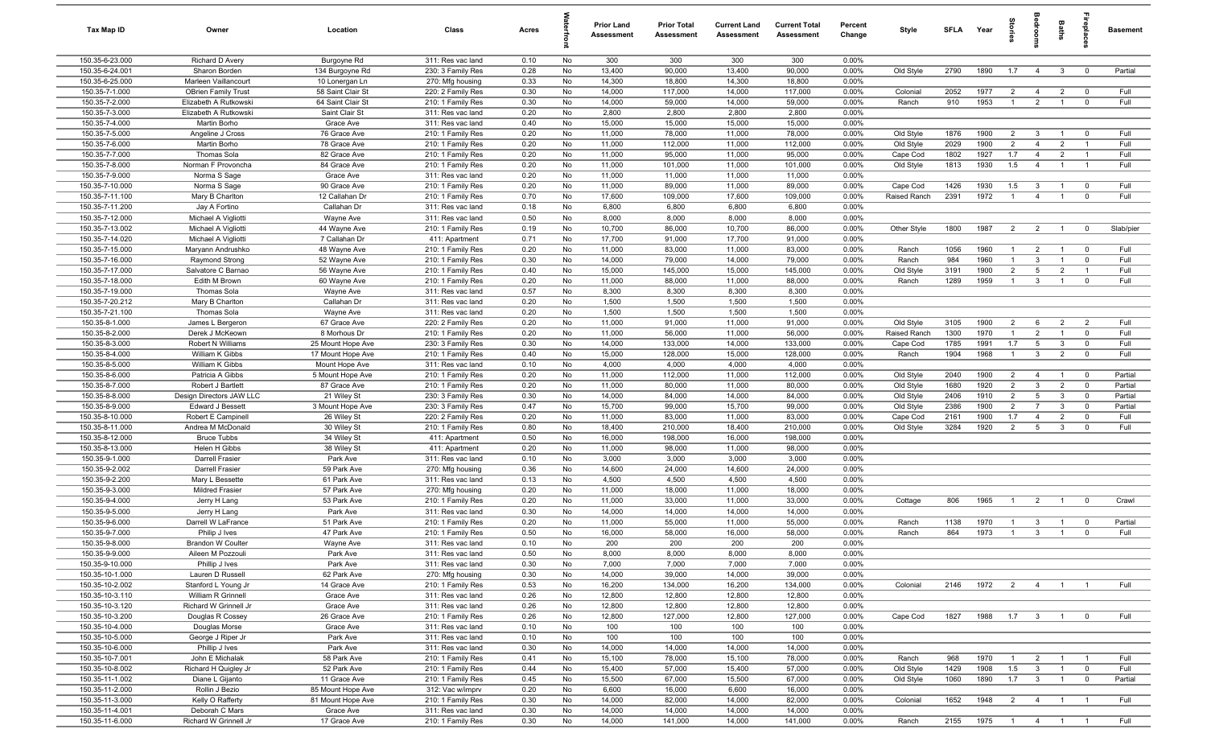| Tax Map ID | Owner | Location | Class | Acres | Waterfront | Prior Land Assessment | Prior Total Assessment | Current Land Assessment | Current Total Assessment | Percent Change | Style | SFLA | Year | Stories | Bedrooms | Baths | Fireplaces | Basement |
|---|---|---|---|---|---|---|---|---|---|---|---|---|---|---|---|---|---|---|
| 150.35-6-23.000 | Richard D Avery | Burgoyne Rd | 311: Res vac land | 0.10 | No | 300 | 300 | 300 | 300 | 0.00% | | | | | | | | |
| 150.35-6-24.001 | Sharon Borden | 134 Burgoyne Rd | 230: 3 Family Res | 0.28 | No | 13,400 | 90,000 | 13,400 | 90,000 | 0.00% | Old Style | 2790 | 1890 | 1.7 | 4 | 3 | 0 | Partial |
| 150.35-6-25.000 | Marleen Vaillancourt | 10 Lonergan Ln | 270: Mfg housing | 0.33 | No | 14,300 | 18,800 | 14,300 | 18,800 | 0.00% | | | | | | | | |
| 150.35-7-1.000 | OBrien Family Trust | 58 Saint Clair St | 220: 2 Family Res | 0.30 | No | 14,000 | 117,000 | 14,000 | 117,000 | 0.00% | Colonial | 2052 | 1977 | 2 | 4 | 2 | 0 | Full |
| 150.35-7-2.000 | Elizabeth A Rutkowski | 64 Saint Clair St | 210: 1 Family Res | 0.30 | No | 14,000 | 59,000 | 14,000 | 59,000 | 0.00% | Ranch | 910 | 1953 | 1 | 2 | 1 | 0 | Full |
| 150.35-7-3.000 | Elizabeth A Rutkowski | Saint Clair St | 311: Res vac land | 0.20 | No | 2,800 | 2,800 | 2,800 | 2,800 | 0.00% | | | | | | | | |
| 150.35-7-4.000 | Martin Borho | Grace Ave | 311: Res vac land | 0.40 | No | 15,000 | 15,000 | 15,000 | 15,000 | 0.00% | | | | | | | | |
| 150.35-7-5.000 | Angeline J Cross | 76 Grace Ave | 210: 1 Family Res | 0.20 | No | 11,000 | 78,000 | 11,000 | 78,000 | 0.00% | Old Style | 1876 | 1900 | 2 | 3 | 1 | 0 | Full |
| 150.35-7-6.000 | Martin Borho | 78 Grace Ave | 210: 1 Family Res | 0.20 | No | 11,000 | 112,000 | 11,000 | 112,000 | 0.00% | Old Style | 2029 | 1900 | 2 | 4 | 2 | 1 | Full |
| 150.35-7-7.000 | Thomas Sola | 82 Grace Ave | 210: 1 Family Res | 0.20 | No | 11,000 | 95,000 | 11,000 | 95,000 | 0.00% | Cape Cod | 1802 | 1927 | 1.7 | 4 | 2 | 1 | Full |
| 150.35-7-8.000 | Norman F Provoncha | 84 Grace Ave | 210: 1 Family Res | 0.20 | No | 11,000 | 101,000 | 11,000 | 101,000 | 0.00% | Old Style | 1813 | 1930 | 1.5 | 4 | 1 | 1 | Full |
| 150.35-7-9.000 | Norma S Sage | Grace Ave | 311: Res vac land | 0.20 | No | 11,000 | 11,000 | 11,000 | 11,000 | 0.00% | | | | | | | | |
| 150.35-7-10.000 | Norma S Sage | 90 Grace Ave | 210: 1 Family Res | 0.20 | No | 11,000 | 89,000 | 11,000 | 89,000 | 0.00% | Cape Cod | 1426 | 1930 | 1.5 | 3 | 1 | 0 | Full |
| 150.35-7-11.100 | Mary B Charlton | 12 Callahan Dr | 210: 1 Family Res | 0.70 | No | 17,600 | 109,000 | 17,600 | 109,000 | 0.00% | Raised Ranch | 2391 | 1972 | 1 | 4 | 1 | 0 | Full |
| 150.35-7-11.200 | Jay A Fortino | Callahan Dr | 311: Res vac land | 0.18 | No | 6,800 | 6,800 | 6,800 | 6,800 | 0.00% | | | | | | | | |
| 150.35-7-12.000 | Michael A Vigliotti | Wayne Ave | 311: Res vac land | 0.50 | No | 8,000 | 8,000 | 8,000 | 8,000 | 0.00% | | | | | | | | |
| 150.35-7-13.002 | Michael A Vigliotti | 44 Wayne Ave | 210: 1 Family Res | 0.19 | No | 10,700 | 86,000 | 10,700 | 86,000 | 0.00% | Other Style | 1800 | 1987 | 2 | 2 | 1 | 0 | Slab/pier |
| 150.35-7-14.020 | Michael A Vigliotti | 7 Callahan Dr | 411: Apartment | 0.71 | No | 17,700 | 91,000 | 17,700 | 91,000 | 0.00% | | | | | | | | |
| 150.35-7-15.000 | Maryann Andrushko | 48 Wayne Ave | 210: 1 Family Res | 0.20 | No | 11,000 | 83,000 | 11,000 | 83,000 | 0.00% | Ranch | 1056 | 1960 | 1 | 2 | 1 | 0 | Full |
| 150.35-7-16.000 | Raymond Strong | 52 Wayne Ave | 210: 1 Family Res | 0.30 | No | 14,000 | 79,000 | 14,000 | 79,000 | 0.00% | Ranch | 984 | 1960 | 1 | 3 | 1 | 0 | Full |
| 150.35-7-17.000 | Salvatore C Barnao | 56 Wayne Ave | 210: 1 Family Res | 0.40 | No | 15,000 | 145,000 | 15,000 | 145,000 | 0.00% | Old Style | 3191 | 1900 | 2 | 5 | 2 | 1 | Full |
| 150.35-7-18.000 | Edith M Brown | 60 Wayne Ave | 210: 1 Family Res | 0.20 | No | 11,000 | 88,000 | 11,000 | 88,000 | 0.00% | Ranch | 1289 | 1959 | 1 | 3 | 1 | 0 | Full |
| 150.35-7-19.000 | Thomas Sola | Wayne Ave | 311: Res vac land | 0.57 | No | 8,300 | 8,300 | 8,300 | 8,300 | 0.00% | | | | | | | | |
| 150.35-7-20.212 | Mary B Charlton | Callahan Dr | 311: Res vac land | 0.20 | No | 1,500 | 1,500 | 1,500 | 1,500 | 0.00% | | | | | | | | |
| 150.35-7-21.100 | Thomas Sola | Wayne Ave | 311: Res vac land | 0.20 | No | 1,500 | 1,500 | 1,500 | 1,500 | 0.00% | | | | | | | | |
| 150.35-8-1.000 | James L Bergeron | 67 Grace Ave | 220: 2 Family Res | 0.20 | No | 11,000 | 91,000 | 11,000 | 91,000 | 0.00% | Old Style | 3105 | 1900 | 2 | 6 | 2 | 2 | Full |
| 150.35-8-2.000 | Derek J McKeown | 8 Morhous Dr | 210: 1 Family Res | 0.20 | No | 11,000 | 56,000 | 11,000 | 56,000 | 0.00% | Raised Ranch | 1300 | 1970 | 1 | 2 | 1 | 0 | Full |
| 150.35-8-3.000 | Robert N Williams | 25 Mount Hope Ave | 230: 3 Family Res | 0.30 | No | 14,000 | 133,000 | 14,000 | 133,000 | 0.00% | Cape Cod | 1785 | 1991 | 1.7 | 5 | 3 | 0 | Full |
| 150.35-8-4.000 | William K Gibbs | 17 Mount Hope Ave | 210: 1 Family Res | 0.40 | No | 15,000 | 128,000 | 15,000 | 128,000 | 0.00% | Ranch | 1904 | 1968 | 1 | 3 | 2 | 0 | Full |
| 150.35-8-5.000 | William K Gibbs | Mount Hope Ave | 311: Res vac land | 0.10 | No | 4,000 | 4,000 | 4,000 | 4,000 | 0.00% | | | | | | | | |
| 150.35-8-6.000 | Patricia A Gibbs | 5 Mount Hope Ave | 210: 1 Family Res | 0.20 | No | 11,000 | 112,000 | 11,000 | 112,000 | 0.00% | Old Style | 2040 | 1900 | 2 | 4 | 1 | 0 | Partial |
| 150.35-8-7.000 | Robert J Bartlett | 87 Grace Ave | 210: 1 Family Res | 0.20 | No | 11,000 | 80,000 | 11,000 | 80,000 | 0.00% | Old Style | 1680 | 1920 | 2 | 3 | 2 | 0 | Partial |
| 150.35-8-8.000 | Design Directors JAW LLC | 21 Wiley St | 230: 3 Family Res | 0.30 | No | 14,000 | 84,000 | 14,000 | 84,000 | 0.00% | Old Style | 2406 | 1910 | 2 | 5 | 3 | 0 | Partial |
| 150.35-8-9.000 | Edward J Bessett | 3 Mount Hope Ave | 230: 3 Family Res | 0.47 | No | 15,700 | 99,000 | 15,700 | 99,000 | 0.00% | Old Style | 2386 | 1900 | 2 | 7 | 3 | 0 | Partial |
| 150.35-8-10.000 | Robert E Campinell | 26 Wiley St | 220: 2 Family Res | 0.20 | No | 11,000 | 83,000 | 11,000 | 83,000 | 0.00% | Cape Cod | 2161 | 1900 | 1.7 | 4 | 2 | 0 | Full |
| 150.35-8-11.000 | Andrea M McDonald | 30 Wiley St | 210: 1 Family Res | 0.80 | No | 18,400 | 210,000 | 18,400 | 210,000 | 0.00% | Old Style | 3284 | 1920 | 2 | 5 | 3 | 0 | Full |
| 150.35-8-12.000 | Bruce Tubbs | 34 Wiley St | 411: Apartment | 0.50 | No | 16,000 | 198,000 | 16,000 | 198,000 | 0.00% | | | | | | | | |
| 150.35-8-13.000 | Helen H Gibbs | 38 Wiley St | 411: Apartment | 0.20 | No | 11,000 | 98,000 | 11,000 | 98,000 | 0.00% | | | | | | | | |
| 150.35-9-1.000 | Darrell Frasier | Park Ave | 311: Res vac land | 0.10 | No | 3,000 | 3,000 | 3,000 | 3,000 | 0.00% | | | | | | | | |
| 150.35-9-2.002 | Darrell Frasier | 59 Park Ave | 270: Mfg housing | 0.36 | No | 14,600 | 24,000 | 14,600 | 24,000 | 0.00% | | | | | | | | |
| 150.35-9-2.200 | Mary L Bessette | 61 Park Ave | 311: Res vac land | 0.13 | No | 4,500 | 4,500 | 4,500 | 4,500 | 0.00% | | | | | | | | |
| 150.35-9-3.000 | Mildred Frasier | 57 Park Ave | 270: Mfg housing | 0.20 | No | 11,000 | 18,000 | 11,000 | 18,000 | 0.00% | | | | | | | | |
| 150.35-9-4.000 | Jerry H Lang | 53 Park Ave | 210: 1 Family Res | 0.20 | No | 11,000 | 33,000 | 11,000 | 33,000 | 0.00% | Cottage | 806 | 1965 | 1 | 2 | 1 | 0 | Crawl |
| 150.35-9-5.000 | Jerry H Lang | Park Ave | 311: Res vac land | 0.30 | No | 14,000 | 14,000 | 14,000 | 14,000 | 0.00% | | | | | | | | |
| 150.35-9-6.000 | Darrell W LaFrance | 51 Park Ave | 210: 1 Family Res | 0.20 | No | 11,000 | 55,000 | 11,000 | 55,000 | 0.00% | Ranch | 1138 | 1970 | 1 | 3 | 1 | 0 | Partial |
| 150.35-9-7.000 | Philip J Ives | 47 Park Ave | 210: 1 Family Res | 0.50 | No | 16,000 | 58,000 | 16,000 | 58,000 | 0.00% | Ranch | 864 | 1973 | 1 | 3 | 1 | 0 | Full |
| 150.35-9-8.000 | Brandon W Coulter | Wayne Ave | 311: Res vac land | 0.10 | No | 200 | 200 | 200 | 200 | 0.00% | | | | | | | | |
| 150.35-9-9.000 | Aileen M Pozzouli | Park Ave | 311: Res vac land | 0.50 | No | 8,000 | 8,000 | 8,000 | 8,000 | 0.00% | | | | | | | | |
| 150.35-9-10.000 | Phillip J Ives | Park Ave | 311: Res vac land | 0.30 | No | 7,000 | 7,000 | 7,000 | 7,000 | 0.00% | | | | | | | | |
| 150.35-10-1.000 | Lauren D Russell | 62 Park Ave | 270: Mfg housing | 0.30 | No | 14,000 | 39,000 | 14,000 | 39,000 | 0.00% | | | | | | | | |
| 150.35-10-2.002 | Stanford L Young Jr | 14 Grace Ave | 210: 1 Family Res | 0.53 | No | 16,200 | 134,000 | 16,200 | 134,000 | 0.00% | Colonial | 2146 | 1972 | 2 | 4 | 1 | 1 | Full |
| 150.35-10-3.110 | William R Grinnell | Grace Ave | 311: Res vac land | 0.26 | No | 12,800 | 12,800 | 12,800 | 12,800 | 0.00% | | | | | | | | |
| 150.35-10-3.120 | Richard W Grinnell Jr | Grace Ave | 311: Res vac land | 0.26 | No | 12,800 | 12,800 | 12,800 | 12,800 | 0.00% | | | | | | | | |
| 150.35-10-3.200 | Douglas R Cossey | 26 Grace Ave | 210: 1 Family Res | 0.26 | No | 12,800 | 127,000 | 12,800 | 127,000 | 0.00% | Cape Cod | 1827 | 1988 | 1.7 | 3 | 1 | 0 | Full |
| 150.35-10-4.000 | Douglas Morse | Grace Ave | 311: Res vac land | 0.10 | No | 100 | 100 | 100 | 100 | 0.00% | | | | | | | | |
| 150.35-10-5.000 | George J Riper Jr | Park Ave | 311: Res vac land | 0.10 | No | 100 | 100 | 100 | 100 | 0.00% | | | | | | | | |
| 150.35-10-6.000 | Phillip J Ives | Park Ave | 311: Res vac land | 0.30 | No | 14,000 | 14,000 | 14,000 | 14,000 | 0.00% | | | | | | | | |
| 150.35-10-7.001 | John E Michalak | 58 Park Ave | 210: 1 Family Res | 0.41 | No | 15,100 | 78,000 | 15,100 | 78,000 | 0.00% | Ranch | 968 | 1970 | 1 | 2 | 1 | 1 | Full |
| 150.35-10-8.002 | Richard H Quigley Jr | 52 Park Ave | 210: 1 Family Res | 0.44 | No | 15,400 | 57,000 | 15,400 | 57,000 | 0.00% | Old Style | 1429 | 1908 | 1.5 | 3 | 1 | 0 | Full |
| 150.35-11-1.002 | Diane L Gijanto | 11 Grace Ave | 210: 1 Family Res | 0.45 | No | 15,500 | 67,000 | 15,500 | 67,000 | 0.00% | Old Style | 1060 | 1890 | 1.7 | 3 | 1 | 0 | Partial |
| 150.35-11-2.000 | Rollin J Bezio | 85 Mount Hope Ave | 312: Vac w/imprv | 0.20 | No | 6,600 | 16,000 | 6,600 | 16,000 | 0.00% | | | | | | | | |
| 150.35-11-3.000 | Kelly O Rafferty | 81 Mount Hope Ave | 210: 1 Family Res | 0.30 | No | 14,000 | 82,000 | 14,000 | 82,000 | 0.00% | Colonial | 1652 | 1948 | 2 | 4 | 1 | 1 | Full |
| 150.35-11-4.001 | Deborah C Mars | Grace Ave | 311: Res vac land | 0.30 | No | 14,000 | 14,000 | 14,000 | 14,000 | 0.00% | | | | | | | | |
| 150.35-11-6.000 | Richard W Grinnell Jr | 17 Grace Ave | 210: 1 Family Res | 0.30 | No | 14,000 | 141,000 | 14,000 | 141,000 | 0.00% | Ranch | 2155 | 1975 | 1 | 4 | 1 | 1 | Full |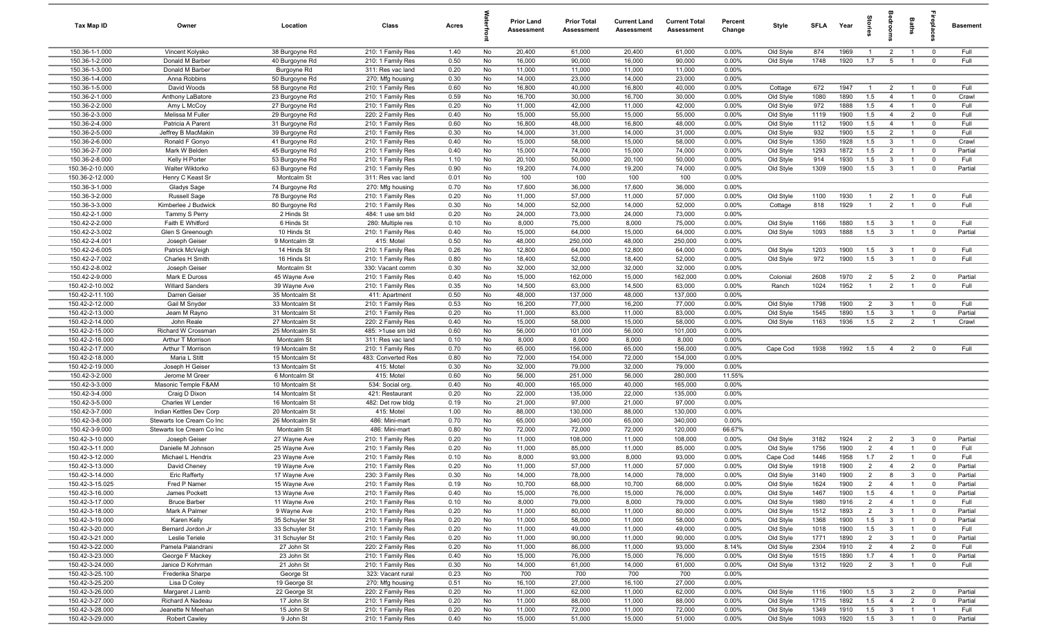| Tax Map ID | Owner | Location | Class | Acres | Waterfront | Prior Land Assessment | Prior Total Assessment | Current Land Assessment | Current Total Assessment | Percent Change | Style | SFLA | Year | Stories | Bedrooms | Baths | Fireplaces | Basement |
|---|---|---|---|---|---|---|---|---|---|---|---|---|---|---|---|---|---|---|
| 150.36-1-1.000 | Vincent Kolysko | 38 Burgoyne Rd | 210: 1 Family Res | 1.40 | No | 20,400 | 61,000 | 20,400 | 61,000 | 0.00% | Old Style | 874 | 1969 | 1 | 2 | 1 | 0 | Full |
| 150.36-1-2.000 | Donald M Barber | 40 Burgoyne Rd | 210: 1 Family Res | 0.50 | No | 16,000 | 90,000 | 16,000 | 90,000 | 0.00% | Old Style | 1748 | 1920 | 1.7 | 5 | 1 | 0 | Full |
| 150.36-1-3.000 | Donald M Barber | Burgoyne Rd | 311: Res vac land | 0.20 | No | 11,000 | 11,000 | 11,000 | 11,000 | 0.00% | | | | | | | | |
| 150.36-1-4.000 | Anna Robbins | 50 Burgoyne Rd | 270: Mfg housing | 0.30 | No | 14,000 | 23,000 | 14,000 | 23,000 | 0.00% | | | | | | | | |
| 150.36-1-5.000 | David Woods | 58 Burgoyne Rd | 210: 1 Family Res | 0.60 | No | 16,800 | 40,000 | 16,800 | 40,000 | 0.00% | Cottage | 672 | 1947 | 1 | 2 | 1 | 0 | Full |
| 150.36-2-1.000 | Anthony LaBatore | 23 Burgoyne Rd | 210: 1 Family Res | 0.59 | No | 16,700 | 30,000 | 16,700 | 30,000 | 0.00% | Old Style | 1080 | 1890 | 1.5 | 4 | 1 | 0 | Crawl |
| 150.36-2-2.000 | Amy L McCoy | 27 Burgoyne Rd | 210: 1 Family Res | 0.20 | No | 11,000 | 42,000 | 11,000 | 42,000 | 0.00% | Old Style | 972 | 1888 | 1.5 | 4 | 1 | 0 | Full |
| 150.36-2-3.000 | Melissa M Fuller | 29 Burgoyne Rd | 220: 2 Family Res | 0.40 | No | 15,000 | 55,000 | 15,000 | 55,000 | 0.00% | Old Style | 1119 | 1900 | 1.5 | 4 | 2 | 0 | Full |
| 150.36-2-4.000 | Patricia A Parent | 31 Burgoyne Rd | 210: 1 Family Res | 0.60 | No | 16,800 | 48,000 | 16,800 | 48,000 | 0.00% | Old Style | 1112 | 1900 | 1.5 | 4 | 1 | 0 | Full |
| 150.36-2-5.000 | Jeffrey B MacMakin | 39 Burgoyne Rd | 210: 1 Family Res | 0.30 | No | 14,000 | 31,000 | 14,000 | 31,000 | 0.00% | Old Style | 932 | 1900 | 1.5 | 2 | 1 | 0 | Full |
| 150.36-2-6.000 | Ronald F Gonyo | 41 Burgoyne Rd | 210: 1 Family Res | 0.40 | No | 15,000 | 58,000 | 15,000 | 58,000 | 0.00% | Old Style | 1350 | 1928 | 1.5 | 3 | 1 | 0 | Crawl |
| 150.36-2-7.000 | Mark W Belden | 45 Burgoyne Rd | 210: 1 Family Res | 0.40 | No | 15,000 | 74,000 | 15,000 | 74,000 | 0.00% | Old Style | 1293 | 1872 | 1.5 | 2 | 1 | 0 | Partial |
| 150.36-2-8.000 | Kelly H Porter | 53 Burgoyne Rd | 210: 1 Family Res | 1.10 | No | 20,100 | 50,000 | 20,100 | 50,000 | 0.00% | Old Style | 914 | 1930 | 1.5 | 3 | 1 | 0 | Full |
| 150.36-2-10.000 | Walter Wiktorko | 63 Burgoyne Rd | 210: 1 Family Res | 0.90 | No | 19,200 | 74,000 | 19,200 | 74,000 | 0.00% | Old Style | 1309 | 1900 | 1.5 | 3 | 1 | 0 | Partial |
| 150.36-2-12.000 | Henry C Keast Sr | Montcalm St | 311: Res vac land | 0.01 | No | 100 | 100 | 100 | 100 | 0.00% | | | | | | | | |
| 150.36-3-1.000 | Gladys Sage | 74 Burgoyne Rd | 270: Mfg housing | 0.70 | No | 17,600 | 36,000 | 17,600 | 36,000 | 0.00% | | | | | | | | |
| 150.36-3-2.000 | Russell Sage | 78 Burgoyne Rd | 210: 1 Family Res | 0.20 | No | 11,000 | 57,000 | 11,000 | 57,000 | 0.00% | Old Style | 1100 | 1930 | 1 | 2 | 1 | 0 | Full |
| 150.36-3-3.000 | Kimberlee J Budwick | 80 Burgoyne Rd | 210: 1 Family Res | 0.30 | No | 14,000 | 52,000 | 14,000 | 52,000 | 0.00% | Cottage | 818 | 1929 | 1 | 2 | 1 | 0 | Full |
| 150.42-2-1.000 | Tammy S Perry | 2 Hinds St | 484: 1 use sm bld | 0.20 | No | 24,000 | 73,000 | 24,000 | 73,000 | 0.00% | | | | | | | | |
| 150.42-2-2.000 | Faith E Whitford | 6 Hinds St | 280: Multiple res | 0.10 | No | 8,000 | 75,000 | 8,000 | 75,000 | 0.00% | Old Style | 1166 | 1880 | 1.5 | 3 | 1 | 0 | Full |
| 150.42-2-3.002 | Glen S Greenough | 10 Hinds St | 210: 1 Family Res | 0.40 | No | 15,000 | 64,000 | 15,000 | 64,000 | 0.00% | Old Style | 1093 | 1888 | 1.5 | 3 | 1 | 0 | Partial |
| 150.42-2-4.001 | Joseph Geiser | 9 Montcalm St | 415: Motel | 0.50 | No | 48,000 | 250,000 | 48,000 | 250,000 | 0.00% | | | | | | | | |
| 150.42-2-6.005 | Patrick McVeigh | 14 Hinds St | 210: 1 Family Res | 0.26 | No | 12,800 | 64,000 | 12,800 | 64,000 | 0.00% | Old Style | 1203 | 1900 | 1.5 | 3 | 1 | 0 | Full |
| 150.42-2-7.002 | Charles H Smith | 16 Hinds St | 210: 1 Family Res | 0.80 | No | 18,400 | 52,000 | 18,400 | 52,000 | 0.00% | Old Style | 972 | 1900 | 1.5 | 3 | 1 | 0 | Full |
| 150.42-2-8.002 | Joseph Geiser | Montcalm St | 330: Vacant comm | 0.30 | No | 32,000 | 32,000 | 32,000 | 32,000 | 0.00% | | | | | | | | |
| 150.42-2-9.000 | Mark E Duross | 45 Wayne Ave | 210: 1 Family Res | 0.40 | No | 15,000 | 162,000 | 15,000 | 162,000 | 0.00% | Colonial | 2608 | 1970 | 2 | 5 | 2 | 0 | Partial |
| 150.42-2-10.002 | Willard Sanders | 39 Wayne Ave | 210: 1 Family Res | 0.35 | No | 14,500 | 63,000 | 14,500 | 63,000 | 0.00% | Ranch | 1024 | 1952 | 1 | 2 | 1 | 0 | Full |
| 150.42-2-11.100 | Darren Geiser | 35 Montcalm St | 411: Apartment | 0.50 | No | 48,000 | 137,000 | 48,000 | 137,000 | 0.00% | | | | | | | | |
| 150.42-2-12.000 | Gail M Snyder | 33 Montcalm St | 210: 1 Family Res | 0.53 | No | 16,200 | 77,000 | 16,200 | 77,000 | 0.00% | Old Style | 1798 | 1900 | 2 | 3 | 1 | 0 | Full |
| 150.42-2-13.000 | Jeam M Rayno | 31 Montcalm St | 210: 1 Family Res | 0.20 | No | 11,000 | 83,000 | 11,000 | 83,000 | 0.00% | Old Style | 1545 | 1890 | 1.5 | 3 | 1 | 0 | Partial |
| 150.42-2-14.000 | John Reale | 27 Montcalm St | 220: 2 Family Res | 0.40 | No | 15,000 | 58,000 | 15,000 | 58,000 | 0.00% | Old Style | 1163 | 1936 | 1.5 | 2 | 2 | 1 | Crawl |
| 150.42-2-15.000 | Richard W Crossman | 25 Montcalm St | 485: >1use sm bld | 0.60 | No | 56,000 | 101,000 | 56,000 | 101,000 | 0.00% | | | | | | | | |
| 150.42-2-16.000 | Arthur T Morrison | Montcalm St | 311: Res vac land | 0.10 | No | 8,000 | 8,000 | 8,000 | 8,000 | 0.00% | | | | | | | | |
| 150.42-2-17.000 | Arthur T Morrison | 19 Montcalm St | 210: 1 Family Res | 0.70 | No | 65,000 | 156,000 | 65,000 | 156,000 | 0.00% | Cape Cod | 1938 | 1992 | 1.5 | 4 | 2 | 0 | Full |
| 150.42-2-18.000 | Maria L Stitt | 15 Montcalm St | 483: Converted Res | 0.80 | No | 72,000 | 154,000 | 72,000 | 154,000 | 0.00% | | | | | | | | |
| 150.42-2-19.000 | Joseph H Geiser | 13 Montcalm St | 415: Motel | 0.30 | No | 32,000 | 79,000 | 32,000 | 79,000 | 0.00% | | | | | | | | |
| 150.42-3-2.000 | Jerome M Greer | 6 Montcalm St | 415: Motel | 0.60 | No | 56,000 | 251,000 | 56,000 | 280,000 | 11.55% | | | | | | | | |
| 150.42-3-3.000 | Masonic Temple F&AM | 10 Montcalm St | 534: Social org. | 0.40 | No | 40,000 | 165,000 | 40,000 | 165,000 | 0.00% | | | | | | | | |
| 150.42-3-4.000 | Craig D Dixon | 14 Montcalm St | 421: Restaurant | 0.20 | No | 22,000 | 135,000 | 22,000 | 135,000 | 0.00% | | | | | | | | |
| 150.42-3-5.000 | Charles W Lender | 16 Montcalm St | 482: Det row bldg | 0.19 | No | 21,000 | 97,000 | 21,000 | 97,000 | 0.00% | | | | | | | | |
| 150.42-3-7.000 | Indian Kettles Dev Corp | 20 Montcalm St | 415: Motel | 1.00 | No | 88,000 | 130,000 | 88,000 | 130,000 | 0.00% | | | | | | | | |
| 150.42-3-8.000 | Stewarts Ice Cream Co Inc | 26 Montcalm St | 486: Mini-mart | 0.70 | No | 65,000 | 340,000 | 65,000 | 340,000 | 0.00% | | | | | | | | |
| 150.42-3-9.000 | Stewarts Ice Cream Co Inc | Montcalm St | 486: Mini-mart | 0.80 | No | 72,000 | 72,000 | 72,000 | 120,000 | 66.67% | | | | | | | | |
| 150.42-3-10.000 | Joseph Geiser | 27 Wayne Ave | 210: 1 Family Res | 0.20 | No | 11,000 | 108,000 | 11,000 | 108,000 | 0.00% | Old Style | 3182 | 1924 | 2 | 2 | 3 | 0 | Partial |
| 150.42-3-11.000 | Danielle M Johnson | 25 Wayne Ave | 210: 1 Family Res | 0.20 | No | 11,000 | 85,000 | 11,000 | 85,000 | 0.00% | Old Style | 1756 | 1900 | 2 | 4 | 1 | 0 | Full |
| 150.42-3-12.000 | Michael L Hendrix | 23 Wayne Ave | 210: 1 Family Res | 0.10 | No | 8,000 | 93,000 | 8,000 | 93,000 | 0.00% | Cape Cod | 1446 | 1958 | 1.7 | 2 | 1 | 0 | Full |
| 150.42-3-13.000 | David Cheney | 19 Wayne Ave | 210: 1 Family Res | 0.20 | No | 11,000 | 57,000 | 11,000 | 57,000 | 0.00% | Old Style | 1918 | 1900 | 2 | 4 | 2 | 0 | Partial |
| 150.42-3-14.000 | Eric Rafferty | 17 Wayne Ave | 230: 3 Family Res | 0.30 | No | 14,000 | 78,000 | 14,000 | 78,000 | 0.00% | Old Style | 3140 | 1900 | 2 | 8 | 3 | 0 | Partial |
| 150.42-3-15.025 | Fred P Namer | 15 Wayne Ave | 210: 1 Family Res | 0.19 | No | 10,700 | 68,000 | 10,700 | 68,000 | 0.00% | Old Style | 1624 | 1900 | 2 | 4 | 1 | 0 | Partial |
| 150.42-3-16.000 | James Pockett | 13 Wayne Ave | 210: 1 Family Res | 0.40 | No | 15,000 | 76,000 | 15,000 | 76,000 | 0.00% | Old Style | 1467 | 1900 | 1.5 | 4 | 1 | 0 | Partial |
| 150.42-3-17.000 | Bruce Barber | 11 Wayne Ave | 210: 1 Family Res | 0.10 | No | 8,000 | 79,000 | 8,000 | 79,000 | 0.00% | Old Style | 1980 | 1916 | 2 | 4 | 1 | 0 | Full |
| 150.42-3-18.000 | Mark A Palmer | 9 Wayne Ave | 210: 1 Family Res | 0.20 | No | 11,000 | 80,000 | 11,000 | 80,000 | 0.00% | Old Style | 1512 | 1893 | 2 | 3 | 1 | 0 | Partial |
| 150.42-3-19.000 | Karen Kelly | 35 Schuyler St | 210: 1 Family Res | 0.20 | No | 11,000 | 58,000 | 11,000 | 58,000 | 0.00% | Old Style | 1368 | 1900 | 1.5 | 3 | 1 | 0 | Partial |
| 150.42-3-20.000 | Bernard Jordon Jr | 33 Schuyler St | 210: 1 Family Res | 0.20 | No | 11,000 | 49,000 | 11,000 | 49,000 | 0.00% | Old Style | 1018 | 1900 | 1.5 | 3 | 1 | 0 | Full |
| 150.42-3-21.000 | Leslie Teriele | 31 Schuyler St | 210: 1 Family Res | 0.20 | No | 11,000 | 90,000 | 11,000 | 90,000 | 0.00% | Old Style | 1771 | 1890 | 2 | 3 | 1 | 0 | Partial |
| 150.42-3-22.000 | Pamela Palandrani | 27 John St | 220: 2 Family Res | 0.20 | No | 11,000 | 86,000 | 11,000 | 93,000 | 8.14% | Old Style | 2304 | 1910 | 2 | 4 | 2 | 0 | Full |
| 150.42-3-23.000 | George F Mackey | 23 John St | 210: 1 Family Res | 0.40 | No | 15,000 | 76,000 | 15,000 | 76,000 | 0.00% | Old Style | 1515 | 1890 | 1.7 | 4 | 1 | 0 | Partial |
| 150.42-3-24.000 | Janice D Kohrman | 21 John St | 210: 1 Family Res | 0.30 | No | 14,000 | 61,000 | 14,000 | 61,000 | 0.00% | Old Style | 1312 | 1920 | 2 | 3 | 1 | 0 | Full |
| 150.42-3-25.100 | Frederika Sharpe | George St | 323: Vacant rural | 0.23 | No | 700 | 700 | 700 | 700 | 0.00% | | | | | | | | |
| 150.42-3-25.200 | Lisa D Coley | 19 George St | 270: Mfg housing | 0.51 | No | 16,100 | 27,000 | 16,100 | 27,000 | 0.00% | | | | | | | | |
| 150.42-3-26.000 | Margaret J Lamb | 22 George St | 220: 2 Family Res | 0.20 | No | 11,000 | 62,000 | 11,000 | 62,000 | 0.00% | Old Style | 1116 | 1900 | 1.5 | 3 | 2 | 0 | Partial |
| 150.42-3-27.000 | Richard A Nadeau | 17 John St | 210: 1 Family Res | 0.20 | No | 11,000 | 88,000 | 11,000 | 88,000 | 0.00% | Old Style | 1715 | 1892 | 1.5 | 4 | 2 | 0 | Partial |
| 150.42-3-28.000 | Jeanette N Meehan | 15 John St | 210: 1 Family Res | 0.20 | No | 11,000 | 72,000 | 11,000 | 72,000 | 0.00% | Old Style | 1349 | 1910 | 1.5 | 3 | 1 | 1 | Full |
| 150.42-3-29.000 | Robert Cawley | 9 John St | 210: 1 Family Res | 0.40 | No | 15,000 | 51,000 | 15,000 | 51,000 | 0.00% | Old Style | 1093 | 1920 | 1.5 | 3 | 1 | 0 | Partial |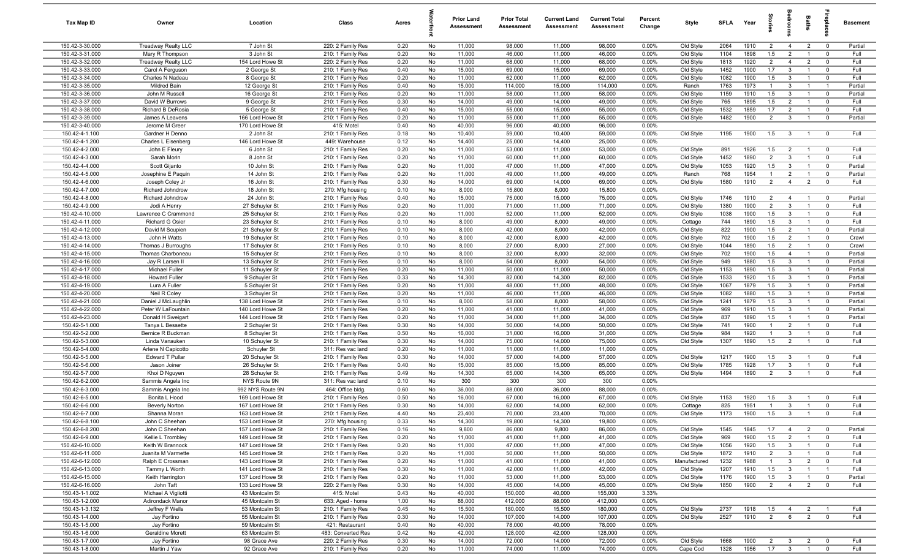| Tax Map ID | Owner | Location | Class | Acres | Waterfront | Prior Land Assessment | Prior Total Assessment | Current Land Assessment | Current Total Assessment | Percent Change | Style | SFLA | Year | Stories | Bedrooms | Baths | Fireplaces | Basement |
|---|---|---|---|---|---|---|---|---|---|---|---|---|---|---|---|---|---|---|
| 150.42-3-30.000 | Treadway Realty LLC | 7 John St | 220: 2 Family Res | 0.20 | No | 11,000 | 98,000 | 11,000 | 98,000 | 0.00% | Old Style | 2064 | 1910 | 2 | 4 | 2 | 0 | Partial |
| 150.42-3-31.000 | Mary R Thompson | 3 John St | 210: 1 Family Res | 0.20 | No | 11,000 | 46,000 | 11,000 | 46,000 | 0.00% | Old Style | 1104 | 1898 | 1.5 | 2 | 1 | 0 | Full |
| 150.42-3-32.000 | Treadway Realty LLC | 154 Lord Howe St | 220: 2 Family Res | 0.20 | No | 11,000 | 68,000 | 11,000 | 68,000 | 0.00% | Old Style | 1813 | 1920 | 2 | 4 | 2 | 0 | Full |
| 150.42-3-33.000 | Carol A Ferguson | 2 George St | 210: 1 Family Res | 0.40 | No | 15,000 | 69,000 | 15,000 | 69,000 | 0.00% | Old Style | 1452 | 1900 | 1.7 | 3 | 1 | 0 | Full |
| 150.42-3-34.000 | Charles N Nadeau | 8 George St | 210: 1 Family Res | 0.20 | No | 11,000 | 62,000 | 11,000 | 62,000 | 0.00% | Old Style | 1082 | 1900 | 1.5 | 3 | 1 | 0 | Full |
| 150.42-3-35.000 | Mildred Bain | 12 George St | 210: 1 Family Res | 0.40 | No | 15,000 | 114,000 | 15,000 | 114,000 | 0.00% | Ranch | 1763 | 1973 | 1 | 3 | 1 | 1 | Partial |
| 150.42-3-36.000 | John M Russell | 16 George St | 210: 1 Family Res | 0.20 | No | 11,000 | 58,000 | 11,000 | 58,000 | 0.00% | Old Style | 1159 | 1910 | 1.5 | 3 | 1 | 0 | Partial |
| 150.42-3-37.000 | David W Burrows | 9 George St | 210: 1 Family Res | 0.30 | No | 14,000 | 49,000 | 14,000 | 49,000 | 0.00% | Old Style | 765 | 1895 | 1.5 | 2 | 1 | 0 | Full |
| 150.42-3-38.000 | Richard B DeRosia | 5 George St | 210: 1 Family Res | 0.40 | No | 15,000 | 55,000 | 15,000 | 55,000 | 0.00% | Old Style | 1532 | 1859 | 1.7 | 2 | 1 | 0 | Full |
| 150.42-3-39.000 | James A Leavens | 166 Lord Howe St | 210: 1 Family Res | 0.20 | No | 11,000 | 55,000 | 11,000 | 55,000 | 0.00% | Old Style | 1482 | 1900 | 2 | 3 | 1 | 0 | Partial |
| 150.42-3-40.000 | Jerome M Greer | 170 Lord Howe St | 415: Motel | 0.40 | No | 40,000 | 96,000 | 40,000 | 96,000 | 0.00% | | | | | | | | |
| 150.42-4-1.100 | Gardner H Denno | 2 John St | 210: 1 Family Res | 0.18 | No | 10,400 | 59,000 | 10,400 | 59,000 | 0.00% | Old Style | 1195 | 1900 | 1.5 | 3 | 1 | 0 | Full |
| 150.42-4-1.200 | Charles L Eisenberg | 146 Lord Howe St | 449: Warehouse | 0.12 | No | 14,400 | 25,000 | 14,400 | 25,000 | 0.00% | | | | | | | | |
| 150.42-4-2.000 | John E Fleury | 6 John St | 210: 1 Family Res | 0.20 | No | 11,000 | 53,000 | 11,000 | 53,000 | 0.00% | Old Style | 891 | 1926 | 1.5 | 2 | 1 | 0 | Full |
| 150.42-4-3.000 | Sarah Morin | 8 John St | 210: 1 Family Res | 0.20 | No | 11,000 | 60,000 | 11,000 | 60,000 | 0.00% | Old Style | 1452 | 1890 | 2 | 3 | 1 | 0 | Full |
| 150.42-4-4.000 | Scott Gijanto | 10 John St | 210: 1 Family Res | 0.20 | No | 11,000 | 47,000 | 11,000 | 47,000 | 0.00% | Old Style | 1053 | 1920 | 1.5 | 3 | 1 | 0 | Partial |
| 150.42-4-5.000 | Josephine E Paquin | 14 John St | 210: 1 Family Res | 0.20 | No | 11,000 | 49,000 | 11,000 | 49,000 | 0.00% | Ranch | 768 | 1954 | 1 | 2 | 1 | 0 | Partial |
| 150.42-4-6.000 | Joseph Coley Jr | 16 John St | 210: 1 Family Res | 0.30 | No | 14,000 | 69,000 | 14,000 | 69,000 | 0.00% | Old Style | 1580 | 1910 | 2 | 4 | 2 | 0 | Full |
| 150.42-4-7.000 | Richard Johndrow | 18 John St | 270: Mfg housing | 0.10 | No | 8,000 | 15,800 | 8,000 | 15,800 | 0.00% | | | | | | | | |
| 150.42-4-8.000 | Richard Johndrow | 24 John St | 210: 1 Family Res | 0.40 | No | 15,000 | 75,000 | 15,000 | 75,000 | 0.00% | Old Style | 1746 | 1910 | 2 | 4 | 1 | 0 | Partial |
| 150.42-4-9.000 | Jodi A Henry | 27 Schuyler St | 210: 1 Family Res | 0.20 | No | 11,000 | 71,000 | 11,000 | 71,000 | 0.00% | Old Style | 1380 | 1900 | 2 | 3 | 1 | 0 | Full |
| 150.42-4-10.000 | Lawrence C Crammond | 25 Schuyler St | 210: 1 Family Res | 0.20 | No | 11,000 | 52,000 | 11,000 | 52,000 | 0.00% | Old Style | 1038 | 1900 | 1.5 | 3 | 1 | 0 | Full |
| 150.42-4-11.000 | Richard G Osier | 23 Schuyler St | 210: 1 Family Res | 0.10 | No | 8,000 | 49,000 | 8,000 | 49,000 | 0.00% | Cottage | 744 | 1890 | 1.5 | 3 | 1 | 0 | Full |
| 150.42-4-12.000 | David M Scupien | 21 Schuyler St | 210: 1 Family Res | 0.10 | No | 8,000 | 42,000 | 8,000 | 42,000 | 0.00% | Old Style | 822 | 1900 | 1.5 | 2 | 1 | 0 | Partial |
| 150.42-4-13.000 | John H Watts | 19 Schuyler St | 210: 1 Family Res | 0.10 | No | 8,000 | 42,000 | 8,000 | 42,000 | 0.00% | Old Style | 702 | 1900 | 1.5 | 2 | 1 | 0 | Crawl |
| 150.42-4-14.000 | Thomas J Burroughs | 17 Schuyler St | 210: 1 Family Res | 0.10 | No | 8,000 | 27,000 | 8,000 | 27,000 | 0.00% | Old Style | 1044 | 1890 | 1.5 | 2 | 1 | 0 | Crawl |
| 150.42-4-15.000 | Thomas Charboneau | 15 Schuyler St | 210: 1 Family Res | 0.10 | No | 8,000 | 32,000 | 8,000 | 32,000 | 0.00% | Old Style | 702 | 1900 | 1.5 | 4 | 1 | 0 | Partial |
| 150.42-4-16.000 | Jay R Larsen II | 13 Schuyler St | 210: 1 Family Res | 0.10 | No | 8,000 | 54,000 | 8,000 | 54,000 | 0.00% | Old Style | 949 | 1880 | 1.5 | 3 | 1 | 0 | Partial |
| 150.42-4-17.000 | Michael Fuller | 11 Schuyler St | 210: 1 Family Res | 0.20 | No | 11,000 | 50,000 | 11,000 | 50,000 | 0.00% | Old Style | 1153 | 1890 | 1.5 | 3 | 1 | 0 | Partial |
| 150.42-4-18.000 | Howard Fuller | 9 Schuyler St | 210: 1 Family Res | 0.33 | No | 14,300 | 82,000 | 14,300 | 82,000 | 0.00% | Old Style | 1533 | 1920 | 1.5 | 3 | 1 | 0 | Partial |
| 150.42-4-19.000 | Lura A Fuller | 5 Schuyler St | 210: 1 Family Res | 0.20 | No | 11,000 | 48,000 | 11,000 | 48,000 | 0.00% | Old Style | 1067 | 1879 | 1.5 | 3 | 1 | 0 | Partial |
| 150.42-4-20.000 | Neil R Coley | 3 Schuyler St | 210: 1 Family Res | 0.20 | No | 11,000 | 46,000 | 11,000 | 46,000 | 0.00% | Old Style | 1082 | 1880 | 1.5 | 3 | 1 | 0 | Partial |
| 150.42-4-21.000 | Daniel J McLaughlin | 138 Lord Howe St | 210: 1 Family Res | 0.10 | No | 8,000 | 58,000 | 8,000 | 58,000 | 0.00% | Old Style | 1241 | 1879 | 1.5 | 3 | 1 | 0 | Partial |
| 150.42-4-22.000 | Peter W LaFountain | 140 Lord Howe St | 210: 1 Family Res | 0.20 | No | 11,000 | 41,000 | 11,000 | 41,000 | 0.00% | Old Style | 969 | 1910 | 1.5 | 3 | 1 | 0 | Partial |
| 150.42-4-23.000 | Donald H Sweigart | 144 Lord Howe St | 210: 1 Family Res | 0.20 | No | 11,000 | 34,000 | 11,000 | 34,000 | 0.00% | Old Style | 837 | 1890 | 1.5 | 1 | 1 | 0 | Partial |
| 150.42-5-1.000 | Tanya L Bessette | 2 Schuyler St | 210: 1 Family Res | 0.30 | No | 14,000 | 50,000 | 14,000 | 50,000 | 0.00% | Old Style | 741 | 1900 | 1 | 2 | 1 | 0 | Full |
| 150.42-5-2.000 | Bernice R Buckman | 8 Schuyler St | 210: 1 Family Res | 0.50 | No | 16,000 | 31,000 | 16,000 | 31,000 | 0.00% | Old Style | 984 | 1920 | 1 | 3 | 1 | 0 | Full |
| 150.42-5-3.000 | Linda Vanauken | 10 Schuyler St | 210: 1 Family Res | 0.30 | No | 14,000 | 75,000 | 14,000 | 75,000 | 0.00% | Old Style | 1307 | 1890 | 1.5 | 2 | 1 | 0 | Full |
| 150.42-5-4.000 | Arlene N Capicotto | Schuyler St | 311: Res vac land | 0.20 | No | 11,000 | 11,000 | 11,000 | 11,000 | 0.00% | | | | | | | | |
| 150.42-5-5.000 | Edward T Pullar | 20 Schuyler St | 210: 1 Family Res | 0.30 | No | 14,000 | 57,000 | 14,000 | 57,000 | 0.00% | Old Style | 1217 | 1900 | 1.5 | 3 | 1 | 0 | Full |
| 150.42-5-6.000 | Jason Joiner | 26 Schuyler St | 210: 1 Family Res | 0.40 | No | 15,000 | 85,000 | 15,000 | 85,000 | 0.00% | Old Style | 1785 | 1928 | 1.7 | 3 | 1 | 0 | Full |
| 150.42-5-7.000 | Khoi D Nguyen | 28 Schuyler St | 210: 1 Family Res | 0.49 | No | 14,300 | 65,000 | 14,300 | 65,000 | 0.00% | Old Style | 1494 | 1890 | 2 | 3 | 1 | 0 | Full |
| 150.42-6-2.000 | Sammis Angela Inc | NYS Route 9N | 311: Res vac land | 0.10 | No | 300 | 300 | 300 | 300 | 0.00% | | | | | | | | |
| 150.42-6-3.000 | Sammis Angela Inc | 992 NYS Route 9N | 464: Office bldg. | 0.60 | No | 36,000 | 88,000 | 36,000 | 88,000 | 0.00% | | | | | | | | |
| 150.42-6-5.000 | Bonita L Hood | 169 Lord Howe St | 210: 1 Family Res | 0.50 | No | 16,000 | 67,000 | 16,000 | 67,000 | 0.00% | Old Style | 1153 | 1920 | 1.5 | 3 | 1 | 0 | Full |
| 150.42-6-6.000 | Beverly Norton | 167 Lord Howe St | 210: 1 Family Res | 0.30 | No | 14,000 | 62,000 | 14,000 | 62,000 | 0.00% | Cottage | 825 | 1951 | 1 | 3 | 1 | 0 | Full |
| 150.42-6-7.000 | Shanna Moran | 163 Lord Howe St | 210: 1 Family Res | 4.40 | No | 23,400 | 70,000 | 23,400 | 70,000 | 0.00% | Old Style | 1173 | 1900 | 1.5 | 3 | 1 | 0 | Full |
| 150.42-6-8.100 | John C Sheehan | 153 Lord Howe St | 270: Mfg housing | 0.33 | No | 14,300 | 19,800 | 14,300 | 19,800 | 0.00% | | | | | | | | |
| 150.42-6-8.200 | John C Sheehan | 157 Lord Howe St | 210: 1 Family Res | 0.16 | No | 9,800 | 86,000 | 9,800 | 86,000 | 0.00% | Old Style | 1545 | 1845 | 1.7 | 4 | 2 | 0 | Partial |
| 150.42-6-9.000 | Kellie L Trombley | 149 Lord Howe St | 210: 1 Family Res | 0.20 | No | 11,000 | 41,000 | 11,000 | 41,000 | 0.00% | Old Style | 969 | 1900 | 1.5 | 2 | 1 | 0 | Full |
| 150.42-6-10.000 | Keith W Brannock | 147 Lord Howe St | 210: 1 Family Res | 0.20 | No | 11,000 | 47,000 | 11,000 | 47,000 | 0.00% | Old Style | 1056 | 1920 | 1.5 | 3 | 1 | 0 | Full |
| 150.42-6-11.000 | Juanita M Varmette | 145 Lord Howe St | 210: 1 Family Res | 0.20 | No | 11,000 | 50,000 | 11,000 | 50,000 | 0.00% | Old Style | 1872 | 1910 | 2 | 3 | 1 | 0 | Full |
| 150.42-6-12.000 | Ralph E Crossman | 143 Lord Howe St | 210: 1 Family Res | 0.20 | No | 11,000 | 41,000 | 11,000 | 41,000 | 0.00% | Manufactured | 1232 | 1988 | 1 | 3 | 2 | 0 | Full |
| 150.42-6-13.000 | Tammy L Worth | 141 Lord Howe St | 210: 1 Family Res | 0.30 | No | 11,000 | 42,000 | 11,000 | 42,000 | 0.00% | Old Style | 1207 | 1910 | 1.5 | 3 | 1 | 1 | Full |
| 150.42-6-15.000 | Keith Harrington | 137 Lord Howe St | 210: 1 Family Res | 0.20 | No | 11,000 | 53,000 | 11,000 | 53,000 | 0.00% | Old Style | 1176 | 1900 | 1.5 | 3 | 1 | 0 | Partial |
| 150.42-6-16.000 | John Taft | 133 Lord Howe St | 220: 2 Family Res | 0.30 | No | 14,000 | 45,000 | 14,000 | 45,000 | 0.00% | Old Style | 1850 | 1900 | 2 | 4 | 2 | 0 | Full |
| 150.43-1-1.002 | Michael A Vigliotti | 43 Montcalm St | 415: Motel | 0.43 | No | 40,000 | 150,000 | 40,000 | 155,000 | 3.33% | | | | | | | | |
| 150.43-1-2.000 | Adirondack Manor | 45 Montcalm St | 633: Aged - home | 1.00 | No | 88,000 | 412,000 | 88,000 | 412,000 | 0.00% | | | | | | | | |
| 150.43-1-3.132 | Jeffrey F Wells | 53 Montcalm St | 210: 1 Family Res | 0.45 | No | 15,500 | 180,000 | 15,500 | 180,000 | 0.00% | Old Style | 2737 | 1918 | 1.5 | 4 | 2 | 1 | Full |
| 150.43-1-4.000 | Jay Fortino | 55 Montcalm St | 210: 1 Family Res | 0.30 | No | 14,000 | 107,000 | 14,000 | 107,000 | 0.00% | Old Style | 2527 | 1910 | 2 | 6 | 2 | 0 | Full |
| 150.43-1-5.000 | Jay Fortino | 59 Montcalm St | 421: Restaurant | 0.40 | No | 40,000 | 78,000 | 40,000 | 78,000 | 0.00% | | | | | | | | |
| 150.43-1-6.000 | Geraldine Morett | 63 Montcalm St | 483: Converted Res | 0.42 | No | 42,000 | 128,000 | 42,000 | 128,000 | 0.00% | | | | | | | | |
| 150.43-1-7.000 | Jay Fortino | 98 Grace Ave | 220: 2 Family Res | 0.30 | No | 14,000 | 72,000 | 14,000 | 72,000 | 0.00% | Old Style | 1668 | 1900 | 2 | 3 | 2 | 0 | Full |
| 150.43-1-8.000 | Martin J Yaw | 92 Grace Ave | 210: 1 Family Res | 0.20 | No | 11,000 | 74,000 | 11,000 | 74,000 | 0.00% | Cape Cod | 1328 | 1956 | 1.7 | 3 | 1 | 0 | Full |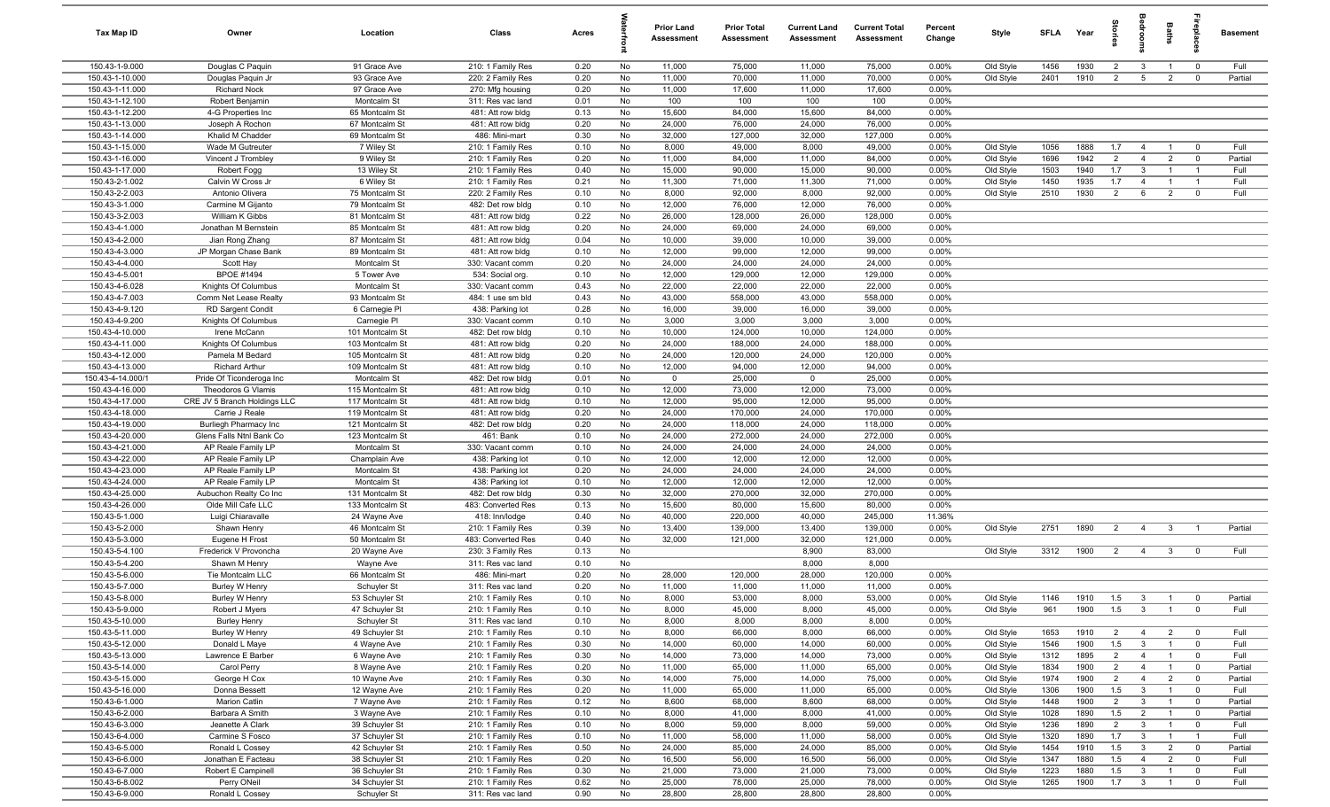| Tax Map ID | Owner | Location | Class | Acres | Waterfront | Prior Land Assessment | Prior Total Assessment | Current Land Assessment | Current Total Assessment | Percent Change | Style | SFLA | Year | Stories | Bedrooms | Baths | Fireplaces | Basement |
|---|---|---|---|---|---|---|---|---|---|---|---|---|---|---|---|---|---|---|
| 150.43-1-9.000 | Douglas C Paquin | 91 Grace Ave | 210: 1 Family Res | 0.20 | No | 11,000 | 75,000 | 11,000 | 75,000 | 0.00% | Old Style | 1456 | 1930 | 2 | 3 | 1 | 0 | Full |
| 150.43-1-10.000 | Douglas Paquin Jr | 93 Grace Ave | 220: 2 Family Res | 0.20 | No | 11,000 | 70,000 | 11,000 | 70,000 | 0.00% | Old Style | 2401 | 1910 | 2 | 5 | 2 | 0 | Partial |
| 150.43-1-11.000 | Richard Nock | 97 Grace Ave | 270: Mfg housing | 0.20 | No | 11,000 | 17,600 | 11,000 | 17,600 | 0.00% | | | | | | | | |
| 150.43-1-12.100 | Robert Benjamin | Montcalm St | 311: Res vac land | 0.01 | No | 100 | 100 | 100 | 100 | 0.00% | | | | | | | | |
| 150.43-1-12.200 | 4-G Properties Inc | 65 Montcalm St | 481: Att row bldg | 0.13 | No | 15,600 | 84,000 | 15,600 | 84,000 | 0.00% | | | | | | | | |
| 150.43-1-13.000 | Joseph A Rochon | 67 Montcalm St | 481: Att row bldg | 0.20 | No | 24,000 | 76,000 | 24,000 | 76,000 | 0.00% | | | | | | | | |
| 150.43-1-14.000 | Khalid M Chadder | 69 Montcalm St | 486: Mini-mart | 0.30 | No | 32,000 | 127,000 | 32,000 | 127,000 | 0.00% | | | | | | | | |
| 150.43-1-15.000 | Wade M Gutreuter | 7 Wiley St | 210: 1 Family Res | 0.10 | No | 8,000 | 49,000 | 8,000 | 49,000 | 0.00% | Old Style | 1056 | 1888 | 1.7 | 4 | 1 | 0 | Full |
| 150.43-1-16.000 | Vincent J Trombley | 9 Wiley St | 210: 1 Family Res | 0.20 | No | 11,000 | 84,000 | 11,000 | 84,000 | 0.00% | Old Style | 1696 | 1942 | 2 | 4 | 2 | 0 | Partial |
| 150.43-1-17.000 | Robert Fogg | 13 Wiley St | 210: 1 Family Res | 0.40 | No | 15,000 | 90,000 | 15,000 | 90,000 | 0.00% | Old Style | 1503 | 1940 | 1.7 | 3 | 1 | 1 | Full |
| 150.43-2-1.002 | Calvin W Cross Jr | 6 Wiley St | 210: 1 Family Res | 0.21 | No | 11,300 | 71,000 | 11,300 | 71,000 | 0.00% | Old Style | 1450 | 1935 | 1.7 | 4 | 1 | 1 | Full |
| 150.43-2-2.003 | Antonio Olivera | 75 Montcalm St | 220: 2 Family Res | 0.10 | No | 8,000 | 92,000 | 8,000 | 92,000 | 0.00% | Old Style | 2510 | 1930 | 2 | 6 | 2 | 0 | Full |
| 150.43-3-1.000 | Carmine M Gijanto | 79 Montcalm St | 482: Det row bldg | 0.10 | No | 12,000 | 76,000 | 12,000 | 76,000 | 0.00% | | | | | | | | |
| 150.43-3-2.003 | William K Gibbs | 81 Montcalm St | 481: Att row bldg | 0.22 | No | 26,000 | 128,000 | 26,000 | 128,000 | 0.00% | | | | | | | | |
| 150.43-4-1.000 | Jonathan M Bernstein | 85 Montcalm St | 481: Att row bldg | 0.20 | No | 24,000 | 69,000 | 24,000 | 69,000 | 0.00% | | | | | | | | |
| 150.43-4-2.000 | Jian Rong Zhang | 87 Montcalm St | 481: Att row bldg | 0.04 | No | 10,000 | 39,000 | 10,000 | 39,000 | 0.00% | | | | | | | | |
| 150.43-4-3.000 | JP Morgan Chase Bank | 89 Montcalm St | 481: Att row bldg | 0.10 | No | 12,000 | 99,000 | 12,000 | 99,000 | 0.00% | | | | | | | | |
| 150.43-4-4.000 | Scott Hay | Montcalm St | 330: Vacant comm | 0.20 | No | 24,000 | 24,000 | 24,000 | 24,000 | 0.00% | | | | | | | | |
| 150.43-4-5.001 | BPOE #1494 | 5 Tower Ave | 534: Social org. | 0.10 | No | 12,000 | 129,000 | 12,000 | 129,000 | 0.00% | | | | | | | | |
| 150.43-4-6.028 | Knights Of Columbus | Montcalm St | 330: Vacant comm | 0.43 | No | 22,000 | 22,000 | 22,000 | 22,000 | 0.00% | | | | | | | | |
| 150.43-4-7.003 | Comm Net Lease Realty | 93 Montcalm St | 484: 1 use sm bld | 0.43 | No | 43,000 | 558,000 | 43,000 | 558,000 | 0.00% | | | | | | | | |
| 150.43-4-9.120 | RD Sargent Condit | 6 Carnegie Pl | 438: Parking lot | 0.28 | No | 16,000 | 39,000 | 16,000 | 39,000 | 0.00% | | | | | | | | |
| 150.43-4-9.200 | Knights Of Columbus | Carnegie Pl | 330: Vacant comm | 0.10 | No | 3,000 | 3,000 | 3,000 | 3,000 | 0.00% | | | | | | | | |
| 150.43-4-10.000 | Irene McCann | 101 Montcalm St | 482: Det row bldg | 0.10 | No | 10,000 | 124,000 | 10,000 | 124,000 | 0.00% | | | | | | | | |
| 150.43-4-11.000 | Knights Of Columbus | 103 Montcalm St | 481: Att row bldg | 0.20 | No | 24,000 | 188,000 | 24,000 | 188,000 | 0.00% | | | | | | | | |
| 150.43-4-12.000 | Pamela M Bedard | 105 Montcalm St | 481: Att row bldg | 0.20 | No | 24,000 | 120,000 | 24,000 | 120,000 | 0.00% | | | | | | | | |
| 150.43-4-13.000 | Richard Arthur | 109 Montcalm St | 481: Att row bldg | 0.10 | No | 12,000 | 94,000 | 12,000 | 94,000 | 0.00% | | | | | | | | |
| 150.43-4-14.000/1 | Pride Of Ticonderoga Inc | Montcalm St | 482: Det row bldg | 0.01 | No | 0 | 25,000 | 0 | 25,000 | 0.00% | | | | | | | | |
| 150.43-4-16.000 | Theodoros G Vlamis | 115 Montcalm St | 481: Att row bldg | 0.10 | No | 12,000 | 73,000 | 12,000 | 73,000 | 0.00% | | | | | | | | |
| 150.43-4-17.000 | CRE JV 5 Branch Holdings LLC | 117 Montcalm St | 481: Att row bldg | 0.10 | No | 12,000 | 95,000 | 12,000 | 95,000 | 0.00% | | | | | | | | |
| 150.43-4-18.000 | Carrie J Reale | 119 Montcalm St | 481: Att row bldg | 0.20 | No | 24,000 | 170,000 | 24,000 | 170,000 | 0.00% | | | | | | | | |
| 150.43-4-19.000 | Burliegh Pharmacy Inc | 121 Montcalm St | 482: Det row bldg | 0.20 | No | 24,000 | 118,000 | 24,000 | 118,000 | 0.00% | | | | | | | | |
| 150.43-4-20.000 | Glens Falls Ntnl Bank Co | 123 Montcalm St | 461: Bank | 0.10 | No | 24,000 | 272,000 | 24,000 | 272,000 | 0.00% | | | | | | | | |
| 150.43-4-21.000 | AP Reale Family LP | Montcalm St | 330: Vacant comm | 0.10 | No | 24,000 | 24,000 | 24,000 | 24,000 | 0.00% | | | | | | | | |
| 150.43-4-22.000 | AP Reale Family LP | Champlain Ave | 438: Parking lot | 0.10 | No | 12,000 | 12,000 | 12,000 | 12,000 | 0.00% | | | | | | | | |
| 150.43-4-23.000 | AP Reale Family LP | Montcalm St | 438: Parking lot | 0.20 | No | 24,000 | 24,000 | 24,000 | 24,000 | 0.00% | | | | | | | | |
| 150.43-4-24.000 | AP Reale Family LP | Montcalm St | 438: Parking lot | 0.10 | No | 12,000 | 12,000 | 12,000 | 12,000 | 0.00% | | | | | | | | |
| 150.43-4-25.000 | Aubuchon Realty Co Inc | 131 Montcalm St | 482: Det row bldg | 0.30 | No | 32,000 | 270,000 | 32,000 | 270,000 | 0.00% | | | | | | | | |
| 150.43-4-26.000 | Olde Mill Cafe LLC | 133 Montcalm St | 483: Converted Res | 0.13 | No | 15,600 | 80,000 | 15,600 | 80,000 | 0.00% | | | | | | | | |
| 150.43-5-1.000 | Luigi Chiaravalle | 24 Wayne Ave | 418: Inn/lodge | 0.40 | No | 40,000 | 220,000 | 40,000 | 245,000 | 11.36% | | | | | | | | |
| 150.43-5-2.000 | Shawn Henry | 46 Montcalm St | 210: 1 Family Res | 0.39 | No | 13,400 | 139,000 | 13,400 | 139,000 | 0.00% | Old Style | 2751 | 1890 | 2 | 4 | 3 | 1 | Partial |
| 150.43-5-3.000 | Eugene H Frost | 50 Montcalm St | 483: Converted Res | 0.40 | No | 32,000 | 121,000 | 32,000 | 121,000 | 0.00% | | | | | | | | |
| 150.43-5-4.100 | Frederick V Provoncha | 20 Wayne Ave | 230: 3 Family Res | 0.13 | No | | | 8,900 | 83,000 | | Old Style | 3312 | 1900 | 2 | 4 | 3 | 0 | Full |
| 150.43-5-4.200 | Shawn M Henry | Wayne Ave | 311: Res vac land | 0.10 | No | | | 8,000 | 8,000 | | | | | | | | | |
| 150.43-5-6.000 | Tie Montcalm LLC | 66 Montcalm St | 486: Mini-mart | 0.20 | No | 28,000 | 120,000 | 28,000 | 120,000 | 0.00% | | | | | | | | |
| 150.43-5-7.000 | Burley W Henry | Schuyler St | 311: Res vac land | 0.20 | No | 11,000 | 11,000 | 11,000 | 11,000 | 0.00% | | | | | | | | |
| 150.43-5-8.000 | Burley W Henry | 53 Schuyler St | 210: 1 Family Res | 0.10 | No | 8,000 | 53,000 | 8,000 | 53,000 | 0.00% | Old Style | 1146 | 1910 | 1.5 | 3 | 1 | 0 | Partial |
| 150.43-5-9.000 | Robert J Myers | 47 Schuyler St | 210: 1 Family Res | 0.10 | No | 8,000 | 45,000 | 8,000 | 45,000 | 0.00% | Old Style | 961 | 1900 | 1.5 | 3 | 1 | 0 | Full |
| 150.43-5-10.000 | Burley Henry | Schuyler St | 311: Res vac land | 0.10 | No | 8,000 | 8,000 | 8,000 | 8,000 | 0.00% | | | | | | | | |
| 150.43-5-11.000 | Burley W Henry | 49 Schuyler St | 210: 1 Family Res | 0.10 | No | 8,000 | 66,000 | 8,000 | 66,000 | 0.00% | Old Style | 1653 | 1910 | 2 | 4 | 2 | 0 | Full |
| 150.43-5-12.000 | Donald L Maye | 4 Wayne Ave | 210: 1 Family Res | 0.30 | No | 14,000 | 60,000 | 14,000 | 60,000 | 0.00% | Old Style | 1546 | 1900 | 1.5 | 3 | 1 | 0 | Full |
| 150.43-5-13.000 | Lawrence E Barber | 6 Wayne Ave | 210: 1 Family Res | 0.30 | No | 14,000 | 73,000 | 14,000 | 73,000 | 0.00% | Old Style | 1312 | 1895 | 2 | 4 | 1 | 0 | Full |
| 150.43-5-14.000 | Carol Perry | 8 Wayne Ave | 210: 1 Family Res | 0.20 | No | 11,000 | 65,000 | 11,000 | 65,000 | 0.00% | Old Style | 1834 | 1900 | 2 | 4 | 1 | 0 | Partial |
| 150.43-5-15.000 | George H Cox | 10 Wayne Ave | 210: 1 Family Res | 0.30 | No | 14,000 | 75,000 | 14,000 | 75,000 | 0.00% | Old Style | 1974 | 1900 | 2 | 4 | 2 | 0 | Partial |
| 150.43-5-16.000 | Donna Bessett | 12 Wayne Ave | 210: 1 Family Res | 0.20 | No | 11,000 | 65,000 | 11,000 | 65,000 | 0.00% | Old Style | 1306 | 1900 | 1.5 | 3 | 1 | 0 | Full |
| 150.43-6-1.000 | Marion Catlin | 7 Wayne Ave | 210: 1 Family Res | 0.12 | No | 8,600 | 68,000 | 8,600 | 68,000 | 0.00% | Old Style | 1448 | 1900 | 2 | 3 | 1 | 0 | Partial |
| 150.43-6-2.000 | Barbara A Smith | 3 Wayne Ave | 210: 1 Family Res | 0.10 | No | 8,000 | 41,000 | 8,000 | 41,000 | 0.00% | Old Style | 1028 | 1890 | 1.5 | 2 | 1 | 0 | Partial |
| 150.43-6-3.000 | Jeanette A Clark | 39 Schuyler St | 210: 1 Family Res | 0.10 | No | 8,000 | 59,000 | 8,000 | 59,000 | 0.00% | Old Style | 1236 | 1890 | 2 | 3 | 1 | 0 | Full |
| 150.43-6-4.000 | Carmine S Fosco | 37 Schuyler St | 210: 1 Family Res | 0.10 | No | 11,000 | 58,000 | 11,000 | 58,000 | 0.00% | Old Style | 1320 | 1890 | 1.7 | 3 | 1 | 1 | Full |
| 150.43-6-5.000 | Ronald L Cossey | 42 Schuyler St | 210: 1 Family Res | 0.50 | No | 24,000 | 85,000 | 24,000 | 85,000 | 0.00% | Old Style | 1454 | 1910 | 1.5 | 3 | 2 | 0 | Partial |
| 150.43-6-6.000 | Jonathan E Facteau | 38 Schuyler St | 210: 1 Family Res | 0.20 | No | 16,500 | 56,000 | 16,500 | 56,000 | 0.00% | Old Style | 1347 | 1880 | 1.5 | 4 | 2 | 0 | Full |
| 150.43-6-7.000 | Robert E Campinell | 36 Schuyler St | 210: 1 Family Res | 0.30 | No | 21,000 | 73,000 | 21,000 | 73,000 | 0.00% | Old Style | 1223 | 1880 | 1.5 | 3 | 1 | 0 | Full |
| 150.43-6-8.002 | Perry ONeil | 34 Schuyler St | 210: 1 Family Res | 0.62 | No | 25,000 | 78,000 | 25,000 | 78,000 | 0.00% | Old Style | 1265 | 1900 | 1.7 | 3 | 1 | 0 | Full |
| 150.43-6-9.000 | Ronald L Cossey | Schuyler St | 311: Res vac land | 0.90 | No | 28,800 | 28,800 | 28,800 | 28,800 | 0.00% | | | | | | | | |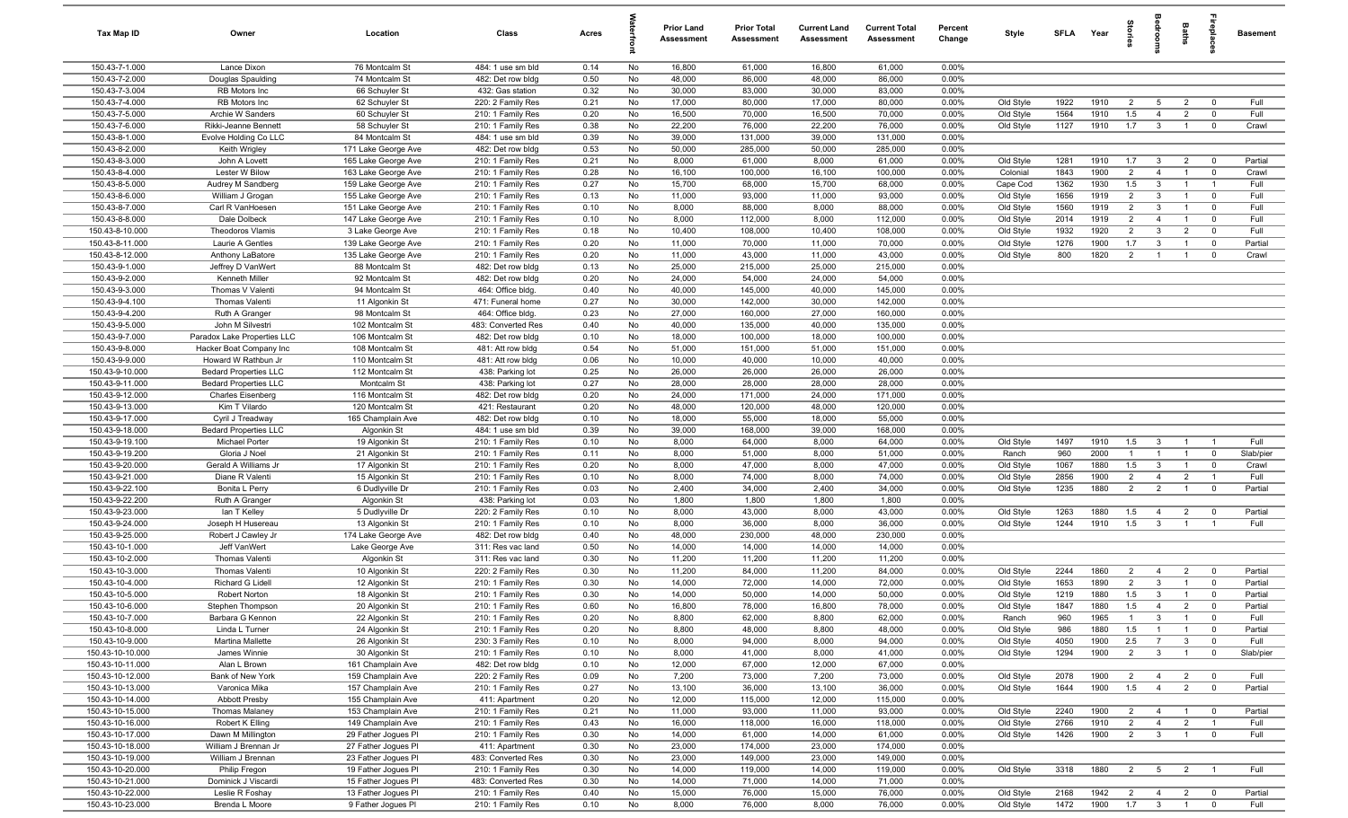| Tax Map ID | Owner | Location | Class | Acres | Waterfront | Prior Land Assessment | Prior Total Assessment | Current Land Assessment | Current Total Assessment | Percent Change | Style | SFLA | Year | Stories | Bedrooms | Baths | Fireplaces | Basement |
|---|---|---|---|---|---|---|---|---|---|---|---|---|---|---|---|---|---|---|
| 150.43-7-1.000 | Lance Dixon | 76 Montcalm St | 484: 1 use sm bld | 0.14 | No | 16,800 | 61,000 | 16,800 | 61,000 | 0.00% | | | | | | | | |
| 150.43-7-2.000 | Douglas Spaulding | 74 Montcalm St | 482: Det row bldg | 0.50 | No | 48,000 | 86,000 | 48,000 | 86,000 | 0.00% | | | | | | | | |
| 150.43-7-3.004 | RB Motors Inc | 66 Schuyler St | 432: Gas station | 0.32 | No | 30,000 | 83,000 | 30,000 | 83,000 | 0.00% | | | | | | | | |
| 150.43-7-4.000 | RB Motors Inc | 62 Schuyler St | 220: 2 Family Res | 0.21 | No | 17,000 | 80,000 | 17,000 | 80,000 | 0.00% | Old Style | 1922 | 1910 | 2 | 5 | 2 | 0 | Full |
| 150.43-7-5.000 | Archie W Sanders | 60 Schuyler St | 210: 1 Family Res | 0.20 | No | 16,500 | 70,000 | 16,500 | 70,000 | 0.00% | Old Style | 1564 | 1910 | 1.5 | 4 | 2 | 0 | Full |
| 150.43-7-6.000 | Rikki-Jeanne Bennett | 58 Schuyler St | 210: 1 Family Res | 0.38 | No | 22,200 | 76,000 | 22,200 | 76,000 | 0.00% | Old Style | 1127 | 1910 | 1.7 | 3 | 1 | 0 | Crawl |
| 150.43-8-1.000 | Evolve Holding Co LLC | 84 Montcalm St | 484: 1 use sm bld | 0.39 | No | 39,000 | 131,000 | 39,000 | 131,000 | 0.00% | | | | | | | | |
| 150.43-8-2.000 | Keith Wrigley | 171 Lake George Ave | 482: Det row bldg | 0.53 | No | 50,000 | 285,000 | 50,000 | 285,000 | 0.00% | | | | | | | | |
| 150.43-8-3.000 | John A Lovett | 165 Lake George Ave | 210: 1 Family Res | 0.21 | No | 8,000 | 61,000 | 8,000 | 61,000 | 0.00% | Old Style | 1281 | 1910 | 1.7 | 3 | 2 | 0 | Partial |
| 150.43-8-4.000 | Lester W Bilow | 163 Lake George Ave | 210: 1 Family Res | 0.28 | No | 16,100 | 100,000 | 16,100 | 100,000 | 0.00% | Colonial | 1843 | 1900 | 2 | 4 | 1 | 0 | Crawl |
| 150.43-8-5.000 | Audrey M Sandberg | 159 Lake George Ave | 210: 1 Family Res | 0.27 | No | 15,700 | 68,000 | 15,700 | 68,000 | 0.00% | Cape Cod | 1362 | 1930 | 1.5 | 3 | 1 | 1 | Full |
| 150.43-8-6.000 | William J Grogan | 155 Lake George Ave | 210: 1 Family Res | 0.13 | No | 11,000 | 93,000 | 11,000 | 93,000 | 0.00% | Old Style | 1656 | 1919 | 2 | 3 | 1 | 0 | Full |
| 150.43-8-7.000 | Carl R VanHoesen | 151 Lake George Ave | 210: 1 Family Res | 0.10 | No | 8,000 | 88,000 | 8,000 | 88,000 | 0.00% | Old Style | 1560 | 1919 | 2 | 3 | 1 | 0 | Full |
| 150.43-8-8.000 | Dale Dolbeck | 147 Lake George Ave | 210: 1 Family Res | 0.10 | No | 8,000 | 112,000 | 8,000 | 112,000 | 0.00% | Old Style | 2014 | 1919 | 2 | 4 | 1 | 0 | Full |
| 150.43-8-10.000 | Theodoros Vlamis | 3 Lake George Ave | 210: 1 Family Res | 0.18 | No | 10,400 | 108,000 | 10,400 | 108,000 | 0.00% | Old Style | 1932 | 1920 | 2 | 3 | 2 | 0 | Full |
| 150.43-8-11.000 | Laurie A Gentles | 139 Lake George Ave | 210: 1 Family Res | 0.20 | No | 11,000 | 70,000 | 11,000 | 70,000 | 0.00% | Old Style | 1276 | 1900 | 1.7 | 3 | 1 | 0 | Partial |
| 150.43-8-12.000 | Anthony LaBatore | 135 Lake George Ave | 210: 1 Family Res | 0.20 | No | 11,000 | 43,000 | 11,000 | 43,000 | 0.00% | Old Style | 800 | 1820 | 2 | 1 | 1 | 0 | Crawl |
| 150.43-9-1.000 | Jeffrey D VanWert | 88 Montcalm St | 482: Det row bldg | 0.13 | No | 25,000 | 215,000 | 25,000 | 215,000 | 0.00% | | | | | | | | |
| 150.43-9-2.000 | Kenneth Miller | 92 Montcalm St | 482: Det row bldg | 0.20 | No | 24,000 | 54,000 | 24,000 | 54,000 | 0.00% | | | | | | | | |
| 150.43-9-3.000 | Thomas V Valenti | 94 Montcalm St | 464: Office bldg. | 0.40 | No | 40,000 | 145,000 | 40,000 | 145,000 | 0.00% | | | | | | | | |
| 150.43-9-4.100 | Thomas Valenti | 11 Algonkin St | 471: Funeral home | 0.27 | No | 30,000 | 142,000 | 30,000 | 142,000 | 0.00% | | | | | | | | |
| 150.43-9-4.200 | Ruth A Granger | 98 Montcalm St | 464: Office bldg. | 0.23 | No | 27,000 | 160,000 | 27,000 | 160,000 | 0.00% | | | | | | | | |
| 150.43-9-5.000 | John M Silvestri | 102 Montcalm St | 483: Converted Res | 0.40 | No | 40,000 | 135,000 | 40,000 | 135,000 | 0.00% | | | | | | | | |
| 150.43-9-7.000 | Paradox Lake Properties LLC | 106 Montcalm St | 482: Det row bldg | 0.10 | No | 18,000 | 100,000 | 18,000 | 100,000 | 0.00% | | | | | | | | |
| 150.43-9-8.000 | Hacker Boat Company Inc | 108 Montcalm St | 481: Att row bldg | 0.54 | No | 51,000 | 151,000 | 51,000 | 151,000 | 0.00% | | | | | | | | |
| 150.43-9-9.000 | Howard W Rathbun Jr | 110 Montcalm St | 481: Att row bldg | 0.06 | No | 10,000 | 40,000 | 10,000 | 40,000 | 0.00% | | | | | | | | |
| 150.43-9-10.000 | Bedard Properties LLC | 112 Montcalm St | 438: Parking lot | 0.25 | No | 26,000 | 26,000 | 26,000 | 26,000 | 0.00% | | | | | | | | |
| 150.43-9-11.000 | Bedard Properties LLC | Montcalm St | 438: Parking lot | 0.27 | No | 28,000 | 28,000 | 28,000 | 28,000 | 0.00% | | | | | | | | |
| 150.43-9-12.000 | Charles Eisenberg | 116 Montcalm St | 482: Det row bldg | 0.20 | No | 24,000 | 171,000 | 24,000 | 171,000 | 0.00% | | | | | | | | |
| 150.43-9-13.000 | Kim T Vilardo | 120 Montcalm St | 421: Restaurant | 0.20 | No | 48,000 | 120,000 | 48,000 | 120,000 | 0.00% | | | | | | | | |
| 150.43-9-17.000 | Cyril J Treadway | 165 Champlain Ave | 482: Det row bldg | 0.10 | No | 18,000 | 55,000 | 18,000 | 55,000 | 0.00% | | | | | | | | |
| 150.43-9-18.000 | Bedard Properties LLC | Algonkin St | 484: 1 use sm bld | 0.39 | No | 39,000 | 168,000 | 39,000 | 168,000 | 0.00% | | | | | | | | |
| 150.43-9-19.100 | Michael Porter | 19 Algonkin St | 210: 1 Family Res | 0.10 | No | 8,000 | 64,000 | 8,000 | 64,000 | 0.00% | Old Style | 1497 | 1910 | 1.5 | 3 | 1 | 1 | Full |
| 150.43-9-19.200 | Gloria J Noel | 21 Algonkin St | 210: 1 Family Res | 0.11 | No | 8,000 | 51,000 | 8,000 | 51,000 | 0.00% | Ranch | 960 | 2000 | 1 | 1 | 1 | 0 | Slab/pier |
| 150.43-9-20.000 | Gerald A Williams Jr | 17 Algonkin St | 210: 1 Family Res | 0.20 | No | 8,000 | 47,000 | 8,000 | 47,000 | 0.00% | Old Style | 1067 | 1880 | 1.5 | 3 | 1 | 0 | Crawl |
| 150.43-9-21.000 | Diane R Valenti | 15 Algonkin St | 210: 1 Family Res | 0.10 | No | 8,000 | 74,000 | 8,000 | 74,000 | 0.00% | Old Style | 2856 | 1900 | 2 | 4 | 2 | 1 | Full |
| 150.43-9-22.100 | Bonita L Perry | 6 Dudlyville Dr | 210: 1 Family Res | 0.03 | No | 2,400 | 34,000 | 2,400 | 34,000 | 0.00% | Old Style | 1235 | 1880 | 2 | 2 | 1 | 0 | Partial |
| 150.43-9-22.200 | Ruth A Granger | Algonkin St | 438: Parking lot | 0.03 | No | 1,800 | 1,800 | 1,800 | 1,800 | 0.00% | | | | | | | | |
| 150.43-9-23.000 | Ian T Kelley | 5 Dudlyville Dr | 220: 2 Family Res | 0.10 | No | 8,000 | 43,000 | 8,000 | 43,000 | 0.00% | Old Style | 1263 | 1880 | 1.5 | 4 | 2 | 0 | Partial |
| 150.43-9-24.000 | Joseph H Husereau | 13 Algonkin St | 210: 1 Family Res | 0.10 | No | 8,000 | 36,000 | 8,000 | 36,000 | 0.00% | Old Style | 1244 | 1910 | 1.5 | 3 | 1 | 1 | Full |
| 150.43-9-25.000 | Robert J Cawley Jr | 174 Lake George Ave | 482: Det row bldg | 0.40 | No | 48,000 | 230,000 | 48,000 | 230,000 | 0.00% | | | | | | | | |
| 150.43-10-1.000 | Jeff VanWert | Lake George Ave | 311: Res vac land | 0.50 | No | 14,000 | 14,000 | 14,000 | 14,000 | 0.00% | | | | | | | | |
| 150.43-10-2.000 | Thomas Valenti | Algonkin St | 311: Res vac land | 0.30 | No | 11,200 | 11,200 | 11,200 | 11,200 | 0.00% | | | | | | | | |
| 150.43-10-3.000 | Thomas Valenti | 10 Algonkin St | 220: 2 Family Res | 0.30 | No | 11,200 | 84,000 | 11,200 | 84,000 | 0.00% | Old Style | 2244 | 1860 | 2 | 4 | 2 | 0 | Partial |
| 150.43-10-4.000 | Richard G Lidell | 12 Algonkin St | 210: 1 Family Res | 0.30 | No | 14,000 | 72,000 | 14,000 | 72,000 | 0.00% | Old Style | 1653 | 1890 | 2 | 3 | 1 | 0 | Partial |
| 150.43-10-5.000 | Robert Norton | 18 Algonkin St | 210: 1 Family Res | 0.30 | No | 14,000 | 50,000 | 14,000 | 50,000 | 0.00% | Old Style | 1219 | 1880 | 1.5 | 3 | 1 | 0 | Partial |
| 150.43-10-6.000 | Stephen Thompson | 20 Algonkin St | 210: 1 Family Res | 0.60 | No | 16,800 | 78,000 | 16,800 | 78,000 | 0.00% | Old Style | 1847 | 1880 | 1.5 | 4 | 2 | 0 | Partial |
| 150.43-10-7.000 | Barbara G Kennon | 22 Algonkin St | 210: 1 Family Res | 0.20 | No | 8,800 | 62,000 | 8,800 | 62,000 | 0.00% | Ranch | 960 | 1965 | 1 | 3 | 1 | 0 | Full |
| 150.43-10-8.000 | Linda L Turner | 24 Algonkin St | 210: 1 Family Res | 0.20 | No | 8,800 | 48,000 | 8,800 | 48,000 | 0.00% | Old Style | 986 | 1880 | 1.5 | 1 | 1 | 0 | Partial |
| 150.43-10-9.000 | Martina Mallette | 26 Algonkin St | 230: 3 Family Res | 0.10 | No | 8,000 | 94,000 | 8,000 | 94,000 | 0.00% | Old Style | 4050 | 1900 | 2.5 | 7 | 3 | 0 | Full |
| 150.43-10-10.000 | James Winnie | 30 Algonkin St | 210: 1 Family Res | 0.10 | No | 8,000 | 41,000 | 8,000 | 41,000 | 0.00% | Old Style | 1294 | 1900 | 2 | 3 | 1 | 0 | Slab/pier |
| 150.43-10-11.000 | Alan L Brown | 161 Champlain Ave | 482: Det row bldg | 0.10 | No | 12,000 | 67,000 | 12,000 | 67,000 | 0.00% | | | | | | | | |
| 150.43-10-12.000 | Bank of New York | 159 Champlain Ave | 220: 2 Family Res | 0.09 | No | 7,200 | 73,000 | 7,200 | 73,000 | 0.00% | Old Style | 2078 | 1900 | 2 | 4 | 2 | 0 | Full |
| 150.43-10-13.000 | Varonica Mika | 157 Champlain Ave | 210: 1 Family Res | 0.27 | No | 13,100 | 36,000 | 13,100 | 36,000 | 0.00% | Old Style | 1644 | 1900 | 1.5 | 4 | 2 | 0 | Partial |
| 150.43-10-14.000 | Abbott Presby | 155 Champlain Ave | 411: Apartment | 0.20 | No | 12,000 | 115,000 | 12,000 | 115,000 | 0.00% | | | | | | | | |
| 150.43-10-15.000 | Thomas Malaney | 153 Champlain Ave | 210: 1 Family Res | 0.21 | No | 11,000 | 93,000 | 11,000 | 93,000 | 0.00% | Old Style | 2240 | 1900 | 2 | 4 | 1 | 0 | Partial |
| 150.43-10-16.000 | Robert K Elling | 149 Champlain Ave | 210: 1 Family Res | 0.43 | No | 16,000 | 118,000 | 16,000 | 118,000 | 0.00% | Old Style | 2766 | 1910 | 2 | 4 | 2 | 1 | Full |
| 150.43-10-17.000 | Dawn M Millington | 29 Father Jogues Pl | 210: 1 Family Res | 0.30 | No | 14,000 | 61,000 | 14,000 | 61,000 | 0.00% | Old Style | 1426 | 1900 | 2 | 3 | 1 | 0 | Full |
| 150.43-10-18.000 | William J Brennan Jr | 27 Father Jogues Pl | 411: Apartment | 0.30 | No | 23,000 | 174,000 | 23,000 | 174,000 | 0.00% | | | | | | | | |
| 150.43-10-19.000 | William J Brennan | 23 Father Jogues Pl | 483: Converted Res | 0.30 | No | 23,000 | 149,000 | 23,000 | 149,000 | 0.00% | | | | | | | | |
| 150.43-10-20.000 | Philip Fregon | 19 Father Jogues Pl | 210: 1 Family Res | 0.30 | No | 14,000 | 119,000 | 14,000 | 119,000 | 0.00% | Old Style | 3318 | 1880 | 2 | 5 | 2 | 1 | Full |
| 150.43-10-21.000 | Dominick J Viscardi | 15 Father Jogues Pl | 483: Converted Res | 0.30 | No | 14,000 | 71,000 | 14,000 | 71,000 | 0.00% | | | | | | | | |
| 150.43-10-22.000 | Leslie R Foshay | 13 Father Jogues Pl | 210: 1 Family Res | 0.40 | No | 15,000 | 76,000 | 15,000 | 76,000 | 0.00% | Old Style | 2168 | 1942 | 2 | 4 | 2 | 0 | Partial |
| 150.43-10-23.000 | Brenda L Moore | 9 Father Jogues Pl | 210: 1 Family Res | 0.10 | No | 8,000 | 76,000 | 8,000 | 76,000 | 0.00% | Old Style | 1472 | 1900 | 1.7 | 3 | 1 | 0 | Full |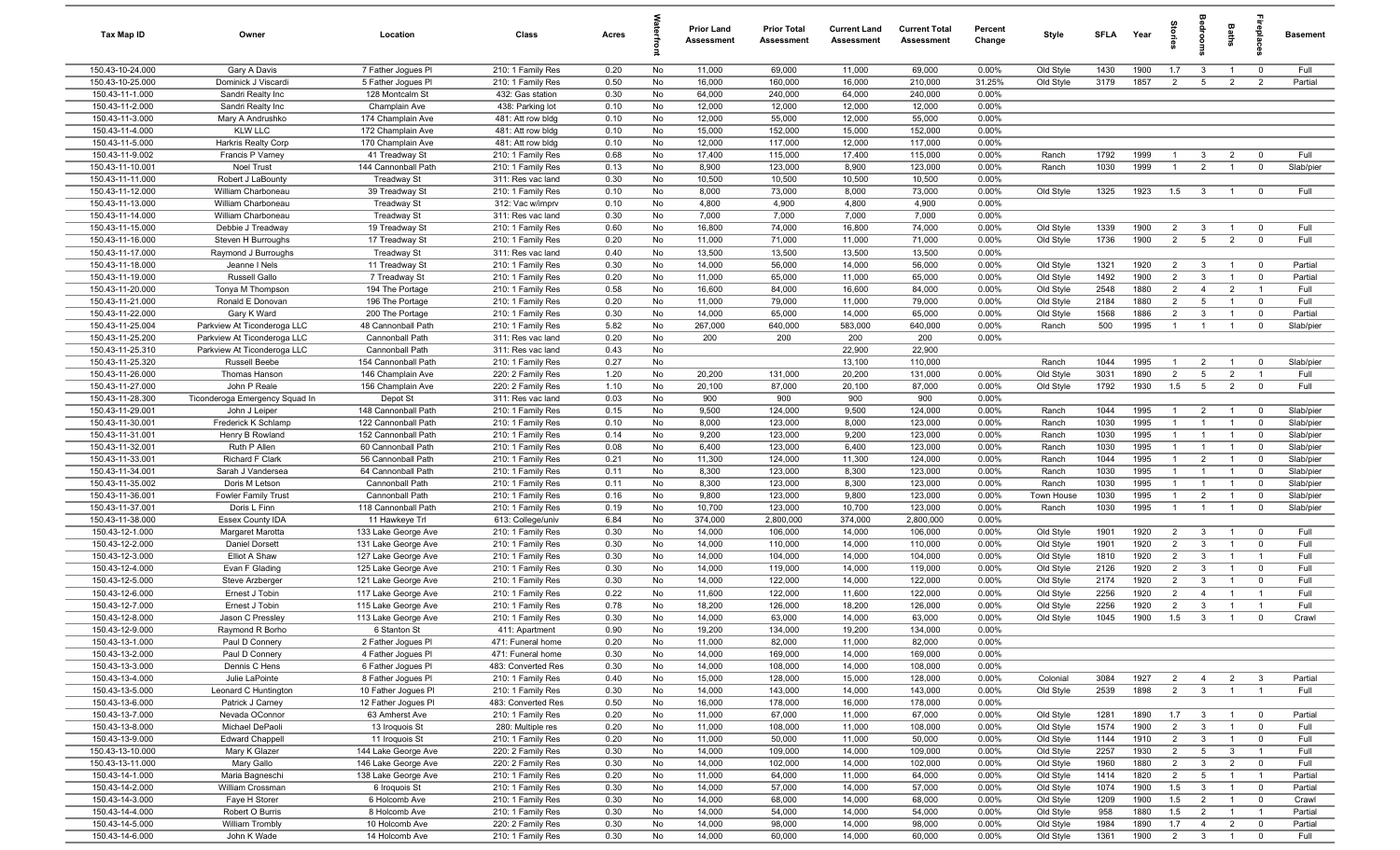| Tax Map ID | Owner | Location | Class | Acres | Waterfront | Prior Land Assessment | Prior Total Assessment | Current Land Assessment | Current Total Assessment | Percent Change | Style | SFLA | Year | Stories | Bedrooms | Baths | Fireplaces | Basement |
|---|---|---|---|---|---|---|---|---|---|---|---|---|---|---|---|---|---|---|
| 150.43-10-24.000 | Gary A Davis | 7 Father Jogues Pl | 210: 1 Family Res | 0.20 | No | 11,000 | 69,000 | 11,000 | 69,000 | 0.00% | Old Style | 1430 | 1900 | 1.7 | 3 | 1 | 0 | Full |
| 150.43-10-25.000 | Dominick J Viscardi | 5 Father Jogues Pl | 210: 1 Family Res | 0.50 | No | 16,000 | 160,000 | 16,000 | 210,000 | 31.25% | Old Style | 3179 | 1857 | 2 | 5 | 2 | 2 | Partial |
| 150.43-11-1.000 | Sandri Realty Inc | 128 Montcalm St | 432: Gas station | 0.30 | No | 64,000 | 240,000 | 64,000 | 240,000 | 0.00% | | | | | | | | |
| 150.43-11-2.000 | Sandri Realty Inc | Champlain Ave | 438: Parking lot | 0.10 | No | 12,000 | 12,000 | 12,000 | 12,000 | 0.00% | | | | | | | | |
| 150.43-11-3.000 | Mary A Andrushko | 174 Champlain Ave | 481: Att row bldg | 0.10 | No | 12,000 | 55,000 | 12,000 | 55,000 | 0.00% | | | | | | | | |
| 150.43-11-4.000 | KLW LLC | 172 Champlain Ave | 481: Att row bldg | 0.10 | No | 15,000 | 152,000 | 15,000 | 152,000 | 0.00% | | | | | | | | |
| 150.43-11-5.000 | Harkris Realty Corp | 170 Champlain Ave | 481: Att row bldg | 0.10 | No | 12,000 | 117,000 | 12,000 | 117,000 | 0.00% | | | | | | | | |
| 150.43-11-9.002 | Francis P Varney | 41 Treadway St | 210: 1 Family Res | 0.68 | No | 17,400 | 115,000 | 17,400 | 115,000 | 0.00% | Ranch | 1792 | 1999 | 1 | 3 | 2 | 0 | Full |
| 150.43-11-10.001 | Noel Trust | 144 Cannonball Path | 210: 1 Family Res | 0.13 | No | 8,900 | 123,000 | 8,900 | 123,000 | 0.00% | Ranch | 1030 | 1999 | 1 | 2 | 1 | 0 | Slab/pier |
| 150.43-11-11.000 | Robert J LaBounty | Treadway St | 311: Res vac land | 0.30 | No | 10,500 | 10,500 | 10,500 | 10,500 | 0.00% | | | | | | | | |
| 150.43-11-12.000 | William Charboneau | 39 Treadway St | 210: 1 Family Res | 0.10 | No | 8,000 | 73,000 | 8,000 | 73,000 | 0.00% | Old Style | 1325 | 1923 | 1.5 | 3 | 1 | 0 | Full |
| 150.43-11-13.000 | William Charboneau | Treadway St | 312: Vac w/imprv | 0.10 | No | 4,800 | 4,900 | 4,800 | 4,900 | 0.00% | | | | | | | | |
| 150.43-11-14.000 | William Charboneau | Treadway St | 311: Res vac land | 0.30 | No | 7,000 | 7,000 | 7,000 | 7,000 | 0.00% | | | | | | | | |
| 150.43-11-15.000 | Debbie J Treadway | 19 Treadway St | 210: 1 Family Res | 0.60 | No | 16,800 | 74,000 | 16,800 | 74,000 | 0.00% | Old Style | 1339 | 1900 | 2 | 3 | 1 | 0 | Full |
| 150.43-11-16.000 | Steven H Burroughs | 17 Treadway St | 210: 1 Family Res | 0.20 | No | 11,000 | 71,000 | 11,000 | 71,000 | 0.00% | Old Style | 1736 | 1900 | 2 | 5 | 2 | 0 | Full |
| 150.43-11-17.000 | Raymond J Burroughs | Treadway St | 311: Res vac land | 0.40 | No | 13,500 | 13,500 | 13,500 | 13,500 | 0.00% | | | | | | | | |
| 150.43-11-18.000 | Jeanne I Nels | 11 Treadway St | 210: 1 Family Res | 0.30 | No | 14,000 | 56,000 | 14,000 | 56,000 | 0.00% | Old Style | 1321 | 1920 | 2 | 3 | 1 | 0 | Partial |
| 150.43-11-19.000 | Russell Gallo | 7 Treadway St | 210: 1 Family Res | 0.20 | No | 11,000 | 65,000 | 11,000 | 65,000 | 0.00% | Old Style | 1492 | 1900 | 2 | 3 | 1 | 0 | Partial |
| 150.43-11-20.000 | Tonya M Thompson | 194 The Portage | 210: 1 Family Res | 0.58 | No | 16,600 | 84,000 | 16,600 | 84,000 | 0.00% | Old Style | 2548 | 1880 | 2 | 4 | 2 | 1 | Full |
| 150.43-11-21.000 | Ronald E Donovan | 196 The Portage | 210: 1 Family Res | 0.20 | No | 11,000 | 79,000 | 11,000 | 79,000 | 0.00% | Old Style | 2184 | 1880 | 2 | 5 | 1 | 0 | Full |
| 150.43-11-22.000 | Gary K Ward | 200 The Portage | 210: 1 Family Res | 0.30 | No | 14,000 | 65,000 | 14,000 | 65,000 | 0.00% | Old Style | 1568 | 1886 | 2 | 3 | 1 | 0 | Partial |
| 150.43-11-25.004 | Parkview At Ticonderoga LLC | 48 Cannonball Path | 210: 1 Family Res | 5.82 | No | 267,000 | 640,000 | 583,000 | 640,000 | 0.00% | Ranch | 500 | 1995 | 1 | 1 | 1 | 0 | Slab/pier |
| 150.43-11-25.200 | Parkview At Ticonderoga LLC | Cannonball Path | 311: Res vac land | 0.20 | No | 200 | 200 | 200 | 200 | 0.00% | | | | | | | | |
| 150.43-11-25.310 | Parkview At Ticonderoga LLC | Cannonball Path | 311: Res vac land | 0.43 | No | | | 22,900 | 22,900 | | | | | | | | | |
| 150.43-11-25.320 | Russell Beebe | 154 Cannonball Path | 210: 1 Family Res | 0.27 | No | | | 13,100 | 110,000 | | Ranch | 1044 | 1995 | 1 | 2 | 1 | 0 | Slab/pier |
| 150.43-11-26.000 | Thomas Hanson | 146 Champlain Ave | 220: 2 Family Res | 1.20 | No | 20,200 | 131,000 | 20,200 | 131,000 | 0.00% | Old Style | 3031 | 1890 | 2 | 5 | 2 | 1 | Full |
| 150.43-11-27.000 | John P Reale | 156 Champlain Ave | 220: 2 Family Res | 1.10 | No | 20,100 | 87,000 | 20,100 | 87,000 | 0.00% | Old Style | 1792 | 1930 | 1.5 | 5 | 2 | 0 | Full |
| 150.43-11-28.300 | Ticonderoga Emergency Squad In | Depot St | 311: Res vac land | 0.03 | No | 900 | 900 | 900 | 900 | 0.00% | | | | | | | | |
| 150.43-11-29.001 | John J Leiper | 148 Cannonball Path | 210: 1 Family Res | 0.15 | No | 9,500 | 124,000 | 9,500 | 124,000 | 0.00% | Ranch | 1044 | 1995 | 1 | 2 | 1 | 0 | Slab/pier |
| 150.43-11-30.001 | Frederick K Schlamp | 122 Cannonball Path | 210: 1 Family Res | 0.10 | No | 8,000 | 123,000 | 8,000 | 123,000 | 0.00% | Ranch | 1030 | 1995 | 1 | 1 | 1 | 0 | Slab/pier |
| 150.43-11-31.001 | Henry B Rowland | 152 Cannonball Path | 210: 1 Family Res | 0.14 | No | 9,200 | 123,000 | 9,200 | 123,000 | 0.00% | Ranch | 1030 | 1995 | 1 | 1 | 1 | 0 | Slab/pier |
| 150.43-11-32.001 | Ruth P Allen | 60 Cannonball Path | 210: 1 Family Res | 0.08 | No | 6,400 | 123,000 | 6,400 | 123,000 | 0.00% | Ranch | 1030 | 1995 | 1 | 1 | 1 | 0 | Slab/pier |
| 150.43-11-33.001 | Richard F Clark | 56 Cannonball Path | 210: 1 Family Res | 0.21 | No | 11,300 | 124,000 | 11,300 | 124,000 | 0.00% | Ranch | 1044 | 1995 | 1 | 2 | 1 | 0 | Slab/pier |
| 150.43-11-34.001 | Sarah J Vandersea | 64 Cannonball Path | 210: 1 Family Res | 0.11 | No | 8,300 | 123,000 | 8,300 | 123,000 | 0.00% | Ranch | 1030 | 1995 | 1 | 1 | 1 | 0 | Slab/pier |
| 150.43-11-35.002 | Doris M Letson | Cannonball Path | 210: 1 Family Res | 0.11 | No | 8,300 | 123,000 | 8,300 | 123,000 | 0.00% | Ranch | 1030 | 1995 | 1 | 1 | 1 | 0 | Slab/pier |
| 150.43-11-36.001 | Fowler Family Trust | Cannonball Path | 210: 1 Family Res | 0.16 | No | 9,800 | 123,000 | 9,800 | 123,000 | 0.00% | Town House | 1030 | 1995 | 1 | 2 | 1 | 0 | Slab/pier |
| 150.43-11-37.001 | Doris L Finn | 118 Cannonball Path | 210: 1 Family Res | 0.19 | No | 10,700 | 123,000 | 10,700 | 123,000 | 0.00% | Ranch | 1030 | 1995 | 1 | 1 | 1 | 0 | Slab/pier |
| 150.43-11-38.000 | Essex County IDA | 11 Hawkeye Trl | 613: College/univ | 6.84 | No | 374,000 | 2,800,000 | 374,000 | 2,800,000 | 0.00% | | | | | | | | |
| 150.43-12-1.000 | Margaret Marotta | 133 Lake George Ave | 210: 1 Family Res | 0.30 | No | 14,000 | 106,000 | 14,000 | 106,000 | 0.00% | Old Style | 1901 | 1920 | 2 | 3 | 1 | 0 | Full |
| 150.43-12-2.000 | Daniel Dorsett | 131 Lake George Ave | 210: 1 Family Res | 0.30 | No | 14,000 | 110,000 | 14,000 | 110,000 | 0.00% | Old Style | 1901 | 1920 | 2 | 3 | 1 | 0 | Full |
| 150.43-12-3.000 | Elliot A Shaw | 127 Lake George Ave | 210: 1 Family Res | 0.30 | No | 14,000 | 104,000 | 14,000 | 104,000 | 0.00% | Old Style | 1810 | 1920 | 2 | 3 | 1 | 1 | Full |
| 150.43-12-4.000 | Evan F Glading | 125 Lake George Ave | 210: 1 Family Res | 0.30 | No | 14,000 | 119,000 | 14,000 | 119,000 | 0.00% | Old Style | 2126 | 1920 | 2 | 3 | 1 | 0 | Full |
| 150.43-12-5.000 | Steve Arzberger | 121 Lake George Ave | 210: 1 Family Res | 0.30 | No | 14,000 | 122,000 | 14,000 | 122,000 | 0.00% | Old Style | 2174 | 1920 | 2 | 3 | 1 | 0 | Full |
| 150.43-12-6.000 | Ernest J Tobin | 117 Lake George Ave | 210: 1 Family Res | 0.22 | No | 11,600 | 122,000 | 11,600 | 122,000 | 0.00% | Old Style | 2256 | 1920 | 2 | 4 | 1 | 1 | Full |
| 150.43-12-7.000 | Ernest J Tobin | 115 Lake George Ave | 210: 1 Family Res | 0.78 | No | 18,200 | 126,000 | 18,200 | 126,000 | 0.00% | Old Style | 2256 | 1920 | 2 | 3 | 1 | 1 | Full |
| 150.43-12-8.000 | Jason C Pressley | 113 Lake George Ave | 210: 1 Family Res | 0.30 | No | 14,000 | 63,000 | 14,000 | 63,000 | 0.00% | Old Style | 1045 | 1900 | 1.5 | 3 | 1 | 0 | Crawl |
| 150.43-12-9.000 | Raymond R Borho | 6 Stanton St | 411: Apartment | 0.90 | No | 19,200 | 134,000 | 19,200 | 134,000 | 0.00% | | | | | | | | |
| 150.43-13-1.000 | Paul D Connery | 2 Father Jogues Pl | 471: Funeral home | 0.20 | No | 11,000 | 82,000 | 11,000 | 82,000 | 0.00% | | | | | | | | |
| 150.43-13-2.000 | Paul D Connery | 4 Father Jogues Pl | 471: Funeral home | 0.30 | No | 14,000 | 169,000 | 14,000 | 169,000 | 0.00% | | | | | | | | |
| 150.43-13-3.000 | Dennis C Hens | 6 Father Jogues Pl | 483: Converted Res | 0.30 | No | 14,000 | 108,000 | 14,000 | 108,000 | 0.00% | | | | | | | | |
| 150.43-13-4.000 | Julie LaPointe | 8 Father Jogues Pl | 210: 1 Family Res | 0.40 | No | 15,000 | 128,000 | 15,000 | 128,000 | 0.00% | Colonial | 3084 | 1927 | 2 | 4 | 2 | 3 | Partial |
| 150.43-13-5.000 | Leonard C Huntington | 10 Father Jogues Pl | 210: 1 Family Res | 0.30 | No | 14,000 | 143,000 | 14,000 | 143,000 | 0.00% | Old Style | 2539 | 1898 | 2 | 3 | 1 | 1 | Full |
| 150.43-13-6.000 | Patrick J Carney | 12 Father Jogues Pl | 483: Converted Res | 0.50 | No | 16,000 | 178,000 | 16,000 | 178,000 | 0.00% | | | | | | | | |
| 150.43-13-7.000 | Nevada OConnor | 63 Amherst Ave | 210: 1 Family Res | 0.20 | No | 11,000 | 67,000 | 11,000 | 67,000 | 0.00% | Old Style | 1281 | 1890 | 1.7 | 3 | 1 | 0 | Partial |
| 150.43-13-8.000 | Michael DePaoli | 13 Iroquois St | 280: Multiple res | 0.20 | No | 11,000 | 108,000 | 11,000 | 108,000 | 0.00% | Old Style | 1574 | 1900 | 2 | 3 | 1 | 0 | Full |
| 150.43-13-9.000 | Edward Chappell | 11 Iroquois St | 210: 1 Family Res | 0.20 | No | 11,000 | 50,000 | 11,000 | 50,000 | 0.00% | Old Style | 1144 | 1910 | 2 | 3 | 1 | 0 | Full |
| 150.43-13-10.000 | Mary K Glazer | 144 Lake George Ave | 220: 2 Family Res | 0.30 | No | 14,000 | 109,000 | 14,000 | 109,000 | 0.00% | Old Style | 2257 | 1930 | 2 | 5 | 3 | 1 | Full |
| 150.43-13-11.000 | Mary Gallo | 146 Lake George Ave | 220: 2 Family Res | 0.30 | No | 14,000 | 102,000 | 14,000 | 102,000 | 0.00% | Old Style | 1960 | 1880 | 2 | 3 | 2 | 0 | Full |
| 150.43-14-1.000 | Maria Bagneschi | 138 Lake George Ave | 210: 1 Family Res | 0.20 | No | 11,000 | 64,000 | 11,000 | 64,000 | 0.00% | Old Style | 1414 | 1820 | 2 | 5 | 1 | 1 | Partial |
| 150.43-14-2.000 | William Crossman | 6 Iroquois St | 210: 1 Family Res | 0.30 | No | 14,000 | 57,000 | 14,000 | 57,000 | 0.00% | Old Style | 1074 | 1900 | 1.5 | 3 | 1 | 0 | Partial |
| 150.43-14-3.000 | Faye H Storer | 6 Holcomb Ave | 210: 1 Family Res | 0.30 | No | 14,000 | 68,000 | 14,000 | 68,000 | 0.00% | Old Style | 1209 | 1900 | 1.5 | 2 | 1 | 0 | Crawl |
| 150.43-14-4.000 | Robert O Burris | 8 Holcomb Ave | 210: 1 Family Res | 0.30 | No | 14,000 | 54,000 | 14,000 | 54,000 | 0.00% | Old Style | 958 | 1880 | 1.5 | 2 | 1 | 1 | Partial |
| 150.43-14-5.000 | William Trombly | 10 Holcomb Ave | 220: 2 Family Res | 0.30 | No | 14,000 | 98,000 | 14,000 | 98,000 | 0.00% | Old Style | 1984 | 1890 | 1.7 | 4 | 2 | 0 | Partial |
| 150.43-14-6.000 | John K Wade | 14 Holcomb Ave | 210: 1 Family Res | 0.30 | No | 14,000 | 60,000 | 14,000 | 60,000 | 0.00% | Old Style | 1361 | 1900 | 2 | 3 | 1 | 0 | Full |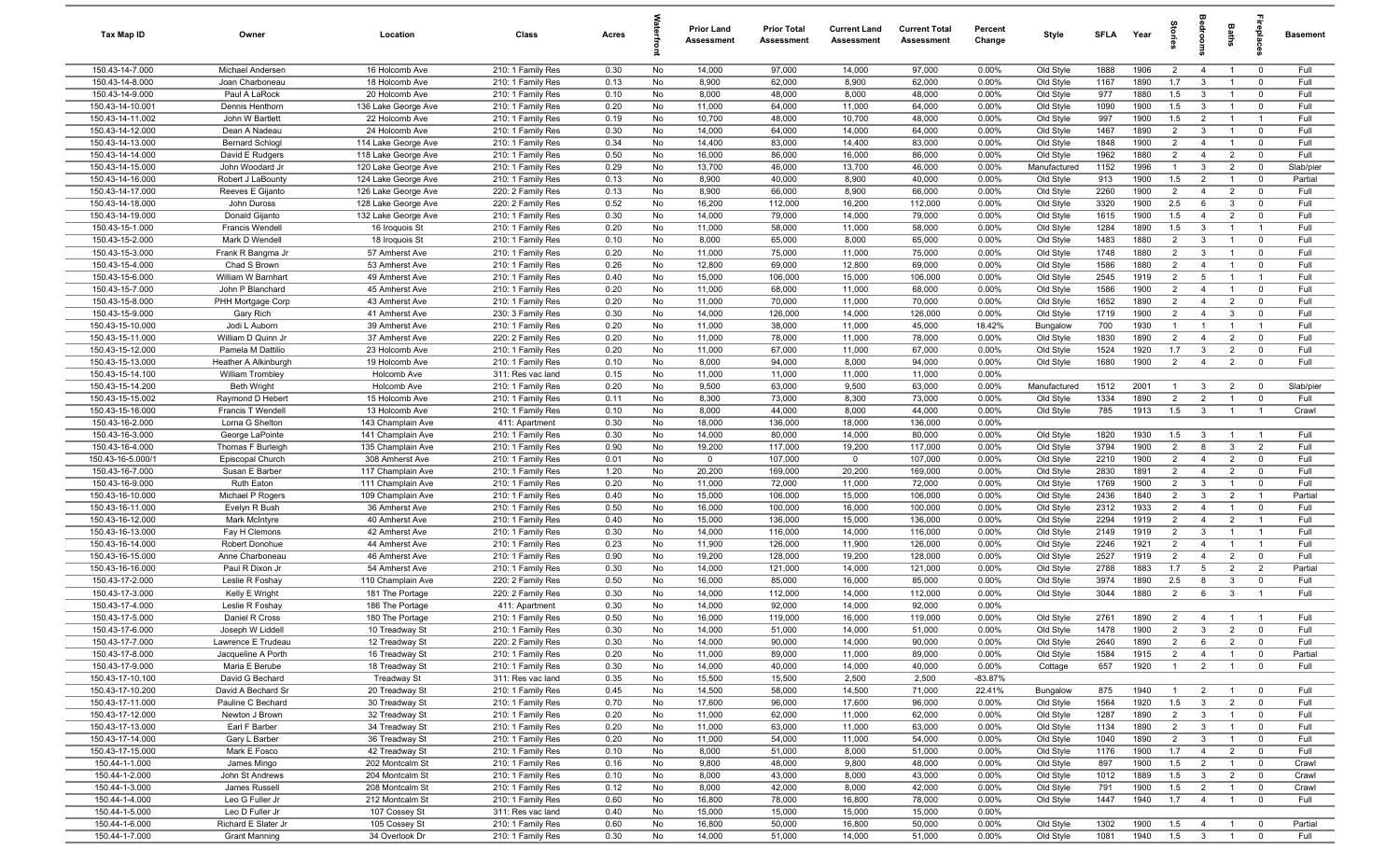| Tax Map ID | Owner | Location | Class | Acres | Waterfront | Prior Land Assessment | Prior Total Assessment | Current Land Assessment | Current Total Assessment | Percent Change | Style | SFLA | Year | Stories | Bedrooms | Baths | Fireplaces | Basement |
|---|---|---|---|---|---|---|---|---|---|---|---|---|---|---|---|---|---|---|
| 150.43-14-7.000 | Michael Andersen | 16 Holcomb Ave | 210: 1 Family Res | 0.30 | No | 14,000 | 97,000 | 14,000 | 97,000 | 0.00% | Old Style | 1888 | 1906 | 2 | 4 | 1 | 0 | Full |
| 150.43-14-8.000 | Joan Charboneau | 18 Holcomb Ave | 210: 1 Family Res | 0.13 | No | 8,900 | 62,000 | 8,900 | 62,000 | 0.00% | Old Style | 1167 | 1890 | 1.7 | 3 | 1 | 0 | Full |
| 150.43-14-9.000 | Paul A LaRock | 20 Holcomb Ave | 210: 1 Family Res | 0.10 | No | 8,000 | 48,000 | 8,000 | 48,000 | 0.00% | Old Style | 977 | 1880 | 1.5 | 3 | 1 | 0 | Full |
| 150.43-14-10.001 | Dennis Henthorn | 136 Lake George Ave | 210: 1 Family Res | 0.20 | No | 11,000 | 64,000 | 11,000 | 64,000 | 0.00% | Old Style | 1090 | 1900 | 1.5 | 3 | 1 | 0 | Full |
| 150.43-14-11.002 | John W Bartlett | 22 Holcomb Ave | 210: 1 Family Res | 0.19 | No | 10,700 | 48,000 | 10,700 | 48,000 | 0.00% | Old Style | 997 | 1900 | 1.5 | 2 | 1 | 1 | Full |
| 150.43-14-12.000 | Dean A Nadeau | 24 Holcomb Ave | 210: 1 Family Res | 0.30 | No | 14,000 | 64,000 | 14,000 | 64,000 | 0.00% | Old Style | 1467 | 1890 | 2 | 3 | 1 | 0 | Full |
| 150.43-14-13.000 | Bernard Schlogl | 114 Lake George Ave | 210: 1 Family Res | 0.34 | No | 14,400 | 83,000 | 14,400 | 83,000 | 0.00% | Old Style | 1848 | 1900 | 2 | 4 | 1 | 0 | Full |
| 150.43-14-14.000 | David E Rudgers | 118 Lake George Ave | 210: 1 Family Res | 0.50 | No | 16,000 | 86,000 | 16,000 | 86,000 | 0.00% | Old Style | 1962 | 1880 | 2 | 4 | 2 | 0 | Full |
| 150.43-14-15.000 | John Woodard Jr | 120 Lake George Ave | 210: 1 Family Res | 0.29 | No | 13,700 | 46,000 | 13,700 | 46,000 | 0.00% | Manufactured | 1152 | 1996 | 1 | 3 | 2 | 0 | Slab/pier |
| 150.43-14-16.000 | Robert J LaBounty | 124 Lake George Ave | 210: 1 Family Res | 0.13 | No | 8,900 | 40,000 | 8,900 | 40,000 | 0.00% | Old Style | 913 | 1900 | 1.5 | 2 | 1 | 0 | Partial |
| 150.43-14-17.000 | Reeves E Gijanto | 126 Lake George Ave | 220: 2 Family Res | 0.13 | No | 8,900 | 66,000 | 8,900 | 66,000 | 0.00% | Old Style | 2260 | 1900 | 2 | 4 | 2 | 0 | Full |
| 150.43-14-18.000 | John Duross | 128 Lake George Ave | 220: 2 Family Res | 0.52 | No | 16,200 | 112,000 | 16,200 | 112,000 | 0.00% | Old Style | 3320 | 1900 | 2.5 | 6 | 3 | 0 | Full |
| 150.43-14-19.000 | Donald Gijanto | 132 Lake George Ave | 210: 1 Family Res | 0.30 | No | 14,000 | 79,000 | 14,000 | 79,000 | 0.00% | Old Style | 1615 | 1900 | 1.5 | 4 | 2 | 0 | Full |
| 150.43-15-1.000 | Francis Wendell | 16 Iroquois St | 210: 1 Family Res | 0.20 | No | 11,000 | 58,000 | 11,000 | 58,000 | 0.00% | Old Style | 1284 | 1890 | 1.5 | 3 | 1 | 1 | Full |
| 150.43-15-2.000 | Mark D Wendell | 18 Iroquois St | 210: 1 Family Res | 0.10 | No | 8,000 | 65,000 | 8,000 | 65,000 | 0.00% | Old Style | 1483 | 1880 | 2 | 3 | 1 | 0 | Full |
| 150.43-15-3.000 | Frank R Bangma Jr | 57 Amherst Ave | 210: 1 Family Res | 0.20 | No | 11,000 | 75,000 | 11,000 | 75,000 | 0.00% | Old Style | 1748 | 1880 | 2 | 3 | 1 | 0 | Full |
| 150.43-15-4.000 | Chad S Brown | 53 Amherst Ave | 210: 1 Family Res | 0.26 | No | 12,800 | 69,000 | 12,800 | 69,000 | 0.00% | Old Style | 1586 | 1880 | 2 | 4 | 1 | 0 | Full |
| 150.43-15-6.000 | William W Barnhart | 49 Amherst Ave | 210: 1 Family Res | 0.40 | No | 15,000 | 106,000 | 15,000 | 106,000 | 0.00% | Old Style | 2545 | 1919 | 2 | 5 | 1 | 1 | Full |
| 150.43-15-7.000 | John P Blanchard | 45 Amherst Ave | 210: 1 Family Res | 0.20 | No | 11,000 | 68,000 | 11,000 | 68,000 | 0.00% | Old Style | 1586 | 1900 | 2 | 4 | 1 | 0 | Full |
| 150.43-15-8.000 | PHH Mortgage Corp | 43 Amherst Ave | 210: 1 Family Res | 0.20 | No | 11,000 | 70,000 | 11,000 | 70,000 | 0.00% | Old Style | 1652 | 1890 | 2 | 4 | 2 | 0 | Full |
| 150.43-15-9.000 | Gary Rich | 41 Amherst Ave | 230: 3 Family Res | 0.30 | No | 14,000 | 126,000 | 14,000 | 126,000 | 0.00% | Old Style | 1719 | 1900 | 2 | 4 | 3 | 0 | Full |
| 150.43-15-10.000 | Jodi L Auborn | 39 Amherst Ave | 210: 1 Family Res | 0.20 | No | 11,000 | 38,000 | 11,000 | 45,000 | 18.42% | Bungalow | 700 | 1930 | 1 | 1 | 1 | 1 | Full |
| 150.43-15-11.000 | William D Quinn Jr | 37 Amherst Ave | 220: 2 Family Res | 0.20 | No | 11,000 | 78,000 | 11,000 | 78,000 | 0.00% | Old Style | 1830 | 1890 | 2 | 4 | 2 | 0 | Full |
| 150.43-15-12.000 | Pamela M Dattilio | 23 Holcomb Ave | 210: 1 Family Res | 0.20 | No | 11,000 | 67,000 | 11,000 | 67,000 | 0.00% | Old Style | 1524 | 1920 | 1.7 | 3 | 2 | 0 | Full |
| 150.43-15-13.000 | Heather A Alkinburgh | 19 Holcomb Ave | 210: 1 Family Res | 0.10 | No | 8,000 | 94,000 | 8,000 | 94,000 | 0.00% | Old Style | 1680 | 1900 | 2 | 4 | 2 | 0 | Full |
| 150.43-15-14.100 | William Trombley | Holcomb Ave | 311: Res vac land | 0.15 | No | 11,000 | 11,000 | 11,000 | 11,000 | 0.00% | | | | | | | | |
| 150.43-15-14.200 | Beth Wright | Holcomb Ave | 210: 1 Family Res | 0.20 | No | 9,500 | 63,000 | 9,500 | 63,000 | 0.00% | Manufactured | 1512 | 2001 | 1 | 3 | 2 | 0 | Slab/pier |
| 150.43-15-15.002 | Raymond D Hebert | 15 Holcomb Ave | 210: 1 Family Res | 0.11 | No | 8,300 | 73,000 | 8,300 | 73,000 | 0.00% | Old Style | 1334 | 1890 | 2 | 2 | 1 | 0 | Full |
| 150.43-15-16.000 | Francis T Wendell | 13 Holcomb Ave | 210: 1 Family Res | 0.10 | No | 8,000 | 44,000 | 8,000 | 44,000 | 0.00% | Old Style | 785 | 1913 | 1.5 | 3 | 1 | 1 | Crawl |
| 150.43-16-2.000 | Lorna G Shelton | 143 Champlain Ave | 411: Apartment | 0.30 | No | 18,000 | 136,000 | 18,000 | 136,000 | 0.00% | | | | | | | | |
| 150.43-16-3.000 | George LaPointe | 141 Champlain Ave | 210: 1 Family Res | 0.30 | No | 14,000 | 80,000 | 14,000 | 80,000 | 0.00% | Old Style | 1820 | 1930 | 1.5 | 3 | 1 | 1 | Full |
| 150.43-16-4.000 | Thomas F Burleigh | 135 Champlain Ave | 210: 1 Family Res | 0.90 | No | 19,200 | 117,000 | 19,200 | 117,000 | 0.00% | Old Style | 3794 | 1900 | 2 | 8 | 3 | 2 | Full |
| 150.43-16-5.000/1 | Episcopal Church | 308 Amherst Ave | 210: 1 Family Res | 0.01 | No | 0 | 107,000 | 0 | 107,000 | 0.00% | Old Style | 2210 | 1900 | 2 | 4 | 2 | 0 | Full |
| 150.43-16-7.000 | Susan E Barber | 117 Champlain Ave | 210: 1 Family Res | 1.20 | No | 20,200 | 169,000 | 20,200 | 169,000 | 0.00% | Old Style | 2830 | 1891 | 2 | 4 | 2 | 0 | Full |
| 150.43-16-9.000 | Ruth Eaton | 111 Champlain Ave | 210: 1 Family Res | 0.20 | No | 11,000 | 72,000 | 11,000 | 72,000 | 0.00% | Old Style | 1769 | 1900 | 2 | 3 | 1 | 0 | Full |
| 150.43-16-10.000 | Michael P Rogers | 109 Champlain Ave | 210: 1 Family Res | 0.40 | No | 15,000 | 106,000 | 15,000 | 106,000 | 0.00% | Old Style | 2436 | 1840 | 2 | 3 | 2 | 1 | Partial |
| 150.43-16-11.000 | Evelyn R Bush | 36 Amherst Ave | 210: 1 Family Res | 0.50 | No | 16,000 | 100,000 | 16,000 | 100,000 | 0.00% | Old Style | 2312 | 1933 | 2 | 4 | 1 | 0 | Full |
| 150.43-16-12.000 | Mark McIntyre | 40 Amherst Ave | 210: 1 Family Res | 0.40 | No | 15,000 | 136,000 | 15,000 | 136,000 | 0.00% | Old Style | 2294 | 1919 | 2 | 4 | 2 | 1 | Full |
| 150.43-16-13.000 | Fay H Clemons | 42 Amherst Ave | 210: 1 Family Res | 0.30 | No | 14,000 | 116,000 | 14,000 | 116,000 | 0.00% | Old Style | 2149 | 1919 | 2 | 3 | 1 | 1 | Full |
| 150.43-16-14.000 | Robert Donohue | 44 Amherst Ave | 210: 1 Family Res | 0.23 | No | 11,900 | 126,000 | 11,900 | 126,000 | 0.00% | Old Style | 2246 | 1921 | 2 | 4 | 1 | 1 | Full |
| 150.43-16-15.000 | Anne Charboneau | 46 Amherst Ave | 210: 1 Family Res | 0.90 | No | 19,200 | 128,000 | 19,200 | 128,000 | 0.00% | Old Style | 2527 | 1919 | 2 | 4 | 2 | 0 | Full |
| 150.43-16-16.000 | Paul R Dixon Jr | 54 Amherst Ave | 210: 1 Family Res | 0.30 | No | 14,000 | 121,000 | 14,000 | 121,000 | 0.00% | Old Style | 2788 | 1883 | 1.7 | 5 | 2 | 2 | Partial |
| 150.43-17-2.000 | Leslie R Foshay | 110 Champlain Ave | 220: 2 Family Res | 0.50 | No | 16,000 | 85,000 | 16,000 | 85,000 | 0.00% | Old Style | 3974 | 1890 | 2.5 | 8 | 3 | 0 | Full |
| 150.43-17-3.000 | Kelly E Wright | 181 The Portage | 220: 2 Family Res | 0.30 | No | 14,000 | 112,000 | 14,000 | 112,000 | 0.00% | Old Style | 3044 | 1880 | 2 | 6 | 3 | 1 | Full |
| 150.43-17-4.000 | Leslie R Foshay | 186 The Portage | 411: Apartment | 0.30 | No | 14,000 | 92,000 | 14,000 | 92,000 | 0.00% | | | | | | | | |
| 150.43-17-5.000 | Daniel R Cross | 180 The Portage | 210: 1 Family Res | 0.50 | No | 16,000 | 119,000 | 16,000 | 119,000 | 0.00% | Old Style | 2761 | 1890 | 2 | 4 | 1 | 1 | Full |
| 150.43-17-6.000 | Joseph W Liddell | 10 Treadway St | 210: 1 Family Res | 0.30 | No | 14,000 | 51,000 | 14,000 | 51,000 | 0.00% | Old Style | 1478 | 1900 | 2 | 3 | 2 | 0 | Full |
| 150.43-17-7.000 | Lawrence E Trudeau | 12 Treadway St | 220: 2 Family Res | 0.30 | No | 14,000 | 90,000 | 14,000 | 90,000 | 0.00% | Old Style | 2640 | 1890 | 2 | 6 | 2 | 0 | Full |
| 150.43-17-8.000 | Jacqueline A Porth | 16 Treadway St | 210: 1 Family Res | 0.20 | No | 11,000 | 89,000 | 11,000 | 89,000 | 0.00% | Old Style | 1584 | 1915 | 2 | 4 | 1 | 0 | Partial |
| 150.43-17-9.000 | Maria E Berube | 18 Treadway St | 210: 1 Family Res | 0.30 | No | 14,000 | 40,000 | 14,000 | 40,000 | 0.00% | Cottage | 657 | 1920 | 1 | 2 | 1 | 0 | Full |
| 150.43-17-10.100 | David G Bechard | Treadway St | 311: Res vac land | 0.35 | No | 15,500 | 15,500 | 2,500 | 2,500 | -83.87% | | | | | | | | |
| 150.43-17-10.200 | David A Bechard Sr | 20 Treadway St | 210: 1 Family Res | 0.45 | No | 14,500 | 58,000 | 14,500 | 71,000 | 22.41% | Bungalow | 875 | 1940 | 1 | 2 | 1 | 0 | Full |
| 150.43-17-11.000 | Pauline C Bechard | 30 Treadway St | 210: 1 Family Res | 0.70 | No | 17,600 | 96,000 | 17,600 | 96,000 | 0.00% | Old Style | 1564 | 1920 | 1.5 | 3 | 2 | 0 | Full |
| 150.43-17-12.000 | Newton J Brown | 32 Treadway St | 210: 1 Family Res | 0.20 | No | 11,000 | 62,000 | 11,000 | 62,000 | 0.00% | Old Style | 1287 | 1890 | 2 | 3 | 1 | 0 | Full |
| 150.43-17-13.000 | Earl F Barber | 34 Treadway St | 210: 1 Family Res | 0.20 | No | 11,000 | 63,000 | 11,000 | 63,000 | 0.00% | Old Style | 1134 | 1890 | 2 | 3 | 1 | 0 | Full |
| 150.43-17-14.000 | Gary L Barber | 36 Treadway St | 210: 1 Family Res | 0.20 | No | 11,000 | 54,000 | 11,000 | 54,000 | 0.00% | Old Style | 1040 | 1890 | 2 | 3 | 1 | 0 | Full |
| 150.43-17-15.000 | Mark E Fosco | 42 Treadway St | 210: 1 Family Res | 0.10 | No | 8,000 | 51,000 | 8,000 | 51,000 | 0.00% | Old Style | 1176 | 1900 | 1.7 | 4 | 2 | 0 | Full |
| 150.44-1-1.000 | James Mingo | 202 Montcalm St | 210: 1 Family Res | 0.16 | No | 9,800 | 48,000 | 9,800 | 48,000 | 0.00% | Old Style | 897 | 1900 | 1.5 | 2 | 1 | 0 | Crawl |
| 150.44-1-2.000 | John St Andrews | 204 Montcalm St | 210: 1 Family Res | 0.10 | No | 8,000 | 43,000 | 8,000 | 43,000 | 0.00% | Old Style | 1012 | 1889 | 1.5 | 3 | 2 | 0 | Crawl |
| 150.44-1-3.000 | James Russell | 208 Montcalm St | 210: 1 Family Res | 0.12 | No | 8,000 | 42,000 | 8,000 | 42,000 | 0.00% | Old Style | 791 | 1900 | 1.5 | 2 | 1 | 0 | Crawl |
| 150.44-1-4.000 | Leo G Fuller Jr | 212 Montcalm St | 210: 1 Family Res | 0.60 | No | 16,800 | 78,000 | 16,800 | 78,000 | 0.00% | Old Style | 1447 | 1940 | 1.7 | 4 | 1 | 0 | Full |
| 150.44-1-5.000 | Leo D Fuller Jr | 107 Cossey St | 311: Res vac land | 0.40 | No | 15,000 | 15,000 | 15,000 | 15,000 | 0.00% | | | | | | | | |
| 150.44-1-6.000 | Richard E Slater Jr | 105 Cossey St | 210: 1 Family Res | 0.60 | No | 16,800 | 50,000 | 16,800 | 50,000 | 0.00% | Old Style | 1302 | 1900 | 1.5 | 4 | 1 | 0 | Partial |
| 150.44-1-7.000 | Grant Manning | 34 Overlook Dr | 210: 1 Family Res | 0.30 | No | 14,000 | 51,000 | 14,000 | 51,000 | 0.00% | Old Style | 1081 | 1940 | 1.5 | 3 | 1 | 0 | Full |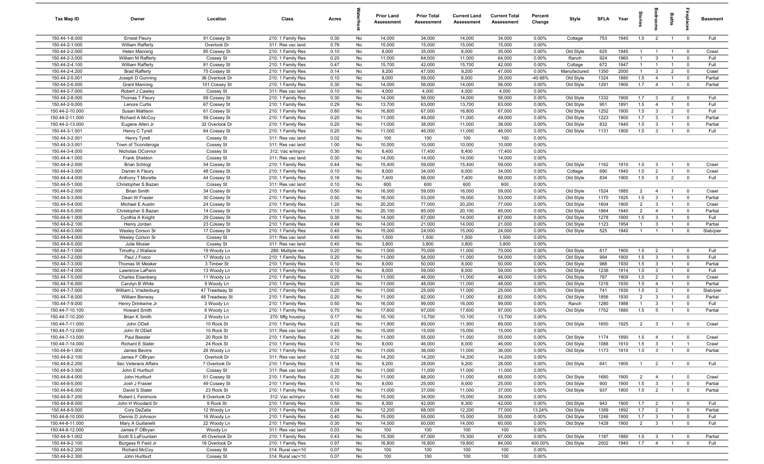| Tax Map ID | Owner | Location | Class | Acres | Waterfront | Prior Land Assessment | Prior Total Assessment | Current Land Assessment | Current Total Assessment | Percent Change | Style | SFLA | Year | Stories | Bedrooms | Baths | Fireplaces | Basement |
|---|---|---|---|---|---|---|---|---|---|---|---|---|---|---|---|---|---|---|
| 150.44-1-8.000 | Ernest Fleury | 91 Cossey St | 210: 1 Family Res | 0.30 | No | 14,000 | 34,000 | 14,000 | 34,000 | 0.00% | Cottage | 753 | 1940 | 1.5 | 2 | 1 | 0 | Full |
| 150.44-2-1.000 | William Rafferty | Overlook Dr | 311: Res vac land | 0.76 | No | 15,000 | 15,000 | 15,000 | 15,000 | 0.00% | | | | | | | | |
| 150.44-2-2.000 | Helen Manning | 85 Cossey St | 210: 1 Family Res | 0.10 | No | 8,000 | 35,000 | 8,000 | 35,000 | 0.00% | Old Style | 625 | 1945 | 1 | 1 | 1 | 0 | Crawl |
| 150.44-2-3.000 | William M Rafferty | Cossey St | 210: 1 Family Res | 0.20 | No | 11,000 | 64,000 | 11,000 | 64,000 | 0.00% | Ranch | 924 | 1960 | 1 | 3 | 1 | 0 | Full |
| 150.44-2-4.100 | William Rafferty | 81 Cossey St | 210: 1 Family Res | 0.47 | No | 15,700 | 42,000 | 15,700 | 42,000 | 0.00% | Cottage | 672 | 1947 | 1 | 1 | 1 | 0 | Full |
| 150.44-2-4.200 | Brad Rafferty | 75 Cossey St | 210: 1 Family Res | 0.14 | No | 9,200 | 47,000 | 9,200 | 47,000 | 0.00% | Manufactured | 1350 | 2000 | 1 | 3 | 2 | 0 | Crawl |
| 150.44-2-5.001 | Joseph D Gunning | 36 Overlook Dr | 210: 1 Family Res | 0.10 | No | 8,000 | 59,000 | 8,000 | 35,000 | -40.68% | Old Style | 1324 | 1880 | 1.5 | 4 | 1 | 0 | Partial |
| 150.44-2-6.000 | Grant Manning | 101 Cossey St | 210: 1 Family Res | 0.30 | No | 14,000 | 56,000 | 14,000 | 56,000 | 0.00% | Old Style | 1291 | 1900 | 1.7 | 4 | 1 | 0 | Partial |
| 150.44-2-7.000 | Robert J Cawley | Cossey St | 311: Res vac land | 0.10 | No | 4,000 | 4,000 | 4,000 | 4,000 | 0.00% | | | | | | | | |
| 150.44-2-8.000 | Thomas T Fleury | 69 Cossey St | 210: 1 Family Res | 0.30 | No | 14,000 | 56,000 | 14,000 | 56,000 | 0.00% | Old Style | 1332 | 1900 | 1.7 | 3 | 2 | 0 | Full |
| 150.44-2-9.000 | Lenore Curtis | 67 Cossey St | 210: 1 Family Res | 0.29 | No | 13,700 | 63,000 | 13,700 | 63,000 | 0.00% | Old Style | 951 | 1891 | 1.5 | 4 | 1 | 0 | Full |
| 150.44-2-10.000 | Susan Mattison | 61 Cossey St | 210: 1 Family Res | 0.60 | No | 16,800 | 67,000 | 16,800 | 67,000 | 0.00% | Old Style | 1252 | 1900 | 1.5 | 3 | 2 | 0 | Full |
| 150.44-2-11.000 | Richard A McCoy | 59 Cossey St | 210: 1 Family Res | 0.20 | No | 11,000 | 49,000 | 11,000 | 49,000 | 0.00% | Old Style | 1223 | 1900 | 1.7 | 3 | 1 | 0 | Partial |
| 150.44-2-13.000 | Eugene Alteri Jr | 32 Overlook Dr | 210: 1 Family Res | 0.20 | No | 11,000 | 38,000 | 11,000 | 38,000 | 0.00% | Old Style | 832 | 1940 | 1.5 | 3 | 1 | 0 | Partial |
| 150.44-3-1.001 | Henry C Tyrell | 64 Cossey St | 210: 1 Family Res | 0.20 | No | 11,000 | 46,000 | 11,000 | 46,000 | 0.00% | Old Style | 1131 | 1900 | 1.5 | 3 | 1 | 0 | Full |
| 150.44-3-2.001 | Henry Tyrell | Cossey St | 311: Res vac land | 0.02 | No | 100 | 100 | 100 | 100 | 0.00% | | | | | | | | |
| 150.44-3-3.001 | Town of Ticonderoga | Cossey St | 311: Res vac land | 1.00 | No | 10,000 | 10,000 | 10,000 | 10,000 | 0.00% | | | | | | | | |
| 150.44-3-4.000 | Nicholas OConnor | Cossey St | 312: Vac w/imprv | 0.30 | No | 8,400 | 17,400 | 8,400 | 17,400 | 0.00% | | | | | | | | |
| 150.44-4-1.000 | Frank Sheldon | Cossey St | 311: Res vac land | 0.30 | No | 14,000 | 14,000 | 14,000 | 14,000 | 0.00% | | | | | | | | |
| 150.44-4-2.000 | Brian Schlogl | 54 Cossey St | 210: 1 Family Res | 0.44 | No | 15,400 | 59,000 | 15,400 | 59,000 | 0.00% | Old Style | 1162 | 1910 | 1.5 | 3 | 1 | 0 | Crawl |
| 150.44-4-3.000 | Darren A Fleury | 48 Cossey St | 210: 1 Family Res | 0.10 | No | 8,000 | 34,000 | 8,000 | 34,000 | 0.00% | Cottage | 690 | 1940 | 1.5 | 2 | 1 | 0 | Crawl |
| 150.44-4-4.000 | Anthony T Morette | 44 Cossey St | 210: 1 Family Res | 0.16 | No | 7,400 | 56,000 | 7,400 | 56,000 | 0.00% | Old Style | 834 | 1900 | 1.5 | 3 | 2 | 0 | Full |
| 150.44-5-1.000 | Christopher S Bazan | Cossey St | 311: Res vac land | 0.10 | No | 600 | 600 | 600 | 600 | 0.00% | | | | | | | | |
| 150.44-5-2.000 | Brian Smith | 34 Cossey St | 210: 1 Family Res | 0.50 | No | 16,000 | 59,000 | 16,000 | 59,000 | 0.00% | Old Style | 1524 | 1885 | 2 | 4 | 1 | 0 | Crawl |
| 150.44-5-3.000 | Dean W Frasier | 30 Cossey St | 210: 1 Family Res | 0.50 | No | 16,000 | 53,000 | 16,000 | 53,000 | 0.00% | Old Style | 1170 | 1925 | 1.5 | 3 | 1 | 0 | Partial |
| 150.44-5-4.000 | Michael E Austin | 24 Cossey St | 210: 1 Family Res | 1.20 | No | 20,200 | 77,000 | 20,200 | 77,000 | 0.00% | Old Style | 1604 | 1900 | 2 | 3 | 1 | 0 | Crawl |
| 150.44-5-5.000 | Christopher S Bazan | 14 Cossey St | 210: 1 Family Res | 1.10 | No | 20,100 | 85,000 | 20,100 | 85,000 | 0.00% | Old Style | 1864 | 1940 | 2 | 4 | 1 | 0 | Partial |
| 150.44-6-1.000 | Cynthia A Knight | 29 Cossey St | 210: 1 Family Res | 0.30 | No | 14,000 | 67,000 | 14,000 | 67,000 | 0.00% | Old Style | 1278 | 1900 | 1.5 | 3 | 1 | 0 | Full |
| 150.44-6-2.100 | Henry Jordan | 23 Cossey St | 210: 1 Family Res | 0.49 | No | 14,000 | 21,000 | 14,000 | 21,000 | 0.00% | Old Style | 1123 | 1954 | 1 | 3 | 1 | 0 | Partial |
| 150.44-6-3.000 | Wesley Corson Sr | 17 Cossey St | 210: 1 Family Res | 0.40 | No | 15,000 | 24,000 | 15,000 | 24,000 | 0.00% | Old Style | 525 | 1940 | 1 | 1 | 1 | 0 | Slab/pier |
| 150.44-6-4.000 | Wesley Corson Sr | Cossey St | 311: Res vac land | 0.40 | No | 1,500 | 1,500 | 1,500 | 1,500 | 0.00% | | | | | | | | |
| 150.44-6-5.000 | Julie Mosier | Cossey St | 311: Res vac land | 0.40 | No | 3,800 | 3,800 | 3,800 | 3,800 | 0.00% | | | | | | | | |
| 150.44-7-1.000 | Timothy J Wallace | 19 Woody Ln | 280: Multiple res | 0.20 | No | 11,000 | 70,000 | 11,000 | 70,000 | 0.00% | Old Style | 817 | 1900 | 1.5 | 2 | 1 | 0 | Full |
| 150.44-7-2.000 | Paul J Fosco | 17 Woody Ln | 210: 1 Family Res | 0.20 | No | 11,000 | 54,000 | 11,000 | 54,000 | 0.00% | Old Style | 994 | 1900 | 1.5 | 3 | 1 | 0 | Full |
| 150.44-7-3.000 | Thomas W Meaker | 3 Timber St | 210: 1 Family Res | 0.10 | No | 8,000 | 50,000 | 8,000 | 50,000 | 0.00% | Old Style | 988 | 1930 | 1.5 | 3 | 1 | 0 | Partial |
| 150.44-7-4.000 | Lawrence LaPann | 13 Woody Ln | 210: 1 Family Res | 0.10 | No | 8,000 | 59,000 | 8,000 | 59,000 | 0.00% | Old Style | 1236 | 1914 | 1.5 | 3 | 1 | 0 | Full |
| 150.44-7-5.000 | Charles Eisenberg | 11 Woody Ln | 210: 1 Family Res | 0.20 | No | 11,000 | 46,000 | 11,000 | 46,000 | 0.00% | Old Style | 787 | 1909 | 1.5 | 2 | 1 | 0 | Crawl |
| 150.44-7-6.000 | Carolyn B White | 9 Woody Ln | 210: 1 Family Res | 0.20 | No | 11,000 | 48,000 | 11,000 | 48,000 | 0.00% | Old Style | 1216 | 1930 | 1.5 | 4 | 1 | 0 | Partial |
| 150.44-7-7.000 | William L Vradenburg | 47 Treadway St | 210: 1 Family Res | 0.20 | No | 11,000 | 25,000 | 11,000 | 25,000 | 0.00% | Old Style | 741 | 1930 | 1.5 | 2 | 1 | 0 | Slab/pier |
| 150.44-7-8.000 | William Benway | 48 Treadway St | 210: 1 Family Res | 0.20 | No | 11,000 | 82,000 | 11,000 | 82,000 | 0.00% | Old Style | 1856 | 1930 | 2 | 3 | 1 | 0 | Partial |
| 150.44-7-9.000 | Henry Drinkwine Jr | 3 Woody Ln | 210: 1 Family Res | 0.50 | No | 16,000 | 99,000 | 16,000 | 99,000 | 0.00% | Ranch | 1280 | 1988 | 1 | 3 | 1 | 0 | Full |
| 150.44-7-10.100 | Howard Smith | 6 Woody Ln | 210: 1 Family Res | 0.70 | No | 17,600 | 97,000 | 17,600 | 97,000 | 0.00% | Old Style | 1752 | 1880 | 1.5 | 5 | 1 | 0 | Partial |
| 150.44-7-10.200 | Brian K Smith | 2 Woody Ln | 270: Mfg housing | 0.17 | No | 10,100 | 13,700 | 10,100 | 13,700 | 0.00% | | | | | | | | |
| 150.44-7-11.000 | John ODell | 10 Rock St | 210: 1 Family Res | 0.23 | No | 11,900 | 89,000 | 11,900 | 89,000 | 0.00% | Old Style | 1650 | 1925 | 2 | 3 | 1 | 0 | Crawl |
| 150.44-7-12.000 | John W ODell | 10 Rock St | 311: Res vac land | 0.40 | No | 15,000 | 15,000 | 15,000 | 15,000 | 0.00% | | | | | | | | |
| 150.44-7-13.000 | Paul Bessler | 20 Rock St | 210: 1 Family Res | 0.20 | No | 11,000 | 55,000 | 11,000 | 55,000 | 0.00% | Old Style | 1174 | 1890 | 1.5 | 4 | 1 | 0 | Crawl |
| 150.44-7-14.000 | Richard E Slater | 24 Rock St | 210: 1 Family Res | 0.10 | No | 8,000 | 46,000 | 8,000 | 46,000 | 0.00% | Old Style | 1088 | 1910 | 1.5 | 3 | 1 | 1 | Crawl |
| 150.44-8-1.000 | James Bevins | 26 Woody Ln | 210: 1 Family Res | 0.21 | No | 11,000 | 36,000 | 11,000 | 36,000 | 0.00% | Old Style | 1173 | 1910 | 1.5 | 3 | 1 | 0 | Partial |
| 150.44-8-2.100 | James F OBryan | Overlook Dr | 311: Res vac land | 0.32 | No | 14,200 | 14,200 | 14,200 | 14,200 | 0.00% | | | | | | | | |
| 150.44-8-2.200 | Sec Veterans Affairs | 7 Overlook Dr | 210: 1 Family Res | 0.14 | No | 9,200 | 28,000 | 9,200 | 28,000 | 0.00% | Old Style | 641 | 1900 | 1 | 2 | 1 | 0 | Full |
| 150.44-8-3.000 | John E Hurlburt | Cossey St | 311: Res vac land | 0.20 | No | 11,000 | 11,000 | 11,000 | 11,000 | 0.00% | | | | | | | | |
| 150.44-8-4.000 | John Hurlburt | 51 Cossey St | 210: 1 Family Res | 0.20 | No | 11,000 | 68,000 | 11,000 | 68,000 | 0.00% | Old Style | 1680 | 1900 | 2 | 4 | 1 | 0 | Crawl |
| 150.44-8-5.000 | Josh J Frasier | 49 Cossey St | 210: 1 Family Res | 0.10 | No | 8,000 | 25,000 | 8,000 | 25,000 | 0.00% | Old Style | 900 | 1900 | 1.5 | 3 | 1 | 0 | Partial |
| 150.44-8-6.000 | David S Slater | 23 Rock St | 210: 1 Family Res | 0.10 | No | 11,000 | 37,000 | 11,000 | 37,000 | 0.00% | Old Style | 937 | 1900 | 1.5 | 2 | 1 | 0 | Partial |
| 150.44-8-7.200 | Robert L Fenimore | 8 Overlook Dr | 312: Vac w/imprv | 0.40 | No | 15,000 | 34,000 | 15,000 | 34,000 | 0.00% | | | | | | | | |
| 150.44-8-8.000 | John H Woodard Sr | 9 Rock St | 210: 1 Family Res | 0.50 | No | 8,300 | 42,000 | 8,300 | 42,000 | 0.00% | Old Style | 943 | 1900 | 1.7 | 2 | 1 | 0 | Full |
| 150.44-8-9.000 | Cory DeZalia | 12 Woody Ln | 210: 1 Family Res | 0.24 | No | 12,200 | 68,000 | 12,200 | 77,000 | 13.24% | Old Style | 1389 | 1892 | 1.7 | 2 | 1 | 0 | Partial |
| 150.44-8-10.000 | Dennis D Johnson | 16 Woody Ln | 210: 1 Family Res | 0.40 | No | 15,000 | 55,000 | 15,000 | 55,000 | 0.00% | Old Style | 1246 | 1900 | 1.7 | 3 | 1 | 0 | Full |
| 150.44-8-11.000 | Mary A Guilianelli | 22 Woody Ln | 210: 1 Family Res | 0.30 | No | 14,000 | 60,000 | 14,000 | 60,000 | 0.00% | Old Style | 1428 | 1900 | 2 | 3 | 1 | 0 | Full |
| 150.44-8-12.000 | James F OBryan | Woody Ln | 311: Res vac land | 0.03 | No | 100 | 100 | 100 | 100 | 0.00% | | | | | | | | |
| 150.44-9-1.002 | Scott S LaFountain | 45 Overlook Dr | 210: 1 Family Res | 0.43 | No | 15,300 | 67,000 | 15,300 | 67,000 | 0.00% | Old Style | 1187 | 1880 | 1.5 | 3 | 1 | 0 | Partial |
| 150.44-9-2.100 | Burgess R Field Jr | 16 Overlook Dr | 210: 1 Family Res | 0.97 | No | 16,800 | 16,800 | 19,800 | 84,000 | 400.00% | Old Style | 2002 | 1940 | 1.7 | 4 | 1 | 0 | Full |
| 150.44-9-2.200 | Richard McCoy | Cossey St | 314: Rural vac<10 | 0.07 | No | 100 | 100 | 100 | 100 | 0.00% | | | | | | | | |
| 150.44-9-2.300 | John Hurlburt | Cossey St | 314: Rural vac<10 | 0.07 | No | 100 | 100 | 100 | 100 | 0.00% | | | | | | | | |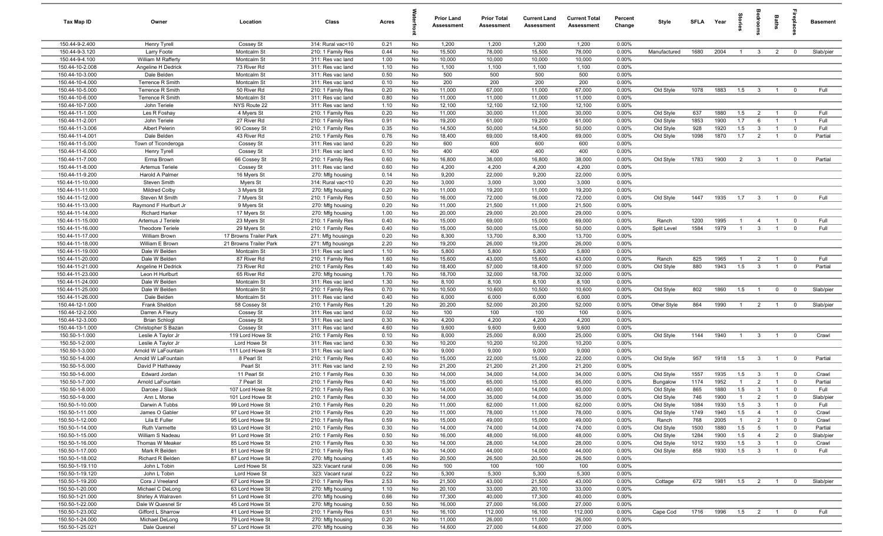| Tax Map ID | Owner | Location | Class | Acres | Waterfront | Prior Land Assessment | Prior Total Assessment | Current Land Assessment | Current Total Assessment | Percent Change | Style | SFLA | Year | Stories | Bedrooms | Baths | Fireplaces | Basement |
|---|---|---|---|---|---|---|---|---|---|---|---|---|---|---|---|---|---|---|
| 150.44-9-2.400 | Henry Tyrell | Cossey St | 314: Rural vac<10 | 0.21 | No | 1,200 | 1,200 | 1,200 | 1,200 | 0.00% | | | | | | | | |
| 150.44-9-3.120 | Larry Foote | Montcalm St | 210: 1 Family Res | 0.44 | No | 15,500 | 78,000 | 15,500 | 78,000 | 0.00% | Manufactured | 1680 | 2004 | 1 | 3 | 2 | 0 | Slab/pier |
| 150.44-9-4.100 | William M Rafferty | Montcalm St | 311: Res vac land | 1.00 | No | 10,000 | 10,000 | 10,000 | 10,000 | 0.00% | | | | | | | | |
| 150.44-10-2.008 | Angeline H Dedrick | 73 River Rd | 311: Res vac land | 1.10 | No | 1,100 | 1,100 | 1,100 | 1,100 | 0.00% | | | | | | | | |
| 150.44-10-3.000 | Dale Belden | Montcalm St | 311: Res vac land | 0.50 | No | 500 | 500 | 500 | 500 | 0.00% | | | | | | | | |
| 150.44-10-4.000 | Terrence R Smith | Montcalm St | 311: Res vac land | 0.10 | No | 200 | 200 | 200 | 200 | 0.00% | | | | | | | | |
| 150.44-10-5.000 | Terrence R Smith | 50 River Rd | 210: 1 Family Res | 0.20 | No | 11,000 | 67,000 | 11,000 | 67,000 | 0.00% | Old Style | 1078 | 1883 | 1.5 | 3 | 1 | 0 | Full |
| 150.44-10-6.000 | Terrence R Smith | Montcalm St | 311: Res vac land | 0.80 | No | 11,000 | 11,000 | 11,000 | 11,000 | 0.00% | | | | | | | | |
| 150.44-10-7.000 | John Teriele | NYS Route 22 | 311: Res vac land | 1.10 | No | 12,100 | 12,100 | 12,100 | 12,100 | 0.00% | | | | | | | | |
| 150.44-11-1.000 | Les R Foshay | 4 Myers St | 210: 1 Family Res | 0.20 | No | 11,000 | 30,000 | 11,000 | 30,000 | 0.00% | Old Style | 637 | 1880 | 1.5 | 2 | 1 | 0 | Full |
| 150.44-11-2.001 | John Teriele | 27 River Rd | 210: 1 Family Res | 0.91 | No | 19,200 | 61,000 | 19,200 | 61,000 | 0.00% | Old Style | 1853 | 1900 | 1.7 | 6 | 1 | 1 | Full |
| 150.44-11-3.006 | Albert Pelerin | 90 Cossey St | 210: 1 Family Res | 0.35 | No | 14,500 | 50,000 | 14,500 | 50,000 | 0.00% | Old Style | 928 | 1920 | 1.5 | 3 | 1 | 0 | Full |
| 150.44-11-4.001 | Dale Belden | 43 River Rd | 210: 1 Family Res | 0.76 | No | 18,400 | 69,000 | 18,400 | 69,000 | 0.00% | Old Style | 1098 | 1870 | 1.7 | 2 | 1 | 0 | Partial |
| 150.44-11-5.000 | Town of Ticonderoga | Cossey St | 311: Res vac land | 0.20 | No | 600 | 600 | 600 | 600 | 0.00% | | | | | | | | |
| 150.44-11-6.000 | Henry Tyrell | Cossey St | 311: Res vac land | 0.10 | No | 400 | 400 | 400 | 400 | 0.00% | | | | | | | | |
| 150.44-11-7.000 | Erma Brown | 66 Cossey St | 210: 1 Family Res | 0.60 | No | 16,800 | 38,000 | 16,800 | 38,000 | 0.00% | Old Style | 1783 | 1900 | 2 | 3 | 1 | 0 | Partial |
| 150.44-11-8.000 | Artemus Teriele | Cossey St | 311: Res vac land | 0.60 | No | 4,200 | 4,200 | 4,200 | 4,200 | 0.00% | | | | | | | | |
| 150.44-11-9.200 | Harold A Palmer | 16 Myers St | 270: Mfg housing | 0.14 | No | 9,200 | 22,000 | 9,200 | 22,000 | 0.00% | | | | | | | | |
| 150.44-11-10.000 | Steven Smith | Myers St | 314: Rural vac<10 | 0.20 | No | 3,000 | 3,000 | 3,000 | 3,000 | 0.00% | | | | | | | | |
| 150.44-11-11.000 | Mildred Colby | 3 Myers St | 270: Mfg housing | 0.20 | No | 11,000 | 19,200 | 11,000 | 19,200 | 0.00% | | | | | | | | |
| 150.44-11-12.000 | Steven M Smith | 7 Myers St | 210: 1 Family Res | 0.50 | No | 16,000 | 72,000 | 16,000 | 72,000 | 0.00% | Old Style | 1447 | 1935 | 1.7 | 3 | 1 | 0 | Full |
| 150.44-11-13.000 | Raymond F Hurlburt Jr | 9 Myers St | 270: Mfg housing | 0.20 | No | 11,000 | 21,500 | 11,000 | 21,500 | 0.00% | | | | | | | | |
| 150.44-11-14.000 | Richard Harker | 17 Myers St | 270: Mfg housing | 1.00 | No | 20,000 | 29,000 | 20,000 | 29,000 | 0.00% | | | | | | | | |
| 150.44-11-15.000 | Artemus J Teriele | 23 Myers St | 210: 1 Family Res | 0.40 | No | 15,000 | 69,000 | 15,000 | 69,000 | 0.00% | Ranch | 1200 | 1995 | 1 | 4 | 1 | 0 | Full |
| 150.44-11-16.000 | Theodore Teriele | 29 Myers St | 210: 1 Family Res | 0.40 | No | 15,000 | 50,000 | 15,000 | 50,000 | 0.00% | Split Level | 1584 | 1979 | 1 | 3 | 1 | 0 | Full |
| 150.44-11-17.000 | William Brown | 17 Browns Trailer Park | 271: Mfg housings | 0.20 | No | 8,300 | 13,700 | 8,300 | 13,700 | 0.00% | | | | | | | | |
| 150.44-11-18.000 | William E Brown | 21 Browns Trailer Park | 271: Mfg housings | 2.20 | No | 19,200 | 26,000 | 19,200 | 26,000 | 0.00% | | | | | | | | |
| 150.44-11-19.000 | Dale W Belden | Montcalm St | 311: Res vac land | 1.10 | No | 5,800 | 5,800 | 5,800 | 5,800 | 0.00% | | | | | | | | |
| 150.44-11-20.000 | Dale W Belden | 87 River Rd | 210: 1 Family Res | 1.60 | No | 15,600 | 43,000 | 15,600 | 43,000 | 0.00% | Ranch | 825 | 1965 | 1 | 2 | 1 | 0 | Full |
| 150.44-11-21.000 | Angeline H Dedrick | 73 River Rd | 210: 1 Family Res | 1.40 | No | 18,400 | 57,000 | 18,400 | 57,000 | 0.00% | Old Style | 880 | 1943 | 1.5 | 3 | 1 | 0 | Partial |
| 150.44-11-23.000 | Leon H Hurlburt | 65 River Rd | 270: Mfg housing | 1.70 | No | 18,700 | 32,000 | 18,700 | 32,000 | 0.00% | | | | | | | | |
| 150.44-11-24.000 | Dale W Belden | Montcalm St | 311: Res vac land | 1.30 | No | 8,100 | 8,100 | 8,100 | 8,100 | 0.00% | | | | | | | | |
| 150.44-11-25.000 | Dale W Belden | Montcalm St | 210: 1 Family Res | 0.70 | No | 10,500 | 10,600 | 10,500 | 10,600 | 0.00% | Old Style | 802 | 1860 | 1.5 | 1 | 0 | 0 | Slab/pier |
| 150.44-11-26.000 | Dale Belden | Montcalm St | 311: Res vac land | 0.40 | No | 6,000 | 6,000 | 6,000 | 6,000 | 0.00% | | | | | | | | |
| 150.44-12-1.000 | Frank Sheldon | 58 Cossey St | 210: 1 Family Res | 1.20 | No | 20,200 | 52,000 | 20,200 | 52,000 | 0.00% | Other Style | 864 | 1990 | 1 | 2 | 1 | 0 | Slab/pier |
| 150.44-12-2.000 | Darren A Fleury | Cossey St | 311: Res vac land | 0.02 | No | 100 | 100 | 100 | 100 | 0.00% | | | | | | | | |
| 150.44-12-3.000 | Brian Schlogl | Cossey St | 311: Res vac land | 0.30 | No | 4,200 | 4,200 | 4,200 | 4,200 | 0.00% | | | | | | | | |
| 150.44-13-1.000 | Christopher S Bazan | Cossey St | 311: Res vac land | 4.60 | No | 9,600 | 9,600 | 9,600 | 9,600 | 0.00% | | | | | | | | |
| 150.50-1-1.000 | Leslie A Taylor Jr | 119 Lord Howe St | 210: 1 Family Res | 0.10 | No | 8,000 | 25,000 | 8,000 | 25,000 | 0.00% | Old Style | 1144 | 1940 | 1 | 3 | 1 | 0 | Crawl |
| 150.50-1-2.000 | Leslie A Taylor Jr | Lord Howe St | 311: Res vac land | 0.30 | No | 10,200 | 10,200 | 10,200 | 10,200 | 0.00% | | | | | | | | |
| 150.50-1-3.000 | Arnold W LaFountain | 111 Lord Howe St | 311: Res vac land | 0.30 | No | 9,000 | 9,000 | 9,000 | 9,000 | 0.00% | | | | | | | | |
| 150.50-1-4.000 | Arnold W LaFountain | 8 Pearl St | 210: 1 Family Res | 0.40 | No | 15,000 | 22,000 | 15,000 | 22,000 | 0.00% | Old Style | 957 | 1918 | 1.5 | 3 | 1 | 0 | Partial |
| 150.50-1-5.000 | David P Hathaway | Pearl St | 311: Res vac land | 2.10 | No | 21,200 | 21,200 | 21,200 | 21,200 | 0.00% | | | | | | | | |
| 150.50-1-6.000 | Edward Jordan | 11 Pearl St | 210: 1 Family Res | 0.30 | No | 14,000 | 34,000 | 14,000 | 34,000 | 0.00% | Old Style | 1557 | 1935 | 1.5 | 3 | 1 | 0 | Crawl |
| 150.50-1-7.000 | Arnold LaFountain | 7 Pearl St | 210: 1 Family Res | 0.40 | No | 15,000 | 65,000 | 15,000 | 65,000 | 0.00% | Bungalow | 1174 | 1952 | 1 | 2 | 1 | 0 | Partial |
| 150.50-1-8.000 | Darcee J Slack | 107 Lord Howe St | 210: 1 Family Res | 0.30 | No | 14,000 | 40,000 | 14,000 | 40,000 | 0.00% | Old Style | 865 | 1880 | 1.5 | 3 | 1 | 0 | Full |
| 150.50-1-9.000 | Ann L Morse | 101 Lord Howe St | 210: 1 Family Res | 0.30 | No | 14,000 | 35,000 | 14,000 | 35,000 | 0.00% | Old Style | 746 | 1900 | 1 | 2 | 1 | 0 | Slab/pier |
| 150.50-1-10.000 | Darwin A Tubbs | 99 Lord Howe St | 210: 1 Family Res | 0.20 | No | 11,000 | 62,000 | 11,000 | 62,000 | 0.00% | Old Style | 1084 | 1930 | 1.5 | 3 | 1 | 0 | Full |
| 150.50-1-11.000 | James O Gabler | 97 Lord Howe St | 210: 1 Family Res | 0.20 | No | 11,000 | 78,000 | 11,000 | 78,000 | 0.00% | Old Style | 1749 | 1940 | 1.5 | 4 | 1 | 0 | Crawl |
| 150.50-1-12.000 | Lila E Fuller | 95 Lord Howe St | 210: 1 Family Res | 0.59 | No | 15,000 | 49,000 | 15,000 | 49,000 | 0.00% | Ranch | 768 | 2005 | 1 | 2 | 1 | 0 | Crawl |
| 150.50-1-14.000 | Ruth Varmette | 93 Lord Howe St | 210: 1 Family Res | 0.30 | No | 14,000 | 74,000 | 14,000 | 74,000 | 0.00% | Old Style | 1500 | 1880 | 1.5 | 5 | 1 | 0 | Partial |
| 150.50-1-15.000 | William S Nadeau | 91 Lord Howe St | 210: 1 Family Res | 0.50 | No | 16,000 | 48,000 | 16,000 | 48,000 | 0.00% | Old Style | 1284 | 1900 | 1.5 | 4 | 2 | 0 | Slab/pier |
| 150.50-1-16.000 | Thomas W Meaker | 85 Lord Howe St | 210: 1 Family Res | 0.30 | No | 14,000 | 28,000 | 14,000 | 28,000 | 0.00% | Old Style | 1012 | 1930 | 1.5 | 3 | 1 | 0 | Crawl |
| 150.50-1-17.000 | Mark R Belden | 81 Lord Howe St | 210: 1 Family Res | 0.30 | No | 14,000 | 44,000 | 14,000 | 44,000 | 0.00% | Old Style | 858 | 1930 | 1.5 | 3 | 1 | 0 | Full |
| 150.50-1-18.002 | Richard R Belden | 87 Lord Howe St | 270: Mfg housing | 1.45 | No | 20,500 | 26,500 | 20,500 | 26,500 | 0.00% | | | | | | | | |
| 150.50-1-19.110 | John L Tobin | Lord Howe St | 323: Vacant rural | 0.06 | No | 100 | 100 | 100 | 100 | 0.00% | | | | | | | | |
| 150.50-1-19.120 | John L Tobin | Lord Howe St | 323: Vacant rural | 0.22 | No | 5,300 | 5,300 | 5,300 | 5,300 | 0.00% | | | | | | | | |
| 150.50-1-19.200 | Cora J Vreeland | 67 Lord Howe St | 210: 1 Family Res | 2.53 | No | 21,500 | 43,000 | 21,500 | 43,000 | 0.00% | Cottage | 672 | 1981 | 1.5 | 2 | 1 | 0 | Slab/pier |
| 150.50-1-20.000 | Michael C DeLong | 63 Lord Howe St | 270: Mfg housing | 1.10 | No | 20,100 | 33,000 | 20,100 | 33,000 | 0.00% | | | | | | | | |
| 150.50-1-21.000 | Shirley A Walraven | 51 Lord Howe St | 270: Mfg housing | 0.66 | No | 17,300 | 40,000 | 17,300 | 40,000 | 0.00% | | | | | | | | |
| 150.50-1-22.000 | Dale W Quesnel Sr | 45 Lord Howe St | 270: Mfg housing | 0.50 | No | 16,000 | 27,000 | 16,000 | 27,000 | 0.00% | | | | | | | | |
| 150.50-1-23.002 | Gifford L Sharrow | 41 Lord Howe St | 210: 1 Family Res | 0.51 | No | 16,100 | 112,000 | 16,100 | 112,000 | 0.00% | Cape Cod | 1716 | 1996 | 1.5 | 2 | 1 | 0 | Full |
| 150.50-1-24.000 | Michael DeLong | 79 Lord Howe St | 270: Mfg housing | 0.20 | No | 11,000 | 26,000 | 11,000 | 26,000 | 0.00% | | | | | | | | |
| 150.50-1-25.021 | Dale Quesnel | 57 Lord Howe St | 270: Mfg housing | 0.36 | No | 14,600 | 27,000 | 14,600 | 27,000 | 0.00% | | | | | | | | |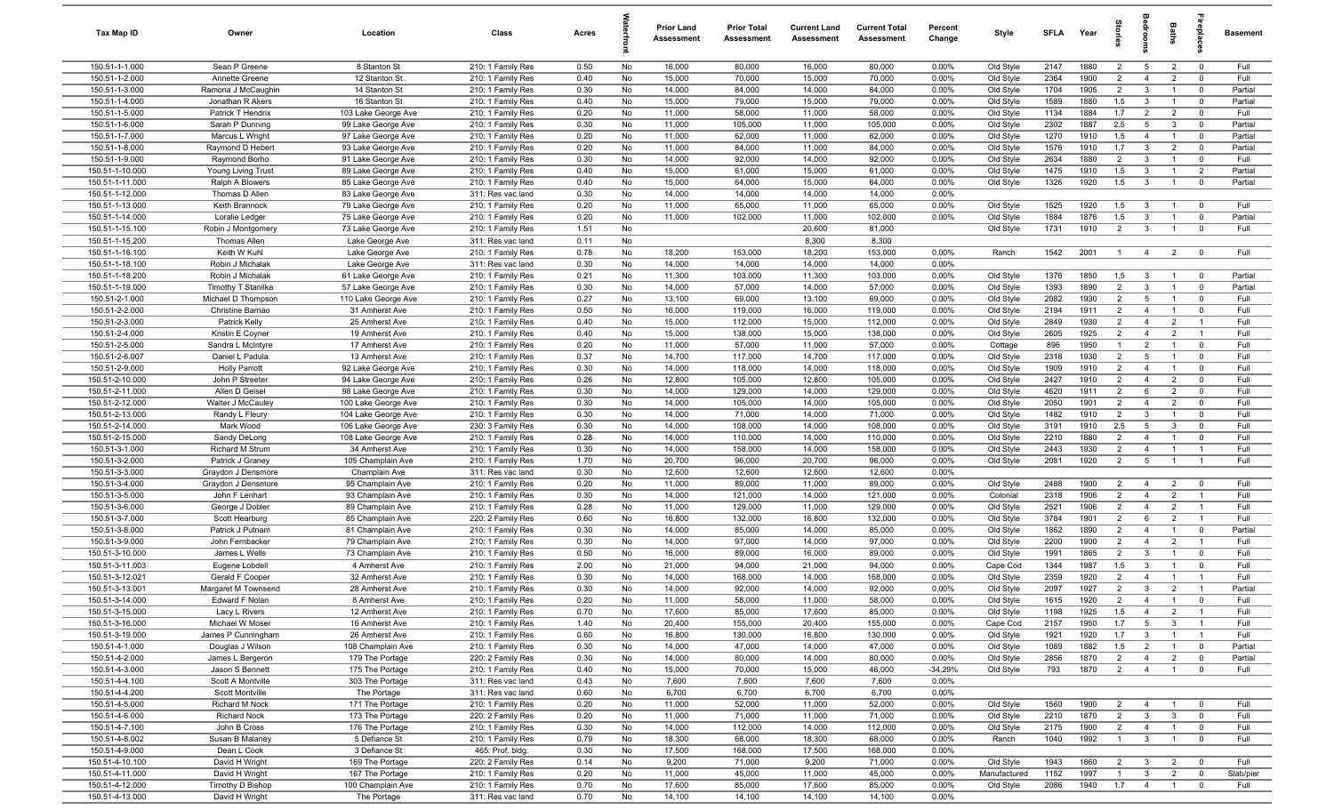| Tax Map ID | Owner | Location | Class | Acres | Waterfront | Prior Land Assessment | Prior Total Assessment | Current Land Assessment | Current Total Assessment | Percent Change | Style | SFLA | Year | Stories | Bedrooms | Baths | Fireplaces | Basement |
|---|---|---|---|---|---|---|---|---|---|---|---|---|---|---|---|---|---|---|
| 150.51-1-1.000 | Sean P Greene | 8 Stanton St | 210: 1 Family Res | 0.50 | No | 16,000 | 80,000 | 16,000 | 80,000 | 0.00% | Old Style | 2147 | 1880 | 2 | 5 | 2 | 0 | Full |
| 150.51-1-2.000 | Annette Greene | 12 Stanton St | 210: 1 Family Res | 0.40 | No | 15,000 | 70,000 | 15,000 | 70,000 | 0.00% | Old Style | 2364 | 1900 | 2 | 4 | 2 | 0 | Full |
| 150.51-1-3.000 | Ramona J McCaughin | 14 Stanton St | 210: 1 Family Res | 0.30 | No | 14,000 | 84,000 | 14,000 | 84,000 | 0.00% | Old Style | 1704 | 1905 | 2 | 3 | 1 | 0 | Partial |
| 150.51-1-4.000 | Jonathan R Akers | 16 Stanton St | 210: 1 Family Res | 0.40 | No | 15,000 | 79,000 | 15,000 | 79,000 | 0.00% | Old Style | 1589 | 1880 | 1.5 | 3 | 1 | 0 | Partial |
| 150.51-1-5.000 | Patrick T Hendrix | 103 Lake George Ave | 210: 1 Family Res | 0.20 | No | 11,000 | 58,000 | 11,000 | 58,000 | 0.00% | Old Style | 1134 | 1884 | 1.7 | 2 | 2 | 0 | Full |
| 150.51-1-6.000 | Sarah P Dunning | 99 Lake George Ave | 210: 1 Family Res | 0.30 | No | 11,000 | 105,000 | 11,000 | 105,000 | 0.00% | Old Style | 2302 | 1887 | 2.5 | 5 | 3 | 0 | Partial |
| 150.51-1-7.000 | Marcus L Wright | 97 Lake George Ave | 210: 1 Family Res | 0.20 | No | 11,000 | 62,000 | 11,000 | 62,000 | 0.00% | Old Style | 1270 | 1910 | 1.5 | 4 | 1 | 0 | Partial |
| 150.51-1-8.000 | Raymond D Hebert | 93 Lake George Ave | 210: 1 Family Res | 0.20 | No | 11,000 | 84,000 | 11,000 | 84,000 | 0.00% | Old Style | 1576 | 1910 | 1.7 | 3 | 2 | 0 | Partial |
| 150.51-1-9.000 | Raymond Borho | 91 Lake George Ave | 210: 1 Family Res | 0.30 | No | 14,000 | 92,000 | 14,000 | 92,000 | 0.00% | Old Style | 2634 | 1880 | 2 | 3 | 1 | 0 | Full |
| 150.51-1-10.000 | Young Living Trust | 89 Lake George Ave | 210: 1 Family Res | 0.40 | No | 15,000 | 61,000 | 15,000 | 61,000 | 0.00% | Old Style | 1475 | 1910 | 1.5 | 3 | 1 | 2 | Partial |
| 150.51-1-11.000 | Ralph A Blowers | 85 Lake George Ave | 210: 1 Family Res | 0.40 | No | 15,000 | 64,000 | 15,000 | 64,000 | 0.00% | Old Style | 1326 | 1920 | 1.5 | 3 | 1 | 0 | Partial |
| 150.51-1-12.000 | Thomas D Allen | 83 Lake George Ave | 311: Res vac land | 0.30 | No | 14,000 | 14,000 | 14,000 | 14,000 | 0.00% | | | | | | | | |
| 150.51-1-13.000 | Keith Brannock | 79 Lake George Ave | 210: 1 Family Res | 0.20 | No | 11,000 | 65,000 | 11,000 | 65,000 | 0.00% | Old Style | 1525 | 1920 | 1.5 | 3 | 1 | 0 | Full |
| 150.51-1-14.000 | Loralie Ledger | 75 Lake George Ave | 210: 1 Family Res | 0.20 | No | 11,000 | 102,000 | 11,000 | 102,000 | 0.00% | Old Style | 1884 | 1876 | 1.5 | 3 | 1 | 0 | Partial |
| 150.51-1-15.100 | Robin J Montgomery | 73 Lake George Ave | 210: 1 Family Res | 1.51 | No | | | 20,600 | 81,000 | | Old Style | 1731 | 1910 | 2 | 3 | 1 | 0 | Full |
| 150.51-1-15.200 | Thomas Allen | Lake George Ave | 311: Res vac land | 0.11 | No | | | 8,300 | 8,300 | | | | | | | | | |
| 150.51-1-16.100 | Keith W Kuhl | Lake George Ave | 210: 1 Family Res | 0.78 | No | 18,200 | 153,000 | 18,200 | 153,000 | 0.00% | Ranch | 1542 | 2001 | 1 | 4 | 2 | 0 | Full |
| 150.51-1-18.100 | Robin J Michalak | Lake George Ave | 311: Res vac land | 0.30 | No | 14,000 | 14,000 | 14,000 | 14,000 | 0.00% | | | | | | | | |
| 150.51-1-18.200 | Robin J Michalak | 61 Lake George Ave | 210: 1 Family Res | 0.21 | No | 11,300 | 103,000 | 11,300 | 103,000 | 0.00% | Old Style | 1376 | 1850 | 1.5 | 3 | 1 | 0 | Partial |
| 150.51-1-19.000 | Timothy T Stanilka | 57 Lake George Ave | 210: 1 Family Res | 0.30 | No | 14,000 | 57,000 | 14,000 | 57,000 | 0.00% | Old Style | 1393 | 1890 | 2 | 3 | 1 | 0 | Partial |
| 150.51-2-1.000 | Michael D Thompson | 110 Lake George Ave | 210: 1 Family Res | 0.27 | No | 13,100 | 69,000 | 13,100 | 69,000 | 0.00% | Old Style | 2082 | 1930 | 2 | 5 | 1 | 0 | Full |
| 150.51-2-2.000 | Christine Barnao | 31 Amherst Ave | 210: 1 Family Res | 0.50 | No | 16,000 | 119,000 | 16,000 | 119,000 | 0.00% | Old Style | 2194 | 1911 | 2 | 4 | 1 | 0 | Full |
| 150.51-2-3.000 | Patrick Kelly | 25 Amherst Ave | 210: 1 Family Res | 0.40 | No | 15,000 | 112,000 | 15,000 | 112,000 | 0.00% | Old Style | 2849 | 1930 | 2 | 4 | 2 | 1 | Full |
| 150.51-2-4.000 | Kristin E Coyner | 19 Amherst Ave | 210: 1 Family Res | 0.40 | No | 15,000 | 138,000 | 15,000 | 138,000 | 0.00% | Old Style | 2605 | 1925 | 2 | 4 | 2 | 1 | Full |
| 150.51-2-5.000 | Sandra L McIntyre | 17 Amherst Ave | 210: 1 Family Res | 0.20 | No | 11,000 | 57,000 | 11,000 | 57,000 | 0.00% | Cottage | 896 | 1950 | 1 | 2 | 1 | 0 | Full |
| 150.51-2-6.007 | Daniel L Padula | 13 Amherst Ave | 210: 1 Family Res | 0.37 | No | 14,700 | 117,000 | 14,700 | 117,000 | 0.00% | Old Style | 2318 | 1930 | 2 | 5 | 1 | 0 | Full |
| 150.51-2-9.000 | Holly Parrott | 92 Lake George Ave | 210: 1 Family Res | 0.30 | No | 14,000 | 118,000 | 14,000 | 118,000 | 0.00% | Old Style | 1909 | 1910 | 2 | 4 | 1 | 0 | Full |
| 150.51-2-10.000 | John P Streeter | 94 Lake George Ave | 210: 1 Family Res | 0.26 | No | 12,800 | 105,000 | 12,800 | 105,000 | 0.00% | Old Style | 2427 | 1910 | 2 | 4 | 2 | 0 | Full |
| 150.51-2-11.000 | Allen D Geisel | 98 Lake George Ave | 210: 1 Family Res | 0.30 | No | 14,000 | 129,000 | 14,000 | 129,000 | 0.00% | Old Style | 4620 | 1911 | 2 | 6 | 2 | 0 | Full |
| 150.51-2-12.000 | Walter J McCauley | 100 Lake George Ave | 210: 1 Family Res | 0.30 | No | 14,000 | 105,000 | 14,000 | 105,000 | 0.00% | Old Style | 2050 | 1901 | 2 | 4 | 2 | 0 | Full |
| 150.51-2-13.000 | Randy L Fleury | 104 Lake George Ave | 210: 1 Family Res | 0.30 | No | 14,000 | 71,000 | 14,000 | 71,000 | 0.00% | Old Style | 1482 | 1910 | 2 | 3 | 1 | 0 | Full |
| 150.51-2-14.000 | Mark Wood | 106 Lake George Ave | 230: 3 Family Res | 0.30 | No | 14,000 | 108,000 | 14,000 | 108,000 | 0.00% | Old Style | 3191 | 1910 | 2.5 | 5 | 3 | 0 | Full |
| 150.51-2-15.000 | Sandy DeLong | 108 Lake George Ave | 210: 1 Family Res | 0.28 | No | 14,000 | 110,000 | 14,000 | 110,000 | 0.00% | Old Style | 2210 | 1880 | 2 | 4 | 1 | 0 | Full |
| 150.51-3-1.000 | Richard M Strum | 34 Amherst Ave | 210: 1 Family Res | 0.30 | No | 14,000 | 158,000 | 14,000 | 158,000 | 0.00% | Old Style | 2443 | 1930 | 2 | 4 | 1 | 1 | Full |
| 150.51-3-2.000 | Patrick J Graney | 105 Champlain Ave | 210: 1 Family Res | 1.70 | No | 20,700 | 96,000 | 20,700 | 96,000 | 0.00% | Old Style | 2081 | 1920 | 2 | 5 | 1 | 1 | Full |
| 150.51-3-3.000 | Graydon J Densmore | Champlain Ave | 311: Res vac land | 0.30 | No | 12,600 | 12,600 | 12,600 | 12,600 | 0.00% | | | | | | | | |
| 150.51-3-4.000 | Graydon J Densmore | 95 Champlain Ave | 210: 1 Family Res | 0.20 | No | 11,000 | 89,000 | 11,000 | 89,000 | 0.00% | Old Style | 2488 | 1900 | 2 | 4 | 2 | 0 | Full |
| 150.51-3-5.000 | John F Lenhart | 93 Champlain Ave | 210: 1 Family Res | 0.30 | No | 14,000 | 121,000 | 14,000 | 121,000 | 0.00% | Colonial | 2318 | 1906 | 2 | 4 | 2 | 1 | Full |
| 150.51-3-6.000 | George J Dobler | 89 Champlain Ave | 210: 1 Family Res | 0.28 | No | 11,000 | 129,000 | 11,000 | 129,000 | 0.00% | Old Style | 2521 | 1906 | 2 | 4 | 2 | 1 | Full |
| 150.51-3-7.000 | Scott Hearburg | 85 Champlain Ave | 220: 2 Family Res | 0.60 | No | 16,800 | 132,000 | 16,800 | 132,000 | 0.00% | Old Style | 3784 | 1901 | 2 | 6 | 2 | 1 | Full |
| 150.51-3-8.000 | Patrick J Putnam | 81 Champlain Ave | 210: 1 Family Res | 0.30 | No | 14,000 | 85,000 | 14,000 | 85,000 | 0.00% | Old Style | 1862 | 1890 | 2 | 4 | 1 | 0 | Partial |
| 150.51-3-9.000 | John Fernbacker | 79 Champlain Ave | 210: 1 Family Res | 0.30 | No | 14,000 | 97,000 | 14,000 | 97,000 | 0.00% | Old Style | 2200 | 1900 | 2 | 4 | 2 | 1 | Full |
| 150.51-3-10.000 | James L Wells | 73 Champlain Ave | 210: 1 Family Res | 0.50 | No | 16,000 | 89,000 | 16,000 | 89,000 | 0.00% | Old Style | 1991 | 1865 | 2 | 3 | 1 | 0 | Full |
| 150.51-3-11.003 | Eugene Lobdell | 4 Amherst Ave | 210: 1 Family Res | 2.00 | No | 21,000 | 94,000 | 21,000 | 94,000 | 0.00% | Cape Cod | 1344 | 1987 | 1.5 | 3 | 1 | 0 | Full |
| 150.51-3-12.021 | Gerald F Cooper | 32 Amherst Ave | 210: 1 Family Res | 0.30 | No | 14,000 | 168,000 | 14,000 | 168,000 | 0.00% | Old Style | 2359 | 1920 | 2 | 4 | 1 | 1 | Full |
| 150.51-3-13.001 | Margaret M Townsend | 28 Amherst Ave | 210: 1 Family Res | 0.30 | No | 14,000 | 92,000 | 14,000 | 92,000 | 0.00% | Old Style | 2097 | 1927 | 2 | 3 | 2 | 1 | Partial |
| 150.51-3-14.000 | Edward F Nolan | 8 Amherst Ave | 210: 1 Family Res | 0.20 | No | 11,000 | 58,000 | 11,000 | 58,000 | 0.00% | Old Style | 1615 | 1920 | 2 | 4 | 1 | 0 | Full |
| 150.51-3-15.000 | Lacy L Rivers | 12 Amherst Ave | 210: 1 Family Res | 0.70 | No | 17,600 | 85,000 | 17,600 | 85,000 | 0.00% | Old Style | 1198 | 1925 | 1.5 | 4 | 2 | 1 | Full |
| 150.51-3-16.000 | Michael W Moser | 16 Amherst Ave | 210: 1 Family Res | 1.40 | No | 20,400 | 155,000 | 20,400 | 155,000 | 0.00% | Cape Cod | 2157 | 1950 | 1.7 | 5 | 3 | 1 | Full |
| 150.51-3-19.000 | James P Cunningham | 26 Amherst Ave | 210: 1 Family Res | 0.60 | No | 16,800 | 130,000 | 16,800 | 130,000 | 0.00% | Old Style | 1921 | 1920 | 1.7 | 3 | 1 | 1 | Full |
| 150.51-4-1.000 | Douglas J Wilson | 108 Champlain Ave | 210: 1 Family Res | 0.30 | No | 14,000 | 47,000 | 14,000 | 47,000 | 0.00% | Old Style | 1089 | 1882 | 1.5 | 2 | 1 | 0 | Partial |
| 150.51-4-2.000 | James L Bergeron | 179 The Portage | 220: 2 Family Res | 0.30 | No | 14,000 | 80,000 | 14,000 | 80,000 | 0.00% | Old Style | 2856 | 1870 | 2 | 4 | 2 | 0 | Partial |
| 150.51-4-3.000 | Jason S Bennett | 175 The Portage | 210: 1 Family Res | 0.40 | No | 15,000 | 70,000 | 15,000 | 46,000 | -34.29% | Old Style | 793 | 1870 | 2 | 4 | 1 | 0 | Full |
| 150.51-4-4.100 | Scott A Montville | 303 The Portage | 311: Res vac land | 0.43 | No | 7,600 | 7,600 | 7,600 | 7,600 | 0.00% | | | | | | | | |
| 150.51-4-4.200 | Scott Montville | The Portage | 311: Res vac land | 0.60 | No | 6,700 | 6,700 | 6,700 | 6,700 | 0.00% | | | | | | | | |
| 150.51-4-5.000 | Richard M Nock | 171 The Portage | 210: 1 Family Res | 0.20 | No | 11,000 | 52,000 | 11,000 | 52,000 | 0.00% | Old Style | 1560 | 1900 | 2 | 4 | 1 | 0 | Full |
| 150.51-4-6.000 | Richard Nock | 173 The Portage | 220: 2 Family Res | 0.20 | No | 11,000 | 71,000 | 11,000 | 71,000 | 0.00% | Old Style | 2210 | 1870 | 2 | 3 | 3 | 0 | Full |
| 150.51-4-7.100 | John B Cross | 176 The Portage | 210: 1 Family Res | 0.30 | No | 14,000 | 112,000 | 14,000 | 112,000 | 0.00% | Old Style | 2175 | 1900 | 2 | 4 | 1 | 0 | Full |
| 150.51-4-8.002 | Susan B Malaney | 5 Defiance St | 210: 1 Family Res | 0.79 | No | 18,300 | 68,000 | 18,300 | 68,000 | 0.00% | Ranch | 1040 | 1992 | 1 | 3 | 1 | 0 | Full |
| 150.51-4-9.000 | Dean L Cook | 3 Defiance St | 465: Prof. bldg. | 0.30 | No | 17,500 | 168,000 | 17,500 | 168,000 | 0.00% | | | | | | | | |
| 150.51-4-10.100 | David H Wright | 169 The Portage | 220: 2 Family Res | 0.14 | No | 9,200 | 71,000 | 9,200 | 71,000 | 0.00% | Old Style | 1943 | 1860 | 2 | 3 | 2 | 0 | Full |
| 150.51-4-11.000 | David H Wright | 167 The Portage | 210: 1 Family Res | 0.20 | No | 11,000 | 45,000 | 11,000 | 45,000 | 0.00% | Manufactured | 1152 | 1997 | 1 | 3 | 2 | 0 | Slab/pier |
| 150.51-4-12.000 | Timothy D Bishop | 100 Champlain Ave | 210: 1 Family Res | 0.70 | No | 17,600 | 85,000 | 17,600 | 85,000 | 0.00% | Old Style | 2086 | 1940 | 1.7 | 4 | 1 | 0 | Full |
| 150.51-4-13.000 | David H Wright | The Portage | 311: Res vac land | 0.70 | No | 14,100 | 14,100 | 14,100 | 14,100 | 0.00% | | | | | | | | |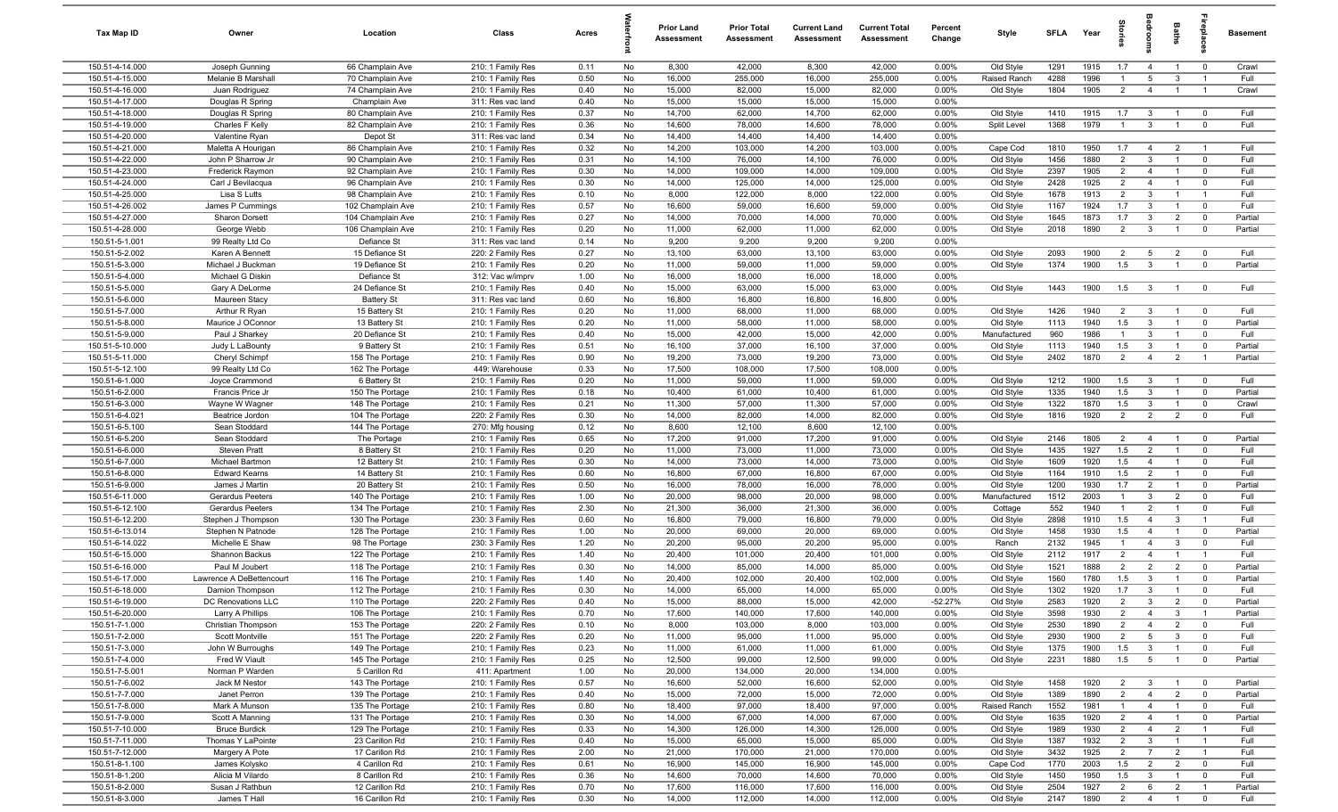| Tax Map ID | Owner | Location | Class | Acres | Waterfront | Prior Land Assessment | Prior Total Assessment | Current Land Assessment | Current Total Assessment | Percent Change | Style | SFLA | Year | Stories | Bedrooms | Baths | Fireplaces | Basement |
|---|---|---|---|---|---|---|---|---|---|---|---|---|---|---|---|---|---|---|
| 150.51-4-14.000 | Joseph Gunning | 66 Champlain Ave | 210: 1 Family Res | 0.11 | No | 8,300 | 42,000 | 8,300 | 42,000 | 0.00% | Old Style | 1291 | 1915 | 1.7 | 4 | 1 | 0 | Crawl |
| 150.51-4-15.000 | Melanie B Marshall | 70 Champlain Ave | 210: 1 Family Res | 0.50 | No | 16,000 | 255,000 | 16,000 | 255,000 | 0.00% | Raised Ranch | 4288 | 1996 | 1 | 5 | 3 | 1 | Full |
| 150.51-4-16.000 | Juan Rodriguez | 74 Champlain Ave | 210: 1 Family Res | 0.40 | No | 15,000 | 82,000 | 15,000 | 82,000 | 0.00% | Old Style | 1804 | 1905 | 2 | 4 | 1 | 1 | Crawl |
| 150.51-4-17.000 | Douglas R Spring | Champlain Ave | 311: Res vac land | 0.40 | No | 15,000 | 15,000 | 15,000 | 15,000 | 0.00% | | | | | | | | |
| 150.51-4-18.000 | Douglas R Spring | 80 Champlain Ave | 210: 1 Family Res | 0.37 | No | 14,700 | 62,000 | 14,700 | 62,000 | 0.00% | Old Style | 1410 | 1915 | 1.7 | 3 | 1 | 0 | Full |
| 150.51-4-19.000 | Charles F Kelly | 82 Champlain Ave | 210: 1 Family Res | 0.36 | No | 14,600 | 78,000 | 14,600 | 78,000 | 0.00% | Split Level | 1368 | 1979 | 1 | 3 | 1 | 0 | Full |
| 150.51-4-20.000 | Valentine Ryan | Depot St | 311: Res vac land | 0.34 | No | 14,400 | 14,400 | 14,400 | 14,400 | 0.00% | | | | | | | | |
| 150.51-4-21.000 | Maletta A Hourigan | 86 Champlain Ave | 210: 1 Family Res | 0.32 | No | 14,200 | 103,000 | 14,200 | 103,000 | 0.00% | Cape Cod | 1810 | 1950 | 1.7 | 4 | 2 | 1 | Full |
| 150.51-4-22.000 | John P Sharrow Jr | 90 Champlain Ave | 210: 1 Family Res | 0.31 | No | 14,100 | 76,000 | 14,100 | 76,000 | 0.00% | Old Style | 1456 | 1880 | 2 | 3 | 1 | 0 | Full |
| 150.51-4-23.000 | Frederick Raymon | 92 Champlain Ave | 210: 1 Family Res | 0.30 | No | 14,000 | 109,000 | 14,000 | 109,000 | 0.00% | Old Style | 2397 | 1905 | 2 | 4 | 1 | 0 | Full |
| 150.51-4-24.000 | Carl J Bevilacqua | 96 Champlain Ave | 210: 1 Family Res | 0.30 | No | 14,000 | 125,000 | 14,000 | 125,000 | 0.00% | Old Style | 2428 | 1925 | 2 | 4 | 1 | 0 | Full |
| 150.51-4-25.000 | Lisa S Lutts | 98 Champlain Ave | 210: 1 Family Res | 0.10 | No | 8,000 | 122,000 | 8,000 | 122,000 | 0.00% | Old Style | 1678 | 1913 | 2 | 3 | 1 | 1 | Full |
| 150.51-4-26.002 | James P Cummings | 102 Champlain Ave | 210: 1 Family Res | 0.57 | No | 16,600 | 59,000 | 16,600 | 59,000 | 0.00% | Old Style | 1167 | 1924 | 1.7 | 3 | 1 | 0 | Full |
| 150.51-4-27.000 | Sharon Dorsett | 104 Champlain Ave | 210: 1 Family Res | 0.27 | No | 14,000 | 70,000 | 14,000 | 70,000 | 0.00% | Old Style | 1645 | 1873 | 1.7 | 3 | 2 | 0 | Partial |
| 150.51-4-28.000 | George Webb | 106 Champlain Ave | 210: 1 Family Res | 0.20 | No | 11,000 | 62,000 | 11,000 | 62,000 | 0.00% | Old Style | 2018 | 1890 | 2 | 3 | 1 | 0 | Partial |
| 150.51-5-1.001 | 99 Realty Ltd Co | Defiance St | 311: Res vac land | 0.14 | No | 9,200 | 9,200 | 9,200 | 9,200 | 0.00% | | | | | | | | |
| 150.51-5-2.002 | Karen A Bennett | 15 Defiance St | 220: 2 Family Res | 0.27 | No | 13,100 | 63,000 | 13,100 | 63,000 | 0.00% | Old Style | 2093 | 1900 | 2 | 5 | 2 | 0 | Full |
| 150.51-5-3.000 | Michael J Buckman | 19 Defiance St | 210: 1 Family Res | 0.20 | No | 11,000 | 59,000 | 11,000 | 59,000 | 0.00% | Old Style | 1374 | 1900 | 1.5 | 3 | 1 | 0 | Partial |
| 150.51-5-4.000 | Michael G Diskin | Defiance St | 312: Vac w/imprv | 1.00 | No | 16,000 | 18,000 | 16,000 | 18,000 | 0.00% | | | | | | | | |
| 150.51-5-5.000 | Gary A DeLorme | 24 Defiance St | 210: 1 Family Res | 0.40 | No | 15,000 | 63,000 | 15,000 | 63,000 | 0.00% | Old Style | 1443 | 1900 | 1.5 | 3 | 1 | 0 | Full |
| 150.51-5-6.000 | Maureen Stacy | Battery St | 311: Res vac land | 0.60 | No | 16,800 | 16,800 | 16,800 | 16,800 | 0.00% | | | | | | | | |
| 150.51-5-7.000 | Arthur R Ryan | 15 Battery St | 210: 1 Family Res | 0.20 | No | 11,000 | 68,000 | 11,000 | 68,000 | 0.00% | Old Style | 1426 | 1940 | 2 | 3 | 1 | 0 | Full |
| 150.51-5-8.000 | Maurice J OConnor | 13 Battery St | 210: 1 Family Res | 0.20 | No | 11,000 | 58,000 | 11,000 | 58,000 | 0.00% | Old Style | 1113 | 1940 | 1.5 | 3 | 1 | 0 | Partial |
| 150.51-5-9.000 | Paul J Sharkey | 20 Defiance St | 210: 1 Family Res | 0.40 | No | 15,000 | 42,000 | 15,000 | 42,000 | 0.00% | Manufactured | 960 | 1986 | 1 | 3 | 1 | 0 | Full |
| 150.51-5-10.000 | Judy L LaBounty | 9 Battery St | 210: 1 Family Res | 0.51 | No | 16,100 | 37,000 | 16,100 | 37,000 | 0.00% | Old Style | 1113 | 1940 | 1.5 | 3 | 1 | 0 | Partial |
| 150.51-5-11.000 | Cheryl Schimpf | 158 The Portage | 210: 1 Family Res | 0.90 | No | 19,200 | 73,000 | 19,200 | 73,000 | 0.00% | Old Style | 2402 | 1870 | 2 | 4 | 2 | 1 | Partial |
| 150.51-5-12.100 | 99 Realty Ltd Co | 162 The Portage | 449: Warehouse | 0.33 | No | 17,500 | 108,000 | 17,500 | 108,000 | 0.00% | | | | | | | | |
| 150.51-6-1.000 | Joyce Crammond | 6 Battery St | 210: 1 Family Res | 0.20 | No | 11,000 | 59,000 | 11,000 | 59,000 | 0.00% | Old Style | 1212 | 1900 | 1.5 | 3 | 1 | 0 | Full |
| 150.51-6-2.000 | Francis Price Jr | 150 The Portage | 210: 1 Family Res | 0.18 | No | 10,400 | 61,000 | 10,400 | 61,000 | 0.00% | Old Style | 1335 | 1940 | 1.5 | 3 | 1 | 0 | Partial |
| 150.51-6-3.000 | Wayne W Wagner | 148 The Portage | 210: 1 Family Res | 0.21 | No | 11,300 | 57,000 | 11,300 | 57,000 | 0.00% | Old Style | 1322 | 1870 | 1.5 | 3 | 1 | 0 | Crawl |
| 150.51-6-4.021 | Beatrice Jordon | 104 The Portage | 220: 2 Family Res | 0.30 | No | 14,000 | 82,000 | 14,000 | 82,000 | 0.00% | Old Style | 1816 | 1920 | 2 | 2 | 2 | 0 | Full |
| 150.51-6-5.100 | Sean Stoddard | 144 The Portage | 270: Mfg housing | 0.12 | No | 8,600 | 12,100 | 8,600 | 12,100 | 0.00% | | | | | | | | |
| 150.51-6-5.200 | Sean Stoddard | The Portage | 210: 1 Family Res | 0.65 | No | 17,200 | 91,000 | 17,200 | 91,000 | 0.00% | Old Style | 2146 | 1805 | 2 | 4 | 1 | 0 | Partial |
| 150.51-6-6.000 | Steven Pratt | 8 Battery St | 210: 1 Family Res | 0.20 | No | 11,000 | 73,000 | 11,000 | 73,000 | 0.00% | Old Style | 1435 | 1927 | 1.5 | 2 | 1 | 0 | Full |
| 150.51-6-7.000 | Michael Bartmon | 12 Battery St | 210: 1 Family Res | 0.30 | No | 14,000 | 73,000 | 14,000 | 73,000 | 0.00% | Old Style | 1609 | 1920 | 1.5 | 4 | 1 | 0 | Full |
| 150.51-6-8.000 | Edward Kearns | 14 Battery St | 210: 1 Family Res | 0.60 | No | 16,800 | 67,000 | 16,800 | 67,000 | 0.00% | Old Style | 1164 | 1910 | 1.5 | 2 | 1 | 0 | Full |
| 150.51-6-9.000 | James J Martin | 20 Battery St | 210: 1 Family Res | 0.50 | No | 16,000 | 78,000 | 16,000 | 78,000 | 0.00% | Old Style | 1200 | 1930 | 1.7 | 2 | 1 | 0 | Partial |
| 150.51-6-11.000 | Gerardus Peeters | 140 The Portage | 210: 1 Family Res | 1.00 | No | 20,000 | 98,000 | 20,000 | 98,000 | 0.00% | Manufactured | 1512 | 2003 | 1 | 3 | 2 | 0 | Full |
| 150.51-6-12.100 | Gerardus Peeters | 134 The Portage | 210: 1 Family Res | 2.30 | No | 21,300 | 36,000 | 21,300 | 36,000 | 0.00% | Cottage | 552 | 1940 | 1 | 2 | 1 | 0 | Full |
| 150.51-6-12.200 | Stephen J Thompson | 130 The Portage | 230: 3 Family Res | 0.60 | No | 16,800 | 79,000 | 16,800 | 79,000 | 0.00% | Old Style | 2898 | 1910 | 1.5 | 4 | 3 | 1 | Full |
| 150.51-6-13.014 | Stephen N Patnode | 128 The Portage | 210: 1 Family Res | 1.00 | No | 20,000 | 69,000 | 20,000 | 69,000 | 0.00% | Old Style | 1458 | 1930 | 1.5 | 4 | 1 | 0 | Partial |
| 150.51-6-14.022 | Michelle E Shaw | 98 The Portage | 230: 3 Family Res | 1.20 | No | 20,200 | 95,000 | 20,200 | 95,000 | 0.00% | Ranch | 2132 | 1945 | 1 | 4 | 3 | 0 | Full |
| 150.51-6-15.000 | Shannon Backus | 122 The Portage | 210: 1 Family Res | 1.40 | No | 20,400 | 101,000 | 20,400 | 101,000 | 0.00% | Old Style | 2112 | 1917 | 2 | 4 | 1 | 1 | Full |
| 150.51-6-16.000 | Paul M Joubert | 118 The Portage | 210: 1 Family Res | 0.30 | No | 14,000 | 85,000 | 14,000 | 85,000 | 0.00% | Old Style | 1521 | 1888 | 2 | 2 | 2 | 0 | Partial |
| 150.51-6-17.000 | Lawrence A DeBettencourt | 116 The Portage | 210: 1 Family Res | 1.40 | No | 20,400 | 102,000 | 20,400 | 102,000 | 0.00% | Old Style | 1560 | 1780 | 1.5 | 3 | 1 | 0 | Partial |
| 150.51-6-18.000 | Damion Thompson | 112 The Portage | 210: 1 Family Res | 0.30 | No | 14,000 | 65,000 | 14,000 | 65,000 | 0.00% | Old Style | 1302 | 1920 | 1.7 | 3 | 1 | 0 | Full |
| 150.51-6-19.000 | DC Renovations LLC | 110 The Portage | 220: 2 Family Res | 0.40 | No | 15,000 | 88,000 | 15,000 | 42,000 | -52.27% | Old Style | 2583 | 1920 | 2 | 3 | 2 | 0 | Partial |
| 150.51-6-20.000 | Larry A Phillips | 106 The Portage | 210: 1 Family Res | 0.70 | No | 17,600 | 140,000 | 17,600 | 140,000 | 0.00% | Old Style | 3598 | 1930 | 2 | 4 | 3 | 1 | Partial |
| 150.51-7-1.000 | Christian Thompson | 153 The Portage | 220: 2 Family Res | 0.10 | No | 8,000 | 103,000 | 8,000 | 103,000 | 0.00% | Old Style | 2530 | 1890 | 2 | 4 | 2 | 0 | Full |
| 150.51-7-2.000 | Scott Montville | 151 The Portage | 220: 2 Family Res | 0.20 | No | 11,000 | 95,000 | 11,000 | 95,000 | 0.00% | Old Style | 2930 | 1900 | 2 | 5 | 3 | 0 | Full |
| 150.51-7-3.000 | John W Burroughs | 149 The Portage | 210: 1 Family Res | 0.23 | No | 11,000 | 61,000 | 11,000 | 61,000 | 0.00% | Old Style | 1375 | 1900 | 1.5 | 3 | 1 | 0 | Full |
| 150.51-7-4.000 | Fred W Viault | 145 The Portage | 210: 1 Family Res | 0.25 | No | 12,500 | 99,000 | 12,500 | 99,000 | 0.00% | Old Style | 2231 | 1880 | 1.5 | 5 | 1 | 0 | Partial |
| 150.51-7-5.001 | Norman P Warden | 5 Carillon Rd | 411: Apartment | 1.00 | No | 20,000 | 134,000 | 20,000 | 134,000 | 0.00% | | | | | | | | |
| 150.51-7-6.002 | Jack M Nestor | 143 The Portage | 210: 1 Family Res | 0.57 | No | 16,600 | 52,000 | 16,600 | 52,000 | 0.00% | Old Style | 1458 | 1920 | 2 | 3 | 1 | 0 | Partial |
| 150.51-7-7.000 | Janet Perron | 139 The Portage | 210: 1 Family Res | 0.40 | No | 15,000 | 72,000 | 15,000 | 72,000 | 0.00% | Old Style | 1389 | 1890 | 2 | 4 | 2 | 0 | Partial |
| 150.51-7-8.000 | Mark A Munson | 135 The Portage | 210: 1 Family Res | 0.80 | No | 18,400 | 97,000 | 18,400 | 97,000 | 0.00% | Raised Ranch | 1552 | 1981 | 1 | 4 | 1 | 0 | Full |
| 150.51-7-9.000 | Scott A Manning | 131 The Portage | 210: 1 Family Res | 0.30 | No | 14,000 | 67,000 | 14,000 | 67,000 | 0.00% | Old Style | 1635 | 1920 | 2 | 4 | 1 | 0 | Partial |
| 150.51-7-10.000 | Bruce Burdick | 129 The Portage | 210: 1 Family Res | 0.33 | No | 14,300 | 126,000 | 14,300 | 126,000 | 0.00% | Old Style | 1989 | 1930 | 2 | 4 | 2 | 1 | Full |
| 150.51-7-11.000 | Thomas Y LaPointe | 23 Carillon Rd | 210: 1 Family Res | 0.40 | No | 15,000 | 65,000 | 15,000 | 65,000 | 0.00% | Old Style | 1387 | 1932 | 2 | 3 | 1 | 1 | Full |
| 150.51-7-12.000 | Margery A Pote | 17 Carillon Rd | 210: 1 Family Res | 2.00 | No | 21,000 | 170,000 | 21,000 | 170,000 | 0.00% | Old Style | 3432 | 1925 | 2 | 7 | 2 | 1 | Full |
| 150.51-8-1.100 | James Kolysko | 4 Carillon Rd | 210: 1 Family Res | 0.61 | No | 16,900 | 145,000 | 16,900 | 145,000 | 0.00% | Cape Cod | 1770 | 2003 | 1.5 | 2 | 2 | 0 | Full |
| 150.51-8-1.200 | Alicia M Vilardo | 8 Carillon Rd | 210: 1 Family Res | 0.36 | No | 14,600 | 70,000 | 14,600 | 70,000 | 0.00% | Old Style | 1450 | 1950 | 1.5 | 3 | 1 | 0 | Full |
| 150.51-8-2.000 | Susan J Rathbun | 12 Carillon Rd | 210: 1 Family Res | 0.70 | No | 17,600 | 116,000 | 17,600 | 116,000 | 0.00% | Old Style | 2504 | 1927 | 2 | 6 | 2 | 1 | Partial |
| 150.51-8-3.000 | James T Hall | 16 Carillon Rd | 210: 1 Family Res | 0.30 | No | 14,000 | 112,000 | 14,000 | 112,000 | 0.00% | Old Style | 2147 | 1890 | 2 | 4 | 1 | 0 | Full |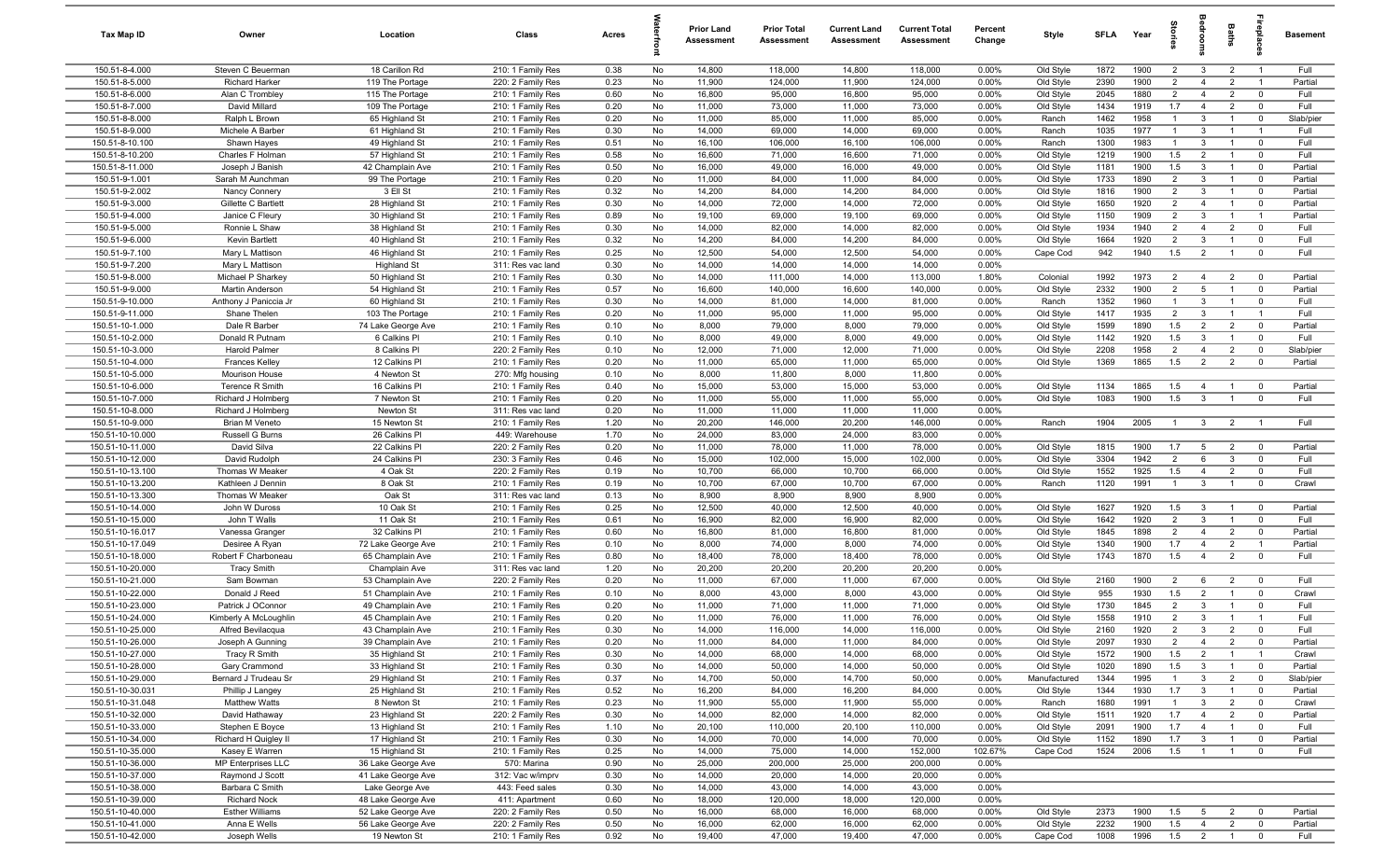| Tax Map ID | Owner | Location | Class | Acres | Waterfront | Prior Land Assessment | Prior Total Assessment | Current Land Assessment | Current Total Assessment | Percent Change | Style | SFLA | Year | Stories | Bedrooms | Baths | Fireplaces | Basement |
|---|---|---|---|---|---|---|---|---|---|---|---|---|---|---|---|---|---|---|
| 150.51-8-4.000 | Steven C Beuerman | 18 Carillon Rd | 210: 1 Family Res | 0.38 | No | 14,800 | 118,000 | 14,800 | 118,000 | 0.00% | Old Style | 1872 | 1900 | 2 | 3 | 2 | 1 | Full |
| 150.51-8-5.000 | Richard Harker | 119 The Portage | 220: 2 Family Res | 0.23 | No | 11,900 | 124,000 | 11,900 | 124,000 | 0.00% | Old Style | 2390 | 1900 | 2 | 4 | 2 | 1 | Partial |
| 150.51-8-6.000 | Alan C Trombley | 115 The Portage | 210: 1 Family Res | 0.60 | No | 16,800 | 95,000 | 16,800 | 95,000 | 0.00% | Old Style | 2045 | 1880 | 2 | 4 | 2 | 0 | Full |
| 150.51-8-7.000 | David Millard | 109 The Portage | 210: 1 Family Res | 0.20 | No | 11,000 | 73,000 | 11,000 | 73,000 | 0.00% | Old Style | 1434 | 1919 | 1.7 | 4 | 2 | 0 | Full |
| 150.51-8-8.000 | Ralph L Brown | 65 Highland St | 210: 1 Family Res | 0.20 | No | 11,000 | 85,000 | 11,000 | 85,000 | 0.00% | Ranch | 1462 | 1958 | 1 | 3 | 1 | 0 | Slab/pier |
| 150.51-8-9.000 | Michele A Barber | 61 Highland St | 210: 1 Family Res | 0.30 | No | 14,000 | 69,000 | 14,000 | 69,000 | 0.00% | Ranch | 1035 | 1977 | 1 | 3 | 1 | 1 | Full |
| 150.51-8-10.100 | Shawn Hayes | 49 Highland St | 210: 1 Family Res | 0.51 | No | 16,100 | 106,000 | 16,100 | 106,000 | 0.00% | Ranch | 1300 | 1983 | 1 | 3 | 1 | 0 | Full |
| 150.51-8-10.200 | Charles F Holman | 57 Highland St | 210: 1 Family Res | 0.58 | No | 16,600 | 71,000 | 16,600 | 71,000 | 0.00% | Old Style | 1219 | 1900 | 1.5 | 2 | 1 | 0 | Full |
| 150.51-8-11.000 | Joseph J Banish | 42 Champlain Ave | 210: 1 Family Res | 0.50 | No | 16,000 | 49,000 | 16,000 | 49,000 | 0.00% | Old Style | 1181 | 1900 | 1.5 | 3 | 1 | 0 | Partial |
| 150.51-9-1.001 | Sarah M Aunchman | 99 The Portage | 210: 1 Family Res | 0.20 | No | 11,000 | 84,000 | 11,000 | 84,000 | 0.00% | Old Style | 1733 | 1890 | 2 | 3 | 1 | 0 | Partial |
| 150.51-9-2.002 | Nancy Connery | 3 Ell St | 210: 1 Family Res | 0.32 | No | 14,200 | 84,000 | 14,200 | 84,000 | 0.00% | Old Style | 1816 | 1900 | 2 | 3 | 1 | 0 | Partial |
| 150.51-9-3.000 | Gillette C Bartlett | 28 Highland St | 210: 1 Family Res | 0.30 | No | 14,000 | 72,000 | 14,000 | 72,000 | 0.00% | Old Style | 1650 | 1920 | 2 | 4 | 1 | 0 | Partial |
| 150.51-9-4.000 | Janice C Fleury | 30 Highland St | 210: 1 Family Res | 0.89 | No | 19,100 | 69,000 | 19,100 | 69,000 | 0.00% | Old Style | 1150 | 1909 | 2 | 3 | 1 | 1 | Partial |
| 150.51-9-5.000 | Ronnie L Shaw | 38 Highland St | 210: 1 Family Res | 0.30 | No | 14,000 | 82,000 | 14,000 | 82,000 | 0.00% | Old Style | 1934 | 1940 | 2 | 4 | 2 | 0 | Full |
| 150.51-9-6.000 | Kevin Bartlett | 40 Highland St | 210: 1 Family Res | 0.32 | No | 14,200 | 84,000 | 14,200 | 84,000 | 0.00% | Old Style | 1664 | 1920 | 2 | 3 | 1 | 0 | Full |
| 150.51-9-7.100 | Mary L Mattison | 46 Highland St | 210: 1 Family Res | 0.25 | No | 12,500 | 54,000 | 12,500 | 54,000 | 0.00% | Cape Cod | 942 | 1940 | 1.5 | 2 | 1 | 0 | Full |
| 150.51-9-7.200 | Mary L Mattison | Highland St | 311: Res vac land | 0.30 | No | 14,000 | 14,000 | 14,000 | 14,000 | 0.00% | | | | | | | | |
| 150.51-9-8.000 | Michael P Sharkey | 50 Highland St | 210: 1 Family Res | 0.30 | No | 14,000 | 111,000 | 14,000 | 113,000 | 1.80% | Colonial | 1992 | 1973 | 2 | 4 | 2 | 0 | Partial |
| 150.51-9-9.000 | Martin Anderson | 54 Highland St | 210: 1 Family Res | 0.57 | No | 16,600 | 140,000 | 16,600 | 140,000 | 0.00% | Old Style | 2332 | 1900 | 2 | 5 | 1 | 0 | Partial |
| 150.51-9-10.000 | Anthony J Paniccia Jr | 60 Highland St | 210: 1 Family Res | 0.30 | No | 14,000 | 81,000 | 14,000 | 81,000 | 0.00% | Ranch | 1352 | 1960 | 1 | 3 | 1 | 0 | Full |
| 150.51-9-11.000 | Shane Thelen | 103 The Portage | 210: 1 Family Res | 0.20 | No | 11,000 | 95,000 | 11,000 | 95,000 | 0.00% | Old Style | 1417 | 1935 | 2 | 3 | 1 | 1 | Full |
| 150.51-10-1.000 | Dale R Barber | 74 Lake George Ave | 210: 1 Family Res | 0.10 | No | 8,000 | 79,000 | 8,000 | 79,000 | 0.00% | Old Style | 1599 | 1890 | 1.5 | 2 | 2 | 0 | Partial |
| 150.51-10-2.000 | Donald R Putnam | 6 Calkins Pl | 210: 1 Family Res | 0.10 | No | 8,000 | 49,000 | 8,000 | 49,000 | 0.00% | Old Style | 1142 | 1920 | 1.5 | 3 | 1 | 0 | Full |
| 150.51-10-3.000 | Harold Palmer | 8 Calkins Pl | 220: 2 Family Res | 0.10 | No | 12,000 | 71,000 | 12,000 | 71,000 | 0.00% | Old Style | 2208 | 1958 | 2 | 4 | 2 | 0 | Slab/pier |
| 150.51-10-4.000 | Frances Kelley | 12 Calkins Pl | 210: 1 Family Res | 0.20 | No | 11,000 | 65,000 | 11,000 | 65,000 | 0.00% | Old Style | 1369 | 1865 | 1.5 | 2 | 2 | 0 | Partial |
| 150.51-10-5.000 | Mourison House | 4 Newton St | 270: Mfg housing | 0.10 | No | 8,000 | 11,800 | 8,000 | 11,800 | 0.00% | | | | | | | | |
| 150.51-10-6.000 | Terence R Smith | 16 Calkins Pl | 210: 1 Family Res | 0.40 | No | 15,000 | 53,000 | 15,000 | 53,000 | 0.00% | Old Style | 1134 | 1865 | 1.5 | 4 | 1 | 0 | Partial |
| 150.51-10-7.000 | Richard J Holmberg | 7 Newton St | 210: 1 Family Res | 0.20 | No | 11,000 | 55,000 | 11,000 | 55,000 | 0.00% | Old Style | 1083 | 1900 | 1.5 | 3 | 1 | 0 | Full |
| 150.51-10-8.000 | Richard J Holmberg | Newton St | 311: Res vac land | 0.20 | No | 11,000 | 11,000 | 11,000 | 11,000 | 0.00% | | | | | | | | |
| 150.51-10-9.000 | Brian M Veneto | 15 Newton St | 210: 1 Family Res | 1.20 | No | 20,200 | 146,000 | 20,200 | 146,000 | 0.00% | Ranch | 1904 | 2005 | 1 | 3 | 2 | 1 | Full |
| 150.51-10-10.000 | Russell G Burns | 26 Calkins Pl | 449: Warehouse | 1.70 | No | 24,000 | 83,000 | 24,000 | 83,000 | 0.00% | | | | | | | | |
| 150.51-10-11.000 | David Silva | 22 Calkins Pl | 220: 2 Family Res | 0.20 | No | 11,000 | 78,000 | 11,000 | 78,000 | 0.00% | Old Style | 1815 | 1900 | 1.7 | 5 | 2 | 0 | Partial |
| 150.51-10-12.000 | David Rudolph | 24 Calkins Pl | 230: 3 Family Res | 0.46 | No | 15,000 | 102,000 | 15,000 | 102,000 | 0.00% | Old Style | 3304 | 1942 | 2 | 6 | 3 | 0 | Full |
| 150.51-10-13.100 | Thomas W Meaker | 4 Oak St | 220: 2 Family Res | 0.19 | No | 10,700 | 66,000 | 10,700 | 66,000 | 0.00% | Old Style | 1552 | 1925 | 1.5 | 4 | 2 | 0 | Full |
| 150.51-10-13.200 | Kathleen J Dennin | 8 Oak St | 210: 1 Family Res | 0.19 | No | 10,700 | 67,000 | 10,700 | 67,000 | 0.00% | Ranch | 1120 | 1991 | 1 | 3 | 1 | 0 | Crawl |
| 150.51-10-13.300 | Thomas W Meaker | Oak St | 311: Res vac land | 0.13 | No | 8,900 | 8,900 | 8,900 | 8,900 | 0.00% | | | | | | | | |
| 150.51-10-14.000 | John W Duross | 10 Oak St | 210: 1 Family Res | 0.25 | No | 12,500 | 40,000 | 12,500 | 40,000 | 0.00% | Old Style | 1627 | 1920 | 1.5 | 3 | 1 | 0 | Partial |
| 150.51-10-15.000 | John T Walls | 11 Oak St | 210: 1 Family Res | 0.61 | No | 16,900 | 82,000 | 16,900 | 82,000 | 0.00% | Old Style | 1642 | 1920 | 2 | 3 | 1 | 0 | Full |
| 150.51-10-16.017 | Vanessa Granger | 32 Calkins Pl | 210: 1 Family Res | 0.60 | No | 16,800 | 81,000 | 16,800 | 81,000 | 0.00% | Old Style | 1845 | 1898 | 2 | 4 | 2 | 0 | Partial |
| 150.51-10-17.049 | Desiree A Ryan | 72 Lake George Ave | 210: 1 Family Res | 0.10 | No | 8,000 | 74,000 | 8,000 | 74,000 | 0.00% | Old Style | 1340 | 1900 | 1.7 | 4 | 2 | 1 | Partial |
| 150.51-10-18.000 | Robert F Charboneau | 65 Champlain Ave | 210: 1 Family Res | 0.80 | No | 18,400 | 78,000 | 18,400 | 78,000 | 0.00% | Old Style | 1743 | 1870 | 1.5 | 4 | 2 | 0 | Full |
| 150.51-10-20.000 | Tracy Smith | Champlain Ave | 311: Res vac land | 1.20 | No | 20,200 | 20,200 | 20,200 | 20,200 | 0.00% | | | | | | | | |
| 150.51-10-21.000 | Sam Bowman | 53 Champlain Ave | 220: 2 Family Res | 0.20 | No | 11,000 | 67,000 | 11,000 | 67,000 | 0.00% | Old Style | 2160 | 1900 | 2 | 6 | 2 | 0 | Full |
| 150.51-10-22.000 | Donald J Reed | 51 Champlain Ave | 210: 1 Family Res | 0.10 | No | 8,000 | 43,000 | 8,000 | 43,000 | 0.00% | Old Style | 955 | 1930 | 1.5 | 2 | 1 | 0 | Crawl |
| 150.51-10-23.000 | Patrick J OConnor | 49 Champlain Ave | 210: 1 Family Res | 0.20 | No | 11,000 | 71,000 | 11,000 | 71,000 | 0.00% | Old Style | 1730 | 1845 | 2 | 3 | 1 | 0 | Full |
| 150.51-10-24.000 | Kimberly A McLoughlin | 45 Champlain Ave | 210: 1 Family Res | 0.20 | No | 11,000 | 76,000 | 11,000 | 76,000 | 0.00% | Old Style | 1558 | 1910 | 2 | 3 | 1 | 1 | Full |
| 150.51-10-25.000 | Alfred Bevilacqua | 43 Champlain Ave | 210: 1 Family Res | 0.30 | No | 14,000 | 116,000 | 14,000 | 116,000 | 0.00% | Old Style | 2160 | 1920 | 2 | 3 | 2 | 0 | Full |
| 150.51-10-26.000 | Joseph A Gunning | 39 Champlain Ave | 210: 1 Family Res | 0.20 | No | 11,000 | 84,000 | 11,000 | 84,000 | 0.00% | Old Style | 2097 | 1930 | 2 | 4 | 2 | 0 | Partial |
| 150.51-10-27.000 | Tracy R Smith | 35 Highland St | 210: 1 Family Res | 0.30 | No | 14,000 | 68,000 | 14,000 | 68,000 | 0.00% | Old Style | 1572 | 1900 | 1.5 | 2 | 1 | 1 | Crawl |
| 150.51-10-28.000 | Gary Crammond | 33 Highland St | 210: 1 Family Res | 0.30 | No | 14,000 | 50,000 | 14,000 | 50,000 | 0.00% | Old Style | 1020 | 1890 | 1.5 | 3 | 1 | 0 | Partial |
| 150.51-10-29.000 | Bernard J Trudeau Sr | 29 Highland St | 210: 1 Family Res | 0.37 | No | 14,700 | 50,000 | 14,700 | 50,000 | 0.00% | Manufactured | 1344 | 1995 | 1 | 3 | 2 | 0 | Slab/pier |
| 150.51-10-30.031 | Phillip J Langey | 25 Highland St | 210: 1 Family Res | 0.52 | No | 16,200 | 84,000 | 16,200 | 84,000 | 0.00% | Old Style | 1344 | 1930 | 1.7 | 3 | 1 | 0 | Partial |
| 150.51-10-31.048 | Matthew Watts | 8 Newton St | 210: 1 Family Res | 0.23 | No | 11,900 | 55,000 | 11,900 | 55,000 | 0.00% | Ranch | 1680 | 1991 | 1 | 3 | 2 | 0 | Crawl |
| 150.51-10-32.000 | David Hathaway | 23 Highland St | 220: 2 Family Res | 0.30 | No | 14,000 | 82,000 | 14,000 | 82,000 | 0.00% | Old Style | 1511 | 1920 | 1.7 | 4 | 2 | 0 | Partial |
| 150.51-10-33.000 | Stephen E Boyce | 13 Highland St | 210: 1 Family Res | 1.10 | No | 20,100 | 110,000 | 20,100 | 110,000 | 0.00% | Old Style | 2091 | 1900 | 1.7 | 4 | 1 | 0 | Full |
| 150.51-10-34.000 | Richard H Quigley II | 17 Highland St | 210: 1 Family Res | 0.30 | No | 14,000 | 70,000 | 14,000 | 70,000 | 0.00% | Old Style | 1152 | 1890 | 1.7 | 3 | 1 | 0 | Partial |
| 150.51-10-35.000 | Kasey E Warren | 15 Highland St | 210: 1 Family Res | 0.25 | No | 14,000 | 75,000 | 14,000 | 152,000 | 102.67% | Cape Cod | 1524 | 2006 | 1.5 | 1 | 1 | 0 | Full |
| 150.51-10-36.000 | MP Enterprises LLC | 36 Lake George Ave | 570: Marina | 0.90 | No | 25,000 | 200,000 | 25,000 | 200,000 | 0.00% | | | | | | | | |
| 150.51-10-37.000 | Raymond J Scott | 41 Lake George Ave | 312: Vac w/imprv | 0.30 | No | 14,000 | 20,000 | 14,000 | 20,000 | 0.00% | | | | | | | | |
| 150.51-10-38.000 | Barbara C Smith | Lake George Ave | 443: Feed sales | 0.30 | No | 14,000 | 43,000 | 14,000 | 43,000 | 0.00% | | | | | | | | |
| 150.51-10-39.000 | Richard Nock | 48 Lake George Ave | 411: Apartment | 0.60 | No | 18,000 | 120,000 | 18,000 | 120,000 | 0.00% | | | | | | | | |
| 150.51-10-40.000 | Esther Williams | 52 Lake George Ave | 220: 2 Family Res | 0.50 | No | 16,000 | 68,000 | 16,000 | 68,000 | 0.00% | Old Style | 2373 | 1900 | 1.5 | 5 | 2 | 0 | Partial |
| 150.51-10-41.000 | Anna E Wells | 56 Lake George Ave | 220: 2 Family Res | 0.50 | No | 16,000 | 62,000 | 16,000 | 62,000 | 0.00% | Old Style | 2232 | 1900 | 1.5 | 4 | 2 | 0 | Partial |
| 150.51-10-42.000 | Joseph Wells | 19 Newton St | 210: 1 Family Res | 0.92 | No | 19,400 | 47,000 | 19,400 | 47,000 | 0.00% | Cape Cod | 1008 | 1996 | 1.5 | 2 | 1 | 0 | Full |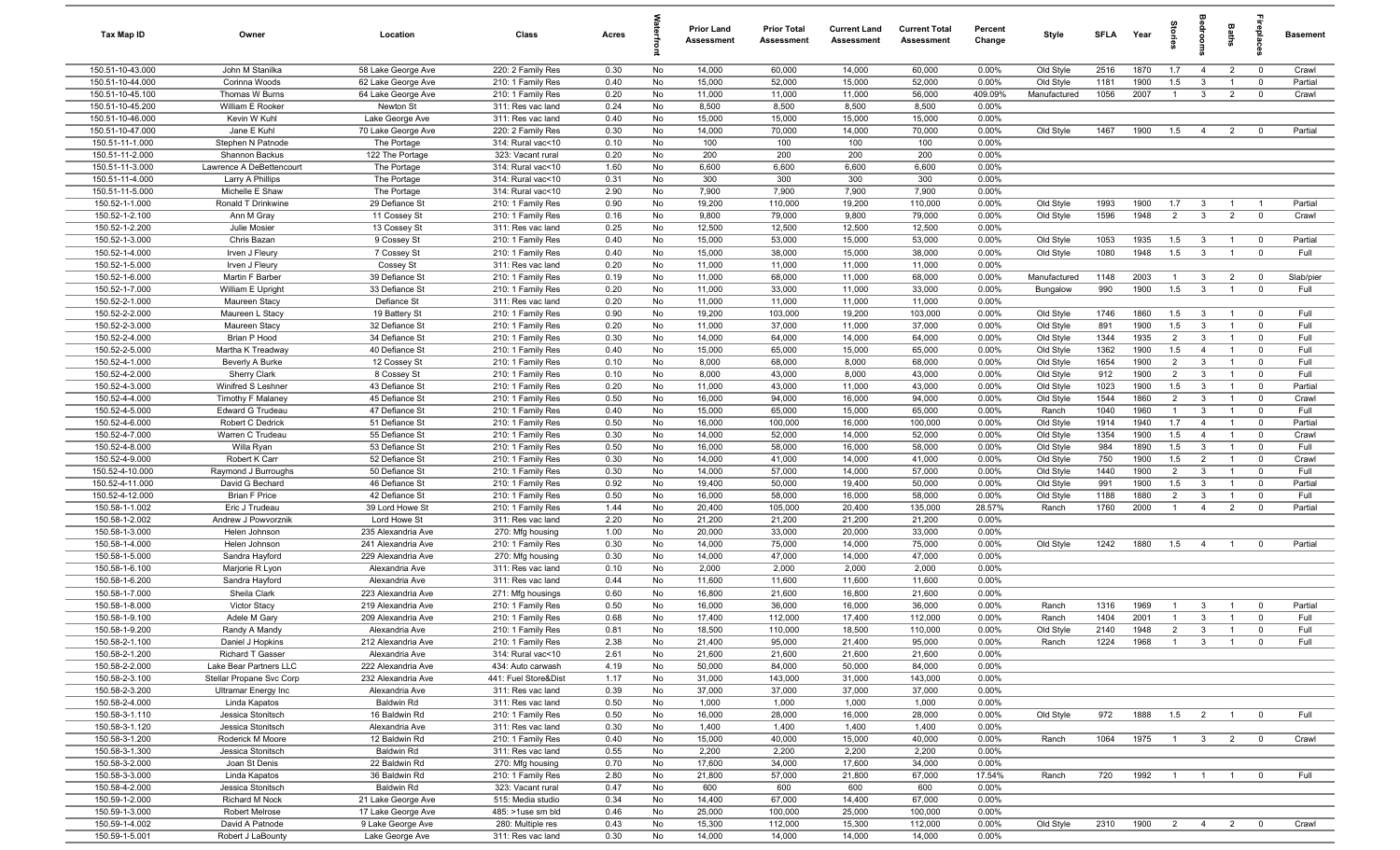| Tax Map ID | Owner | Location | Class | Acres | Waterfront | Prior Land Assessment | Prior Total Assessment | Current Land Assessment | Current Total Assessment | Percent Change | Style | SFLA | Year | Stories | Bedrooms | Baths | Fireplaces | Basement |
|---|---|---|---|---|---|---|---|---|---|---|---|---|---|---|---|---|---|---|
| 150.51-10-43.000 | John M Stanilka | 58 Lake George Ave | 220: 2 Family Res | 0.30 | No | 14,000 | 60,000 | 14,000 | 60,000 | 0.00% | Old Style | 2516 | 1870 | 1.7 | 4 | 2 | 0 | Crawl |
| 150.51-10-44.000 | Corinna Woods | 62 Lake George Ave | 210: 1 Family Res | 0.40 | No | 15,000 | 52,000 | 15,000 | 52,000 | 0.00% | Old Style | 1181 | 1900 | 1.5 | 3 | 1 | 0 | Partial |
| 150.51-10-45.100 | Thomas W Burns | 64 Lake George Ave | 210: 1 Family Res | 0.20 | No | 11,000 | 11,000 | 11,000 | 56,000 | 409.09% | Manufactured | 1056 | 2007 | 1 | 3 | 2 | 0 | Crawl |
| 150.51-10-45.200 | William E Rooker | Newton St | 311: Res vac land | 0.24 | No | 8,500 | 8,500 | 8,500 | 8,500 | 0.00% | | | | | | | | |
| 150.51-10-46.000 | Kevin W Kuhl | Lake George Ave | 311: Res vac land | 0.40 | No | 15,000 | 15,000 | 15,000 | 15,000 | 0.00% | | | | | | | | |
| 150.51-10-47.000 | Jane E Kuhl | 70 Lake George Ave | 220: 2 Family Res | 0.30 | No | 14,000 | 70,000 | 14,000 | 70,000 | 0.00% | Old Style | 1467 | 1900 | 1.5 | 4 | 2 | 0 | Partial |
| 150.51-11-1.000 | Stephen N Patnode | The Portage | 314: Rural vac<10 | 0.10 | No | 100 | 100 | 100 | 100 | 0.00% | | | | | | | | |
| 150.51-11-2.000 | Shannon Backus | 122 The Portage | 323: Vacant rural | 0.20 | No | 200 | 200 | 200 | 200 | 0.00% | | | | | | | | |
| 150.51-11-3.000 | Lawrence A DeBettencourt | The Portage | 314: Rural vac<10 | 1.60 | No | 6,600 | 6,600 | 6,600 | 6,600 | 0.00% | | | | | | | | |
| 150.51-11-4.000 | Larry A Phillips | The Portage | 314: Rural vac<10 | 0.31 | No | 300 | 300 | 300 | 300 | 0.00% | | | | | | | | |
| 150.51-11-5.000 | Michelle E Shaw | The Portage | 314: Rural vac<10 | 2.90 | No | 7,900 | 7,900 | 7,900 | 7,900 | 0.00% | | | | | | | | |
| 150.52-1-1.000 | Ronald T Drinkwine | 29 Defiance St | 210: 1 Family Res | 0.90 | No | 19,200 | 110,000 | 19,200 | 110,000 | 0.00% | Old Style | 1993 | 1900 | 1.7 | 3 | 1 | 1 | Partial |
| 150.52-1-2.100 | Ann M Gray | 11 Cossey St | 210: 1 Family Res | 0.16 | No | 9,800 | 79,000 | 9,800 | 79,000 | 0.00% | Old Style | 1596 | 1948 | 2 | 3 | 2 | 0 | Crawl |
| 150.52-1-2.200 | Julie Mosier | 13 Cossey St | 311: Res vac land | 0.25 | No | 12,500 | 12,500 | 12,500 | 12,500 | 0.00% | | | | | | | | |
| 150.52-1-3.000 | Chris Bazan | 9 Cossey St | 210: 1 Family Res | 0.40 | No | 15,000 | 53,000 | 15,000 | 53,000 | 0.00% | Old Style | 1053 | 1935 | 1.5 | 3 | 1 | 0 | Partial |
| 150.52-1-4.000 | Irven J Fleury | 7 Cossey St | 210: 1 Family Res | 0.40 | No | 15,000 | 38,000 | 15,000 | 38,000 | 0.00% | Old Style | 1080 | 1948 | 1.5 | 3 | 1 | 0 | Full |
| 150.52-1-5.000 | Irven J Fleury | Cossey St | 311: Res vac land | 0.20 | No | 11,000 | 11,000 | 11,000 | 11,000 | 0.00% | | | | | | | | |
| 150.52-1-6.000 | Martin F Barber | 39 Defiance St | 210: 1 Family Res | 0.19 | No | 11,000 | 68,000 | 11,000 | 68,000 | 0.00% | Manufactured | 1148 | 2003 | 1 | 3 | 2 | 0 | Slab/pier |
| 150.52-1-7.000 | William E Upright | 33 Defiance St | 210: 1 Family Res | 0.20 | No | 11,000 | 33,000 | 11,000 | 33,000 | 0.00% | Bungalow | 990 | 1900 | 1.5 | 3 | 1 | 0 | Full |
| 150.52-2-1.000 | Maureen Stacy | Defiance St | 311: Res vac land | 0.20 | No | 11,000 | 11,000 | 11,000 | 11,000 | 0.00% | | | | | | | | |
| 150.52-2-2.000 | Maureen L Stacy | 19 Battery St | 210: 1 Family Res | 0.90 | No | 19,200 | 103,000 | 19,200 | 103,000 | 0.00% | Old Style | 1746 | 1860 | 1.5 | 3 | 1 | 0 | Full |
| 150.52-2-3.000 | Maureen Stacy | 32 Defiance St | 210: 1 Family Res | 0.20 | No | 11,000 | 37,000 | 11,000 | 37,000 | 0.00% | Old Style | 891 | 1900 | 1.5 | 3 | 1 | 0 | Full |
| 150.52-2-4.000 | Brian P Hood | 34 Defiance St | 210: 1 Family Res | 0.30 | No | 14,000 | 64,000 | 14,000 | 64,000 | 0.00% | Old Style | 1344 | 1935 | 2 | 3 | 1 | 0 | Full |
| 150.52-2-5.000 | Martha K Treadway | 40 Defiance St | 210: 1 Family Res | 0.40 | No | 15,000 | 65,000 | 15,000 | 65,000 | 0.00% | Old Style | 1362 | 1900 | 1.5 | 4 | 1 | 0 | Full |
| 150.52-4-1.000 | Beverly A Burke | 12 Cossey St | 210: 1 Family Res | 0.10 | No | 8,000 | 68,000 | 8,000 | 68,000 | 0.00% | Old Style | 1654 | 1900 | 2 | 3 | 1 | 0 | Full |
| 150.52-4-2.000 | Sherry Clark | 8 Cossey St | 210: 1 Family Res | 0.10 | No | 8,000 | 43,000 | 8,000 | 43,000 | 0.00% | Old Style | 912 | 1900 | 2 | 3 | 1 | 0 | Full |
| 150.52-4-3.000 | Winifred S Leshner | 43 Defiance St | 210: 1 Family Res | 0.20 | No | 11,000 | 43,000 | 11,000 | 43,000 | 0.00% | Old Style | 1023 | 1900 | 1.5 | 3 | 1 | 0 | Partial |
| 150.52-4-4.000 | Timothy F Malaney | 45 Defiance St | 210: 1 Family Res | 0.50 | No | 16,000 | 94,000 | 16,000 | 94,000 | 0.00% | Old Style | 1544 | 1860 | 2 | 3 | 1 | 0 | Crawl |
| 150.52-4-5.000 | Edward G Trudeau | 47 Defiance St | 210: 1 Family Res | 0.40 | No | 15,000 | 65,000 | 15,000 | 65,000 | 0.00% | Ranch | 1040 | 1960 | 1 | 3 | 1 | 0 | Full |
| 150.52-4-6.000 | Robert C Dedrick | 51 Defiance St | 210: 1 Family Res | 0.50 | No | 16,000 | 100,000 | 16,000 | 100,000 | 0.00% | Old Style | 1914 | 1940 | 1.7 | 4 | 1 | 0 | Partial |
| 150.52-4-7.000 | Warren C Trudeau | 55 Defiance St | 210: 1 Family Res | 0.30 | No | 14,000 | 52,000 | 14,000 | 52,000 | 0.00% | Old Style | 1354 | 1900 | 1.5 | 4 | 1 | 0 | Crawl |
| 150.52-4-8.000 | Willa Ryan | 53 Defiance St | 210: 1 Family Res | 0.50 | No | 16,000 | 58,000 | 16,000 | 58,000 | 0.00% | Old Style | 984 | 1890 | 1.5 | 3 | 1 | 0 | Full |
| 150.52-4-9.000 | Robert K Carr | 52 Defiance St | 210: 1 Family Res | 0.30 | No | 14,000 | 41,000 | 14,000 | 41,000 | 0.00% | Old Style | 750 | 1900 | 1.5 | 2 | 1 | 0 | Crawl |
| 150.52-4-10.000 | Raymond J Burroughs | 50 Defiance St | 210: 1 Family Res | 0.30 | No | 14,000 | 57,000 | 14,000 | 57,000 | 0.00% | Old Style | 1440 | 1900 | 2 | 3 | 1 | 0 | Full |
| 150.52-4-11.000 | David G Bechard | 46 Defiance St | 210: 1 Family Res | 0.92 | No | 19,400 | 50,000 | 19,400 | 50,000 | 0.00% | Old Style | 991 | 1900 | 1.5 | 3 | 1 | 0 | Partial |
| 150.52-4-12.000 | Brian F Price | 42 Defiance St | 210: 1 Family Res | 0.50 | No | 16,000 | 58,000 | 16,000 | 58,000 | 0.00% | Old Style | 1188 | 1880 | 2 | 3 | 1 | 0 | Full |
| 150.58-1-1.002 | Eric J Trudeau | 39 Lord Howe St | 210: 1 Family Res | 1.44 | No | 20,400 | 105,000 | 20,400 | 135,000 | 28.57% | Ranch | 1760 | 2000 | 1 | 4 | 2 | 0 | Partial |
| 150.58-1-2.002 | Andrew J Powvorznik | Lord Howe St | 311: Res vac land | 2.20 | No | 21,200 | 21,200 | 21,200 | 21,200 | 0.00% | | | | | | | | |
| 150.58-1-3.000 | Helen Johnson | 235 Alexandria Ave | 270: Mfg housing | 1.00 | No | 20,000 | 33,000 | 20,000 | 33,000 | 0.00% | | | | | | | | |
| 150.58-1-4.000 | Helen Johnson | 241 Alexandria Ave | 210: 1 Family Res | 0.30 | No | 14,000 | 75,000 | 14,000 | 75,000 | 0.00% | Old Style | 1242 | 1880 | 1.5 | 4 | 1 | 0 | Partial |
| 150.58-1-5.000 | Sandra Hayford | 229 Alexandria Ave | 270: Mfg housing | 0.30 | No | 14,000 | 47,000 | 14,000 | 47,000 | 0.00% | | | | | | | | |
| 150.58-1-6.100 | Marjorie R Lyon | Alexandria Ave | 311: Res vac land | 0.10 | No | 2,000 | 2,000 | 2,000 | 2,000 | 0.00% | | | | | | | | |
| 150.58-1-6.200 | Sandra Hayford | Alexandria Ave | 311: Res vac land | 0.44 | No | 11,600 | 11,600 | 11,600 | 11,600 | 0.00% | | | | | | | | |
| 150.58-1-7.000 | Sheila Clark | 223 Alexandria Ave | 271: Mfg housings | 0.60 | No | 16,800 | 21,600 | 16,800 | 21,600 | 0.00% | | | | | | | | |
| 150.58-1-8.000 | Victor Stacy | 219 Alexandria Ave | 210: 1 Family Res | 0.50 | No | 16,000 | 36,000 | 16,000 | 36,000 | 0.00% | Ranch | 1316 | 1969 | 1 | 3 | 1 | 0 | Partial |
| 150.58-1-9.100 | Adele M Gary | 209 Alexandria Ave | 210: 1 Family Res | 0.68 | No | 17,400 | 112,000 | 17,400 | 112,000 | 0.00% | Ranch | 1404 | 2001 | 1 | 3 | 1 | 0 | Full |
| 150.58-1-9.200 | Randy A Mandy | Alexandria Ave | 210: 1 Family Res | 0.81 | No | 18,500 | 110,000 | 18,500 | 110,000 | 0.00% | Old Style | 2140 | 1948 | 2 | 3 | 1 | 0 | Full |
| 150.58-2-1.100 | Daniel J Hopkins | 212 Alexandria Ave | 210: 1 Family Res | 2.38 | No | 21,400 | 95,000 | 21,400 | 95,000 | 0.00% | Ranch | 1224 | 1968 | 1 | 3 | 1 | 0 | Full |
| 150.58-2-1.200 | Richard T Gasser | Alexandria Ave | 314: Rural vac<10 | 2.61 | No | 21,600 | 21,600 | 21,600 | 21,600 | 0.00% | | | | | | | | |
| 150.58-2-2.000 | Lake Bear Partners LLC | 222 Alexandria Ave | 434: Auto carwash | 4.19 | No | 50,000 | 84,000 | 50,000 | 84,000 | 0.00% | | | | | | | | |
| 150.58-2-3.100 | Stellar Propane Svc Corp | 232 Alexandria Ave | 441: Fuel Store&Dist | 1.17 | No | 31,000 | 143,000 | 31,000 | 143,000 | 0.00% | | | | | | | | |
| 150.58-2-3.200 | Ultramar Energy Inc | Alexandria Ave | 311: Res vac land | 0.39 | No | 37,000 | 37,000 | 37,000 | 37,000 | 0.00% | | | | | | | | |
| 150.58-2-4.000 | Linda Kapatos | Baldwin Rd | 311: Res vac land | 0.50 | No | 1,000 | 1,000 | 1,000 | 1,000 | 0.00% | | | | | | | | |
| 150.58-3-1.110 | Jessica Stonitsch | 16 Baldwin Rd | 210: 1 Family Res | 0.50 | No | 16,000 | 28,000 | 16,000 | 28,000 | 0.00% | Old Style | 972 | 1888 | 1.5 | 2 | 1 | 0 | Full |
| 150.58-3-1.120 | Jessica Stonitsch | Alexandria Ave | 311: Res vac land | 0.30 | No | 1,400 | 1,400 | 1,400 | 1,400 | 0.00% | | | | | | | | |
| 150.58-3-1.200 | Roderick M Moore | 12 Baldwin Rd | 210: 1 Family Res | 0.40 | No | 15,000 | 40,000 | 15,000 | 40,000 | 0.00% | Ranch | 1064 | 1975 | 1 | 3 | 2 | 0 | Crawl |
| 150.58-3-1.300 | Jessica Stonitsch | Baldwin Rd | 311: Res vac land | 0.55 | No | 2,200 | 2,200 | 2,200 | 2,200 | 0.00% | | | | | | | | |
| 150.58-3-2.000 | Joan St Denis | 22 Baldwin Rd | 270: Mfg housing | 0.70 | No | 17,600 | 34,000 | 17,600 | 34,000 | 0.00% | | | | | | | | |
| 150.58-3-3.000 | Linda Kapatos | 36 Baldwin Rd | 210: 1 Family Res | 2.80 | No | 21,800 | 57,000 | 21,800 | 67,000 | 17.54% | Ranch | 720 | 1992 | 1 | 1 | 1 | 0 | Full |
| 150.58-4-2.000 | Jessica Stonitsch | Baldwin Rd | 323: Vacant rural | 0.47 | No | 600 | 600 | 600 | 600 | 0.00% | | | | | | | | |
| 150.59-1-2.000 | Richard M Nock | 21 Lake George Ave | 515: Media studio | 0.34 | No | 14,400 | 67,000 | 14,400 | 67,000 | 0.00% | | | | | | | | |
| 150.59-1-3.000 | Robert Melrose | 17 Lake George Ave | 485: >1use sm bld | 0.46 | No | 25,000 | 100,000 | 25,000 | 100,000 | 0.00% | | | | | | | | |
| 150.59-1-4.002 | David A Patnode | 9 Lake George Ave | 280: Multiple res | 0.43 | No | 15,300 | 112,000 | 15,300 | 112,000 | 0.00% | Old Style | 2310 | 1900 | 2 | 4 | 2 | 0 | Crawl |
| 150.59-1-5.001 | Robert J LaBounty | Lake George Ave | 311: Res vac land | 0.30 | No | 14,000 | 14,000 | 14,000 | 14,000 | 0.00% | | | | | | | | |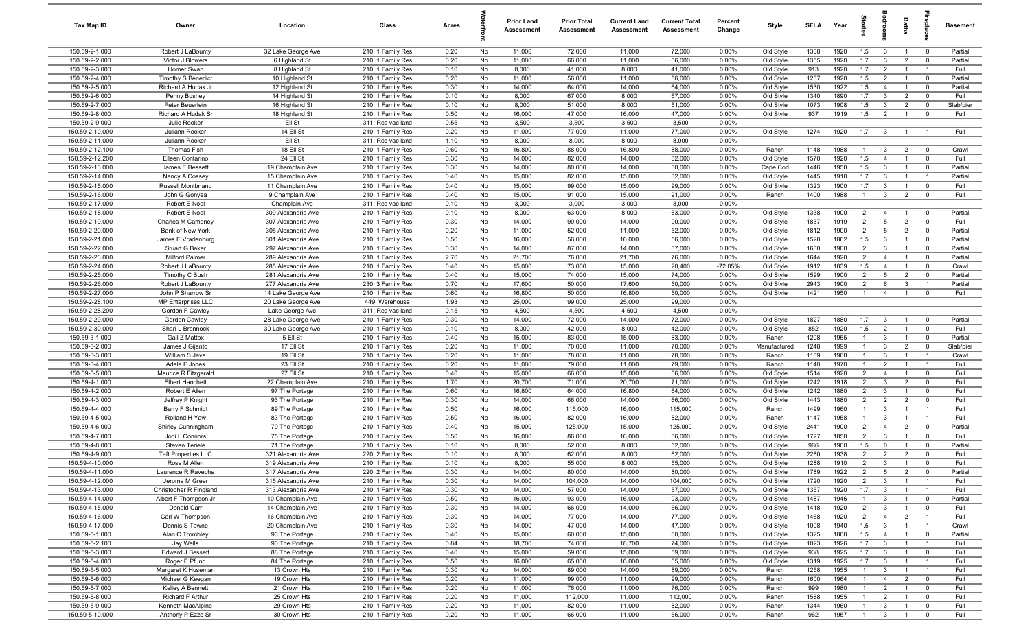| Tax Map ID | Owner | Location | Class | Acres | Waterfront | Prior Land Assessment | Prior Total Assessment | Current Land Assessment | Current Total Assessment | Percent Change | Style | SFLA | Year | Stories | Bedrooms | Baths | Fireplaces | Basement |
|---|---|---|---|---|---|---|---|---|---|---|---|---|---|---|---|---|---|---|
| 150.59-2-1.000 | Robert J LaBounty | 32 Lake George Ave | 210: 1 Family Res | 0.20 | No | 11,000 | 72,000 | 11,000 | 72,000 | 0.00% | Old Style | 1308 | 1920 | 1.5 | 3 | 1 | 0 | Partial |
| 150.59-2-2.000 | Victor J Blowers | 6 Highland St | 210: 1 Family Res | 0.20 | No | 11,000 | 66,000 | 11,000 | 66,000 | 0.00% | Old Style | 1355 | 1920 | 1.7 | 3 | 2 | 0 | Partial |
| 150.59-2-3.000 | Homer Swan | 8 Highland St | 210: 1 Family Res | 0.10 | No | 8,000 | 41,000 | 8,000 | 41,000 | 0.00% | Old Style | 913 | 1920 | 1.7 | 2 | 1 | 1 | Full |
| 150.59-2-4.000 | Timothy S Benedict | 10 Highland St | 210: 1 Family Res | 0.20 | No | 11,000 | 56,000 | 11,000 | 56,000 | 0.00% | Old Style | 1287 | 1920 | 1.5 | 2 | 1 | 0 | Partial |
| 150.59-2-5.000 | Richard A Hudak Jr | 12 Highland St | 210: 1 Family Res | 0.30 | No | 14,000 | 64,000 | 14,000 | 64,000 | 0.00% | Old Style | 1530 | 1922 | 1.5 | 4 | 1 | 0 | Partial |
| 150.59-2-6.000 | Penny Bushey | 14 Highland St | 210: 1 Family Res | 0.10 | No | 8,000 | 67,000 | 8,000 | 67,000 | 0.00% | Old Style | 1340 | 1890 | 1.7 | 3 | 2 | 0 | Full |
| 150.59-2-7.000 | Peter Beuerlein | 16 Highland St | 210: 1 Family Res | 0.10 | No | 8,000 | 51,000 | 8,000 | 51,000 | 0.00% | Old Style | 1073 | 1908 | 1.5 | 3 | 2 | 0 | Slab/pier |
| 150.59-2-8.000 | Richard A Hudak Sr | 18 Highland St | 210: 1 Family Res | 0.50 | No | 16,000 | 47,000 | 16,000 | 47,000 | 0.00% | Old Style | 937 | 1919 | 1.5 | 2 | 1 | 0 | Full |
| 150.59-2-9.000 | Julie Rooker | Ell St | 311: Res vac land | 0.55 | No | 3,500 | 3,500 | 3,500 | 3,500 | 0.00% | | | | | | | | |
| 150.59-2-10.000 | Juliann Rooker | 14 Ell St | 210: 1 Family Res | 0.20 | No | 11,000 | 77,000 | 11,000 | 77,000 | 0.00% | Old Style | 1274 | 1920 | 1.7 | 3 | 1 | 1 | Full |
| 150.59-2-11.000 | Juliann Rooker | Ell St | 311: Res vac land | 1.10 | No | 8,000 | 8,000 | 8,000 | 8,000 | 0.00% | | | | | | | | |
| 150.59-2-12.100 | Thomas Fish | 18 Ell St | 210: 1 Family Res | 0.60 | No | 16,800 | 88,000 | 16,800 | 88,000 | 0.00% | Ranch | 1148 | 1988 | 1 | 3 | 2 | 0 | Crawl |
| 150.59-2-12.200 | Eileen Contarino | 24 Ell St | 210: 1 Family Res | 0.30 | No | 14,000 | 82,000 | 14,000 | 82,000 | 0.00% | Old Style | 1570 | 1920 | 1.5 | 4 | 1 | 0 | Full |
| 150.59-2-13.000 | James E Bessett | 19 Champlain Ave | 210: 1 Family Res | 0.30 | No | 14,000 | 80,000 | 14,000 | 80,000 | 0.00% | Cape Cod | 1446 | 1950 | 1.5 | 3 | 1 | 0 | Partial |
| 150.59-2-14.000 | Nancy A Cossey | 15 Champlain Ave | 210: 1 Family Res | 0.40 | No | 15,000 | 82,000 | 15,000 | 82,000 | 0.00% | Old Style | 1445 | 1918 | 1.7 | 3 | 1 | 1 | Partial |
| 150.59-2-15.000 | Russell Montbriand | 11 Champlain Ave | 210: 1 Family Res | 0.40 | No | 15,000 | 99,000 | 15,000 | 99,000 | 0.00% | Old Style | 1323 | 1900 | 1.7 | 3 | 1 | 0 | Full |
| 150.59-2-16.000 | John G Gonyea | 9 Champlain Ave | 210: 1 Family Res | 0.40 | No | 15,000 | 91,000 | 15,000 | 91,000 | 0.00% | Ranch | 1400 | 1988 | 1 | 3 | 2 | 0 | Full |
| 150.59-2-17.000 | Robert E Noel | Champlain Ave | 311: Res vac land | 0.10 | No | 3,000 | 3,000 | 3,000 | 3,000 | 0.00% | | | | | | | | |
| 150.59-2-18.000 | Robert E Noel | 309 Alexandria Ave | 210: 1 Family Res | 0.10 | No | 8,000 | 63,000 | 8,000 | 63,000 | 0.00% | Old Style | 1338 | 1900 | 2 | 4 | 1 | 0 | Partial |
| 150.59-2-19.000 | Charles M Campney | 307 Alexandria Ave | 210: 1 Family Res | 0.30 | No | 14,000 | 90,000 | 14,000 | 90,000 | 0.00% | Old Style | 1837 | 1919 | 2 | 5 | 2 | 0 | Full |
| 150.59-2-20.000 | Bank of New York | 305 Alexandria Ave | 210: 1 Family Res | 0.20 | No | 11,000 | 52,000 | 11,000 | 52,000 | 0.00% | Old Style | 1812 | 1900 | 2 | 5 | 2 | 0 | Partial |
| 150.59-2-21.000 | James E Vradenburg | 301 Alexandria Ave | 210: 1 Family Res | 0.50 | No | 16,000 | 56,000 | 16,000 | 56,000 | 0.00% | Old Style | 1528 | 1862 | 1.5 | 3 | 1 | 0 | Partial |
| 150.59-2-22.000 | Stuart G Baker | 297 Alexandria Ave | 210: 1 Family Res | 0.30 | No | 14,000 | 87,000 | 14,000 | 87,000 | 0.00% | Old Style | 1680 | 1900 | 2 | 3 | 1 | 0 | Partial |
| 150.59-2-23.000 | Milford Palmer | 289 Alexandria Ave | 210: 1 Family Res | 2.70 | No | 21,700 | 76,000 | 21,700 | 76,000 | 0.00% | Old Style | 1644 | 1920 | 2 | 4 | 1 | 0 | Partial |
| 150.59-2-24.000 | Robert J LaBounty | 285 Alexandria Ave | 210: 1 Family Res | 0.40 | No | 15,000 | 73,000 | 15,000 | 20,400 | -72.05% | Old Style | 1912 | 1839 | 1.5 | 4 | 1 | 0 | Crawl |
| 150.59-2-25.000 | Timothy C Bush | 281 Alexandria Ave | 210: 1 Family Res | 0.40 | No | 15,000 | 74,000 | 15,000 | 74,000 | 0.00% | Old Style | 1599 | 1900 | 2 | 5 | 2 | 0 | Partial |
| 150.59-2-26.000 | Robert J LaBounty | 277 Alexandria Ave | 230: 3 Family Res | 0.70 | No | 17,600 | 50,000 | 17,600 | 50,000 | 0.00% | Old Style | 2943 | 1900 | 2 | 6 | 3 | 1 | Partial |
| 150.59-2-27.000 | John P Sharrow Sr | 14 Lake George Ave | 210: 1 Family Res | 0.60 | No | 16,800 | 50,000 | 16,800 | 50,000 | 0.00% | Old Style | 1421 | 1950 | 1 | 4 | 1 | 0 | Full |
| 150.59-2-28.100 | MP Enterprises LLC | 20 Lake George Ave | 449: Warehouse | 1.93 | No | 25,000 | 99,000 | 25,000 | 99,000 | 0.00% | | | | | | | | |
| 150.59-2-28.200 | Gordon F Cawley | Lake George Ave | 311: Res vac land | 0.15 | No | 4,500 | 4,500 | 4,500 | 4,500 | 0.00% | | | | | | | | |
| 150.59-2-29.000 | Gordon Cawley | 28 Lake George Ave | 210: 1 Family Res | 0.30 | No | 14,000 | 72,000 | 14,000 | 72,000 | 0.00% | Old Style | 1827 | 1880 | 1.7 | 3 | 1 | 0 | Partial |
| 150.59-2-30.000 | Shari L Brannock | 30 Lake George Ave | 210: 1 Family Res | 0.10 | No | 8,000 | 42,000 | 8,000 | 42,000 | 0.00% | Old Style | 852 | 1920 | 1.5 | 2 | 1 | 0 | Full |
| 150.59-3-1.000 | Gail Z Mattox | 5 Ell St | 210: 1 Family Res | 0.40 | No | 15,000 | 83,000 | 15,000 | 83,000 | 0.00% | Ranch | 1208 | 1955 | 1 | 3 | 1 | 0 | Partial |
| 150.59-3-2.000 | James J Gijanto | 17 Ell St | 210: 1 Family Res | 0.20 | No | 11,000 | 70,000 | 11,000 | 70,000 | 0.00% | Manufactured | 1248 | 1999 | 1 | 3 | 2 | 0 | Slab/pier |
| 150.59-3-3.000 | William S Java | 19 Ell St | 210: 1 Family Res | 0.20 | No | 11,000 | 78,000 | 11,000 | 78,000 | 0.00% | Ranch | 1189 | 1960 | 1 | 3 | 1 | 1 | Crawl |
| 150.59-3-4.000 | Adele F Jones | 23 Ell St | 210: 1 Family Res | 0.20 | No | 11,000 | 79,000 | 11,000 | 79,000 | 0.00% | Ranch | 1140 | 1970 | 1 | 2 | 1 | 1 | Full |
| 150.59-3-5.000 | Maurice R Fitzgerald | 27 Ell St | 210: 1 Family Res | 0.40 | No | 15,000 | 66,000 | 15,000 | 66,000 | 0.00% | Old Style | 1514 | 1920 | 2 | 4 | 1 | 0 | Full |
| 150.59-4-1.000 | Elbert Hanchett | 22 Champlain Ave | 210: 1 Family Res | 1.70 | No | 20,700 | 71,000 | 20,700 | 71,000 | 0.00% | Old Style | 1242 | 1918 | 2 | 3 | 2 | 0 | Full |
| 150.59-4-2.000 | Robert E Allen | 97 The Portage | 210: 1 Family Res | 0.60 | No | 16,800 | 64,000 | 16,800 | 64,000 | 0.00% | Old Style | 1242 | 1880 | 2 | 3 | 1 | 0 | Full |
| 150.59-4-3.000 | Jeffrey P Knight | 93 The Portage | 210: 1 Family Res | 0.30 | No | 14,000 | 66,000 | 14,000 | 66,000 | 0.00% | Old Style | 1443 | 1880 | 2 | 2 | 2 | 0 | Full |
| 150.59-4-4.000 | Barry F Schmidt | 89 The Portage | 210: 1 Family Res | 0.50 | No | 16,000 | 115,000 | 16,000 | 115,000 | 0.00% | Ranch | 1499 | 1960 | 1 | 3 | 1 | 1 | Full |
| 150.59-4-5.000 | Rolland H Yaw | 83 The Portage | 210: 1 Family Res | 0.50 | No | 16,000 | 82,000 | 16,000 | 82,000 | 0.00% | Ranch | 1147 | 1958 | 1 | 3 | 1 | 1 | Full |
| 150.59-4-6.000 | Shirley Cunningham | 79 The Portage | 210: 1 Family Res | 0.40 | No | 15,000 | 125,000 | 15,000 | 125,000 | 0.00% | Old Style | 2441 | 1900 | 2 | 4 | 2 | 0 | Partial |
| 150.59-4-7.000 | Jodi L Connors | 75 The Portage | 210: 1 Family Res | 0.50 | No | 16,000 | 86,000 | 16,000 | 86,000 | 0.00% | Old Style | 1727 | 1850 | 2 | 3 | 1 | 0 | Full |
| 150.59-4-8.000 | Steven Teriele | 71 The Portage | 210: 1 Family Res | 0.10 | No | 8,000 | 52,000 | 8,000 | 52,000 | 0.00% | Old Style | 966 | 1900 | 1.5 | 0 | 1 | 0 | Partial |
| 150.59-4-9.000 | Taft Properties LLC | 321 Alexandria Ave | 220: 2 Family Res | 0.10 | No | 8,000 | 62,000 | 8,000 | 62,000 | 0.00% | Old Style | 2280 | 1938 | 2 | 2 | 2 | 0 | Full |
| 150.59-4-10.000 | Rose M Allen | 319 Alexandria Ave | 210: 1 Family Res | 0.10 | No | 8,000 | 55,000 | 8,000 | 55,000 | 0.00% | Old Style | 1288 | 1910 | 2 | 3 | 1 | 0 | Full |
| 150.59-4-11.000 | Laurence R Raveche | 317 Alexandria Ave | 220: 2 Family Res | 0.30 | No | 14,000 | 80,000 | 14,000 | 80,000 | 0.00% | Old Style | 1789 | 1922 | 2 | 5 | 2 | 0 | Partial |
| 150.59-4-12.000 | Jerome M Greer | 315 Alexandria Ave | 210: 1 Family Res | 0.30 | No | 14,000 | 104,000 | 14,000 | 104,000 | 0.00% | Old Style | 1720 | 1920 | 2 | 3 | 1 | 1 | Full |
| 150.59-4-13.000 | Christopher R Fingland | 313 Alexandria Ave | 210: 1 Family Res | 0.30 | No | 14,000 | 57,000 | 14,000 | 57,000 | 0.00% | Old Style | 1357 | 1920 | 1.7 | 3 | 1 | 1 | Full |
| 150.59-4-14.000 | Albert F Thompson Jr | 10 Champlain Ave | 210: 1 Family Res | 0.50 | No | 16,000 | 93,000 | 16,000 | 93,000 | 0.00% | Old Style | 1487 | 1946 | 1 | 3 | 1 | 0 | Partial |
| 150.59-4-15.000 | Donald Carr | 14 Champlain Ave | 210: 1 Family Res | 0.30 | No | 14,000 | 66,000 | 14,000 | 66,000 | 0.00% | Old Style | 1418 | 1920 | 2 | 3 | 1 | 0 | Full |
| 150.59-4-16.000 | Carl W Thompson | 16 Champlain Ave | 210: 1 Family Res | 0.30 | No | 14,000 | 77,000 | 14,000 | 77,000 | 0.00% | Old Style | 1468 | 1920 | 2 | 4 | 2 | 1 | Full |
| 150.59-4-17.000 | Dennis S Towne | 20 Champlain Ave | 210: 1 Family Res | 0.30 | No | 14,000 | 47,000 | 14,000 | 47,000 | 0.00% | Old Style | 1008 | 1940 | 1.5 | 3 | 1 | 1 | Crawl |
| 150.59-5-1.000 | Alan C Trombley | 96 The Portage | 210: 1 Family Res | 0.40 | No | 15,000 | 60,000 | 15,000 | 60,000 | 0.00% | Old Style | 1325 | 1888 | 1.5 | 4 | 1 | 0 | Partial |
| 150.59-5-2.100 | Jay Wells | 90 The Portage | 210: 1 Family Res | 0.84 | No | 18,700 | 74,000 | 18,700 | 74,000 | 0.00% | Old Style | 1023 | 1926 | 1.7 | 3 | 1 | 1 | Full |
| 150.59-5-3.000 | Edward J Bessett | 88 The Portage | 210: 1 Family Res | 0.40 | No | 15,000 | 59,000 | 15,000 | 59,000 | 0.00% | Old Style | 938 | 1925 | 1.7 | 3 | 1 | 0 | Full |
| 150.59-5-4.000 | Roger E Pfund | 84 The Portage | 210: 1 Family Res | 0.50 | No | 16,000 | 65,000 | 16,000 | 65,000 | 0.00% | Old Style | 1319 | 1925 | 1.7 | 3 | 1 | 1 | Full |
| 150.59-5-5.000 | Margaret K Huseman | 13 Crown Hts | 210: 1 Family Res | 0.30 | No | 14,000 | 89,000 | 14,000 | 89,000 | 0.00% | Ranch | 1258 | 1955 | 1 | 3 | 1 | 1 | Full |
| 150.59-5-6.000 | Michael G Keegan | 19 Crown Hts | 210: 1 Family Res | 0.20 | No | 11,000 | 99,000 | 11,000 | 99,000 | 0.00% | Ranch | 1600 | 1964 | 1 | 4 | 2 | 0 | Full |
| 150.59-5-7.000 | Kelley A Bennett | 21 Crown Hts | 210: 1 Family Res | 0.20 | No | 11,000 | 76,000 | 11,000 | 76,000 | 0.00% | Ranch | 999 | 1980 | 1 | 2 | 1 | 0 | Full |
| 150.59-5-8.000 | Richard F Arthur | 25 Crown Hts | 210: 1 Family Res | 0.20 | No | 11,000 | 112,000 | 11,000 | 112,000 | 0.00% | Ranch | 1588 | 1955 | 1 | 2 | 1 | 0 | Full |
| 150.59-5-9.000 | Kenneth MacAlpine | 29 Crown Hts | 210: 1 Family Res | 0.20 | No | 11,000 | 82,000 | 11,000 | 82,000 | 0.00% | Ranch | 1344 | 1960 | 1 | 3 | 1 | 0 | Full |
| 150.59-5-10.000 | Anthony P Ezzo Sr | 30 Crown Hts | 210: 1 Family Res | 0.20 | No | 11,000 | 66,000 | 11,000 | 66,000 | 0.00% | Ranch | 962 | 1957 | 1 | 3 | 1 | 0 | Full |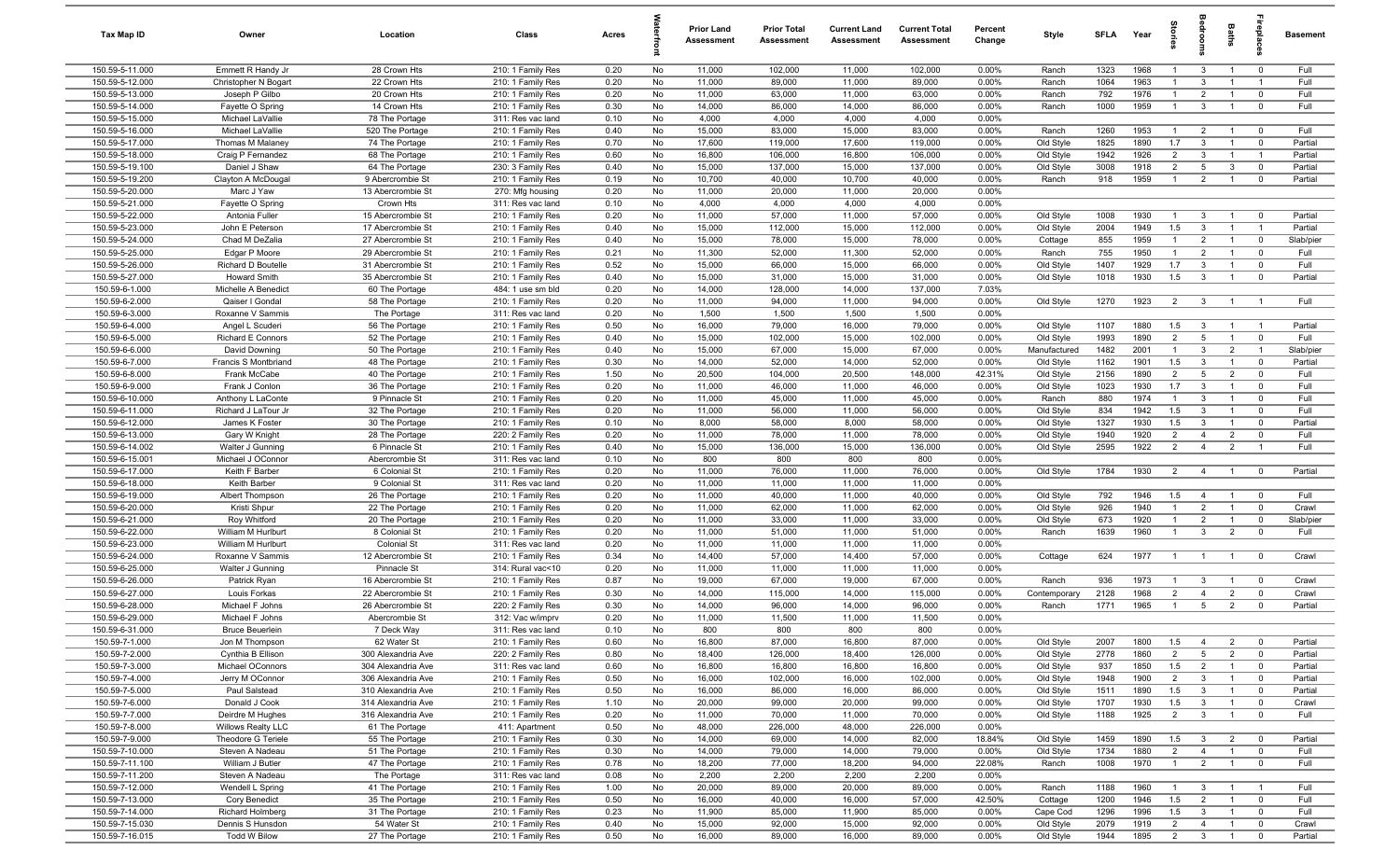| Tax Map ID | Owner | Location | Class | Acres | Waterfront | Prior Land Assessment | Prior Total Assessment | Current Land Assessment | Current Total Assessment | Percent Change | Style | SFLA | Year | Stories | Bedrooms | Baths | Fireplaces | Basement |
|---|---|---|---|---|---|---|---|---|---|---|---|---|---|---|---|---|---|---|
| 150.59-5-11.000 | Emmett R Handy Jr | 28 Crown Hts | 210: 1 Family Res | 0.20 | No | 11,000 | 102,000 | 11,000 | 102,000 | 0.00% | Ranch | 1323 | 1968 | 1 | 3 | 1 | 0 | Full |
| 150.59-5-12.000 | Christopher N Bogart | 22 Crown Hts | 210: 1 Family Res | 0.20 | No | 11,000 | 89,000 | 11,000 | 89,000 | 0.00% | Ranch | 1064 | 1963 | 1 | 3 | 1 | 1 | Full |
| 150.59-5-13.000 | Joseph P Gilbo | 20 Crown Hts | 210: 1 Family Res | 0.20 | No | 11,000 | 63,000 | 11,000 | 63,000 | 0.00% | Ranch | 792 | 1976 | 1 | 2 | 1 | 0 | Full |
| 150.59-5-14.000 | Fayette O Spring | 14 Crown Hts | 210: 1 Family Res | 0.30 | No | 14,000 | 86,000 | 14,000 | 86,000 | 0.00% | Ranch | 1000 | 1959 | 1 | 3 | 1 | 0 | Full |
| 150.59-5-15.000 | Michael LaVallie | 78 The Portage | 311: Res vac land | 0.10 | No | 4,000 | 4,000 | 4,000 | 4,000 | 0.00% | | | | | | | | |
| 150.59-5-16.000 | Michael LaVallie | 520 The Portage | 210: 1 Family Res | 0.40 | No | 15,000 | 83,000 | 15,000 | 83,000 | 0.00% | Ranch | 1260 | 1953 | 1 | 2 | 1 | 0 | Full |
| 150.59-5-17.000 | Thomas M Malaney | 74 The Portage | 210: 1 Family Res | 0.70 | No | 17,600 | 119,000 | 17,600 | 119,000 | 0.00% | Old Style | 1825 | 1890 | 1.7 | 3 | 1 | 0 | Partial |
| 150.59-5-18.000 | Craig P Fernandez | 68 The Portage | 210: 1 Family Res | 0.60 | No | 16,800 | 106,000 | 16,800 | 106,000 | 0.00% | Old Style | 1942 | 1926 | 2 | 3 | 1 | 1 | Partial |
| 150.59-5-19.100 | Daniel J Shaw | 64 The Portage | 230: 3 Family Res | 0.40 | No | 15,000 | 137,000 | 15,000 | 137,000 | 0.00% | Old Style | 3008 | 1918 | 2 | 5 | 3 | 0 | Partial |
| 150.59-5-19.200 | Clayton A McDougal | 9 Abercrombie St | 210: 1 Family Res | 0.19 | No | 10,700 | 40,000 | 10,700 | 40,000 | 0.00% | Ranch | 918 | 1959 | 1 | 2 | 1 | 0 | Partial |
| 150.59-5-20.000 | Marc J Yaw | 13 Abercrombie St | 270: Mfg housing | 0.20 | No | 11,000 | 20,000 | 11,000 | 20,000 | 0.00% | | | | | | | | |
| 150.59-5-21.000 | Fayette O Spring | Crown Hts | 311: Res vac land | 0.10 | No | 4,000 | 4,000 | 4,000 | 4,000 | 0.00% | | | | | | | | |
| 150.59-5-22.000 | Antonia Fuller | 15 Abercrombie St | 210: 1 Family Res | 0.20 | No | 11,000 | 57,000 | 11,000 | 57,000 | 0.00% | Old Style | 1008 | 1930 | 1 | 3 | 1 | 0 | Partial |
| 150.59-5-23.000 | John E Peterson | 17 Abercrombie St | 210: 1 Family Res | 0.40 | No | 15,000 | 112,000 | 15,000 | 112,000 | 0.00% | Old Style | 2004 | 1949 | 1.5 | 3 | 1 | 1 | Partial |
| 150.59-5-24.000 | Chad M DeZalia | 27 Abercrombie St | 210: 1 Family Res | 0.40 | No | 15,000 | 78,000 | 15,000 | 78,000 | 0.00% | Cottage | 855 | 1959 | 1 | 2 | 1 | 0 | Slab/pier |
| 150.59-5-25.000 | Edgar P Moore | 29 Abercrombie St | 210: 1 Family Res | 0.21 | No | 11,300 | 52,000 | 11,300 | 52,000 | 0.00% | Ranch | 755 | 1950 | 1 | 2 | 1 | 0 | Full |
| 150.59-5-26.000 | Richard D Boutelle | 31 Abercrombie St | 210: 1 Family Res | 0.52 | No | 15,000 | 66,000 | 15,000 | 66,000 | 0.00% | Old Style | 1407 | 1929 | 1.7 | 3 | 1 | 0 | Full |
| 150.59-5-27.000 | Howard Smith | 35 Abercrombie St | 210: 1 Family Res | 0.40 | No | 15,000 | 31,000 | 15,000 | 31,000 | 0.00% | Old Style | 1018 | 1930 | 1.5 | 3 | 1 | 0 | Partial |
| 150.59-6-1.000 | Michelle A Benedict | 60 The Portage | 484: 1 use sm bld | 0.20 | No | 14,000 | 128,000 | 14,000 | 137,000 | 7.03% | | | | | | | | |
| 150.59-6-2.000 | Qaiser I Gondal | 58 The Portage | 210: 1 Family Res | 0.20 | No | 11,000 | 94,000 | 11,000 | 94,000 | 0.00% | Old Style | 1270 | 1923 | 2 | 3 | 1 | 1 | Full |
| 150.59-6-3.000 | Roxanne V Sammis | The Portage | 311: Res vac land | 0.20 | No | 1,500 | 1,500 | 1,500 | 1,500 | 0.00% | | | | | | | | |
| 150.59-6-4.000 | Angel L Scuderi | 56 The Portage | 210: 1 Family Res | 0.50 | No | 16,000 | 79,000 | 16,000 | 79,000 | 0.00% | Old Style | 1107 | 1880 | 1.5 | 3 | 1 | 1 | Partial |
| 150.59-6-5.000 | Richard E Connors | 52 The Portage | 210: 1 Family Res | 0.40 | No | 15,000 | 102,000 | 15,000 | 102,000 | 0.00% | Old Style | 1993 | 1890 | 2 | 5 | 1 | 0 | Full |
| 150.59-6-6.000 | David Downing | 50 The Portage | 210: 1 Family Res | 0.40 | No | 15,000 | 67,000 | 15,000 | 67,000 | 0.00% | Manufactured | 1482 | 2001 | 1 | 3 | 2 | 1 | Slab/pier |
| 150.59-6-7.000 | Francis S Montbriand | 48 The Portage | 210: 1 Family Res | 0.30 | No | 14,000 | 52,000 | 14,000 | 52,000 | 0.00% | Old Style | 1162 | 1901 | 1.5 | 3 | 1 | 0 | Partial |
| 150.59-6-8.000 | Frank McCabe | 40 The Portage | 210: 1 Family Res | 1.50 | No | 20,500 | 104,000 | 20,500 | 148,000 | 42.31% | Old Style | 2156 | 1890 | 2 | 5 | 2 | 0 | Full |
| 150.59-6-9.000 | Frank J Conlon | 36 The Portage | 210: 1 Family Res | 0.20 | No | 11,000 | 46,000 | 11,000 | 46,000 | 0.00% | Old Style | 1023 | 1930 | 1.7 | 3 | 1 | 0 | Full |
| 150.59-6-10.000 | Anthony L LaConte | 9 Pinnacle St | 210: 1 Family Res | 0.20 | No | 11,000 | 45,000 | 11,000 | 45,000 | 0.00% | Ranch | 880 | 1974 | 1 | 3 | 1 | 0 | Full |
| 150.59-6-11.000 | Richard J LaTour Jr | 32 The Portage | 210: 1 Family Res | 0.20 | No | 11,000 | 56,000 | 11,000 | 56,000 | 0.00% | Old Style | 834 | 1942 | 1.5 | 3 | 1 | 0 | Full |
| 150.59-6-12.000 | James K Foster | 30 The Portage | 210: 1 Family Res | 0.10 | No | 8,000 | 58,000 | 8,000 | 58,000 | 0.00% | Old Style | 1327 | 1930 | 1.5 | 3 | 1 | 0 | Partial |
| 150.59-6-13.000 | Gary W Knight | 28 The Portage | 220: 2 Family Res | 0.20 | No | 11,000 | 78,000 | 11,000 | 78,000 | 0.00% | Old Style | 1940 | 1920 | 2 | 4 | 2 | 0 | Full |
| 150.59-6-14.002 | Walter J Gunning | 6 Pinnacle St | 210: 1 Family Res | 0.40 | No | 15,000 | 136,000 | 15,000 | 136,000 | 0.00% | Old Style | 2595 | 1922 | 2 | 4 | 2 | 1 | Full |
| 150.59-6-15.001 | Michael J OConnor | Abercrombie St | 311: Res vac land | 0.10 | No | 800 | 800 | 800 | 800 | 0.00% | | | | | | | | |
| 150.59-6-17.000 | Keith F Barber | 6 Colonial St | 210: 1 Family Res | 0.20 | No | 11,000 | 76,000 | 11,000 | 76,000 | 0.00% | Old Style | 1784 | 1930 | 2 | 4 | 1 | 0 | Partial |
| 150.59-6-18.000 | Keith Barber | 9 Colonial St | 311: Res vac land | 0.20 | No | 11,000 | 11,000 | 11,000 | 11,000 | 0.00% | | | | | | | | |
| 150.59-6-19.000 | Albert Thompson | 26 The Portage | 210: 1 Family Res | 0.20 | No | 11,000 | 40,000 | 11,000 | 40,000 | 0.00% | Old Style | 792 | 1946 | 1.5 | 4 | 1 | 0 | Full |
| 150.59-6-20.000 | Kristi Shpur | 22 The Portage | 210: 1 Family Res | 0.20 | No | 11,000 | 62,000 | 11,000 | 62,000 | 0.00% | Old Style | 926 | 1940 | 1 | 2 | 1 | 0 | Crawl |
| 150.59-6-21.000 | Roy Whitford | 20 The Portage | 210: 1 Family Res | 0.20 | No | 11,000 | 33,000 | 11,000 | 33,000 | 0.00% | Old Style | 673 | 1920 | 1 | 2 | 1 | 0 | Slab/pier |
| 150.59-6-22.000 | William M Hurlburt | 8 Colonial St | 210: 1 Family Res | 0.20 | No | 11,000 | 51,000 | 11,000 | 51,000 | 0.00% | Ranch | 1639 | 1960 | 1 | 3 | 2 | 0 | Full |
| 150.59-6-23.000 | William M Hurlburt | Colonial St | 311: Res vac land | 0.20 | No | 11,000 | 11,000 | 11,000 | 11,000 | 0.00% | | | | | | | | |
| 150.59-6-24.000 | Roxanne V Sammis | 12 Abercrombie St | 210: 1 Family Res | 0.34 | No | 14,400 | 57,000 | 14,400 | 57,000 | 0.00% | Cottage | 624 | 1977 | 1 | 1 | 1 | 0 | Crawl |
| 150.59-6-25.000 | Walter J Gunning | Pinnacle St | 314: Rural vac<10 | 0.20 | No | 11,000 | 11,000 | 11,000 | 11,000 | 0.00% | | | | | | | | |
| 150.59-6-26.000 | Patrick Ryan | 16 Abercrombie St | 210: 1 Family Res | 0.87 | No | 19,000 | 67,000 | 19,000 | 67,000 | 0.00% | Ranch | 936 | 1973 | 1 | 3 | 1 | 0 | Crawl |
| 150.59-6-27.000 | Louis Forkas | 22 Abercrombie St | 210: 1 Family Res | 0.30 | No | 14,000 | 115,000 | 14,000 | 115,000 | 0.00% | Contemporary | 2128 | 1968 | 2 | 4 | 2 | 0 | Crawl |
| 150.59-6-28.000 | Michael F Johns | 26 Abercrombie St | 220: 2 Family Res | 0.30 | No | 14,000 | 96,000 | 14,000 | 96,000 | 0.00% | Ranch | 1771 | 1965 | 1 | 5 | 2 | 0 | Partial |
| 150.59-6-29.000 | Michael F Johns | Abercrombie St | 312: Vac w/imprv | 0.20 | No | 11,000 | 11,500 | 11,000 | 11,500 | 0.00% | | | | | | | | |
| 150.59-6-31.000 | Bruce Beuerlein | 7 Deck Way | 311: Res vac land | 0.10 | No | 800 | 800 | 800 | 800 | 0.00% | | | | | | | | |
| 150.59-7-1.000 | Jon M Thompson | 62 Water St | 210: 1 Family Res | 0.60 | No | 16,800 | 87,000 | 16,800 | 87,000 | 0.00% | Old Style | 2007 | 1800 | 1.5 | 4 | 2 | 0 | Partial |
| 150.59-7-2.000 | Cynthia B Ellison | 300 Alexandria Ave | 220: 2 Family Res | 0.80 | No | 18,400 | 126,000 | 18,400 | 126,000 | 0.00% | Old Style | 2778 | 1860 | 2 | 5 | 2 | 0 | Partial |
| 150.59-7-3.000 | Michael OConnors | 304 Alexandria Ave | 311: Res vac land | 0.60 | No | 16,800 | 16,800 | 16,800 | 16,800 | 0.00% | Old Style | 937 | 1850 | 1.5 | 2 | 1 | 0 | Partial |
| 150.59-7-4.000 | Jerry M OConnor | 306 Alexandria Ave | 210: 1 Family Res | 0.50 | No | 16,000 | 102,000 | 16,000 | 102,000 | 0.00% | Old Style | 1948 | 1900 | 2 | 3 | 1 | 0 | Partial |
| 150.59-7-5.000 | Paul Salstead | 310 Alexandria Ave | 210: 1 Family Res | 0.50 | No | 16,000 | 86,000 | 16,000 | 86,000 | 0.00% | Old Style | 1511 | 1890 | 1.5 | 3 | 1 | 0 | Partial |
| 150.59-7-6.000 | Donald J Cook | 314 Alexandria Ave | 210: 1 Family Res | 1.10 | No | 20,000 | 99,000 | 20,000 | 99,000 | 0.00% | Old Style | 1707 | 1930 | 1.5 | 3 | 1 | 0 | Crawl |
| 150.59-7-7.000 | Deirdre M Hughes | 316 Alexandria Ave | 210: 1 Family Res | 0.20 | No | 11,000 | 70,000 | 11,000 | 70,000 | 0.00% | Old Style | 1188 | 1925 | 2 | 3 | 1 | 0 | Full |
| 150.59-7-8.000 | Willows Realty LLC | 61 The Portage | 411: Apartment | 0.50 | No | 48,000 | 226,000 | 48,000 | 226,000 | 0.00% | | | | | | | | |
| 150.59-7-9.000 | Theodore G Teriele | 55 The Portage | 210: 1 Family Res | 0.30 | No | 14,000 | 69,000 | 14,000 | 82,000 | 18.84% | Old Style | 1459 | 1890 | 1.5 | 3 | 2 | 0 | Partial |
| 150.59-7-10.000 | Steven A Nadeau | 51 The Portage | 210: 1 Family Res | 0.30 | No | 14,000 | 79,000 | 14,000 | 79,000 | 0.00% | Old Style | 1734 | 1880 | 2 | 4 | 1 | 0 | Full |
| 150.59-7-11.100 | William J Butler | 47 The Portage | 210: 1 Family Res | 0.78 | No | 18,200 | 77,000 | 18,200 | 94,000 | 22.08% | Ranch | 1008 | 1970 | 1 | 2 | 1 | 0 | Full |
| 150.59-7-11.200 | Steven A Nadeau | The Portage | 311: Res vac land | 0.08 | No | 2,200 | 2,200 | 2,200 | 2,200 | 0.00% | | | | | | | | |
| 150.59-7-12.000 | Wendell L Spring | 41 The Portage | 210: 1 Family Res | 1.00 | No | 20,000 | 89,000 | 20,000 | 89,000 | 0.00% | Ranch | 1188 | 1960 | 1 | 3 | 1 | 1 | Full |
| 150.59-7-13.000 | Cory Benedict | 35 The Portage | 210: 1 Family Res | 0.50 | No | 16,000 | 40,000 | 16,000 | 57,000 | 42.50% | Cottage | 1200 | 1946 | 1.5 | 2 | 1 | 0 | Full |
| 150.59-7-14.000 | Richard Holmberg | 31 The Portage | 210: 1 Family Res | 0.23 | No | 11,900 | 85,000 | 11,900 | 85,000 | 0.00% | Cape Cod | 1296 | 1996 | 1.5 | 3 | 1 | 0 | Full |
| 150.59-7-15.030 | Dennis S Hunsdon | 54 Water St | 210: 1 Family Res | 0.40 | No | 15,000 | 92,000 | 15,000 | 92,000 | 0.00% | Old Style | 2079 | 1919 | 2 | 4 | 1 | 0 | Crawl |
| 150.59-7-16.015 | Todd W Bilow | 27 The Portage | 210: 1 Family Res | 0.50 | No | 16,000 | 89,000 | 16,000 | 89,000 | 0.00% | Old Style | 1944 | 1895 | 2 | 3 | 1 | 0 | Partial |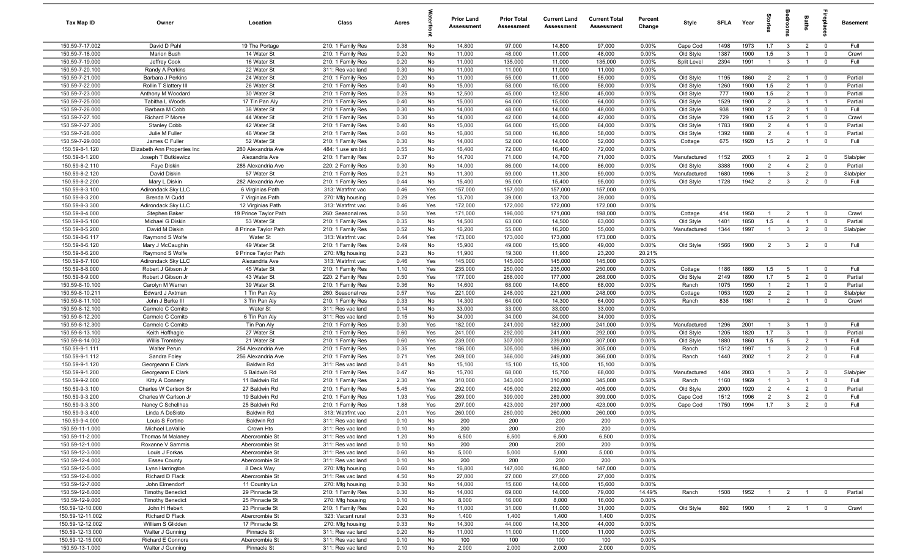| Tax Map ID | Owner | Location | Class | Acres | Waterfront | Prior Land Assessment | Prior Total Assessment | Current Land Assessment | Current Total Assessment | Percent Change | Style | SFLA | Year | Stories | Bedrooms | Baths | Fireplaces | Basement |
|---|---|---|---|---|---|---|---|---|---|---|---|---|---|---|---|---|---|---|
| 150.59-7-17.002 | David D Pahl | 19 The Portage | 210: 1 Family Res | 0.38 | No | 14,800 | 97,000 | 14,800 | 97,000 | 0.00% | Cape Cod | 1498 | 1973 | 1.7 | 3 | 2 | 0 | Full |
| 150.59-7-18.000 | Marion Bush | 14 Water St | 210: 1 Family Res | 0.20 | No | 11,000 | 48,000 | 11,000 | 48,000 | 0.00% | Old Style | 1387 | 1900 | 1.5 | 3 | 1 | 0 | Crawl |
| 150.59-7-19.000 | Jeffrey Cook | 16 Water St | 210: 1 Family Res | 0.20 | No | 11,000 | 135,000 | 11,000 | 135,000 | 0.00% | Split Level | 2394 | 1991 | 1 | 3 | 1 | 0 | Full |
| 150.59-7-20.100 | Randy A Perkins | 22 Water St | 311: Res vac land | 0.30 | No | 11,000 | 11,000 | 11,000 | 11,000 | 0.00% | | | | | | | | |
| 150.59-7-21.000 | Barbara J Perkins | 24 Water St | 210: 1 Family Res | 0.20 | No | 11,000 | 55,000 | 11,000 | 55,000 | 0.00% | Old Style | 1195 | 1860 | 2 | 2 | 1 | 0 | Partial |
| 150.59-7-22.000 | Rollin T Slattery III | 26 Water St | 210: 1 Family Res | 0.40 | No | 15,000 | 58,000 | 15,000 | 58,000 | 0.00% | Old Style | 1260 | 1900 | 1.5 | 2 | 1 | 0 | Partial |
| 150.59-7-23.000 | Anthony M Woodard | 30 Water St | 210: 1 Family Res | 0.25 | No | 12,500 | 45,000 | 12,500 | 45,000 | 0.00% | Old Style | 777 | 1900 | 1.5 | 2 | 1 | 0 | Partial |
| 150.59-7-25.000 | Tabitha L Woods | 17 Tin Pan Aly | 210: 1 Family Res | 0.40 | No | 15,000 | 64,000 | 15,000 | 64,000 | 0.00% | Old Style | 1529 | 1900 | 2 | 3 | 1 | 1 | Partial |
| 150.59-7-26.000 | Barbara M Cobb | 38 Water St | 210: 1 Family Res | 0.30 | No | 14,000 | 48,000 | 14,000 | 48,000 | 0.00% | Old Style | 938 | 1900 | 2 | 2 | 1 | 0 | Full |
| 150.59-7-27.100 | Richard P Morse | 44 Water St | 210: 1 Family Res | 0.30 | No | 14,000 | 42,000 | 14,000 | 42,000 | 0.00% | Old Style | 729 | 1900 | 1.5 | 2 | 1 | 0 | Crawl |
| 150.59-7-27.200 | Stanley Cobb | 42 Water St | 210: 1 Family Res | 0.40 | No | 15,000 | 64,000 | 15,000 | 64,000 | 0.00% | Old Style | 1783 | 1900 | 2 | 4 | 1 | 0 | Partial |
| 150.59-7-28.000 | Julie M Fuller | 46 Water St | 210: 1 Family Res | 0.60 | No | 16,800 | 58,000 | 16,800 | 58,000 | 0.00% | Old Style | 1392 | 1888 | 2 | 4 | 1 | 0 | Partial |
| 150.59-7-29.000 | James C Fuller | 52 Water St | 210: 1 Family Res | 0.30 | No | 14,000 | 52,000 | 14,000 | 52,000 | 0.00% | Cottage | 675 | 1920 | 1.5 | 2 | 1 | 0 | Full |
| 150.59-8-1.120 | Elizabeth Ann Properties Inc | 280 Alexandria Ave | 484: 1 use sm bld | 0.55 | No | 16,400 | 72,000 | 16,400 | 72,000 | 0.00% | | | | | | | | |
| 150.59-8-1.200 | Joseph T Butkiewicz | Alexandria Ave | 210: 1 Family Res | 0.37 | No | 14,700 | 71,000 | 14,700 | 71,000 | 0.00% | Manufactured | 1152 | 2003 | 1 | 2 | 2 | 0 | Slab/pier |
| 150.59-8-2.110 | Faye Diskin | 288 Alexandria Ave | 220: 2 Family Res | 0.30 | No | 14,000 | 86,000 | 14,000 | 86,000 | 0.00% | Old Style | 3388 | 1900 | 2 | 4 | 2 | 0 | Partial |
| 150.59-8-2.120 | David Diskin | 57 Water St | 210: 1 Family Res | 0.21 | No | 11,300 | 59,000 | 11,300 | 59,000 | 0.00% | Manufactured | 1680 | 1996 | 1 | 3 | 2 | 0 | Slab/pier |
| 150.59-8-2.200 | Mary L Diskin | 282 Alexandria Ave | 210: 1 Family Res | 0.44 | No | 15,400 | 95,000 | 15,400 | 95,000 | 0.00% | Old Style | 1728 | 1942 | 2 | 3 | 2 | 0 | Full |
| 150.59-8-3.100 | Adirondack Sky LLC | 6 Virginias Path | 313: Watrfrnt vac | 0.46 | Yes | 157,000 | 157,000 | 157,000 | 157,000 | 0.00% | | | | | | | | |
| 150.59-8-3.200 | Brenda M Cudd | 7 Virginias Path | 270: Mfg housing | 0.29 | Yes | 13,700 | 39,000 | 13,700 | 39,000 | 0.00% | | | | | | | | |
| 150.59-8-3.300 | Adirondack Sky LLC | 12 Virginias Path | 313: Watrfrnt vac | 0.46 | Yes | 172,000 | 172,000 | 172,000 | 172,000 | 0.00% | | | | | | | | |
| 150.59-8-4.000 | Stephen Baker | 19 Prince Taylor Path | 260: Seasonal res | 0.50 | Yes | 171,000 | 198,000 | 171,000 | 198,000 | 0.00% | Cottage | 414 | 1950 | 1 | 2 | 1 | 0 | Crawl |
| 150.59-8-5.100 | Michael G Diskin | 53 Water St | 210: 1 Family Res | 0.35 | No | 14,500 | 63,000 | 14,500 | 63,000 | 0.00% | Old Style | 1401 | 1850 | 1.5 | 4 | 1 | 0 | Partial |
| 150.59-8-5.200 | David M Diskin | 8 Prince Taylor Path | 210: 1 Family Res | 0.52 | No | 16,200 | 55,000 | 16,200 | 55,000 | 0.00% | Manufactured | 1344 | 1997 | 1 | 3 | 2 | 0 | Slab/pier |
| 150.59-8-6.117 | Raymond S Wolfe | Water St | 313: Watrfrnt vac | 0.44 | Yes | 173,000 | 173,000 | 173,000 | 173,000 | 0.00% | | | | | | | | |
| 150.59-8-6.120 | Mary J McCaughin | 49 Water St | 210: 1 Family Res | 0.49 | No | 15,900 | 49,000 | 15,900 | 49,000 | 0.00% | Old Style | 1566 | 1900 | 2 | 3 | 2 | 0 | Full |
| 150.59-8-6.200 | Raymond S Wolfe | 9 Prince Taylor Path | 270: Mfg housing | 0.23 | No | 11,900 | 19,300 | 11,900 | 23,200 | 20.21% | | | | | | | | |
| 150.59-8-7.100 | Adirondack Sky LLC | Alexandria Ave | 313: Watrfrnt vac | 0.46 | Yes | 145,000 | 145,000 | 145,000 | 145,000 | 0.00% | | | | | | | | |
| 150.59-8-8.000 | Robert J Gibson Jr | 45 Water St | 210: 1 Family Res | 1.10 | Yes | 235,000 | 250,000 | 235,000 | 250,000 | 0.00% | Cottage | 1186 | 1860 | 1.5 | 5 | 1 | 0 | Full |
| 150.59-8-9.000 | Robert J Gibson Jr | 43 Water St | 220: 2 Family Res | 0.50 | Yes | 177,000 | 268,000 | 177,000 | 268,000 | 0.00% | Old Style | 2149 | 1890 | 1.7 | 5 | 2 | 0 | Partial |
| 150.59-8-10.100 | Carolyn M Warren | 39 Water St | 210: 1 Family Res | 0.36 | No | 14,600 | 68,000 | 14,600 | 68,000 | 0.00% | Ranch | 1075 | 1950 | 1 | 2 | 1 | 0 | Partial |
| 150.59-8-10.211 | Edward J Axtman | 1 Tin Pan Aly | 260: Seasonal res | 0.57 | Yes | 221,000 | 248,000 | 221,000 | 248,000 | 0.00% | Cottage | 1053 | 1920 | 2 | 2 | 1 | 0 | Slab/pier |
| 150.59-8-11.100 | John J Burke III | 3 Tin Pan Aly | 210: 1 Family Res | 0.33 | No | 14,300 | 64,000 | 14,300 | 64,000 | 0.00% | Ranch | 836 | 1981 | 1 | 2 | 1 | 0 | Crawl |
| 150.59-8-12.100 | Carmelo C Comito | Water St | 311: Res vac land | 0.14 | No | 33,000 | 33,000 | 33,000 | 33,000 | 0.00% | | | | | | | | |
| 150.59-8-12.200 | Carmelo C Comito | 6 Tin Pan Aly | 311: Res vac land | 0.15 | No | 34,000 | 34,000 | 34,000 | 34,000 | 0.00% | | | | | | | | |
| 150.59-8-12.300 | Carmelo C Comito | Tin Pan Aly | 210: 1 Family Res | 0.30 | Yes | 182,000 | 241,000 | 182,000 | 241,000 | 0.00% | Manufactured | 1296 | 2001 | 1 | 3 | 1 | 0 | Full |
| 150.59-8-13.100 | Keith Hoffnagle | 27 Water St | 210: 1 Family Res | 0.60 | Yes | 241,000 | 292,000 | 241,000 | 292,000 | 0.00% | Old Style | 1205 | 1820 | 1.7 | 3 | 1 | 0 | Partial |
| 150.59-8-14.002 | Willis Trombley | 21 Water St | 210: 1 Family Res | 0.60 | Yes | 239,000 | 307,000 | 239,000 | 307,000 | 0.00% | Old Style | 1880 | 1860 | 1.5 | 5 | 2 | 1 | Full |
| 150.59-9-1.111 | Walter Perun | 254 Alexandria Ave | 210: 1 Family Res | 0.35 | Yes | 186,000 | 305,000 | 186,000 | 305,000 | 0.00% | Ranch | 1512 | 1997 | 1 | 3 | 2 | 0 | Full |
| 150.59-9-1.112 | Sandra Foley | 256 Alexandria Ave | 210: 1 Family Res | 0.71 | Yes | 249,000 | 366,000 | 249,000 | 366,000 | 0.00% | Ranch | 1440 | 2002 | 1 | 2 | 2 | 0 | Full |
| 150.59-9-1.120 | Georgeann E Clark | Baldwin Rd | 311: Res vac land | 0.41 | No | 15,100 | 15,100 | 15,100 | 15,100 | 0.00% | | | | | | | | |
| 150.59-9-1.200 | Georgeann E Clark | 5 Baldwin Rd | 210: 1 Family Res | 0.47 | No | 15,700 | 68,000 | 15,700 | 68,000 | 0.00% | Manufactured | 1404 | 2003 | 1 | 3 | 2 | 0 | Slab/pier |
| 150.59-9-2.000 | Kitty A Connery | 11 Baldwin Rd | 210: 1 Family Res | 2.30 | Yes | 310,000 | 343,000 | 310,000 | 345,000 | 0.58% | Ranch | 1160 | 1969 | 1 | 3 | 1 | 0 | Full |
| 150.59-9-3.100 | Charles W Carlson Sr | 27 Baldwin Rd | 210: 1 Family Res | 5.45 | Yes | 292,000 | 405,000 | 292,000 | 405,000 | 0.00% | Old Style | 2000 | 1920 | 2 | 4 | 2 | 0 | Partial |
| 150.59-9-3.200 | Charles W Carlson Jr | 19 Baldwin Rd | 210: 1 Family Res | 1.93 | Yes | 289,000 | 399,000 | 289,000 | 399,000 | 0.00% | Cape Cod | 1512 | 1996 | 2 | 3 | 2 | 0 | Full |
| 150.59-9-3.300 | Nancy C Schellhas | 25 Baldwin Rd | 210: 1 Family Res | 1.88 | Yes | 297,000 | 423,000 | 297,000 | 423,000 | 0.00% | Cape Cod | 1750 | 1994 | 1.7 | 3 | 2 | 0 | Full |
| 150.59-9-3.400 | Linda A DeSisto | Baldwin Rd | 313: Watrfrnt vac | 2.01 | Yes | 260,000 | 260,000 | 260,000 | 260,000 | 0.00% | | | | | | | | |
| 150.59-9-4.000 | Louis S Fortino | Baldwin Rd | 311: Res vac land | 0.10 | No | 200 | 200 | 200 | 200 | 0.00% | | | | | | | | |
| 150.59-11-1.000 | Michael LaVallie | Crown Hts | 311: Res vac land | 0.10 | No | 200 | 200 | 200 | 200 | 0.00% | | | | | | | | |
| 150.59-11-2.000 | Thomas M Malaney | Abercrombie St | 311: Res vac land | 1.20 | No | 6,500 | 6,500 | 6,500 | 6,500 | 0.00% | | | | | | | | |
| 150.59-12-1.000 | Roxanne V Sammis | Abercrombie St | 311: Res vac land | 0.10 | No | 200 | 200 | 200 | 200 | 0.00% | | | | | | | | |
| 150.59-12-3.000 | Louis J Forkas | Abercrombie St | 311: Res vac land | 0.60 | No | 5,000 | 5,000 | 5,000 | 5,000 | 0.00% | | | | | | | | |
| 150.59-12-4.000 | Essex County | Abercrombie St | 311: Res vac land | 0.10 | No | 200 | 200 | 200 | 200 | 0.00% | | | | | | | | |
| 150.59-12-5.000 | Lynn Harrington | 8 Deck Way | 270: Mfg housing | 0.60 | No | 16,800 | 147,000 | 16,800 | 147,000 | 0.00% | | | | | | | | |
| 150.59-12-6.000 | Richard D Flack | Abercrombie St | 311: Res vac land | 4.50 | No | 27,000 | 27,000 | 27,000 | 27,000 | 0.00% | | | | | | | | |
| 150.59-12-7.000 | John Elmendorf | 11 Country Ln | 270: Mfg housing | 0.30 | No | 14,000 | 15,600 | 14,000 | 15,600 | 0.00% | | | | | | | | |
| 150.59-12-8.000 | Timothy Benedict | 29 Pinnacle St | 210: 1 Family Res | 0.30 | No | 14,000 | 69,000 | 14,000 | 79,000 | 14.49% | Ranch | 1508 | 1952 | 1 | 2 | 1 | 0 | Partial |
| 150.59-12-9.000 | Timothy Benedict | 25 Pinnacle St | 270: Mfg housing | 0.10 | No | 8,000 | 16,000 | 8,000 | 16,000 | 0.00% | | | | | | | | |
| 150.59-12-10.000 | John H Hebert | 23 Pinnacle St | 210: 1 Family Res | 0.20 | No | 11,000 | 31,000 | 11,000 | 31,000 | 0.00% | Old Style | 892 | 1900 | 1 | 2 | 1 | 0 | Crawl |
| 150.59-12-11.002 | Richard D Flack | Abercrombie St | 323: Vacant rural | 0.33 | No | 1,400 | 1,400 | 1,400 | 1,400 | 0.00% | | | | | | | | |
| 150.59-12-12.002 | William S Glidden | 17 Pinnacle St | 270: Mfg housing | 0.33 | No | 14,300 | 44,000 | 14,300 | 44,000 | 0.00% | | | | | | | | |
| 150.59-12-13.000 | Walter J Gunning | Pinnacle St | 311: Res vac land | 0.20 | No | 11,000 | 11,000 | 11,000 | 11,000 | 0.00% | | | | | | | | |
| 150.59-12-15.000 | Richard E Connors | Abercrombie St | 311: Res vac land | 0.10 | No | 100 | 100 | 100 | 100 | 0.00% | | | | | | | | |
| 150.59-13-1.000 | Walter J Gunning | Pinnacle St | 311: Res vac land | 0.10 | No | 2,000 | 2,000 | 2,000 | 2,000 | 0.00% | | | | | | | | |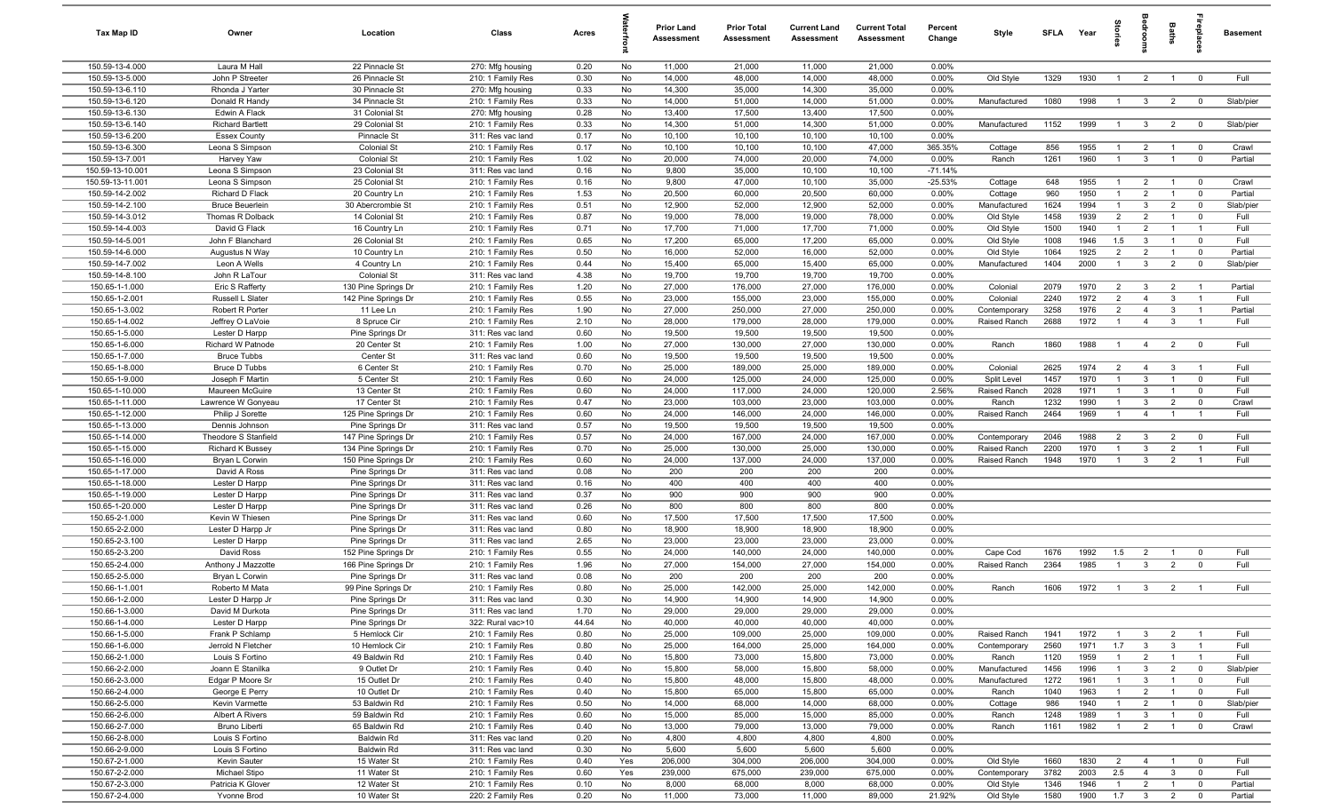| Tax Map ID | Owner | Location | Class | Acres | Waterfront | Prior Land Assessment | Prior Total Assessment | Current Land Assessment | Current Total Assessment | Percent Change | Style | SFLA | Year | Stories | Bedrooms | Baths | Fireplaces | Basement |
|---|---|---|---|---|---|---|---|---|---|---|---|---|---|---|---|---|---|---|
| 150.59-13-4.000 | Laura M Hall | 22 Pinnacle St | 270: Mfg housing | 0.20 | No | 11,000 | 21,000 | 11,000 | 21,000 | 0.00% | | | | | | | | |
| 150.59-13-5.000 | John P Streeter | 26 Pinnacle St | 210: 1 Family Res | 0.30 | No | 14,000 | 48,000 | 14,000 | 48,000 | 0.00% | Old Style | 1329 | 1930 | 1 | 2 | 1 | 0 | Full |
| 150.59-13-6.110 | Rhonda J Yarter | 30 Pinnacle St | 270: Mfg housing | 0.33 | No | 14,300 | 35,000 | 14,300 | 35,000 | 0.00% | | | | | | | | |
| 150.59-13-6.120 | Donald R Handy | 34 Pinnacle St | 210: 1 Family Res | 0.33 | No | 14,000 | 51,000 | 14,000 | 51,000 | 0.00% | Manufactured | 1080 | 1998 | 1 | 3 | 2 | 0 | Slab/pier |
| 150.59-13-6.130 | Edwin A Flack | 31 Colonial St | 270: Mfg housing | 0.28 | No | 13,400 | 17,500 | 13,400 | 17,500 | 0.00% | | | | | | | | |
| 150.59-13-6.140 | Richard Bartlett | 29 Colonial St | 210: 1 Family Res | 0.33 | No | 14,300 | 51,000 | 14,300 | 51,000 | 0.00% | Manufactured | 1152 | 1999 | 1 | 3 | 2 | 0 | Slab/pier |
| 150.59-13-6.200 | Essex County | Pinnacle St | 311: Res vac land | 0.17 | No | 10,100 | 10,100 | 10,100 | 10,100 | 0.00% | | | | | | | | |
| 150.59-13-6.300 | Leona S Simpson | Colonial St | 210: 1 Family Res | 0.17 | No | 10,100 | 10,100 | 10,100 | 47,000 | 365.35% | Cottage | 856 | 1955 | 1 | 2 | 1 | 0 | Crawl |
| 150.59-13-7.001 | Harvey Yaw | Colonial St | 210: 1 Family Res | 1.02 | No | 20,000 | 74,000 | 20,000 | 74,000 | 0.00% | Ranch | 1261 | 1960 | 1 | 3 | 1 | 0 | Partial |
| 150.59-13-10.001 | Leona S Simpson | 23 Colonial St | 311: Res vac land | 0.16 | No | 9,800 | 35,000 | 10,100 | 10,100 | -71.14% | | | | | | | | |
| 150.59-13-11.001 | Leona S Simpson | 25 Colonial St | 210: 1 Family Res | 0.16 | No | 9,800 | 47,000 | 10,100 | 35,000 | -25.53% | Cottage | 648 | 1955 | 1 | 2 | 1 | 0 | Crawl |
| 150.59-14-2.002 | Richard D Flack | 20 Country Ln | 210: 1 Family Res | 1.53 | No | 20,500 | 60,000 | 20,500 | 60,000 | 0.00% | Cottage | 960 | 1950 | 1 | 2 | 1 | 0 | Partial |
| 150.59-14-2.100 | Bruce Beuerlein | 30 Abercrombie St | 210: 1 Family Res | 0.51 | No | 12,900 | 52,000 | 12,900 | 52,000 | 0.00% | Manufactured | 1624 | 1994 | 1 | 3 | 2 | 0 | Slab/pier |
| 150.59-14-3.012 | Thomas R Dolback | 14 Colonial St | 210: 1 Family Res | 0.87 | No | 19,000 | 78,000 | 19,000 | 78,000 | 0.00% | Old Style | 1458 | 1939 | 2 | 2 | 1 | 0 | Full |
| 150.59-14-4.003 | David G Flack | 16 Country Ln | 210: 1 Family Res | 0.71 | No | 17,700 | 71,000 | 17,700 | 71,000 | 0.00% | Old Style | 1500 | 1940 | 1 | 2 | 1 | 1 | Full |
| 150.59-14-5.001 | John F Blanchard | 26 Colonial St | 210: 1 Family Res | 0.65 | No | 17,200 | 65,000 | 17,200 | 65,000 | 0.00% | Old Style | 1008 | 1946 | 1.5 | 3 | 1 | 0 | Full |
| 150.59-14-6.000 | Augustus N Way | 10 Country Ln | 210: 1 Family Res | 0.50 | No | 16,000 | 52,000 | 16,000 | 52,000 | 0.00% | Old Style | 1064 | 1925 | 2 | 2 | 1 | 0 | Partial |
| 150.59-14-7.002 | Leon A Wells | 4 Country Ln | 210: 1 Family Res | 0.44 | No | 15,400 | 65,000 | 15,400 | 65,000 | 0.00% | Manufactured | 1404 | 2000 | 1 | 3 | 2 | 0 | Slab/pier |
| 150.59-14-8.100 | John R LaTour | Colonial St | 311: Res vac land | 4.38 | No | 19,700 | 19,700 | 19,700 | 19,700 | 0.00% | | | | | | | | |
| 150.65-1-1.000 | Eric S Rafferty | 130 Pine Springs Dr | 210: 1 Family Res | 1.20 | No | 27,000 | 176,000 | 27,000 | 176,000 | 0.00% | Colonial | 2079 | 1970 | 2 | 3 | 2 | 1 | Partial |
| 150.65-1-2.001 | Russell L Slater | 142 Pine Springs Dr | 210: 1 Family Res | 0.55 | No | 23,000 | 155,000 | 23,000 | 155,000 | 0.00% | Colonial | 2240 | 1972 | 2 | 4 | 3 | 1 | Full |
| 150.65-1-3.002 | Robert R Porter | 11 Lee Ln | 210: 1 Family Res | 1.90 | No | 27,000 | 250,000 | 27,000 | 250,000 | 0.00% | Contemporary | 3258 | 1976 | 2 | 4 | 3 | 1 | Partial |
| 150.65-1-4.002 | Jeffrey O LaVoie | 8 Spruce Cir | 210: 1 Family Res | 2.10 | No | 28,000 | 179,000 | 28,000 | 179,000 | 0.00% | Raised Ranch | 2688 | 1972 | 1 | 4 | 3 | 1 | Full |
| 150.65-1-5.000 | Lester D Harpp | Pine Springs Dr | 311: Res vac land | 0.60 | No | 19,500 | 19,500 | 19,500 | 19,500 | 0.00% | | | | | | | | |
| 150.65-1-6.000 | Richard W Patnode | 20 Center St | 210: 1 Family Res | 1.00 | No | 27,000 | 130,000 | 27,000 | 130,000 | 0.00% | Ranch | 1860 | 1988 | 1 | 4 | 2 | 0 | Full |
| 150.65-1-7.000 | Bruce Tubbs | Center St | 311: Res vac land | 0.60 | No | 19,500 | 19,500 | 19,500 | 19,500 | 0.00% | | | | | | | | |
| 150.65-1-8.000 | Bruce D Tubbs | 6 Center St | 210: 1 Family Res | 0.70 | No | 25,000 | 189,000 | 25,000 | 189,000 | 0.00% | Colonial | 2625 | 1974 | 2 | 4 | 3 | 1 | Full |
| 150.65-1-9.000 | Joseph F Martin | 5 Center St | 210: 1 Family Res | 0.60 | No | 24,000 | 125,000 | 24,000 | 125,000 | 0.00% | Split Level | 1457 | 1970 | 1 | 3 | 1 | 0 | Full |
| 150.65-1-10.000 | Maureen McGuire | 13 Center St | 210: 1 Family Res | 0.60 | No | 24,000 | 117,000 | 24,000 | 120,000 | 2.56% | Raised Ranch | 2028 | 1971 | 1 | 3 | 1 | 0 | Full |
| 150.65-1-11.000 | Lawrence W Gonyeau | 17 Center St | 210: 1 Family Res | 0.47 | No | 23,000 | 103,000 | 23,000 | 103,000 | 0.00% | Ranch | 1232 | 1990 | 1 | 3 | 2 | 0 | Crawl |
| 150.65-1-12.000 | Philip J Sorette | 125 Pine Springs Dr | 210: 1 Family Res | 0.60 | No | 24,000 | 146,000 | 24,000 | 146,000 | 0.00% | Raised Ranch | 2464 | 1969 | 1 | 4 | 1 | 1 | Full |
| 150.65-1-13.000 | Dennis Johnson | Pine Springs Dr | 311: Res vac land | 0.57 | No | 19,500 | 19,500 | 19,500 | 19,500 | 0.00% | | | | | | | | |
| 150.65-1-14.000 | Theodore S Stanfield | 147 Pine Springs Dr | 210: 1 Family Res | 0.57 | No | 24,000 | 167,000 | 24,000 | 167,000 | 0.00% | Contemporary | 2046 | 1988 | 2 | 3 | 2 | 0 | Full |
| 150.65-1-15.000 | Richard K Bussey | 134 Pine Springs Dr | 210: 1 Family Res | 0.70 | No | 25,000 | 130,000 | 25,000 | 130,000 | 0.00% | Raised Ranch | 2200 | 1970 | 1 | 3 | 2 | 1 | Full |
| 150.65-1-16.000 | Bryan L Corwin | 150 Pine Springs Dr | 210: 1 Family Res | 0.60 | No | 24,000 | 137,000 | 24,000 | 137,000 | 0.00% | Raised Ranch | 1948 | 1970 | 1 | 3 | 2 | 1 | Full |
| 150.65-1-17.000 | David A Ross | Pine Springs Dr | 311: Res vac land | 0.08 | No | 200 | 200 | 200 | 200 | 0.00% | | | | | | | | |
| 150.65-1-18.000 | Lester D Harpp | Pine Springs Dr | 311: Res vac land | 0.16 | No | 400 | 400 | 400 | 400 | 0.00% | | | | | | | | |
| 150.65-1-19.000 | Lester D Harpp | Pine Springs Dr | 311: Res vac land | 0.37 | No | 900 | 900 | 900 | 900 | 0.00% | | | | | | | | |
| 150.65-1-20.000 | Lester D Harpp | Pine Springs Dr | 311: Res vac land | 0.26 | No | 800 | 800 | 800 | 800 | 0.00% | | | | | | | | |
| 150.65-2-1.000 | Kevin W Thiesen | Pine Springs Dr | 311: Res vac land | 0.60 | No | 17,500 | 17,500 | 17,500 | 17,500 | 0.00% | | | | | | | | |
| 150.65-2-2.000 | Lester D Harpp Jr | Pine Springs Dr | 311: Res vac land | 0.80 | No | 18,900 | 18,900 | 18,900 | 18,900 | 0.00% | | | | | | | | |
| 150.65-2-3.100 | Lester D Harpp | Pine Springs Dr | 311: Res vac land | 2.65 | No | 23,000 | 23,000 | 23,000 | 23,000 | 0.00% | | | | | | | | |
| 150.65-2-3.200 | David Ross | 152 Pine Springs Dr | 210: 1 Family Res | 0.55 | No | 24,000 | 140,000 | 24,000 | 140,000 | 0.00% | Cape Cod | 1676 | 1992 | 1.5 | 2 | 1 | 0 | Full |
| 150.65-2-4.000 | Anthony J Mazzotte | 166 Pine Springs Dr | 210: 1 Family Res | 1.96 | No | 27,000 | 154,000 | 27,000 | 154,000 | 0.00% | Raised Ranch | 2364 | 1985 | 1 | 3 | 2 | 0 | Full |
| 150.65-2-5.000 | Bryan L Corwin | Pine Springs Dr | 311: Res vac land | 0.08 | No | 200 | 200 | 200 | 200 | 0.00% | | | | | | | | |
| 150.66-1-1.001 | Roberto M Mata | 99 Pine Springs Dr | 210: 1 Family Res | 0.80 | No | 25,000 | 142,000 | 25,000 | 142,000 | 0.00% | Ranch | 1606 | 1972 | 1 | 3 | 2 | 1 | Full |
| 150.66-1-2.000 | Lester D Harpp Jr | Pine Springs Dr | 311: Res vac land | 0.30 | No | 14,900 | 14,900 | 14,900 | 14,900 | 0.00% | | | | | | | | |
| 150.66-1-3.000 | David M Durkota | Pine Springs Dr | 311: Res vac land | 1.70 | No | 29,000 | 29,000 | 29,000 | 29,000 | 0.00% | | | | | | | | |
| 150.66-1-4.000 | Lester D Harpp | Pine Springs Dr | 322: Rural vac>10 | 44.64 | No | 40,000 | 40,000 | 40,000 | 40,000 | 0.00% | | | | | | | | |
| 150.66-1-5.000 | Frank P Schlamp | 5 Hemlock Cir | 210: 1 Family Res | 0.80 | No | 25,000 | 109,000 | 25,000 | 109,000 | 0.00% | Raised Ranch | 1941 | 1972 | 1 | 3 | 2 | 1 | Full |
| 150.66-1-6.000 | Jerrold N Fletcher | 10 Hemlock Cir | 210: 1 Family Res | 0.80 | No | 25,000 | 164,000 | 25,000 | 164,000 | 0.00% | Contemporary | 2560 | 1971 | 1.7 | 3 | 3 | 1 | Full |
| 150.66-2-1.000 | Louis S Fortino | 49 Baldwin Rd | 210: 1 Family Res | 0.40 | No | 15,800 | 73,000 | 15,800 | 73,000 | 0.00% | Ranch | 1120 | 1959 | 1 | 2 | 1 | 1 | Full |
| 150.66-2-2.000 | Joann E Stanilka | 9 Outlet Dr | 210: 1 Family Res | 0.40 | No | 15,800 | 58,000 | 15,800 | 58,000 | 0.00% | Manufactured | 1456 | 1996 | 1 | 3 | 2 | 0 | Slab/pier |
| 150.66-2-3.000 | Edgar P Moore Sr | 15 Outlet Dr | 210: 1 Family Res | 0.40 | No | 15,800 | 48,000 | 15,800 | 48,000 | 0.00% | Manufactured | 1272 | 1961 | 1 | 3 | 1 | 0 | Full |
| 150.66-2-4.000 | George E Perry | 10 Outlet Dr | 210: 1 Family Res | 0.40 | No | 15,800 | 65,000 | 15,800 | 65,000 | 0.00% | Ranch | 1040 | 1963 | 1 | 2 | 1 | 0 | Full |
| 150.66-2-5.000 | Kevin Varmette | 53 Baldwin Rd | 210: 1 Family Res | 0.50 | No | 14,000 | 68,000 | 14,000 | 68,000 | 0.00% | Cottage | 986 | 1940 | 1 | 2 | 1 | 0 | Slab/pier |
| 150.66-2-6.000 | Albert A Rivers | 59 Baldwin Rd | 210: 1 Family Res | 0.60 | No | 15,000 | 85,000 | 15,000 | 85,000 | 0.00% | Ranch | 1248 | 1989 | 1 | 3 | 1 | 0 | Full |
| 150.66-2-7.000 | Bruno Liberti | 65 Baldwin Rd | 210: 1 Family Res | 0.40 | No | 13,000 | 79,000 | 13,000 | 79,000 | 0.00% | Ranch | 1161 | 1982 | 1 | 2 | 1 | 0 | Crawl |
| 150.66-2-8.000 | Louis S Fortino | Baldwin Rd | 311: Res vac land | 0.20 | No | 4,800 | 4,800 | 4,800 | 4,800 | 0.00% | | | | | | | | |
| 150.66-2-9.000 | Louis S Fortino | Baldwin Rd | 311: Res vac land | 0.30 | No | 5,600 | 5,600 | 5,600 | 5,600 | 0.00% | | | | | | | | |
| 150.67-2-1.000 | Kevin Sauter | 15 Water St | 210: 1 Family Res | 0.40 | Yes | 206,000 | 304,000 | 206,000 | 304,000 | 0.00% | Old Style | 1660 | 1830 | 2 | 4 | 1 | 0 | Full |
| 150.67-2-2.000 | Michael Stipo | 11 Water St | 210: 1 Family Res | 0.60 | Yes | 239,000 | 675,000 | 239,000 | 675,000 | 0.00% | Contemporary | 3782 | 2003 | 2.5 | 4 | 3 | 0 | Full |
| 150.67-2-3.000 | Patricia K Glover | 12 Water St | 210: 1 Family Res | 0.10 | No | 8,000 | 68,000 | 8,000 | 68,000 | 0.00% | Old Style | 1346 | 1946 | 1 | 2 | 1 | 0 | Partial |
| 150.67-2-4.000 | Yvonne Brod | 10 Water St | 220: 2 Family Res | 0.20 | No | 11,000 | 73,000 | 11,000 | 89,000 | 21.92% | Old Style | 1580 | 1900 | 1.7 | 3 | 2 | 0 | Partial |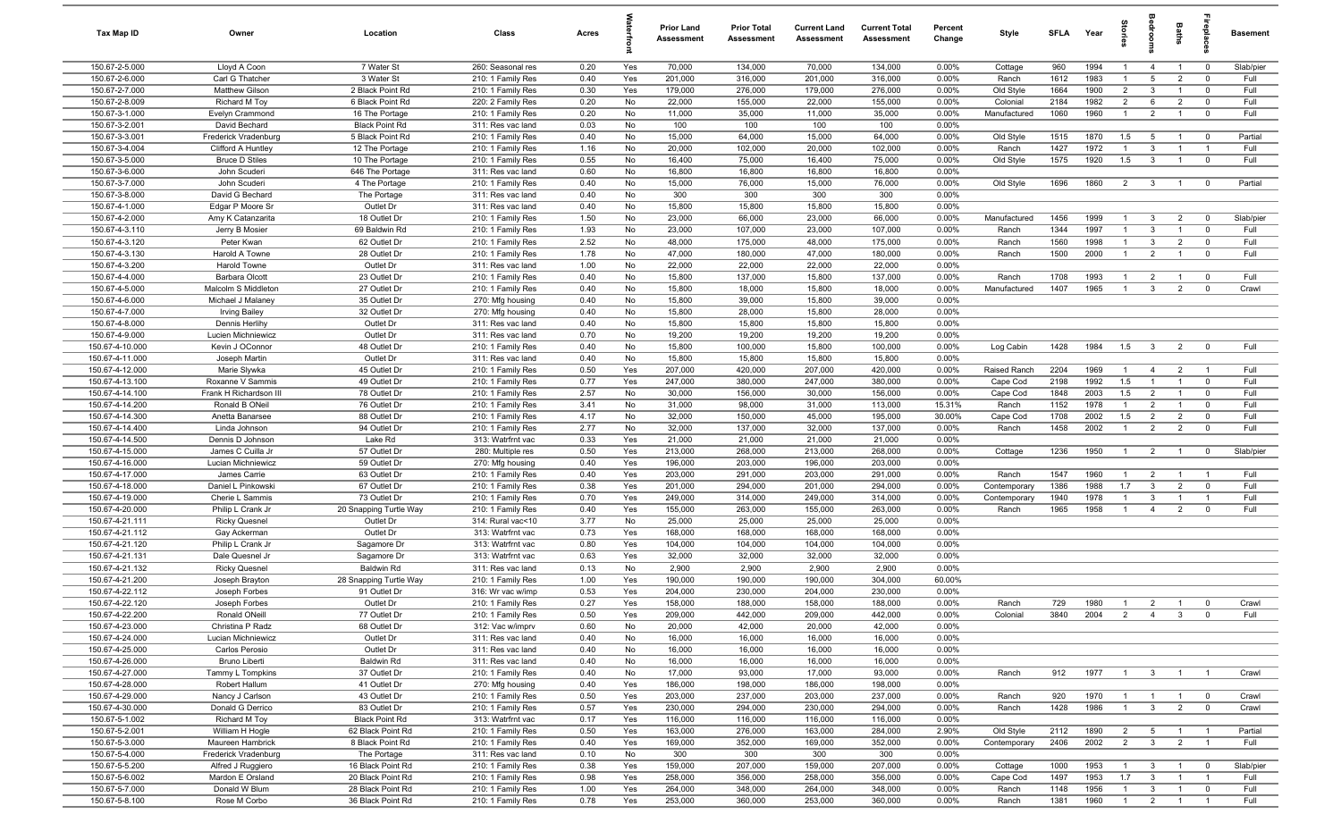| Tax Map ID | Owner | Location | Class | Acres | Waterfront | Prior Land Assessment | Prior Total Assessment | Current Land Assessment | Current Total Assessment | Percent Change | Style | SFLA | Year | Stories | Bedrooms | Baths | Fireplaces | Basement |
|---|---|---|---|---|---|---|---|---|---|---|---|---|---|---|---|---|---|---|
| 150.67-2-5.000 | Lloyd A Coon | 7 Water St | 260: Seasonal res | 0.20 | Yes | 70,000 | 134,000 | 70,000 | 134,000 | 0.00% | Cottage | 960 | 1994 | 1 | 4 | 1 | 0 | Slab/pier |
| 150.67-2-6.000 | Carl G Thatcher | 3 Water St | 210: 1 Family Res | 0.40 | Yes | 201,000 | 316,000 | 201,000 | 316,000 | 0.00% | Ranch | 1612 | 1983 | 1 | 5 | 2 | 0 | Full |
| 150.67-2-7.000 | Matthew Gilson | 2 Black Point Rd | 210: 1 Family Res | 0.30 | Yes | 179,000 | 276,000 | 179,000 | 276,000 | 0.00% | Old Style | 1664 | 1900 | 2 | 3 | 1 | 0 | Full |
| 150.67-2-8.009 | Richard M Toy | 6 Black Point Rd | 220: 2 Family Res | 0.20 | No | 22,000 | 155,000 | 22,000 | 155,000 | 0.00% | Colonial | 2184 | 1982 | 2 | 6 | 2 | 0 | Full |
| 150.67-3-1.000 | Evelyn Crammond | 16 The Portage | 210: 1 Family Res | 0.20 | No | 11,000 | 35,000 | 11,000 | 35,000 | 0.00% | Manufactured | 1060 | 1960 | 1 | 2 | 1 | 0 | Full |
| 150.67-3-2.001 | David Bechard | Black Point Rd | 311: Res vac land | 0.03 | No | 100 | 100 | 100 | 100 | 0.00% | | | | | | | | |
| 150.67-3-3.001 | Frederick Vradenburg | 5 Black Point Rd | 210: 1 Family Res | 0.40 | No | 15,000 | 64,000 | 15,000 | 64,000 | 0.00% | Old Style | 1515 | 1870 | 1.5 | 5 | 1 | 0 | Partial |
| 150.67-3-4.004 | Clifford A Huntley | 12 The Portage | 210: 1 Family Res | 1.16 | No | 20,000 | 102,000 | 20,000 | 102,000 | 0.00% | Ranch | 1427 | 1972 | 1 | 3 | 1 | 1 | Full |
| 150.67-3-5.000 | Bruce D Stiles | 10 The Portage | 210: 1 Family Res | 0.55 | No | 16,400 | 75,000 | 16,400 | 75,000 | 0.00% | Old Style | 1575 | 1920 | 1.5 | 3 | 1 | 0 | Full |
| 150.67-3-6.000 | John Scuderi | 646 The Portage | 311: Res vac land | 0.60 | No | 16,800 | 16,800 | 16,800 | 16,800 | 0.00% | | | | | | | | |
| 150.67-3-7.000 | John Scuderi | 4 The Portage | 210: 1 Family Res | 0.40 | No | 15,000 | 76,000 | 15,000 | 76,000 | 0.00% | Old Style | 1696 | 1860 | 2 | 3 | 1 | 0 | Partial |
| 150.67-3-8.000 | David G Bechard | The Portage | 311: Res vac land | 0.40 | No | 300 | 300 | 300 | 300 | 0.00% | | | | | | | | |
| 150.67-4-1.000 | Edgar P Moore Sr | Outlet Dr | 311: Res vac land | 0.40 | No | 15,800 | 15,800 | 15,800 | 15,800 | 0.00% | | | | | | | | |
| 150.67-4-2.000 | Amy K Catanzarita | 18 Outlet Dr | 210: 1 Family Res | 1.50 | No | 23,000 | 66,000 | 23,000 | 66,000 | 0.00% | Manufactured | 1456 | 1999 | 1 | 3 | 2 | 0 | Slab/pier |
| 150.67-4-3.110 | Jerry B Mosier | 69 Baldwin Rd | 210: 1 Family Res | 1.93 | No | 23,000 | 107,000 | 23,000 | 107,000 | 0.00% | Ranch | 1344 | 1997 | 1 | 3 | 1 | 0 | Full |
| 150.67-4-3.120 | Peter Kwan | 62 Outlet Dr | 210: 1 Family Res | 2.52 | No | 48,000 | 175,000 | 48,000 | 175,000 | 0.00% | Ranch | 1560 | 1998 | 1 | 3 | 2 | 0 | Full |
| 150.67-4-3.130 | Harold A Towne | 28 Outlet Dr | 210: 1 Family Res | 1.78 | No | 47,000 | 180,000 | 47,000 | 180,000 | 0.00% | Ranch | 1500 | 2000 | 1 | 2 | 1 | 0 | Full |
| 150.67-4-3.200 | Harold Towne | Outlet Dr | 311: Res vac land | 1.00 | No | 22,000 | 22,000 | 22,000 | 22,000 | 0.00% | | | | | | | | |
| 150.67-4-4.000 | Barbara Olcott | 23 Outlet Dr | 210: 1 Family Res | 0.40 | No | 15,800 | 137,000 | 15,800 | 137,000 | 0.00% | Ranch | 1708 | 1993 | 1 | 2 | 1 | 0 | Full |
| 150.67-4-5.000 | Malcolm S Middleton | 27 Outlet Dr | 210: 1 Family Res | 0.40 | No | 15,800 | 18,000 | 15,800 | 18,000 | 0.00% | Manufactured | 1407 | 1965 | 1 | 3 | 2 | 0 | Crawl |
| 150.67-4-6.000 | Michael J Malaney | 35 Outlet Dr | 270: Mfg housing | 0.40 | No | 15,800 | 39,000 | 15,800 | 39,000 | 0.00% | | | | | | | | |
| 150.67-4-7.000 | Irving Bailey | 32 Outlet Dr | 270: Mfg housing | 0.40 | No | 15,800 | 28,000 | 15,800 | 28,000 | 0.00% | | | | | | | | |
| 150.67-4-8.000 | Dennis Herlihy | Outlet Dr | 311: Res vac land | 0.40 | No | 15,800 | 15,800 | 15,800 | 15,800 | 0.00% | | | | | | | | |
| 150.67-4-9.000 | Lucien Michniewicz | Outlet Dr | 311: Res vac land | 0.70 | No | 19,200 | 19,200 | 19,200 | 19,200 | 0.00% | | | | | | | | |
| 150.67-4-10.000 | Kevin J OConnor | 48 Outlet Dr | 210: 1 Family Res | 0.40 | No | 15,800 | 100,000 | 15,800 | 100,000 | 0.00% | Log Cabin | 1428 | 1984 | 1.5 | 3 | 2 | 0 | Full |
| 150.67-4-11.000 | Joseph Martin | Outlet Dr | 311: Res vac land | 0.40 | No | 15,800 | 15,800 | 15,800 | 15,800 | 0.00% | | | | | | | | |
| 150.67-4-12.000 | Marie Slywka | 45 Outlet Dr | 210: 1 Family Res | 0.50 | Yes | 207,000 | 420,000 | 207,000 | 420,000 | 0.00% | Raised Ranch | 2204 | 1969 | 1 | 4 | 2 | 1 | Full |
| 150.67-4-13.100 | Roxanne V Sammis | 49 Outlet Dr | 210: 1 Family Res | 0.77 | Yes | 247,000 | 380,000 | 247,000 | 380,000 | 0.00% | Cape Cod | 2198 | 1992 | 1.5 | 1 | 1 | 0 | Full |
| 150.67-4-14.100 | Frank H Richardson III | 78 Outlet Dr | 210: 1 Family Res | 2.57 | No | 30,000 | 156,000 | 30,000 | 156,000 | 0.00% | Cape Cod | 1848 | 2003 | 1.5 | 2 | 1 | 0 | Full |
| 150.67-4-14.200 | Ronald B ONeil | 76 Outlet Dr | 210: 1 Family Res | 3.41 | No | 31,000 | 98,000 | 31,000 | 113,000 | 15.31% | Ranch | 1152 | 1978 | 1 | 2 | 1 | 0 | Full |
| 150.67-4-14.300 | Anetta Banarsee | 88 Outlet Dr | 210: 1 Family Res | 4.17 | No | 32,000 | 150,000 | 45,000 | 195,000 | 30.00% | Cape Cod | 1708 | 2002 | 1.5 | 2 | 2 | 0 | Full |
| 150.67-4-14.400 | Linda Johnson | 94 Outlet Dr | 210: 1 Family Res | 2.77 | No | 32,000 | 137,000 | 32,000 | 137,000 | 0.00% | Ranch | 1458 | 2002 | 1 | 2 | 2 | 0 | Full |
| 150.67-4-14.500 | Dennis D Johnson | Lake Rd | 313: Watrfrnt vac | 0.33 | Yes | 21,000 | 21,000 | 21,000 | 21,000 | 0.00% | | | | | | | | |
| 150.67-4-15.000 | James C Cuilla Jr | 57 Outlet Dr | 280: Multiple res | 0.50 | Yes | 213,000 | 268,000 | 213,000 | 268,000 | 0.00% | Cottage | 1236 | 1950 | 1 | 2 | 1 | 0 | Slab/pier |
| 150.67-4-16.000 | Lucian Michniewicz | 59 Outlet Dr | 270: Mfg housing | 0.40 | Yes | 196,000 | 203,000 | 196,000 | 203,000 | 0.00% | | | | | | | | |
| 150.67-4-17.000 | James Carrie | 63 Outlet Dr | 210: 1 Family Res | 0.40 | Yes | 203,000 | 291,000 | 203,000 | 291,000 | 0.00% | Ranch | 1547 | 1960 | 1 | 2 | 1 | 1 | Full |
| 150.67-4-18.000 | Daniel L Pinkowski | 67 Outlet Dr | 210: 1 Family Res | 0.38 | Yes | 201,000 | 294,000 | 201,000 | 294,000 | 0.00% | Contemporary | 1386 | 1988 | 1.7 | 3 | 2 | 0 | Full |
| 150.67-4-19.000 | Cherie L Sammis | 73 Outlet Dr | 210: 1 Family Res | 0.70 | Yes | 249,000 | 314,000 | 249,000 | 314,000 | 0.00% | Contemporary | 1940 | 1978 | 1 | 3 | 1 | 1 | Full |
| 150.67-4-20.000 | Philip L Crank Jr | 20 Snapping Turtle Way | 210: 1 Family Res | 0.40 | Yes | 155,000 | 263,000 | 155,000 | 263,000 | 0.00% | Ranch | 1965 | 1958 | 1 | 4 | 2 | 0 | Full |
| 150.67-4-21.111 | Ricky Quesnel | Outlet Dr | 314: Rural vac<10 | 3.77 | No | 25,000 | 25,000 | 25,000 | 25,000 | 0.00% | | | | | | | | |
| 150.67-4-21.112 | Gay Ackerman | Outlet Dr | 313: Watrfrnt vac | 0.73 | Yes | 168,000 | 168,000 | 168,000 | 168,000 | 0.00% | | | | | | | | |
| 150.67-4-21.120 | Philip L Crank Jr | Sagamore Dr | 313: Watrfrnt vac | 0.80 | Yes | 104,000 | 104,000 | 104,000 | 104,000 | 0.00% | | | | | | | | |
| 150.67-4-21.131 | Dale Quesnel Jr | Sagamore Dr | 313: Watrfrnt vac | 0.63 | Yes | 32,000 | 32,000 | 32,000 | 32,000 | 0.00% | | | | | | | | |
| 150.67-4-21.132 | Ricky Quesnel | Baldwin Rd | 311: Res vac land | 0.13 | No | 2,900 | 2,900 | 2,900 | 2,900 | 0.00% | | | | | | | | |
| 150.67-4-21.200 | Joseph Brayton | 28 Snapping Turtle Way | 210: 1 Family Res | 1.00 | Yes | 190,000 | 190,000 | 190,000 | 304,000 | 60.00% | | | | | | | | |
| 150.67-4-22.112 | Joseph Forbes | 91 Outlet Dr | 316: Wr vac w/imp | 0.53 | Yes | 204,000 | 230,000 | 204,000 | 230,000 | 0.00% | | | | | | | | |
| 150.67-4-22.120 | Joseph Forbes | Outlet Dr | 210: 1 Family Res | 0.27 | Yes | 158,000 | 188,000 | 158,000 | 188,000 | 0.00% | Ranch | 729 | 1980 | 1 | 2 | 1 | 0 | Crawl |
| 150.67-4-22.200 | Ronald ONeill | 77 Outlet Dr | 210: 1 Family Res | 0.50 | Yes | 209,000 | 442,000 | 209,000 | 442,000 | 0.00% | Colonial | 3840 | 2004 | 2 | 4 | 3 | 0 | Full |
| 150.67-4-23.000 | Christina P Radz | 68 Outlet Dr | 312: Vac w/imprv | 0.60 | No | 20,000 | 42,000 | 20,000 | 42,000 | 0.00% | | | | | | | | |
| 150.67-4-24.000 | Lucian Michniewicz | Outlet Dr | 311: Res vac land | 0.40 | No | 16,000 | 16,000 | 16,000 | 16,000 | 0.00% | | | | | | | | |
| 150.67-4-25.000 | Carlos Perosio | Outlet Dr | 311: Res vac land | 0.40 | No | 16,000 | 16,000 | 16,000 | 16,000 | 0.00% | | | | | | | | |
| 150.67-4-26.000 | Bruno Liberti | Baldwin Rd | 311: Res vac land | 0.40 | No | 16,000 | 16,000 | 16,000 | 16,000 | 0.00% | | | | | | | | |
| 150.67-4-27.000 | Tammy L Tompkins | 37 Outlet Dr | 210: 1 Family Res | 0.40 | No | 17,000 | 93,000 | 17,000 | 93,000 | 0.00% | Ranch | 912 | 1977 | 1 | 3 | 1 | 1 | Crawl |
| 150.67-4-28.000 | Robert Hallum | 41 Outlet Dr | 270: Mfg housing | 0.40 | Yes | 186,000 | 198,000 | 186,000 | 198,000 | 0.00% | | | | | | | | |
| 150.67-4-29.000 | Nancy J Carlson | 43 Outlet Dr | 210: 1 Family Res | 0.50 | Yes | 203,000 | 237,000 | 203,000 | 237,000 | 0.00% | Ranch | 920 | 1970 | 1 | 1 | 1 | 0 | Crawl |
| 150.67-4-30.000 | Donald G Derrico | 83 Outlet Dr | 210: 1 Family Res | 0.57 | Yes | 230,000 | 294,000 | 230,000 | 294,000 | 0.00% | Ranch | 1428 | 1986 | 1 | 3 | 2 | 0 | Crawl |
| 150.67-5-1.002 | Richard M Toy | Black Point Rd | 313: Watrfrnt vac | 0.17 | Yes | 116,000 | 116,000 | 116,000 | 116,000 | 0.00% | | | | | | | | |
| 150.67-5-2.001 | William H Hogle | 62 Black Point Rd | 210: 1 Family Res | 0.50 | Yes | 163,000 | 276,000 | 163,000 | 284,000 | 2.90% | Old Style | 2112 | 1890 | 2 | 5 | 1 | 1 | Partial |
| 150.67-5-3.000 | Maureen Hambrick | 8 Black Point Rd | 210: 1 Family Res | 0.40 | Yes | 169,000 | 352,000 | 169,000 | 352,000 | 0.00% | Contemporary | 2406 | 2002 | 2 | 3 | 2 | 1 | Full |
| 150.67-5-4.000 | Frederick Vradenburg | The Portage | 311: Res vac land | 0.10 | No | 300 | 300 | 300 | 300 | 0.00% | | | | | | | | |
| 150.67-5-5.200 | Alfred J Ruggiero | 16 Black Point Rd | 210: 1 Family Res | 0.38 | Yes | 159,000 | 207,000 | 159,000 | 207,000 | 0.00% | Cottage | 1000 | 1953 | 1 | 3 | 1 | 0 | Slab/pier |
| 150.67-5-6.002 | Mardon E Orsland | 20 Black Point Rd | 210: 1 Family Res | 0.98 | Yes | 258,000 | 356,000 | 258,000 | 356,000 | 0.00% | Cape Cod | 1497 | 1953 | 1.7 | 3 | 1 | 1 | Full |
| 150.67-5-7.000 | Donald W Blum | 28 Black Point Rd | 210: 1 Family Res | 1.00 | Yes | 264,000 | 348,000 | 264,000 | 348,000 | 0.00% | Ranch | 1148 | 1956 | 1 | 3 | 1 | 0 | Full |
| 150.67-5-8.100 | Rose M Corbo | 36 Black Point Rd | 210: 1 Family Res | 0.78 | Yes | 253,000 | 360,000 | 253,000 | 360,000 | 0.00% | Ranch | 1381 | 1960 | 1 | 2 | 1 | 1 | Full |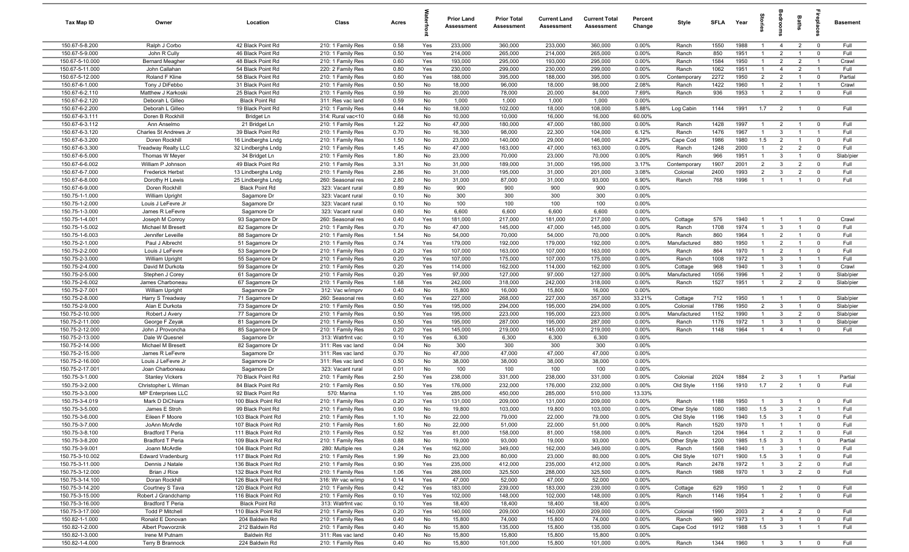| Tax Map ID | Owner | Location | Class | Acres | Waterfront | Prior Land Assessment | Prior Total Assessment | Current Land Assessment | Current Total Assessment | Percent Change | Style | SFLA | Year | Stories | Bedrooms | Baths | Fireplaces | Basement |
|---|---|---|---|---|---|---|---|---|---|---|---|---|---|---|---|---|---|---|
| 150.67-5-8.200 | Ralph J Corbo | 42 Black Point Rd | 210: 1 Family Res | 0.58 | Yes | 233,000 | 360,000 | 233,000 | 360,000 | 0.00% | Ranch | 1550 | 1988 | 1 | 4 | 2 | 0 | Full |
| 150.67-5-9.000 | John R Cully | 46 Black Point Rd | 210: 1 Family Res | 0.50 | Yes | 214,000 | 265,000 | 214,000 | 265,000 | 0.00% | Ranch | 850 | 1951 | 1 | 2 | 1 | 0 | Full |
| 150.67-5-10.000 | Bernard Meagher | 48 Black Point Rd | 210: 1 Family Res | 0.60 | Yes | 193,000 | 295,000 | 193,000 | 295,000 | 0.00% | Ranch | 1584 | 1950 | 1 | 2 | 2 | 1 | Crawl |
| 150.67-5-11.000 | John Callahan | 54 Black Point Rd | 220: 2 Family Res | 0.80 | Yes | 230,000 | 299,000 | 230,000 | 299,000 | 0.00% | Ranch | 1062 | 1951 | 1 | 4 | 2 | 1 | Full |
| 150.67-5-12.000 | Roland F Kline | 58 Black Point Rd | 210: 1 Family Res | 0.60 | Yes | 188,000 | 395,000 | 188,000 | 395,000 | 0.00% | Contemporary | 2272 | 1950 | 2 | 2 | 1 | 0 | Partial |
| 150.67-6-1.000 | Tony J DiFebbo | 31 Black Point Rd | 210: 1 Family Res | 0.50 | No | 18,000 | 96,000 | 18,000 | 98,000 | 2.08% | Ranch | 1422 | 1960 | 1 | 2 | 1 | 1 | Crawl |
| 150.67-6-2.110 | Matthew J Karkoski | 25 Black Point Rd | 210: 1 Family Res | 0.59 | No | 20,000 | 78,000 | 20,000 | 84,000 | 7.69% | Ranch | 936 | 1953 | 1 | 2 | 1 | 0 | Full |
| 150.67-6-2.120 | Deborah L Gilleo | Black Point Rd | 311: Res vac land | 0.59 | No | 1,000 | 1,000 | 1,000 | 1,000 | 0.00% | | | | | | | | |
| 150.67-6-2.200 | Deborah L Gilleo | 19 Black Point Rd | 210: 1 Family Res | 0.44 | No | 18,000 | 102,000 | 18,000 | 108,000 | 5.88% | Log Cabin | 1144 | 1991 | 1.7 | 2 | 1 | 0 | Full |
| 150.67-6-3.111 | Doren B Rockhill | Bridget Ln | 314: Rural vac<10 | 0.68 | No | 10,000 | 10,000 | 16,000 | 16,000 | 60.00% | | | | | | | | |
| 150.67-6-3.112 | Ann Anselmo | 21 Bridget Ln | 210: 1 Family Res | 1.22 | No | 47,000 | 180,000 | 47,000 | 180,000 | 0.00% | Ranch | 1428 | 1997 | 1 | 2 | 1 | 0 | Full |
| 150.67-6-3.120 | Charles St Andrews Jr | 39 Black Point Rd | 210: 1 Family Res | 0.70 | No | 16,300 | 98,000 | 22,300 | 104,000 | 6.12% | Ranch | 1476 | 1967 | 1 | 3 | 1 | 1 | Full |
| 150.67-6-3.200 | Doren Rockhill | 16 Lindberghs Lndg | 210: 1 Family Res | 1.50 | No | 23,000 | 140,000 | 29,000 | 146,000 | 4.29% | Cape Cod | 1986 | 1980 | 1.5 | 2 | 1 | 0 | Full |
| 150.67-6-3.300 | Treadway Realty LLC | 32 Lindberghs Lndg | 210: 1 Family Res | 1.45 | No | 47,000 | 163,000 | 47,000 | 163,000 | 0.00% | Ranch | 1248 | 2000 | 1 | 2 | 2 | 0 | Full |
| 150.67-6-5.000 | Thomas W Meyer | 34 Bridget Ln | 210: 1 Family Res | 1.80 | No | 23,000 | 70,000 | 23,000 | 70,000 | 0.00% | Ranch | 966 | 1951 | 1 | 3 | 1 | 0 | Slab/pier |
| 150.67-6-6.002 | William P Johnson | 49 Black Point Rd | 210: 1 Family Res | 3.31 | No | 31,000 | 189,000 | 31,000 | 195,000 | 3.17% | Contemporary | 1907 | 2001 | 2 | 3 | 2 | 0 | Full |
| 150.67-6-7.000 | Frederick Herbst | 13 Lindberghs Lndg | 210: 1 Family Res | 2.86 | No | 31,000 | 195,000 | 31,000 | 201,000 | 3.08% | Colonial | 2400 | 1993 | 2 | 3 | 2 | 0 | Full |
| 150.67-6-8.000 | Dorothy H Lewis | 25 Lindberghs Lndg | 260: Seasonal res | 2.80 | No | 31,000 | 87,000 | 31,000 | 93,000 | 6.90% | Ranch | 768 | 1996 | 1 | 1 | 1 | 0 | Full |
| 150.67-6-9.000 | Doren Rockhill | Black Point Rd | 323: Vacant rural | 0.89 | No | 900 | 900 | 900 | 900 | 0.00% | | | | | | | | |
| 150.75-1-1.000 | William Upright | Sagamore Dr | 323: Vacant rural | 0.10 | No | 300 | 300 | 300 | 300 | 0.00% | | | | | | | | |
| 150.75-1-2.000 | Louis J LeFevre Jr | Sagamore Dr | 323: Vacant rural | 0.10 | No | 100 | 100 | 100 | 100 | 0.00% | | | | | | | | |
| 150.75-1-3.000 | James R LeFevre | Sagamore Dr | 323: Vacant rural | 0.60 | No | 6,600 | 6,600 | 6,600 | 6,600 | 0.00% | | | | | | | | |
| 150.75-1-4.001 | Joseph M Conroy | 93 Sagamore Dr | 260: Seasonal res | 0.40 | Yes | 181,000 | 217,000 | 181,000 | 217,000 | 0.00% | Cottage | 576 | 1940 | 1 | 1 | 1 | 0 | Crawl |
| 150.75-1-5.002 | Michael M Bresett | 82 Sagamore Dr | 210: 1 Family Res | 0.70 | No | 47,000 | 145,000 | 47,000 | 145,000 | 0.00% | Ranch | 1708 | 1974 | 1 | 3 | 1 | 0 | Full |
| 150.75-1-6.003 | Jennifer Leveille | 88 Sagamore Dr | 210: 1 Family Res | 1.54 | No | 54,000 | 70,000 | 54,000 | 70,000 | 0.00% | Ranch | 860 | 1964 | 1 | 2 | 1 | 0 | Full |
| 150.75-2-1.000 | Paul J Albrecht | 51 Sagamore Dr | 210: 1 Family Res | 0.74 | Yes | 179,000 | 192,000 | 179,000 | 192,000 | 0.00% | Manufactured | 880 | 1950 | 1 | 2 | 1 | 0 | Full |
| 150.75-2-2.000 | Louis J LeFevre | 53 Sagamore Dr | 210: 1 Family Res | 0.20 | Yes | 107,000 | 163,000 | 107,000 | 163,000 | 0.00% | Ranch | 864 | 1970 | 1 | 2 | 1 | 0 | Full |
| 150.75-2-3.000 | William Upright | 55 Sagamore Dr | 210: 1 Family Res | 0.20 | Yes | 107,000 | 175,000 | 107,000 | 175,000 | 0.00% | Ranch | 1008 | 1972 | 1 | 3 | 1 | 1 | Full |
| 150.75-2-4.000 | David M Durkota | 59 Sagamore Dr | 210: 1 Family Res | 0.20 | Yes | 114,000 | 162,000 | 114,000 | 162,000 | 0.00% | Cottage | 968 | 1940 | 1 | 3 | 1 | 0 | Crawl |
| 150.75-2-5.000 | Stephen J Corey | 61 Sagamore Dr | 210: 1 Family Res | 0.20 | Yes | 97,000 | 127,000 | 97,000 | 127,000 | 0.00% | Manufactured | 1056 | 1996 | 1 | 2 | 1 | 0 | Slab/pier |
| 150.75-2-6.002 | James Charboneau | 67 Sagamore Dr | 210: 1 Family Res | 1.68 | Yes | 242,000 | 318,000 | 242,000 | 318,000 | 0.00% | Ranch | 1527 | 1951 | 1 | 2 | 2 | 0 | Slab/pier |
| 150.75-2-7.001 | William Upright | Sagamore Dr | 312: Vac w/imprv | 0.40 | No | 15,800 | 16,000 | 15,800 | 16,000 | 0.00% | | | | | | | | |
| 150.75-2-8.000 | Harry S Treadway | 71 Sagamore Dr | 260: Seasonal res | 0.60 | Yes | 227,000 | 268,000 | 227,000 | 357,000 | 33.21% | Cottage | 712 | 1950 | 1 | 1 | 1 | 0 | Slab/pier |
| 150.75-2-9.000 | Alan E Durkota | 73 Sagamore Dr | 210: 1 Family Res | 0.50 | Yes | 195,000 | 294,000 | 195,000 | 294,000 | 0.00% | Colonial | 1786 | 1950 | 2 | 3 | 1 | 0 | Slab/pier |
| 150.75-2-10.000 | Robert J Avery | 77 Sagamore Dr | 210: 1 Family Res | 0.50 | Yes | 195,000 | 223,000 | 195,000 | 223,000 | 0.00% | Manufactured | 1152 | 1990 | 1 | 3 | 2 | 0 | Slab/pier |
| 150.75-2-11.000 | George F Zeyak | 81 Sagamore Dr | 210: 1 Family Res | 0.50 | Yes | 195,000 | 287,000 | 195,000 | 287,000 | 0.00% | Ranch | 1176 | 1972 | 1 | 3 | 1 | 0 | Slab/pier |
| 150.75-2-12.000 | John J Provoncha | 85 Sagamore Dr | 210: 1 Family Res | 0.20 | Yes | 145,000 | 219,000 | 145,000 | 219,000 | 0.00% | Ranch | 1148 | 1964 | 1 | 4 | 1 | 0 | Full |
| 150.75-2-13.000 | Dale W Quesnel | Sagamore Dr | 313: Watrfrnt vac | 0.10 | Yes | 6,300 | 6,300 | 6,300 | 6,300 | 0.00% | | | | | | | | |
| 150.75-2-14.000 | Michael M Bresett | 82 Sagamore Dr | 311: Res vac land | 0.04 | No | 300 | 300 | 300 | 300 | 0.00% | | | | | | | | |
| 150.75-2-15.000 | James R LeFevre | Sagamore Dr | 311: Res vac land | 0.70 | No | 47,000 | 47,000 | 47,000 | 47,000 | 0.00% | | | | | | | | |
| 150.75-2-16.000 | Louis J LeFevre Jr | Sagamore Dr | 311: Res vac land | 0.50 | No | 38,000 | 38,000 | 38,000 | 38,000 | 0.00% | | | | | | | | |
| 150.75-2-17.001 | Joan Charboneau | Sagamore Dr | 323: Vacant rural | 0.01 | No | 100 | 100 | 100 | 100 | 0.00% | | | | | | | | |
| 150.75-3-1.000 | Stanley Vickers | 70 Black Point Rd | 210: 1 Family Res | 2.50 | Yes | 238,000 | 331,000 | 238,000 | 331,000 | 0.00% | Colonial | 2024 | 1884 | 2 | 3 | 1 | 1 | Partial |
| 150.75-3-2.000 | Christopher L Wiman | 84 Black Point Rd | 210: 1 Family Res | 0.50 | Yes | 176,000 | 232,000 | 176,000 | 232,000 | 0.00% | Old Style | 1156 | 1910 | 1.7 | 2 | 1 | 0 | Full |
| 150.75-3-3.000 | MP Enterprises LLC | 92 Black Point Rd | 570: Marina | 1.10 | Yes | 285,000 | 450,000 | 285,000 | 510,000 | 13.33% | | | | | | | | |
| 150.75-3-4.019 | Mark D DiChiara | 100 Black Point Rd | 210: 1 Family Res | 0.20 | Yes | 131,000 | 209,000 | 131,000 | 209,000 | 0.00% | Ranch | 1188 | 1950 | 1 | 3 | 1 | 0 | Full |
| 150.75-3-5.000 | James E Stroh | 99 Black Point Rd | 210: 1 Family Res | 0.90 | No | 19,800 | 103,000 | 19,800 | 103,000 | 0.00% | Other Style | 1080 | 1980 | 1.5 | 3 | 2 | 1 | Full |
| 150.75-3-6.000 | Eileen F Moore | 103 Black Point Rd | 210: 1 Family Res | 1.10 | No | 22,000 | 79,000 | 22,000 | 79,000 | 0.00% | Old Style | 1196 | 1940 | 1.5 | 3 | 1 | 0 | Full |
| 150.75-3-7.000 | JoAnn McArdle | 107 Black Point Rd | 210: 1 Family Res | 1.60 | No | 22,000 | 51,000 | 22,000 | 51,000 | 0.00% | Ranch | 1520 | 1970 | 1 | 1 | 1 | 0 | Full |
| 150.75-3-8.100 | Bradford T Peria | 111 Black Point Rd | 210: 1 Family Res | 0.52 | Yes | 81,000 | 158,000 | 81,000 | 158,000 | 0.00% | Ranch | 1204 | 1964 | 1 | 2 | 1 | 0 | Full |
| 150.75-3-8.200 | Bradford T Peria | 109 Black Point Rd | 210: 1 Family Res | 0.88 | No | 19,000 | 93,000 | 19,000 | 93,000 | 0.00% | Other Style | 1200 | 1985 | 1.5 | 3 | 1 | 0 | Partial |
| 150.75-3-9.001 | Joann McArdle | 104 Black Point Rd | 280: Multiple res | 0.24 | Yes | 162,000 | 349,000 | 162,000 | 349,000 | 0.00% | Ranch | 1568 | 1940 | 1 | 3 | 1 | 0 | Full |
| 150.75-3-10.002 | Edward Vradenburg | 117 Black Point Rd | 210: 1 Family Res | 1.99 | No | 23,000 | 80,000 | 23,000 | 80,000 | 0.00% | Old Style | 1071 | 1900 | 1.5 | 3 | 1 | 0 | Full |
| 150.75-3-11.000 | Dennis J Natale | 136 Black Point Rd | 210: 1 Family Res | 0.90 | Yes | 235,000 | 412,000 | 235,000 | 412,000 | 0.00% | Ranch | 2478 | 1972 | 1 | 3 | 2 | 0 | Full |
| 150.75-3-12.000 | Brian J Rice | 132 Black Point Rd | 210: 1 Family Res | 1.06 | Yes | 288,000 | 325,500 | 288,000 | 325,500 | 0.00% | Ranch | 1988 | 1970 | 1 | 3 | 2 | 0 | Full |
| 150.75-3-14.100 | Doran Rockhill | 126 Black Point Rd | 316: Wr vac w/imp | 0.14 | Yes | 47,000 | 52,000 | 47,000 | 52,000 | 0.00% | | | | | | | | |
| 150.75-3-14.200 | Courtney S Tava | 120 Black Point Rd | 210: 1 Family Res | 0.42 | Yes | 183,000 | 239,000 | 183,000 | 239,000 | 0.00% | Cottage | 629 | 1950 | 1 | 2 | 1 | 0 | Full |
| 150.75-3-15.000 | Robert J Grandchamp | 116 Black Point Rd | 210: 1 Family Res | 0.10 | Yes | 102,000 | 148,000 | 102,000 | 148,000 | 0.00% | Ranch | 1146 | 1954 | 1 | 2 | 1 | 0 | Full |
| 150.75-3-16.000 | Bradford T Peria | Black Point Rd | 313: Watrfrnt vac | 0.10 | Yes | 18,400 | 18,400 | 18,400 | 18,400 | 0.00% | | | | | | | | |
| 150.75-3-17.000 | Todd P Mitchell | 110 Black Point Rd | 210: 1 Family Res | 0.20 | Yes | 140,000 | 209,000 | 140,000 | 209,000 | 0.00% | Colonial | 1990 | 2003 | 2 | 4 | 2 | 0 | Full |
| 150.82-1-1.000 | Ronald E Donovan | 204 Baldwin Rd | 210: 1 Family Res | 0.40 | No | 15,800 | 74,000 | 15,800 | 74,000 | 0.00% | Ranch | 960 | 1973 | 1 | 3 | 1 | 0 | Full |
| 150.82-1-2.000 | Albert Powvorznik | 212 Baldwin Rd | 210: 1 Family Res | 0.40 | No | 15,800 | 135,000 | 15,800 | 135,000 | 0.00% | Cape Cod | 1912 | 1988 | 1.5 | 3 | 1 | 1 | Full |
| 150.82-1-3.000 | Irene M Putnam | Baldwin Rd | 311: Res vac land | 0.40 | No | 15,800 | 15,800 | 15,800 | 15,800 | 0.00% | | | | | | | | |
| 150.82-1-4.000 | Terry B Brannock | 224 Baldwin Rd | 210: 1 Family Res | 0.40 | No | 15,800 | 101,000 | 15,800 | 101,000 | 0.00% | Ranch | 1344 | 1960 | 1 | 3 | 1 | 0 | Full |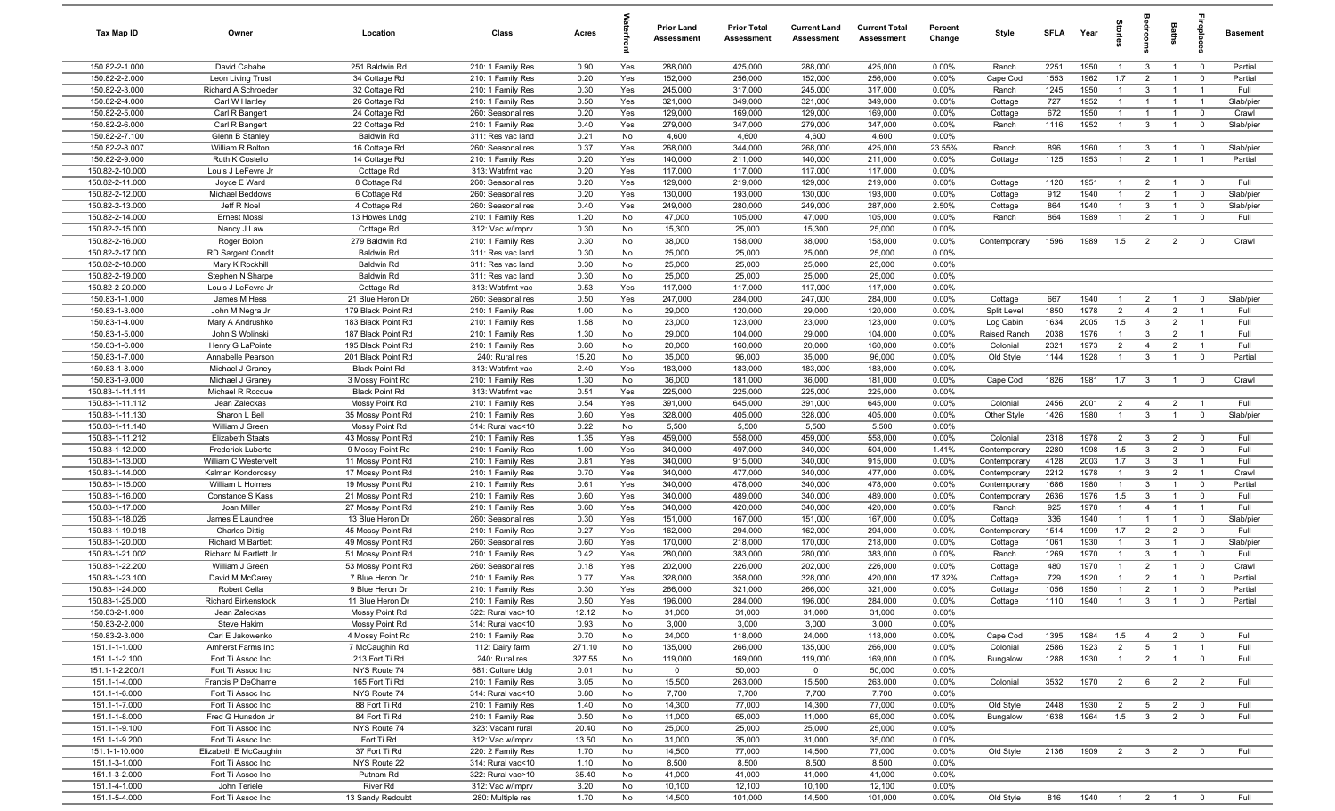| Tax Map ID | Owner | Location | Class | Acres | Waterfront | Prior Land Assessment | Prior Total Assessment | Current Land Assessment | Current Total Assessment | Percent Change | Style | SFLA | Year | Stories | Bedrooms | Baths | Fireplaces | Basement |
|---|---|---|---|---|---|---|---|---|---|---|---|---|---|---|---|---|---|---|
| 150.82-2-1.000 | David Cababe | 251 Baldwin Rd | 210: 1 Family Res | 0.90 | Yes | 288,000 | 425,000 | 288,000 | 425,000 | 0.00% | Ranch | 2251 | 1950 | 1 | 3 | 1 | 0 | Partial |
| 150.82-2-2.000 | Leon Living Trust | 34 Cottage Rd | 210: 1 Family Res | 0.20 | Yes | 152,000 | 256,000 | 152,000 | 256,000 | 0.00% | Cape Cod | 1553 | 1962 | 1.7 | 2 | 1 | 0 | Partial |
| 150.82-2-3.000 | Richard A Schroeder | 32 Cottage Rd | 210: 1 Family Res | 0.30 | Yes | 245,000 | 317,000 | 245,000 | 317,000 | 0.00% | Ranch | 1245 | 1950 | 1 | 3 | 1 | 1 | Full |
| 150.82-2-4.000 | Carl W Hartley | 26 Cottage Rd | 210: 1 Family Res | 0.50 | Yes | 321,000 | 349,000 | 321,000 | 349,000 | 0.00% | Cottage | 727 | 1952 | 1 | 1 | 1 | 1 | Slab/pier |
| 150.82-2-5.000 | Carl R Bangert | 24 Cottage Rd | 260: Seasonal res | 0.20 | Yes | 129,000 | 169,000 | 129,000 | 169,000 | 0.00% | Cottage | 672 | 1950 | 1 | 1 | 1 | 0 | Crawl |
| 150.82-2-6.000 | Carl R Bangert | 22 Cottage Rd | 210: 1 Family Res | 0.40 | Yes | 279,000 | 347,000 | 279,000 | 347,000 | 0.00% | Ranch | 1116 | 1952 | 1 | 3 | 1 | 0 | Slab/pier |
| 150.82-2-7.100 | Glenn B Stanley | Baldwin Rd | 311: Res vac land | 0.21 | No | 4,600 | 4,600 | 4,600 | 4,600 | 0.00% | | | | | | | | |
| 150.82-2-8.007 | William R Bolton | 16 Cottage Rd | 260: Seasonal res | 0.37 | Yes | 268,000 | 344,000 | 268,000 | 425,000 | 23.55% | Ranch | 896 | 1960 | 1 | 3 | 1 | 0 | Slab/pier |
| 150.82-2-9.000 | Ruth K Costello | 14 Cottage Rd | 210: 1 Family Res | 0.20 | Yes | 140,000 | 211,000 | 140,000 | 211,000 | 0.00% | Cottage | 1125 | 1953 | 1 | 2 | 1 | 1 | Partial |
| 150.82-2-10.000 | Louis J LeFevre Jr | Cottage Rd | 313: Watrfrnt vac | 0.20 | Yes | 117,000 | 117,000 | 117,000 | 117,000 | 0.00% | | | | | | | | |
| 150.82-2-11.000 | Joyce E Ward | 8 Cottage Rd | 260: Seasonal res | 0.20 | Yes | 129,000 | 219,000 | 129,000 | 219,000 | 0.00% | Cottage | 1120 | 1951 | 1 | 2 | 1 | 0 | Full |
| 150.82-2-12.000 | Michael Beddows | 6 Cottage Rd | 260: Seasonal res | 0.20 | Yes | 130,000 | 193,000 | 130,000 | 193,000 | 0.00% | Cottage | 912 | 1940 | 1 | 2 | 1 | 0 | Slab/pier |
| 150.82-2-13.000 | Jeff R Noel | 4 Cottage Rd | 260: Seasonal res | 0.40 | Yes | 249,000 | 280,000 | 249,000 | 287,000 | 2.50% | Cottage | 864 | 1940 | 1 | 3 | 1 | 0 | Slab/pier |
| 150.82-2-14.000 | Ernest Mossl | 13 Howes Lndg | 210: 1 Family Res | 1.20 | No | 47,000 | 105,000 | 47,000 | 105,000 | 0.00% | Ranch | 864 | 1989 | 1 | 2 | 1 | 0 | Full |
| 150.82-2-15.000 | Nancy J Law | Cottage Rd | 312: Vac w/imprv | 0.30 | No | 15,300 | 25,000 | 15,300 | 25,000 | 0.00% | | | | | | | | |
| 150.82-2-16.000 | Roger Bolon | 279 Baldwin Rd | 210: 1 Family Res | 0.30 | No | 38,000 | 158,000 | 38,000 | 158,000 | 0.00% | Contemporary | 1596 | 1989 | 1.5 | 2 | 2 | 0 | Crawl |
| 150.82-2-17.000 | RD Sargent Condit | Baldwin Rd | 311: Res vac land | 0.30 | No | 25,000 | 25,000 | 25,000 | 25,000 | 0.00% | | | | | | | | |
| 150.82-2-18.000 | Mary K Rockhill | Baldwin Rd | 311: Res vac land | 0.30 | No | 25,000 | 25,000 | 25,000 | 25,000 | 0.00% | | | | | | | | |
| 150.82-2-19.000 | Stephen N Sharpe | Baldwin Rd | 311: Res vac land | 0.30 | No | 25,000 | 25,000 | 25,000 | 25,000 | 0.00% | | | | | | | | |
| 150.82-2-20.000 | Louis J LeFevre Jr | Cottage Rd | 313: Watrfrnt vac | 0.53 | Yes | 117,000 | 117,000 | 117,000 | 117,000 | 0.00% | | | | | | | | |
| 150.83-1-1.000 | James M Hess | 21 Blue Heron Dr | 260: Seasonal res | 0.50 | Yes | 247,000 | 284,000 | 247,000 | 284,000 | 0.00% | Cottage | 667 | 1940 | 1 | 2 | 1 | 0 | Slab/pier |
| 150.83-1-3.000 | John N Negra Jr | 179 Black Point Rd | 210: 1 Family Res | 1.00 | No | 29,000 | 120,000 | 29,000 | 120,000 | 0.00% | Split Level | 1850 | 1978 | 2 | 4 | 2 | 1 | Full |
| 150.83-1-4.000 | Mary A Andrushko | 183 Black Point Rd | 210: 1 Family Res | 1.58 | No | 23,000 | 123,000 | 23,000 | 123,000 | 0.00% | Log Cabin | 1634 | 2005 | 1.5 | 3 | 2 | 1 | Full |
| 150.83-1-5.000 | John S Wolinski | 187 Black Point Rd | 210: 1 Family Res | 1.30 | No | 29,000 | 104,000 | 29,000 | 104,000 | 0.00% | Raised Ranch | 2038 | 1976 | 1 | 3 | 2 | 1 | Full |
| 150.83-1-6.000 | Henry G LaPointe | 195 Black Point Rd | 210: 1 Family Res | 0.60 | No | 20,000 | 160,000 | 20,000 | 160,000 | 0.00% | Colonial | 2321 | 1973 | 2 | 4 | 2 | 1 | Full |
| 150.83-1-7.000 | Annabelle Pearson | 201 Black Point Rd | 240: Rural res | 15.20 | No | 35,000 | 96,000 | 35,000 | 96,000 | 0.00% | Old Style | 1144 | 1928 | 1 | 3 | 1 | 0 | Partial |
| 150.83-1-8.000 | Michael J Graney | Black Point Rd | 313: Watrfrnt vac | 2.40 | Yes | 183,000 | 183,000 | 183,000 | 183,000 | 0.00% | | | | | | | | |
| 150.83-1-9.000 | Michael J Graney | 3 Mossy Point Rd | 210: 1 Family Res | 1.30 | No | 36,000 | 181,000 | 36,000 | 181,000 | 0.00% | Cape Cod | 1826 | 1981 | 1.7 | 3 | 1 | 0 | Crawl |
| 150.83-1-11.111 | Michael R Rocque | Black Point Rd | 313: Watrfrnt vac | 0.51 | Yes | 225,000 | 225,000 | 225,000 | 225,000 | 0.00% | | | | | | | | |
| 150.83-1-11.112 | Jean Zaleckas | Mossy Point Rd | 210: 1 Family Res | 0.54 | Yes | 391,000 | 645,000 | 391,000 | 645,000 | 0.00% | Colonial | 2456 | 2001 | 2 | 4 | 2 | 1 | Full |
| 150.83-1-11.130 | Sharon L Bell | 35 Mossy Point Rd | 210: 1 Family Res | 0.60 | Yes | 328,000 | 405,000 | 328,000 | 405,000 | 0.00% | Other Style | 1426 | 1980 | 1 | 3 | 1 | 0 | Slab/pier |
| 150.83-1-11.140 | William J Green | Mossy Point Rd | 314: Rural vac<10 | 0.22 | No | 5,500 | 5,500 | 5,500 | 5,500 | 0.00% | | | | | | | | |
| 150.83-1-11.212 | Elizabeth Staats | 43 Mossy Point Rd | 210: 1 Family Res | 1.35 | Yes | 459,000 | 558,000 | 459,000 | 558,000 | 0.00% | Colonial | 2318 | 1978 | 2 | 3 | 2 | 0 | Full |
| 150.83-1-12.000 | Frederick Luberto | 9 Mossy Point Rd | 210: 1 Family Res | 1.00 | Yes | 340,000 | 497,000 | 340,000 | 504,000 | 1.41% | Contemporary | 2280 | 1998 | 1.5 | 3 | 2 | 0 | Full |
| 150.83-1-13.000 | William C Westervelt | 11 Mossy Point Rd | 210: 1 Family Res | 0.81 | Yes | 340,000 | 915,000 | 340,000 | 915,000 | 0.00% | Contemporary | 4128 | 2003 | 1.7 | 3 | 3 | 1 | Full |
| 150.83-1-14.000 | Kalman Kondorossy | 17 Mossy Point Rd | 210: 1 Family Res | 0.70 | Yes | 340,000 | 477,000 | 340,000 | 477,000 | 0.00% | Contemporary | 2212 | 1978 | 1 | 3 | 2 | 1 | Crawl |
| 150.83-1-15.000 | William L Holmes | 19 Mossy Point Rd | 210: 1 Family Res | 0.61 | Yes | 340,000 | 478,000 | 340,000 | 478,000 | 0.00% | Contemporary | 1686 | 1980 | 1 | 3 | 1 | 0 | Partial |
| 150.83-1-16.000 | Constance S Kass | 21 Mossy Point Rd | 210: 1 Family Res | 0.60 | Yes | 340,000 | 489,000 | 340,000 | 489,000 | 0.00% | Contemporary | 2636 | 1976 | 1.5 | 3 | 1 | 0 | Full |
| 150.83-1-17.000 | Joan Miller | 27 Mossy Point Rd | 210: 1 Family Res | 0.60 | Yes | 340,000 | 420,000 | 340,000 | 420,000 | 0.00% | Ranch | 925 | 1978 | 1 | 4 | 1 | 1 | Full |
| 150.83-1-18.026 | James E Laundree | 13 Blue Heron Dr | 260: Seasonal res | 0.30 | Yes | 151,000 | 167,000 | 151,000 | 167,000 | 0.00% | Cottage | 336 | 1940 | 1 | 1 | 1 | 0 | Slab/pier |
| 150.83-1-19.018 | Charles Dittig | 45 Mossy Point Rd | 210: 1 Family Res | 0.27 | Yes | 162,000 | 294,000 | 162,000 | 294,000 | 0.00% | Contemporary | 1514 | 1999 | 1.7 | 2 | 2 | 0 | Full |
| 150.83-1-20.000 | Richard M Bartlett | 49 Mossy Point Rd | 260: Seasonal res | 0.60 | Yes | 170,000 | 218,000 | 170,000 | 218,000 | 0.00% | Cottage | 1061 | 1930 | 1 | 3 | 1 | 0 | Slab/pier |
| 150.83-1-21.002 | Richard M Bartlett Jr | 51 Mossy Point Rd | 210: 1 Family Res | 0.42 | Yes | 280,000 | 383,000 | 280,000 | 383,000 | 0.00% | Ranch | 1269 | 1970 | 1 | 3 | 1 | 0 | Full |
| 150.83-1-22.200 | William J Green | 53 Mossy Point Rd | 260: Seasonal res | 0.18 | Yes | 202,000 | 226,000 | 202,000 | 226,000 | 0.00% | Cottage | 480 | 1970 | 1 | 2 | 1 | 0 | Crawl |
| 150.83-1-23.100 | David M McCarey | 7 Blue Heron Dr | 210: 1 Family Res | 0.77 | Yes | 328,000 | 358,000 | 328,000 | 420,000 | 17.32% | Cottage | 729 | 1920 | 1 | 2 | 1 | 0 | Partial |
| 150.83-1-24.000 | Robert Cella | 9 Blue Heron Dr | 210: 1 Family Res | 0.30 | Yes | 266,000 | 321,000 | 266,000 | 321,000 | 0.00% | Cottage | 1056 | 1950 | 1 | 2 | 1 | 0 | Partial |
| 150.83-1-25.000 | Richard Birkenstock | 11 Blue Heron Dr | 210: 1 Family Res | 0.50 | Yes | 196,000 | 284,000 | 196,000 | 284,000 | 0.00% | Cottage | 1110 | 1940 | 1 | 3 | 1 | 0 | Partial |
| 150.83-2-1.000 | Jean Zaleckas | Mossy Point Rd | 322: Rural vac>10 | 12.12 | No | 31,000 | 31,000 | 31,000 | 31,000 | 0.00% | | | | | | | | |
| 150.83-2-2.000 | Steve Hakim | Mossy Point Rd | 314: Rural vac<10 | 0.93 | No | 3,000 | 3,000 | 3,000 | 3,000 | 0.00% | | | | | | | | |
| 150.83-2-3.000 | Carl E Jakowenko | 4 Mossy Point Rd | 210: 1 Family Res | 0.70 | No | 24,000 | 118,000 | 24,000 | 118,000 | 0.00% | Cape Cod | 1395 | 1984 | 1.5 | 4 | 2 | 0 | Full |
| 151.1-1-1.000 | Amherst Farms Inc | 7 McCaughin Rd | 112: Dairy farm | 271.10 | No | 135,000 | 266,000 | 135,000 | 266,000 | 0.00% | Colonial | 2586 | 1923 | 2 | 5 | 1 | 1 | Full |
| 151.1-1-2.100 | Fort Ti Assoc Inc | 213 Fort Ti Rd | 240: Rural res | 327.55 | No | 119,000 | 169,000 | 119,000 | 169,000 | 0.00% | Bungalow | 1288 | 1930 | 1 | 2 | 1 | 0 | Full |
| 151.1-1-2.200/1 | Fort Ti Assoc Inc | NYS Route 74 | 681: Culture bldg | 0.01 | No | 0 | 50,000 | 0 | 50,000 | 0.00% | | | | | | | | |
| 151.1-1-4.000 | Francis P DeChame | 165 Fort Ti Rd | 210: 1 Family Res | 3.05 | No | 15,500 | 263,000 | 15,500 | 263,000 | 0.00% | Colonial | 3532 | 1970 | 2 | 6 | 2 | 2 | Full |
| 151.1-1-6.000 | Fort Ti Assoc Inc | NYS Route 74 | 314: Rural vac<10 | 0.80 | No | 7,700 | 7,700 | 7,700 | 7,700 | 0.00% | | | | | | | | |
| 151.1-1-7.000 | Fort Ti Assoc Inc | 88 Fort Ti Rd | 210: 1 Family Res | 1.40 | No | 14,300 | 77,000 | 14,300 | 77,000 | 0.00% | Old Style | 2448 | 1930 | 2 | 5 | 2 | 0 | Full |
| 151.1-1-8.000 | Fred G Hunsdon Jr | 84 Fort Ti Rd | 210: 1 Family Res | 0.50 | No | 11,000 | 65,000 | 11,000 | 65,000 | 0.00% | Bungalow | 1638 | 1964 | 1.5 | 3 | 2 | 0 | Full |
| 151.1-1-9.100 | Fort Ti Assoc Inc | NYS Route 74 | 323: Vacant rural | 20.40 | No | 25,000 | 25,000 | 25,000 | 25,000 | 0.00% | | | | | | | | |
| 151.1-1-9.200 | Fort Ti Assoc Inc | Fort Ti Rd | 312: Vac w/imprv | 13.50 | No | 31,000 | 35,000 | 31,000 | 35,000 | 0.00% | | | | | | | | |
| 151.1-1-10.000 | Elizabeth E McCaughin | 37 Fort Ti Rd | 220: 2 Family Res | 1.70 | No | 14,500 | 77,000 | 14,500 | 77,000 | 0.00% | Old Style | 2136 | 1909 | 2 | 3 | 2 | 0 | Full |
| 151.1-3-1.000 | Fort Ti Assoc Inc | NYS Route 22 | 314: Rural vac<10 | 1.10 | No | 8,500 | 8,500 | 8,500 | 8,500 | 0.00% | | | | | | | | |
| 151.1-3-2.000 | Fort Ti Assoc Inc | Putnam Rd | 322: Rural vac>10 | 35.40 | No | 41,000 | 41,000 | 41,000 | 41,000 | 0.00% | | | | | | | | |
| 151.1-4-1.000 | John Teriele | River Rd | 312: Vac w/imprv | 3.20 | No | 10,100 | 12,100 | 10,100 | 12,100 | 0.00% | | | | | | | | |
| 151.1-5-4.000 | Fort Ti Assoc Inc | 13 Sandy Redoubt | 280: Multiple res | 1.70 | No | 14,500 | 101,000 | 14,500 | 101,000 | 0.00% | Old Style | 816 | 1940 | 1 | 2 | 1 | 0 | Full |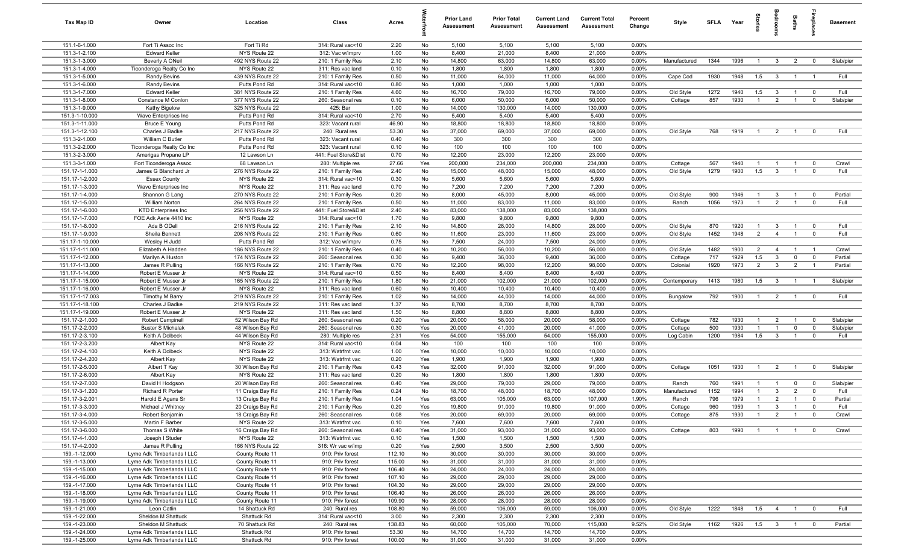| Tax Map ID | Owner | Location | Class | Acres | Waterfront | Prior Land Assessment | Prior Total Assessment | Current Land Assessment | Current Total Assessment | Percent Change | Style | SFLA | Year | Stories | Bedrooms | Baths | Fireplaces | Basement |
|---|---|---|---|---|---|---|---|---|---|---|---|---|---|---|---|---|---|---|
| 151.1-6-1.000 | Fort Ti Assoc Inc | Fort Ti Rd | 314: Rural vac<10 | 2.20 | No | 5,100 | 5,100 | 5,100 | 5,100 | 0.00% | | | | | | | | |
| 151.3-1-2.100 | Edward Keller | NYS Route 22 | 312: Vac w/imprv | 1.00 | No | 8,400 | 21,000 | 8,400 | 21,000 | 0.00% | | | | | | | | |
| 151.3-1-3.000 | Beverly A ONeil | 492 NYS Route 22 | 210: 1 Family Res | 2.10 | No | 14,800 | 63,000 | 14,800 | 63,000 | 0.00% | Manufactured | 1344 | 1996 | 1 | 3 | 2 | 0 | Slab/pier |
| 151.3-1-4.000 | Ticonderoga Realty Co Inc | NYS Route 22 | 311: Res vac land | 0.10 | No | 1,800 | 1,800 | 1,800 | 1,800 | 0.00% | | | | | | | | |
| 151.3-1-5.000 | Randy Bevins | 439 NYS Route 22 | 210: 1 Family Res | 0.50 | No | 11,000 | 64,000 | 11,000 | 64,000 | 0.00% | Cape Cod | 1930 | 1948 | 1.5 | 3 | 1 | 1 | Full |
| 151.3-1-6.000 | Randy Bevins | Putts Pond Rd | 314: Rural vac<10 | 0.80 | No | 1,000 | 1,000 | 1,000 | 1,000 | 0.00% | | | | | | | | |
| 151.3-1-7.000 | Edward Keller | 381 NYS Route 22 | 210: 1 Family Res | 4.60 | No | 16,700 | 79,000 | 16,700 | 79,000 | 0.00% | Old Style | 1272 | 1940 | 1.5 | 3 | 1 | 0 | Full |
| 151.3-1-8.000 | Constance M Conlon | 377 NYS Route 22 | 260: Seasonal res | 0.10 | No | 6,000 | 50,000 | 6,000 | 50,000 | 0.00% | Cottage | 857 | 1930 | 1 | 2 | 1 | 0 | Slab/pier |
| 151.3-1-9.000 | Kathy Bigelow | 325 NYS Route 22 | 425: Bar | 1.00 | No | 14,000 | 130,000 | 14,000 | 130,000 | 0.00% | | | | | | | | |
| 151.3-1-10.000 | Wave Enterprises Inc | Putts Pond Rd | 314: Rural vac<10 | 2.70 | No | 5,400 | 5,400 | 5,400 | 5,400 | 0.00% | | | | | | | | |
| 151.3-1-11.000 | Bruce E Young | Putts Pond Rd | 323: Vacant rural | 46.90 | No | 18,800 | 18,800 | 18,800 | 18,800 | 0.00% | | | | | | | | |
| 151.3-1-12.100 | Charles J Badke | 217 NYS Route 22 | 240: Rural res | 53.30 | No | 37,000 | 69,000 | 37,000 | 69,000 | 0.00% | Old Style | 768 | 1919 | 1 | 2 | 1 | 0 | Full |
| 151.3-2-1.000 | William C Butler | Putts Pond Rd | 323: Vacant rural | 0.40 | No | 300 | 300 | 300 | 300 | 0.00% | | | | | | | | |
| 151.3-2-2.000 | Ticonderoga Realty Co Inc | Putts Pond Rd | 323: Vacant rural | 0.10 | No | 100 | 100 | 100 | 100 | 0.00% | | | | | | | | |
| 151.3-2-3.000 | Amerigas Propane LP | 12 Lawson Ln | 441: Fuel Store&Dist | 0.70 | No | 12,200 | 23,000 | 12,200 | 23,000 | 0.00% | | | | | | | | |
| 151.3-3-1.000 | Fort Ticonderoga Assoc | 68 Lawson Ln | 280: Multiple res | 27.66 | Yes | 200,000 | 234,000 | 200,000 | 234,000 | 0.00% | Cottage | 567 | 1940 | 1 | 1 | 1 | 0 | Crawl |
| 151.17-1-1.000 | James G Blanchard Jr | 276 NYS Route 22 | 210: 1 Family Res | 2.40 | No | 15,000 | 48,000 | 15,000 | 48,000 | 0.00% | Old Style | 1279 | 1900 | 1.5 | 3 | 1 | 0 | Full |
| 151.17-1-2.000 | Essex County | NYS Route 22 | 314: Rural vac<10 | 0.30 | No | 5,600 | 5,600 | 5,600 | 5,600 | 0.00% | | | | | | | | |
| 151.17-1-3.000 | Wave Enterprises Inc | NYS Route 22 | 311: Res vac land | 0.70 | No | 7,200 | 7,200 | 7,200 | 7,200 | 0.00% | | | | | | | | |
| 151.17-1-4.000 | Shannon G Lang | 270 NYS Route 22 | 210: 1 Family Res | 0.20 | No | 8,000 | 45,000 | 8,000 | 45,000 | 0.00% | Old Style | 900 | 1946 | 1 | 3 | 1 | 0 | Partial |
| 151.17-1-5.000 | William Norton | 264 NYS Route 22 | 210: 1 Family Res | 0.50 | No | 11,000 | 83,000 | 11,000 | 83,000 | 0.00% | Ranch | 1056 | 1973 | 1 | 2 | 1 | 0 | Full |
| 151.17-1-6.000 | KTD Enterprises Inc | 256 NYS Route 22 | 441: Fuel Store&Dist | 2.40 | No | 83,000 | 138,000 | 83,000 | 138,000 | 0.00% | | | | | | | | |
| 151.17-1-7.000 | FOE Adk Aerie 4410 Inc | NYS Route 22 | 314: Rural vac<10 | 1.70 | No | 9,800 | 9,800 | 9,800 | 9,800 | 0.00% | | | | | | | | |
| 151.17-1-8.000 | Ada B ODell | 216 NYS Route 22 | 210: 1 Family Res | 2.10 | No | 14,800 | 28,000 | 14,800 | 28,000 | 0.00% | Old Style | 870 | 1920 | 1 | 3 | 1 | 0 | Full |
| 151.17-1-9.000 | Sheila Bennett | 208 NYS Route 22 | 210: 1 Family Res | 0.60 | No | 11,600 | 23,000 | 11,600 | 23,000 | 0.00% | Old Style | 1452 | 1948 | 2 | 4 | 1 | 0 | Full |
| 151.17-1-10.000 | Wesley H Judd | Putts Pond Rd | 312: Vac w/imprv | 0.75 | No | 7,500 | 24,000 | 7,500 | 24,000 | 0.00% | | | | | | | | |
| 151.17-1-11.000 | Elizabeth A Hadden | 186 NYS Route 22 | 210: 1 Family Res | 0.40 | No | 10,200 | 56,000 | 10,200 | 56,000 | 0.00% | Old Style | 1482 | 1900 | 2 | 4 | 1 | 1 | Crawl |
| 151.17-1-12.000 | Marilyn A Huston | 174 NYS Route 22 | 260: Seasonal res | 0.30 | No | 9,400 | 36,000 | 9,400 | 36,000 | 0.00% | Cottage | 717 | 1929 | 1.5 | 3 | 0 | 0 | Partial |
| 151.17-1-13.000 | James R Pulling | 166 NYS Route 22 | 210: 1 Family Res | 0.70 | No | 12,200 | 98,000 | 12,200 | 98,000 | 0.00% | Colonial | 1920 | 1973 | 2 | 3 | 2 | 1 | Partial |
| 151.17-1-14.000 | Robert E Musser Jr | NYS Route 22 | 314: Rural vac<10 | 0.50 | No | 8,400 | 8,400 | 8,400 | 8,400 | 0.00% | | | | | | | | |
| 151.17-1-15.000 | Robert E Musser Jr | 165 NYS Route 22 | 210: 1 Family Res | 1.80 | No | 21,000 | 102,000 | 21,000 | 102,000 | 0.00% | Contemporary | 1413 | 1980 | 1.5 | 3 | 1 | 1 | Slab/pier |
| 151.17-1-16.000 | Robert E Musser Jr | NYS Route 22 | 311: Res vac land | 0.60 | No | 10,400 | 10,400 | 10,400 | 10,400 | 0.00% | | | | | | | | |
| 151.17-1-17.003 | Timothy M Barry | 219 NYS Route 22 | 210: 1 Family Res | 1.02 | No | 14,000 | 44,000 | 14,000 | 44,000 | 0.00% | Bungalow | 792 | 1900 | 1 | 2 | 1 | 0 | Full |
| 151.17-1-18.100 | Charles J Badke | 219 NYS Route 22 | 311: Res vac land | 1.37 | No | 8,700 | 8,700 | 8,700 | 8,700 | 0.00% | | | | | | | | |
| 151.17-1-19.000 | Robert E Musser Jr | NYS Route 22 | 311: Res vac land | 1.50 | No | 8,800 | 8,800 | 8,800 | 8,800 | 0.00% | | | | | | | | |
| 151.17-2-1.000 | Robert Campinell | 52 Wilson Bay Rd | 260: Seasonal res | 0.20 | Yes | 20,000 | 58,000 | 20,000 | 58,000 | 0.00% | Cottage | 782 | 1930 | 1 | 2 | 1 | 0 | Slab/pier |
| 151.17-2-2.000 | Buster S Michalak | 48 Wilson Bay Rd | 260: Seasonal res | 0.30 | Yes | 20,000 | 41,000 | 20,000 | 41,000 | 0.00% | Cottage | 500 | 1930 | 1 | 1 | 0 | 0 | Slab/pier |
| 151.17-2-3.100 | Keith A Dolbeck | 44 Wilson Bay Rd | 280: Multiple res | 2.31 | Yes | 54,000 | 155,000 | 54,000 | 155,000 | 0.00% | Log Cabin | 1200 | 1984 | 1.5 | 3 | 1 | 0 | Full |
| 151.17-2-3.200 | Albert Kay | NYS Route 22 | 314: Rural vac<10 | 0.04 | No | 100 | 100 | 100 | 100 | 0.00% | | | | | | | | |
| 151.17-2-4.100 | Keith A Dolbeck | NYS Route 22 | 313: Watrfrnt vac | 1.00 | Yes | 10,000 | 10,000 | 10,000 | 10,000 | 0.00% | | | | | | | | |
| 151.17-2-4.200 | Albert Kay | NYS Route 22 | 313: Watrfrnt vac | 0.20 | Yes | 1,900 | 1,900 | 1,900 | 1,900 | 0.00% | | | | | | | | |
| 151.17-2-5.000 | Albert T Kay | 30 Wilson Bay Rd | 210: 1 Family Res | 0.43 | Yes | 32,000 | 91,000 | 32,000 | 91,000 | 0.00% | Cottage | 1051 | 1930 | 1 | 2 | 1 | 0 | Slab/pier |
| 151.17-2-6.000 | Albert Kay | NYS Route 22 | 311: Res vac land | 0.20 | No | 1,800 | 1,800 | 1,800 | 1,800 | 0.00% | | | | | | | | |
| 151.17-2-7.000 | David H Hodgson | 20 Wilson Bay Rd | 260: Seasonal res | 0.40 | Yes | 29,000 | 79,000 | 29,000 | 79,000 | 0.00% | Ranch | 760 | 1991 | 1 | 1 | 0 | 0 | Slab/pier |
| 151.17-3-1.200 | Richard R Porter | 11 Craigs Bay Rd | 210: 1 Family Res | 0.24 | No | 18,700 | 48,000 | 18,700 | 48,000 | 0.00% | Manufactured | 1152 | 1994 | 1 | 3 | 2 | 0 | Full |
| 151.17-3-2.001 | Harold E Agans Sr | 13 Craigs Bay Rd | 210: 1 Family Res | 1.04 | Yes | 63,000 | 105,000 | 63,000 | 107,000 | 1.90% | Ranch | 796 | 1979 | 1 | 2 | 1 | 0 | Partial |
| 151.17-3-3.000 | Michael J Whitney | 20 Craigs Bay Rd | 210: 1 Family Res | 0.20 | Yes | 19,800 | 91,000 | 19,800 | 91,000 | 0.00% | Cottage | 960 | 1959 | 1 | 3 | 1 | 0 | Full |
| 151.17-3-4.000 | Robert Benjamin | 18 Craigs Bay Rd | 260: Seasonal res | 0.08 | Yes | 20,000 | 69,000 | 20,000 | 69,000 | 0.00% | Cottage | 875 | 1930 | 1 | 2 | 1 | 0 | Crawl |
| 151.17-3-5.000 | Martin F Barber | NYS Route 22 | 313: Watrfrnt vac | 0.10 | Yes | 7,600 | 7,600 | 7,600 | 7,600 | 0.00% | | | | | | | | |
| 151.17-3-6.000 | Thomas S White | 16 Craigs Bay Rd | 260: Seasonal res | 0.40 | Yes | 31,000 | 93,000 | 31,000 | 93,000 | 0.00% | Cottage | 803 | 1990 | 1 | 1 | 1 | 0 | Crawl |
| 151.17-4-1.000 | Joseph I Studer | NYS Route 22 | 313: Watrfrnt vac | 0.10 | Yes | 1,500 | 1,500 | 1,500 | 1,500 | 0.00% | | | | | | | | |
| 151.17-4-2.000 | James R Pulling | 166 NYS Route 22 | 316: Wr vac w/imp | 0.20 | Yes | 2,500 | 3,500 | 2,500 | 3,500 | 0.00% | | | | | | | | |
| 159.-1-12.000 | Lyme Adk Timberlands I LLC | County Route 11 | 910: Priv forest | 112.10 | No | 30,000 | 30,000 | 30,000 | 30,000 | 0.00% | | | | | | | | |
| 159.-1-13.000 | Lyme Adk Timberlands I LLC | County Route 11 | 910: Priv forest | 115.00 | No | 31,000 | 31,000 | 31,000 | 31,000 | 0.00% | | | | | | | | |
| 159.-1-15.000 | Lyme Adk Timberlands I LLC | County Route 11 | 910: Priv forest | 106.40 | No | 24,000 | 24,000 | 24,000 | 24,000 | 0.00% | | | | | | | | |
| 159.-1-16.000 | Lyme Adk Timberlands I LLC | County Route 11 | 910: Priv forest | 107.10 | No | 29,000 | 29,000 | 29,000 | 29,000 | 0.00% | | | | | | | | |
| 159.-1-17.000 | Lyme Adk Timberlands I LLC | County Route 11 | 910: Priv forest | 104.30 | No | 29,000 | 29,000 | 29,000 | 29,000 | 0.00% | | | | | | | | |
| 159.-1-18.000 | Lyme Adk Timberlands I LLC | County Route 11 | 910: Priv forest | 106.40 | No | 26,000 | 26,000 | 26,000 | 26,000 | 0.00% | | | | | | | | |
| 159.-1-19.000 | Lyme Adk Timberlands I LLC | County Route 11 | 910: Priv forest | 109.90 | No | 28,000 | 28,000 | 28,000 | 28,000 | 0.00% | | | | | | | | |
| 159.-1-21.000 | Leon Catlin | 14 Shattuck Rd | 240: Rural res | 108.80 | No | 59,000 | 106,000 | 59,000 | 106,000 | 0.00% | Old Style | 1222 | 1848 | 1.5 | 4 | 1 | 0 | Full |
| 159.-1-22.000 | Sheldon M Shattuck | Shattuck Rd | 314: Rural vac<10 | 3.00 | No | 2,300 | 2,300 | 2,300 | 2,300 | 0.00% | | | | | | | | |
| 159.-1-23.000 | Sheldon M Shattuck | 70 Shattuck Rd | 240: Rural res | 138.83 | No | 60,000 | 105,000 | 70,000 | 115,000 | 9.52% | Old Style | 1162 | 1926 | 1.5 | 3 | 1 | 0 | Partial |
| 159.-1-24.000 | Lyme Adk Timberlands I LLC | Shattuck Rd | 910: Priv forest | 53.30 | No | 14,700 | 14,700 | 14,700 | 14,700 | 0.00% | | | | | | | | |
| 159.-1-25.000 | Lyme Adk Timberlands I LLC | Shattuck Rd | 910: Priv forest | 100.00 | No | 31,000 | 31,000 | 31,000 | 31,000 | 0.00% | | | | | | | | |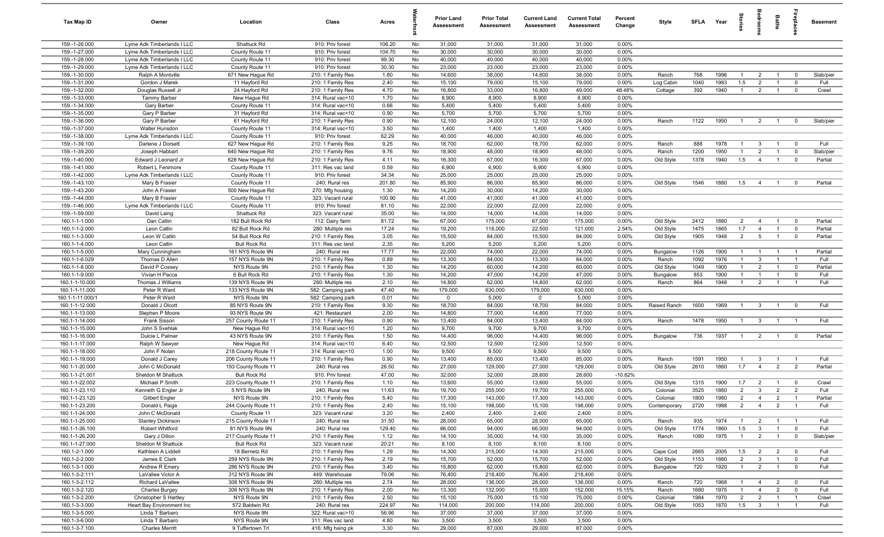| Tax Map ID | Owner | Location | Class | Acres | Waterfront | Prior Land Assessment | Prior Total Assessment | Current Land Assessment | Current Total Assessment | Percent Change | Style | SFLA | Year | Stories | Bedrooms | Baths | Fireplaces | Basement |
|---|---|---|---|---|---|---|---|---|---|---|---|---|---|---|---|---|---|---|
| 159.-1-26.000 | Lyme Adk Timberlands I LLC | Shattuck Rd | 910: Priv forest | 106.20 | No | 31,000 | 31,000 | 31,000 | 31,000 | 0.00% | | | | | | | | |
| 159.-1-27.000 | Lyme Adk Timberlands I LLC | County Route 11 | 910: Priv forest | 104.70 | No | 30,000 | 30,000 | 30,000 | 30,000 | 0.00% | | | | | | | | |
| 159.-1-28.000 | Lyme Adk Timberlands I LLC | County Route 11 | 910: Priv forest | 99.30 | No | 40,000 | 40,000 | 40,000 | 40,000 | 0.00% | | | | | | | | |
| 159.-1-29.000 | Lyme Adk Timberlands I LLC | County Route 11 | 910: Priv forest | 30.30 | No | 23,000 | 23,000 | 23,000 | 23,000 | 0.00% | | | | | | | | |
| 159.-1-30.000 | Ralph A Montville | 671 New Hague Rd | 210: 1 Family Res | 1.80 | No | 14,600 | 38,000 | 14,600 | 38,000 | 0.00% | Ranch | 768 | 1996 | 1 | 2 | 1 | 0 | Slab/pier |
| 159.-1-31.000 | Gordon J Marek | 11 Hayford Rd | 210: 1 Family Res | 2.40 | No | 15,100 | 79,000 | 15,100 | 79,000 | 0.00% | Log Cabin | 1040 | 1983 | 1.5 | 2 | 1 | 0 | Full |
| 159.-1-32.000 | Douglas Russell Jr | 24 Hayford Rd | 210: 1 Family Res | 4.70 | No | 16,800 | 33,000 | 16,800 | 49,000 | 48.48% | Cottage | 392 | 1940 | 1 | 2 | 1 | 0 | Crawl |
| 159.-1-33.000 | Tammy Barber | New Hague Rd | 314: Rural vac<10 | 1.70 | No | 8,900 | 8,900 | 8,900 | 8,900 | 0.00% | | | | | | | | |
| 159.-1-34.000 | Gary Barber | County Route 11 | 314: Rural vac<10 | 0.66 | No | 5,400 | 5,400 | 5,400 | 5,400 | 0.00% | | | | | | | | |
| 159.-1-35.000 | Gary P Barber | 31 Hayford Rd | 314: Rural vac<10 | 0.90 | No | 5,700 | 5,700 | 5,700 | 5,700 | 0.00% | | | | | | | | |
| 159.-1-36.000 | Gary P Barber | 61 Hayford Rd | 210: 1 Family Res | 0.90 | No | 12,100 | 24,000 | 12,100 | 24,000 | 0.00% | Ranch | 1122 | 1950 | 1 | 2 | 1 | 0 | Slab/pier |
| 159.-1-37.000 | Walter Hunsdon | County Route 11 | 314: Rural vac<10 | 3.50 | No | 1,400 | 1,400 | 1,400 | 1,400 | 0.00% | | | | | | | | |
| 159.-1-38.000 | Lyme Adk Timberlands I LLC | County Route 11 | 910: Priv forest | 62.29 | No | 40,000 | 46,000 | 40,000 | 46,000 | 0.00% | | | | | | | | |
| 159.-1-39.100 | Darlene J Dorsett | 627 New Hague Rd | 210: 1 Family Res | 9.25 | No | 18,700 | 62,000 | 18,700 | 62,000 | 0.00% | Ranch | 888 | 1978 | 1 | 3 | 1 | 0 | Full |
| 159.-1-39.200 | Joseph Habbart | 640 New Hague Rd | 210: 1 Family Res | 9.76 | No | 18,900 | 48,000 | 18,900 | 48,000 | 0.00% | Ranch | 1200 | 1950 | 1 | 2 | 1 | 0 | Slab/pier |
| 159.-1-40.000 | Edward J Leonard Jr | 628 New Hague Rd | 210: 1 Family Res | 4.11 | No | 16,300 | 67,000 | 16,300 | 67,000 | 0.00% | Old Style | 1378 | 1940 | 1.5 | 4 | 1 | 0 | Partial |
| 159.-1-41.000 | Robert L Fenimore | County Route 11 | 311: Res vac land | 0.59 | No | 6,900 | 6,900 | 6,900 | 6,900 | 0.00% | | | | | | | | |
| 159.-1-42.000 | Lyme Adk Timberlands I LLC | County Route 11 | 910: Priv forest | 34.34 | No | 25,000 | 25,000 | 25,000 | 25,000 | 0.00% | | | | | | | | |
| 159.-1-43.100 | Mary B Frasier | County Route 11 | 240: Rural res | 201.80 | No | 85,900 | 86,000 | 85,900 | 86,000 | 0.00% | Old Style | 1546 | 1880 | 1.5 | 4 | 1 | 0 | Partial |
| 159.-1-43.200 | John A Frasier | 500 New Hague Rd | 270: Mfg housing | 1.30 | No | 14,200 | 30,000 | 14,200 | 30,000 | 0.00% | | | | | | | | |
| 159.-1-44.000 | Mary B Frasier | County Route 11 | 323: Vacant rural | 100.90 | No | 41,000 | 41,000 | 41,000 | 41,000 | 0.00% | | | | | | | | |
| 159.-1-46.000 | Lyme Adk Timberlands I LLC | County Route 11 | 910: Priv forest | 81.10 | No | 22,000 | 22,000 | 22,000 | 22,000 | 0.00% | | | | | | | | |
| 159.-1-59.000 | David Laing | Shattuck Rd | 323: Vacant rural | 35.00 | No | 14,000 | 14,000 | 14,000 | 14,000 | 0.00% | | | | | | | | |
| 160.1-1-1.000 | Dan Catlin | 182 Bull Rock Rd | 112: Dairy farm | 81.72 | No | 67,000 | 175,000 | 67,000 | 175,000 | 0.00% | Old Style | 2412 | 1880 | 2 | 4 | 1 | 0 | Partial |
| 160.1-1-2.000 | Leon Catlin | 82 Bull Rock Rd | 280: Multiple res | 17.24 | No | 19,200 | 118,000 | 22,500 | 121,000 | 2.54% | Old Style | 1475 | 1865 | 1.7 | 4 | 1 | 0 | Partial |
| 160.1-1-3.000 | Leon W Catlin | 54 Bull Rock Rd | 210: 1 Family Res | 3.05 | No | 15,500 | 84,000 | 15,500 | 84,000 | 0.00% | Old Style | 1905 | 1948 | 2 | 5 | 1 | 0 | Partial |
| 160.1-1-4.000 | Leon Catlin | Bull Rock Rd | 311: Res vac land | 2.35 | No | 5,200 | 5,200 | 5,200 | 5,200 | 0.00% | | | | | | | | |
| 160.1-1-5.000 | Mary Cunningham | 161 NYS Route 9N | 240: Rural res | 17.77 | No | 22,000 | 74,000 | 22,000 | 74,000 | 0.00% | Bungalow | 1126 | 1900 | 1 | 1 | 1 | 1 | Partial |
| 160.1-1-6.029 | Thomas D Allen | 157 NYS Route 9N | 210: 1 Family Res | 0.89 | No | 13,300 | 84,000 | 13,300 | 84,000 | 0.00% | Ranch | 1092 | 1976 | 1 | 3 | 1 | 1 | Full |
| 160.1-1-8.000 | David P Cossey | NYS Route 9N | 210: 1 Family Res | 1.30 | No | 14,200 | 60,000 | 14,200 | 60,000 | 0.00% | Old Style | 1049 | 1900 | 1 | 2 | 1 | 0 | Partial |
| 160.1-1-9.000 | Vivian H Pacca | 6 Bull Rock Rd | 210: 1 Family Res | 1.30 | No | 14,200 | 47,000 | 14,200 | 47,000 | 0.00% | Bungalow | 853 | 1900 | 1 | 1 | 1 | 0 | Full |
| 160.1-1-10.000 | Thomas J Williams | 139 NYS Route 9N | 280: Multiple res | 2.10 | No | 14,800 | 62,000 | 14,800 | 62,000 | 0.00% | Ranch | 864 | 1948 | 1 | 2 | 1 | 1 | Full |
| 160.1-1-11.000 | Peter R Ward | 133 NYS Route 9N | 582: Camping park | 47.40 | No | 179,000 | 630,000 | 179,000 | 630,000 | 0.00% | | | | | | | | |
| 160.1-1-11.000/1 | Peter R Ward | NYS Route 9N | 582: Camping park | 0.01 | No | 0 | 5,000 | 0 | 5,000 | 0.00% | | | | | | | | |
| 160.1-1-12.000 | Donald J Olcott | 85 NYS Route 9N | 210: 1 Family Res | 9.30 | No | 18,700 | 84,000 | 18,700 | 84,000 | 0.00% | Raised Ranch | 1600 | 1969 | 1 | 3 | 1 | 0 | Full |
| 160.1-1-13.000 | Stephen P Moore | 93 NYS Route 9N | 421: Restaurant | 2.00 | No | 14,800 | 77,000 | 14,800 | 77,000 | 0.00% | | | | | | | | |
| 160.1-1-14.000 | Frank Sisson | 257 County Route 11 | 210: 1 Family Res | 0.90 | No | 13,400 | 84,000 | 13,400 | 84,000 | 0.00% | Ranch | 1478 | 1950 | 1 | 3 | 1 | 1 | Full |
| 160.1-1-15.000 | John S Svehlak | New Hague Rd | 314: Rural vac<10 | 1.20 | No | 9,700 | 9,700 | 9,700 | 9,700 | 0.00% | | | | | | | | |
| 160.1-1-16.000 | Dulcie L Palmer | 43 NYS Route 9N | 210: 1 Family Res | 1.50 | No | 14,400 | 96,000 | 14,400 | 96,000 | 0.00% | Bungalow | 736 | 1937 | 1 | 2 | 1 | 0 | Partial |
| 160.1-1-17.000 | Ralph W Sawyer | New Hague Rd | 314: Rural vac<10 | 6.40 | No | 12,500 | 12,500 | 12,500 | 12,500 | 0.00% | | | | | | | | |
| 160.1-1-18.000 | John F Nolan | 218 County Route 11 | 314: Rural vac<10 | 1.00 | No | 9,500 | 9,500 | 9,500 | 9,500 | 0.00% | | | | | | | | |
| 160.1-1-19.000 | Donald J Carey | 206 County Route 11 | 210: 1 Family Res | 0.90 | No | 13,400 | 85,000 | 13,400 | 85,000 | 0.00% | Ranch | 1591 | 1950 | 1 | 3 | 1 | 1 | Full |
| 160.1-1-20.000 | John C McDonald | 193 County Route 11 | 240: Rural res | 26.50 | No | 27,000 | 129,000 | 27,000 | 129,000 | 0.00% | Old Style | 2610 | 1860 | 1.7 | 4 | 2 | 2 | Partial |
| 160.1-1-21.001 | Sheldon M Shattuck | Bull Rock Rd | 910: Priv forest | 47.00 | No | 32,000 | 32,000 | 28,600 | 28,600 | -10.62% | | | | | | | | |
| 160.1-1-22.002 | Michael P Smith | 223 County Route 11 | 210: 1 Family Res | 1.10 | No | 13,600 | 55,000 | 13,600 | 55,000 | 0.00% | Old Style | 1315 | 1900 | 1.7 | 2 | 1 | 0 | Crawl |
| 160.1-1-23.110 | Kenneth G Engler Jr | 5 NYS Route 9N | 240: Rural res | 11.63 | No | 19,700 | 255,000 | 19,700 | 255,000 | 0.00% | Colonial | 3525 | 1860 | 2 | 3 | 2 | 2 | Full |
| 160.1-1-23.120 | Gilbert Engler | NYS Route 9N | 210: 1 Family Res | 5.40 | No | 17,300 | 143,000 | 17,300 | 143,000 | 0.00% | Colonial | 1800 | 1980 | 2 | 4 | 2 | 1 | Partial |
| 160.1-1-23.200 | Donald L Paige | 244 County Route 11 | 210: 1 Family Res | 2.40 | No | 15,100 | 198,000 | 15,100 | 198,000 | 0.00% | Contemporary | 2720 | 1988 | 2 | 4 | 2 | 1 | Full |
| 160.1-1-24.000 | John C McDonald | County Route 11 | 323: Vacant rural | 3.20 | No | 2,400 | 2,400 | 2,400 | 2,400 | 0.00% | | | | | | | | |
| 160.1-1-25.000 | Stanley Dickinson | 215 County Route 11 | 240: Rural res | 31.50 | No | 28,000 | 65,000 | 28,000 | 65,000 | 0.00% | Ranch | 935 | 1974 | 1 | 2 | 1 | 1 | Full |
| 160.1-1-26.100 | Robert Whitford | 81 NYS Route 9N | 240: Rural res | 129.40 | No | 66,000 | 94,000 | 66,000 | 94,000 | 0.00% | Old Style | 1774 | 1860 | 1.5 | 3 | 1 | 0 | Full |
| 160.1-1-26.200 | Gary J Dillon | 217 County Route 11 | 210: 1 Family Res | 1.12 | No | 14,100 | 35,000 | 14,100 | 35,000 | 0.00% | Ranch | 1080 | 1975 | 1 | 2 | 1 | 0 | Slab/pier |
| 160.1-1-27.000 | Sheldon M Shattuck | Bull Rock Rd | 323: Vacant rural | 20.21 | No | 8,100 | 8,100 | 8,100 | 8,100 | 0.00% | | | | | | | | |
| 160.1-2-1.000 | Kathleen A Liddell | 18 Bernetz Rd | 210: 1 Family Res | 1.29 | No | 14,300 | 215,000 | 14,300 | 215,000 | 0.00% | Cape Cod | 2665 | 2005 | 1.5 | 2 | 2 | 0 | Full |
| 160.1-2-2.000 | James E Clark | 259 NYS Route 9N | 210: 1 Family Res | 2.19 | No | 15,700 | 52,000 | 15,700 | 52,000 | 0.00% | Old Style | 1153 | 1880 | 2 | 3 | 1 | 0 | Full |
| 160.1-3-1.000 | Andrew R Emery | 286 NYS Route 9N | 210: 1 Family Res | 3.40 | No | 15,800 | 62,000 | 15,800 | 62,000 | 0.00% | Bungalow | 720 | 1920 | 1 | 2 | 1 | 0 | Full |
| 160.1-3-2.111 | LaVallee Victor A | 312 NYS Route 9N | 449: Warehouse | 79.06 | No | 76,400 | 218,400 | 76,400 | 218,400 | 0.00% | | | | | | | | |
| 160.1-3-2.112 | Richard LaVallee | 308 NYS Route 9N | 280: Multiple res | 2.74 | No | 28,000 | 136,000 | 28,000 | 136,000 | 0.00% | Ranch | 720 | 1968 | 1 | 4 | 2 | 0 | Full |
| 160.1-3-2.120 | Charles Burgey | 306 NYS Route 9N | 210: 1 Family Res | 2.00 | No | 13,300 | 132,000 | 15,000 | 152,000 | 15.15% | Ranch | 1680 | 1975 | 1 | 4 | 2 | 0 | Full |
| 160.1-3-2.200 | Christopher S Hartley | NYS Route 9N | 210: 1 Family Res | 2.50 | No | 15,100 | 75,000 | 15,100 | 75,000 | 0.00% | Colonial | 1984 | 1970 | 2 | 2 | 1 | 1 | Crawl |
| 160.1-3-3.000 | Heart Bay Environment Inc | 572 Baldwin Rd | 240: Rural res | 224.97 | No | 114,000 | 200,000 | 114,000 | 200,000 | 0.00% | Old Style | 1053 | 1870 | 1.5 | 3 | 1 | 1 | Full |
| 160.1-3-5.000 | Linda T Barbaro | NYS Route 9N | 322: Rural vac>10 | 56.96 | No | 37,000 | 37,000 | 37,000 | 37,000 | 0.00% | | | | | | | | |
| 160.1-3-6.000 | Linda T Barbaro | NYS Route 9N | 311: Res vac land | 4.80 | No | 3,500 | 3,500 | 3,500 | 3,500 | 0.00% | | | | | | | | |
| 160.1-3-7.100 | Charles Merritt | 9 Tuffertown Trl | 416: Mfg hsing pk | 3.30 | No | 29,000 | 87,000 | 29,000 | 87,000 | 0.00% | | | | | | | | |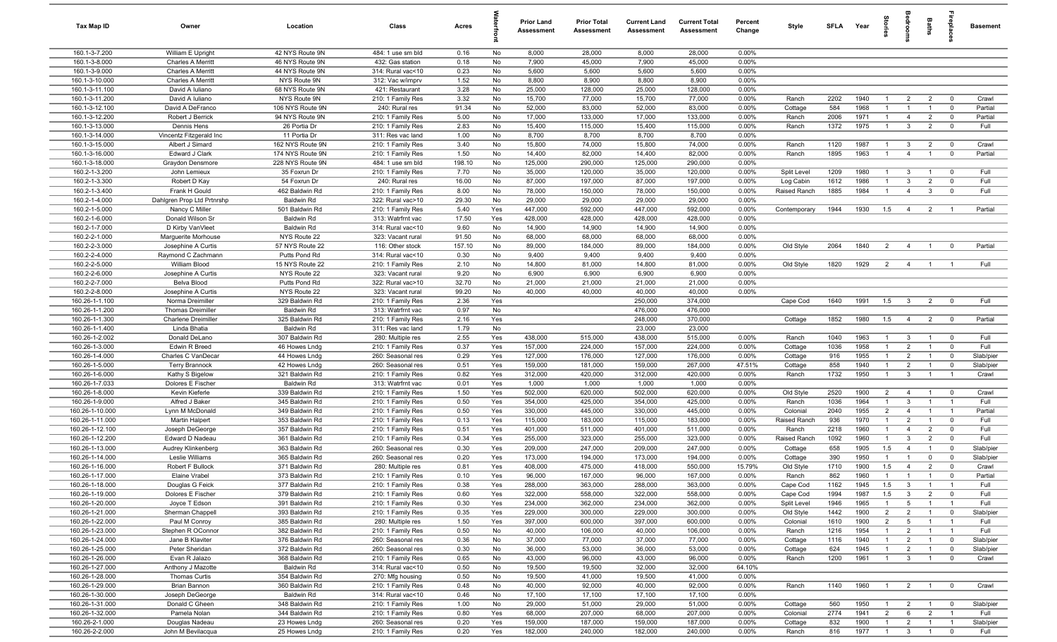| Tax Map ID | Owner | Location | Class | Acres | Waterfront | Prior Land Assessment | Prior Total Assessment | Current Land Assessment | Current Total Assessment | Percent Change | Style | SFLA | Year | Stories | Bedrooms | Baths | Fireplaces | Basement |
|---|---|---|---|---|---|---|---|---|---|---|---|---|---|---|---|---|---|---|
| 160.1-3-7.200 | William E Upright | 42 NYS Route 9N | 484: 1 use sm bld | 0.16 | No | 8,000 | 28,000 | 8,000 | 28,000 | 0.00% | | | | | | | | |
| 160.1-3-8.000 | Charles A Merritt | 46 NYS Route 9N | 432: Gas station | 0.18 | No | 7,900 | 45,000 | 7,900 | 45,000 | 0.00% | | | | | | | | |
| 160.1-3-9.000 | Charles A Merritt | 44 NYS Route 9N | 314: Rural vac<10 | 0.23 | No | 5,600 | 5,600 | 5,600 | 5,600 | 0.00% | | | | | | | | |
| 160.1-3-10.000 | Charles A Merritt | NYS Route 9N | 312: Vac w/imprv | 1.52 | No | 8,800 | 8,900 | 8,800 | 8,900 | 0.00% | | | | | | | | |
| 160.1-3-11.100 | David A Iuliano | 68 NYS Route 9N | 421: Restaurant | 3.28 | No | 25,000 | 128,000 | 25,000 | 128,000 | 0.00% | | | | | | | | |
| 160.1-3-11.200 | David A Iuliano | NYS Route 9N | 210: 1 Family Res | 3.32 | No | 15,700 | 77,000 | 15,700 | 77,000 | 0.00% | Ranch | 2202 | 1940 | 1 | 2 | 2 | 0 | Crawl |
| 160.1-3-12.100 | David A DeFranco | 106 NYS Route 9N | 240: Rural res | 91.34 | No | 52,000 | 83,000 | 52,000 | 83,000 | 0.00% | Cottage | 584 | 1968 | 1 | 1 | 1 | 0 | Partial |
| 160.1-3-12.200 | Robert J Berrick | 94 NYS Route 9N | 210: 1 Family Res | 5.00 | No | 17,000 | 133,000 | 17,000 | 133,000 | 0.00% | Ranch | 2006 | 1971 | 1 | 4 | 2 | 0 | Partial |
| 160.1-3-13.000 | Dennis Hens | 26 Portia Dr | 210: 1 Family Res | 2.83 | No | 15,400 | 115,000 | 15,400 | 115,000 | 0.00% | Ranch | 1372 | 1975 | 1 | 3 | 2 | 0 | Full |
| 160.1-3-14.000 | Vincentz Fitzgerald Inc | 11 Portia Dr | 311: Res vac land | 1.00 | No | 8,700 | 8,700 | 8,700 | 8,700 | 0.00% | | | | | | | | |
| 160.1-3-15.000 | Albert J Simard | 162 NYS Route 9N | 210: 1 Family Res | 3.40 | No | 15,800 | 74,000 | 15,800 | 74,000 | 0.00% | Ranch | 1120 | 1987 | 1 | 3 | 2 | 0 | Crawl |
| 160.1-3-16.000 | Edward J Clark | 174 NYS Route 9N | 210: 1 Family Res | 1.50 | No | 14,400 | 82,000 | 14,400 | 82,000 | 0.00% | Ranch | 1895 | 1963 | 1 | 4 | 1 | 0 | Partial |
| 160.1-3-18.000 | Graydon Densmore | 228 NYS Route 9N | 484: 1 use sm bld | 198.10 | No | 125,000 | 290,000 | 125,000 | 290,000 | 0.00% | | | | | | | | |
| 160.2-1-3.200 | John Lemieux | 35 Foxrun Dr | 210: 1 Family Res | 7.70 | No | 35,000 | 120,000 | 35,000 | 120,000 | 0.00% | Split Level | 1209 | 1980 | 1 | 3 | 1 | 0 | Full |
| 160.2-1-3.300 | Robert D Kay | 54 Foxrun Dr | 240: Rural res | 16.00 | No | 87,000 | 197,000 | 87,000 | 197,000 | 0.00% | Log Cabin | 1612 | 1986 | 1 | 3 | 2 | 0 | Full |
| 160.2-1-3.400 | Frank H Gould | 462 Baldwin Rd | 210: 1 Family Res | 8.00 | No | 78,000 | 150,000 | 78,000 | 150,000 | 0.00% | Raised Ranch | 1885 | 1984 | 1 | 4 | 3 | 0 | Full |
| 160.2-1-4.000 | Dahlgren Prop Ltd Prtnrshp | Baldwin Rd | 322: Rural vac>10 | 29.30 | No | 29,000 | 29,000 | 29,000 | 29,000 | 0.00% | | | | | | | | |
| 160.2-1-5.000 | Nancy C Miller | 501 Baldwin Rd | 210: 1 Family Res | 5.40 | Yes | 447,000 | 592,000 | 447,000 | 592,000 | 0.00% | Contemporary | 1944 | 1930 | 1.5 | 4 | 2 | 1 | Partial |
| 160.2-1-6.000 | Donald Wilson Sr | Baldwin Rd | 313: Watrfrnt vac | 17.50 | Yes | 428,000 | 428,000 | 428,000 | 428,000 | 0.00% | | | | | | | | |
| 160.2-1-7.000 | D Kirby VanVleet | Baldwin Rd | 314: Rural vac<10 | 9.60 | No | 14,900 | 14,900 | 14,900 | 14,900 | 0.00% | | | | | | | | |
| 160.2-2-1.000 | Marguerite Morhouse | NYS Route 22 | 323: Vacant rural | 91.50 | No | 68,000 | 68,000 | 68,000 | 68,000 | 0.00% | | | | | | | | |
| 160.2-2-3.000 | Josephine A Curtis | 57 NYS Route 22 | 116: Other stock | 157.10 | No | 89,000 | 184,000 | 89,000 | 184,000 | 0.00% | Old Style | 2064 | 1840 | 2 | 4 | 1 | 0 | Partial |
| 160.2-2-4.000 | Raymond C Zachmann | Putts Pond Rd | 314: Rural vac<10 | 0.30 | No | 9,400 | 9,400 | 9,400 | 9,400 | 0.00% | | | | | | | | |
| 160.2-2-5.000 | William Blood | 15 NYS Route 22 | 210: 1 Family Res | 2.10 | No | 14,800 | 81,000 | 14,800 | 81,000 | 0.00% | Old Style | 1820 | 1929 | 2 | 4 | 1 | 1 | Full |
| 160.2-2-6.000 | Josephine A Curtis | NYS Route 22 | 323: Vacant rural | 9.20 | No | 6,900 | 6,900 | 6,900 | 6,900 | 0.00% | | | | | | | | |
| 160.2-2-7.000 | Belva Blood | Putts Pond Rd | 322: Rural vac>10 | 32.70 | No | 21,000 | 21,000 | 21,000 | 21,000 | 0.00% | | | | | | | | |
| 160.2-2-8.000 | Josephine A Curtis | NYS Route 22 | 323: Vacant rural | 99.20 | No | 40,000 | 40,000 | 40,000 | 40,000 | 0.00% | | | | | | | | |
| 160.26-1-1.100 | Norma Dreimiller | 329 Baldwin Rd | 210: 1 Family Res | 2.36 | Yes | | | 250,000 | 374,000 | | Cape Cod | 1640 | 1991 | 1.5 | 3 | 2 | 0 | Full |
| 160.26-1-1.200 | Thomas Dreimiller | Baldwin Rd | 313: Watrfrnt vac | 0.97 | No | | | 476,000 | 476,000 | | | | | | | | | |
| 160.26-1-1.300 | Charlene Dreimiller | 325 Baldwin Rd | 210: 1 Family Res | 2.16 | Yes | | | 248,000 | 370,000 | | Cottage | 1852 | 1980 | 1.5 | 4 | 2 | 0 | Partial |
| 160.26-1-1.400 | Linda Bhatia | Baldwin Rd | 311: Res vac land | 1.79 | No | | | 23,000 | 23,000 | | | | | | | | | |
| 160.26-1-2.002 | Donald DeLano | 307 Baldwin Rd | 280: Multiple res | 2.55 | Yes | 438,000 | 515,000 | 438,000 | 515,000 | 0.00% | Ranch | 1040 | 1963 | 1 | 3 | 1 | 0 | Full |
| 160.26-1-3.000 | Edwin R Breed | 46 Howes Lndg | 210: 1 Family Res | 0.37 | Yes | 157,000 | 224,000 | 157,000 | 224,000 | 0.00% | Cottage | 1036 | 1958 | 1 | 2 | 1 | 0 | Full |
| 160.26-1-4.000 | Charles C VanDecar | 44 Howes Lndg | 260: Seasonal res | 0.29 | Yes | 127,000 | 176,000 | 127,000 | 176,000 | 0.00% | Cottage | 916 | 1955 | 1 | 2 | 1 | 0 | Slab/pier |
| 160.26-1-5.000 | Terry Brannock | 42 Howes Lndg | 260: Seasonal res | 0.51 | Yes | 159,000 | 181,000 | 159,000 | 267,000 | 47.51% | Cottage | 858 | 1940 | 1 | 2 | 1 | 0 | Slab/pier |
| 160.26-1-6.000 | Kathy S Bigelow | 321 Baldwin Rd | 210: 1 Family Res | 0.82 | Yes | 312,000 | 420,000 | 312,000 | 420,000 | 0.00% | Ranch | 1732 | 1950 | 1 | 3 | 1 | 1 | Crawl |
| 160.26-1-7.033 | Dolores E Fischer | Baldwin Rd | 313: Watrfrnt vac | 0.01 | Yes | 1,000 | 1,000 | 1,000 | 1,000 | 0.00% | | | | | | | | |
| 160.26-1-8.000 | Kevin Kieferle | 339 Baldwin Rd | 210: 1 Family Res | 1.50 | Yes | 502,000 | 620,000 | 502,000 | 620,000 | 0.00% | Old Style | 2520 | 1900 | 2 | 4 | 1 | 0 | Crawl |
| 160.26-1-9.000 | Alfred J Baker | 345 Baldwin Rd | 210: 1 Family Res | 0.50 | Yes | 354,000 | 425,000 | 354,000 | 425,000 | 0.00% | Ranch | 1036 | 1964 | 1 | 3 | 1 | 1 | Full |
| 160.26-1-10.000 | Lynn M McDonald | 349 Baldwin Rd | 210: 1 Family Res | 0.50 | Yes | 330,000 | 445,000 | 330,000 | 445,000 | 0.00% | Colonial | 2040 | 1955 | 2 | 4 | 1 | 1 | Partial |
| 160.26-1-11.000 | Martin Halpert | 353 Baldwin Rd | 210: 1 Family Res | 0.13 | Yes | 115,000 | 183,000 | 115,000 | 183,000 | 0.00% | Raised Ranch | 936 | 1970 | 1 | 2 | 1 | 0 | Full |
| 160.26-1-12.100 | Joseph DeGeorge | 357 Baldwin Rd | 210: 1 Family Res | 0.51 | Yes | 401,000 | 511,000 | 401,000 | 511,000 | 0.00% | Ranch | 2218 | 1960 | 1 | 4 | 2 | 0 | Full |
| 160.26-1-12.200 | Edward D Nadeau | 361 Baldwin Rd | 210: 1 Family Res | 0.34 | Yes | 255,000 | 323,000 | 255,000 | 323,000 | 0.00% | Raised Ranch | 1092 | 1960 | 1 | 3 | 2 | 0 | Full |
| 160.26-1-13.000 | Audrey Klinkenberg | 363 Baldwin Rd | 260: Seasonal res | 0.30 | Yes | 209,000 | 247,000 | 209,000 | 247,000 | 0.00% | Cottage | 658 | 1905 | 1.5 | 4 | 1 | 0 | Slab/pier |
| 160.26-1-14.000 | Leslie Williams | 365 Baldwin Rd | 260: Seasonal res | 0.20 | Yes | 173,000 | 194,000 | 173,000 | 194,000 | 0.00% | Cottage | 390 | 1950 | 1 | 1 | 0 | 0 | Slab/pier |
| 160.26-1-16.000 | Robert F Bullock | 371 Baldwin Rd | 280: Multiple res | 0.81 | Yes | 408,000 | 475,000 | 418,000 | 550,000 | 15.79% | Old Style | 1710 | 1900 | 1.5 | 4 | 2 | 0 | Crawl |
| 160.26-1-17.000 | Elaine Vrabel | 373 Baldwin Rd | 210: 1 Family Res | 0.10 | Yes | 96,000 | 167,000 | 96,000 | 167,000 | 0.00% | Ranch | 862 | 1960 | 1 | 1 | 1 | 0 | Partial |
| 160.26-1-18.000 | Douglas G Feick | 377 Baldwin Rd | 210: 1 Family Res | 0.38 | Yes | 288,000 | 363,000 | 288,000 | 363,000 | 0.00% | Cape Cod | 1162 | 1945 | 1.5 | 3 | 1 | 1 | Full |
| 160.26-1-19.000 | Dolores E Fischer | 379 Baldwin Rd | 210: 1 Family Res | 0.60 | Yes | 322,000 | 558,000 | 322,000 | 558,000 | 0.00% | Cape Cod | 1994 | 1987 | 1.5 | 3 | 2 | 0 | Full |
| 160.26-1-20.000 | Joyce T Edson | 391 Baldwin Rd | 210: 1 Family Res | 0.30 | Yes | 234,000 | 362,000 | 234,000 | 362,000 | 0.00% | Split Level | 1946 | 1965 | 1 | 5 | 1 | 1 | Full |
| 160.26-1-21.000 | Sherman Chappell | 393 Baldwin Rd | 210: 1 Family Res | 0.35 | Yes | 229,000 | 300,000 | 229,000 | 300,000 | 0.00% | Old Style | 1442 | 1900 | 2 | 2 | 1 | 0 | Slab/pier |
| 160.26-1-22.000 | Paul M Conroy | 385 Baldwin Rd | 280: Multiple res | 1.50 | Yes | 397,000 | 600,000 | 397,000 | 600,000 | 0.00% | Colonial | 1610 | 1900 | 2 | 5 | 1 | 1 | Full |
| 160.26-1-23.000 | Stephen R OConnor | 382 Baldwin Rd | 210: 1 Family Res | 0.50 | No | 40,000 | 106,000 | 40,000 | 106,000 | 0.00% | Ranch | 1216 | 1954 | 1 | 2 | 1 | 1 | Full |
| 160.26-1-24.000 | Jane B Klaviter | 376 Baldwin Rd | 260: Seasonal res | 0.36 | No | 37,000 | 77,000 | 37,000 | 77,000 | 0.00% | Cottage | 1116 | 1940 | 1 | 2 | 1 | 0 | Slab/pier |
| 160.26-1-25.000 | Peter Sheridan | 372 Baldwin Rd | 260: Seasonal res | 0.30 | No | 36,000 | 53,000 | 36,000 | 53,000 | 0.00% | Cottage | 624 | 1945 | 1 | 2 | 1 | 0 | Slab/pier |
| 160.26-1-26.000 | Evan R Jalazo | 368 Baldwin Rd | 210: 1 Family Res | 0.65 | No | 43,000 | 96,000 | 43,000 | 96,000 | 0.00% | Ranch | 1200 | 1961 | 1 | 3 | 1 | 0 | Crawl |
| 160.26-1-27.000 | Anthony J Mazotte | Baldwin Rd | 314: Rural vac<10 | 0.50 | No | 19,500 | 19,500 | 32,000 | 32,000 | 64.10% | | | | | | | | |
| 160.26-1-28.000 | Thomas Curtis | 354 Baldwin Rd | 270: Mfg housing | 0.50 | No | 19,500 | 41,000 | 19,500 | 41,000 | 0.00% | | | | | | | | |
| 160.26-1-29.000 | Brian Bannon | 360 Baldwin Rd | 210: 1 Family Res | 0.48 | No | 40,000 | 92,000 | 40,000 | 92,000 | 0.00% | Ranch | 1140 | 1960 | 1 | 2 | 1 | 0 | Crawl |
| 160.26-1-30.000 | Joseph DeGeorge | Baldwin Rd | 314: Rural vac<10 | 0.46 | No | 17,100 | 17,100 | 17,100 | 17,100 | 0.00% | | | | | | | | |
| 160.26-1-31.000 | Donald C Gheen | 348 Baldwin Rd | 210: 1 Family Res | 1.00 | No | 29,000 | 51,000 | 29,000 | 51,000 | 0.00% | Cottage | 560 | 1950 | 1 | 2 | 1 | 0 | Slab/pier |
| 160.26-1-32.000 | Pamela Nolan | 344 Baldwin Rd | 210: 1 Family Res | 0.80 | Yes | 68,000 | 207,000 | 68,000 | 207,000 | 0.00% | Colonial | 2774 | 1941 | 2 | 6 | 2 | 1 | Full |
| 160.26-2-1.000 | Douglas Nadeau | 23 Howes Lndg | 260: Seasonal res | 0.20 | Yes | 159,000 | 187,000 | 159,000 | 187,000 | 0.00% | Cottage | 832 | 1900 | 1 | 2 | 1 | 1 | Slab/pier |
| 160.26-2-2.000 | John M Bevilacqua | 25 Howes Lndg | 210: 1 Family Res | 0.20 | Yes | 182,000 | 240,000 | 182,000 | 240,000 | 0.00% | Ranch | 816 | 1977 | 1 | 3 | 1 | 0 | Full |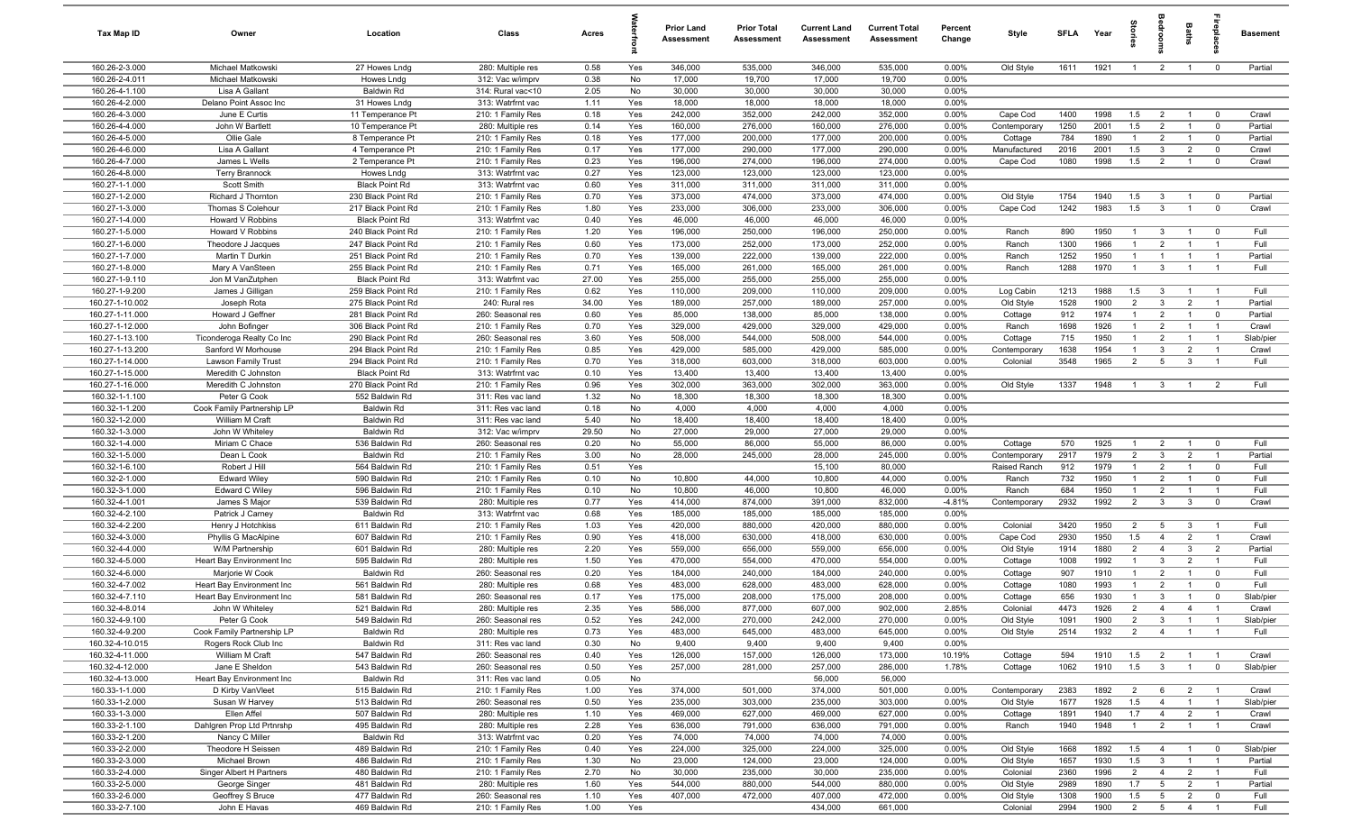| Tax Map ID | Owner | Location | Class | Acres | Waterfront | Prior Land Assessment | Prior Total Assessment | Current Land Assessment | Current Total Assessment | Percent Change | Style | SFLA | Year | Stories | Bedrooms | Baths | Fireplaces | Basement |
|---|---|---|---|---|---|---|---|---|---|---|---|---|---|---|---|---|---|---|
| 160.26-2-3.000 | Michael Matkowski | 27 Howes Lndg | 280: Multiple res | 0.58 | Yes | 346,000 | 535,000 | 346,000 | 535,000 | 0.00% | Old Style | 1611 | 1921 | 1 | 2 | 1 | 0 | Partial |
| 160.26-2-4.011 | Michael Matkowski | Howes Lndg | 312: Vac w/imprv | 0.38 | No | 17,000 | 19,700 | 17,000 | 19,700 | 0.00% | | | | | | | | |
| 160.26-4-1.100 | Lisa A Gallant | Baldwin Rd | 314: Rural vac<10 | 2.05 | No | 30,000 | 30,000 | 30,000 | 30,000 | 0.00% | | | | | | | | |
| 160.26-4-2.000 | Delano Point Assoc Inc | 31 Howes Lndg | 313: Watrfrnt vac | 1.11 | Yes | 18,000 | 18,000 | 18,000 | 18,000 | 0.00% | | | | | | | | |
| 160.26-4-3.000 | June E Curtis | 11 Temperance Pt | 210: 1 Family Res | 0.18 | Yes | 242,000 | 352,000 | 242,000 | 352,000 | 0.00% | Cape Cod | 1400 | 1998 | 1.5 | 2 | 1 | 0 | Crawl |
| 160.26-4-4.000 | John W Bartlett | 10 Temperance Pt | 280: Multiple res | 0.14 | Yes | 160,000 | 276,000 | 160,000 | 276,000 | 0.00% | Contemporary | 1250 | 2001 | 1.5 | 2 | 1 | 0 | Partial |
| 160.26-4-5.000 | Ollie Gale | 8 Temperance Pt | 210: 1 Family Res | 0.18 | Yes | 177,000 | 200,000 | 177,000 | 200,000 | 0.00% | Cottage | 784 | 1890 | 1 | 2 | 1 | 0 | Partial |
| 160.26-4-6.000 | Lisa A Gallant | 4 Temperance Pt | 210: 1 Family Res | 0.17 | Yes | 177,000 | 290,000 | 177,000 | 290,000 | 0.00% | Manufactured | 2016 | 2001 | 1.5 | 3 | 2 | 0 | Crawl |
| 160.26-4-7.000 | James L Wells | 2 Temperance Pt | 210: 1 Family Res | 0.23 | Yes | 196,000 | 274,000 | 196,000 | 274,000 | 0.00% | Cape Cod | 1080 | 1998 | 1.5 | 2 | 1 | 0 | Crawl |
| 160.26-4-8.000 | Terry Brannock | Howes Lndg | 313: Watrfrnt vac | 0.27 | Yes | 123,000 | 123,000 | 123,000 | 123,000 | 0.00% | | | | | | | | |
| 160.27-1-1.000 | Scott Smith | Black Point Rd | 313: Watrfrnt vac | 0.60 | Yes | 311,000 | 311,000 | 311,000 | 311,000 | 0.00% | | | | | | | | |
| 160.27-1-2.000 | Richard J Thornton | 230 Black Point Rd | 210: 1 Family Res | 0.70 | Yes | 373,000 | 474,000 | 373,000 | 474,000 | 0.00% | Old Style | 1754 | 1940 | 1.5 | 3 | 1 | 0 | Partial |
| 160.27-1-3.000 | Thomas S Colehour | 217 Black Point Rd | 210: 1 Family Res | 1.80 | Yes | 233,000 | 306,000 | 233,000 | 306,000 | 0.00% | Cape Cod | 1242 | 1983 | 1.5 | 3 | 1 | 0 | Crawl |
| 160.27-1-4.000 | Howard V Robbins | Black Point Rd | 313: Watrfrnt vac | 0.40 | Yes | 46,000 | 46,000 | 46,000 | 46,000 | 0.00% | | | | | | | | |
| 160.27-1-5.000 | Howard V Robbins | 240 Black Point Rd | 210: 1 Family Res | 1.20 | Yes | 196,000 | 250,000 | 196,000 | 250,000 | 0.00% | Ranch | 890 | 1950 | 1 | 3 | 1 | 0 | Full |
| 160.27-1-6.000 | Theodore J Jacques | 247 Black Point Rd | 210: 1 Family Res | 0.60 | Yes | 173,000 | 252,000 | 173,000 | 252,000 | 0.00% | Ranch | 1300 | 1966 | 1 | 2 | 1 | 1 | Full |
| 160.27-1-7.000 | Martin T Durkin | 251 Black Point Rd | 210: 1 Family Res | 0.70 | Yes | 139,000 | 222,000 | 139,000 | 222,000 | 0.00% | Ranch | 1252 | 1950 | 1 | 1 | 1 | 1 | Partial |
| 160.27-1-8.000 | Mary A VanSteen | 255 Black Point Rd | 210: 1 Family Res | 0.71 | Yes | 165,000 | 261,000 | 165,000 | 261,000 | 0.00% | Ranch | 1288 | 1970 | 1 | 3 | 1 | 1 | Full |
| 160.27-1-9.110 | Jon M VanZutphen | Black Point Rd | 313: Watrfrnt vac | 27.00 | Yes | 255,000 | 255,000 | 255,000 | 255,000 | 0.00% | | | | | | | | |
| 160.27-1-9.200 | James J Gilligan | 259 Black Point Rd | 210: 1 Family Res | 0.62 | Yes | 110,000 | 209,000 | 110,000 | 209,000 | 0.00% | Log Cabin | 1213 | 1988 | 1.5 | 3 | 1 | 1 | Full |
| 160.27-1-10.002 | Joseph Rota | 275 Black Point Rd | 240: Rural res | 34.00 | Yes | 189,000 | 257,000 | 189,000 | 257,000 | 0.00% | Old Style | 1528 | 1900 | 2 | 3 | 2 | 1 | Partial |
| 160.27-1-11.000 | Howard J Geffner | 281 Black Point Rd | 260: Seasonal res | 0.60 | Yes | 85,000 | 138,000 | 85,000 | 138,000 | 0.00% | Cottage | 912 | 1974 | 1 | 2 | 1 | 0 | Partial |
| 160.27-1-12.000 | John Bofinger | 306 Black Point Rd | 210: 1 Family Res | 0.70 | Yes | 329,000 | 429,000 | 329,000 | 429,000 | 0.00% | Ranch | 1698 | 1926 | 1 | 2 | 1 | 1 | Crawl |
| 160.27-1-13.100 | Ticonderoga Realty Co Inc | 290 Black Point Rd | 260: Seasonal res | 3.60 | Yes | 508,000 | 544,000 | 508,000 | 544,000 | 0.00% | Cottage | 715 | 1950 | 1 | 2 | 1 | 1 | Slab/pier |
| 160.27-1-13.200 | Sanford W Morhouse | 294 Black Point Rd | 210: 1 Family Res | 0.85 | Yes | 429,000 | 585,000 | 429,000 | 585,000 | 0.00% | Contemporary | 1638 | 1954 | 1 | 3 | 2 | 1 | Crawl |
| 160.27-1-14.000 | Lawson Family Trust | 294 Black Point Rd | 210: 1 Family Res | 0.70 | Yes | 318,000 | 603,000 | 318,000 | 603,000 | 0.00% | Colonial | 3548 | 1965 | 2 | 5 | 3 | 1 | Full |
| 160.27-1-15.000 | Meredith C Johnston | Black Point Rd | 313: Watrfrnt vac | 0.10 | Yes | 13,400 | 13,400 | 13,400 | 13,400 | 0.00% | | | | | | | | |
| 160.27-1-16.000 | Meredith C Johnston | 270 Black Point Rd | 210: 1 Family Res | 0.96 | Yes | 302,000 | 363,000 | 302,000 | 363,000 | 0.00% | Old Style | 1337 | 1948 | 1 | 3 | 1 | 2 | Full |
| 160.32-1-1.100 | Peter G Cook | 552 Baldwin Rd | 311: Res vac land | 1.32 | No | 18,300 | 18,300 | 18,300 | 18,300 | 0.00% | | | | | | | | |
| 160.32-1-1.200 | Cook Family Partnership LP | Baldwin Rd | 311: Res vac land | 0.18 | No | 4,000 | 4,000 | 4,000 | 4,000 | 0.00% | | | | | | | | |
| 160.32-1-2.000 | William M Craft | Baldwin Rd | 311: Res vac land | 5.40 | No | 18,400 | 18,400 | 18,400 | 18,400 | 0.00% | | | | | | | | |
| 160.32-1-3.000 | John W Whiteley | Baldwin Rd | 312: Vac w/imprv | 29.50 | No | 27,000 | 29,000 | 27,000 | 29,000 | 0.00% | | | | | | | | |
| 160.32-1-4.000 | Miriam C Chace | 536 Baldwin Rd | 260: Seasonal res | 0.20 | No | 55,000 | 86,000 | 55,000 | 86,000 | 0.00% | Cottage | 570 | 1925 | 1 | 2 | 1 | 0 | Full |
| 160.32-1-5.000 | Dean L Cook | Baldwin Rd | 210: 1 Family Res | 3.00 | No | 28,000 | 245,000 | 28,000 | 245,000 | 0.00% | Contemporary | 2917 | 1979 | 2 | 3 | 2 | 1 | Partial |
| 160.32-1-6.100 | Robert J Hill | 564 Baldwin Rd | 210: 1 Family Res | 0.51 | Yes | | | 15,100 | 80,000 | | Raised Ranch | 912 | 1979 | 1 | 2 | 1 | 0 | Full |
| 160.32-2-1.000 | Edward Wiley | 590 Baldwin Rd | 210: 1 Family Res | 0.10 | No | 10,800 | 44,000 | 10,800 | 44,000 | 0.00% | Ranch | 732 | 1950 | 1 | 2 | 1 | 0 | Full |
| 160.32-3-1.000 | Edward C Wiley | 596 Baldwin Rd | 210: 1 Family Res | 0.10 | No | 10,800 | 46,000 | 10,800 | 46,000 | 0.00% | Ranch | 684 | 1950 | 1 | 2 | 1 | 1 | Full |
| 160.32-4-1.001 | James S Major | 539 Baldwin Rd | 280: Multiple res | 0.77 | Yes | 414,000 | 874,000 | 391,000 | 832,000 | -4.81% | Contemporary | 2932 | 1992 | 2 | 3 | 3 | 0 | Crawl |
| 160.32-4-2.100 | Patrick J Carney | Baldwin Rd | 313: Watrfrnt vac | 0.68 | Yes | 185,000 | 185,000 | 185,000 | 185,000 | 0.00% | | | | | | | | |
| 160.32-4-2.200 | Henry J Hotchkiss | 611 Baldwin Rd | 210: 1 Family Res | 1.03 | Yes | 420,000 | 880,000 | 420,000 | 880,000 | 0.00% | Colonial | 3420 | 1950 | 2 | 5 | 3 | 1 | Full |
| 160.32-4-3.000 | Phyllis G MacAlpine | 607 Baldwin Rd | 210: 1 Family Res | 0.90 | Yes | 418,000 | 630,000 | 418,000 | 630,000 | 0.00% | Cape Cod | 2930 | 1950 | 1.5 | 4 | 2 | 1 | Crawl |
| 160.32-4-4.000 | W/M Partnership | 601 Baldwin Rd | 280: Multiple res | 2.20 | Yes | 559,000 | 656,000 | 559,000 | 656,000 | 0.00% | Old Style | 1914 | 1880 | 2 | 4 | 3 | 2 | Partial |
| 160.32-4-5.000 | Heart Bay Environment Inc | 595 Baldwin Rd | 280: Multiple res | 1.50 | Yes | 470,000 | 554,000 | 470,000 | 554,000 | 0.00% | Cottage | 1008 | 1992 | 1 | 3 | 2 | 1 | Full |
| 160.32-4-6.000 | Marjorie W Cook | Baldwin Rd | 260: Seasonal res | 0.20 | Yes | 184,000 | 240,000 | 184,000 | 240,000 | 0.00% | Cottage | 907 | 1910 | 1 | 2 | 1 | 0 | Full |
| 160.32-4-7.002 | Heart Bay Environment Inc | 561 Baldwin Rd | 280: Multiple res | 0.68 | Yes | 483,000 | 628,000 | 483,000 | 628,000 | 0.00% | Cottage | 1080 | 1993 | 1 | 2 | 1 | 0 | Full |
| 160.32-4-7.110 | Heart Bay Environment Inc | 581 Baldwin Rd | 260: Seasonal res | 0.17 | Yes | 175,000 | 208,000 | 175,000 | 208,000 | 0.00% | Cottage | 656 | 1930 | 1 | 3 | 1 | 0 | Slab/pier |
| 160.32-4-8.014 | John W Whiteley | 521 Baldwin Rd | 280: Multiple res | 2.35 | Yes | 586,000 | 877,000 | 607,000 | 902,000 | 2.85% | Colonial | 4473 | 1926 | 2 | 4 | 4 | 1 | Crawl |
| 160.32-4-9.100 | Peter G Cook | 549 Baldwin Rd | 260: Seasonal res | 0.52 | Yes | 242,000 | 270,000 | 242,000 | 270,000 | 0.00% | Old Style | 1091 | 1900 | 2 | 3 | 1 | 1 | Slab/pier |
| 160.32-4-9.200 | Cook Family Partnership LP | Baldwin Rd | 280: Multiple res | 0.73 | Yes | 483,000 | 645,000 | 483,000 | 645,000 | 0.00% | Old Style | 2514 | 1932 | 2 | 4 | 1 | 1 | Full |
| 160.32-4-10.015 | Rogers Rock Club Inc | Baldwin Rd | 311: Res vac land | 0.30 | No | 9,400 | 9,400 | 9,400 | 9,400 | 0.00% | | | | | | | | |
| 160.32-4-11.000 | William M Craft | 547 Baldwin Rd | 260: Seasonal res | 0.40 | Yes | 126,000 | 157,000 | 126,000 | 173,000 | 10.19% | Cottage | 594 | 1910 | 1.5 | 2 | 1 | 1 | Crawl |
| 160.32-4-12.000 | Jane E Sheldon | 543 Baldwin Rd | 260: Seasonal res | 0.50 | Yes | 257,000 | 281,000 | 257,000 | 286,000 | 1.78% | Cottage | 1062 | 1910 | 1.5 | 3 | 1 | 0 | Slab/pier |
| 160.32-4-13.000 | Heart Bay Environment Inc | Baldwin Rd | 311: Res vac land | 0.05 | No | | | 56,000 | 56,000 | | | | | | | | | |
| 160.33-1-1.000 | D Kirby VanVleet | 515 Baldwin Rd | 210: 1 Family Res | 1.00 | Yes | 374,000 | 501,000 | 374,000 | 501,000 | 0.00% | Contemporary | 2383 | 1892 | 2 | 6 | 2 | 1 | Crawl |
| 160.33-1-2.000 | Susan W Harvey | 513 Baldwin Rd | 260: Seasonal res | 0.50 | Yes | 235,000 | 303,000 | 235,000 | 303,000 | 0.00% | Old Style | 1677 | 1928 | 1.5 | 4 | 1 | 1 | Slab/pier |
| 160.33-1-3.000 | Ellen Affel | 507 Baldwin Rd | 280: Multiple res | 1.10 | Yes | 469,000 | 627,000 | 469,000 | 627,000 | 0.00% | Cottage | 1891 | 1940 | 1.7 | 4 | 2 | 1 | Crawl |
| 160.33-2-1.100 | Dahlgren Prop Ltd Prtnrshp | 495 Baldwin Rd | 280: Multiple res | 2.28 | Yes | 636,000 | 791,000 | 636,000 | 791,000 | 0.00% | Ranch | 1940 | 1948 | 1 | 2 | 1 | 1 | Crawl |
| 160.33-2-1.200 | Nancy C Miller | Baldwin Rd | 313: Watrfrnt vac | 0.20 | Yes | 74,000 | 74,000 | 74,000 | 74,000 | 0.00% | | | | | | | | |
| 160.33-2-2.000 | Theodore H Seissen | 489 Baldwin Rd | 210: 1 Family Res | 0.40 | Yes | 224,000 | 325,000 | 224,000 | 325,000 | 0.00% | Old Style | 1668 | 1892 | 1.5 | 4 | 1 | 0 | Slab/pier |
| 160.33-2-3.000 | Michael Brown | 486 Baldwin Rd | 210: 1 Family Res | 1.30 | No | 23,000 | 124,000 | 23,000 | 124,000 | 0.00% | Old Style | 1657 | 1930 | 1.5 | 3 | 1 | 1 | Partial |
| 160.33-2-4.000 | Singer Albert H Partners | 480 Baldwin Rd | 210: 1 Family Res | 2.70 | No | 30,000 | 235,000 | 30,000 | 235,000 | 0.00% | Colonial | 2360 | 1996 | 2 | 4 | 2 | 1 | Full |
| 160.33-2-5.000 | George Singer | 481 Baldwin Rd | 280: Multiple res | 1.60 | Yes | 544,000 | 880,000 | 544,000 | 880,000 | 0.00% | Old Style | 2989 | 1890 | 1.7 | 5 | 2 | 1 | Partial |
| 160.33-2-6.000 | Geoffrey S Bruce | 477 Baldwin Rd | 260: Seasonal res | 1.10 | Yes | 407,000 | 472,000 | 407,000 | 472,000 | 0.00% | Old Style | 1308 | 1900 | 1.5 | 5 | 2 | 0 | Full |
| 160.33-2-7.100 | John E Havas | 469 Baldwin Rd | 210: 1 Family Res | 1.00 | Yes | | | 434,000 | 661,000 | | Colonial | 2994 | 1900 | 2 | 5 | 4 | 1 | Full |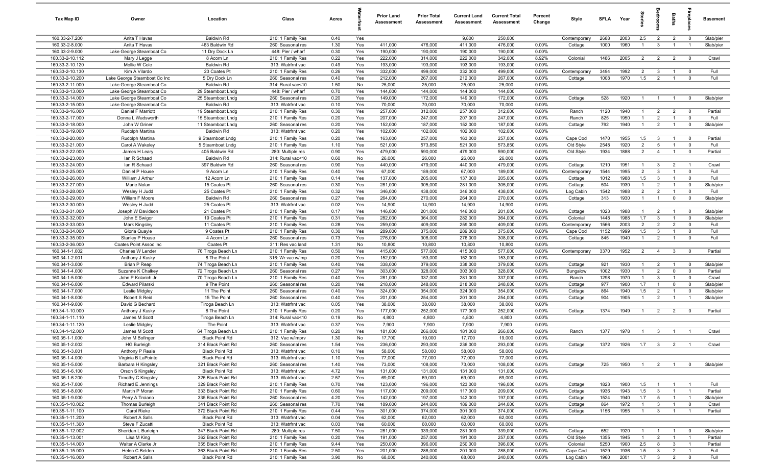| Tax Map ID | Owner | Location | Class | Acres | Waterfront | Prior Land Assessment | Prior Total Assessment | Current Land Assessment | Current Total Assessment | Percent Change | Style | SFLA | Year | Stories | Bedrooms | Baths | Fireplaces | Basement |
|---|---|---|---|---|---|---|---|---|---|---|---|---|---|---|---|---|---|---|
| 160.33-2-7.200 | Anita T Havas | Baldwin Rd | 210: 1 Family Res | 0.40 | Yes | | | 9,800 | 250,000 | | Contemporary | 2688 | 2003 | 2.5 | 2 | 2 | 0 | Slab/pier |
| 160.33-2-8.000 | Anita T Havas | 463 Baldwin Rd | 260: Seasonal res | 1.30 | Yes | 411,000 | 476,000 | 411,000 | 476,000 | 0.00% | Cottage | 1000 | 1960 | 1 | 3 | 1 | 1 | Slab/pier |
| 160.33-2-9.000 | Lake George Steamboat Co | 11 Dry Dock Ln | 448: Pier / wharf | 0.30 | Yes | 190,000 | 190,000 | 190,000 | 190,000 | 0.00% | | | | | | | | |
| 160.33-2-10.112 | Mary J Legge | 8 Acorn Ln | 210: 1 Family Res | 0.22 | Yes | 222,000 | 314,000 | 222,000 | 342,000 | 8.92% | Colonial | 1486 | 2005 | 2 | 2 | 2 | 0 | Crawl |
| 160.33-2-10.120 | Mollie W Cole | Baldwin Rd | 313: Watrfrnt vac | 0.49 | Yes | 193,000 | 193,000 | 193,000 | 193,000 | 0.00% | | | | | | | | |
| 160.33-2-10.130 | Kim A Vilardo | 23 Coates Pt | 210: 1 Family Res | 0.26 | Yes | 332,000 | 499,000 | 332,000 | 499,000 | 0.00% | Contemporary | 3494 | 1992 | 2 | 3 | 1 | 0 | Full |
| 160.33-2-10.200 | Lake George Steamboat Co Inc | 5 Dry Dock Ln | 260: Seasonal res | 0.40 | Yes | 212,000 | 267,000 | 212,000 | 267,000 | 0.00% | Cottage | 1008 | 1970 | 1.5 | 2 | 1 | 0 | Full |
| 160.33-2-11.000 | Lake George Steamboat Co | Baldwin Rd | 314: Rural vac<10 | 1.50 | No | 25,000 | 25,000 | 25,000 | 25,000 | 0.00% | | | | | | | | |
| 160.33-2-13.000 | Lake George Steamboat Co | 29 Steamboat Lndg | 448: Pier / wharf | 0.70 | Yes | 144,000 | 144,000 | 144,000 | 144,000 | 0.00% | | | | | | | | |
| 160.33-2-14.000 | Lake George Steamboat Co | 25 Steamboat Lndg | 260: Seasonal res | 0.20 | Yes | 149,000 | 172,000 | 149,000 | 172,000 | 0.00% | Cottage | 528 | 1920 | 1 | 1 | 1 | 0 | Slab/pier |
| 160.33-2-15.000 | Lake George Steamboat Co | Baldwin Rd | 313: Watrfrnt vac | 0.10 | Yes | 70,000 | 70,000 | 70,000 | 70,000 | 0.00% | | | | | | | | |
| 160.33-2-16.000 | Daniel F Marriott | 19 Steamboat Lndg | 210: 1 Family Res | 0.30 | Yes | 257,000 | 312,000 | 257,000 | 312,000 | 0.00% | Ranch | 1120 | 1940 | 1 | 2 | 2 | 0 | Partial |
| 160.33-2-17.000 | Donna L Wadsworth | 15 Steamboat Lndg | 210: 1 Family Res | 0.20 | Yes | 207,000 | 247,000 | 207,000 | 247,000 | 0.00% | Ranch | 825 | 1950 | 1 | 2 | 1 | 0 | Full |
| 160.33-2-18.000 | John W Griner | 11 Steamboat Lndg | 260: Seasonal res | 0.20 | Yes | 152,000 | 187,000 | 152,000 | 187,000 | 0.00% | Cottage | 792 | 1940 | 1 | 2 | 1 | 0 | Slab/pier |
| 160.33-2-19.000 | Rudolph Martina | Baldwin Rd | 313: Watrfrnt vac | 0.20 | Yes | 102,000 | 102,000 | 102,000 | 102,000 | 0.00% | | | | | | | | |
| 160.33-2-20.000 | Rudolph Martina | 9 Steamboat Lndg | 210: 1 Family Res | 0.20 | Yes | 163,000 | 257,000 | 163,000 | 257,000 | 0.00% | Cape Cod | 1470 | 1955 | 1.5 | 3 | 1 | 0 | Partial |
| 160.33-2-21.000 | Carol A Wakeley | 5 Steamboat Lndg | 210: 1 Family Res | 1.10 | Yes | 521,000 | 573,850 | 521,000 | 573,850 | 0.00% | Old Style | 2548 | 1920 | 2 | 5 | 1 | 0 | Full |
| 160.33-2-22.000 | James H Leary | 405 Baldwin Rd | 280: Multiple res | 0.90 | Yes | 479,000 | 590,000 | 479,000 | 590,000 | 0.00% | Old Style | 1934 | 1888 | 2 | 4 | 1 | 0 | Partial |
| 160.33-2-23.000 | Ian R Schaad | Baldwin Rd | 314: Rural vac<10 | 0.60 | No | 26,000 | 26,000 | 26,000 | 26,000 | 0.00% | | | | | | | | |
| 160.33-2-24.000 | Ian R Schaad | 397 Baldwin Rd | 260: Seasonal res | 0.90 | Yes | 440,000 | 479,000 | 440,000 | 479,000 | 0.00% | Cottage | 1210 | 1951 | 1 | 3 | 2 | 1 | Crawl |
| 160.33-2-25.000 | Daniel P House | 9 Acorn Ln | 210: 1 Family Res | 0.40 | Yes | 67,000 | 189,000 | 67,000 | 189,000 | 0.00% | Contemporary | 1544 | 1995 | 2 | 3 | 1 | 0 | Full |
| 160.33-2-26.000 | William J Arthur | 12 Acorn Ln | 210: 1 Family Res | 0.14 | Yes | 137,000 | 205,000 | 137,000 | 205,000 | 0.00% | Cottage | 1012 | 1988 | 1.5 | 3 | 1 | 0 | Full |
| 160.33-2-27.000 | Marie Nolan | 15 Coates Pt | 260: Seasonal res | 0.30 | Yes | 281,000 | 305,000 | 281,000 | 305,000 | 0.00% | Cottage | 504 | 1930 | 1 | 2 | 1 | 0 | Slab/pier |
| 160.33-2-28.000 | Wesley H Judd | 25 Coates Pt | 210: 1 Family Res | 0.32 | Yes | 346,000 | 438,000 | 346,000 | 438,000 | 0.00% | Log Cabin | 1542 | 1988 | 2 | 2 | 1 | 0 | Full |
| 160.33-2-29.000 | William F Moore | Baldwin Rd | 260: Seasonal res | 0.27 | Yes | 264,000 | 270,000 | 264,000 | 270,000 | 0.00% | Cottage | 313 | 1930 | 1 | 1 | 0 | 0 | Slab/pier |
| 160.33-2-30.000 | Wesley H Judd | 25 Coates Pt | 313: Watrfrnt vac | 0.02 | Yes | 14,900 | 14,900 | 14,900 | 14,900 | 0.00% | | | | | | | | |
| 160.33-2-31.000 | Joseph W Davidson | 21 Coates Pt | 210: 1 Family Res | 0.17 | Yes | 146,000 | 201,000 | 146,000 | 201,000 | 0.00% | Cottage | 1023 | 1988 | 1 | 2 | 1 | 0 | Slab/pier |
| 160.33-2-32.000 | John E Swigor | 19 Coates Pt | 210: 1 Family Res | 0.31 | Yes | 282,000 | 364,000 | 282,000 | 364,000 | 0.00% | Colonial | 1448 | 1988 | 1.7 | 3 | 1 | 0 | Slab/pier |
| 160.33-2-33.000 | Mark Kingsley | 11 Coates Pt | 210: 1 Family Res | 0.28 | Yes | 259,000 | 409,000 | 259,000 | 409,000 | 0.00% | Contemporary | 1566 | 2003 | 2 | 2 | 2 | 0 | Full |
| 160.33-2-34.000 | Gloria Quayle | 9 Coates Pt | 210: 1 Family Res | 0.30 | Yes | 289,000 | 375,000 | 289,000 | 375,000 | 0.00% | Cape Cod | 1152 | 1999 | 1.5 | 3 | 1 | 0 | Full |
| 160.33-2-35.000 | Stanley P House | 4 Acorn Ln | 260: Seasonal res | 0.73 | Yes | 276,000 | 308,000 | 276,000 | 308,000 | 0.00% | Cottage | 845 | 1940 | 1 | 2 | 1 | 0 | Full |
| 160.33-2-36.000 | Coates Point Assoc Inc | Coates Pt | 311: Res vac land | 1.31 | No | 10,800 | 10,800 | 10,800 | 10,800 | 0.00% | | | | | | | | |
| 160.34-1-1.002 | Charles W Lender | 76 Tiroga Beach Ln | 210: 1 Family Res | 0.50 | Yes | 415,000 | 577,000 | 415,000 | 577,000 | 0.00% | Contemporary | 3370 | 1952 | 2 | 4 | 3 | 0 | Partial |
| 160.34-1-2.001 | Anthony J Kusky | 8 The Point | 316: Wr vac w/imp | 0.20 | Yes | 152,000 | 153,000 | 152,000 | 153,000 | 0.00% | | | | | | | | |
| 160.34-1-3.000 | Brian P Reap | 74 Tiroga Beach Ln | 210: 1 Family Res | 0.40 | Yes | 338,000 | 379,000 | 338,000 | 379,000 | 0.00% | Cottage | 921 | 1930 | 1 | 2 | 1 | 0 | Slab/pier |
| 160.34-1-4.000 | Suzanne K Chalkey | 72 Tiroga Beach Ln | 260: Seasonal res | 0.27 | Yes | 303,000 | 328,000 | 303,000 | 328,000 | 0.00% | Bungalow | 1002 | 1930 | 1 | 2 | 0 | 0 | Partial |
| 160.34-1-5.000 | John P Kolarich Jr | 70 Tiroga Beach Ln | 210: 1 Family Res | 0.40 | Yes | 281,000 | 337,000 | 281,000 | 337,000 | 0.00% | Ranch | 1298 | 1970 | 1 | 3 | 1 | 0 | Crawl |
| 160.34-1-6.000 | Edward Pilarski | 9 The Point | 260: Seasonal res | 0.20 | Yes | 218,000 | 248,000 | 218,000 | 248,000 | 0.00% | Cottage | 977 | 1900 | 1.7 | 1 | 0 | 0 | Slab/pier |
| 160.34-1-7.000 | Leslie Midgley | 11 The Point | 260: Seasonal res | 0.40 | Yes | 324,000 | 354,000 | 324,000 | 354,000 | 0.00% | Cottage | 864 | 1940 | 1.5 | 2 | 1 | 0 | Slab/pier |
| 160.34-1-8.000 | Robert S Reid | 15 The Point | 260: Seasonal res | 0.40 | Yes | 201,000 | 254,000 | 201,000 | 254,000 | 0.00% | Cottage | 904 | 1905 | 1 | 2 | 1 | 1 | Slab/pier |
| 160.34-1-9.000 | David G Bechard | Tiroga Beach Ln | 313: Watrfrnt vac | 0.05 | Yes | 38,000 | 38,000 | 38,000 | 38,000 | 0.00% | | | | | | | | |
| 160.34-1-10.000 | Anthony J Kusky | 8 The Point | 210: 1 Family Res | 0.20 | Yes | 177,000 | 252,000 | 177,000 | 252,000 | 0.00% | Cottage | 1374 | 1949 | 1 | 2 | 2 | 0 | Partial |
| 160.34-1-11.110 | James M Scott | Tiroga Beach Ln | 314: Rural vac<10 | 0.19 | No | 4,800 | 4,800 | 4,800 | 4,800 | 0.00% | | | | | | | | |
| 160.34-1-11.120 | Leslie Midgley | The Point | 313: Watrfrnt vac | 0.37 | Yes | 7,900 | 7,900 | 7,900 | 7,900 | 0.00% | | | | | | | | |
| 160.34-1-12.000 | James M Scott | 64 Tiroga Beach Ln | 210: 1 Family Res | 0.20 | Yes | 181,000 | 266,000 | 181,000 | 266,000 | 0.00% | Ranch | 1377 | 1978 | 1 | 3 | 1 | 1 | Crawl |
| 160.35-1-1.000 | John M Bofinger | Black Point Rd | 312: Vac w/imprv | 1.30 | No | 17,700 | 19,000 | 17,700 | 19,000 | 0.00% | | | | | | | | |
| 160.35-1-2.002 | HG Burleigh | 314 Black Point Rd | 260: Seasonal res | 1.54 | Yes | 236,000 | 293,000 | 236,000 | 293,000 | 0.00% | Cottage | 1372 | 1926 | 1.7 | 3 | 2 | 1 | Crawl |
| 160.35-1-3.001 | Anthony P Reale | Black Point Rd | 313: Watrfrnt vac | 0.10 | Yes | 58,000 | 58,000 | 58,000 | 58,000 | 0.00% | | | | | | | | |
| 160.35-1-4.000 | Virginia B LaPointe | Black Point Rd | 313: Watrfrnt vac | 1.10 | Yes | 77,000 | 77,000 | 77,000 | 77,000 | 0.00% | | | | | | | | |
| 160.35-1-5.000 | Barbara H Kingsley | 321 Black Point Rd | 260: Seasonal res | 1.40 | Yes | 73,000 | 108,000 | 73,000 | 108,000 | 0.00% | Cottage | 725 | 1950 | 1 | 2 | 1 | 0 | Slab/pier |
| 160.35-1-6.100 | Orson S Kingsley | Black Point Rd | 313: Watrfrnt vac | 4.72 | Yes | 131,000 | 131,000 | 131,000 | 131,000 | 0.00% | | | | | | | | |
| 160.35-1-6.200 | Timothy C Kingsley | 325 Black Point Rd | 313: Watrfrnt vac | 2.57 | Yes | 69,000 | 69,000 | 69,000 | 69,000 | 0.00% | | | | | | | | |
| 160.35-1-7.000 | Richard E Jennings | 329 Black Point Rd | 210: 1 Family Res | 0.70 | Yes | 123,000 | 196,000 | 123,000 | 196,000 | 0.00% | Cottage | 1823 | 1900 | 1.5 | 1 | 1 | 1 | Full |
| 160.35-1-8.000 | Martin P Moran | 333 Black Point Rd | 210: 1 Family Res | 0.60 | Yes | 117,000 | 209,000 | 117,000 | 209,000 | 0.00% | Cottage | 1936 | 1943 | 1.5 | 3 | 1 | 1 | Partial |
| 160.35-1-9.000 | Perry A Troiano | 335 Black Point Rd | 260: Seasonal res | 4.20 | Yes | 142,000 | 197,000 | 142,000 | 197,000 | 0.00% | Cottage | 1524 | 1940 | 1.7 | 5 | 1 | 1 | Slab/pier |
| 160.35-1-10.002 | Thomas Burleigh | 341 Black Point Rd | 260: Seasonal res | 7.70 | Yes | 189,000 | 244,000 | 189,000 | 244,000 | 0.00% | Cottage | 864 | 1972 | 1 | 3 | 1 | 0 | Crawl |
| 160.35-1-11.100 | Carol Rieke | 372 Black Point Rd | 210: 1 Family Res | 0.44 | Yes | 301,000 | 374,000 | 301,000 | 374,000 | 0.00% | Cottage | 1156 | 1955 | 1 | 3 | 1 | 1 | Partial |
| 160.35-1-11.200 | Robert A Salls | Black Point Rd | 313: Watrfrnt vac | 0.04 | Yes | 62,000 | 62,000 | 62,000 | 62,000 | 0.00% | | | | | | | | |
| 160.35-1-11.300 | Steve F Zucatti | Black Point Rd | 313: Watrfrnt vac | 0.03 | Yes | 60,000 | 60,000 | 60,000 | 60,000 | 0.00% | | | | | | | | |
| 160.35-1-12.002 | Sheridan L Burleigh | 347 Black Point Rd | 280: Multiple res | 7.50 | Yes | 281,000 | 339,000 | 281,000 | 339,000 | 0.00% | Cottage | 652 | 1920 | 1 | 1 | 1 | 0 | Slab/pier |
| 160.35-1-13.001 | Lisa M King | 362 Black Point Rd | 210: 1 Family Res | 0.20 | Yes | 191,000 | 257,000 | 191,000 | 257,000 | 0.00% | Old Style | 1355 | 1945 | 1 | 2 | 1 | 1 | Partial |
| 160.35-1-14.000 | Walter A Clarke Jr | 355 Black Point Rd | 210: 1 Family Res | 9.44 | Yes | 250,000 | 396,000 | 250,000 | 396,000 | 0.00% | Colonial | 5250 | 1900 | 2.5 | 8 | 3 | 1 | Partial |
| 160.35-1-15.000 | Helen C Belden | 363 Black Point Rd | 210: 1 Family Res | 2.50 | Yes | 201,000 | 288,000 | 201,000 | 288,000 | 0.00% | Cape Cod | 1529 | 1936 | 1.5 | 3 | 2 | 1 | Full |
| 160.35-1-16.000 | Robert A Salls | Black Point Rd | 210: 1 Family Res | 3.90 | No | 68,000 | 240,000 | 68,000 | 240,000 | 0.00% | Log Cabin | 1960 | 2001 | 1.7 | 3 | 2 | 0 | Full |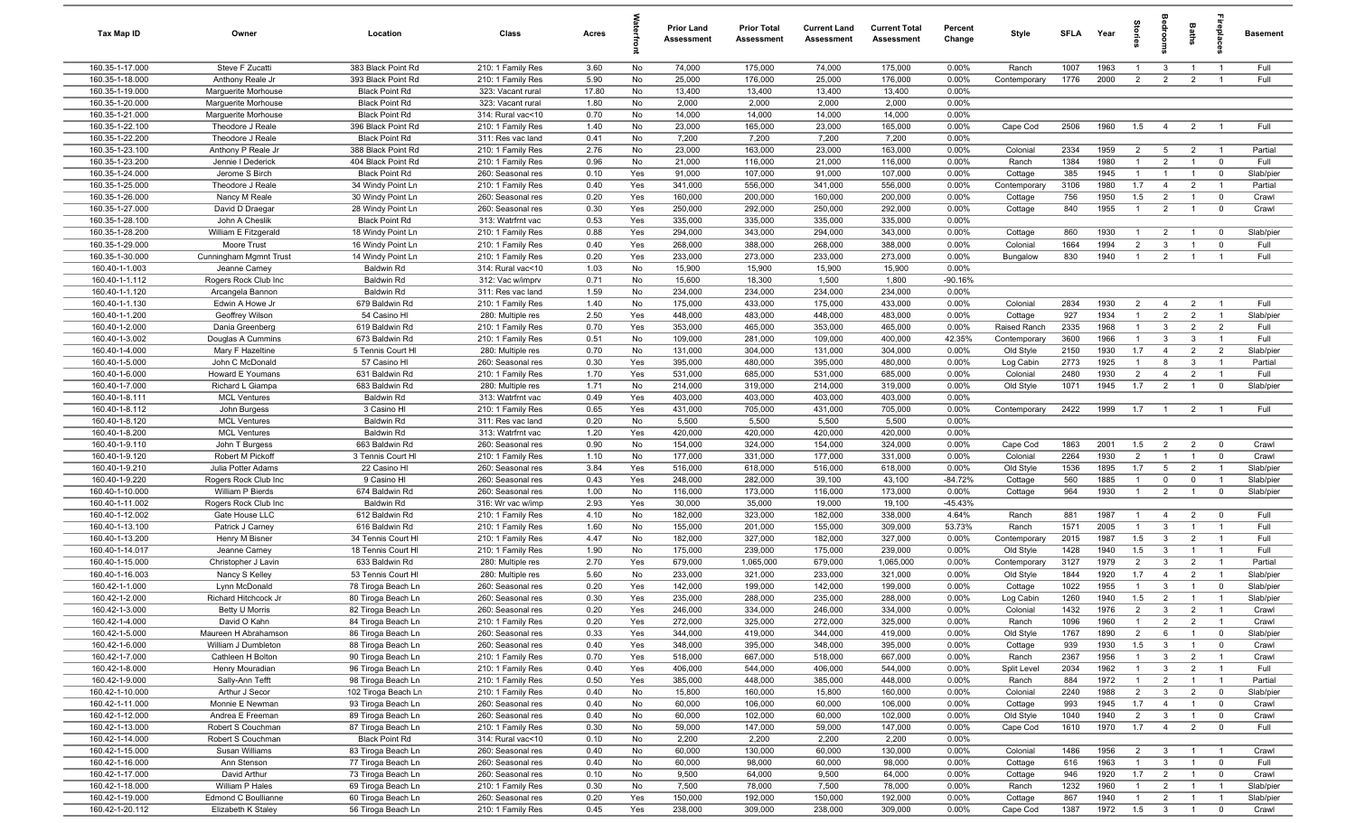| Tax Map ID | Owner | Location | Class | Acres | Waterfront | Prior Land Assessment | Prior Total Assessment | Current Land Assessment | Current Total Assessment | Percent Change | Style | SFLA | Year | Stories | Bedrooms | Baths | Fireplaces | Basement |
|---|---|---|---|---|---|---|---|---|---|---|---|---|---|---|---|---|---|---|
| 160.35-1-17.000 | Steve F Zucatti | 383 Black Point Rd | 210: 1 Family Res | 3.60 | No | 74,000 | 175,000 | 74,000 | 175,000 | 0.00% | Ranch | 1007 | 1963 | 1 | 3 | 1 | 1 | Full |
| 160.35-1-18.000 | Anthony Reale Jr | 393 Black Point Rd | 210: 1 Family Res | 5.90 | No | 25,000 | 176,000 | 25,000 | 176,000 | 0.00% | Contemporary | 1776 | 2000 | 2 | 2 | 2 | 1 | Full |
| 160.35-1-19.000 | Marguerite Morhouse | Black Point Rd | 323: Vacant rural | 17.80 | No | 13,400 | 13,400 | 13,400 | 13,400 | 0.00% | | | | | | | | |
| 160.35-1-20.000 | Marguerite Morhouse | Black Point Rd | 323: Vacant rural | 1.80 | No | 2,000 | 2,000 | 2,000 | 2,000 | 0.00% | | | | | | | | |
| 160.35-1-21.000 | Marguerite Morhouse | Black Point Rd | 314: Rural vac<10 | 0.70 | No | 14,000 | 14,000 | 14,000 | 14,000 | 0.00% | | | | | | | | |
| 160.35-1-22.100 | Theodore J Reale | 396 Black Point Rd | 210: 1 Family Res | 1.40 | No | 23,000 | 165,000 | 23,000 | 165,000 | 0.00% | Cape Cod | 2506 | 1960 | 1.5 | 4 | 2 | 1 | Full |
| 160.35-1-22.200 | Theodore J Reale | Black Point Rd | 311: Res vac land | 0.41 | No | 7,200 | 7,200 | 7,200 | 7,200 | 0.00% | | | | | | | | |
| 160.35-1-23.100 | Anthony P Reale Jr | 388 Black Point Rd | 210: 1 Family Res | 2.76 | No | 23,000 | 163,000 | 23,000 | 163,000 | 0.00% | Colonial | 2334 | 1959 | 2 | 5 | 2 | 1 | Partial |
| 160.35-1-23.200 | Jennie I Dederick | 404 Black Point Rd | 210: 1 Family Res | 0.96 | No | 21,000 | 116,000 | 21,000 | 116,000 | 0.00% | Ranch | 1384 | 1980 | 1 | 2 | 1 | 0 | Full |
| 160.35-1-24.000 | Jerome S Birch | Black Point Rd | 260: Seasonal res | 0.10 | Yes | 91,000 | 107,000 | 91,000 | 107,000 | 0.00% | Cottage | 385 | 1945 | 1 | 1 | 1 | 0 | Slab/pier |
| 160.35-1-25.000 | Theodore J Reale | 34 Windy Point Ln | 210: 1 Family Res | 0.40 | Yes | 341,000 | 556,000 | 341,000 | 556,000 | 0.00% | Contemporary | 3106 | 1980 | 1.7 | 4 | 2 | 1 | Partial |
| 160.35-1-26.000 | Nancy M Reale | 30 Windy Point Ln | 260: Seasonal res | 0.20 | Yes | 160,000 | 200,000 | 160,000 | 200,000 | 0.00% | Cottage | 756 | 1950 | 1.5 | 2 | 1 | 0 | Crawl |
| 160.35-1-27.000 | David D Draegar | 28 Windy Point Ln | 260: Seasonal res | 0.30 | Yes | 250,000 | 292,000 | 250,000 | 292,000 | 0.00% | Cottage | 840 | 1955 | 1 | 2 | 1 | 0 | Crawl |
| 160.35-1-28.100 | John A Cheslik | Black Point Rd | 313: Watrfrnt vac | 0.53 | Yes | 335,000 | 335,000 | 335,000 | 335,000 | 0.00% | | | | | | | | |
| 160.35-1-28.200 | William E Fitzgerald | 18 Windy Point Ln | 210: 1 Family Res | 0.88 | Yes | 294,000 | 343,000 | 294,000 | 343,000 | 0.00% | Cottage | 860 | 1930 | 1 | 2 | 1 | 0 | Slab/pier |
| 160.35-1-29.000 | Moore Trust | 16 Windy Point Ln | 210: 1 Family Res | 0.40 | Yes | 268,000 | 388,000 | 268,000 | 388,000 | 0.00% | Colonial | 1664 | 1994 | 2 | 3 | 1 | 0 | Full |
| 160.35-1-30.000 | Cunningham Mgmnt Trust | 14 Windy Point Ln | 210: 1 Family Res | 0.20 | Yes | 233,000 | 273,000 | 233,000 | 273,000 | 0.00% | Bungalow | 830 | 1940 | 1 | 2 | 1 | 1 | Full |
| 160.40-1-1.003 | Jeanne Carney | Baldwin Rd | 314: Rural vac<10 | 1.03 | No | 15,900 | 15,900 | 15,900 | 15,900 | 0.00% | | | | | | | | |
| 160.40-1-1.112 | Rogers Rock Club Inc | Baldwin Rd | 312: Vac w/imprv | 0.71 | No | 15,600 | 18,300 | 1,500 | 1,800 | -90.16% | | | | | | | | |
| 160.40-1-1.120 | Arcangela Bannon | Baldwin Rd | 311: Res vac land | 1.59 | No | 234,000 | 234,000 | 234,000 | 234,000 | 0.00% | | | | | | | | |
| 160.40-1-1.130 | Edwin A Howe Jr | 679 Baldwin Rd | 210: 1 Family Res | 1.40 | No | 175,000 | 433,000 | 175,000 | 433,000 | 0.00% | Colonial | 2834 | 1930 | 2 | 4 | 2 | 1 | Full |
| 160.40-1-1.200 | Geoffrey Wilson | 54 Casino Hl | 280: Multiple res | 2.50 | Yes | 448,000 | 483,000 | 448,000 | 483,000 | 0.00% | Cottage | 927 | 1934 | 1 | 2 | 2 | 1 | Slab/pier |
| 160.40-1-2.000 | Dania Greenberg | 619 Baldwin Rd | 210: 1 Family Res | 0.70 | Yes | 353,000 | 465,000 | 353,000 | 465,000 | 0.00% | Raised Ranch | 2335 | 1968 | 1 | 3 | 2 | 2 | Full |
| 160.40-1-3.002 | Douglas A Cummins | 673 Baldwin Rd | 210: 1 Family Res | 0.51 | No | 109,000 | 281,000 | 109,000 | 400,000 | 42.35% | Contemporary | 3600 | 1966 | 1 | 3 | 3 | 1 | Full |
| 160.40-1-4.000 | Mary F Hazeltine | 5 Tennis Court Hl | 280: Multiple res | 0.70 | No | 131,000 | 304,000 | 131,000 | 304,000 | 0.00% | Old Style | 2150 | 1930 | 1.7 | 4 | 2 | 2 | Slab/pier |
| 160.40-1-5.000 | John C McDonald | 57 Casino Hl | 260: Seasonal res | 0.30 | Yes | 395,000 | 480,000 | 395,000 | 480,000 | 0.00% | Log Cabin | 2773 | 1925 | 1 | 8 | 3 | 1 | Partial |
| 160.40-1-6.000 | Howard E Youmans | 631 Baldwin Rd | 210: 1 Family Res | 1.70 | Yes | 531,000 | 685,000 | 531,000 | 685,000 | 0.00% | Colonial | 2480 | 1930 | 2 | 4 | 2 | 1 | Full |
| 160.40-1-7.000 | Richard L Giampa | 683 Baldwin Rd | 280: Multiple res | 1.71 | No | 214,000 | 319,000 | 214,000 | 319,000 | 0.00% | Old Style | 1071 | 1945 | 1.7 | 2 | 1 | 0 | Slab/pier |
| 160.40-1-8.111 | MCL Ventures | Baldwin Rd | 313: Watrfrnt vac | 0.49 | Yes | 403,000 | 403,000 | 403,000 | 403,000 | 0.00% | | | | | | | | |
| 160.40-1-8.112 | John Burgess | 3 Casino Hl | 210: 1 Family Res | 0.65 | Yes | 431,000 | 705,000 | 431,000 | 705,000 | 0.00% | Contemporary | 2422 | 1999 | 1.7 | 1 | 2 | 1 | Full |
| 160.40-1-8.120 | MCL Ventures | Baldwin Rd | 311: Res vac land | 0.20 | No | 5,500 | 5,500 | 5,500 | 5,500 | 0.00% | | | | | | | | |
| 160.40-1-8.200 | MCL Ventures | Baldwin Rd | 313: Watrfrnt vac | 1.20 | Yes | 420,000 | 420,000 | 420,000 | 420,000 | 0.00% | | | | | | | | |
| 160.40-1-9.110 | John T Burgess | 663 Baldwin Rd | 260: Seasonal res | 0.90 | No | 154,000 | 324,000 | 154,000 | 324,000 | 0.00% | Cape Cod | 1863 | 2001 | 1.5 | 2 | 2 | 0 | Crawl |
| 160.40-1-9.120 | Robert M Pickoff | 3 Tennis Court Hl | 210: 1 Family Res | 1.10 | No | 177,000 | 331,000 | 177,000 | 331,000 | 0.00% | Colonial | 2264 | 1930 | 2 | 1 | 1 | 0 | Crawl |
| 160.40-1-9.210 | Julia Potter Adams | 22 Casino Hl | 260: Seasonal res | 3.84 | Yes | 516,000 | 618,000 | 516,000 | 618,000 | 0.00% | Old Style | 1536 | 1895 | 1.7 | 5 | 2 | 1 | Slab/pier |
| 160.40-1-9.220 | Rogers Rock Club Inc | 9 Casino Hl | 260: Seasonal res | 0.43 | Yes | 248,000 | 282,000 | 39,100 | 43,100 | -84.72% | Cottage | 560 | 1885 | 1 | 0 | 0 | 1 | Slab/pier |
| 160.40-1-10.000 | William P Bierds | 674 Baldwin Rd | 260: Seasonal res | 1.00 | No | 116,000 | 173,000 | 116,000 | 173,000 | 0.00% | Cottage | 964 | 1930 | 1 | 2 | 1 | 0 | Slab/pier |
| 160.40-1-11.002 | Rogers Rock Club Inc | Baldwin Rd | 316: Wr vac w/imp | 2.93 | Yes | 30,000 | 35,000 | 19,000 | 19,100 | -45.43% | | | | | | | | |
| 160.40-1-12.002 | Gate House LLC | 612 Baldwin Rd | 210: 1 Family Res | 4.10 | No | 182,000 | 323,000 | 182,000 | 338,000 | 4.64% | Ranch | 881 | 1987 | 1 | 4 | 2 | 0 | Full |
| 160.40-1-13.100 | Patrick J Carney | 616 Baldwin Rd | 210: 1 Family Res | 1.60 | No | 155,000 | 201,000 | 155,000 | 309,000 | 53.73% | Ranch | 1571 | 2005 | 1 | 3 | 1 | 1 | Full |
| 160.40-1-13.200 | Henry M Bisner | 34 Tennis Court Hl | 210: 1 Family Res | 4.47 | No | 182,000 | 327,000 | 182,000 | 327,000 | 0.00% | Contemporary | 2015 | 1987 | 1.5 | 3 | 2 | 1 | Full |
| 160.40-1-14.017 | Jeanne Carney | 18 Tennis Court Hl | 210: 1 Family Res | 1.90 | No | 175,000 | 239,000 | 175,000 | 239,000 | 0.00% | Old Style | 1428 | 1940 | 1.5 | 3 | 1 | 1 | Full |
| 160.40-1-15.000 | Christopher J Lavin | 633 Baldwin Rd | 280: Multiple res | 2.70 | Yes | 679,000 | 1,065,000 | 679,000 | 1,065,000 | 0.00% | Contemporary | 3127 | 1979 | 2 | 3 | 2 | 1 | Partial |
| 160.40-1-16.003 | Nancy S Kelley | 53 Tennis Court Hl | 280: Multiple res | 5.60 | No | 233,000 | 321,000 | 233,000 | 321,000 | 0.00% | Old Style | 1844 | 1920 | 1.7 | 4 | 2 | 1 | Slab/pier |
| 160.42-1-1.000 | Lynn McDonald | 78 Tiroga Beach Ln | 260: Seasonal res | 0.20 | Yes | 142,000 | 199,000 | 142,000 | 199,000 | 0.00% | Cottage | 1022 | 1955 | 1 | 3 | 1 | 0 | Slab/pier |
| 160.42-1-2.000 | Richard Hitchcock Jr | 80 Tiroga Beach Ln | 260: Seasonal res | 0.30 | Yes | 235,000 | 288,000 | 235,000 | 288,000 | 0.00% | Log Cabin | 1260 | 1940 | 1.5 | 2 | 1 | 1 | Slab/pier |
| 160.42-1-3.000 | Betty U Morris | 82 Tiroga Beach Ln | 260: Seasonal res | 0.20 | Yes | 246,000 | 334,000 | 246,000 | 334,000 | 0.00% | Colonial | 1432 | 1976 | 2 | 3 | 2 | 1 | Crawl |
| 160.42-1-4.000 | David O Kahn | 84 Tiroga Beach Ln | 210: 1 Family Res | 0.20 | Yes | 272,000 | 325,000 | 272,000 | 325,000 | 0.00% | Ranch | 1096 | 1960 | 1 | 2 | 2 | 1 | Crawl |
| 160.42-1-5.000 | Maureen H Abrahamson | 86 Tiroga Beach Ln | 260: Seasonal res | 0.33 | Yes | 344,000 | 419,000 | 344,000 | 419,000 | 0.00% | Old Style | 1767 | 1890 | 2 | 6 | 1 | 0 | Slab/pier |
| 160.42-1-6.000 | William J Dumbleton | 88 Tiroga Beach Ln | 260: Seasonal res | 0.40 | Yes | 348,000 | 395,000 | 348,000 | 395,000 | 0.00% | Cottage | 939 | 1930 | 1.5 | 3 | 1 | 0 | Crawl |
| 160.42-1-7.000 | Cathleen H Bolton | 90 Tiroga Beach Ln | 210: 1 Family Res | 0.70 | Yes | 518,000 | 667,000 | 518,000 | 667,000 | 0.00% | Ranch | 2367 | 1956 | 1 | 3 | 2 | 1 | Crawl |
| 160.42-1-8.000 | Henry Mouradian | 96 Tiroga Beach Ln | 210: 1 Family Res | 0.40 | Yes | 406,000 | 544,000 | 406,000 | 544,000 | 0.00% | Split Level | 2034 | 1962 | 1 | 3 | 2 | 1 | Full |
| 160.42-1-9.000 | Sally-Ann Tefft | 98 Tiroga Beach Ln | 210: 1 Family Res | 0.50 | Yes | 385,000 | 448,000 | 385,000 | 448,000 | 0.00% | Ranch | 884 | 1972 | 1 | 2 | 1 | 1 | Partial |
| 160.42-1-10.000 | Arthur J Secor | 102 Tiroga Beach Ln | 210: 1 Family Res | 0.40 | No | 15,800 | 160,000 | 15,800 | 160,000 | 0.00% | Colonial | 2240 | 1988 | 2 | 3 | 2 | 0 | Slab/pier |
| 160.42-1-11.000 | Monnie E Newman | 93 Tiroga Beach Ln | 260: Seasonal res | 0.40 | No | 60,000 | 106,000 | 60,000 | 106,000 | 0.00% | Cottage | 993 | 1945 | 1.7 | 4 | 1 | 0 | Crawl |
| 160.42-1-12.000 | Andrea E Freeman | 89 Tiroga Beach Ln | 260: Seasonal res | 0.40 | No | 60,000 | 102,000 | 60,000 | 102,000 | 0.00% | Old Style | 1040 | 1940 | 2 | 3 | 1 | 0 | Crawl |
| 160.42-1-13.000 | Robert S Couchman | 87 Tiroga Beach Ln | 210: 1 Family Res | 0.30 | No | 59,000 | 147,000 | 59,000 | 147,000 | 0.00% | Cape Cod | 1610 | 1970 | 1.7 | 4 | 2 | 0 | Full |
| 160.42-1-14.000 | Robert S Couchman | Black Point Rd | 314: Rural vac<10 | 0.10 | No | 2,200 | 2,200 | 2,200 | 2,200 | 0.00% | | | | | | | | |
| 160.42-1-15.000 | Susan Williams | 83 Tiroga Beach Ln | 260: Seasonal res | 0.40 | No | 60,000 | 130,000 | 60,000 | 130,000 | 0.00% | Colonial | 1486 | 1956 | 2 | 3 | 1 | 1 | Crawl |
| 160.42-1-16.000 | Ann Stenson | 77 Tiroga Beach Ln | 260: Seasonal res | 0.40 | No | 60,000 | 98,000 | 60,000 | 98,000 | 0.00% | Cottage | 616 | 1963 | 1 | 3 | 1 | 0 | Full |
| 160.42-1-17.000 | David Arthur | 73 Tiroga Beach Ln | 260: Seasonal res | 0.10 | No | 9,500 | 64,000 | 9,500 | 64,000 | 0.00% | Cottage | 946 | 1920 | 1.7 | 2 | 1 | 0 | Crawl |
| 160.42-1-18.000 | William P Hales | 69 Tiroga Beach Ln | 210: 1 Family Res | 0.30 | No | 7,500 | 78,000 | 7,500 | 78,000 | 0.00% | Ranch | 1232 | 1960 | 1 | 2 | 1 | 1 | Slab/pier |
| 160.42-1-19.000 | Edmond C Boullianne | 60 Tiroga Beach Ln | 260: Seasonal res | 0.20 | Yes | 150,000 | 192,000 | 150,000 | 192,000 | 0.00% | Cottage | 867 | 1940 | 1 | 2 | 1 | 1 | Slab/pier |
| 160.42-1-20.112 | Elizabeth K Staley | 56 Tiroga Beach Ln | 210: 1 Family Res | 0.45 | Yes | 238,000 | 309,000 | 238,000 | 309,000 | 0.00% | Cape Cod | 1387 | 1972 | 1.5 | 3 | 1 | 0 | Crawl |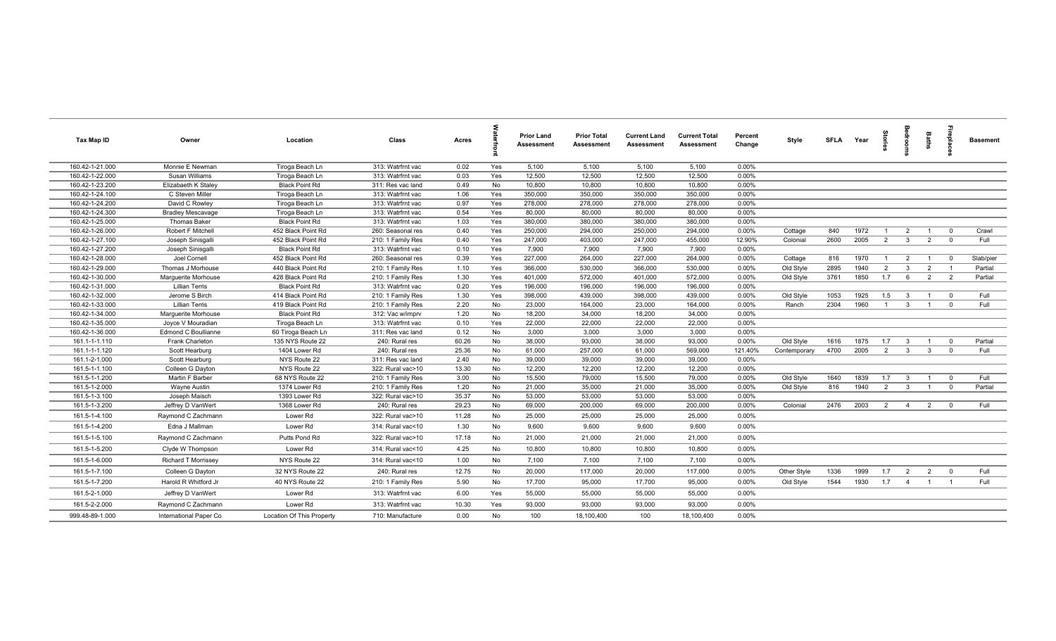| Tax Map ID | Owner | Location | Class | Acres | Waterfront | Prior Land Assessment | Prior Total Assessment | Current Land Assessment | Current Total Assessment | Percent Change | Style | SFLA | Year | Stories | Bedrooms | Baths | Fireplaces | Basement |
|---|---|---|---|---|---|---|---|---|---|---|---|---|---|---|---|---|---|---|
| 160.42-1-21.000 | Monnie E Newman | Tiroga Beach Ln | 313: Watrfrnt vac | 0.02 | Yes | 5,100 | 5,100 | 5,100 | 5,100 | 0.00% | | | | | | | | |
| 160.42-1-22.000 | Susan Williams | Tiroga Beach Ln | 313: Watrfrnt vac | 0.03 | Yes | 12,500 | 12,500 | 12,500 | 12,500 | 0.00% | | | | | | | | |
| 160.42-1-23.200 | Elizabaeth K Staley | Black Point Rd | 311: Res vac land | 0.49 | No | 10,800 | 10,800 | 10,800 | 10,800 | 0.00% | | | | | | | | |
| 160.42-1-24.100 | C Steven Miller | Tiroga Beach Ln | 313: Watrfrnt vac | 1.06 | Yes | 350,000 | 350,000 | 350,000 | 350,000 | 0.00% | | | | | | | | |
| 160.42-1-24.200 | David C Rowley | Tiroga Beach Ln | 313: Watrfrnt vac | 0.97 | Yes | 278,000 | 278,000 | 278,000 | 278,000 | 0.00% | | | | | | | | |
| 160.42-1-24.300 | Bradley Mescavage | Tiroga Beach Ln | 313: Watrfrnt vac | 0.54 | Yes | 80,000 | 80,000 | 80,000 | 80,000 | 0.00% | | | | | | | | |
| 160.42-1-25.000 | Thomas Baker | Black Point Rd | 313: Watrfrnt vac | 1.03 | Yes | 380,000 | 380,000 | 380,000 | 380,000 | 0.00% | | | | | | | | |
| 160.42-1-26.000 | Robert F Mitchell | 452 Black Point Rd | 260: Seasonal res | 0.40 | Yes | 250,000 | 294,000 | 250,000 | 294,000 | 0.00% | Cottage | 840 | 1972 | 1 | 2 | 1 | 0 | Crawl |
| 160.42-1-27.100 | Joseph Sinisgalli | 452 Black Point Rd | 210: 1 Family Res | 0.40 | Yes | 247,000 | 403,000 | 247,000 | 455,000 | 12.90% | Colonial | 2600 | 2005 | 2 | 3 | 2 | 0 | Full |
| 160.42-1-27.200 | Joseph Sinisgalli | Black Point Rd | 313: Watrfrnt vac | 0.10 | Yes | 7,900 | 7,900 | 7,900 | 7,900 | 0.00% | | | | | | | | |
| 160.42-1-28.000 | Joel Cornell | 452 Black Point Rd | 260: Seasonal res | 0.39 | Yes | 227,000 | 264,000 | 227,000 | 264,000 | 0.00% | Cottage | 816 | 1970 | 1 | 2 | 1 | 0 | Slab/pier |
| 160.42-1-29.000 | Thomas J Morhouse | 440 Black Point Rd | 210: 1 Family Res | 1.10 | Yes | 366,000 | 530,000 | 366,000 | 530,000 | 0.00% | Old Style | 2895 | 1940 | 2 | 3 | 2 | 1 | Partial |
| 160.42-1-30.000 | Marguerite Morhouse | 428 Black Point Rd | 210: 1 Family Res | 1.30 | Yes | 401,000 | 572,000 | 401,000 | 572,000 | 0.00% | Old Style | 3761 | 1850 | 1.7 | 6 | 2 | 2 | Partial |
| 160.42-1-31.000 | Lillian Terris | Black Point Rd | 313: Watrfrnt vac | 0.20 | Yes | 196,000 | 196,000 | 196,000 | 196,000 | 0.00% | | | | | | | | |
| 160.42-1-32.000 | Jerome S Birch | 414 Black Point Rd | 210: 1 Family Res | 1.30 | Yes | 398,000 | 439,000 | 398,000 | 439,000 | 0.00% | Old Style | 1053 | 1925 | 1.5 | 3 | 1 | 0 | Full |
| 160.42-1-33.000 | Lillian Terris | 419 Black Point Rd | 210: 1 Family Res | 2.20 | No | 23,000 | 164,000 | 23,000 | 164,000 | 0.00% | Ranch | 2304 | 1960 | 1 | 3 | 1 | 0 | Full |
| 160.42-1-34.000 | Marguerite Morhouse | Black Point Rd | 312: Vac w/imprv | 1.20 | No | 18,200 | 34,000 | 18,200 | 34,000 | 0.00% | | | | | | | | |
| 160.42-1-35.000 | Joyce V Mouradian | Tiroga Beach Ln | 313: Watrfrnt vac | 0.10 | Yes | 22,000 | 22,000 | 22,000 | 22,000 | 0.00% | | | | | | | | |
| 160.42-1-36.000 | Edmond C Boullianne | 60 Tiroga Beach Ln | 311: Res vac land | 0.12 | No | 3,000 | 3,000 | 3,000 | 3,000 | 0.00% | | | | | | | | |
| 161.1-1-1.110 | Frank Charleton | 135 NYS Route 22 | 240: Rural res | 60.26 | No | 38,000 | 93,000 | 38,000 | 93,000 | 0.00% | Old Style | 1616 | 1875 | 1.7 | 3 | 1 | 0 | Partial |
| 161.1-1-1.120 | Scott Hearburg | 1404 Lower Rd | 240: Rural res | 25.36 | No | 61,000 | 257,000 | 61,000 | 569,000 | 121.40% | Contemporary | 4700 | 2005 | 2 | 3 | 3 | 0 | Full |
| 161.1-2-1.000 | Scott Hearburg | NYS Route 22 | 311: Res vac land | 2.40 | No | 39,000 | 39,000 | 39,000 | 39,000 | 0.00% | | | | | | | | |
| 161.5-1-1.100 | Colleen G Dayton | NYS Route 22 | 322: Rural vac>10 | 13.30 | No | 12,200 | 12,200 | 12,200 | 12,200 | 0.00% | | | | | | | | |
| 161.5-1-1.200 | Martin F Barber | 68 NYS Route 22 | 210: 1 Family Res | 3.00 | No | 15,500 | 79,000 | 15,500 | 79,000 | 0.00% | Old Style | 1640 | 1839 | 1.7 | 3 | 1 | 0 | Full |
| 161.5-1-2.000 | Wayne Austin | 1374 Lower Rd | 210: 1 Family Res | 1.20 | No | 21,000 | 35,000 | 21,000 | 35,000 | 0.00% | Old Style | 816 | 1940 | 2 | 3 | 1 | 0 | Partial |
| 161.5-1-3.100 | Joseph Maisch | 1393 Lower Rd | 322: Rural vac>10 | 35.37 | No | 53,000 | 53,000 | 53,000 | 53,000 | 0.00% | | | | | | | | |
| 161.5-1-3.200 | Jeffrey D VanWert | 1368 Lower Rd | 240: Rural res | 29.23 | No | 69,000 | 200,000 | 69,000 | 200,000 | 0.00% | Colonial | 2476 | 2003 | 2 | 4 | 2 | 0 | Full |
| 161.5-1-4.100 | Raymond C Zachmann | Lower Rd | 322: Rural vac>10 | 11.28 | No | 25,000 | 25,000 | 25,000 | 25,000 | 0.00% | | | | | | | | |
| 161.5-1-4.200 | Edna J Mallman | Lower Rd | 314: Rural vac<10 | 1.30 | No | 9,600 | 9,600 | 9,600 | 9,600 | 0.00% | | | | | | | | |
| 161.5-1-5.100 | Raymond C Zachmann | Putts Pond Rd | 322: Rural vac>10 | 17.18 | No | 21,000 | 21,000 | 21,000 | 21,000 | 0.00% | | | | | | | | |
| 161.5-1-5.200 | Clyde W Thompson | Lower Rd | 314: Rural vac<10 | 4.25 | No | 10,800 | 10,800 | 10,800 | 10,800 | 0.00% | | | | | | | | |
| 161.5-1-6.000 | Richard T Morrissey | NYS Route 22 | 314: Rural vac<10 | 1.00 | No | 7,100 | 7,100 | 7,100 | 7,100 | 0.00% | | | | | | | | |
| 161.5-1-7.100 | Colleen G Dayton | 32 NYS Route 22 | 240: Rural res | 12.75 | No | 20,000 | 117,000 | 20,000 | 117,000 | 0.00% | Other Style | 1336 | 1999 | 1.7 | 2 | 2 | 0 | Full |
| 161.5-1-7.200 | Harold R Whitford Jr | 40 NYS Route 22 | 210: 1 Family Res | 5.90 | No | 17,700 | 95,000 | 17,700 | 95,000 | 0.00% | Old Style | 1544 | 1930 | 1.7 | 4 | 1 | 1 | Full |
| 161.5-2-1.000 | Jeffrey D VanWert | Lower Rd | 313: Watrfrnt vac | 6.00 | Yes | 55,000 | 55,000 | 55,000 | 55,000 | 0.00% | | | | | | | | |
| 161.5-2-2.000 | Raymond C Zachmann | Lower Rd | 313: Watrfrnt vac | 10.30 | Yes | 93,000 | 93,000 | 93,000 | 93,000 | 0.00% | | | | | | | | |
| 999.48-89-1.000 | International Paper Co | Location Of This Property | 710: Manufacture | 0.00 | No | 100 | 18,100,400 | 100 | 18,100,400 | 0.00% | | | | | | | | |